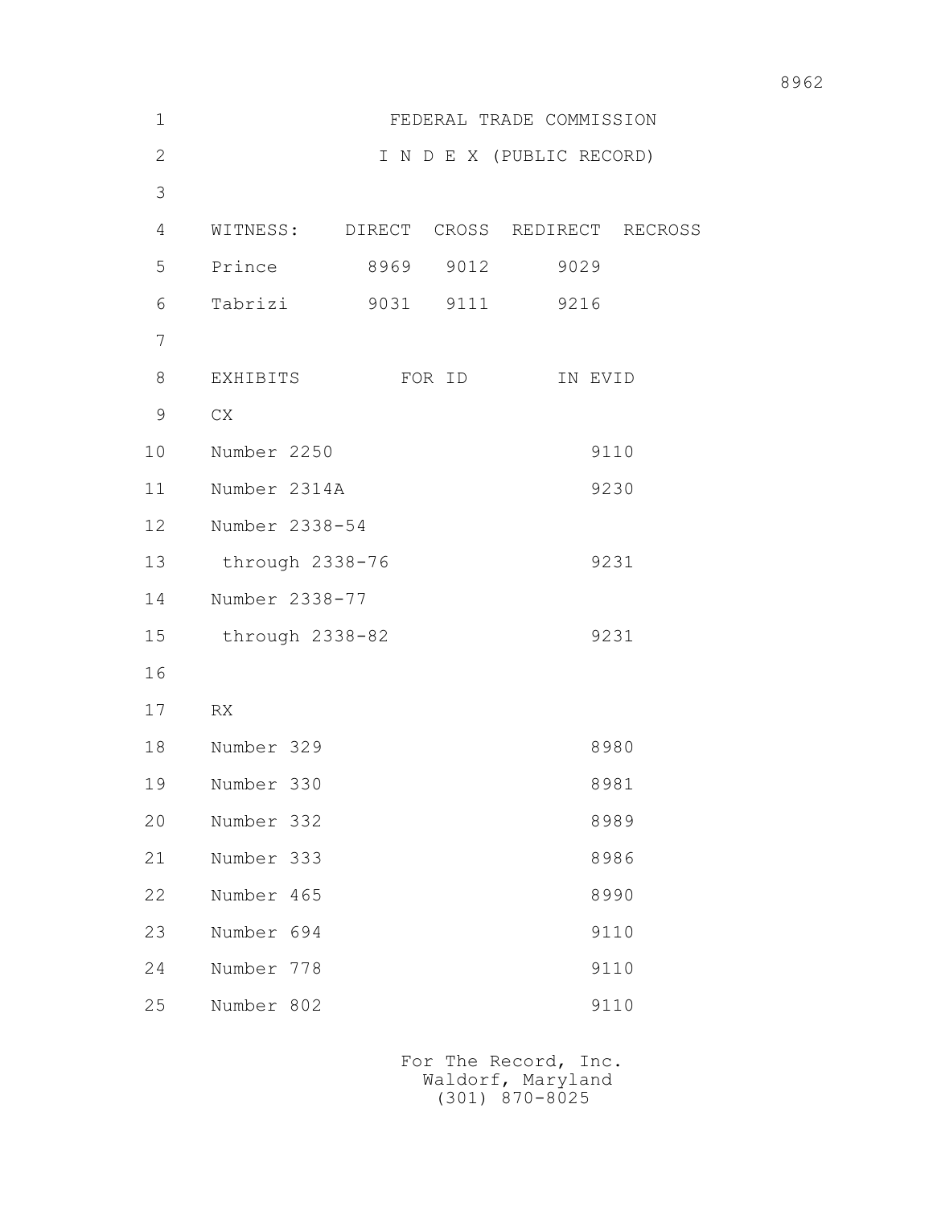FEDERAL TRADE COMMISSION

I N D E X (PUBLIC RECORD)

| WITNESS: | DIRECT | CROSS | REDIRECT | RECROSS |
|---|---|---|---|---|
| Prince | 8969 | 9012 | 9029 | |
| Tabrizi | 9031 | 9111 | 9216 | |

| EXHIBITS | FOR ID | IN EVID |
|---|---|---|
| CX | | |
| Number 2250 | | 9110 |
| Number 2314A | | 9230 |
| Number 2338-54 through 2338-76 | | 9231 |
| Number 2338-77 through 2338-82 | | 9231 |
| | | |
| RX | | |
| Number 329 | | 8980 |
| Number 330 | | 8981 |
| Number 332 | | 8989 |
| Number 333 | | 8986 |
| Number 465 | | 8990 |
| Number 694 | | 9110 |
| Number 778 | | 9110 |
| Number 802 | | 9110 |

For The Record, Inc.
Waldorf, Maryland
(301) 870-8025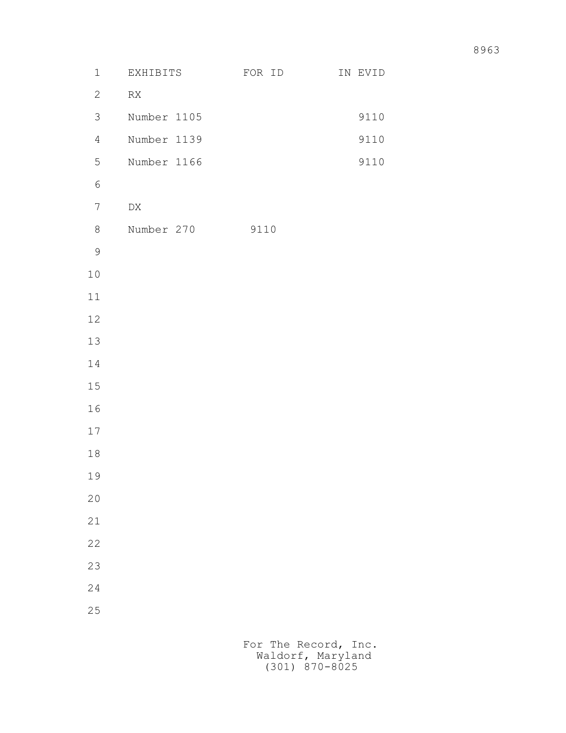| EXHIBITS | FOR ID | IN EVID |
| --- | --- | --- |
| RX | | |
| Number 1105 | | 9110 |
| Number 1139 | | 9110 |
| Number 1166 | | 9110 |
| | | |
| DX | | |
| Number 270 | 9110 | |

For The Record, Inc.
Waldorf, Maryland
(301) 870-8025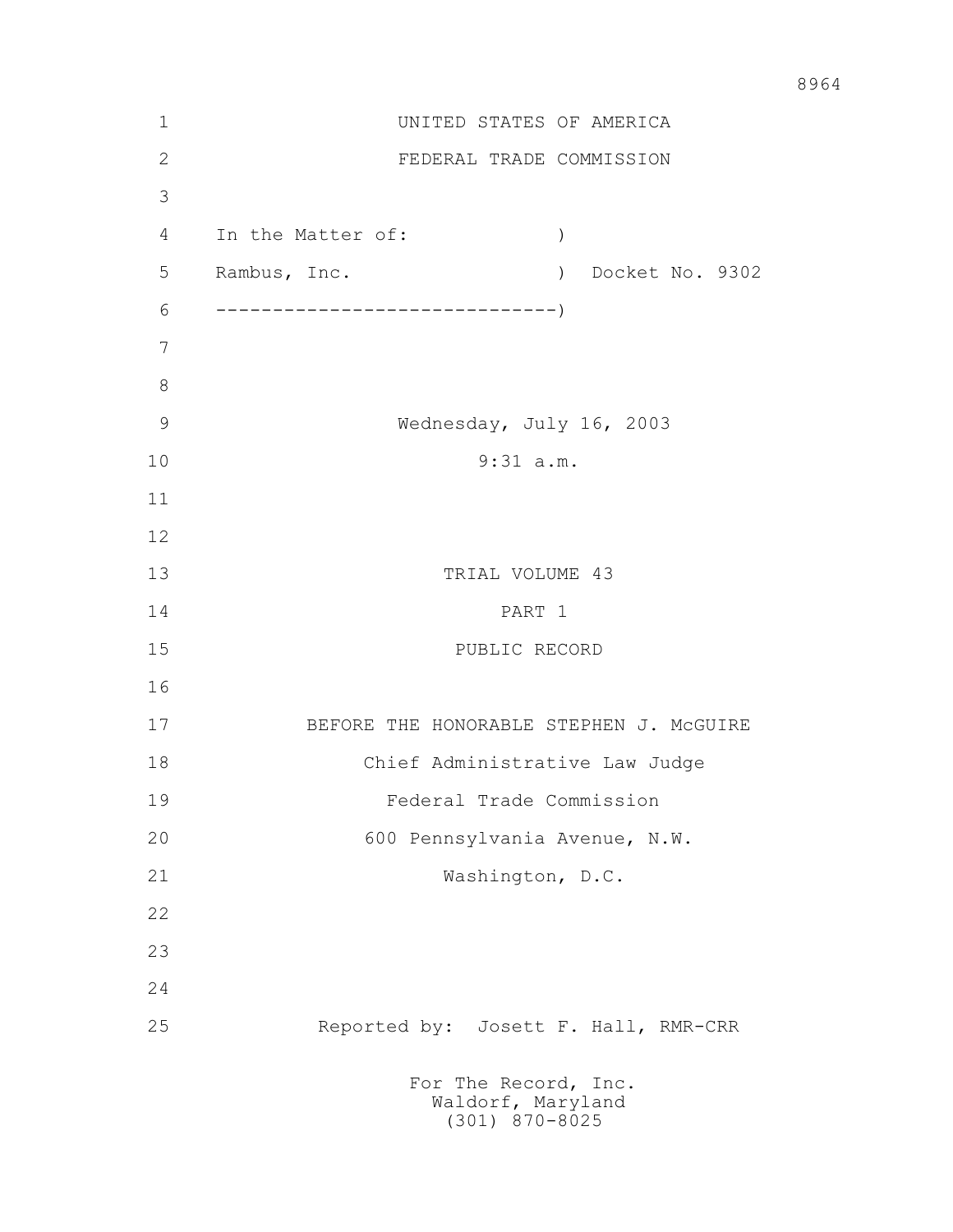UNITED STATES OF AMERICA

FEDERAL TRADE COMMISSION

In the Matter of: )

Rambus, Inc. ) Docket No. 9302

------------------------------)

Wednesday, July 16, 2003

9:31 a.m.

TRIAL VOLUME 43

PART 1

PUBLIC RECORD

BEFORE THE HONORABLE STEPHEN J. McGUIRE

Chief Administrative Law Judge

Federal Trade Commission

600 Pennsylvania Avenue, N.W.

Washington, D.C.

Reported by: Josett F. Hall, RMR-CRR

For The Record, Inc.
Waldorf, Maryland
(301) 870-8025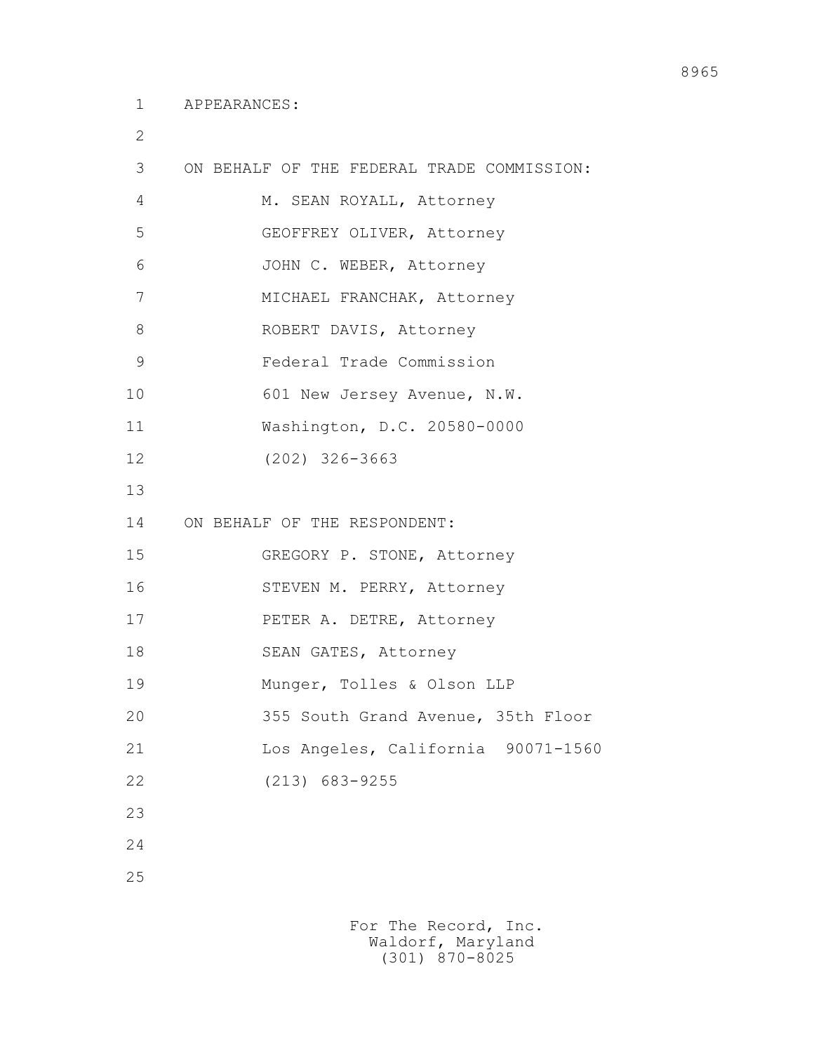APPEARANCES:

ON BEHALF OF THE FEDERAL TRADE COMMISSION:

M. SEAN ROYALL, Attorney
GEOFFREY OLIVER, Attorney
JOHN C. WEBER, Attorney
MICHAEL FRANCHAK, Attorney
ROBERT DAVIS, Attorney
Federal Trade Commission
601 New Jersey Avenue, N.W.
Washington, D.C. 20580-0000
(202) 326-3663

ON BEHALF OF THE RESPONDENT:

GREGORY P. STONE, Attorney
STEVEN M. PERRY, Attorney
PETER A. DETRE, Attorney
SEAN GATES, Attorney
Munger, Tolles & Olson LLP
355 South Grand Avenue, 35th Floor
Los Angeles, California 90071-1560
(213) 683-9255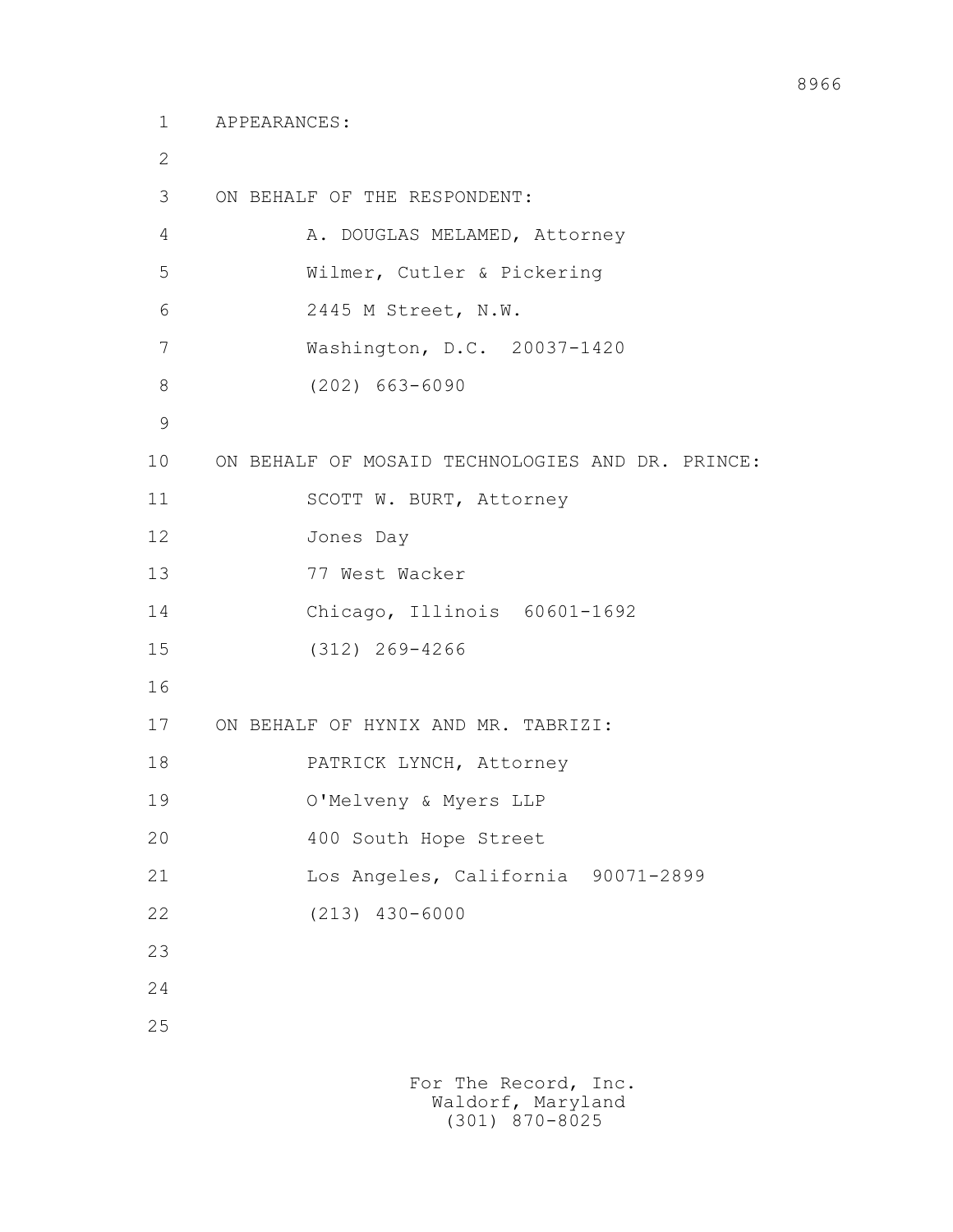APPEARANCES:

ON BEHALF OF THE RESPONDENT:

A. DOUGLAS MELAMED, Attorney
Wilmer, Cutler & Pickering
2445 M Street, N.W.
Washington, D.C. 20037-1420
(202) 663-6090

ON BEHALF OF MOSAID TECHNOLOGIES AND DR. PRINCE:

SCOTT W. BURT, Attorney
Jones Day
77 West Wacker
Chicago, Illinois 60601-1692
(312) 269-4266

ON BEHALF OF HYNIX AND MR. TABRIZI:

PATRICK LYNCH, Attorney
O'Melveny & Myers LLP
400 South Hope Street
Los Angeles, California 90071-2899
(213) 430-6000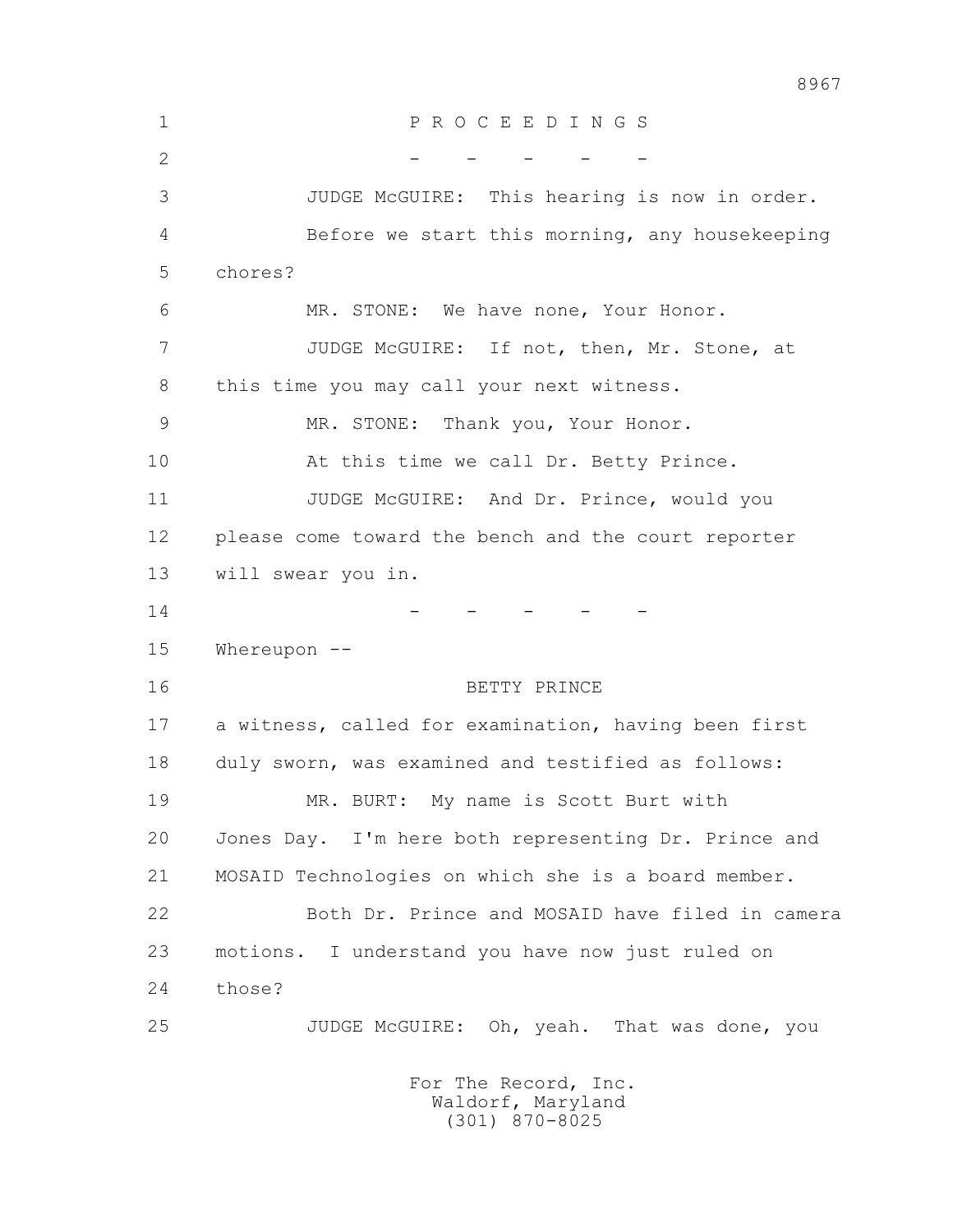P R O C E E D I N G S

\- - - - -

JUDGE McGUIRE: This hearing is now in order.

Before we start this morning, any housekeeping chores?

MR. STONE: We have none, Your Honor.

JUDGE McGUIRE: If not, then, Mr. Stone, at this time you may call your next witness.

MR. STONE: Thank you, Your Honor.

At this time we call Dr. Betty Prince.

JUDGE McGUIRE: And Dr. Prince, would you please come toward the bench and the court reporter will swear you in.

\- - - - -

Whereupon --

BETTY PRINCE

a witness, called for examination, having been first duly sworn, was examined and testified as follows:

MR. BURT: My name is Scott Burt with Jones Day. I'm here both representing Dr. Prince and MOSAID Technologies on which she is a board member.

Both Dr. Prince and MOSAID have filed in camera motions. I understand you have now just ruled on those?

JUDGE McGUIRE: Oh, yeah. That was done, you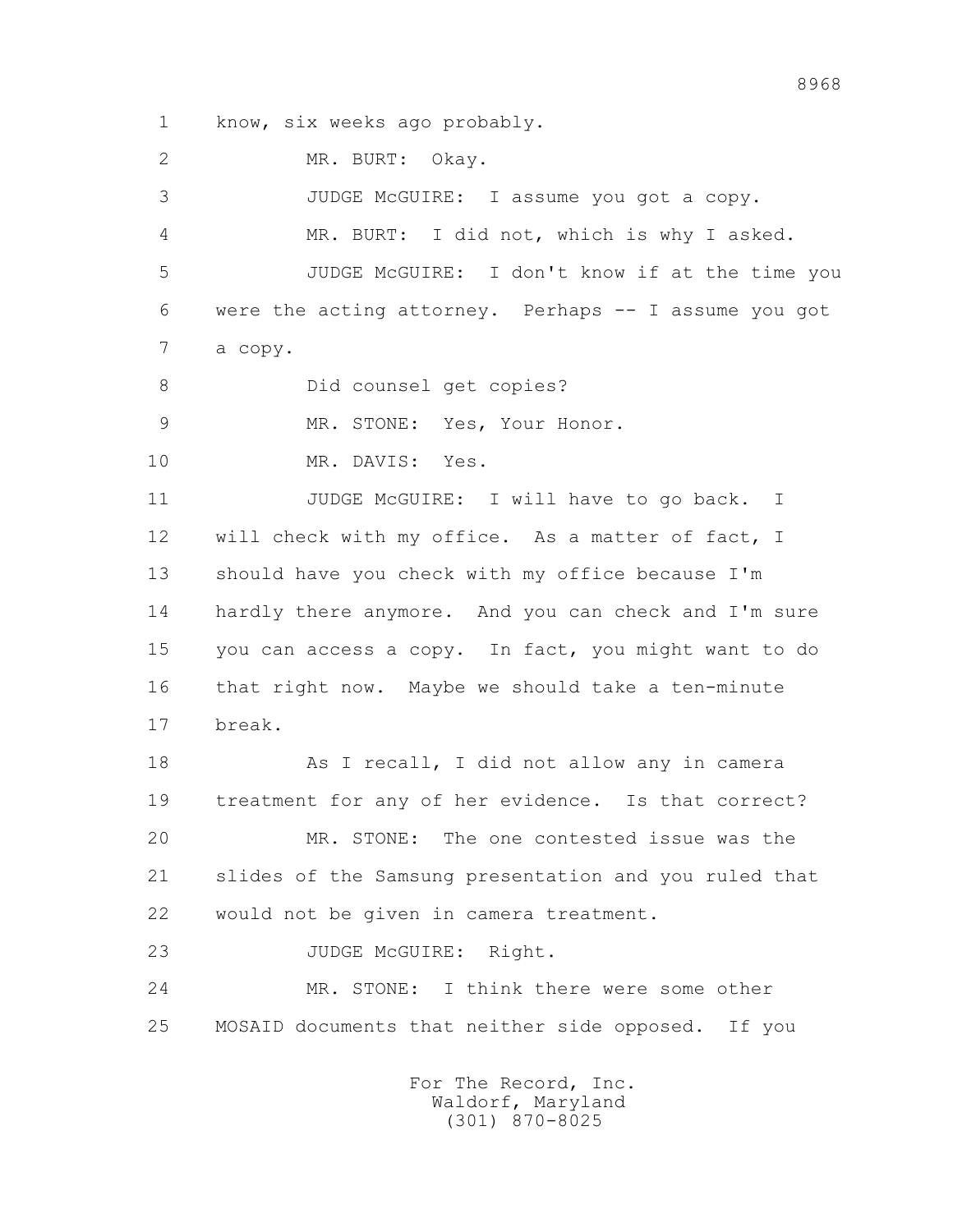1 know, six weeks ago probably.

2 MR. BURT: Okay.

3 JUDGE McGUIRE: I assume you got a copy.

4 MR. BURT: I did not, which is why I asked.

5 JUDGE McGUIRE: I don't know if at the time you

6 were the acting attorney. Perhaps -- I assume you got

7 a copy.

8 Did counsel get copies?

9 MR. STONE: Yes, Your Honor.

10 MR. DAVIS: Yes.

11 JUDGE McGUIRE: I will have to go back. I

12 will check with my office. As a matter of fact, I

13 should have you check with my office because I'm

14 hardly there anymore. And you can check and I'm sure

15 you can access a copy. In fact, you might want to do

16 that right now. Maybe we should take a ten-minute

17 break.

18 As I recall, I did not allow any in camera

19 treatment for any of her evidence. Is that correct?

20 MR. STONE: The one contested issue was the

21 slides of the Samsung presentation and you ruled that

22 would not be given in camera treatment.

23 JUDGE McGUIRE: Right.

24 MR. STONE: I think there were some other

25 MOSAID documents that neither side opposed. If you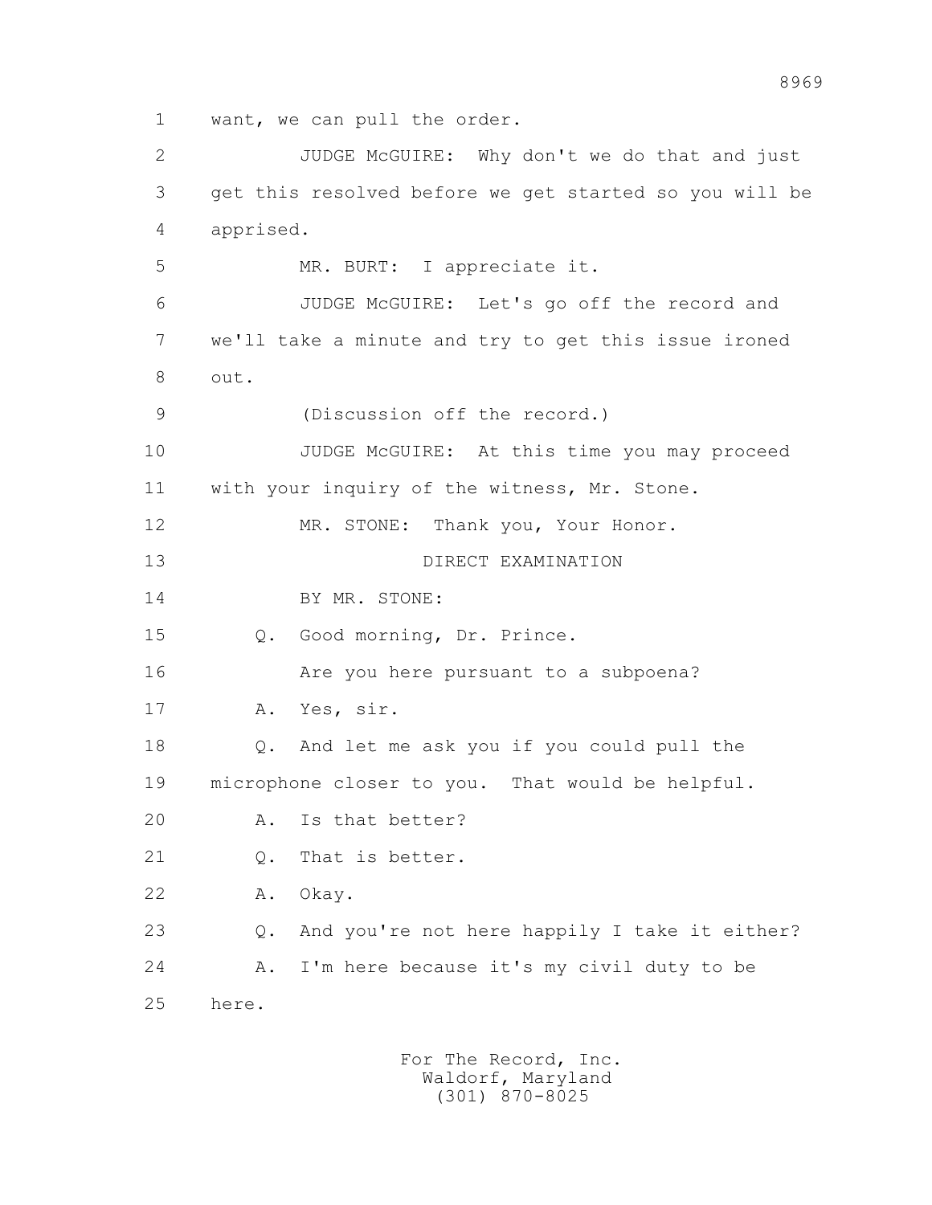1 want, we can pull the order.

2 JUDGE McGUIRE: Why don't we do that and just

3 get this resolved before we get started so you will be

4 apprised.

5 MR. BURT: I appreciate it.

6 JUDGE McGUIRE: Let's go off the record and

7 we'll take a minute and try to get this issue ironed

8 out.

9 (Discussion off the record.)

10 JUDGE McGUIRE: At this time you may proceed

11 with your inquiry of the witness, Mr. Stone.

12 MR. STONE: Thank you, Your Honor.

13 DIRECT EXAMINATION

14 BY MR. STONE:

15 Q. Good morning, Dr. Prince.

16 Are you here pursuant to a subpoena?

17 A. Yes, sir.

18 Q. And let me ask you if you could pull the

19 microphone closer to you. That would be helpful.

20 A. Is that better?

21 Q. That is better.

22 A. Okay.

23 Q. And you're not here happily I take it either?

24 A. I'm here because it's my civil duty to be

25 here.

For The Record, Inc.
Waldorf, Maryland
(301) 870-8025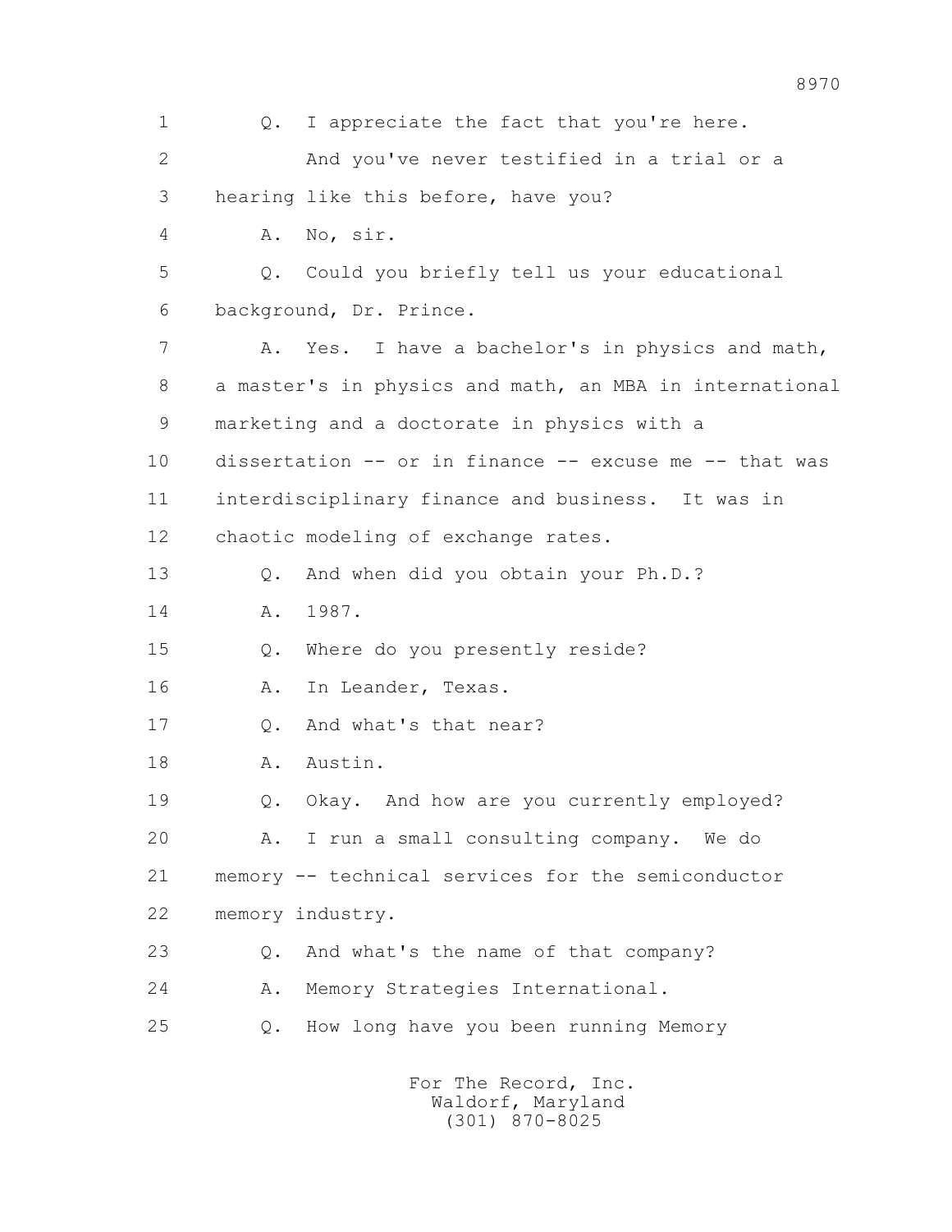1 Q. I appreciate the fact that you're here.

2 And you've never testified in a trial or a

3 hearing like this before, have you?

4 A. No, sir.

5 Q. Could you briefly tell us your educational

6 background, Dr. Prince.

7 A. Yes. I have a bachelor's in physics and math,

8 a master's in physics and math, an MBA in international

9 marketing and a doctorate in physics with a

10 dissertation -- or in finance -- excuse me -- that was

11 interdisciplinary finance and business. It was in

12 chaotic modeling of exchange rates.

13 Q. And when did you obtain your Ph.D.?

14 A. 1987.

15 Q. Where do you presently reside?

16 A. In Leander, Texas.

17 Q. And what's that near?

18 A. Austin.

19 Q. Okay. And how are you currently employed?

20 A. I run a small consulting company. We do

21 memory -- technical services for the semiconductor

22 memory industry.

23 Q. And what's the name of that company?

24 A. Memory Strategies International.

25 Q. How long have you been running Memory

For The Record, Inc.
Waldorf, Maryland
(301) 870-8025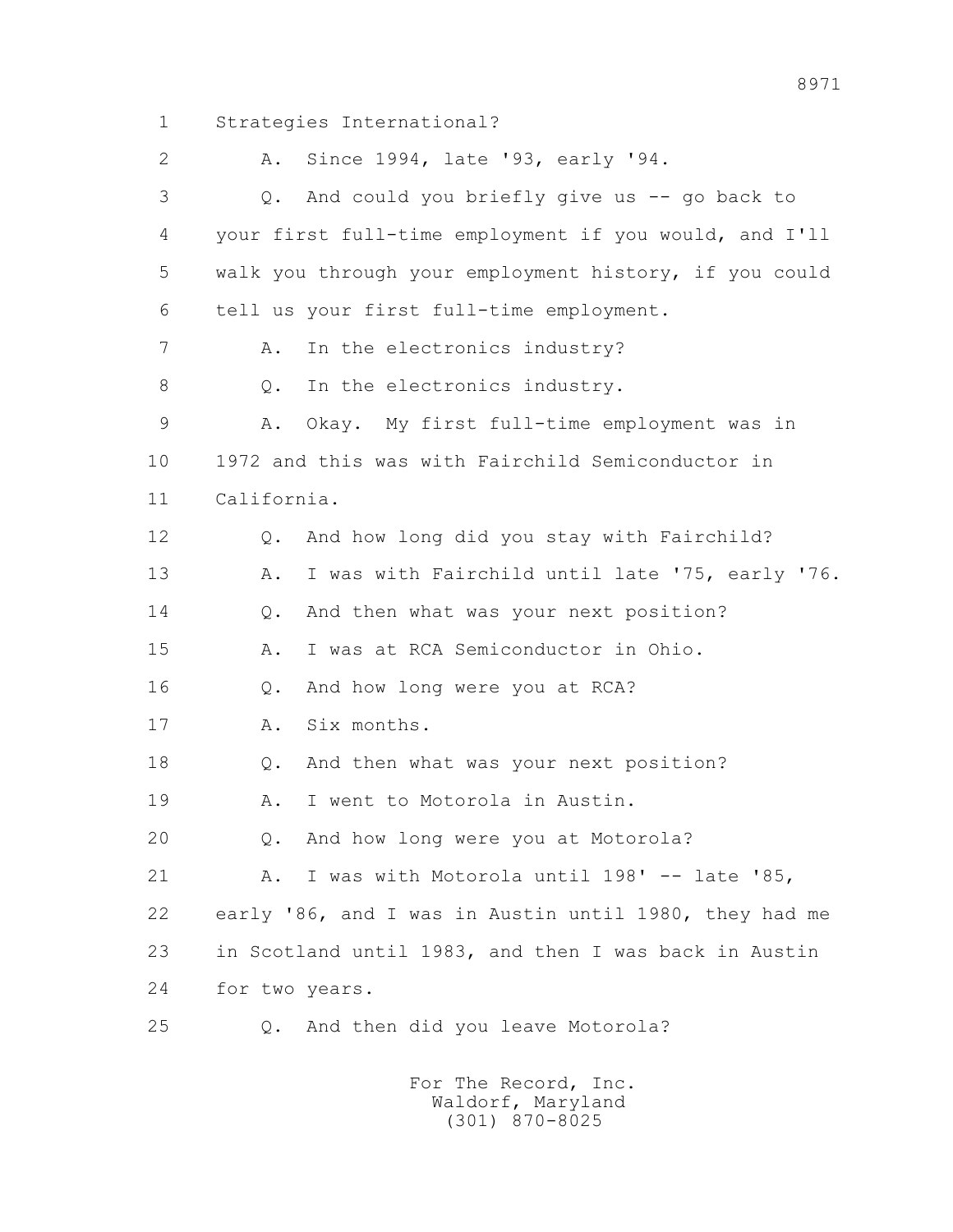1 Strategies International?

2 A. Since 1994, late '93, early '94.

3 Q. And could you briefly give us -- go back to

4 your first full-time employment if you would, and I'll

5 walk you through your employment history, if you could

6 tell us your first full-time employment.

7 A. In the electronics industry?

8 Q. In the electronics industry.

9 A. Okay. My first full-time employment was in

10 1972 and this was with Fairchild Semiconductor in

11 California.

12 Q. And how long did you stay with Fairchild?

13 A. I was with Fairchild until late '75, early '76.

14 Q. And then what was your next position?

15 A. I was at RCA Semiconductor in Ohio.

16 Q. And how long were you at RCA?

17 A. Six months.

18 Q. And then what was your next position?

19 A. I went to Motorola in Austin.

20 Q. And how long were you at Motorola?

21 A. I was with Motorola until 198' -- late '85,

22 early '86, and I was in Austin until 1980, they had me

23 in Scotland until 1983, and then I was back in Austin

24 for two years.

25 Q. And then did you leave Motorola?

For The Record, Inc.
Waldorf, Maryland
(301) 870-8025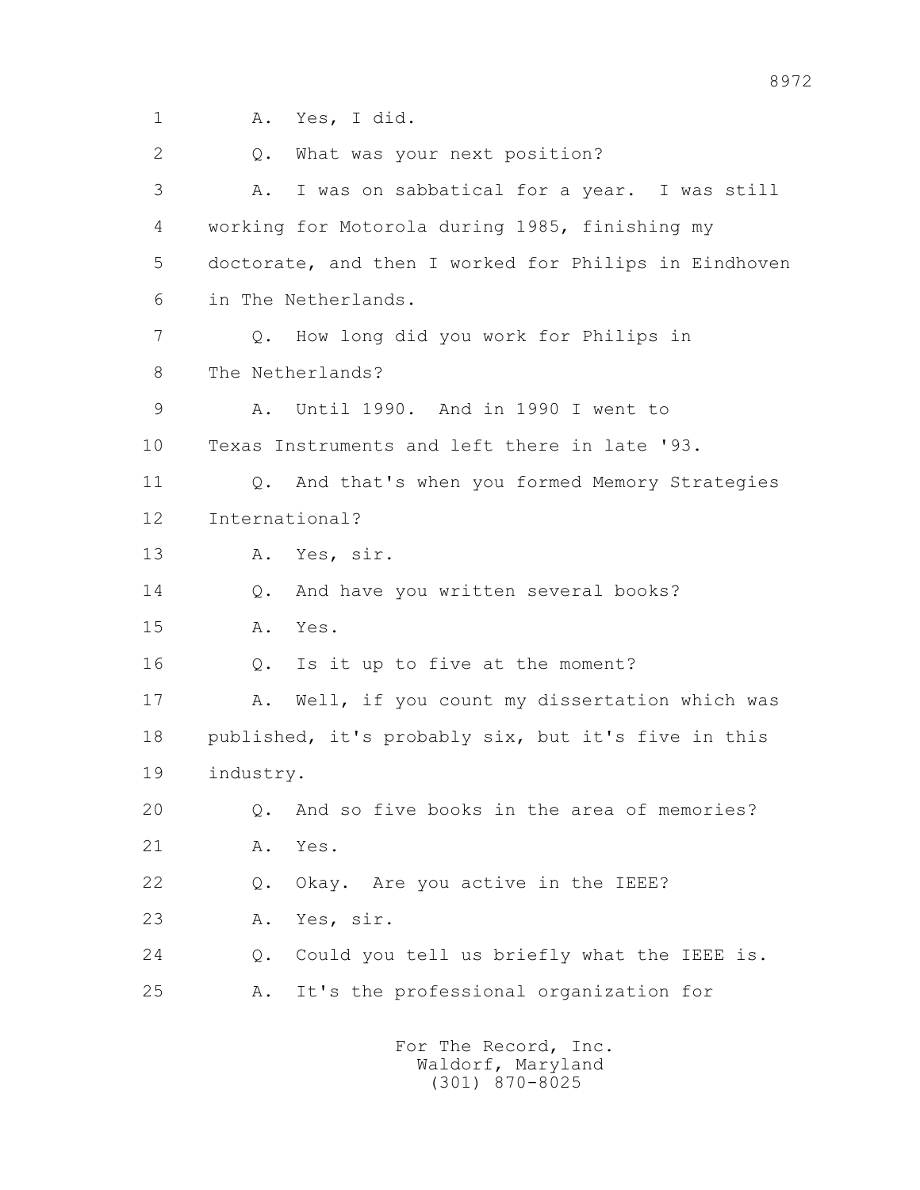1 A. Yes, I did.

2 Q. What was your next position?

3 A. I was on sabbatical for a year. I was still

4 working for Motorola during 1985, finishing my

5 doctorate, and then I worked for Philips in Eindhoven

6 in The Netherlands.

7 Q. How long did you work for Philips in

8 The Netherlands?

9 A. Until 1990. And in 1990 I went to

10 Texas Instruments and left there in late '93.

11 Q. And that's when you formed Memory Strategies

12 International?

13 A. Yes, sir.

14 Q. And have you written several books?

15 A. Yes.

16 Q. Is it up to five at the moment?

17 A. Well, if you count my dissertation which was

18 published, it's probably six, but it's five in this

19 industry.

20 Q. And so five books in the area of memories?

21 A. Yes.

22 Q. Okay. Are you active in the IEEE?

23 A. Yes, sir.

24 Q. Could you tell us briefly what the IEEE is.

25 A. It's the professional organization for

For The Record, Inc.
Waldorf, Maryland
(301) 870-8025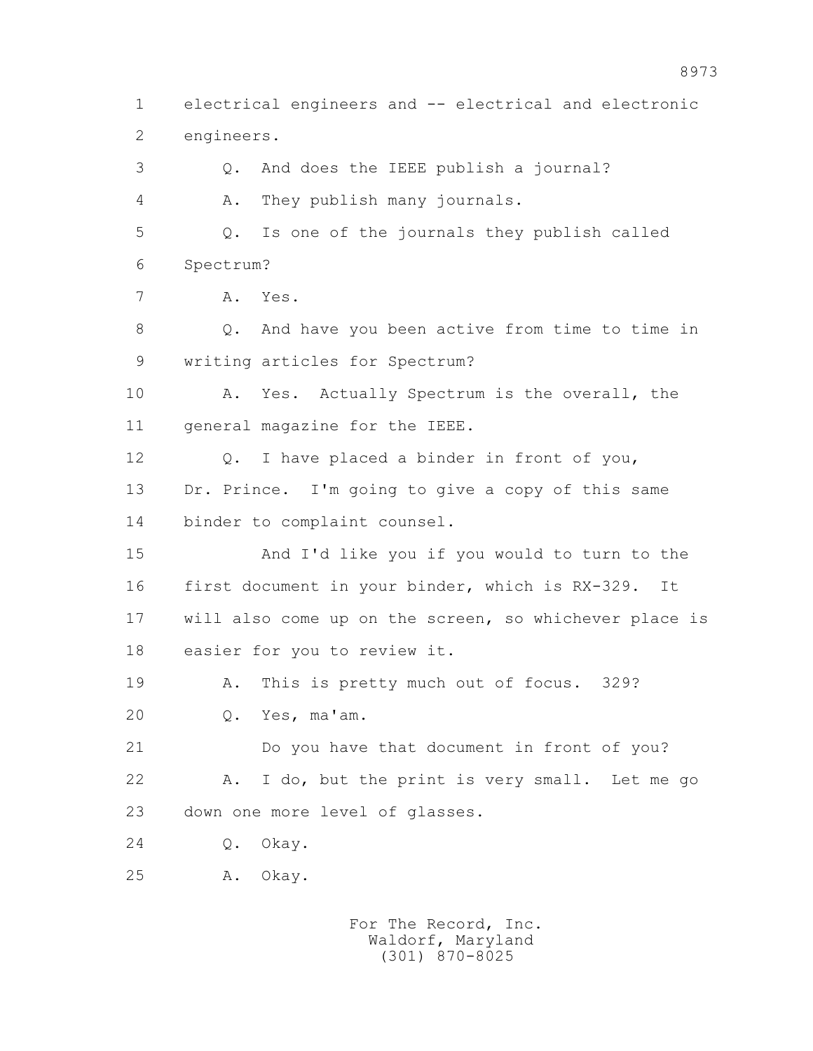1 electrical engineers and -- electrical and electronic
2 engineers.
3 Q. And does the IEEE publish a journal?
4 A. They publish many journals.
5 Q. Is one of the journals they publish called
6 Spectrum?
7 A. Yes.
8 Q. And have you been active from time to time in
9 writing articles for Spectrum?
10 A. Yes. Actually Spectrum is the overall, the
11 general magazine for the IEEE.
12 Q. I have placed a binder in front of you,
13 Dr. Prince. I'm going to give a copy of this same
14 binder to complaint counsel.
15 And I'd like you if you would to turn to the
16 first document in your binder, which is RX-329. It
17 will also come up on the screen, so whichever place is
18 easier for you to review it.
19 A. This is pretty much out of focus. 329?
20 Q. Yes, ma'am.
21 Do you have that document in front of you?
22 A. I do, but the print is very small. Let me go
23 down one more level of glasses.
24 Q. Okay.
25 A. Okay.

For The Record, Inc.
Waldorf, Maryland
(301) 870-8025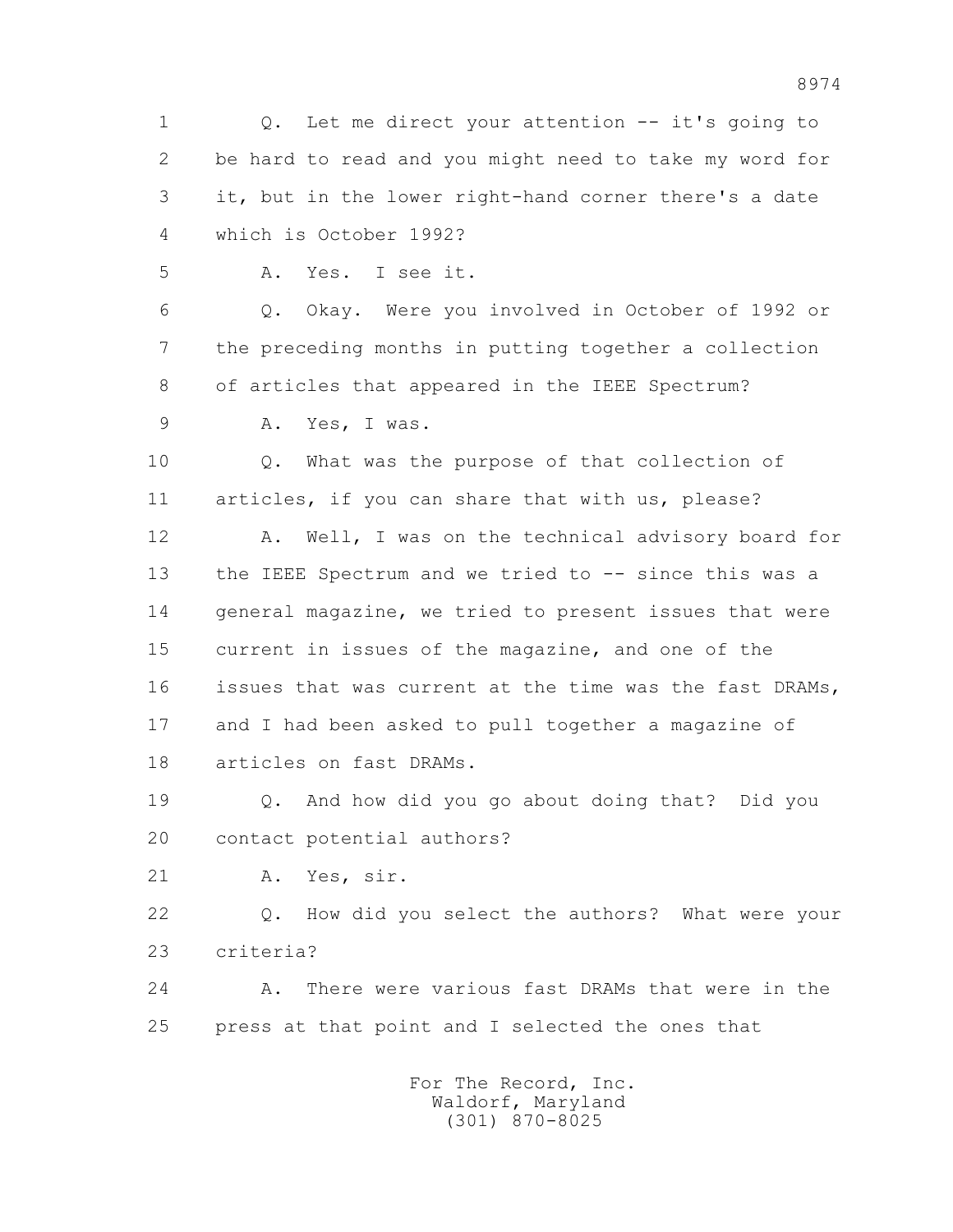1 Q. Let me direct your attention -- it's going to
2 be hard to read and you might need to take my word for
3 it, but in the lower right-hand corner there's a date
4 which is October 1992?

5 A. Yes. I see it.

6 Q. Okay. Were you involved in October of 1992 or
7 the preceding months in putting together a collection
8 of articles that appeared in the IEEE Spectrum?

9 A. Yes, I was.

10 Q. What was the purpose of that collection of
11 articles, if you can share that with us, please?

12 A. Well, I was on the technical advisory board for
13 the IEEE Spectrum and we tried to -- since this was a
14 general magazine, we tried to present issues that were
15 current in issues of the magazine, and one of the
16 issues that was current at the time was the fast DRAMs,
17 and I had been asked to pull together a magazine of
18 articles on fast DRAMs.

19 Q. And how did you go about doing that? Did you
20 contact potential authors?

21 A. Yes, sir.

22 Q. How did you select the authors? What were your
23 criteria?

24 A. There were various fast DRAMs that were in the
25 press at that point and I selected the ones that

For The Record, Inc.
Waldorf, Maryland
(301) 870-8025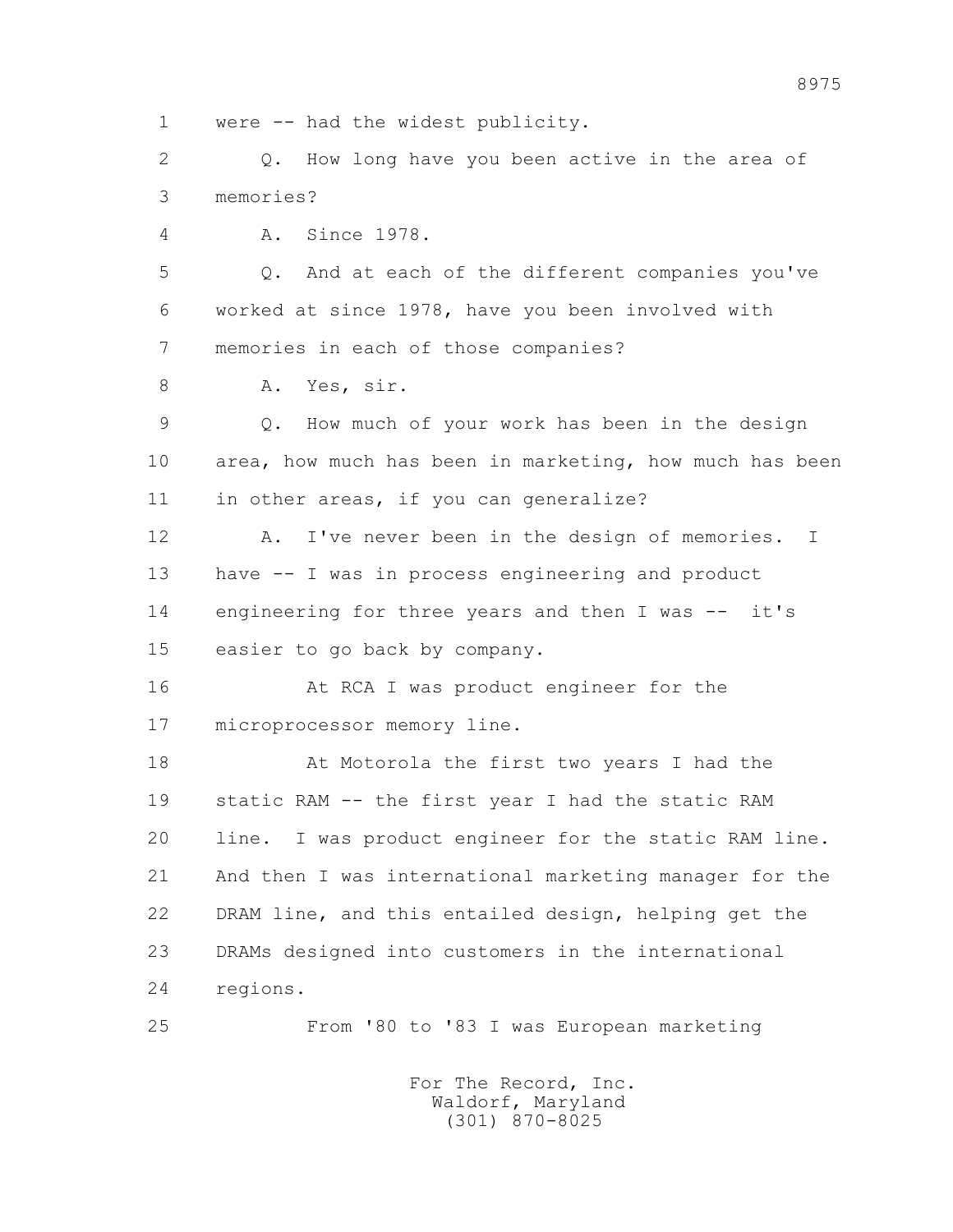1 were -- had the widest publicity.

2 Q. How long have you been active in the area of

3 memories?

4 A. Since 1978.

5 Q. And at each of the different companies you've

6 worked at since 1978, have you been involved with

7 memories in each of those companies?

8 A. Yes, sir.

9 Q. How much of your work has been in the design

10 area, how much has been in marketing, how much has been

11 in other areas, if you can generalize?

12 A. I've never been in the design of memories. I

13 have -- I was in process engineering and product

14 engineering for three years and then I was -- it's

15 easier to go back by company.

16 At RCA I was product engineer for the

17 microprocessor memory line.

18 At Motorola the first two years I had the

19 static RAM -- the first year I had the static RAM

20 line. I was product engineer for the static RAM line.

21 And then I was international marketing manager for the

22 DRAM line, and this entailed design, helping get the

23 DRAMs designed into customers in the international

24 regions.

25 From '80 to '83 I was European marketing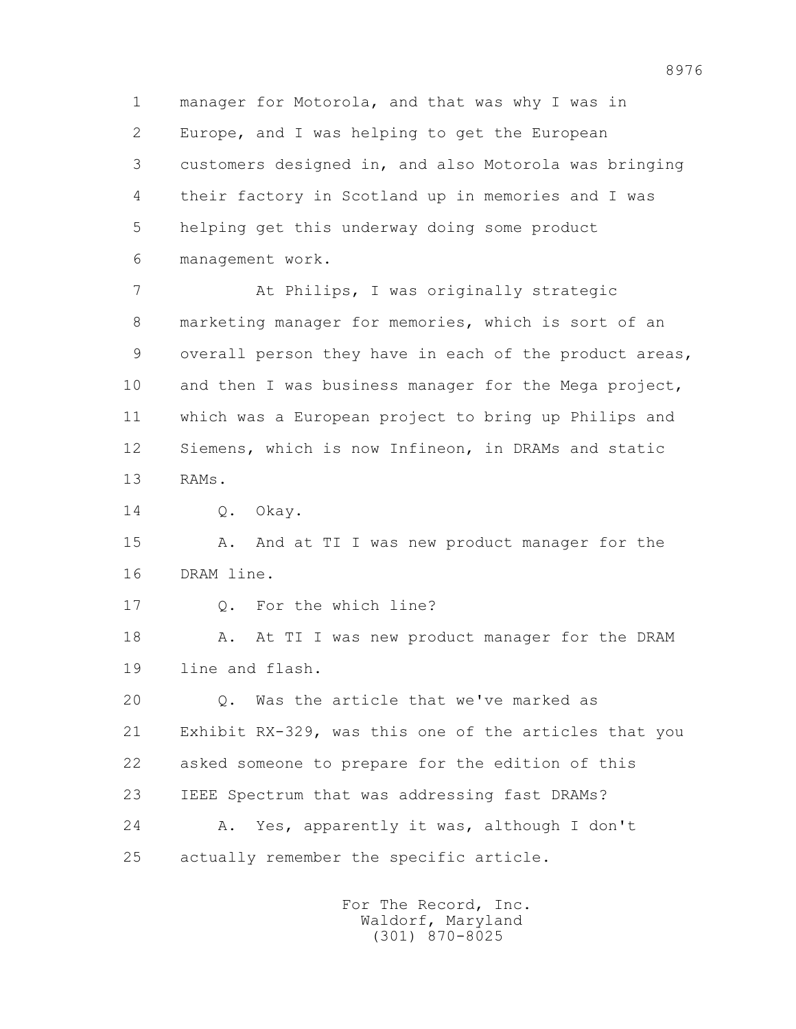1 manager for Motorola, and that was why I was in
2 Europe, and I was helping to get the European
3 customers designed in, and also Motorola was bringing
4 their factory in Scotland up in memories and I was
5 helping get this underway doing some product
6 management work.

7 At Philips, I was originally strategic
8 marketing manager for memories, which is sort of an
9 overall person they have in each of the product areas,
10 and then I was business manager for the Mega project,
11 which was a European project to bring up Philips and
12 Siemens, which is now Infineon, in DRAMs and static
13 RAMs.

14 Q. Okay.

15 A. And at TI I was new product manager for the
16 DRAM line.

17 Q. For the which line?

18 A. At TI I was new product manager for the DRAM
19 line and flash.

20 Q. Was the article that we've marked as
21 Exhibit RX-329, was this one of the articles that you
22 asked someone to prepare for the edition of this
23 IEEE Spectrum that was addressing fast DRAMs?

24 A. Yes, apparently it was, although I don't
25 actually remember the specific article.

For The Record, Inc.
Waldorf, Maryland
(301) 870-8025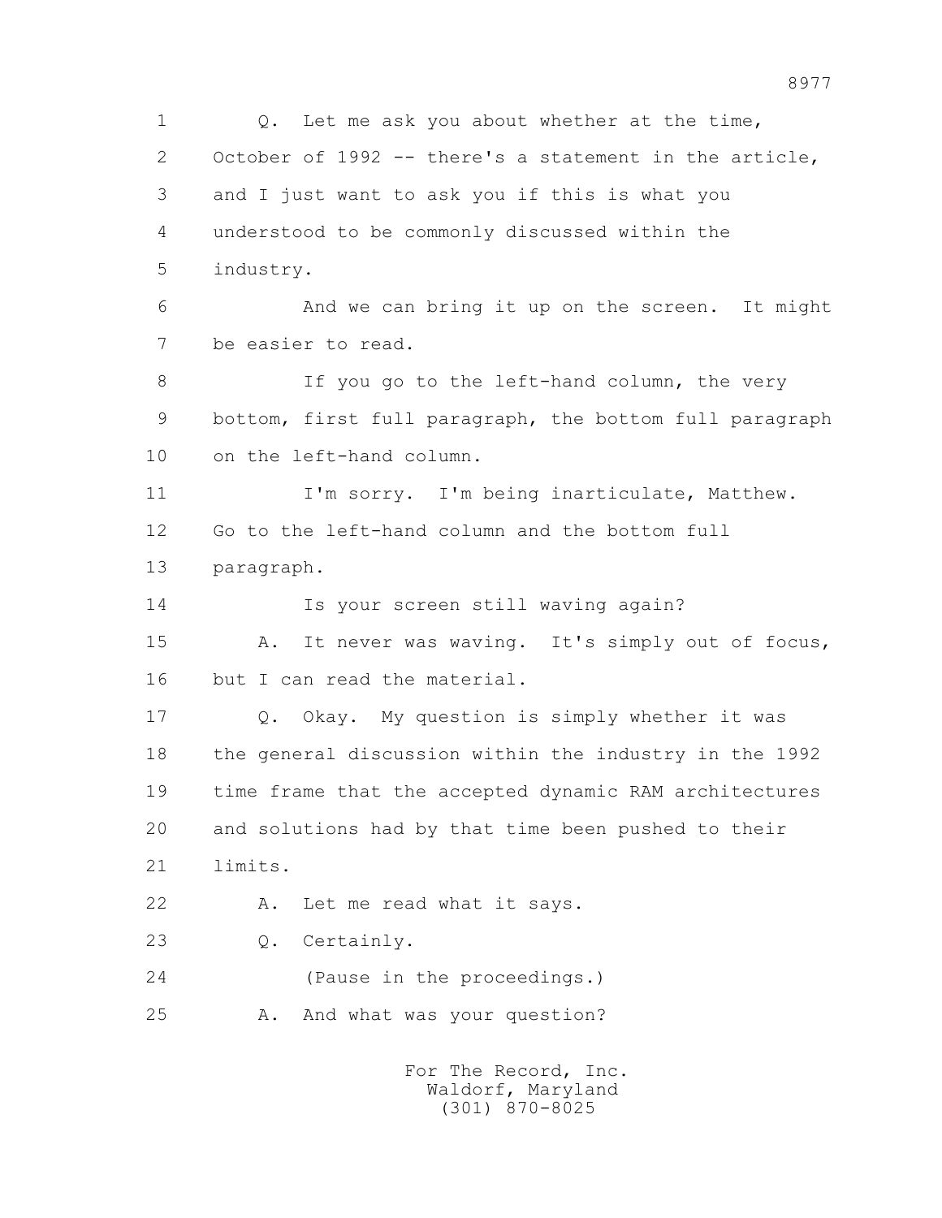1 Q. Let me ask you about whether at the time,
2 October of 1992 -- there's a statement in the article,
3 and I just want to ask you if this is what you
4 understood to be commonly discussed within the
5 industry.
6 And we can bring it up on the screen. It might
7 be easier to read.
8 If you go to the left-hand column, the very
9 bottom, first full paragraph, the bottom full paragraph
10 on the left-hand column.
11 I'm sorry. I'm being inarticulate, Matthew.
12 Go to the left-hand column and the bottom full
13 paragraph.
14 Is your screen still waving again?
15 A. It never was waving. It's simply out of focus,
16 but I can read the material.
17 Q. Okay. My question is simply whether it was
18 the general discussion within the industry in the 1992
19 time frame that the accepted dynamic RAM architectures
20 and solutions had by that time been pushed to their
21 limits.
22 A. Let me read what it says.
23 Q. Certainly.
24 (Pause in the proceedings.)
25 A. And what was your question?

For The Record, Inc.
Waldorf, Maryland
(301) 870-8025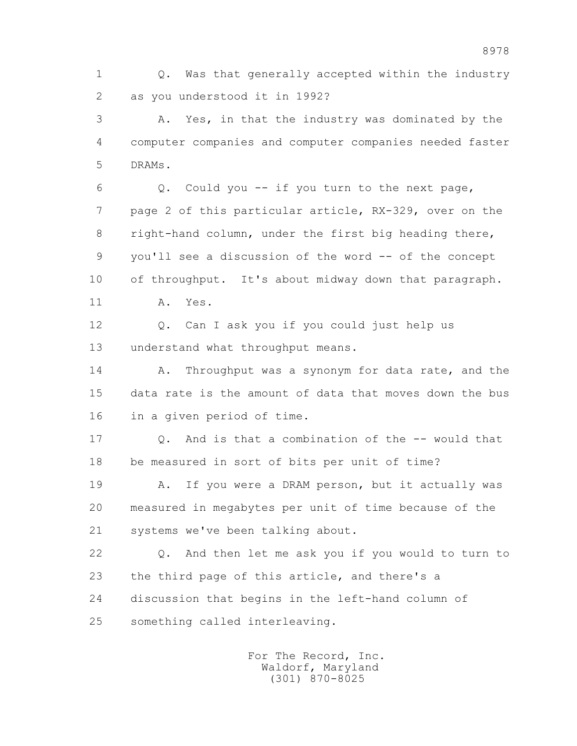1 Q. Was that generally accepted within the industry
2 as you understood it in 1992?

3 A. Yes, in that the industry was dominated by the
4 computer companies and computer companies needed faster
5 DRAMs.

6 Q. Could you -- if you turn to the next page,
7 page 2 of this particular article, RX-329, over on the
8 right-hand column, under the first big heading there,
9 you'll see a discussion of the word -- of the concept
10 of throughput. It's about midway down that paragraph.

11 A. Yes.

12 Q. Can I ask you if you could just help us
13 understand what throughput means.

14 A. Throughput was a synonym for data rate, and the
15 data rate is the amount of data that moves down the bus
16 in a given period of time.

17 Q. And is that a combination of the -- would that
18 be measured in sort of bits per unit of time?

19 A. If you were a DRAM person, but it actually was
20 measured in megabytes per unit of time because of the
21 systems we've been talking about.

22 Q. And then let me ask you if you would to turn to
23 the third page of this article, and there's a
24 discussion that begins in the left-hand column of
25 something called interleaving.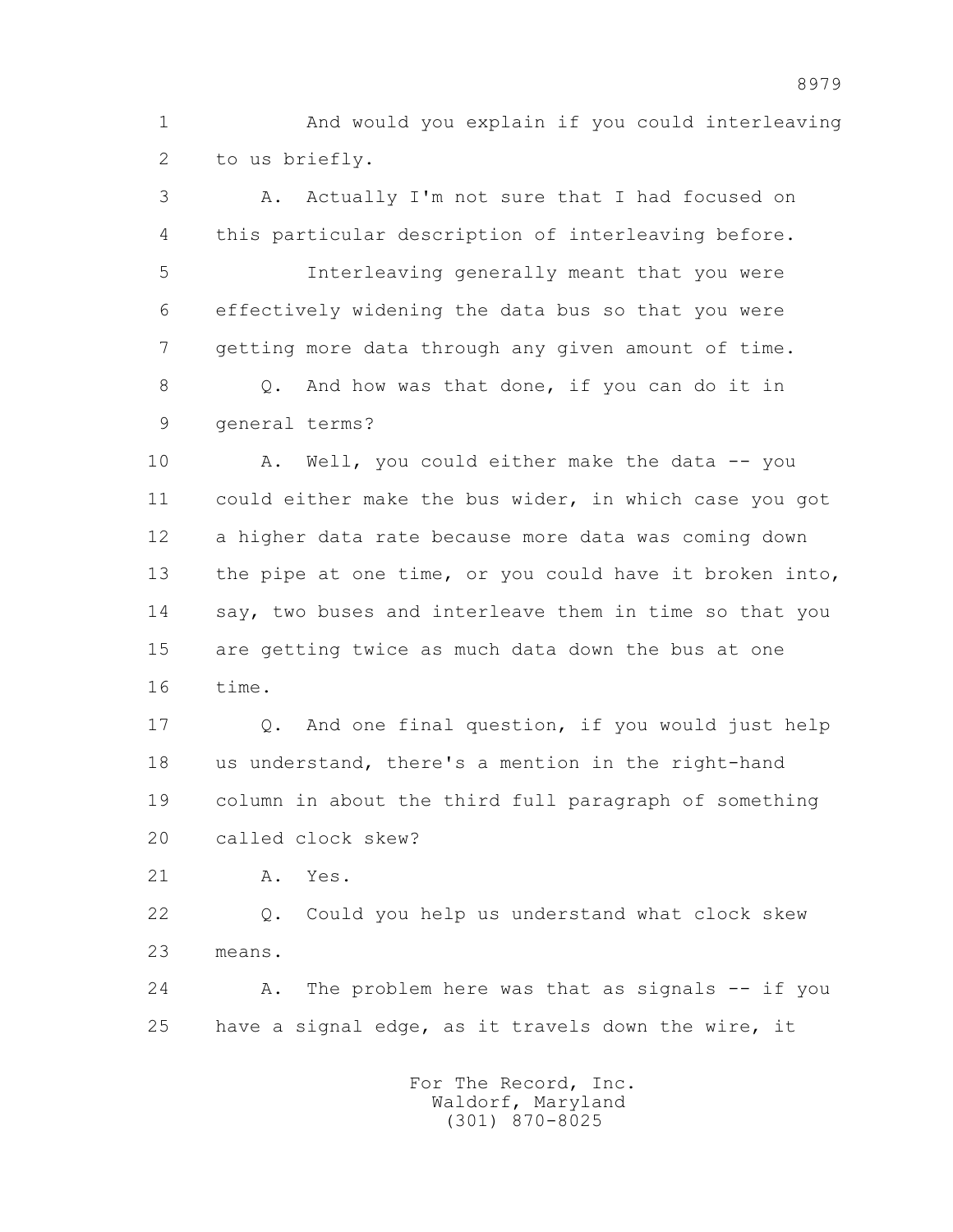1 And would you explain if you could interleaving
2 to us briefly.

3 A. Actually I'm not sure that I had focused on
4 this particular description of interleaving before.

5 Interleaving generally meant that you were
6 effectively widening the data bus so that you were
7 getting more data through any given amount of time.

8 Q. And how was that done, if you can do it in
9 general terms?

10 A. Well, you could either make the data -- you
11 could either make the bus wider, in which case you got
12 a higher data rate because more data was coming down
13 the pipe at one time, or you could have it broken into,
14 say, two buses and interleave them in time so that you
15 are getting twice as much data down the bus at one
16 time.

17 Q. And one final question, if you would just help
18 us understand, there's a mention in the right-hand
19 column in about the third full paragraph of something
20 called clock skew?

21 A. Yes.

22 Q. Could you help us understand what clock skew
23 means.

24 A. The problem here was that as signals -- if you
25 have a signal edge, as it travels down the wire, it

For The Record, Inc.
Waldorf, Maryland
(301) 870-8025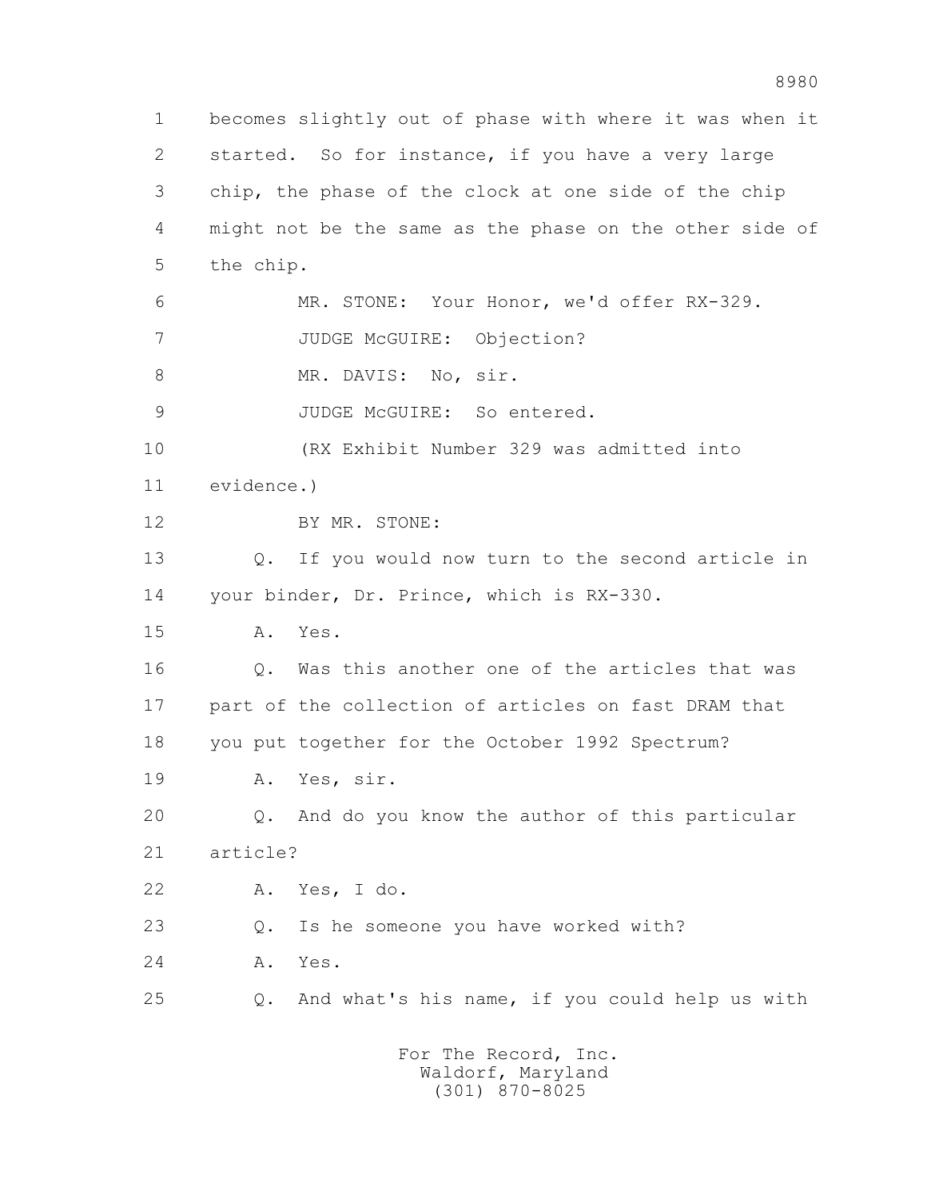1 becomes slightly out of phase with where it was when it
2 started. So for instance, if you have a very large
3 chip, the phase of the clock at one side of the chip
4 might not be the same as the phase on the other side of
5 the chip.

6 MR. STONE: Your Honor, we'd offer RX-329.

7 JUDGE McGUIRE: Objection?

8 MR. DAVIS: No, sir.

9 JUDGE McGUIRE: So entered.

10 (RX Exhibit Number 329 was admitted into
11 evidence.)

12 BY MR. STONE:

13 Q. If you would now turn to the second article in
14 your binder, Dr. Prince, which is RX-330.

15 A. Yes.

16 Q. Was this another one of the articles that was
17 part of the collection of articles on fast DRAM that
18 you put together for the October 1992 Spectrum?

19 A. Yes, sir.

20 Q. And do you know the author of this particular
21 article?

22 A. Yes, I do.

23 Q. Is he someone you have worked with?

24 A. Yes.

25 Q. And what's his name, if you could help us with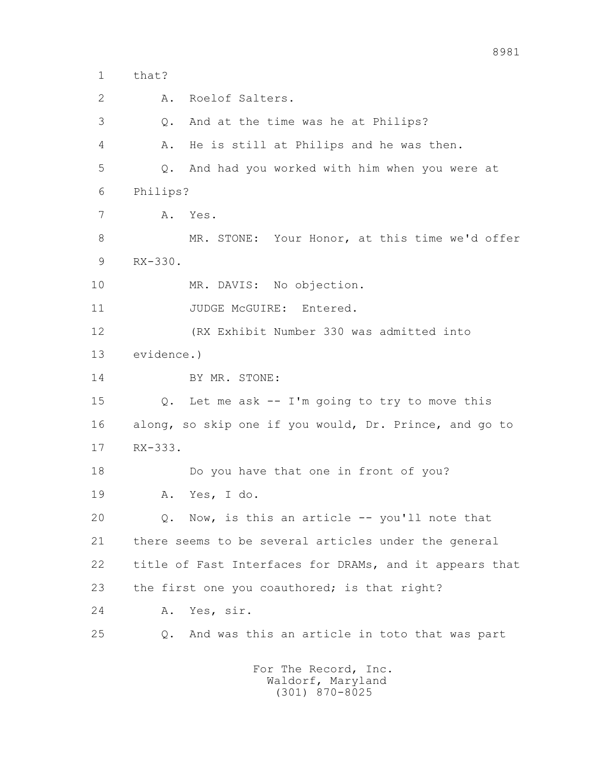1 that?

2 A. Roelof Salters.

3 Q. And at the time was he at Philips?

4 A. He is still at Philips and he was then.

5 Q. And had you worked with him when you were at

6 Philips?

7 A. Yes.

8 MR. STONE: Your Honor, at this time we'd offer

9 RX-330.

10 MR. DAVIS: No objection.

11 JUDGE McGUIRE: Entered.

12 (RX Exhibit Number 330 was admitted into

13 evidence.)

14 BY MR. STONE:

15 Q. Let me ask -- I'm going to try to move this

16 along, so skip one if you would, Dr. Prince, and go to

17 RX-333.

18 Do you have that one in front of you?

19 A. Yes, I do.

20 Q. Now, is this an article -- you'll note that

21 there seems to be several articles under the general

22 title of Fast Interfaces for DRAMs, and it appears that

23 the first one you coauthored; is that right?

24 A. Yes, sir.

25 Q. And was this an article in toto that was part

For The Record, Inc.
Waldorf, Maryland
(301) 870-8025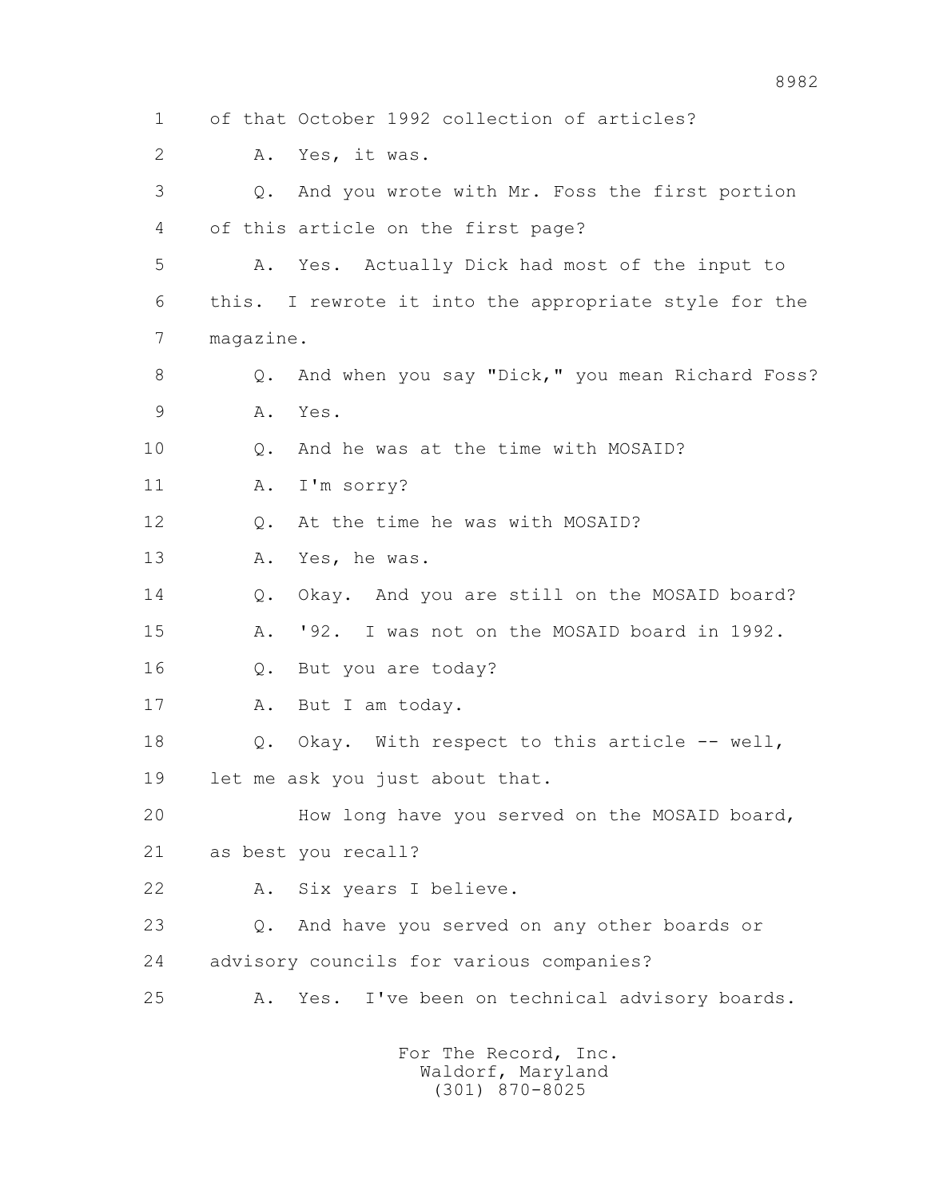1 of that October 1992 collection of articles?

2 A. Yes, it was.

3 Q. And you wrote with Mr. Foss the first portion

4 of this article on the first page?

5 A. Yes. Actually Dick had most of the input to

6 this. I rewrote it into the appropriate style for the

7 magazine.

8 Q. And when you say "Dick," you mean Richard Foss?

9 A. Yes.

10 Q. And he was at the time with MOSAID?

11 A. I'm sorry?

12 Q. At the time he was with MOSAID?

13 A. Yes, he was.

14 Q. Okay. And you are still on the MOSAID board?

15 A. '92. I was not on the MOSAID board in 1992.

16 Q. But you are today?

17 A. But I am today.

18 Q. Okay. With respect to this article -- well,

19 let me ask you just about that.

20 How long have you served on the MOSAID board,

21 as best you recall?

22 A. Six years I believe.

23 Q. And have you served on any other boards or

24 advisory councils for various companies?

25 A. Yes. I've been on technical advisory boards.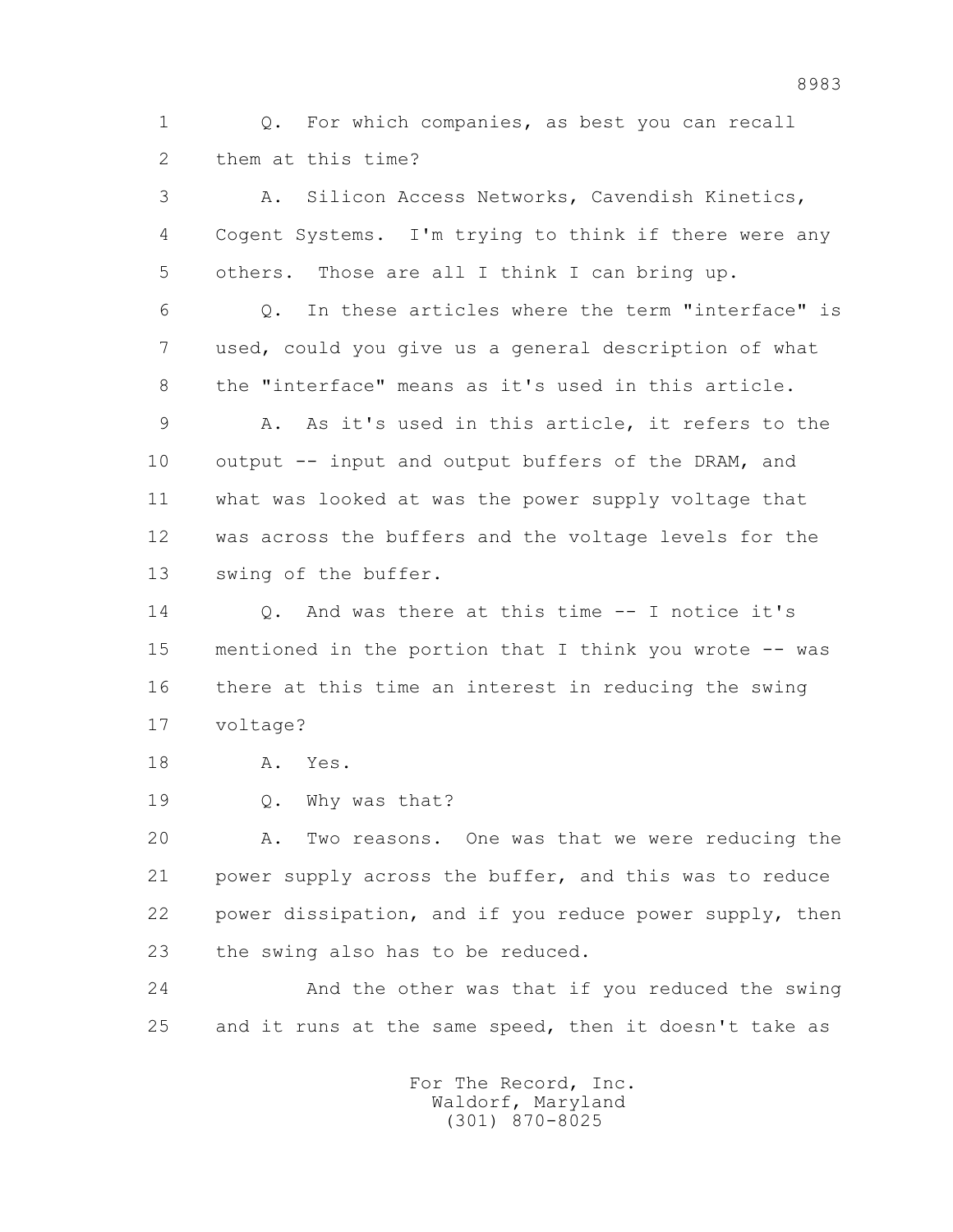Q. For which companies, as best you can recall them at this time?

A. Silicon Access Networks, Cavendish Kinetics, Cogent Systems. I'm trying to think if there were any others. Those are all I think I can bring up.

Q. In these articles where the term "interface" is used, could you give us a general description of what the "interface" means as it's used in this article.

A. As it's used in this article, it refers to the output -- input and output buffers of the DRAM, and what was looked at was the power supply voltage that was across the buffers and the voltage levels for the swing of the buffer.

Q. And was there at this time -- I notice it's mentioned in the portion that I think you wrote -- was there at this time an interest in reducing the swing voltage?

A. Yes.

Q. Why was that?

A. Two reasons. One was that we were reducing the power supply across the buffer, and this was to reduce power dissipation, and if you reduce power supply, then the swing also has to be reduced.

And the other was that if you reduced the swing and it runs at the same speed, then it doesn't take as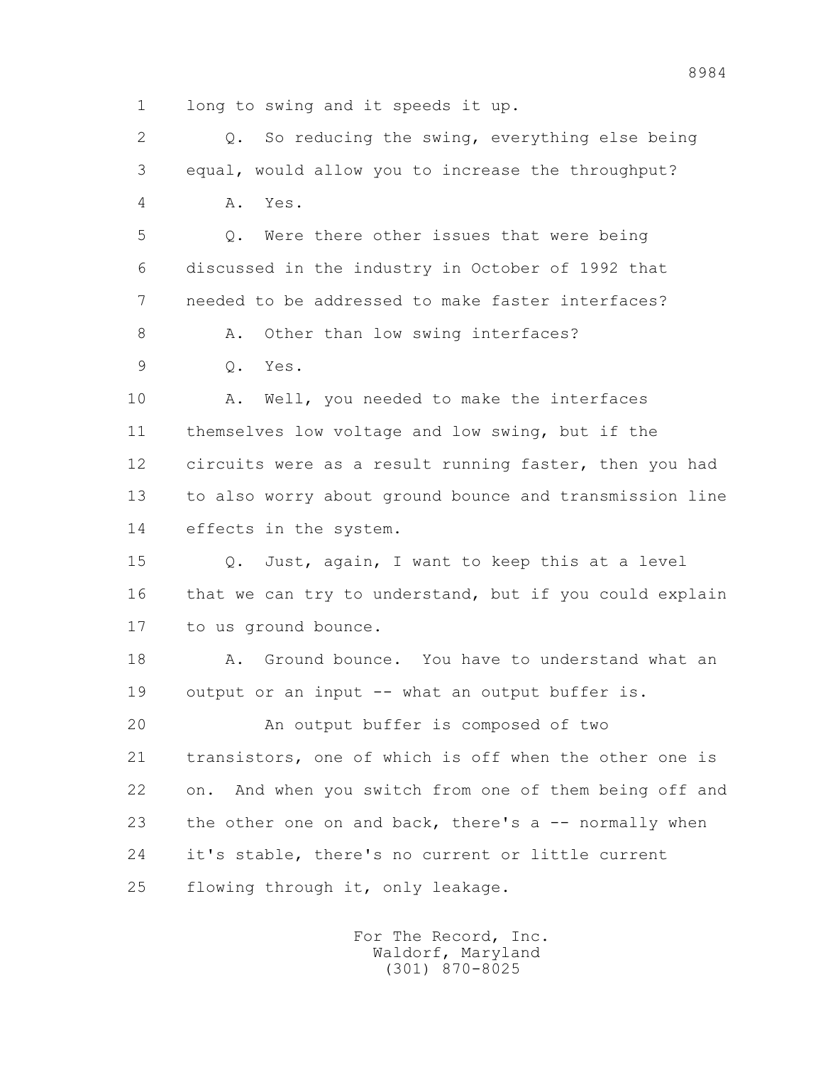1 long to swing and it speeds it up.

2 Q. So reducing the swing, everything else being

3 equal, would allow you to increase the throughput?

4 A. Yes.

5 Q. Were there other issues that were being

6 discussed in the industry in October of 1992 that

7 needed to be addressed to make faster interfaces?

8 A. Other than low swing interfaces?

9 Q. Yes.

10 A. Well, you needed to make the interfaces

11 themselves low voltage and low swing, but if the

12 circuits were as a result running faster, then you had

13 to also worry about ground bounce and transmission line

14 effects in the system.

15 Q. Just, again, I want to keep this at a level

16 that we can try to understand, but if you could explain

17 to us ground bounce.

18 A. Ground bounce. You have to understand what an

19 output or an input -- what an output buffer is.

20 An output buffer is composed of two

21 transistors, one of which is off when the other one is

22 on. And when you switch from one of them being off and

23 the other one on and back, there's a -- normally when

24 it's stable, there's no current or little current

25 flowing through it, only leakage.

For The Record, Inc.
Waldorf, Maryland
(301) 870-8025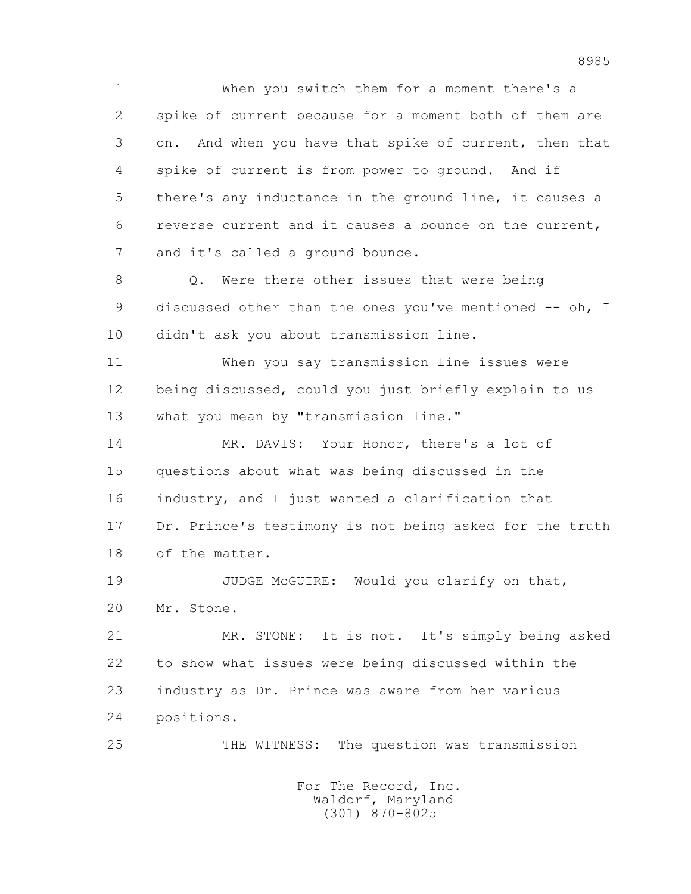When you switch them for a moment there's a spike of current because for a moment both of them are on. And when you have that spike of current, then that spike of current is from power to ground. And if there's any inductance in the ground line, it causes a reverse current and it causes a bounce on the current, and it's called a ground bounce.

Q. Were there other issues that were being discussed other than the ones you've mentioned -- oh, I didn't ask you about transmission line.

When you say transmission line issues were being discussed, could you just briefly explain to us what you mean by "transmission line."

MR. DAVIS: Your Honor, there's a lot of questions about what was being discussed in the industry, and I just wanted a clarification that Dr. Prince's testimony is not being asked for the truth of the matter.

JUDGE McGUIRE: Would you clarify on that, Mr. Stone.

MR. STONE: It is not. It's simply being asked to show what issues were being discussed within the industry as Dr. Prince was aware from her various positions.

THE WITNESS: The question was transmission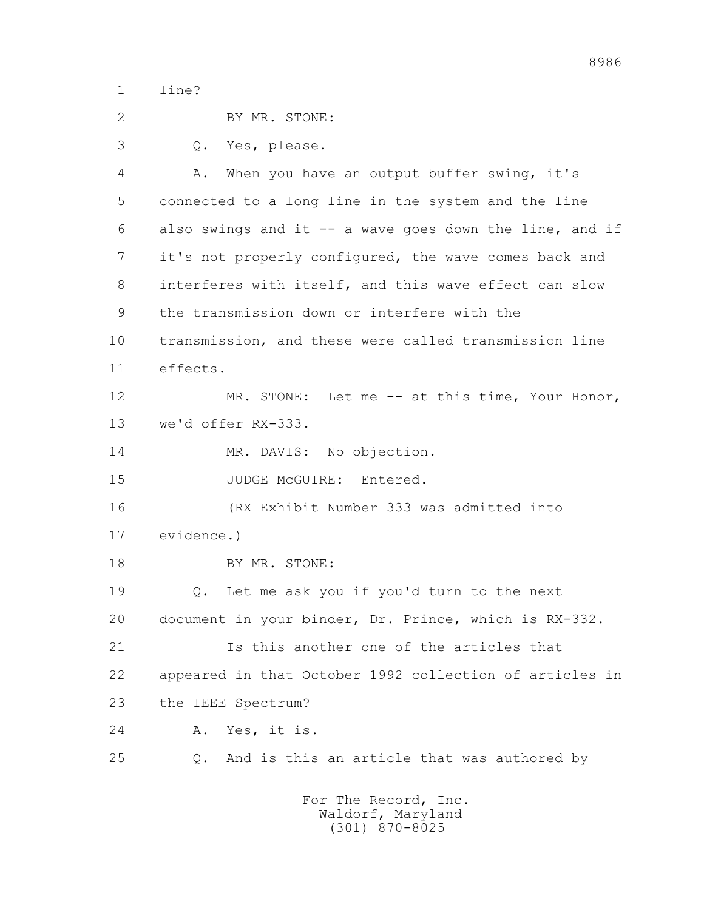line?

BY MR. STONE:

Q. Yes, please.

A. When you have an output buffer swing, it's connected to a long line in the system and the line also swings and it -- a wave goes down the line, and if it's not properly configured, the wave comes back and interferes with itself, and this wave effect can slow the transmission down or interfere with the transmission, and these were called transmission line effects.

MR. STONE: Let me -- at this time, Your Honor, we'd offer RX-333.

MR. DAVIS: No objection.

JUDGE McGUIRE: Entered.

(RX Exhibit Number 333 was admitted into evidence.)

BY MR. STONE:

Q. Let me ask you if you'd turn to the next document in your binder, Dr. Prince, which is RX-332.

Is this another one of the articles that appeared in that October 1992 collection of articles in the IEEE Spectrum?

A. Yes, it is.

Q. And is this an article that was authored by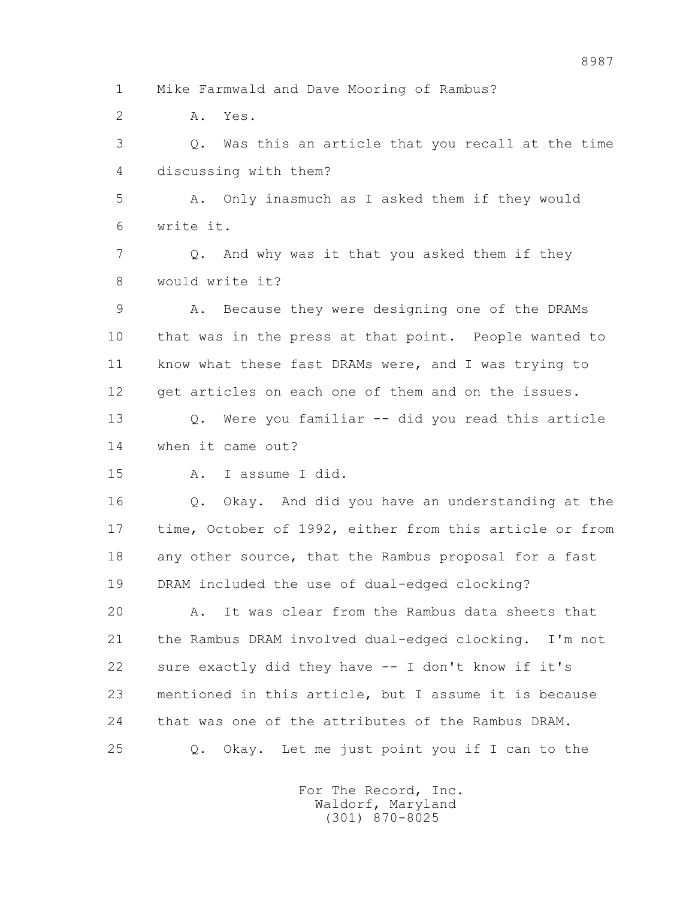1 Mike Farmwald and Dave Mooring of Rambus?

2 A. Yes.

3 Q. Was this an article that you recall at the time

4 discussing with them?

5 A. Only inasmuch as I asked them if they would

6 write it.

7 Q. And why was it that you asked them if they

8 would write it?

9 A. Because they were designing one of the DRAMs

10 that was in the press at that point. People wanted to

11 know what these fast DRAMs were, and I was trying to

12 get articles on each one of them and on the issues.

13 Q. Were you familiar -- did you read this article

14 when it came out?

15 A. I assume I did.

16 Q. Okay. And did you have an understanding at the

17 time, October of 1992, either from this article or from

18 any other source, that the Rambus proposal for a fast

19 DRAM included the use of dual-edged clocking?

20 A. It was clear from the Rambus data sheets that

21 the Rambus DRAM involved dual-edged clocking. I'm not

22 sure exactly did they have -- I don't know if it's

23 mentioned in this article, but I assume it is because

24 that was one of the attributes of the Rambus DRAM.

25 Q. Okay. Let me just point you if I can to the

For The Record, Inc.
Waldorf, Maryland
(301) 870-8025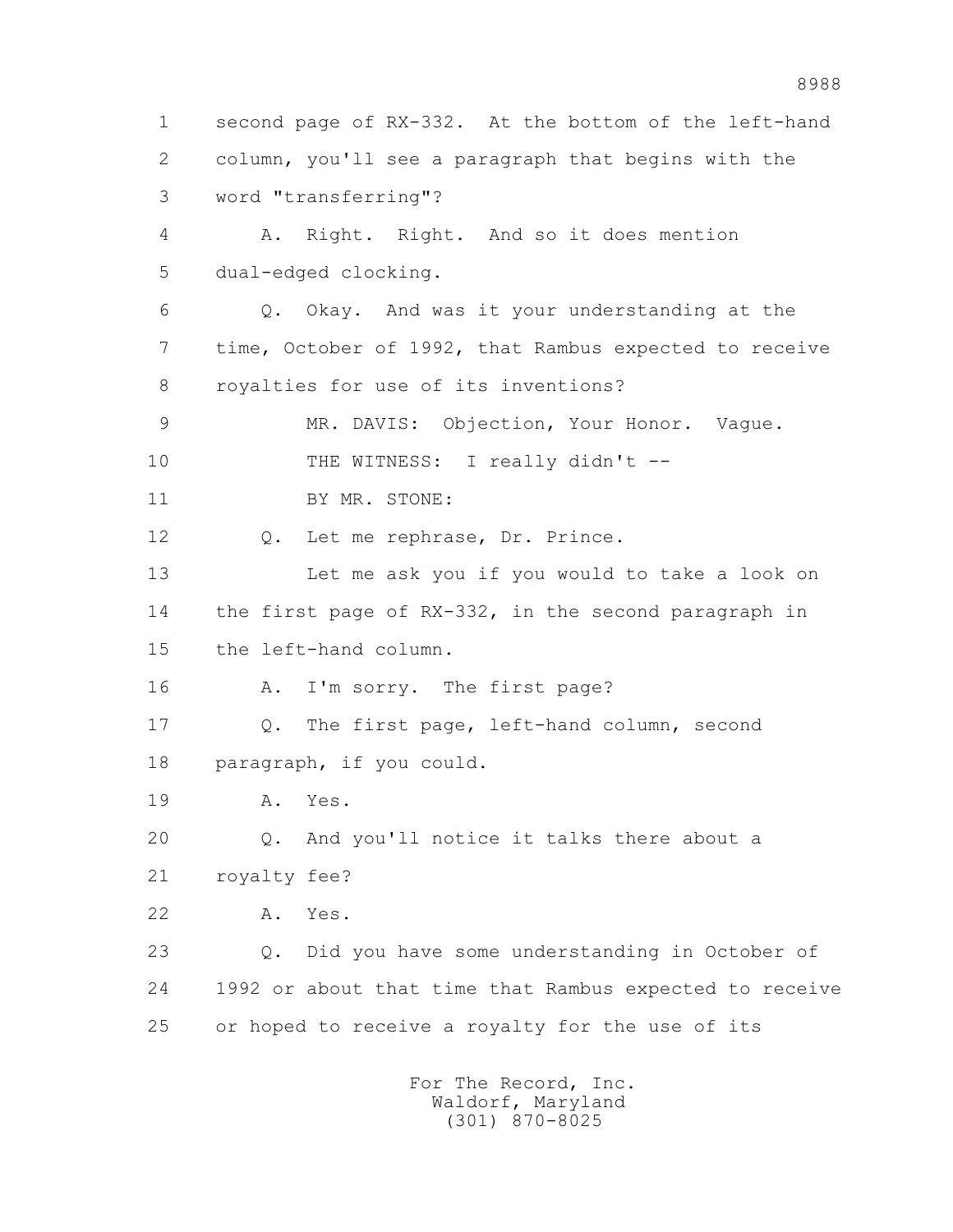1 second page of RX-332. At the bottom of the left-hand
2 column, you'll see a paragraph that begins with the
3 word "transferring"?

4 A. Right. Right. And so it does mention
5 dual-edged clocking.

6 Q. Okay. And was it your understanding at the
7 time, October of 1992, that Rambus expected to receive
8 royalties for use of its inventions?

9 MR. DAVIS: Objection, Your Honor. Vague.

10 THE WITNESS: I really didn't --

11 BY MR. STONE:

12 Q. Let me rephrase, Dr. Prince.

13 Let me ask you if you would to take a look on
14 the first page of RX-332, in the second paragraph in
15 the left-hand column.

16 A. I'm sorry. The first page?

17 Q. The first page, left-hand column, second
18 paragraph, if you could.

19 A. Yes.

20 Q. And you'll notice it talks there about a
21 royalty fee?

22 A. Yes.

23 Q. Did you have some understanding in October of
24 1992 or about that time that Rambus expected to receive
25 or hoped to receive a royalty for the use of its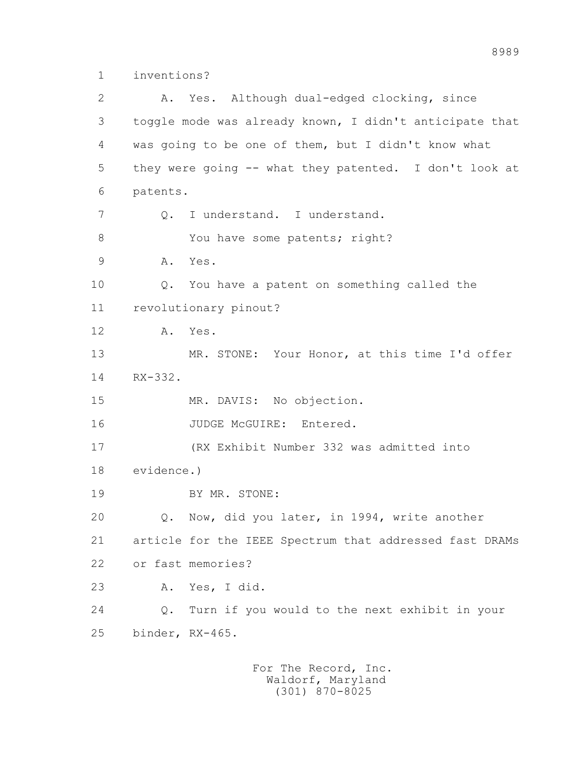1 inventions?

2 A. Yes. Although dual-edged clocking, since

3 toggle mode was already known, I didn't anticipate that

4 was going to be one of them, but I didn't know what

5 they were going -- what they patented. I don't look at

6 patents.

7 Q. I understand. I understand.

8 You have some patents; right?

9 A. Yes.

10 Q. You have a patent on something called the

11 revolutionary pinout?

12 A. Yes.

13 MR. STONE: Your Honor, at this time I'd offer

14 RX-332.

15 MR. DAVIS: No objection.

16 JUDGE McGUIRE: Entered.

17 (RX Exhibit Number 332 was admitted into

18 evidence.)

19 BY MR. STONE:

20 Q. Now, did you later, in 1994, write another

21 article for the IEEE Spectrum that addressed fast DRAMs

22 or fast memories?

23 A. Yes, I did.

24 Q. Turn if you would to the next exhibit in your

25 binder, RX-465.

For The Record, Inc.
Waldorf, Maryland
(301) 870-8025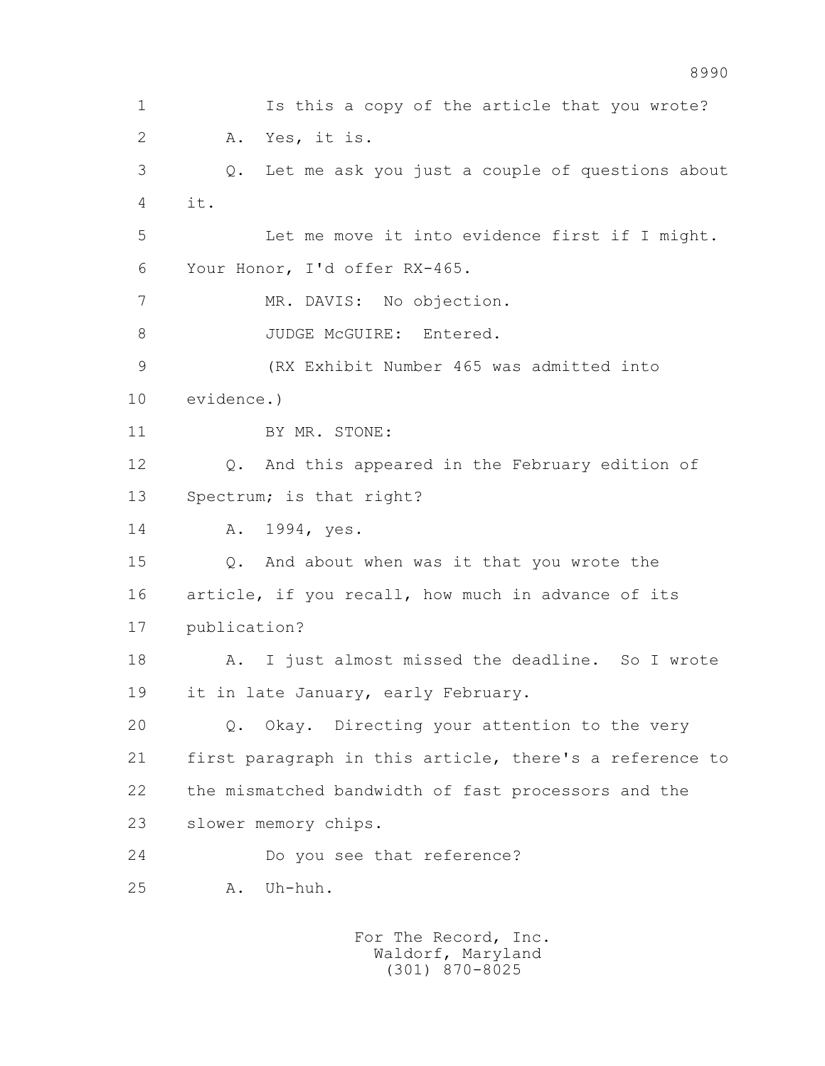1 Is this a copy of the article that you wrote?

2 A. Yes, it is.

3 Q. Let me ask you just a couple of questions about

4 it.

5 Let me move it into evidence first if I might.

6 Your Honor, I'd offer RX-465.

7 MR. DAVIS: No objection.

8 JUDGE McGUIRE: Entered.

9 (RX Exhibit Number 465 was admitted into

10 evidence.)

11 BY MR. STONE:

12 Q. And this appeared in the February edition of

13 Spectrum; is that right?

14 A. 1994, yes.

15 Q. And about when was it that you wrote the

16 article, if you recall, how much in advance of its

17 publication?

18 A. I just almost missed the deadline. So I wrote

19 it in late January, early February.

20 Q. Okay. Directing your attention to the very

21 first paragraph in this article, there's a reference to

22 the mismatched bandwidth of fast processors and the

23 slower memory chips.

24 Do you see that reference?

25 A. Uh-huh.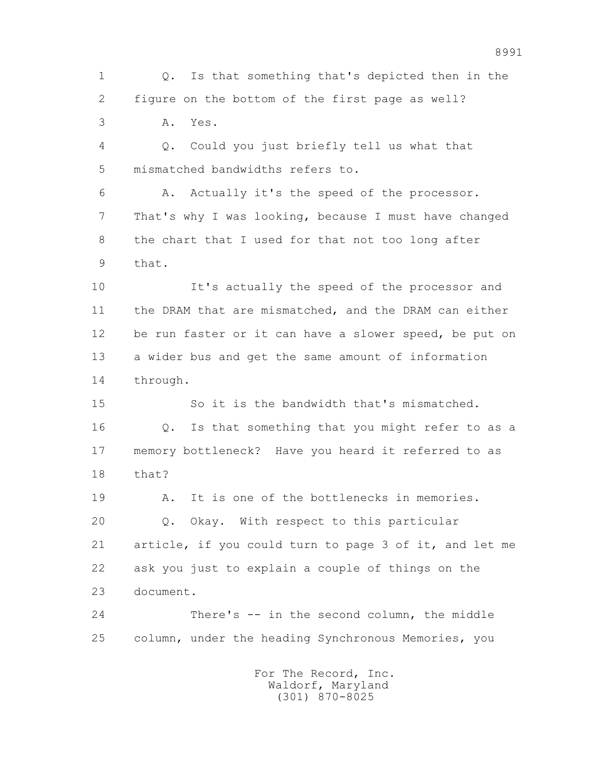1 Q. Is that something that's depicted then in the
2 figure on the bottom of the first page as well?
3 A. Yes.
4 Q. Could you just briefly tell us what that
5 mismatched bandwidths refers to.
6 A. Actually it's the speed of the processor.
7 That's why I was looking, because I must have changed
8 the chart that I used for that not too long after
9 that.
10 It's actually the speed of the processor and
11 the DRAM that are mismatched, and the DRAM can either
12 be run faster or it can have a slower speed, be put on
13 a wider bus and get the same amount of information
14 through.
15 So it is the bandwidth that's mismatched.
16 Q. Is that something that you might refer to as a
17 memory bottleneck? Have you heard it referred to as
18 that?
19 A. It is one of the bottlenecks in memories.
20 Q. Okay. With respect to this particular
21 article, if you could turn to page 3 of it, and let me
22 ask you just to explain a couple of things on the
23 document.
24 There's -- in the second column, the middle
25 column, under the heading Synchronous Memories, you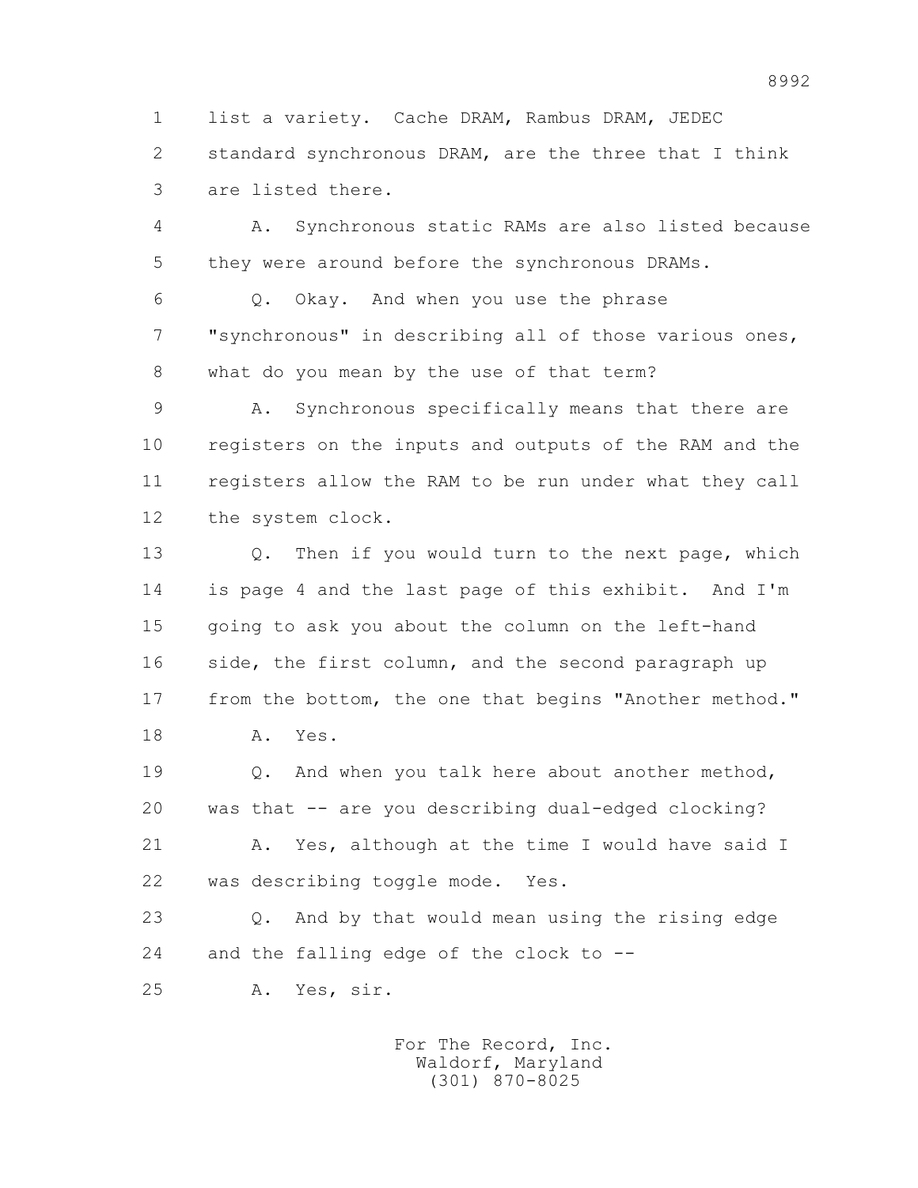1 list a variety. Cache DRAM, Rambus DRAM, JEDEC
2 standard synchronous DRAM, are the three that I think
3 are listed there.

4 A. Synchronous static RAMs are also listed because
5 they were around before the synchronous DRAMs.

6 Q. Okay. And when you use the phrase
7 "synchronous" in describing all of those various ones,
8 what do you mean by the use of that term?

9 A. Synchronous specifically means that there are
10 registers on the inputs and outputs of the RAM and the
11 registers allow the RAM to be run under what they call
12 the system clock.

13 Q. Then if you would turn to the next page, which
14 is page 4 and the last page of this exhibit. And I'm
15 going to ask you about the column on the left-hand
16 side, the first column, and the second paragraph up
17 from the bottom, the one that begins "Another method."

18 A. Yes.

19 Q. And when you talk here about another method,
20 was that -- are you describing dual-edged clocking?

21 A. Yes, although at the time I would have said I
22 was describing toggle mode. Yes.

23 Q. And by that would mean using the rising edge
24 and the falling edge of the clock to --

25 A. Yes, sir.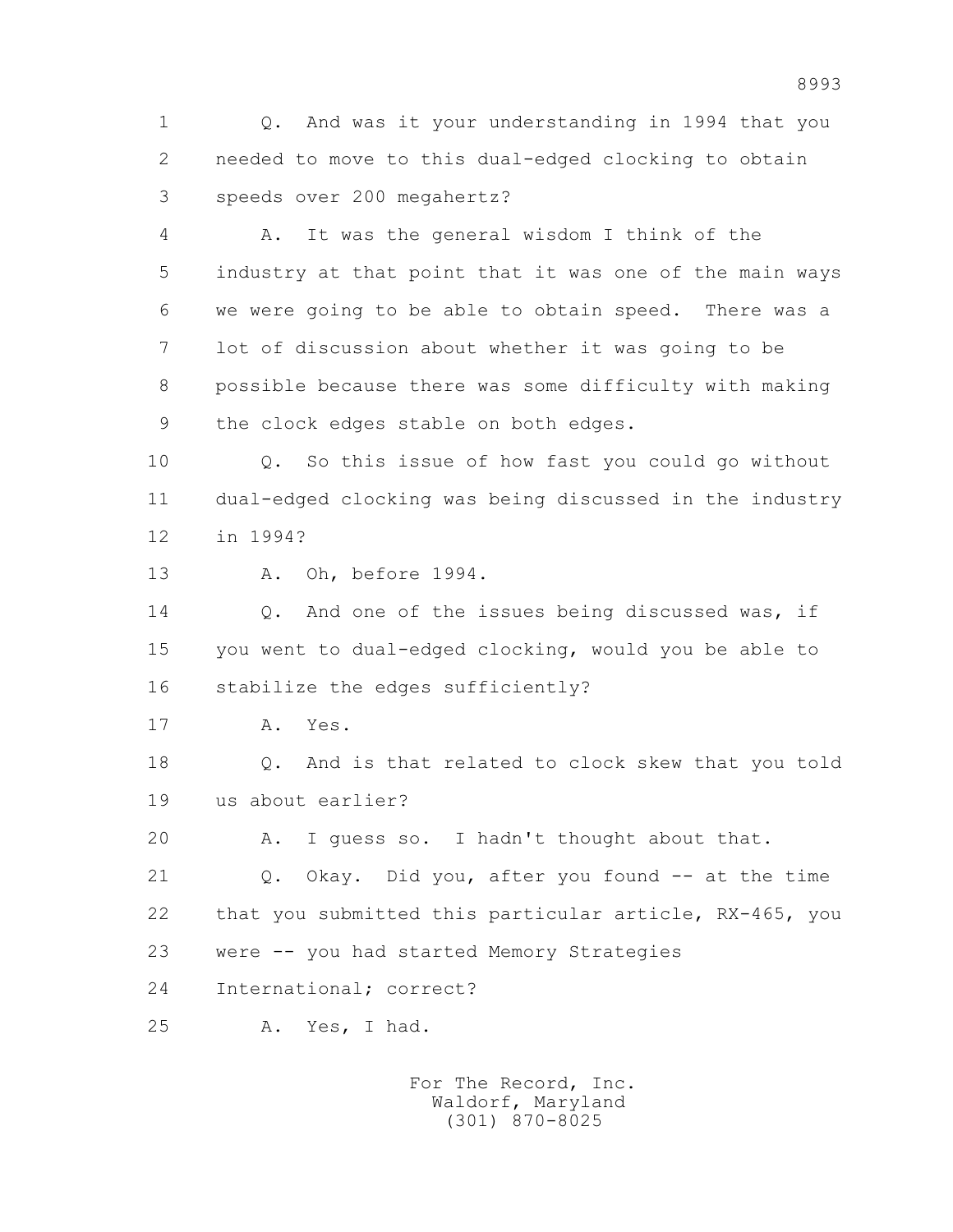1 Q. And was it your understanding in 1994 that you
2 needed to move to this dual-edged clocking to obtain
3 speeds over 200 megahertz?

4 A. It was the general wisdom I think of the
5 industry at that point that it was one of the main ways
6 we were going to be able to obtain speed. There was a
7 lot of discussion about whether it was going to be
8 possible because there was some difficulty with making
9 the clock edges stable on both edges.

10 Q. So this issue of how fast you could go without
11 dual-edged clocking was being discussed in the industry
12 in 1994?

13 A. Oh, before 1994.

14 Q. And one of the issues being discussed was, if
15 you went to dual-edged clocking, would you be able to
16 stabilize the edges sufficiently?

17 A. Yes.

18 Q. And is that related to clock skew that you told
19 us about earlier?

20 A. I guess so. I hadn't thought about that.

21 Q. Okay. Did you, after you found -- at the time
22 that you submitted this particular article, RX-465, you
23 were -- you had started Memory Strategies
24 International; correct?

25 A. Yes, I had.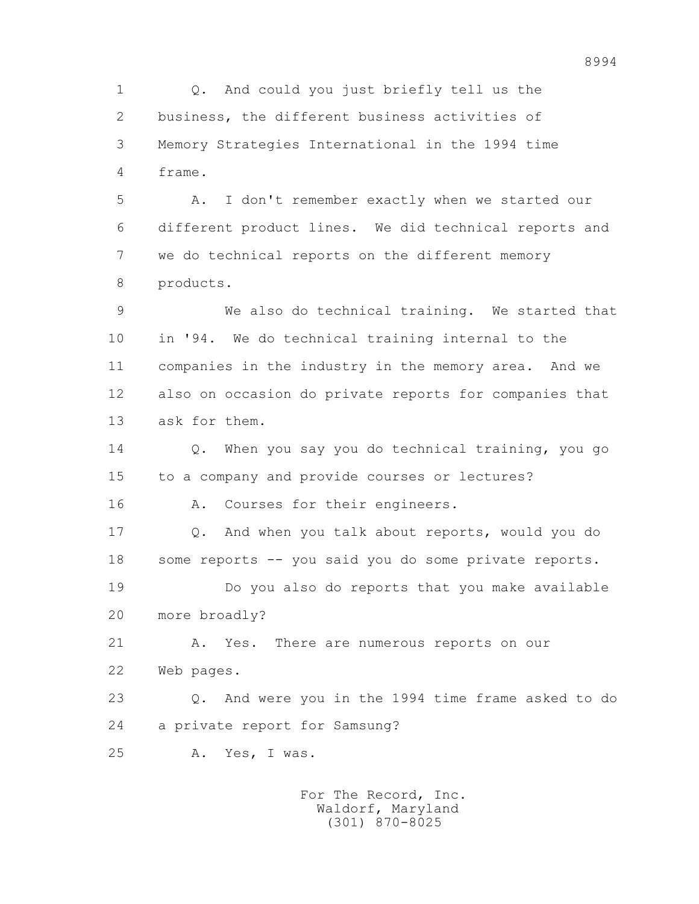Q. And could you just briefly tell us the business, the different business activities of Memory Strategies International in the 1994 time frame.

A. I don't remember exactly when we started our different product lines. We did technical reports and we do technical reports on the different memory products.

We also do technical training. We started that in '94. We do technical training internal to the companies in the industry in the memory area. And we also on occasion do private reports for companies that ask for them.

Q. When you say you do technical training, you go to a company and provide courses or lectures?

A. Courses for their engineers.

Q. And when you talk about reports, would you do some reports -- you said you do some private reports.

Do you also do reports that you make available more broadly?

A. Yes. There are numerous reports on our Web pages.

Q. And were you in the 1994 time frame asked to do a private report for Samsung?

A. Yes, I was.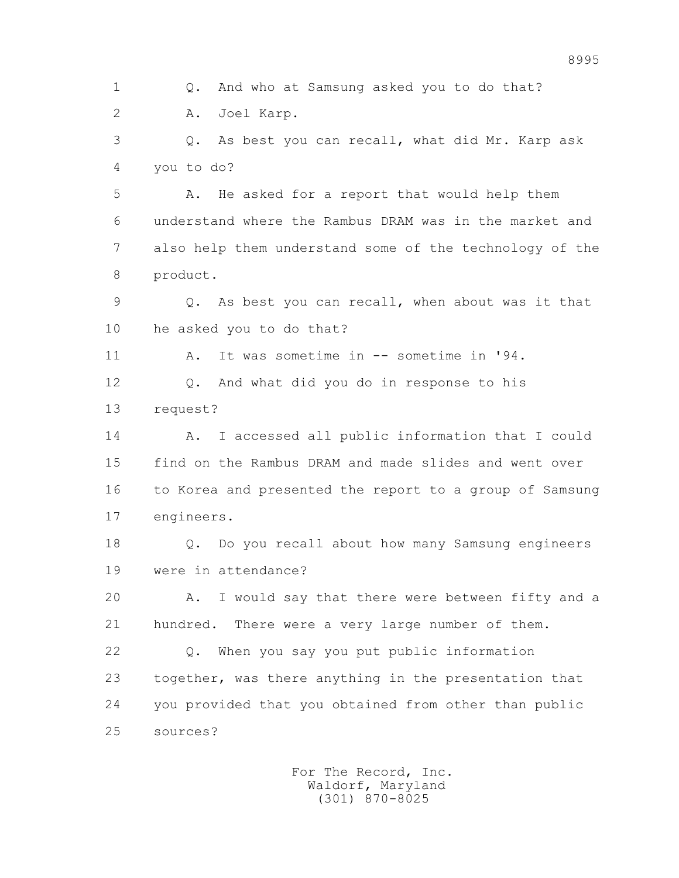Q. And who at Samsung asked you to do that?

A. Joel Karp.

Q. As best you can recall, what did Mr. Karp ask you to do?

A. He asked for a report that would help them understand where the Rambus DRAM was in the market and also help them understand some of the technology of the product.

Q. As best you can recall, when about was it that he asked you to do that?

A. It was sometime in -- sometime in '94.

Q. And what did you do in response to his request?

A. I accessed all public information that I could find on the Rambus DRAM and made slides and went over to Korea and presented the report to a group of Samsung engineers.

Q. Do you recall about how many Samsung engineers were in attendance?

A. I would say that there were between fifty and a hundred. There were a very large number of them.

Q. When you say you put public information together, was there anything in the presentation that you provided that you obtained from other than public sources?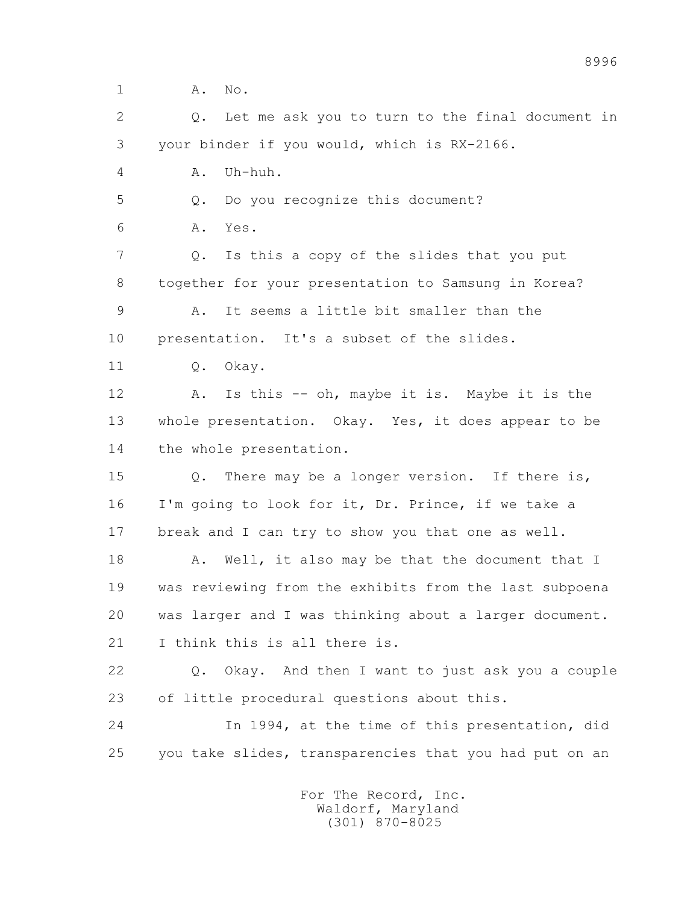1 A. No.

2 Q. Let me ask you to turn to the final document in

3 your binder if you would, which is RX-2166.

4 A. Uh-huh.

5 Q. Do you recognize this document?

6 A. Yes.

7 Q. Is this a copy of the slides that you put

8 together for your presentation to Samsung in Korea?

9 A. It seems a little bit smaller than the

10 presentation. It's a subset of the slides.

11 Q. Okay.

12 A. Is this -- oh, maybe it is. Maybe it is the

13 whole presentation. Okay. Yes, it does appear to be

14 the whole presentation.

15 Q. There may be a longer version. If there is,

16 I'm going to look for it, Dr. Prince, if we take a

17 break and I can try to show you that one as well.

18 A. Well, it also may be that the document that I

19 was reviewing from the exhibits from the last subpoena

20 was larger and I was thinking about a larger document.

21 I think this is all there is.

22 Q. Okay. And then I want to just ask you a couple

23 of little procedural questions about this.

24 In 1994, at the time of this presentation, did

25 you take slides, transparencies that you had put on an

For The Record, Inc.
Waldorf, Maryland
(301) 870-8025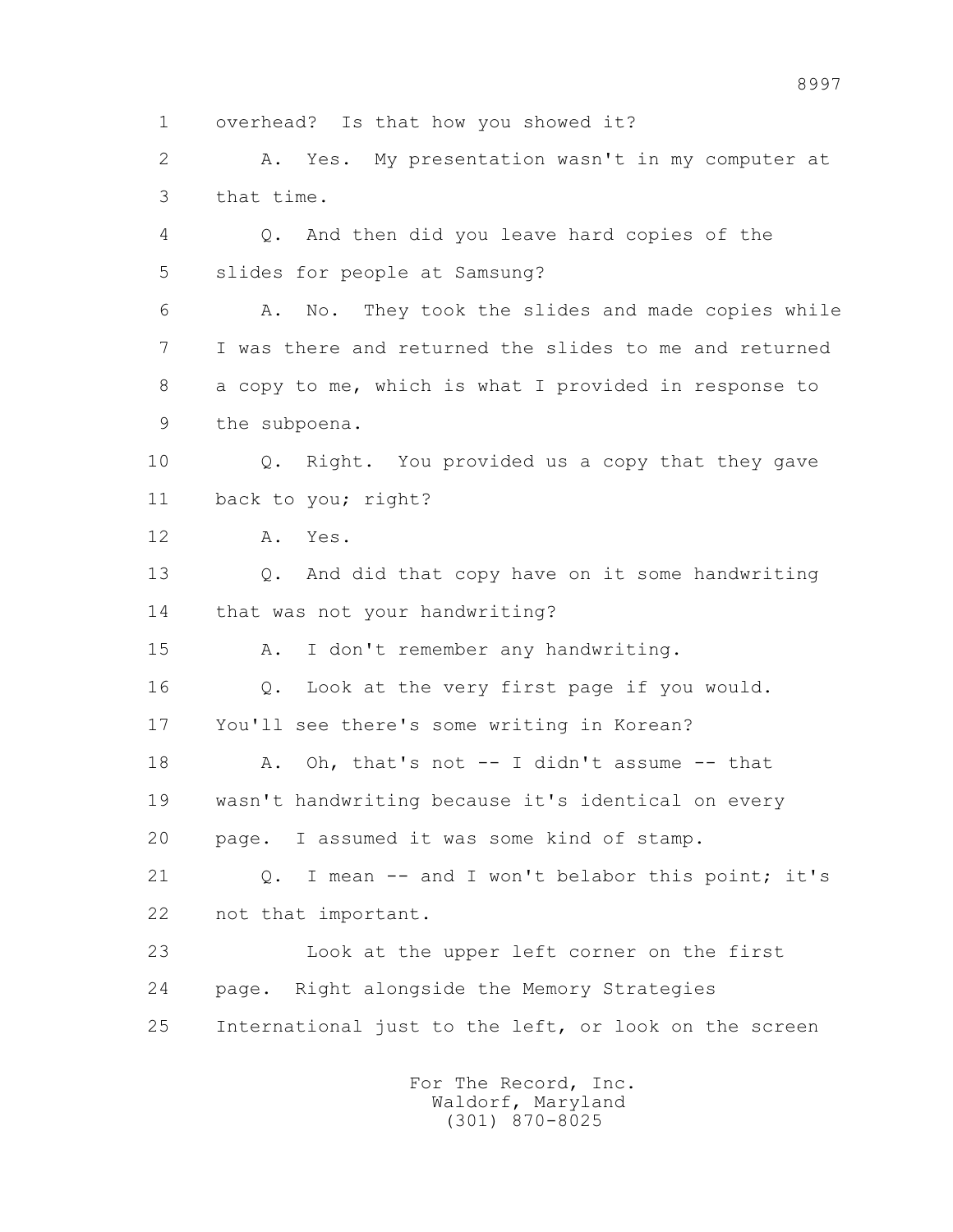1 overhead? Is that how you showed it?

2 A. Yes. My presentation wasn't in my computer at

3 that time.

4 Q. And then did you leave hard copies of the

5 slides for people at Samsung?

6 A. No. They took the slides and made copies while

7 I was there and returned the slides to me and returned

8 a copy to me, which is what I provided in response to

9 the subpoena.

10 Q. Right. You provided us a copy that they gave

11 back to you; right?

12 A. Yes.

13 Q. And did that copy have on it some handwriting

14 that was not your handwriting?

15 A. I don't remember any handwriting.

16 Q. Look at the very first page if you would.

17 You'll see there's some writing in Korean?

18 A. Oh, that's not -- I didn't assume -- that

19 wasn't handwriting because it's identical on every

20 page. I assumed it was some kind of stamp.

21 Q. I mean -- and I won't belabor this point; it's

22 not that important.

23 Look at the upper left corner on the first

24 page. Right alongside the Memory Strategies

25 International just to the left, or look on the screen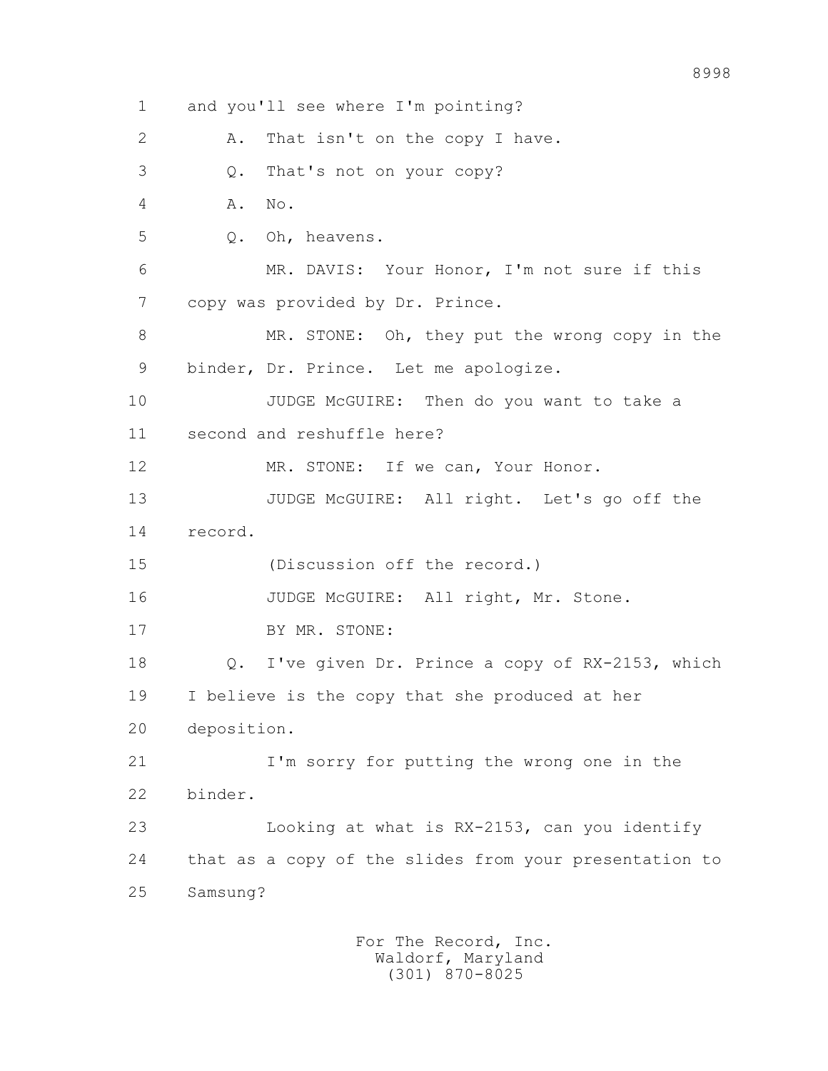1 and you'll see where I'm pointing?

2 A. That isn't on the copy I have.

3 Q. That's not on your copy?

4 A. No.

5 Q. Oh, heavens.

6 MR. DAVIS: Your Honor, I'm not sure if this

7 copy was provided by Dr. Prince.

8 MR. STONE: Oh, they put the wrong copy in the

9 binder, Dr. Prince. Let me apologize.

10 JUDGE McGUIRE: Then do you want to take a

11 second and reshuffle here?

12 MR. STONE: If we can, Your Honor.

13 JUDGE McGUIRE: All right. Let's go off the

14 record.

15 (Discussion off the record.)

16 JUDGE McGUIRE: All right, Mr. Stone.

17 BY MR. STONE:

18 Q. I've given Dr. Prince a copy of RX-2153, which

19 I believe is the copy that she produced at her

20 deposition.

21 I'm sorry for putting the wrong one in the

22 binder.

23 Looking at what is RX-2153, can you identify

24 that as a copy of the slides from your presentation to

25 Samsung?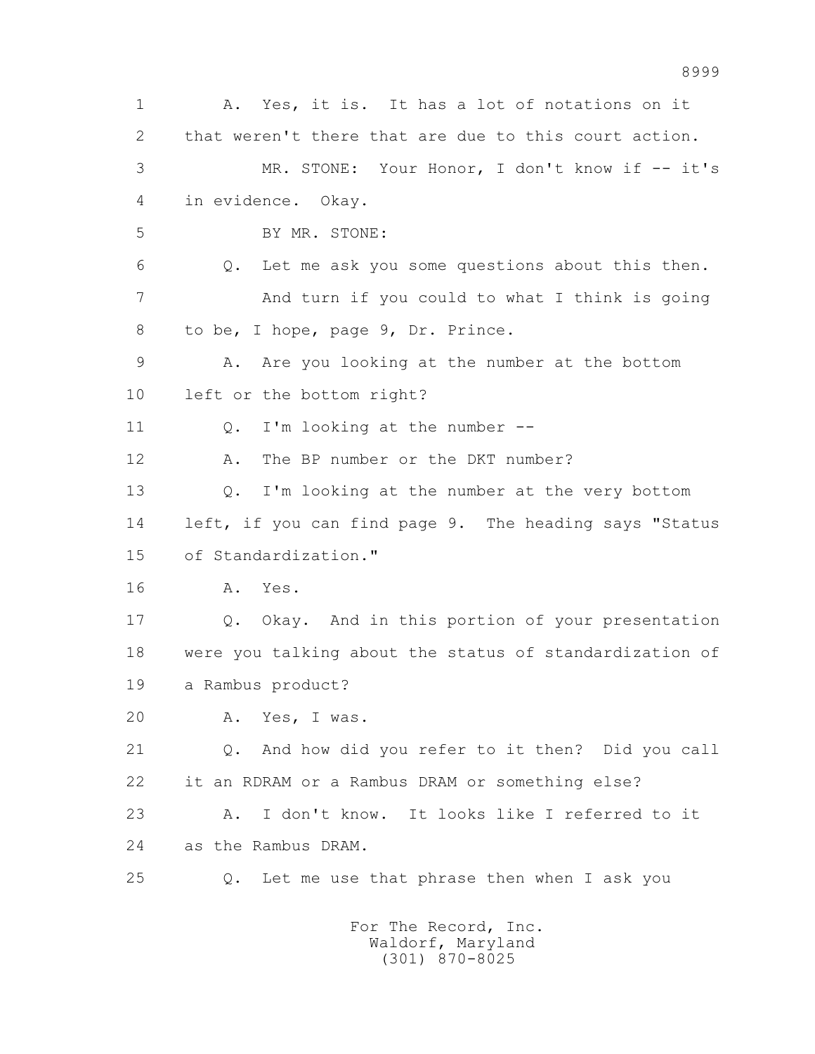1 A. Yes, it is. It has a lot of notations on it
2 that weren't there that are due to this court action.
3 MR. STONE: Your Honor, I don't know if -- it's
4 in evidence. Okay.
5 BY MR. STONE:
6 Q. Let me ask you some questions about this then.
7 And turn if you could to what I think is going
8 to be, I hope, page 9, Dr. Prince.
9 A. Are you looking at the number at the bottom
10 left or the bottom right?
11 Q. I'm looking at the number --
12 A. The BP number or the DKT number?
13 Q. I'm looking at the number at the very bottom
14 left, if you can find page 9. The heading says "Status
15 of Standardization."
16 A. Yes.
17 Q. Okay. And in this portion of your presentation
18 were you talking about the status of standardization of
19 a Rambus product?
20 A. Yes, I was.
21 Q. And how did you refer to it then? Did you call
22 it an RDRAM or a Rambus DRAM or something else?
23 A. I don't know. It looks like I referred to it
24 as the Rambus DRAM.
25 Q. Let me use that phrase then when I ask you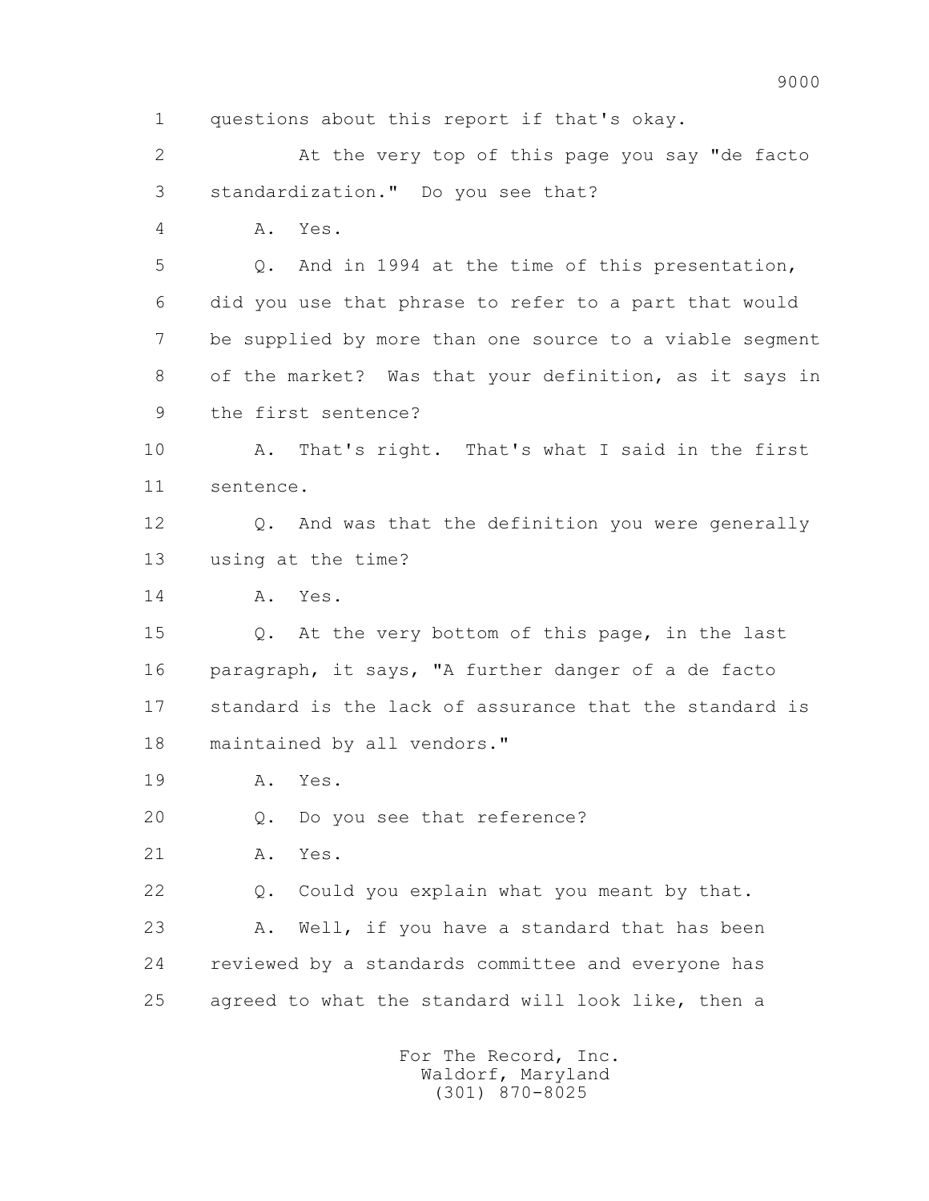1 questions about this report if that's okay.

2 At the very top of this page you say "de facto

3 standardization." Do you see that?

4 A. Yes.

5 Q. And in 1994 at the time of this presentation,

6 did you use that phrase to refer to a part that would

7 be supplied by more than one source to a viable segment

8 of the market? Was that your definition, as it says in

9 the first sentence?

10 A. That's right. That's what I said in the first

11 sentence.

12 Q. And was that the definition you were generally

13 using at the time?

14 A. Yes.

15 Q. At the very bottom of this page, in the last

16 paragraph, it says, "A further danger of a de facto

17 standard is the lack of assurance that the standard is

18 maintained by all vendors."

19 A. Yes.

20 Q. Do you see that reference?

21 A. Yes.

22 Q. Could you explain what you meant by that.

23 A. Well, if you have a standard that has been

24 reviewed by a standards committee and everyone has

25 agreed to what the standard will look like, then a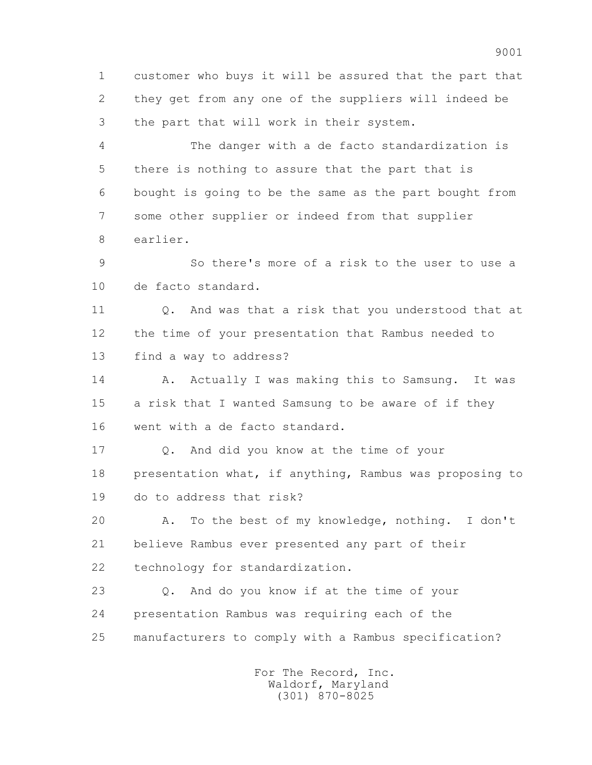customer who buys it will be assured that the part that they get from any one of the suppliers will indeed be the part that will work in their system.

The danger with a de facto standardization is there is nothing to assure that the part that is bought is going to be the same as the part bought from some other supplier or indeed from that supplier earlier.

So there's more of a risk to the user to use a de facto standard.

Q. And was that a risk that you understood that at the time of your presentation that Rambus needed to find a way to address?

A. Actually I was making this to Samsung. It was a risk that I wanted Samsung to be aware of if they went with a de facto standard.

Q. And did you know at the time of your presentation what, if anything, Rambus was proposing to do to address that risk?

A. To the best of my knowledge, nothing. I don't believe Rambus ever presented any part of their technology for standardization.

Q. And do you know if at the time of your presentation Rambus was requiring each of the manufacturers to comply with a Rambus specification?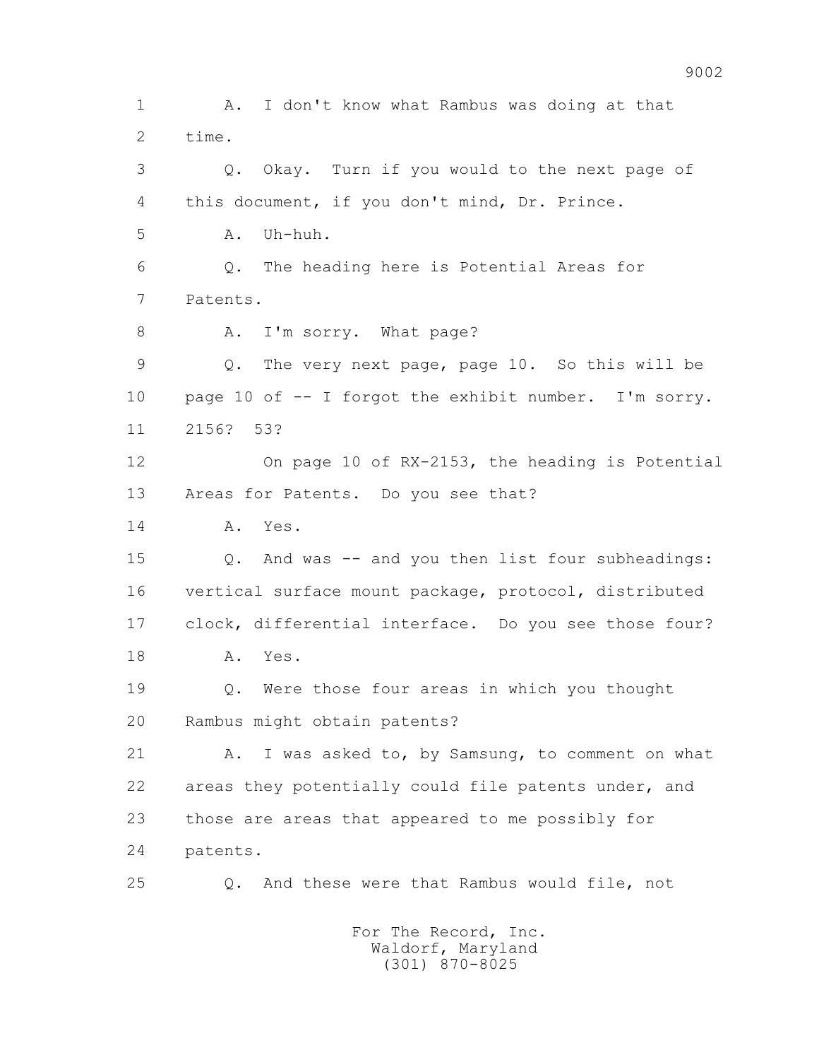1 A. I don't know what Rambus was doing at that
2 time.
3 Q. Okay. Turn if you would to the next page of
4 this document, if you don't mind, Dr. Prince.
5 A. Uh-huh.
6 Q. The heading here is Potential Areas for
7 Patents.
8 A. I'm sorry. What page?
9 Q. The very next page, page 10. So this will be
10 page 10 of -- I forgot the exhibit number. I'm sorry.
11 2156? 53?
12 On page 10 of RX-2153, the heading is Potential
13 Areas for Patents. Do you see that?
14 A. Yes.
15 Q. And was -- and you then list four subheadings:
16 vertical surface mount package, protocol, distributed
17 clock, differential interface. Do you see those four?
18 A. Yes.
19 Q. Were those four areas in which you thought
20 Rambus might obtain patents?
21 A. I was asked to, by Samsung, to comment on what
22 areas they potentially could file patents under, and
23 those are areas that appeared to me possibly for
24 patents.
25 Q. And these were that Rambus would file, not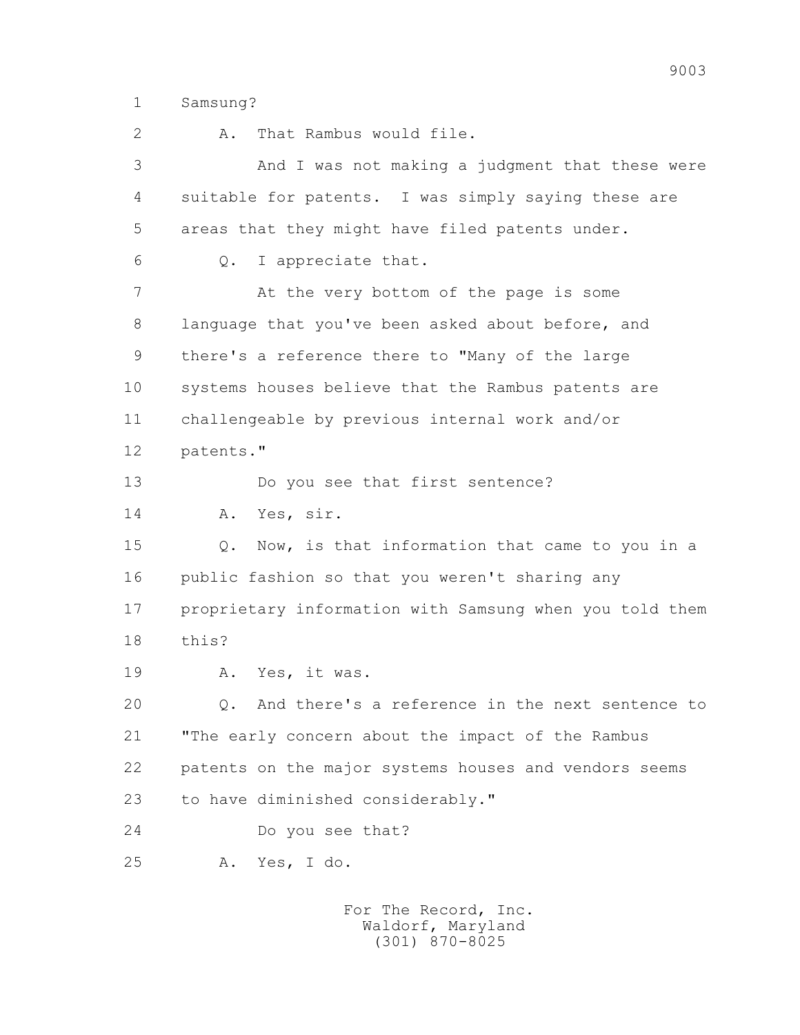1 Samsung?

2 A. That Rambus would file.

3 And I was not making a judgment that these were

4 suitable for patents. I was simply saying these are

5 areas that they might have filed patents under.

6 Q. I appreciate that.

7 At the very bottom of the page is some

8 language that you've been asked about before, and

9 there's a reference there to "Many of the large

10 systems houses believe that the Rambus patents are

11 challengeable by previous internal work and/or

12 patents."

13 Do you see that first sentence?

14 A. Yes, sir.

15 Q. Now, is that information that came to you in a

16 public fashion so that you weren't sharing any

17 proprietary information with Samsung when you told them

18 this?

19 A. Yes, it was.

20 Q. And there's a reference in the next sentence to

21 "The early concern about the impact of the Rambus

22 patents on the major systems houses and vendors seems

23 to have diminished considerably."

24 Do you see that?

25 A. Yes, I do.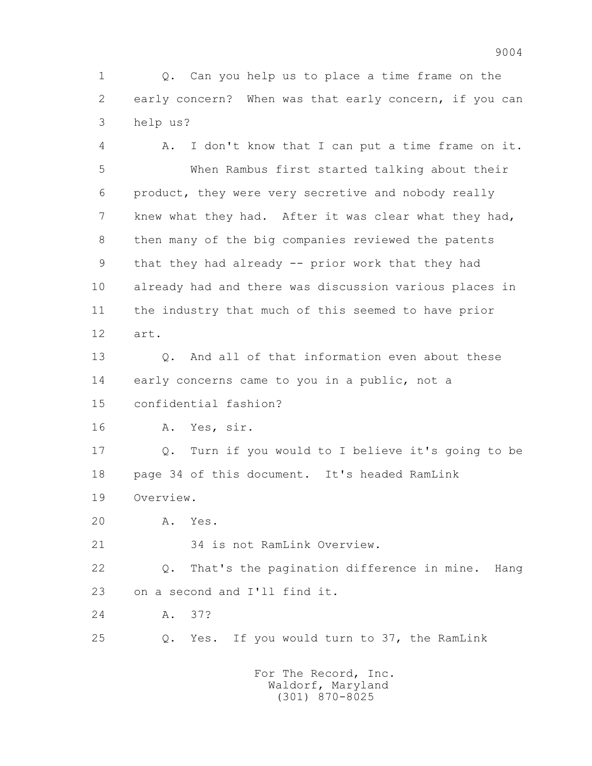Q. Can you help us to place a time frame on the early concern? When was that early concern, if you can help us?

A. I don't know that I can put a time frame on it.

When Rambus first started talking about their product, they were very secretive and nobody really knew what they had. After it was clear what they had, then many of the big companies reviewed the patents that they had already -- prior work that they had already had and there was discussion various places in the industry that much of this seemed to have prior art.

Q. And all of that information even about these early concerns came to you in a public, not a confidential fashion?

A. Yes, sir.

Q. Turn if you would to I believe it's going to be page 34 of this document. It's headed RamLink Overview.

A. Yes.

34 is not RamLink Overview.

Q. That's the pagination difference in mine. Hang on a second and I'll find it.

A. 37?

Q. Yes. If you would turn to 37, the RamLink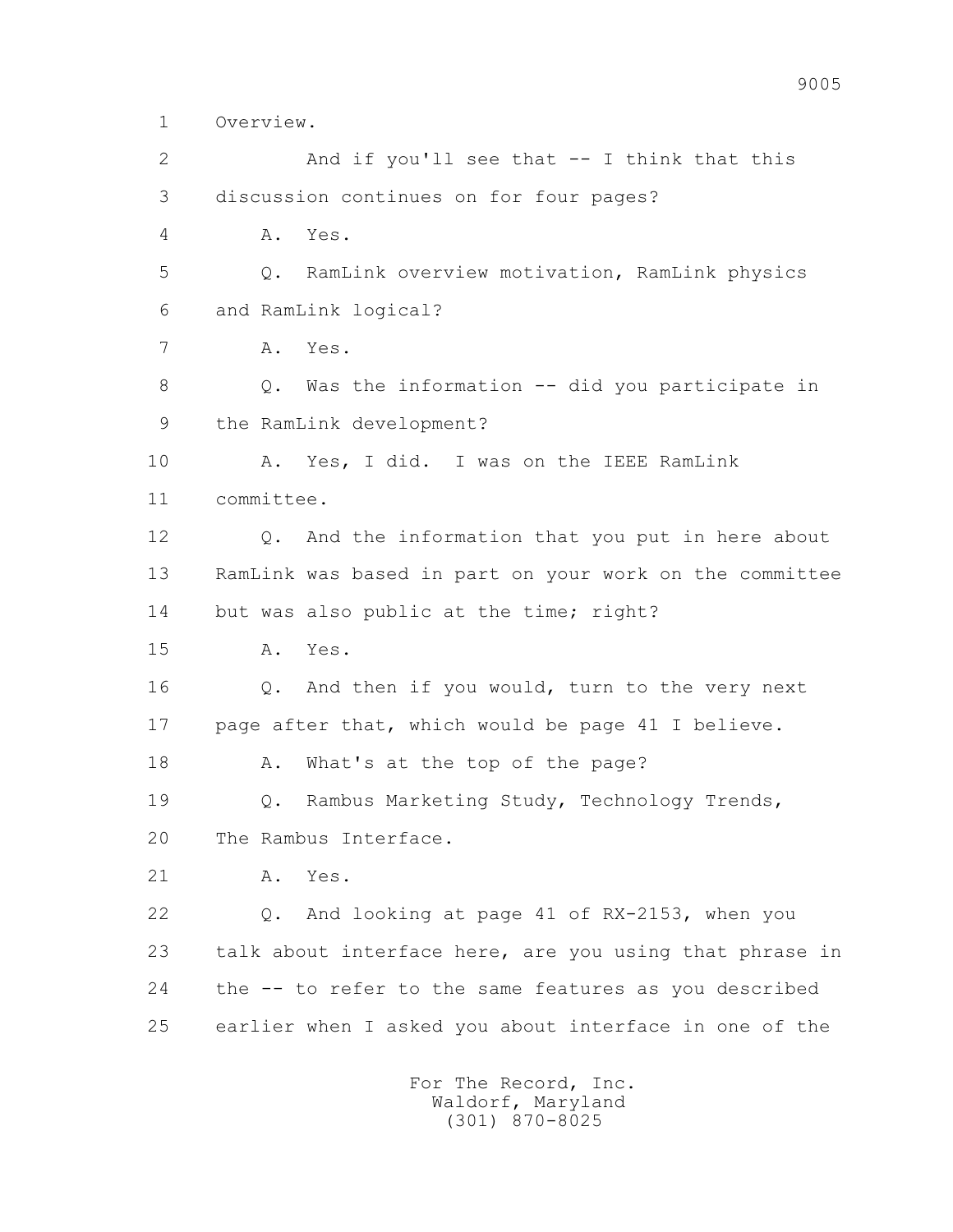1 Overview.

2 And if you'll see that -- I think that this

3 discussion continues on for four pages?

4 A. Yes.

5 Q. RamLink overview motivation, RamLink physics

6 and RamLink logical?

7 A. Yes.

8 Q. Was the information -- did you participate in

9 the RamLink development?

10 A. Yes, I did. I was on the IEEE RamLink

11 committee.

12 Q. And the information that you put in here about

13 RamLink was based in part on your work on the committee

14 but was also public at the time; right?

15 A. Yes.

16 Q. And then if you would, turn to the very next

17 page after that, which would be page 41 I believe.

18 A. What's at the top of the page?

19 Q. Rambus Marketing Study, Technology Trends,

20 The Rambus Interface.

21 A. Yes.

22 Q. And looking at page 41 of RX-2153, when you

23 talk about interface here, are you using that phrase in

24 the -- to refer to the same features as you described

25 earlier when I asked you about interface in one of the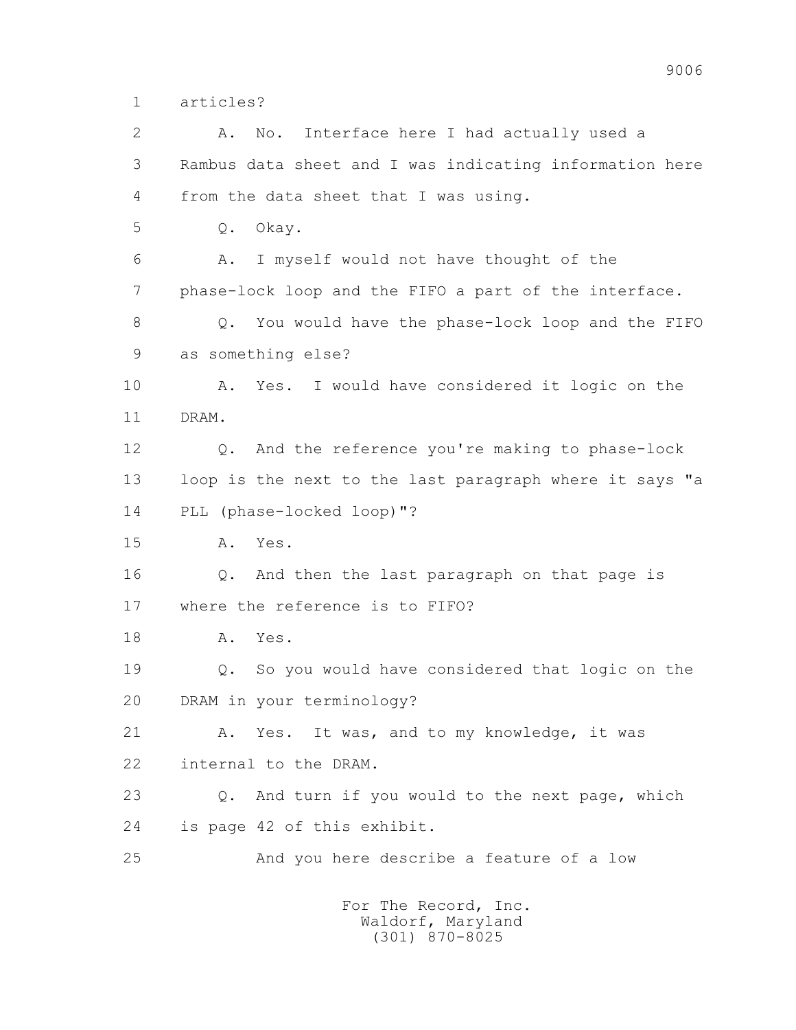1 articles?

2 A. No. Interface here I had actually used a

3 Rambus data sheet and I was indicating information here

4 from the data sheet that I was using.

5 Q. Okay.

6 A. I myself would not have thought of the

7 phase-lock loop and the FIFO a part of the interface.

8 Q. You would have the phase-lock loop and the FIFO

9 as something else?

10 A. Yes. I would have considered it logic on the

11 DRAM.

12 Q. And the reference you're making to phase-lock

13 loop is the next to the last paragraph where it says "a

14 PLL (phase-locked loop)"?

15 A. Yes.

16 Q. And then the last paragraph on that page is

17 where the reference is to FIFO?

18 A. Yes.

19 Q. So you would have considered that logic on the

20 DRAM in your terminology?

21 A. Yes. It was, and to my knowledge, it was

22 internal to the DRAM.

23 Q. And turn if you would to the next page, which

24 is page 42 of this exhibit.

25 And you here describe a feature of a low

For The Record, Inc.
Waldorf, Maryland
(301) 870-8025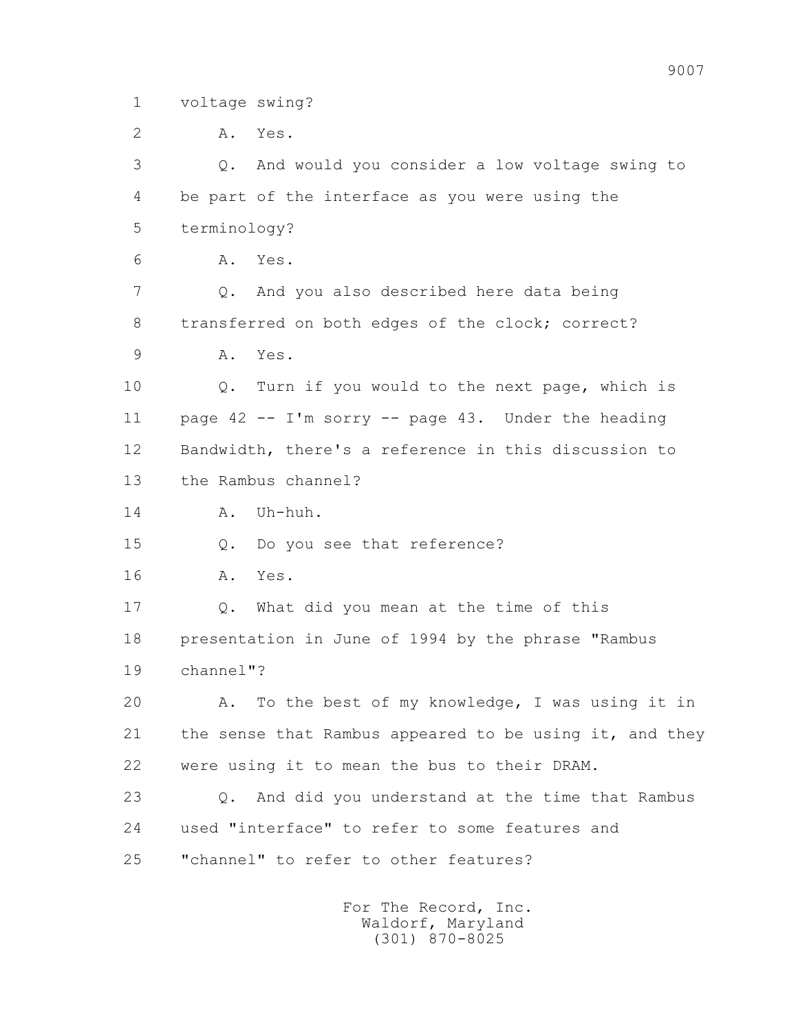1 voltage swing?

2 A. Yes.

3 Q. And would you consider a low voltage swing to

4 be part of the interface as you were using the

5 terminology?

6 A. Yes.

7 Q. And you also described here data being

8 transferred on both edges of the clock; correct?

9 A. Yes.

10 Q. Turn if you would to the next page, which is

11 page 42 -- I'm sorry -- page 43. Under the heading

12 Bandwidth, there's a reference in this discussion to

13 the Rambus channel?

14 A. Uh-huh.

15 Q. Do you see that reference?

16 A. Yes.

17 Q. What did you mean at the time of this

18 presentation in June of 1994 by the phrase "Rambus

19 channel"?

20 A. To the best of my knowledge, I was using it in

21 the sense that Rambus appeared to be using it, and they

22 were using it to mean the bus to their DRAM.

23 Q. And did you understand at the time that Rambus

24 used "interface" to refer to some features and

25 "channel" to refer to other features?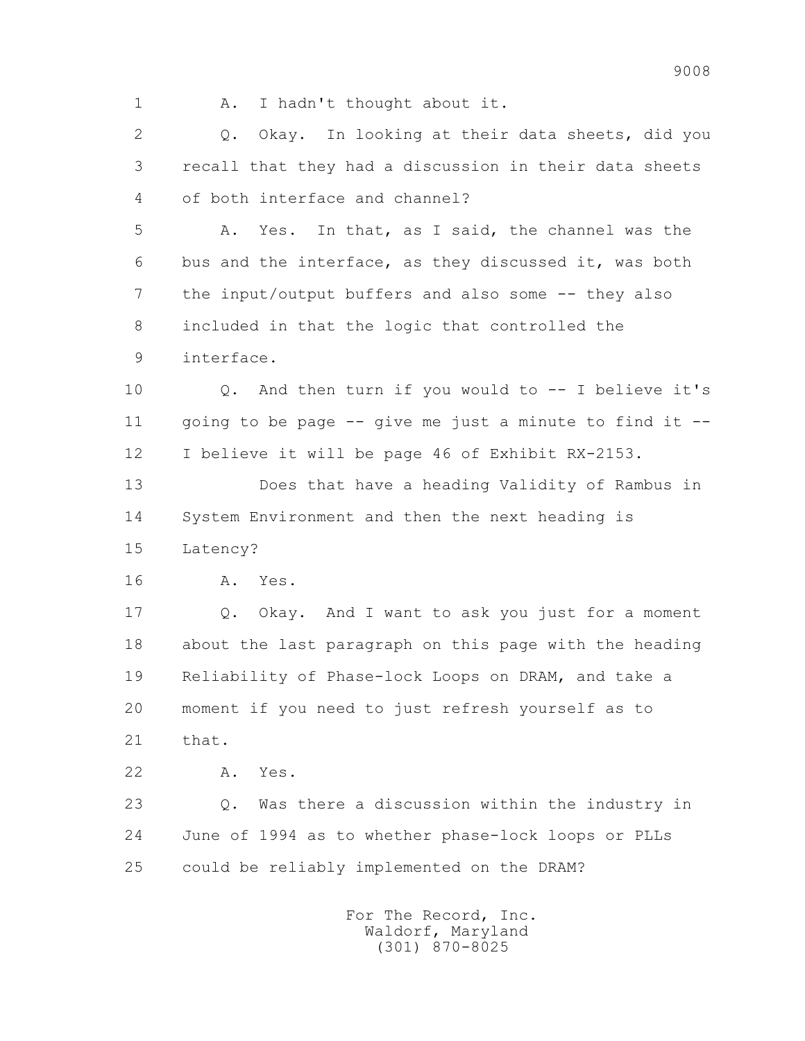1 A. I hadn't thought about it.

2 Q. Okay. In looking at their data sheets, did you

3 recall that they had a discussion in their data sheets

4 of both interface and channel?

5 A. Yes. In that, as I said, the channel was the

6 bus and the interface, as they discussed it, was both

7 the input/output buffers and also some -- they also

8 included in that the logic that controlled the

9 interface.

10 Q. And then turn if you would to -- I believe it's

11 going to be page -- give me just a minute to find it --

12 I believe it will be page 46 of Exhibit RX-2153.

13 Does that have a heading Validity of Rambus in

14 System Environment and then the next heading is

15 Latency?

16 A. Yes.

17 Q. Okay. And I want to ask you just for a moment

18 about the last paragraph on this page with the heading

19 Reliability of Phase-lock Loops on DRAM, and take a

20 moment if you need to just refresh yourself as to

21 that.

22 A. Yes.

23 Q. Was there a discussion within the industry in

24 June of 1994 as to whether phase-lock loops or PLLs

25 could be reliably implemented on the DRAM?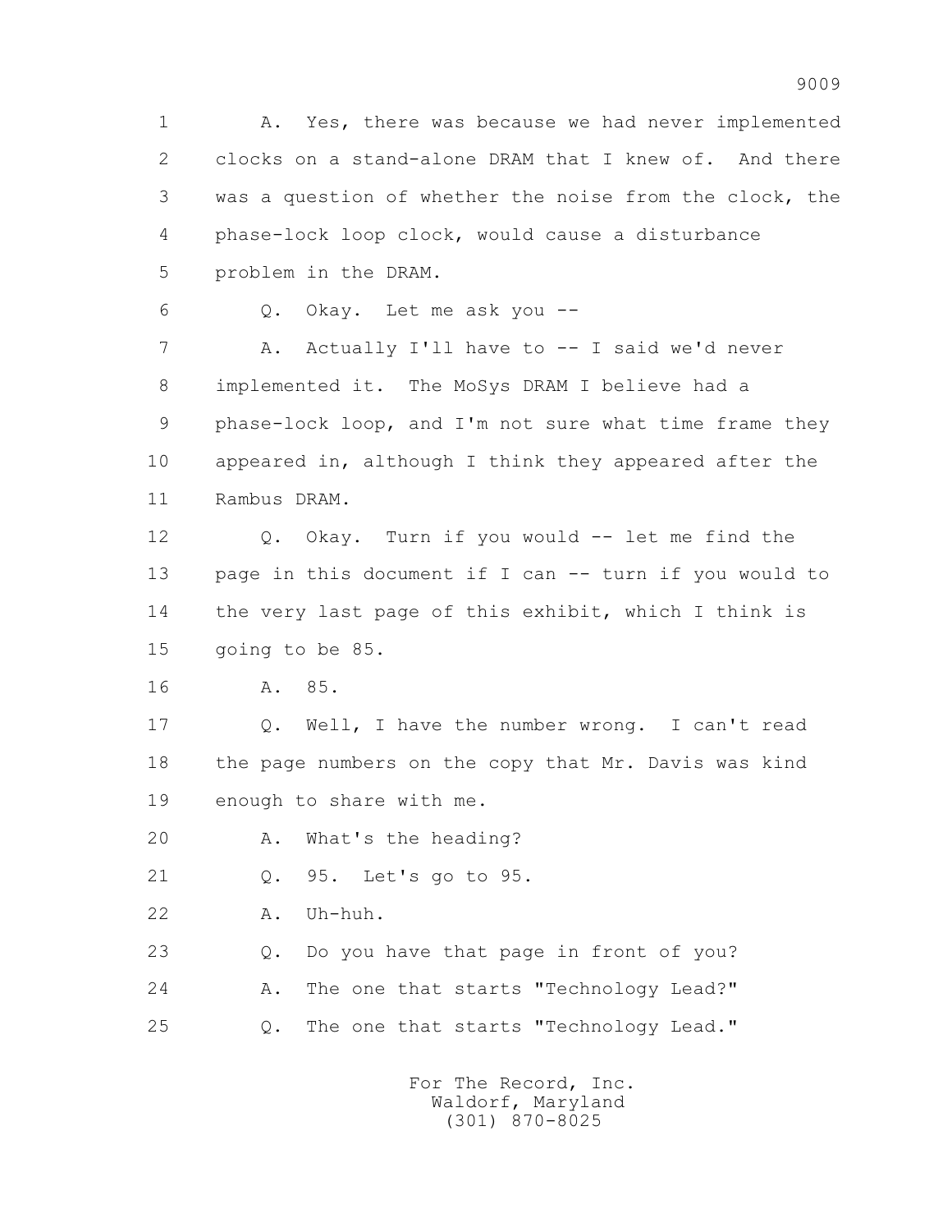1 A. Yes, there was because we had never implemented
2 clocks on a stand-alone DRAM that I knew of. And there
3 was a question of whether the noise from the clock, the
4 phase-lock loop clock, would cause a disturbance
5 problem in the DRAM.

6 Q. Okay. Let me ask you --

7 A. Actually I'll have to -- I said we'd never
8 implemented it. The MoSys DRAM I believe had a
9 phase-lock loop, and I'm not sure what time frame they
10 appeared in, although I think they appeared after the
11 Rambus DRAM.

12 Q. Okay. Turn if you would -- let me find the
13 page in this document if I can -- turn if you would to
14 the very last page of this exhibit, which I think is
15 going to be 85.

16 A. 85.

17 Q. Well, I have the number wrong. I can't read
18 the page numbers on the copy that Mr. Davis was kind
19 enough to share with me.

20 A. What's the heading?

21 Q. 95. Let's go to 95.

22 A. Uh-huh.

23 Q. Do you have that page in front of you?

24 A. The one that starts "Technology Lead?"

25 Q. The one that starts "Technology Lead."

For The Record, Inc.
Waldorf, Maryland
(301) 870-8025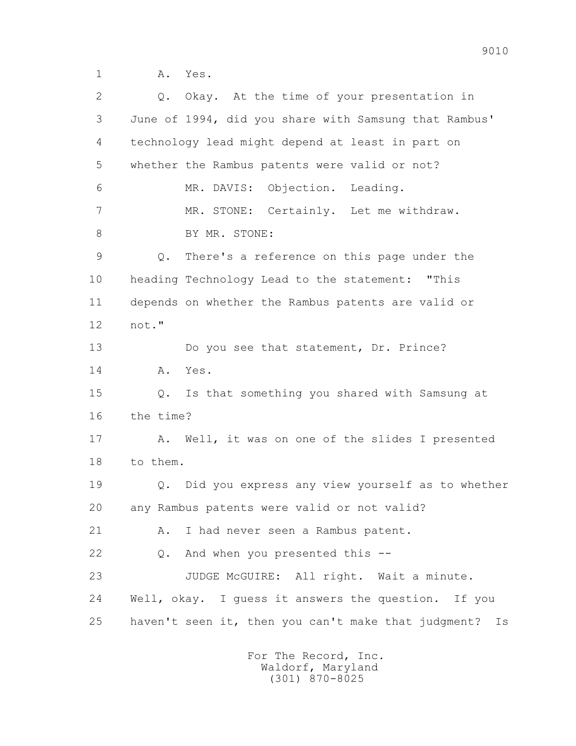1 A. Yes.

2 Q. Okay. At the time of your presentation in

3 June of 1994, did you share with Samsung that Rambus'

4 technology lead might depend at least in part on

5 whether the Rambus patents were valid or not?

6 MR. DAVIS: Objection. Leading.

7 MR. STONE: Certainly. Let me withdraw.

8 BY MR. STONE:

9 Q. There's a reference on this page under the

10 heading Technology Lead to the statement: "This

11 depends on whether the Rambus patents are valid or

12 not."

13 Do you see that statement, Dr. Prince?

14 A. Yes.

15 Q. Is that something you shared with Samsung at

16 the time?

17 A. Well, it was on one of the slides I presented

18 to them.

19 Q. Did you express any view yourself as to whether

20 any Rambus patents were valid or not valid?

21 A. I had never seen a Rambus patent.

22 Q. And when you presented this --

23 JUDGE McGUIRE: All right. Wait a minute.

24 Well, okay. I guess it answers the question. If you

25 haven't seen it, then you can't make that judgment? Is

For The Record, Inc.
Waldorf, Maryland
(301) 870-8025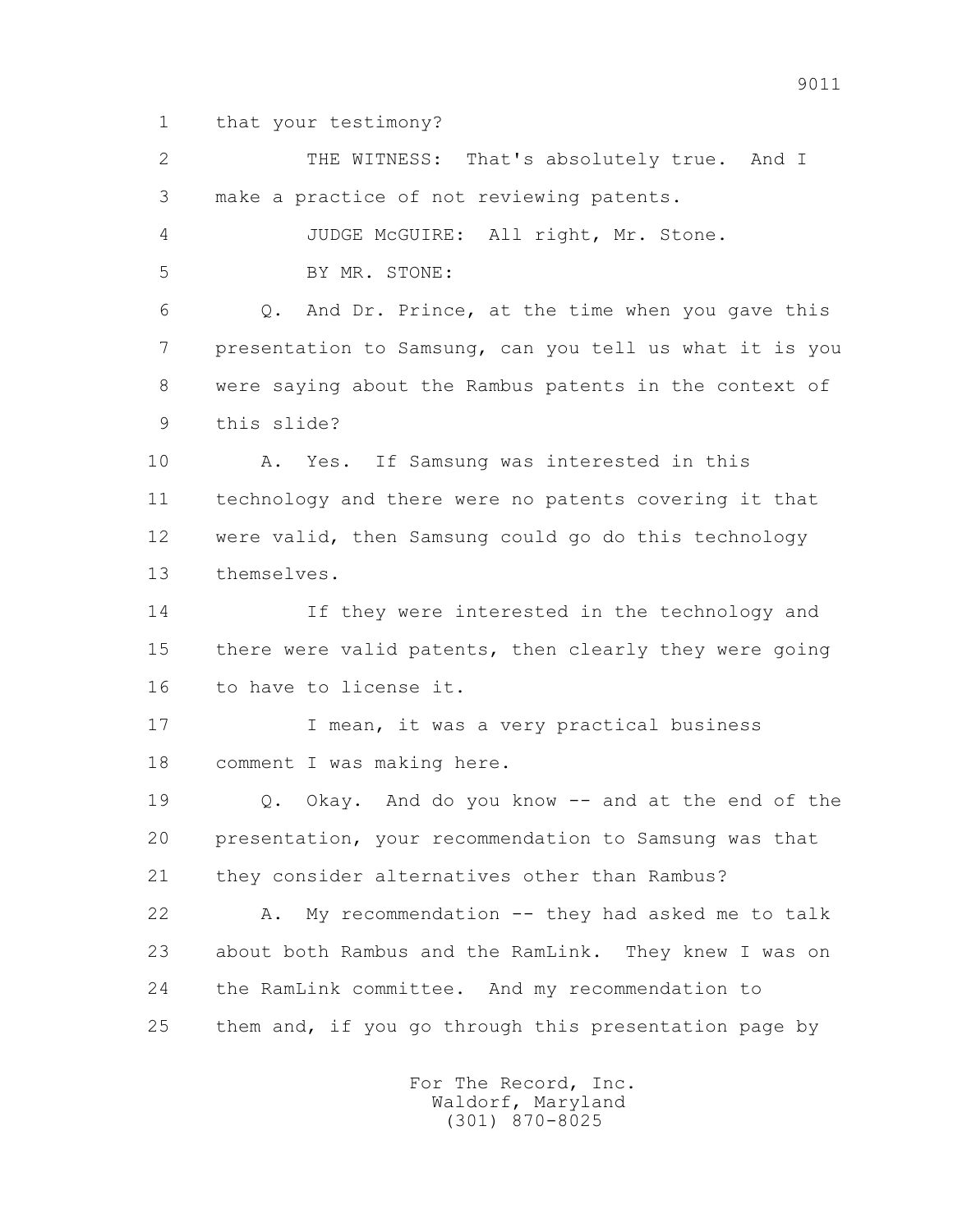1 that your testimony?

2 THE WITNESS: That's absolutely true. And I

3 make a practice of not reviewing patents.

4 JUDGE McGUIRE: All right, Mr. Stone.

5 BY MR. STONE:

6 Q. And Dr. Prince, at the time when you gave this

7 presentation to Samsung, can you tell us what it is you

8 were saying about the Rambus patents in the context of

9 this slide?

10 A. Yes. If Samsung was interested in this

11 technology and there were no patents covering it that

12 were valid, then Samsung could go do this technology

13 themselves.

14 If they were interested in the technology and

15 there were valid patents, then clearly they were going

16 to have to license it.

17 I mean, it was a very practical business

18 comment I was making here.

19 Q. Okay. And do you know -- and at the end of the

20 presentation, your recommendation to Samsung was that

21 they consider alternatives other than Rambus?

22 A. My recommendation -- they had asked me to talk

23 about both Rambus and the RamLink. They knew I was on

24 the RamLink committee. And my recommendation to

25 them and, if you go through this presentation page by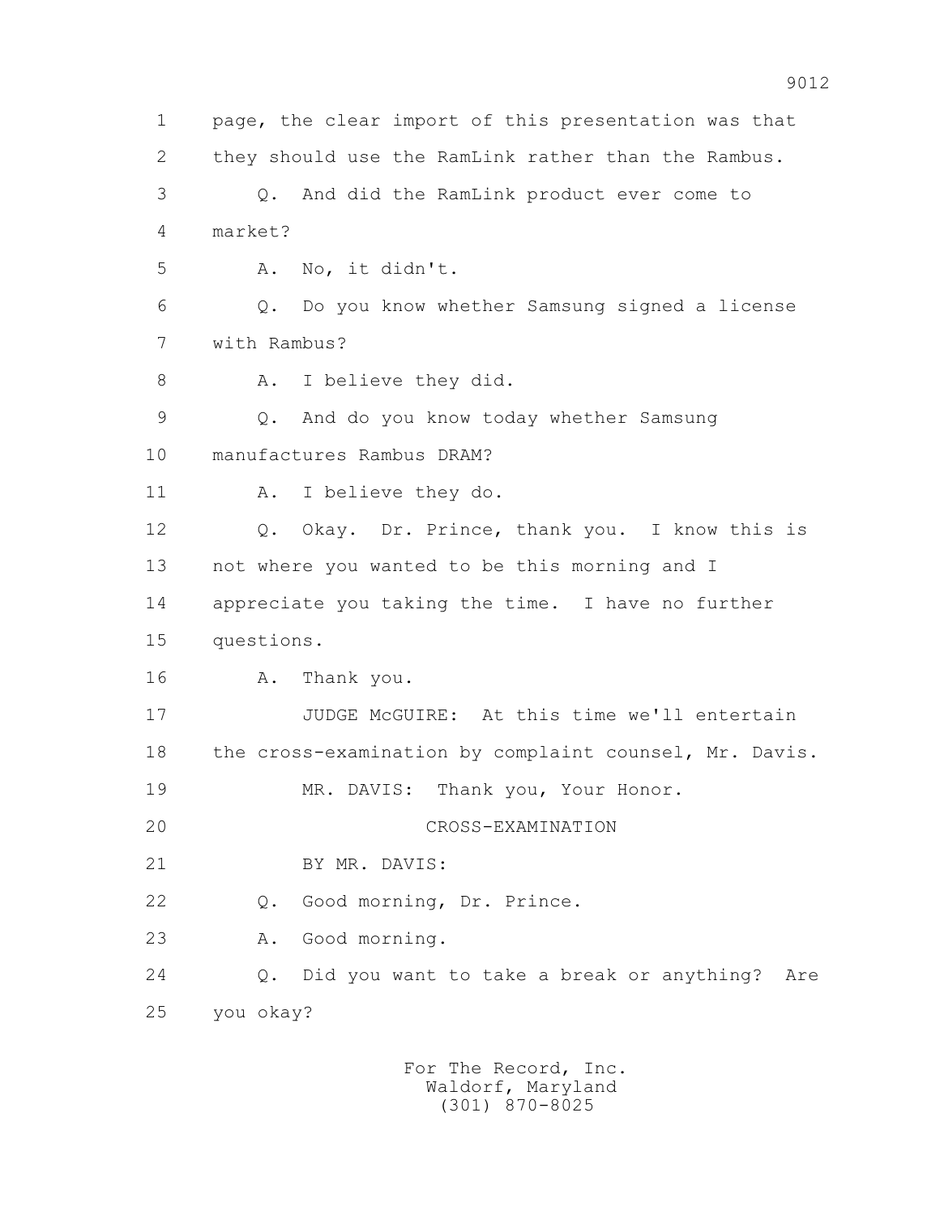1 page, the clear import of this presentation was that
2 they should use the RamLink rather than the Rambus.
3 Q. And did the RamLink product ever come to
4 market?
5 A. No, it didn't.
6 Q. Do you know whether Samsung signed a license
7 with Rambus?
8 A. I believe they did.
9 Q. And do you know today whether Samsung
10 manufactures Rambus DRAM?
11 A. I believe they do.
12 Q. Okay. Dr. Prince, thank you. I know this is
13 not where you wanted to be this morning and I
14 appreciate you taking the time. I have no further
15 questions.
16 A. Thank you.
17 JUDGE McGUIRE: At this time we'll entertain
18 the cross-examination by complaint counsel, Mr. Davis.
19 MR. DAVIS: Thank you, Your Honor.
20 CROSS-EXAMINATION
21 BY MR. DAVIS:
22 Q. Good morning, Dr. Prince.
23 A. Good morning.
24 Q. Did you want to take a break or anything? Are
25 you okay?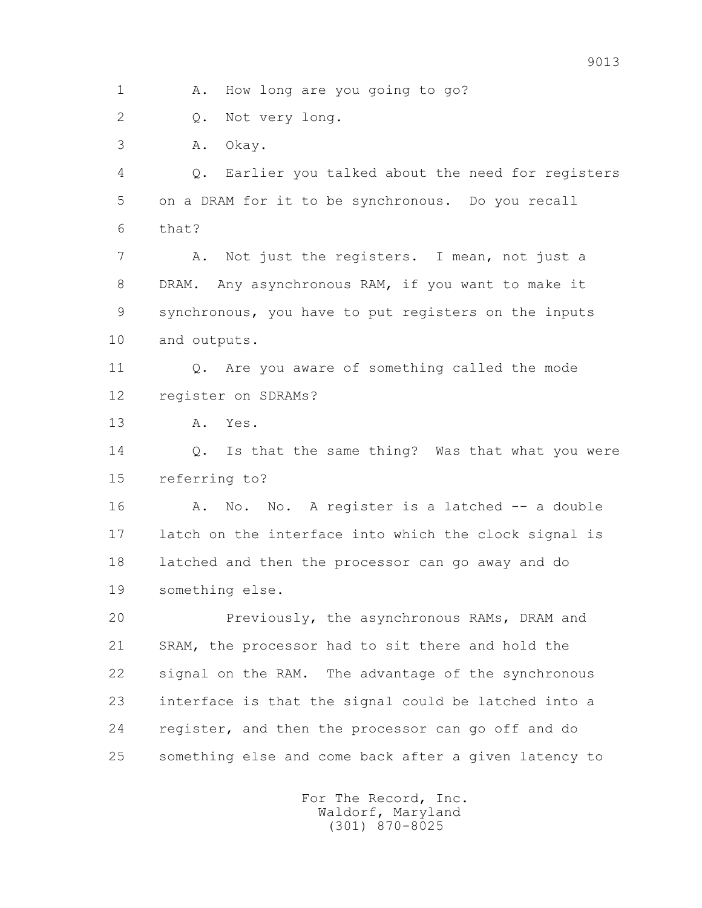1 A. How long are you going to go?

2 Q. Not very long.

3 A. Okay.

4 Q. Earlier you talked about the need for registers

5 on a DRAM for it to be synchronous. Do you recall

6 that?

7 A. Not just the registers. I mean, not just a

8 DRAM. Any asynchronous RAM, if you want to make it

9 synchronous, you have to put registers on the inputs

10 and outputs.

11 Q. Are you aware of something called the mode

12 register on SDRAMs?

13 A. Yes.

14 Q. Is that the same thing? Was that what you were

15 referring to?

16 A. No. No. A register is a latched -- a double

17 latch on the interface into which the clock signal is

18 latched and then the processor can go away and do

19 something else.

20 Previously, the asynchronous RAMs, DRAM and

21 SRAM, the processor had to sit there and hold the

22 signal on the RAM. The advantage of the synchronous

23 interface is that the signal could be latched into a

24 register, and then the processor can go off and do

25 something else and come back after a given latency to

For The Record, Inc.
Waldorf, Maryland
(301) 870-8025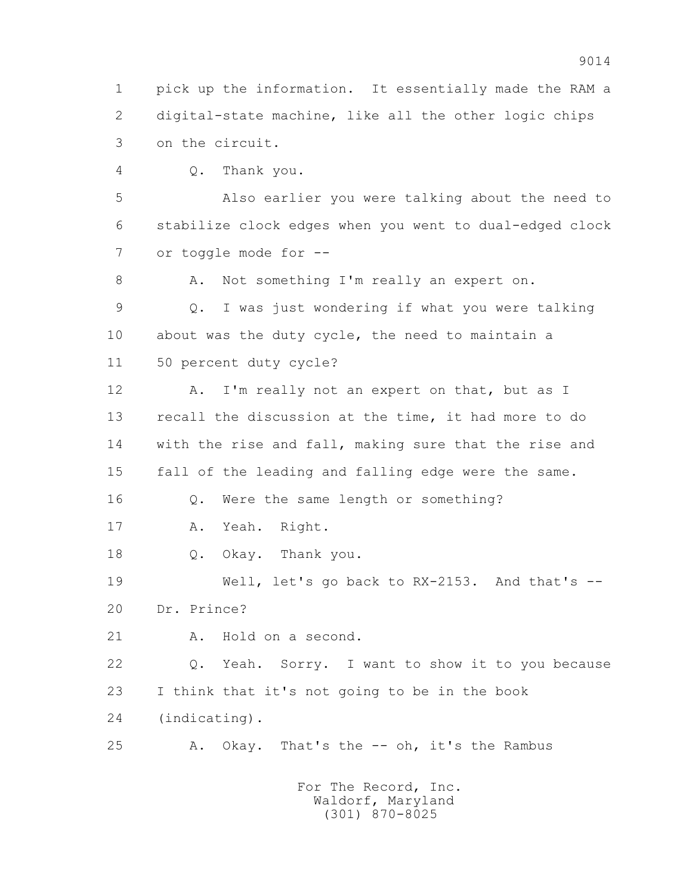1 pick up the information. It essentially made the RAM a
2 digital-state machine, like all the other logic chips
3 on the circuit.

4 Q. Thank you.

5 Also earlier you were talking about the need to
6 stabilize clock edges when you went to dual-edged clock
7 or toggle mode for --

8 A. Not something I'm really an expert on.

9 Q. I was just wondering if what you were talking
10 about was the duty cycle, the need to maintain a
11 50 percent duty cycle?

12 A. I'm really not an expert on that, but as I
13 recall the discussion at the time, it had more to do
14 with the rise and fall, making sure that the rise and
15 fall of the leading and falling edge were the same.

16 Q. Were the same length or something?

17 A. Yeah. Right.

18 Q. Okay. Thank you.

19 Well, let's go back to RX-2153. And that's --
20 Dr. Prince?

21 A. Hold on a second.

22 Q. Yeah. Sorry. I want to show it to you because
23 I think that it's not going to be in the book
24 (indicating).

25 A. Okay. That's the -- oh, it's the Rambus

For The Record, Inc.
Waldorf, Maryland
(301) 870-8025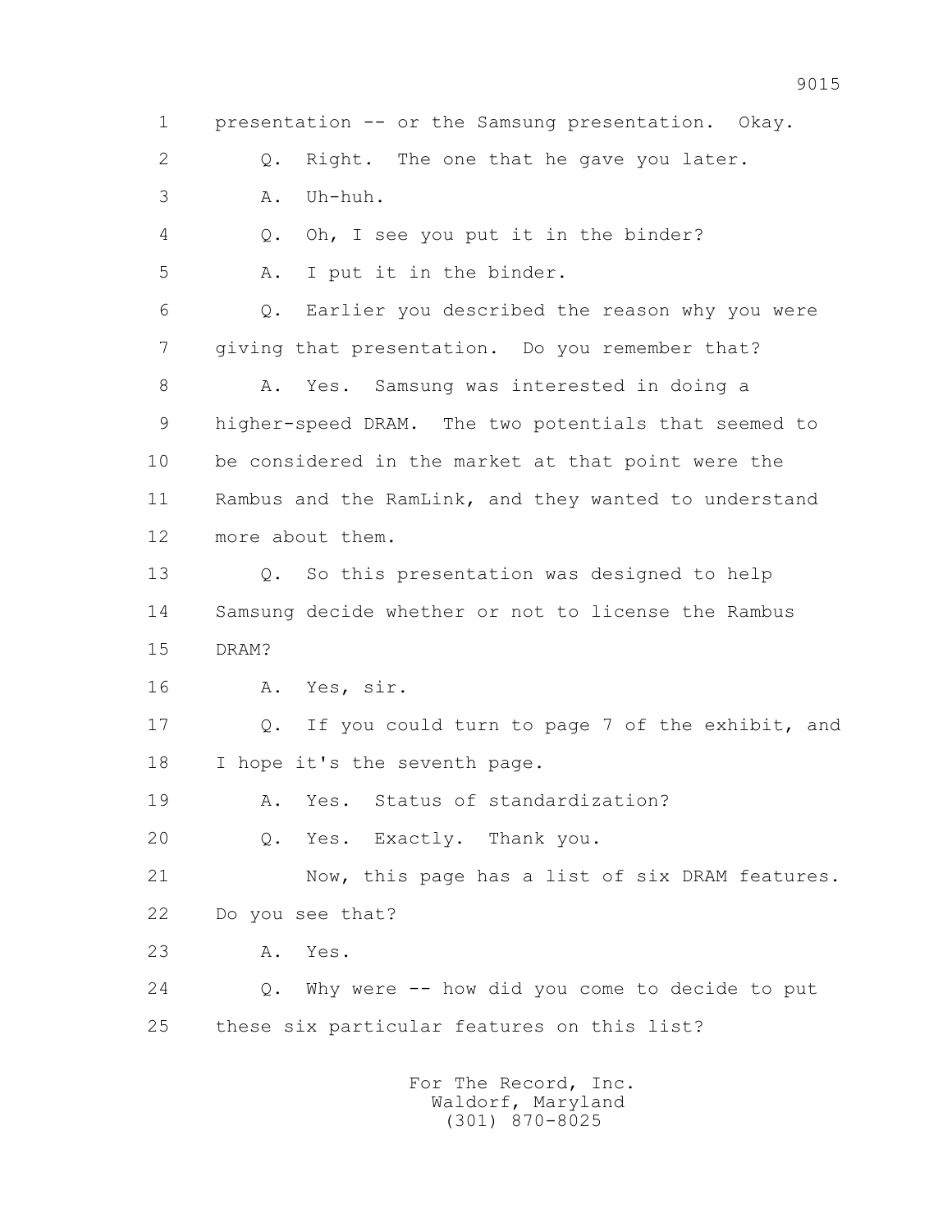1 presentation -- or the Samsung presentation. Okay.

2 Q. Right. The one that he gave you later.

3 A. Uh-huh.

4 Q. Oh, I see you put it in the binder?

5 A. I put it in the binder.

6 Q. Earlier you described the reason why you were

7 giving that presentation. Do you remember that?

8 A. Yes. Samsung was interested in doing a

9 higher-speed DRAM. The two potentials that seemed to

10 be considered in the market at that point were the

11 Rambus and the RamLink, and they wanted to understand

12 more about them.

13 Q. So this presentation was designed to help

14 Samsung decide whether or not to license the Rambus

15 DRAM?

16 A. Yes, sir.

17 Q. If you could turn to page 7 of the exhibit, and

18 I hope it's the seventh page.

19 A. Yes. Status of standardization?

20 Q. Yes. Exactly. Thank you.

21 Now, this page has a list of six DRAM features.

22 Do you see that?

23 A. Yes.

24 Q. Why were -- how did you come to decide to put

25 these six particular features on this list?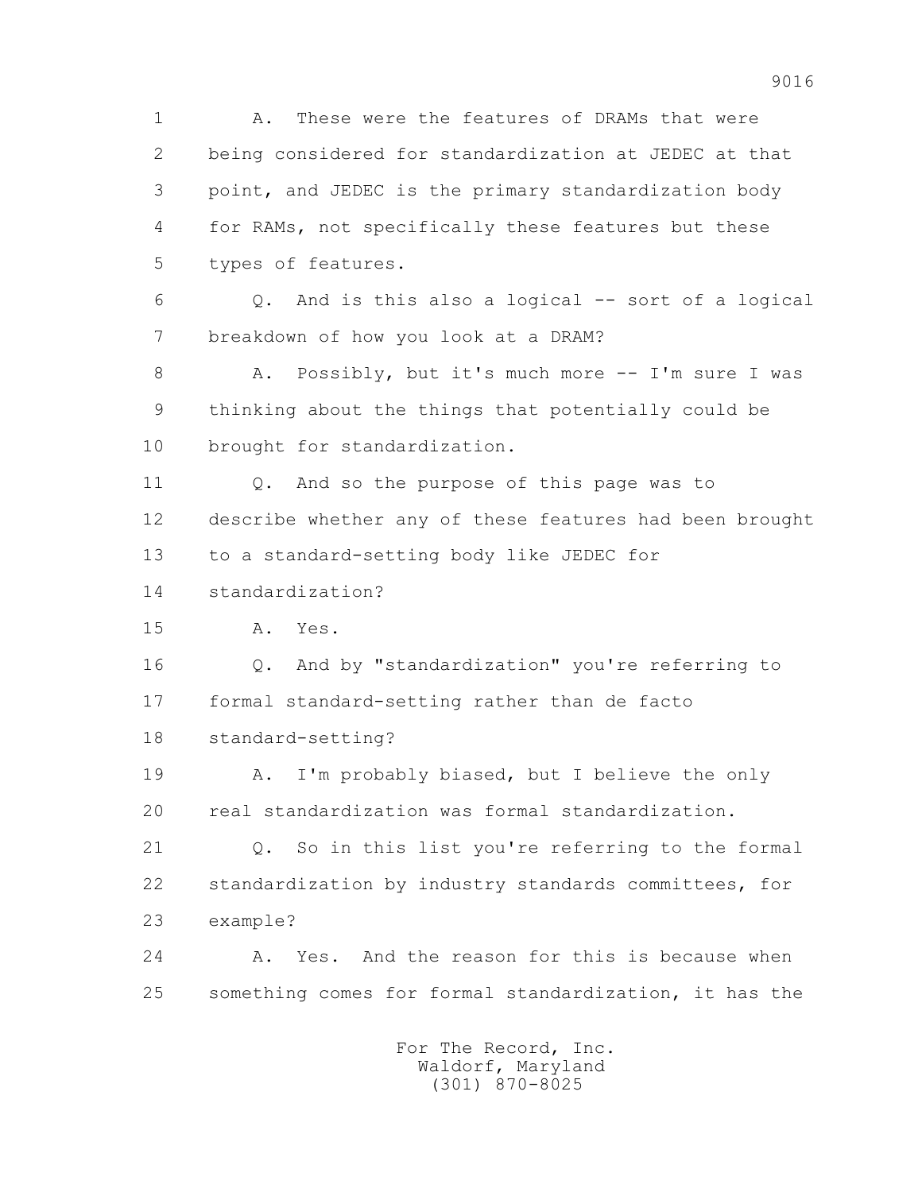A. These were the features of DRAMs that were being considered for standardization at JEDEC at that point, and JEDEC is the primary standardization body for RAMs, not specifically these features but these types of features.

Q. And is this also a logical -- sort of a logical breakdown of how you look at a DRAM?

A. Possibly, but it's much more -- I'm sure I was thinking about the things that potentially could be brought for standardization.

Q. And so the purpose of this page was to describe whether any of these features had been brought to a standard-setting body like JEDEC for standardization?

A. Yes.

Q. And by "standardization" you're referring to formal standard-setting rather than de facto standard-setting?

A. I'm probably biased, but I believe the only real standardization was formal standardization.

Q. So in this list you're referring to the formal standardization by industry standards committees, for example?

A. Yes. And the reason for this is because when something comes for formal standardization, it has the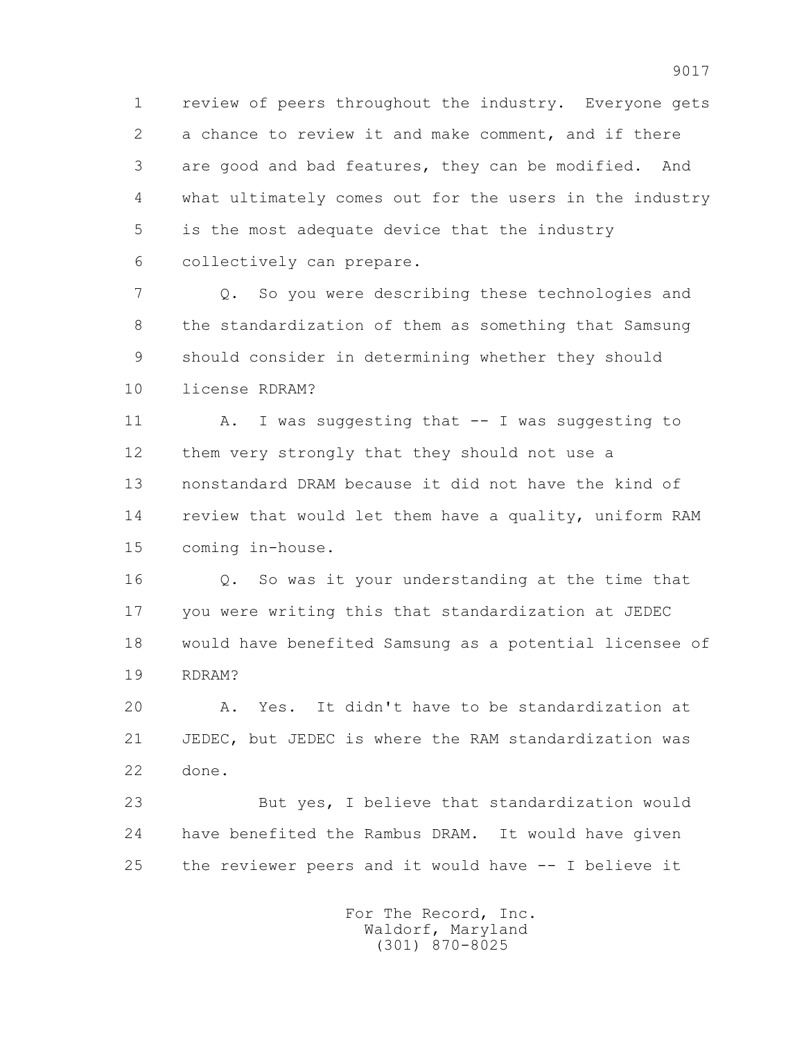1 review of peers throughout the industry. Everyone gets
2 a chance to review it and make comment, and if there
3 are good and bad features, they can be modified. And
4 what ultimately comes out for the users in the industry
5 is the most adequate device that the industry
6 collectively can prepare.

7 Q. So you were describing these technologies and
8 the standardization of them as something that Samsung
9 should consider in determining whether they should
10 license RDRAM?

11 A. I was suggesting that -- I was suggesting to
12 them very strongly that they should not use a
13 nonstandard DRAM because it did not have the kind of
14 review that would let them have a quality, uniform RAM
15 coming in-house.

16 Q. So was it your understanding at the time that
17 you were writing this that standardization at JEDEC
18 would have benefited Samsung as a potential licensee of
19 RDRAM?

20 A. Yes. It didn't have to be standardization at
21 JEDEC, but JEDEC is where the RAM standardization was
22 done.

23 But yes, I believe that standardization would
24 have benefited the Rambus DRAM. It would have given
25 the reviewer peers and it would have -- I believe it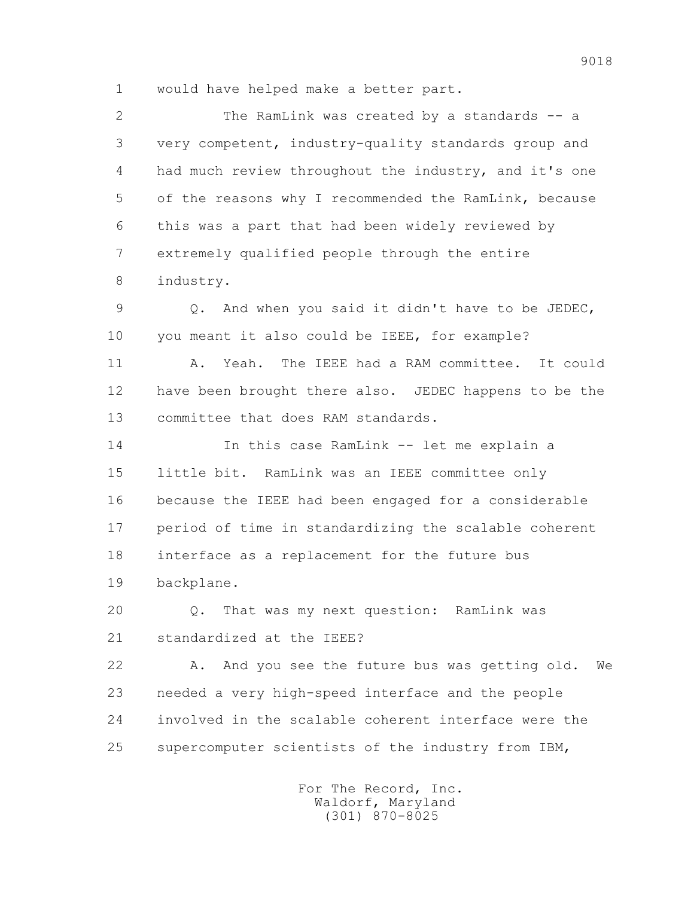1 would have helped make a better part.

2 The RamLink was created by a standards -- a
3 very competent, industry-quality standards group and
4 had much review throughout the industry, and it's one
5 of the reasons why I recommended the RamLink, because
6 this was a part that had been widely reviewed by
7 extremely qualified people through the entire
8 industry.

9 Q. And when you said it didn't have to be JEDEC,
10 you meant it also could be IEEE, for example?

11 A. Yeah. The IEEE had a RAM committee. It could
12 have been brought there also. JEDEC happens to be the
13 committee that does RAM standards.

14 In this case RamLink -- let me explain a
15 little bit. RamLink was an IEEE committee only
16 because the IEEE had been engaged for a considerable
17 period of time in standardizing the scalable coherent
18 interface as a replacement for the future bus
19 backplane.

20 Q. That was my next question: RamLink was
21 standardized at the IEEE?

22 A. And you see the future bus was getting old. We
23 needed a very high-speed interface and the people
24 involved in the scalable coherent interface were the
25 supercomputer scientists of the industry from IBM,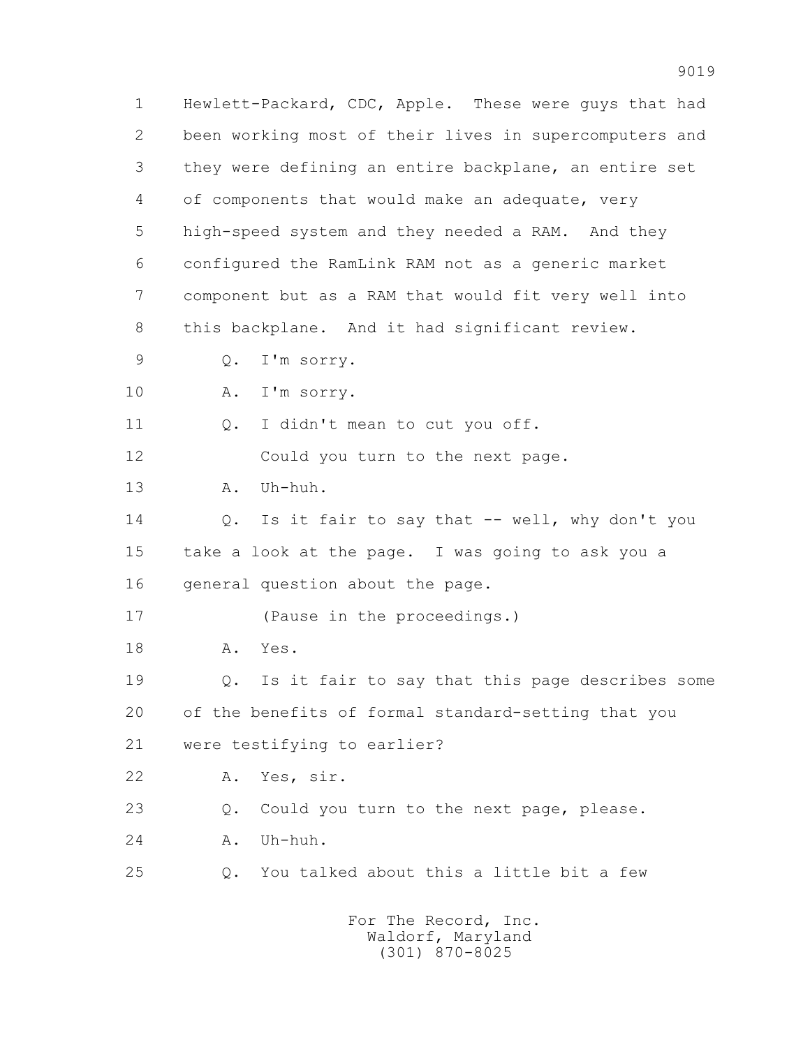1 Hewlett-Packard, CDC, Apple. These were guys that had
2 been working most of their lives in supercomputers and
3 they were defining an entire backplane, an entire set
4 of components that would make an adequate, very
5 high-speed system and they needed a RAM. And they
6 configured the RamLink RAM not as a generic market
7 component but as a RAM that would fit very well into
8 this backplane. And it had significant review.
9 Q. I'm sorry.
10 A. I'm sorry.
11 Q. I didn't mean to cut you off.
12 Could you turn to the next page.
13 A. Uh-huh.
14 Q. Is it fair to say that -- well, why don't you
15 take a look at the page. I was going to ask you a
16 general question about the page.
17 (Pause in the proceedings.)
18 A. Yes.
19 Q. Is it fair to say that this page describes some
20 of the benefits of formal standard-setting that you
21 were testifying to earlier?
22 A. Yes, sir.
23 Q. Could you turn to the next page, please.
24 A. Uh-huh.
25 Q. You talked about this a little bit a few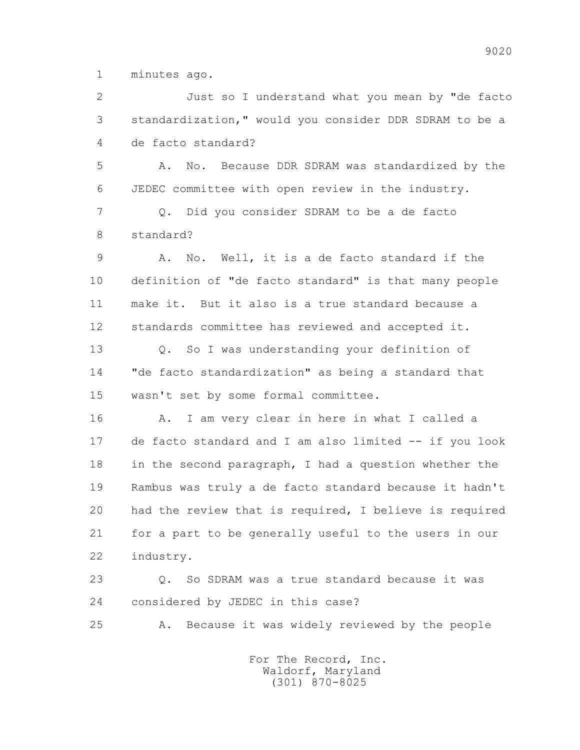1 minutes ago.

2 Just so I understand what you mean by "de facto

3 standardization," would you consider DDR SDRAM to be a

4 de facto standard?

5 A. No. Because DDR SDRAM was standardized by the

6 JEDEC committee with open review in the industry.

7 Q. Did you consider SDRAM to be a de facto

8 standard?

9 A. No. Well, it is a de facto standard if the

10 definition of "de facto standard" is that many people

11 make it. But it also is a true standard because a

12 standards committee has reviewed and accepted it.

13 Q. So I was understanding your definition of

14 "de facto standardization" as being a standard that

15 wasn't set by some formal committee.

16 A. I am very clear in here in what I called a

17 de facto standard and I am also limited -- if you look

18 in the second paragraph, I had a question whether the

19 Rambus was truly a de facto standard because it hadn't

20 had the review that is required, I believe is required

21 for a part to be generally useful to the users in our

22 industry.

23 Q. So SDRAM was a true standard because it was

24 considered by JEDEC in this case?

25 A. Because it was widely reviewed by the people

For The Record, Inc.
Waldorf, Maryland
(301) 870-8025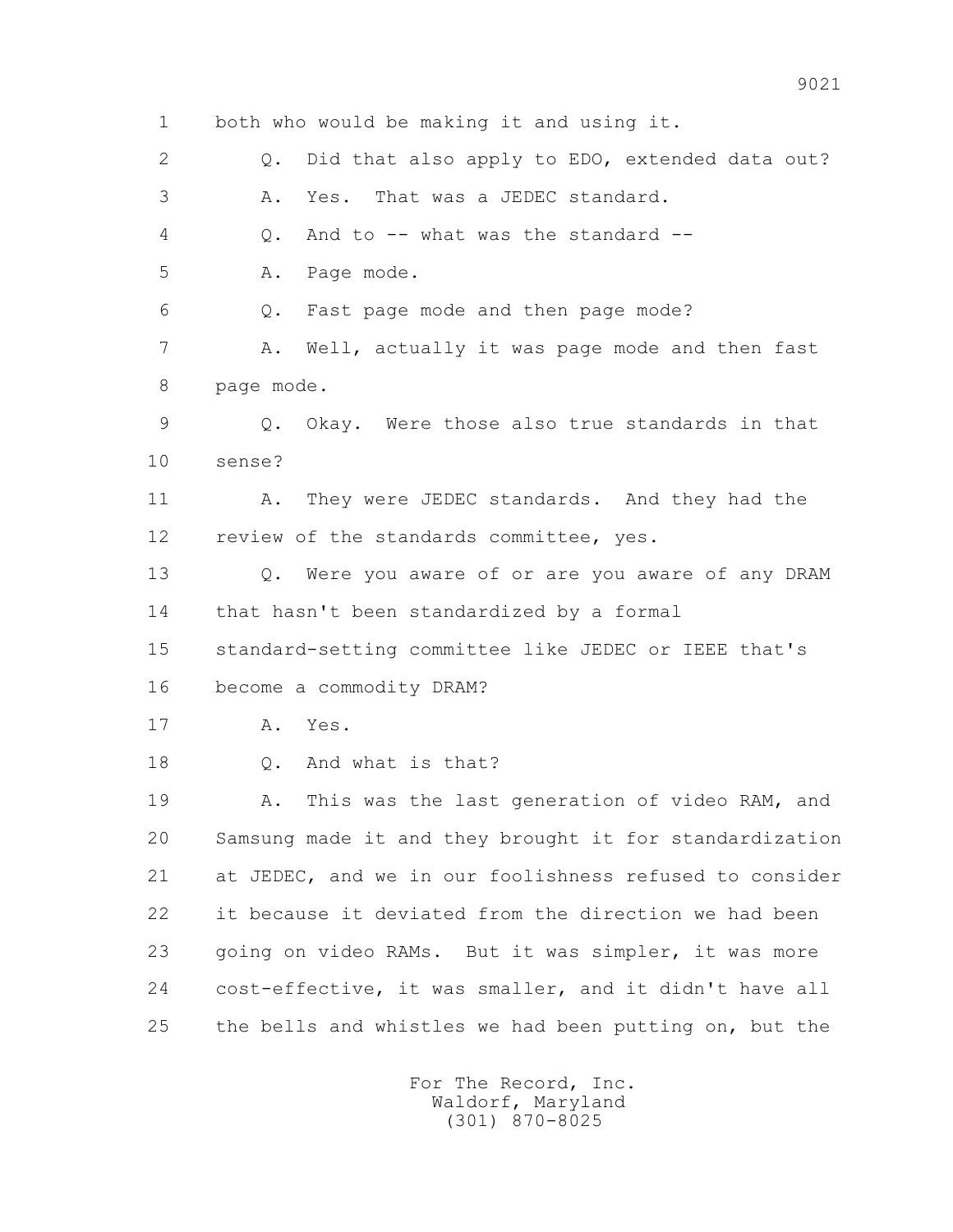1 both who would be making it and using it.

2 Q. Did that also apply to EDO, extended data out?

3 A. Yes. That was a JEDEC standard.

4 Q. And to -- what was the standard --

5 A. Page mode.

6 Q. Fast page mode and then page mode?

7 A. Well, actually it was page mode and then fast

8 page mode.

9 Q. Okay. Were those also true standards in that

10 sense?

11 A. They were JEDEC standards. And they had the

12 review of the standards committee, yes.

13 Q. Were you aware of or are you aware of any DRAM

14 that hasn't been standardized by a formal

15 standard-setting committee like JEDEC or IEEE that's

16 become a commodity DRAM?

17 A. Yes.

18 Q. And what is that?

19 A. This was the last generation of video RAM, and

20 Samsung made it and they brought it for standardization

21 at JEDEC, and we in our foolishness refused to consider

22 it because it deviated from the direction we had been

23 going on video RAMs. But it was simpler, it was more

24 cost-effective, it was smaller, and it didn't have all

25 the bells and whistles we had been putting on, but the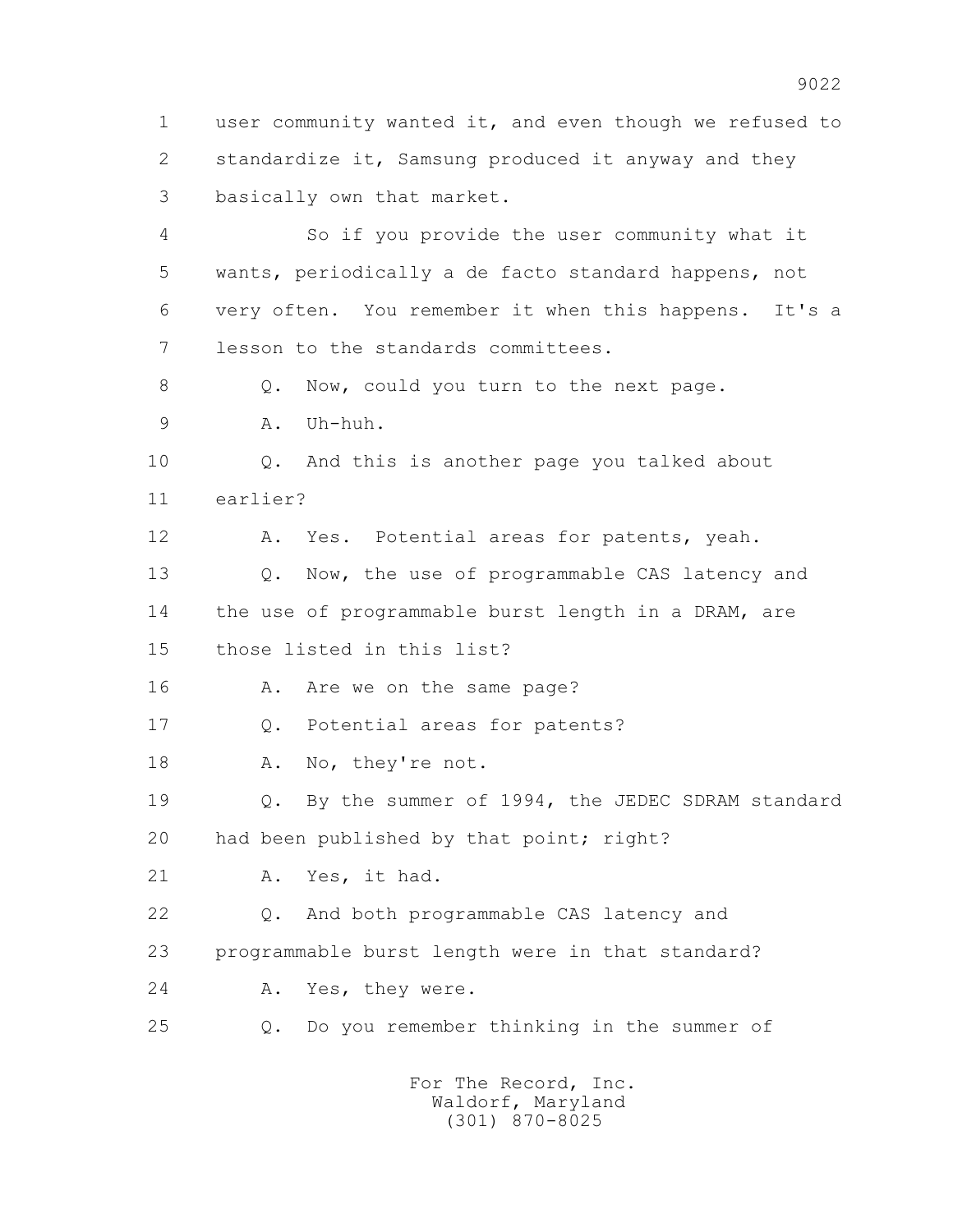1 user community wanted it, and even though we refused to
2 standardize it, Samsung produced it anyway and they
3 basically own that market.

4 So if you provide the user community what it
5 wants, periodically a de facto standard happens, not
6 very often. You remember it when this happens. It's a
7 lesson to the standards committees.

8 Q. Now, could you turn to the next page.

9 A. Uh-huh.

10 Q. And this is another page you talked about
11 earlier?

12 A. Yes. Potential areas for patents, yeah.

13 Q. Now, the use of programmable CAS latency and
14 the use of programmable burst length in a DRAM, are
15 those listed in this list?

16 A. Are we on the same page?

17 Q. Potential areas for patents?

18 A. No, they're not.

19 Q. By the summer of 1994, the JEDEC SDRAM standard
20 had been published by that point; right?

21 A. Yes, it had.

22 Q. And both programmable CAS latency and
23 programmable burst length were in that standard?

24 A. Yes, they were.

25 Q. Do you remember thinking in the summer of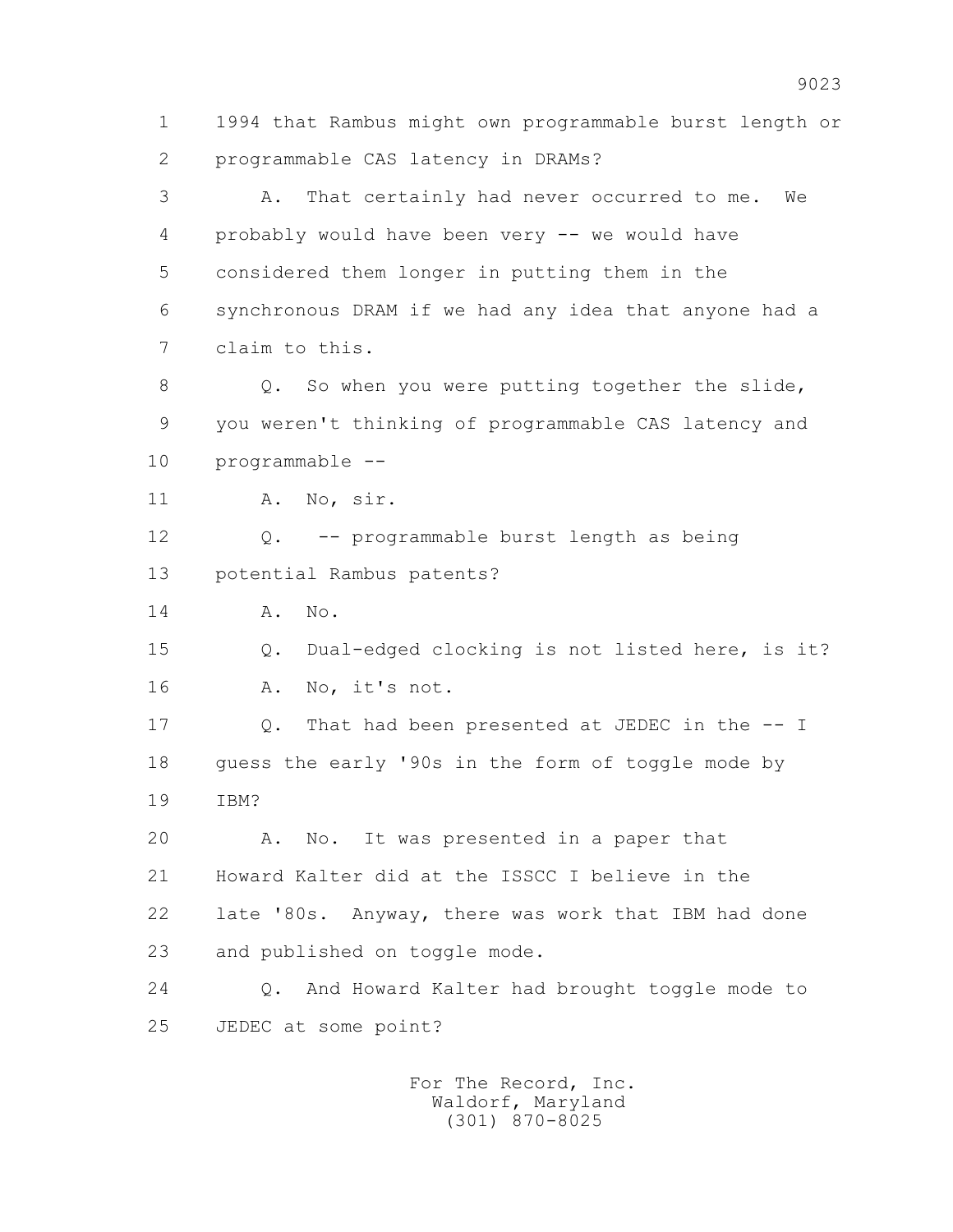1 1994 that Rambus might own programmable burst length or
2 programmable CAS latency in DRAMs?

3 A. That certainly had never occurred to me. We
4 probably would have been very -- we would have
5 considered them longer in putting them in the
6 synchronous DRAM if we had any idea that anyone had a
7 claim to this.

8 Q. So when you were putting together the slide,
9 you weren't thinking of programmable CAS latency and
10 programmable --

11 A. No, sir.

12 Q. -- programmable burst length as being
13 potential Rambus patents?

14 A. No.

15 Q. Dual-edged clocking is not listed here, is it?

16 A. No, it's not.

17 Q. That had been presented at JEDEC in the -- I
18 guess the early '90s in the form of toggle mode by
19 IBM?

20 A. No. It was presented in a paper that
21 Howard Kalter did at the ISSCC I believe in the
22 late '80s. Anyway, there was work that IBM had done
23 and published on toggle mode.

24 Q. And Howard Kalter had brought toggle mode to
25 JEDEC at some point?

For The Record, Inc.
Waldorf, Maryland
(301) 870-8025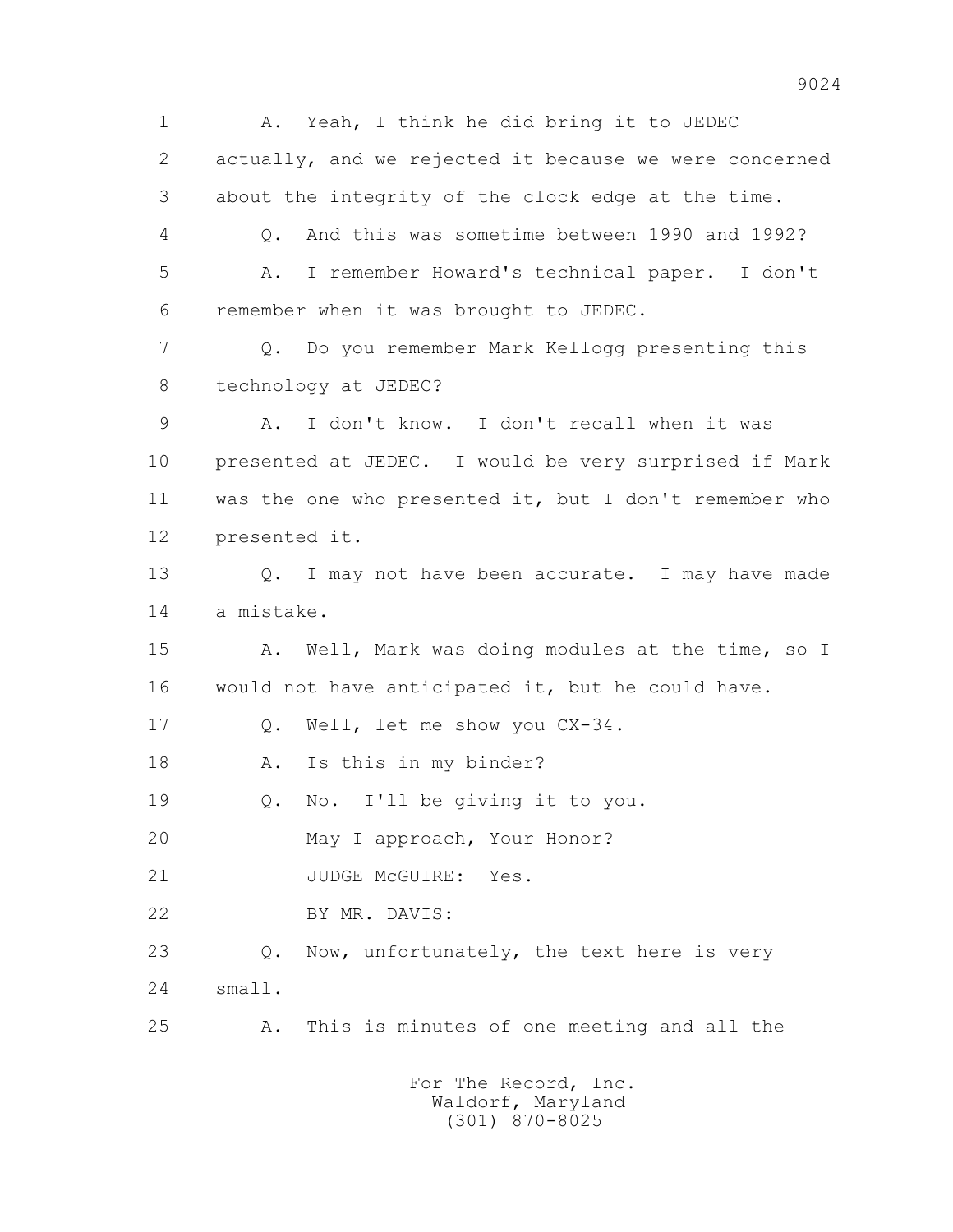1 A. Yeah, I think he did bring it to JEDEC
2 actually, and we rejected it because we were concerned
3 about the integrity of the clock edge at the time.
4 Q. And this was sometime between 1990 and 1992?
5 A. I remember Howard's technical paper. I don't
6 remember when it was brought to JEDEC.
7 Q. Do you remember Mark Kellogg presenting this
8 technology at JEDEC?
9 A. I don't know. I don't recall when it was
10 presented at JEDEC. I would be very surprised if Mark
11 was the one who presented it, but I don't remember who
12 presented it.
13 Q. I may not have been accurate. I may have made
14 a mistake.
15 A. Well, Mark was doing modules at the time, so I
16 would not have anticipated it, but he could have.
17 Q. Well, let me show you CX-34.
18 A. Is this in my binder?
19 Q. No. I'll be giving it to you.
20 May I approach, Your Honor?
21 JUDGE McGUIRE: Yes.
22 BY MR. DAVIS:
23 Q. Now, unfortunately, the text here is very
24 small.
25 A. This is minutes of one meeting and all the

For The Record, Inc.
Waldorf, Maryland
(301) 870-8025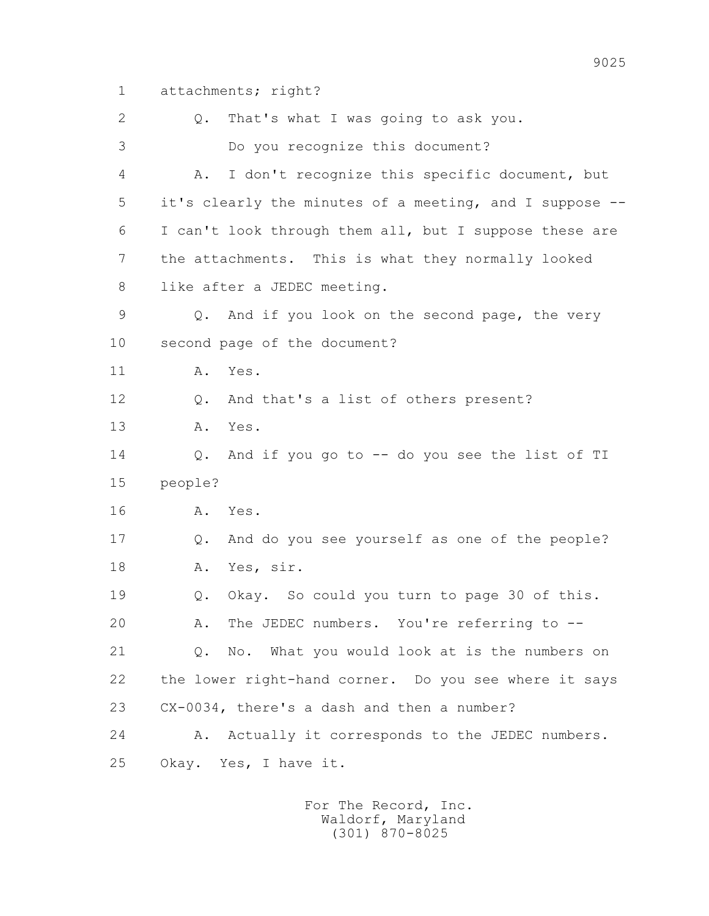1 attachments; right?

2 Q. That's what I was going to ask you.

3 Do you recognize this document?

4 A. I don't recognize this specific document, but

5 it's clearly the minutes of a meeting, and I suppose --

6 I can't look through them all, but I suppose these are

7 the attachments. This is what they normally looked

8 like after a JEDEC meeting.

9 Q. And if you look on the second page, the very

10 second page of the document?

11 A. Yes.

12 Q. And that's a list of others present?

13 A. Yes.

14 Q. And if you go to -- do you see the list of TI

15 people?

16 A. Yes.

17 Q. And do you see yourself as one of the people?

18 A. Yes, sir.

19 Q. Okay. So could you turn to page 30 of this.

20 A. The JEDEC numbers. You're referring to --

21 Q. No. What you would look at is the numbers on

22 the lower right-hand corner. Do you see where it says

23 CX-0034, there's a dash and then a number?

24 A. Actually it corresponds to the JEDEC numbers.

25 Okay. Yes, I have it.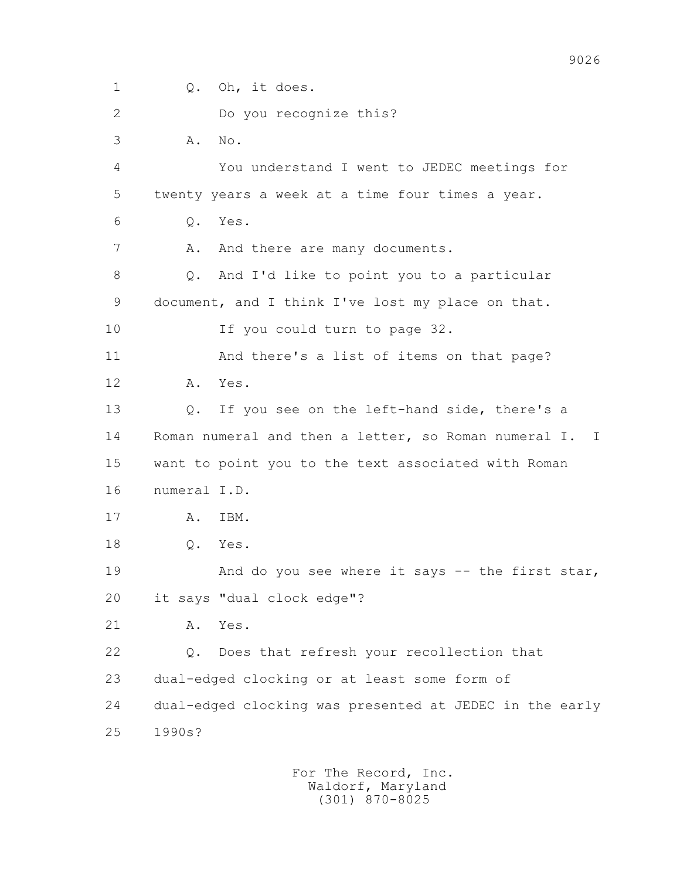1 Q. Oh, it does.

2 Do you recognize this?

3 A. No.

4 You understand I went to JEDEC meetings for

5 twenty years a week at a time four times a year.

6 Q. Yes.

7 A. And there are many documents.

8 Q. And I'd like to point you to a particular

9 document, and I think I've lost my place on that.

10 If you could turn to page 32.

11 And there's a list of items on that page?

12 A. Yes.

13 Q. If you see on the left-hand side, there's a

14 Roman numeral and then a letter, so Roman numeral I. I

15 want to point you to the text associated with Roman

16 numeral I.D.

17 A. IBM.

18 Q. Yes.

19 And do you see where it says -- the first star,

20 it says "dual clock edge"?

21 A. Yes.

22 Q. Does that refresh your recollection that

23 dual-edged clocking or at least some form of

24 dual-edged clocking was presented at JEDEC in the early

25 1990s?

For The Record, Inc.
Waldorf, Maryland
(301) 870-8025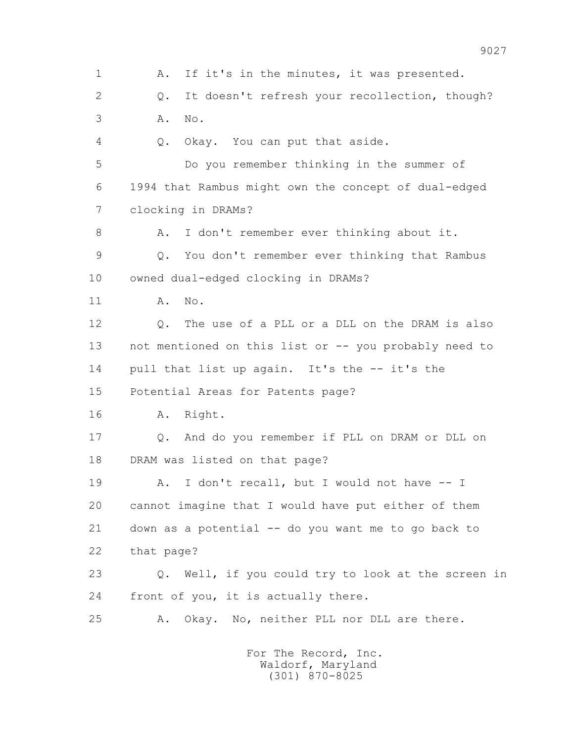A. If it's in the minutes, it was presented.

Q. It doesn't refresh your recollection, though?

A. No.

Q. Okay. You can put that aside.

Do you remember thinking in the summer of 1994 that Rambus might own the concept of dual-edged clocking in DRAMs?

A. I don't remember ever thinking about it.

Q. You don't remember ever thinking that Rambus owned dual-edged clocking in DRAMs?

A. No.

Q. The use of a PLL or a DLL on the DRAM is also not mentioned on this list or -- you probably need to pull that list up again. It's the -- it's the Potential Areas for Patents page?

A. Right.

Q. And do you remember if PLL on DRAM or DLL on DRAM was listed on that page?

A. I don't recall, but I would not have -- I cannot imagine that I would have put either of them down as a potential -- do you want me to go back to that page?

Q. Well, if you could try to look at the screen in front of you, it is actually there.

A. Okay. No, neither PLL nor DLL are there.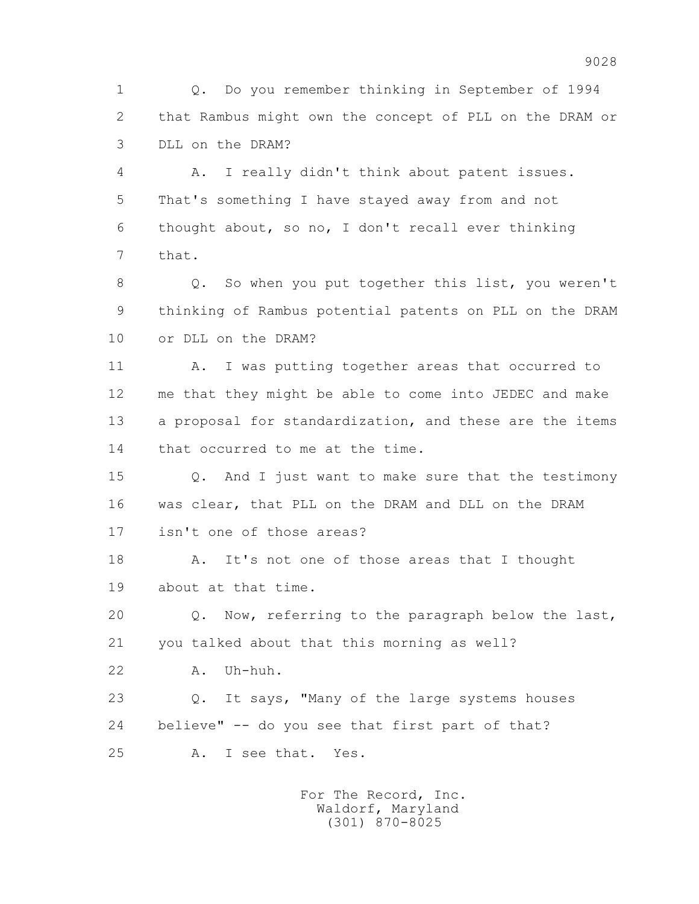Q. Do you remember thinking in September of 1994 that Rambus might own the concept of PLL on the DRAM or DLL on the DRAM?

A. I really didn't think about patent issues. That's something I have stayed away from and not thought about, so no, I don't recall ever thinking that.

Q. So when you put together this list, you weren't thinking of Rambus potential patents on PLL on the DRAM or DLL on the DRAM?

A. I was putting together areas that occurred to me that they might be able to come into JEDEC and make a proposal for standardization, and these are the items that occurred to me at the time.

Q. And I just want to make sure that the testimony was clear, that PLL on the DRAM and DLL on the DRAM isn't one of those areas?

A. It's not one of those areas that I thought about at that time.

Q. Now, referring to the paragraph below the last, you talked about that this morning as well?

A. Uh-huh.

Q. It says, "Many of the large systems houses believe" -- do you see that first part of that?

A. I see that. Yes.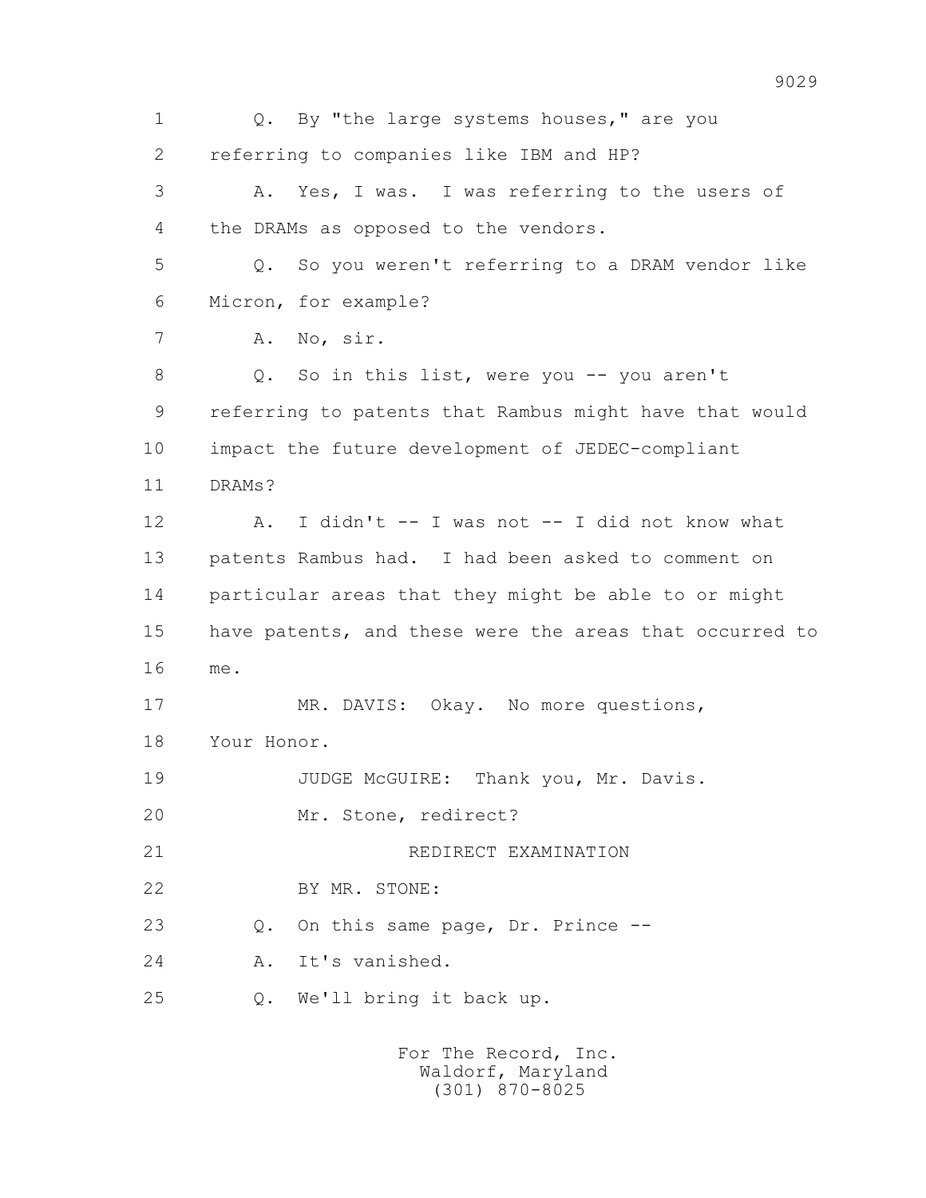1 Q. By "the large systems houses," are you
2 referring to companies like IBM and HP?
3 A. Yes, I was. I was referring to the users of
4 the DRAMs as opposed to the vendors.
5 Q. So you weren't referring to a DRAM vendor like
6 Micron, for example?
7 A. No, sir.
8 Q. So in this list, were you -- you aren't
9 referring to patents that Rambus might have that would
10 impact the future development of JEDEC-compliant
11 DRAMs?
12 A. I didn't -- I was not -- I did not know what
13 patents Rambus had. I had been asked to comment on
14 particular areas that they might be able to or might
15 have patents, and these were the areas that occurred to
16 me.
17 MR. DAVIS: Okay. No more questions,
18 Your Honor.
19 JUDGE McGUIRE: Thank you, Mr. Davis.
20 Mr. Stone, redirect?
21 REDIRECT EXAMINATION
22 BY MR. STONE:
23 Q. On this same page, Dr. Prince --
24 A. It's vanished.
25 Q. We'll bring it back up.

For The Record, Inc.
Waldorf, Maryland
(301) 870-8025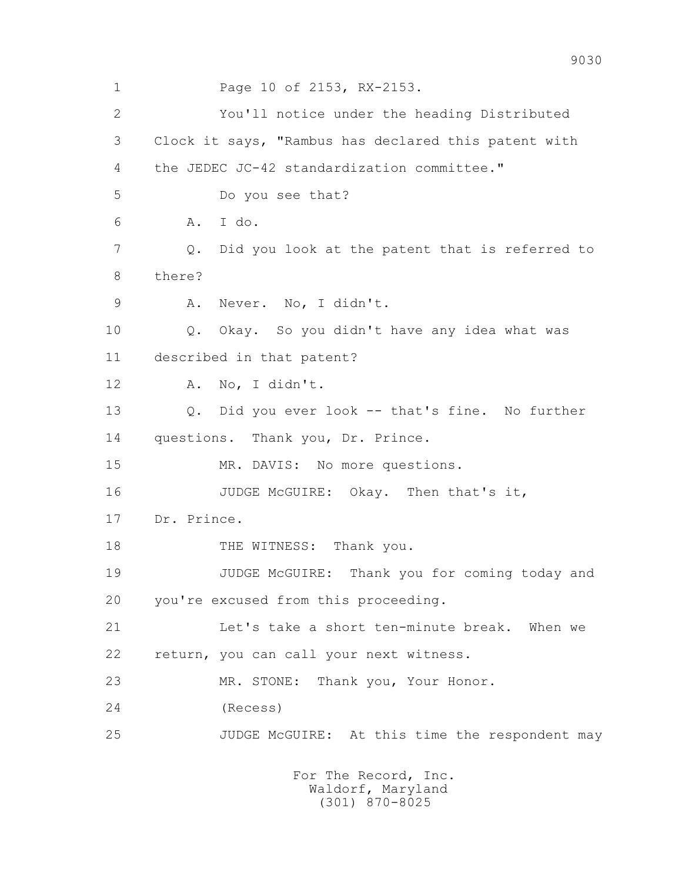1 Page 10 of 2153, RX-2153.

2 You'll notice under the heading Distributed

3 Clock it says, "Rambus has declared this patent with

4 the JEDEC JC-42 standardization committee."

5 Do you see that?

6 A. I do.

7 Q. Did you look at the patent that is referred to

8 there?

9 A. Never. No, I didn't.

10 Q. Okay. So you didn't have any idea what was

11 described in that patent?

12 A. No, I didn't.

13 Q. Did you ever look -- that's fine. No further

14 questions. Thank you, Dr. Prince.

15 MR. DAVIS: No more questions.

16 JUDGE McGUIRE: Okay. Then that's it,

17 Dr. Prince.

18 THE WITNESS: Thank you.

19 JUDGE McGUIRE: Thank you for coming today and

20 you're excused from this proceeding.

21 Let's take a short ten-minute break. When we

22 return, you can call your next witness.

23 MR. STONE: Thank you, Your Honor.

24 (Recess)

25 JUDGE McGUIRE: At this time the respondent may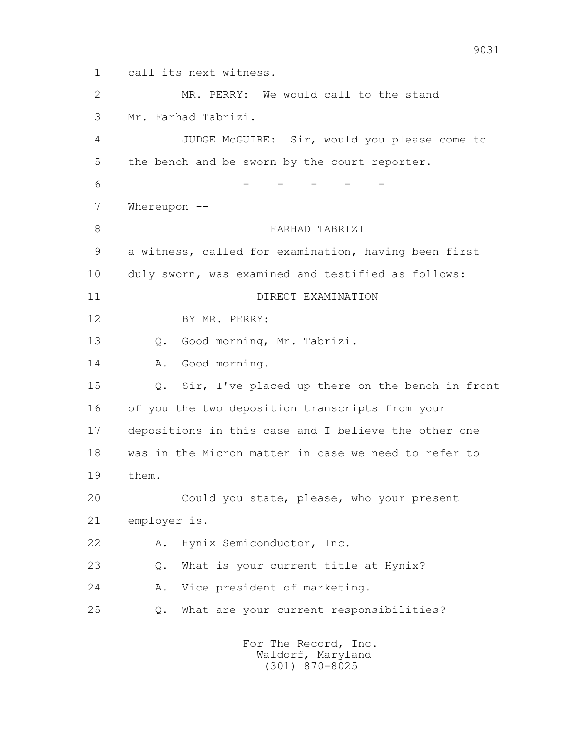1 call its next witness.

2 MR. PERRY: We would call to the stand

3 Mr. Farhad Tabrizi.

4 JUDGE McGUIRE: Sir, would you please come to

5 the bench and be sworn by the court reporter.

6 - - - - -

7 Whereupon --

8 FARHAD TABRIZI

9 a witness, called for examination, having been first

10 duly sworn, was examined and testified as follows:

11 DIRECT EXAMINATION

12 BY MR. PERRY:

13 Q. Good morning, Mr. Tabrizi.

14 A. Good morning.

15 Q. Sir, I've placed up there on the bench in front

16 of you the two deposition transcripts from your

17 depositions in this case and I believe the other one

18 was in the Micron matter in case we need to refer to

19 them.

20 Could you state, please, who your present

21 employer is.

22 A. Hynix Semiconductor, Inc.

23 Q. What is your current title at Hynix?

24 A. Vice president of marketing.

25 Q. What are your current responsibilities?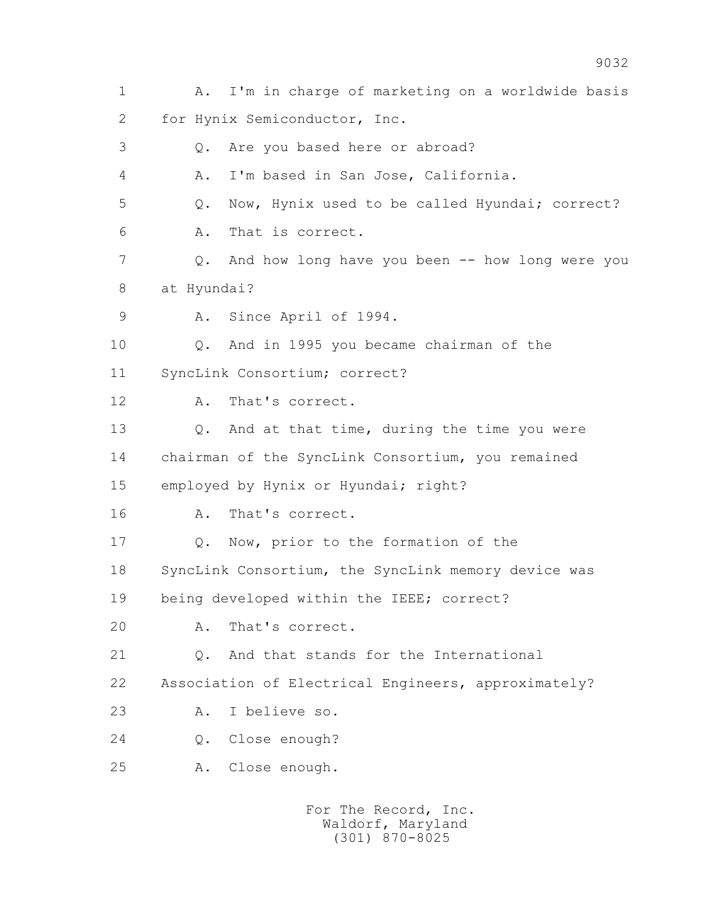1 A. I'm in charge of marketing on a worldwide basis
2 for Hynix Semiconductor, Inc.
3 Q. Are you based here or abroad?
4 A. I'm based in San Jose, California.
5 Q. Now, Hynix used to be called Hyundai; correct?
6 A. That is correct.
7 Q. And how long have you been -- how long were you
8 at Hyundai?
9 A. Since April of 1994.
10 Q. And in 1995 you became chairman of the
11 SyncLink Consortium; correct?
12 A. That's correct.
13 Q. And at that time, during the time you were
14 chairman of the SyncLink Consortium, you remained
15 employed by Hynix or Hyundai; right?
16 A. That's correct.
17 Q. Now, prior to the formation of the
18 SyncLink Consortium, the SyncLink memory device was
19 being developed within the IEEE; correct?
20 A. That's correct.
21 Q. And that stands for the International
22 Association of Electrical Engineers, approximately?
23 A. I believe so.
24 Q. Close enough?
25 A. Close enough.

For The Record, Inc.
Waldorf, Maryland
(301) 870-8025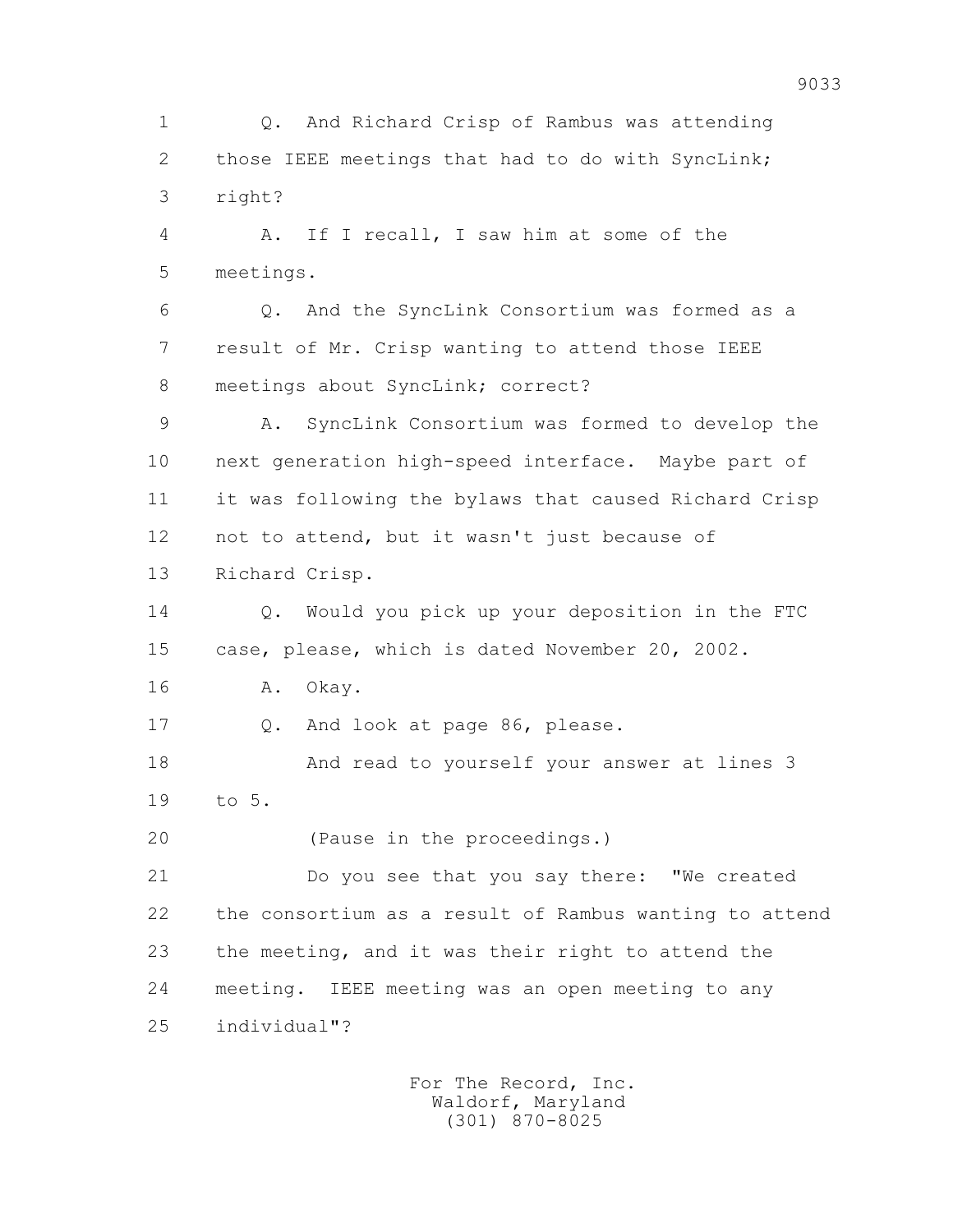1 Q. And Richard Crisp of Rambus was attending
2 those IEEE meetings that had to do with SyncLink;
3 right?
4 A. If I recall, I saw him at some of the
5 meetings.
6 Q. And the SyncLink Consortium was formed as a
7 result of Mr. Crisp wanting to attend those IEEE
8 meetings about SyncLink; correct?
9 A. SyncLink Consortium was formed to develop the
10 next generation high-speed interface. Maybe part of
11 it was following the bylaws that caused Richard Crisp
12 not to attend, but it wasn't just because of
13 Richard Crisp.
14 Q. Would you pick up your deposition in the FTC
15 case, please, which is dated November 20, 2002.
16 A. Okay.
17 Q. And look at page 86, please.
18 And read to yourself your answer at lines 3
19 to 5.
20 (Pause in the proceedings.)
21 Do you see that you say there: "We created
22 the consortium as a result of Rambus wanting to attend
23 the meeting, and it was their right to attend the
24 meeting. IEEE meeting was an open meeting to any
25 individual"?

For The Record, Inc.
Waldorf, Maryland
(301) 870-8025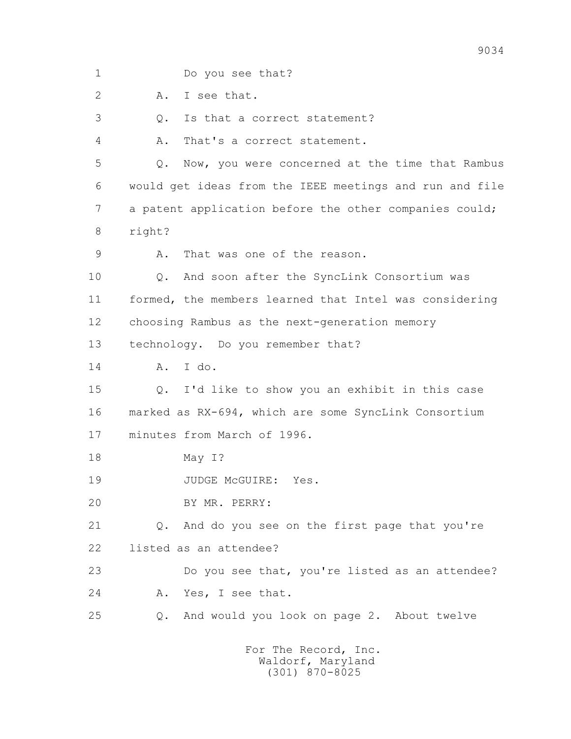1 Do you see that?

2 A. I see that.

3 Q. Is that a correct statement?

4 A. That's a correct statement.

5 Q. Now, you were concerned at the time that Rambus

6 would get ideas from the IEEE meetings and run and file

7 a patent application before the other companies could;

8 right?

9 A. That was one of the reason.

10 Q. And soon after the SyncLink Consortium was

11 formed, the members learned that Intel was considering

12 choosing Rambus as the next-generation memory

13 technology. Do you remember that?

14 A. I do.

15 Q. I'd like to show you an exhibit in this case

16 marked as RX-694, which are some SyncLink Consortium

17 minutes from March of 1996.

18 May I?

19 JUDGE McGUIRE: Yes.

20 BY MR. PERRY:

21 Q. And do you see on the first page that you're

22 listed as an attendee?

23 Do you see that, you're listed as an attendee?

24 A. Yes, I see that.

25 Q. And would you look on page 2. About twelve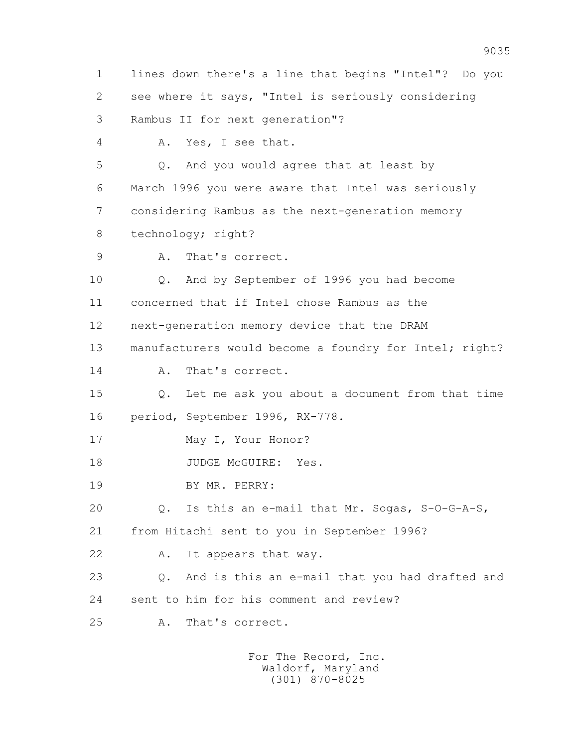1 lines down there's a line that begins "Intel"? Do you
2 see where it says, "Intel is seriously considering
3 Rambus II for next generation"?
4 A. Yes, I see that.
5 Q. And you would agree that at least by
6 March 1996 you were aware that Intel was seriously
7 considering Rambus as the next-generation memory
8 technology; right?
9 A. That's correct.
10 Q. And by September of 1996 you had become
11 concerned that if Intel chose Rambus as the
12 next-generation memory device that the DRAM
13 manufacturers would become a foundry for Intel; right?
14 A. That's correct.
15 Q. Let me ask you about a document from that time
16 period, September 1996, RX-778.
17 May I, Your Honor?
18 JUDGE McGUIRE: Yes.
19 BY MR. PERRY:
20 Q. Is this an e-mail that Mr. Sogas, S-O-G-A-S,
21 from Hitachi sent to you in September 1996?
22 A. It appears that way.
23 Q. And is this an e-mail that you had drafted and
24 sent to him for his comment and review?
25 A. That's correct.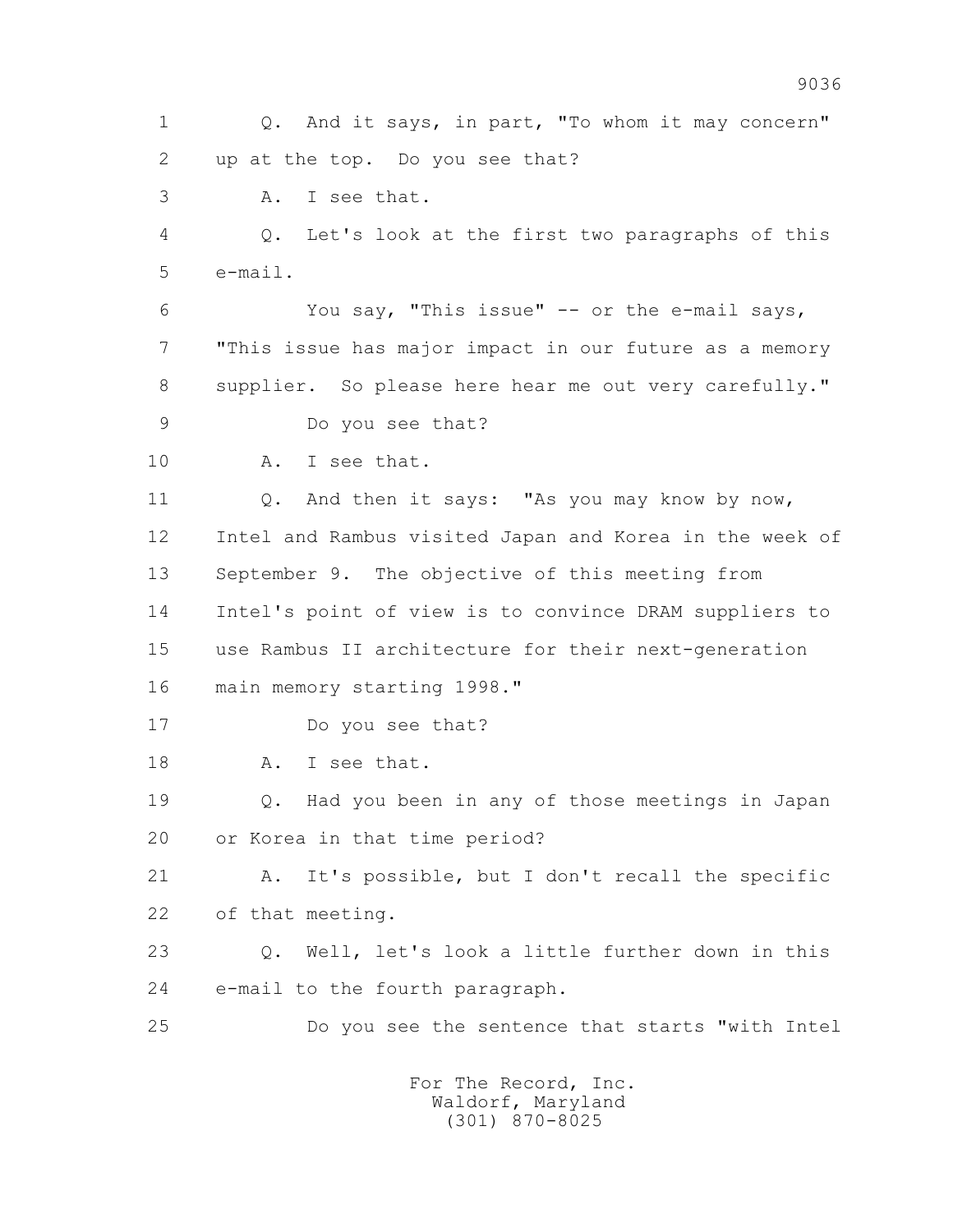1 Q. And it says, in part, "To whom it may concern"
2 up at the top. Do you see that?
3 A. I see that.
4 Q. Let's look at the first two paragraphs of this
5 e-mail.
6 You say, "This issue" -- or the e-mail says,
7 "This issue has major impact in our future as a memory
8 supplier. So please here hear me out very carefully."
9 Do you see that?
10 A. I see that.
11 Q. And then it says: "As you may know by now,
12 Intel and Rambus visited Japan and Korea in the week of
13 September 9. The objective of this meeting from
14 Intel's point of view is to convince DRAM suppliers to
15 use Rambus II architecture for their next-generation
16 main memory starting 1998."
17 Do you see that?
18 A. I see that.
19 Q. Had you been in any of those meetings in Japan
20 or Korea in that time period?
21 A. It's possible, but I don't recall the specific
22 of that meeting.
23 Q. Well, let's look a little further down in this
24 e-mail to the fourth paragraph.
25 Do you see the sentence that starts "with Intel

For The Record, Inc.
Waldorf, Maryland
(301) 870-8025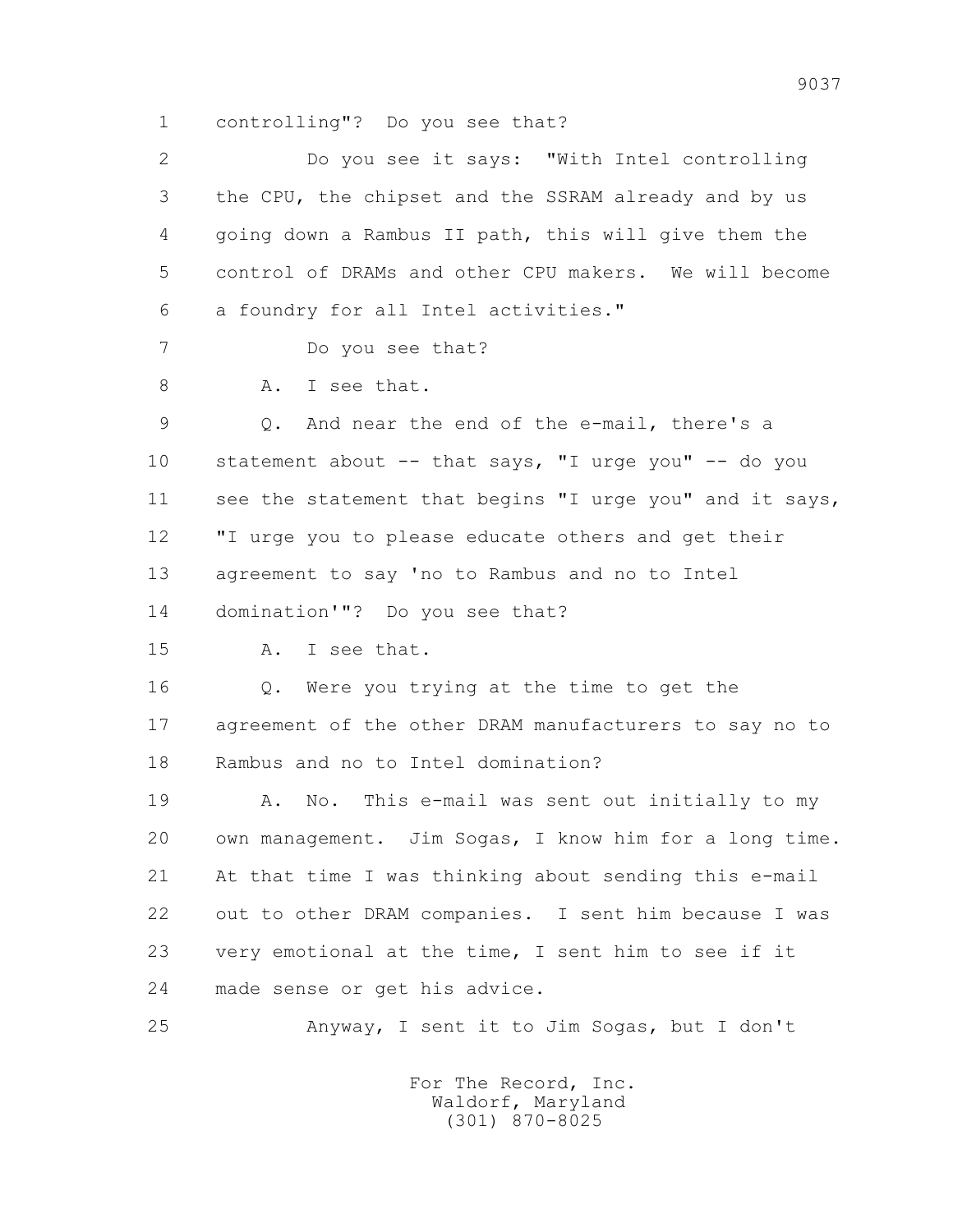controlling"? Do you see that?

Do you see it says: "With Intel controlling the CPU, the chipset and the SSRAM already and by us going down a Rambus II path, this will give them the control of DRAMs and other CPU makers. We will become a foundry for all Intel activities."

Do you see that?

A. I see that.

Q. And near the end of the e-mail, there's a statement about -- that says, "I urge you" -- do you see the statement that begins "I urge you" and it says, "I urge you to please educate others and get their agreement to say 'no to Rambus and no to Intel domination'"? Do you see that?

A. I see that.

Q. Were you trying at the time to get the agreement of the other DRAM manufacturers to say no to Rambus and no to Intel domination?

A. No. This e-mail was sent out initially to my own management. Jim Sogas, I know him for a long time. At that time I was thinking about sending this e-mail out to other DRAM companies. I sent him because I was very emotional at the time, I sent him to see if it made sense or get his advice.

Anyway, I sent it to Jim Sogas, but I don't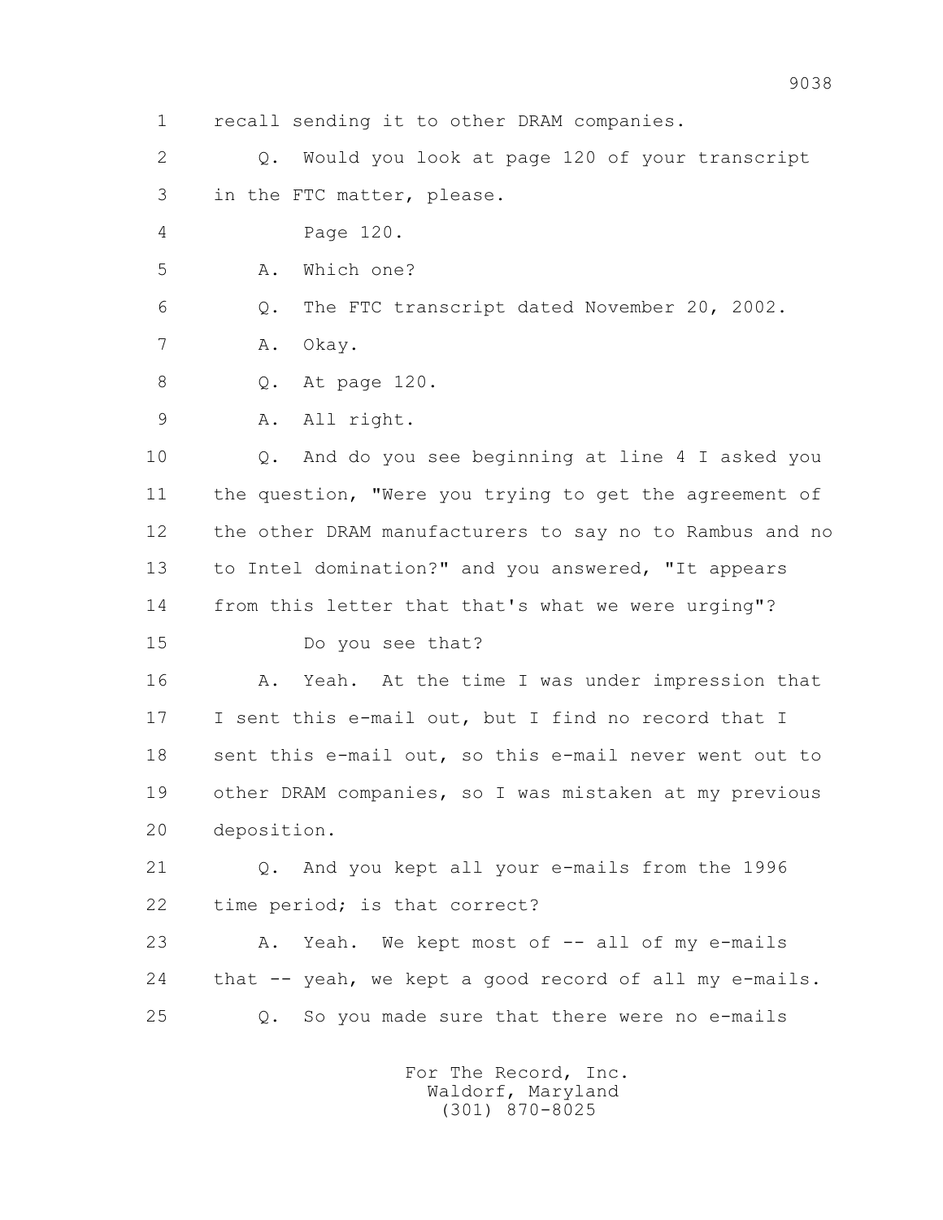1 recall sending it to other DRAM companies.

2 Q. Would you look at page 120 of your transcript

3 in the FTC matter, please.

4 Page 120.

5 A. Which one?

6 Q. The FTC transcript dated November 20, 2002.

7 A. Okay.

8 Q. At page 120.

9 A. All right.

10 Q. And do you see beginning at line 4 I asked you

11 the question, "Were you trying to get the agreement of

12 the other DRAM manufacturers to say no to Rambus and no

13 to Intel domination?" and you answered, "It appears

14 from this letter that that's what we were urging"?

15 Do you see that?

16 A. Yeah. At the time I was under impression that

17 I sent this e-mail out, but I find no record that I

18 sent this e-mail out, so this e-mail never went out to

19 other DRAM companies, so I was mistaken at my previous

20 deposition.

21 Q. And you kept all your e-mails from the 1996

22 time period; is that correct?

23 A. Yeah. We kept most of -- all of my e-mails

24 that -- yeah, we kept a good record of all my e-mails.

25 Q. So you made sure that there were no e-mails

For The Record, Inc.
Waldorf, Maryland
(301) 870-8025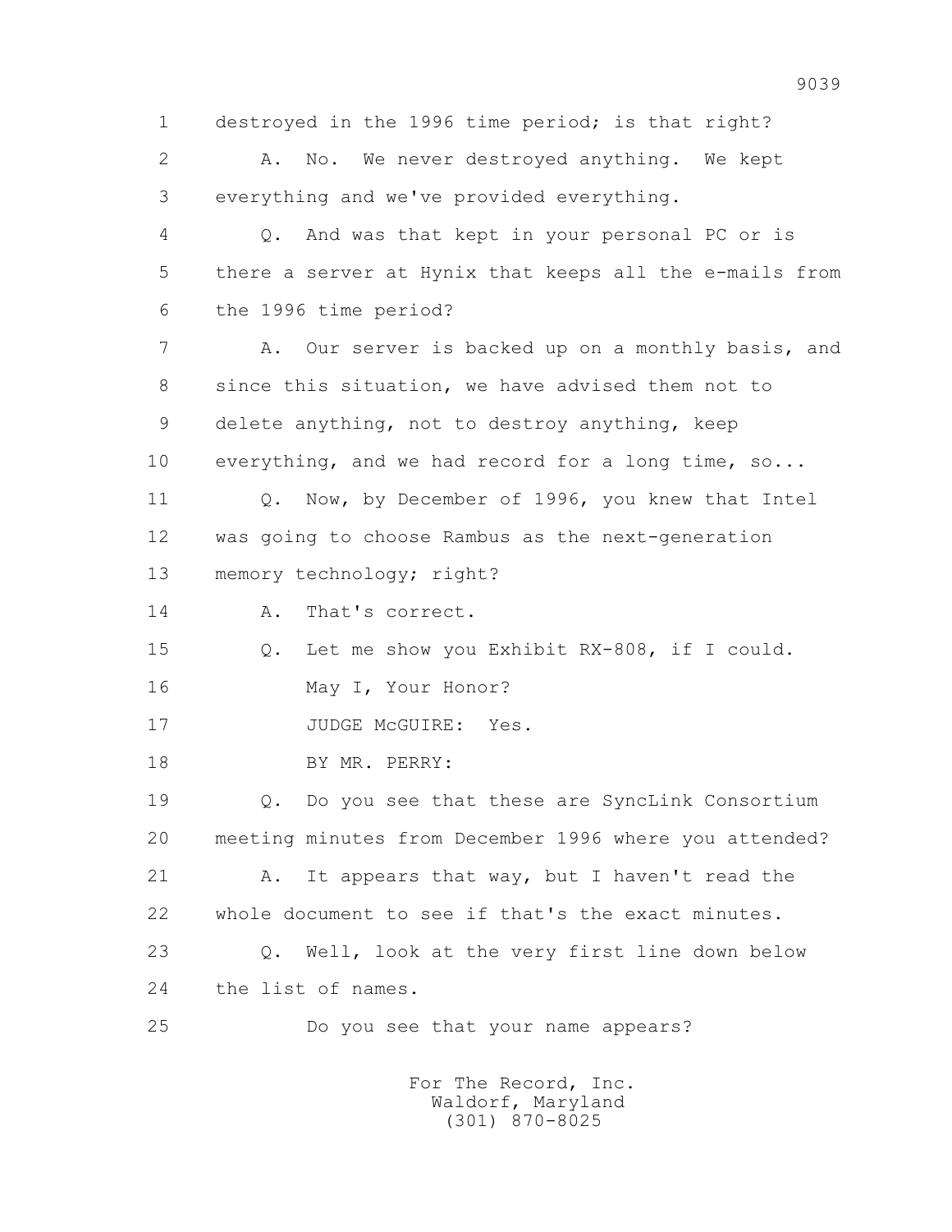1 destroyed in the 1996 time period; is that right?

2 A. No. We never destroyed anything. We kept

3 everything and we've provided everything.

4 Q. And was that kept in your personal PC or is

5 there a server at Hynix that keeps all the e-mails from

6 the 1996 time period?

7 A. Our server is backed up on a monthly basis, and

8 since this situation, we have advised them not to

9 delete anything, not to destroy anything, keep

10 everything, and we had record for a long time, so...

11 Q. Now, by December of 1996, you knew that Intel

12 was going to choose Rambus as the next-generation

13 memory technology; right?

14 A. That's correct.

15 Q. Let me show you Exhibit RX-808, if I could.

16 May I, Your Honor?

17 JUDGE McGUIRE: Yes.

18 BY MR. PERRY:

19 Q. Do you see that these are SyncLink Consortium

20 meeting minutes from December 1996 where you attended?

21 A. It appears that way, but I haven't read the

22 whole document to see if that's the exact minutes.

23 Q. Well, look at the very first line down below

24 the list of names.

25 Do you see that your name appears?

For The Record, Inc.
Waldorf, Maryland
(301) 870-8025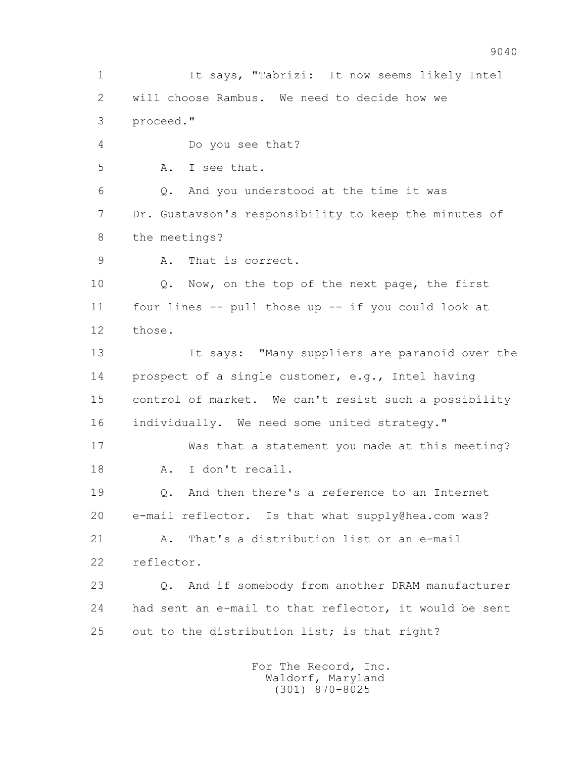1 It says, "Tabrizi: It now seems likely Intel
2 will choose Rambus. We need to decide how we
3 proceed."

4 Do you see that?

5 A. I see that.

6 Q. And you understood at the time it was
7 Dr. Gustavson's responsibility to keep the minutes of
8 the meetings?

9 A. That is correct.

10 Q. Now, on the top of the next page, the first
11 four lines -- pull those up -- if you could look at
12 those.

13 It says: "Many suppliers are paranoid over the
14 prospect of a single customer, e.g., Intel having
15 control of market. We can't resist such a possibility
16 individually. We need some united strategy."

17 Was that a statement you made at this meeting?

18 A. I don't recall.

19 Q. And then there's a reference to an Internet
20 e-mail reflector. Is that what supply@hea.com was?

21 A. That's a distribution list or an e-mail
22 reflector.

23 Q. And if somebody from another DRAM manufacturer
24 had sent an e-mail to that reflector, it would be sent
25 out to the distribution list; is that right?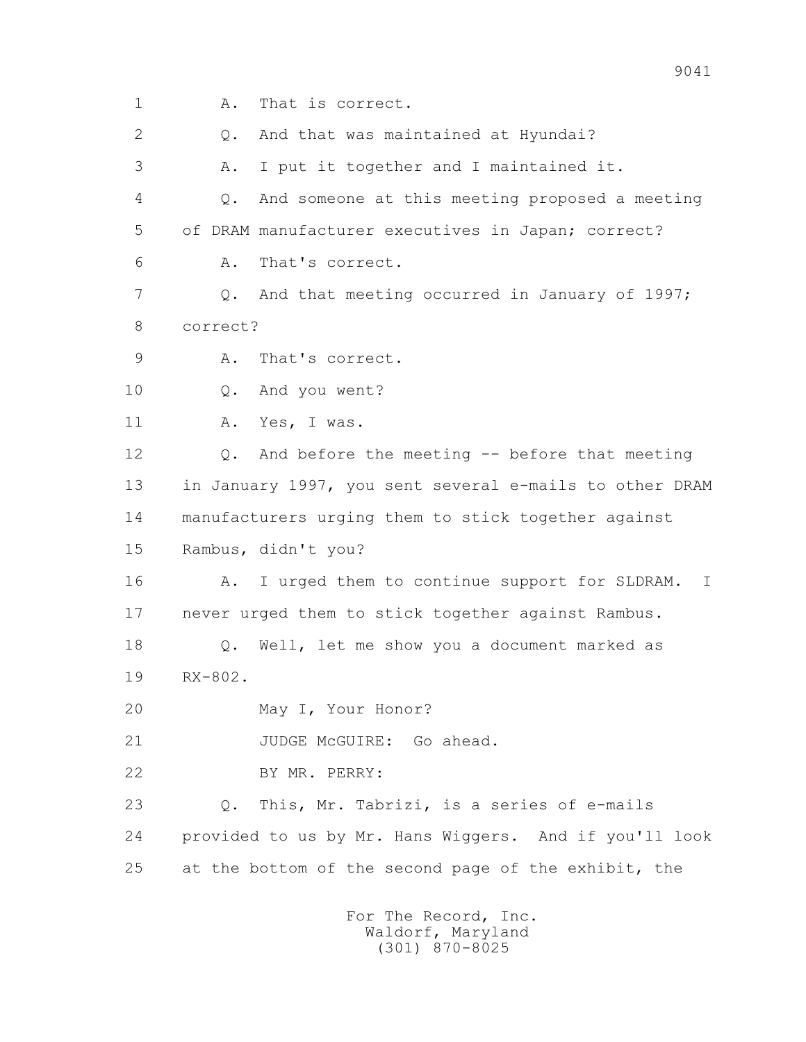1 A. That is correct.

2 Q. And that was maintained at Hyundai?

3 A. I put it together and I maintained it.

4 Q. And someone at this meeting proposed a meeting

5 of DRAM manufacturer executives in Japan; correct?

6 A. That's correct.

7 Q. And that meeting occurred in January of 1997;

8 correct?

9 A. That's correct.

10 Q. And you went?

11 A. Yes, I was.

12 Q. And before the meeting -- before that meeting

13 in January 1997, you sent several e-mails to other DRAM

14 manufacturers urging them to stick together against

15 Rambus, didn't you?

16 A. I urged them to continue support for SLDRAM. I

17 never urged them to stick together against Rambus.

18 Q. Well, let me show you a document marked as

19 RX-802.

20 May I, Your Honor?

21 JUDGE McGUIRE: Go ahead.

22 BY MR. PERRY:

23 Q. This, Mr. Tabrizi, is a series of e-mails

24 provided to us by Mr. Hans Wiggers. And if you'll look

25 at the bottom of the second page of the exhibit, the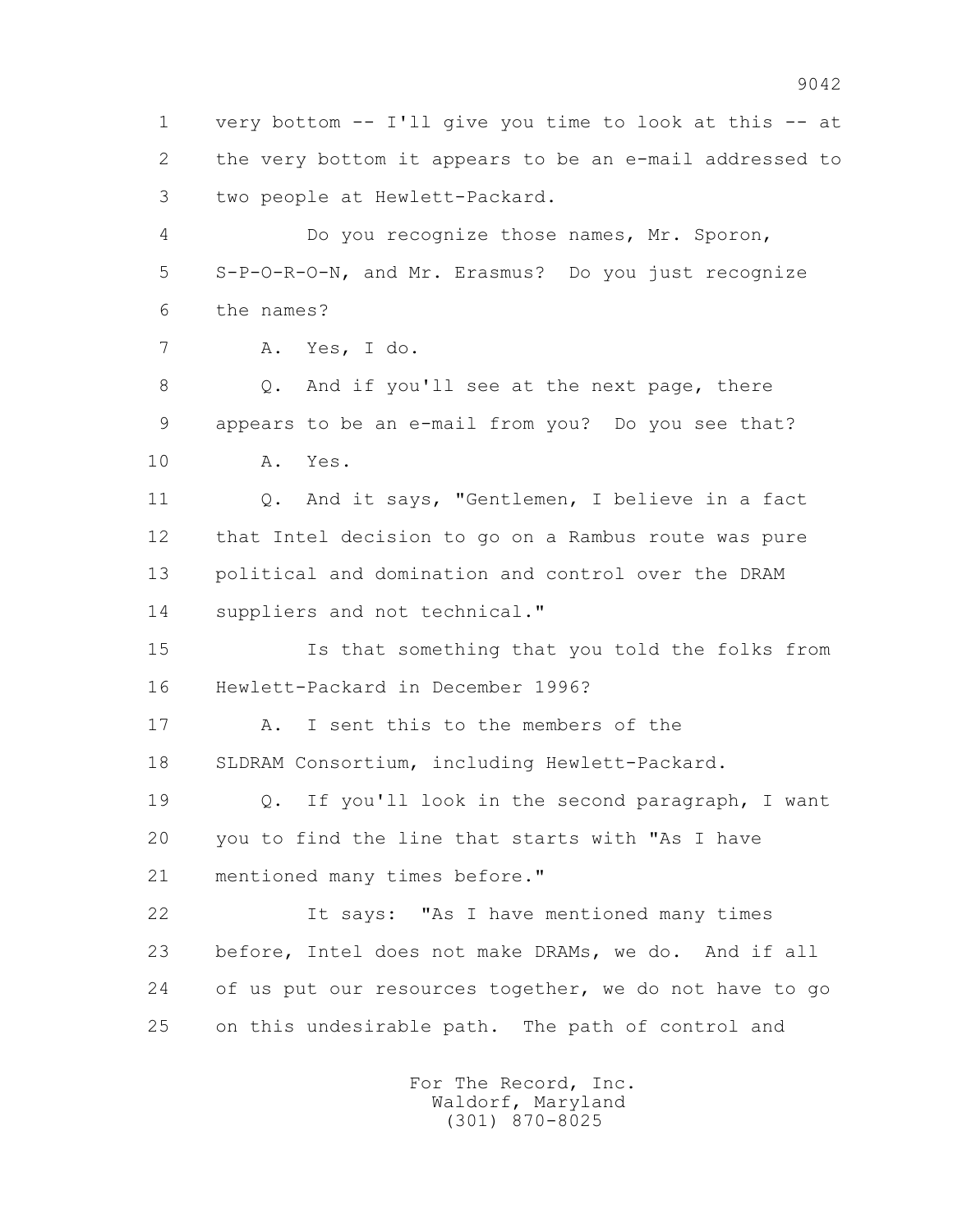1 very bottom -- I'll give you time to look at this -- at
2 the very bottom it appears to be an e-mail addressed to
3 two people at Hewlett-Packard.

4 Do you recognize those names, Mr. Sporon,
5 S-P-O-R-O-N, and Mr. Erasmus? Do you just recognize
6 the names?

7 A. Yes, I do.

8 Q. And if you'll see at the next page, there
9 appears to be an e-mail from you? Do you see that?

10 A. Yes.

11 Q. And it says, "Gentlemen, I believe in a fact
12 that Intel decision to go on a Rambus route was pure
13 political and domination and control over the DRAM
14 suppliers and not technical."

15 Is that something that you told the folks from
16 Hewlett-Packard in December 1996?

17 A. I sent this to the members of the
18 SLDRAM Consortium, including Hewlett-Packard.

19 Q. If you'll look in the second paragraph, I want
20 you to find the line that starts with "As I have
21 mentioned many times before."

22 It says: "As I have mentioned many times
23 before, Intel does not make DRAMs, we do. And if all
24 of us put our resources together, we do not have to go
25 on this undesirable path. The path of control and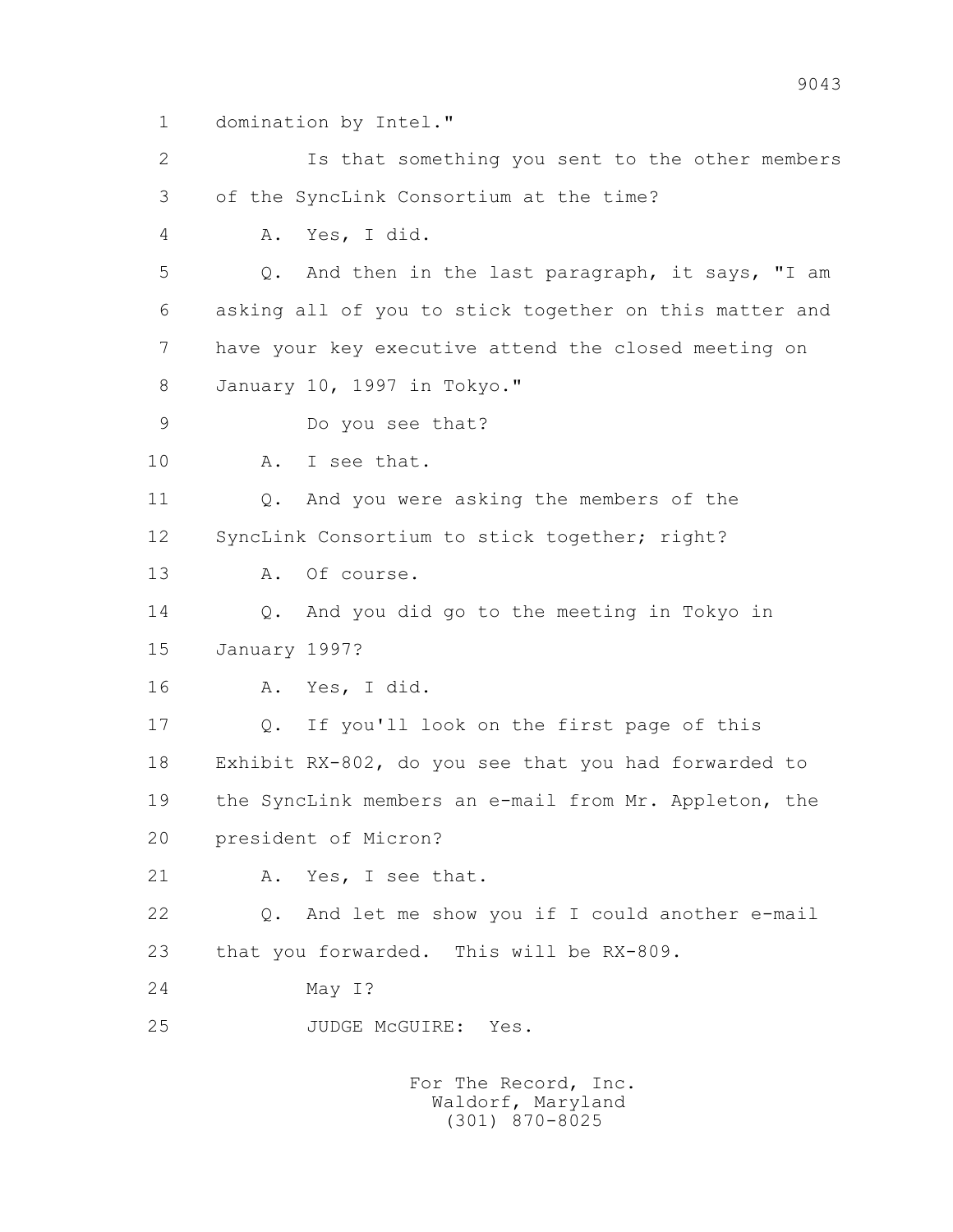1 domination by Intel."

2 Is that something you sent to the other members

3 of the SyncLink Consortium at the time?

4 A. Yes, I did.

5 Q. And then in the last paragraph, it says, "I am

6 asking all of you to stick together on this matter and

7 have your key executive attend the closed meeting on

8 January 10, 1997 in Tokyo."

9 Do you see that?

10 A. I see that.

11 Q. And you were asking the members of the

12 SyncLink Consortium to stick together; right?

13 A. Of course.

14 Q. And you did go to the meeting in Tokyo in

15 January 1997?

16 A. Yes, I did.

17 Q. If you'll look on the first page of this

18 Exhibit RX-802, do you see that you had forwarded to

19 the SyncLink members an e-mail from Mr. Appleton, the

20 president of Micron?

21 A. Yes, I see that.

22 Q. And let me show you if I could another e-mail

23 that you forwarded. This will be RX-809.

24 May I?

25 JUDGE McGUIRE: Yes.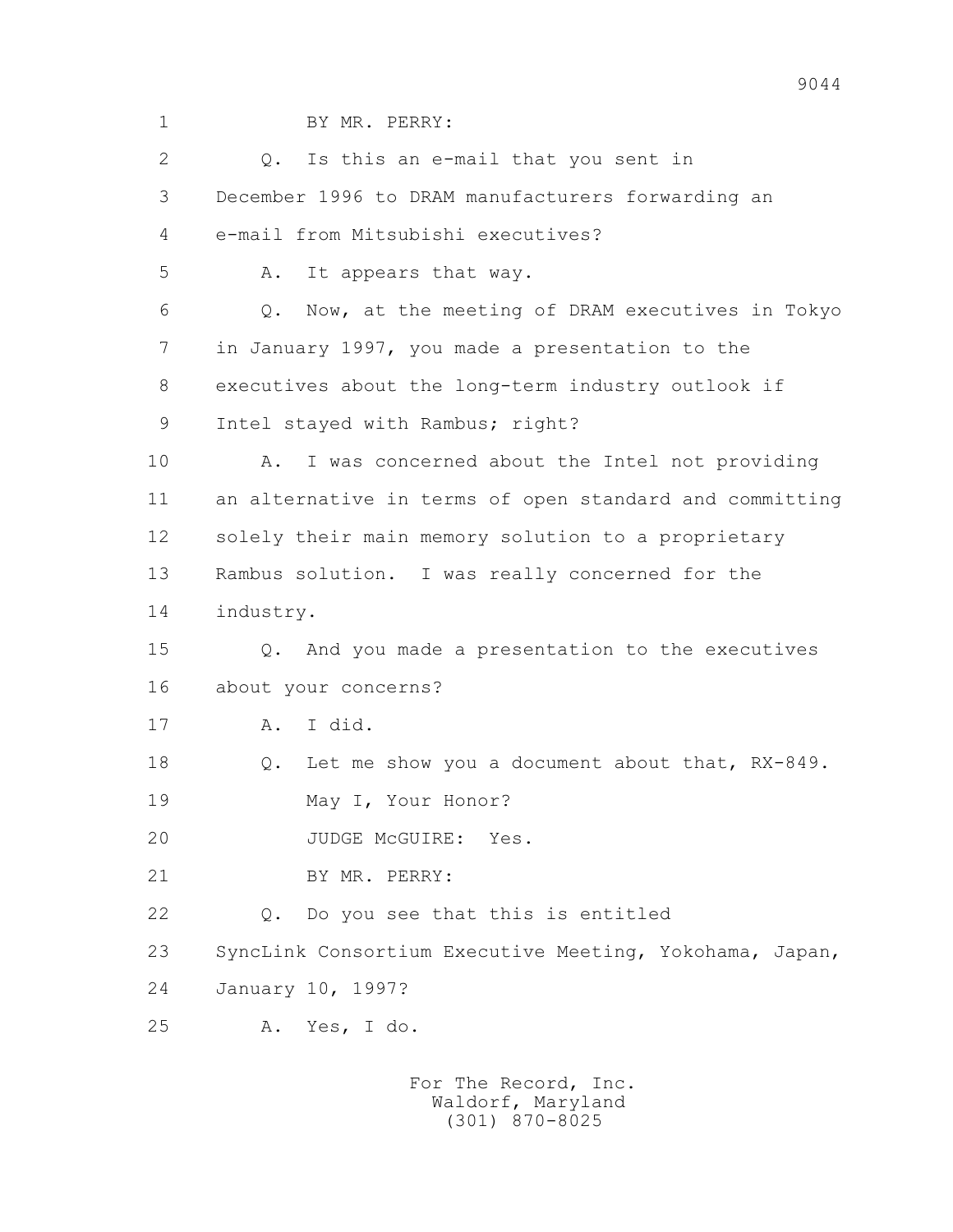1 BY MR. PERRY:

2 Q. Is this an e-mail that you sent in

3 December 1996 to DRAM manufacturers forwarding an

4 e-mail from Mitsubishi executives?

5 A. It appears that way.

6 Q. Now, at the meeting of DRAM executives in Tokyo

7 in January 1997, you made a presentation to the

8 executives about the long-term industry outlook if

9 Intel stayed with Rambus; right?

10 A. I was concerned about the Intel not providing

11 an alternative in terms of open standard and committing

12 solely their main memory solution to a proprietary

13 Rambus solution. I was really concerned for the

14 industry.

15 Q. And you made a presentation to the executives

16 about your concerns?

17 A. I did.

18 Q. Let me show you a document about that, RX-849.

19 May I, Your Honor?

20 JUDGE McGUIRE: Yes.

21 BY MR. PERRY:

22 Q. Do you see that this is entitled

23 SyncLink Consortium Executive Meeting, Yokohama, Japan,

24 January 10, 1997?

25 A. Yes, I do.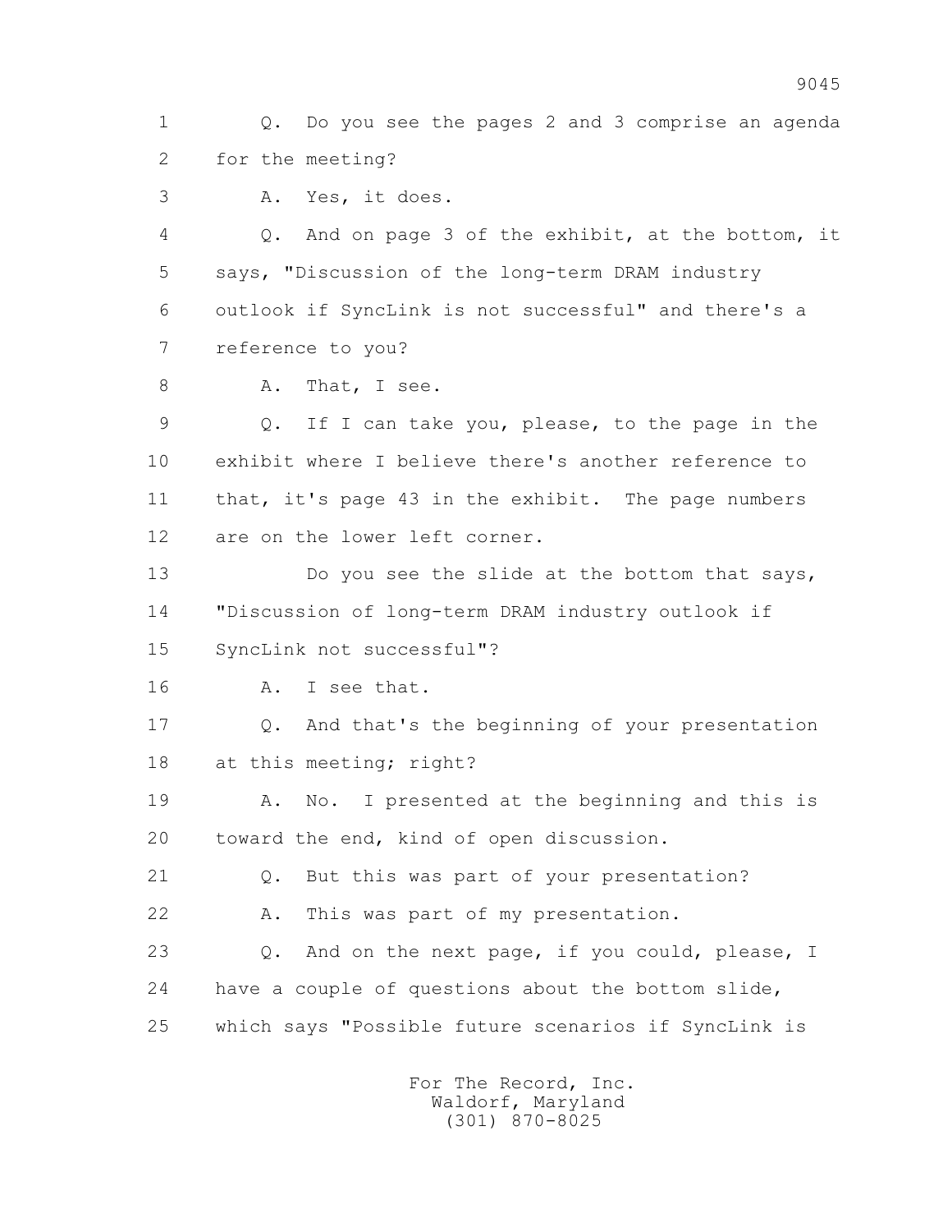1 Q. Do you see the pages 2 and 3 comprise an agenda
2 for the meeting?
3 A. Yes, it does.
4 Q. And on page 3 of the exhibit, at the bottom, it
5 says, "Discussion of the long-term DRAM industry
6 outlook if SyncLink is not successful" and there's a
7 reference to you?
8 A. That, I see.
9 Q. If I can take you, please, to the page in the
10 exhibit where I believe there's another reference to
11 that, it's page 43 in the exhibit. The page numbers
12 are on the lower left corner.
13 Do you see the slide at the bottom that says,
14 "Discussion of long-term DRAM industry outlook if
15 SyncLink not successful"?
16 A. I see that.
17 Q. And that's the beginning of your presentation
18 at this meeting; right?
19 A. No. I presented at the beginning and this is
20 toward the end, kind of open discussion.
21 Q. But this was part of your presentation?
22 A. This was part of my presentation.
23 Q. And on the next page, if you could, please, I
24 have a couple of questions about the bottom slide,
25 which says "Possible future scenarios if SyncLink is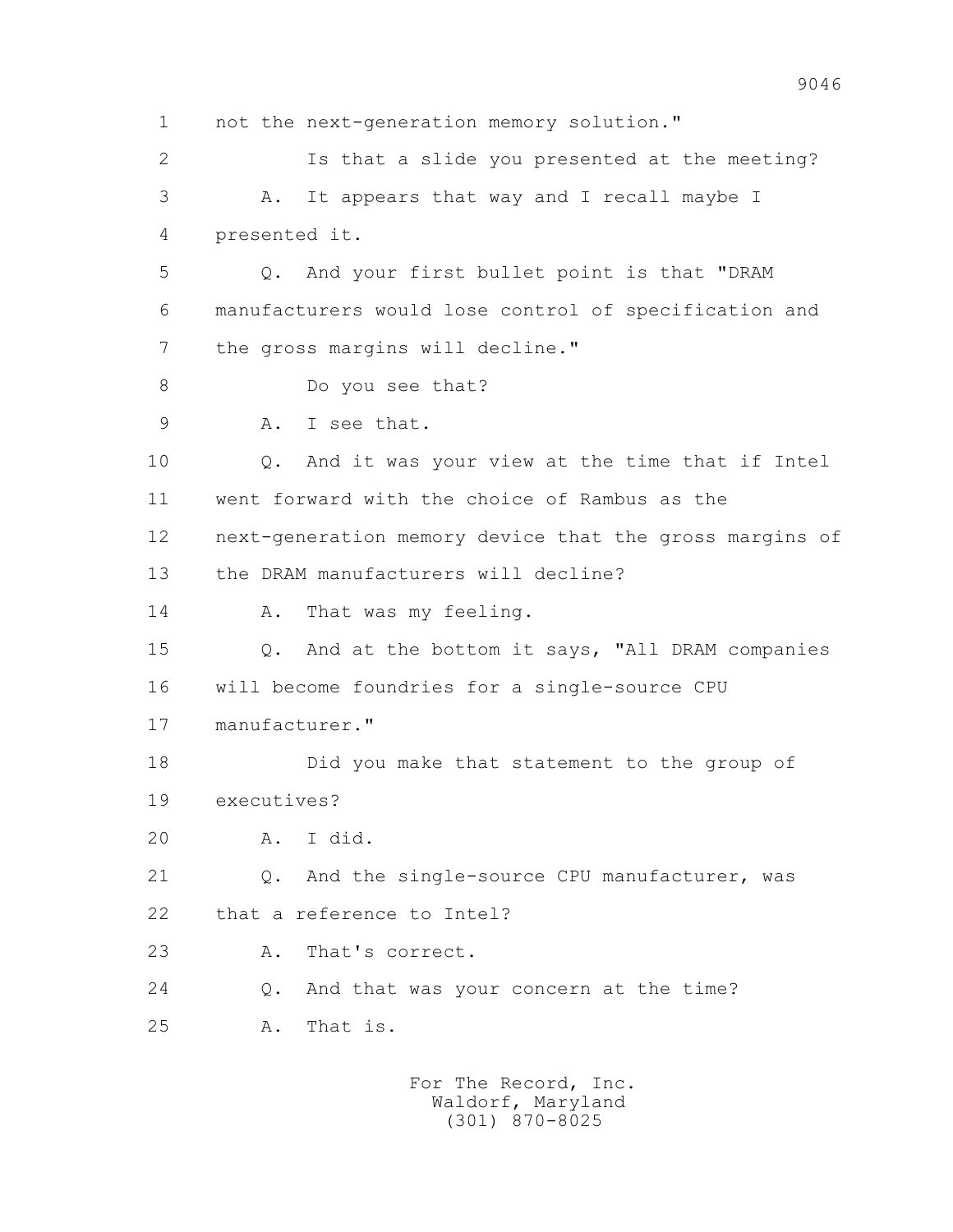1 not the next-generation memory solution."

2 Is that a slide you presented at the meeting?

3 A. It appears that way and I recall maybe I

4 presented it.

5 Q. And your first bullet point is that "DRAM

6 manufacturers would lose control of specification and

7 the gross margins will decline."

8 Do you see that?

9 A. I see that.

10 Q. And it was your view at the time that if Intel

11 went forward with the choice of Rambus as the

12 next-generation memory device that the gross margins of

13 the DRAM manufacturers will decline?

14 A. That was my feeling.

15 Q. And at the bottom it says, "All DRAM companies

16 will become foundries for a single-source CPU

17 manufacturer."

18 Did you make that statement to the group of

19 executives?

20 A. I did.

21 Q. And the single-source CPU manufacturer, was

22 that a reference to Intel?

23 A. That's correct.

24 Q. And that was your concern at the time?

25 A. That is.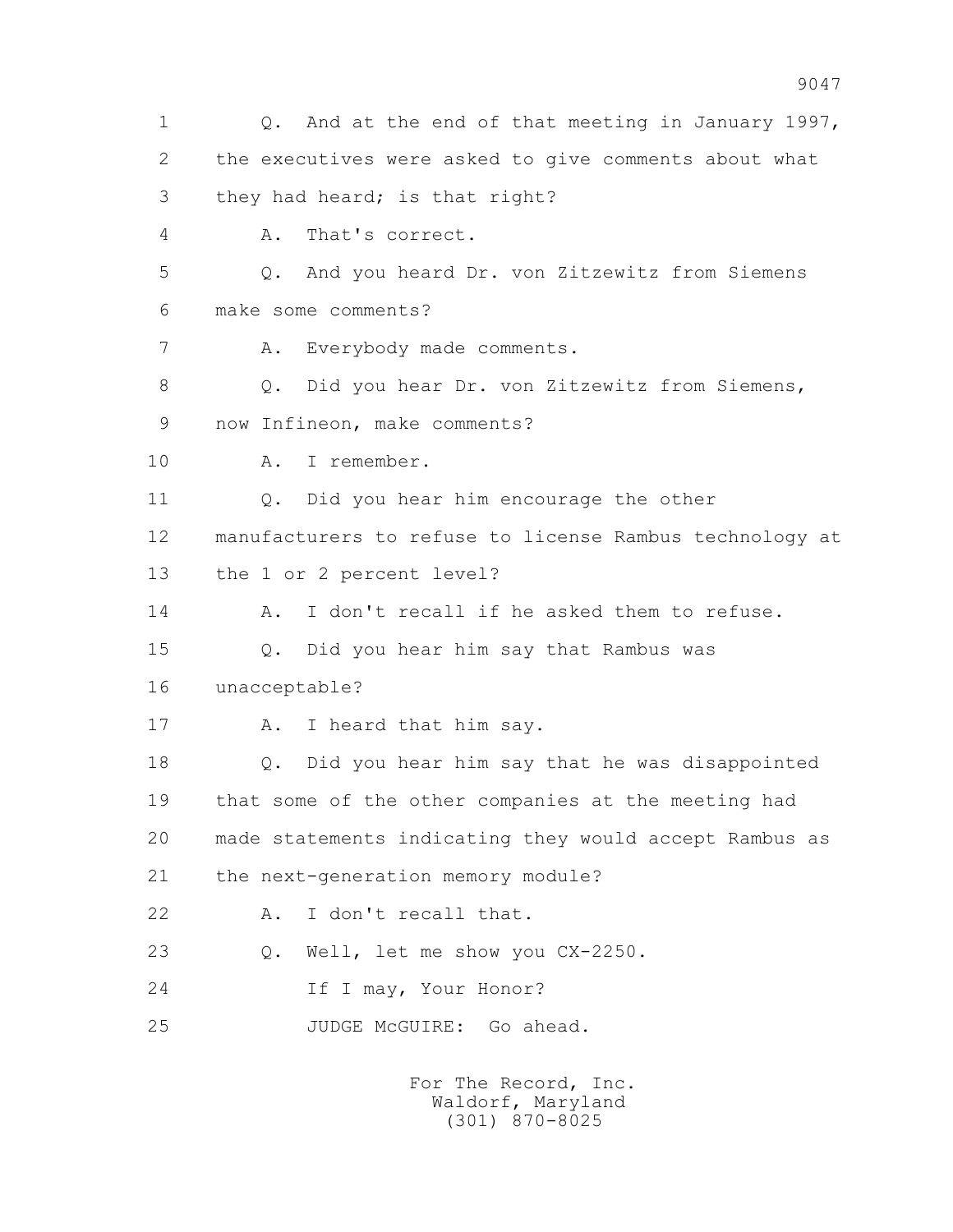1 Q. And at the end of that meeting in January 1997,
2 the executives were asked to give comments about what
3 they had heard; is that right?
4 A. That's correct.
5 Q. And you heard Dr. von Zitzewitz from Siemens
6 make some comments?
7 A. Everybody made comments.
8 Q. Did you hear Dr. von Zitzewitz from Siemens,
9 now Infineon, make comments?
10 A. I remember.
11 Q. Did you hear him encourage the other
12 manufacturers to refuse to license Rambus technology at
13 the 1 or 2 percent level?
14 A. I don't recall if he asked them to refuse.
15 Q. Did you hear him say that Rambus was
16 unacceptable?
17 A. I heard that him say.
18 Q. Did you hear him say that he was disappointed
19 that some of the other companies at the meeting had
20 made statements indicating they would accept Rambus as
21 the next-generation memory module?
22 A. I don't recall that.
23 Q. Well, let me show you CX-2250.
24 If I may, Your Honor?
25 JUDGE McGUIRE: Go ahead.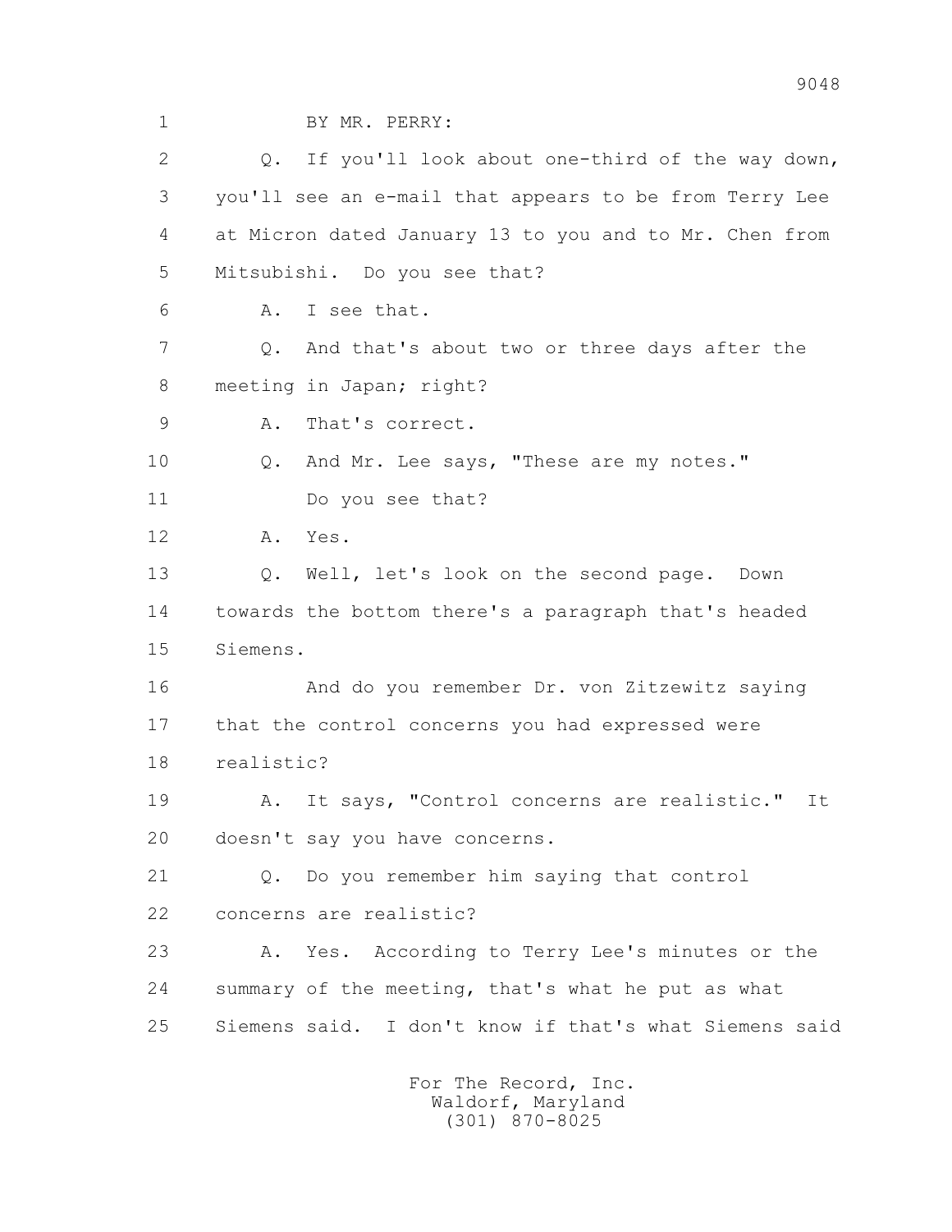BY MR. PERRY:

Q. If you'll look about one-third of the way down, you'll see an e-mail that appears to be from Terry Lee at Micron dated January 13 to you and to Mr. Chen from Mitsubishi. Do you see that?

A. I see that.

Q. And that's about two or three days after the meeting in Japan; right?

A. That's correct.

Q. And Mr. Lee says, "These are my notes."

Do you see that?

A. Yes.

Q. Well, let's look on the second page. Down towards the bottom there's a paragraph that's headed Siemens.

And do you remember Dr. von Zitzewitz saying that the control concerns you had expressed were realistic?

A. It says, "Control concerns are realistic." It doesn't say you have concerns.

Q. Do you remember him saying that control concerns are realistic?

A. Yes. According to Terry Lee's minutes or the summary of the meeting, that's what he put as what Siemens said. I don't know if that's what Siemens said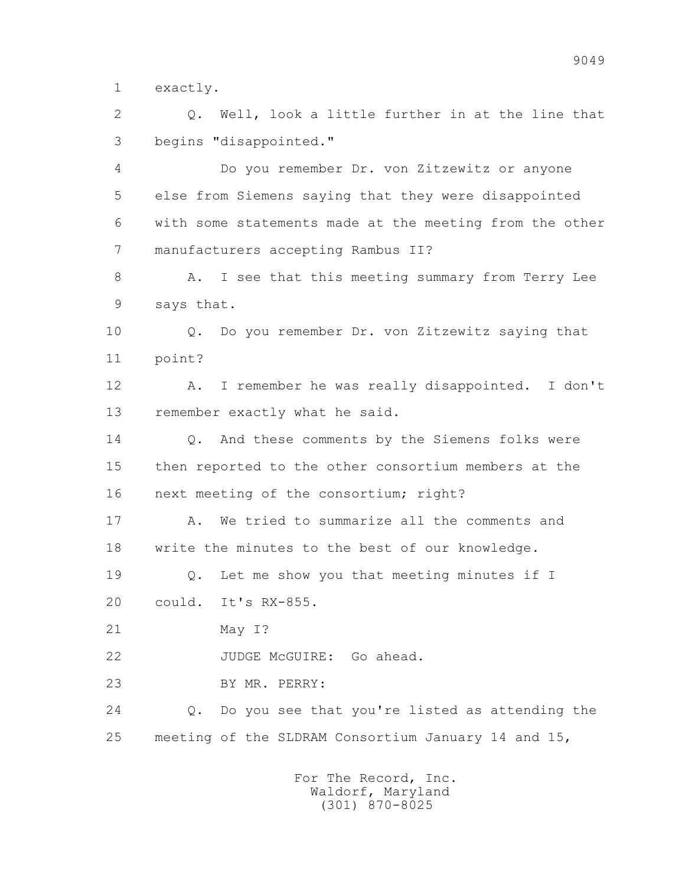1 exactly.

2 Q. Well, look a little further in at the line that
3 begins "disappointed."

4 Do you remember Dr. von Zitzewitz or anyone
5 else from Siemens saying that they were disappointed
6 with some statements made at the meeting from the other
7 manufacturers accepting Rambus II?

8 A. I see that this meeting summary from Terry Lee
9 says that.

10 Q. Do you remember Dr. von Zitzewitz saying that
11 point?

12 A. I remember he was really disappointed. I don't
13 remember exactly what he said.

14 Q. And these comments by the Siemens folks were
15 then reported to the other consortium members at the
16 next meeting of the consortium; right?

17 A. We tried to summarize all the comments and
18 write the minutes to the best of our knowledge.

19 Q. Let me show you that meeting minutes if I
20 could. It's RX-855.

21 May I?

22 JUDGE McGUIRE: Go ahead.

23 BY MR. PERRY:

24 Q. Do you see that you're listed as attending the
25 meeting of the SLDRAM Consortium January 14 and 15,

For The Record, Inc.
Waldorf, Maryland
(301) 870-8025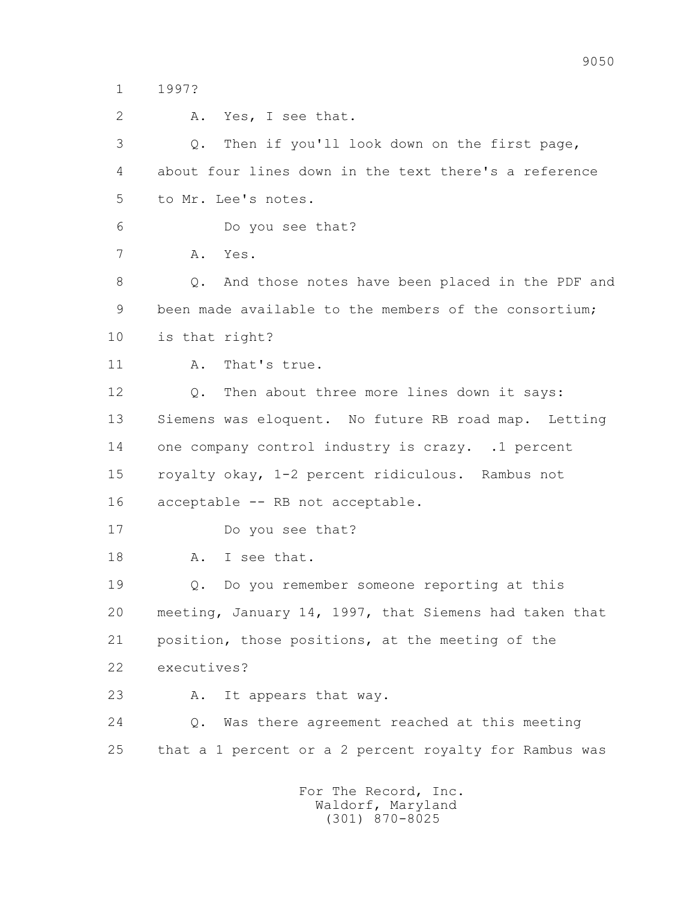1 1997?

2 A. Yes, I see that.

3 Q. Then if you'll look down on the first page,

4 about four lines down in the text there's a reference

5 to Mr. Lee's notes.

6 Do you see that?

7 A. Yes.

8 Q. And those notes have been placed in the PDF and

9 been made available to the members of the consortium;

10 is that right?

11 A. That's true.

12 Q. Then about three more lines down it says:

13 Siemens was eloquent. No future RB road map. Letting

14 one company control industry is crazy. .1 percent

15 royalty okay, 1-2 percent ridiculous. Rambus not

16 acceptable -- RB not acceptable.

17 Do you see that?

18 A. I see that.

19 Q. Do you remember someone reporting at this

20 meeting, January 14, 1997, that Siemens had taken that

21 position, those positions, at the meeting of the

22 executives?

23 A. It appears that way.

24 Q. Was there agreement reached at this meeting

25 that a 1 percent or a 2 percent royalty for Rambus was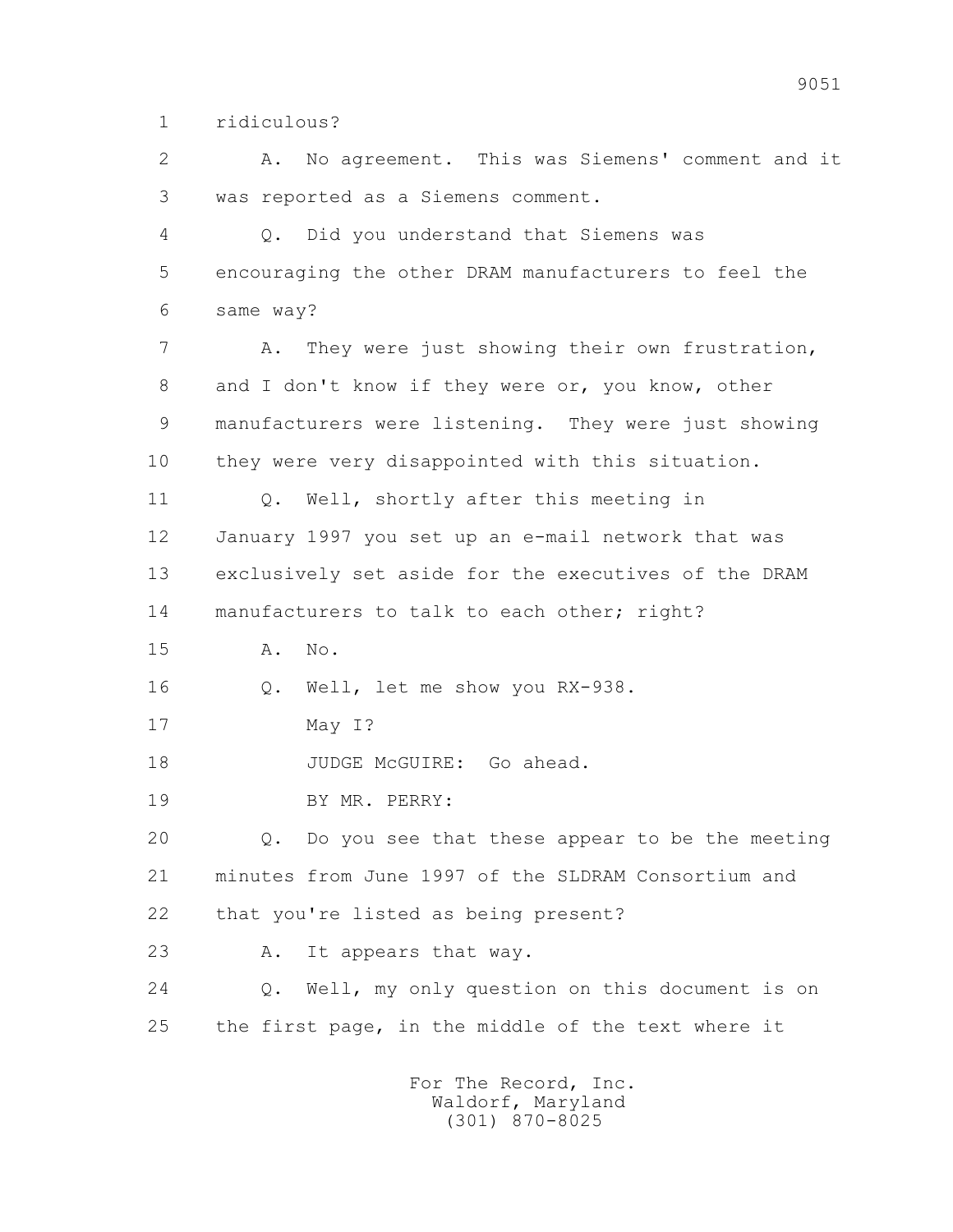1 ridiculous?

2 A. No agreement. This was Siemens' comment and it

3 was reported as a Siemens comment.

4 Q. Did you understand that Siemens was

5 encouraging the other DRAM manufacturers to feel the

6 same way?

7 A. They were just showing their own frustration,

8 and I don't know if they were or, you know, other

9 manufacturers were listening. They were just showing

10 they were very disappointed with this situation.

11 Q. Well, shortly after this meeting in

12 January 1997 you set up an e-mail network that was

13 exclusively set aside for the executives of the DRAM

14 manufacturers to talk to each other; right?

15 A. No.

16 Q. Well, let me show you RX-938.

17 May I?

18 JUDGE McGUIRE: Go ahead.

19 BY MR. PERRY:

20 Q. Do you see that these appear to be the meeting

21 minutes from June 1997 of the SLDRAM Consortium and

22 that you're listed as being present?

23 A. It appears that way.

24 Q. Well, my only question on this document is on

25 the first page, in the middle of the text where it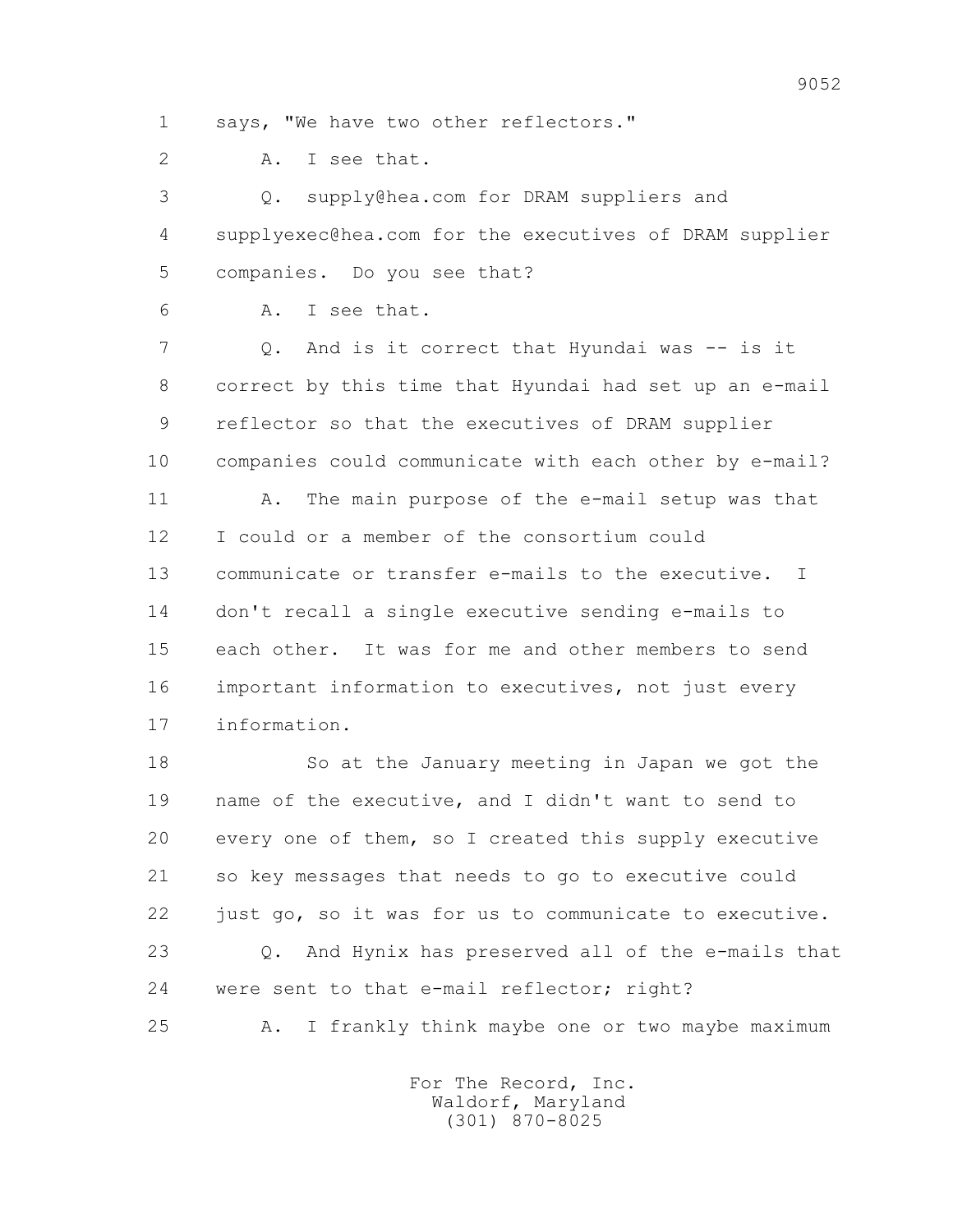1 says, "We have two other reflectors."

2 A. I see that.

3 Q. supply@hea.com for DRAM suppliers and

4 supplyexec@hea.com for the executives of DRAM supplier

5 companies. Do you see that?

6 A. I see that.

7 Q. And is it correct that Hyundai was -- is it

8 correct by this time that Hyundai had set up an e-mail

9 reflector so that the executives of DRAM supplier

10 companies could communicate with each other by e-mail?

11 A. The main purpose of the e-mail setup was that

12 I could or a member of the consortium could

13 communicate or transfer e-mails to the executive. I

14 don't recall a single executive sending e-mails to

15 each other. It was for me and other members to send

16 important information to executives, not just every

17 information.

18 So at the January meeting in Japan we got the

19 name of the executive, and I didn't want to send to

20 every one of them, so I created this supply executive

21 so key messages that needs to go to executive could

22 just go, so it was for us to communicate to executive.

23 Q. And Hynix has preserved all of the e-mails that

24 were sent to that e-mail reflector; right?

25 A. I frankly think maybe one or two maybe maximum

For The Record, Inc.
Waldorf, Maryland
(301) 870-8025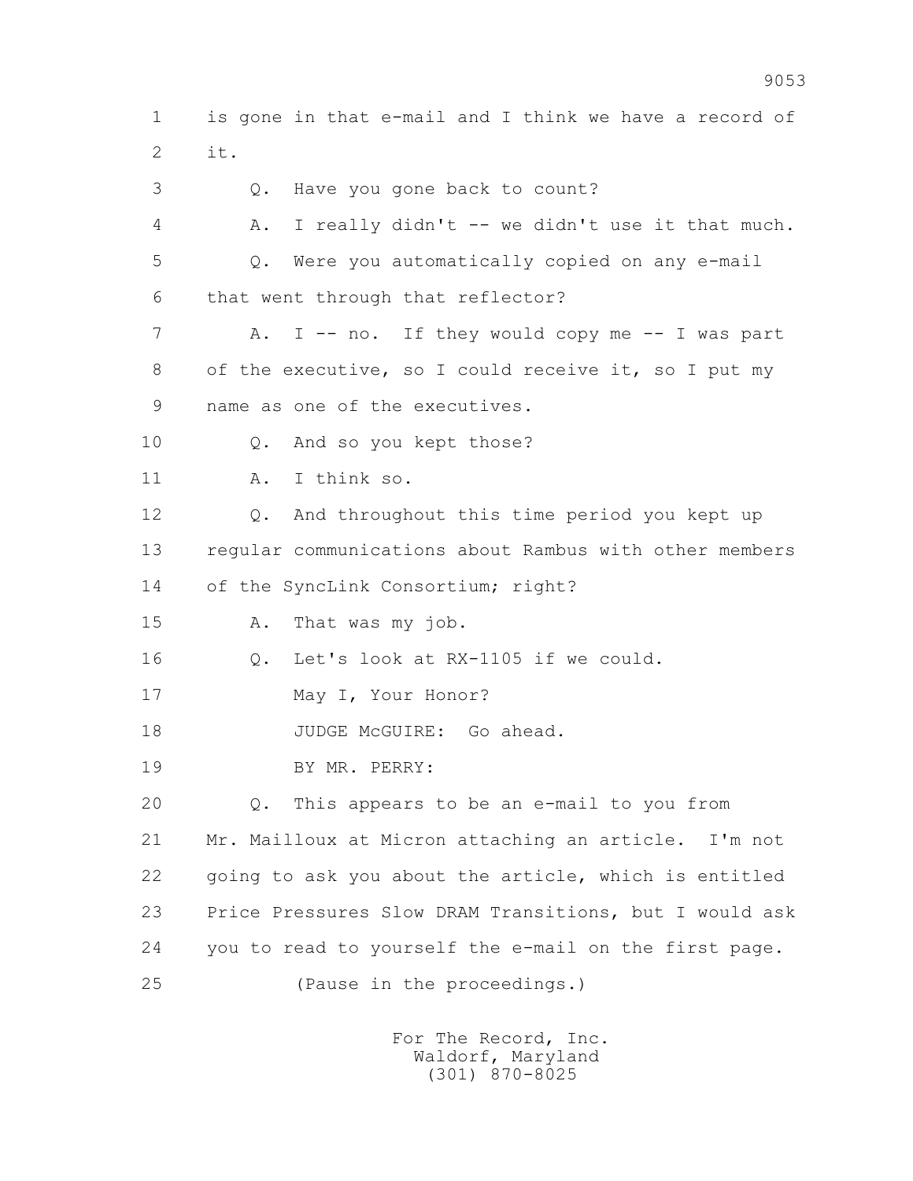1 is gone in that e-mail and I think we have a record of
2 it.

3 Q. Have you gone back to count?

4 A. I really didn't -- we didn't use it that much.

5 Q. Were you automatically copied on any e-mail
6 that went through that reflector?

7 A. I -- no. If they would copy me -- I was part
8 of the executive, so I could receive it, so I put my
9 name as one of the executives.

10 Q. And so you kept those?

11 A. I think so.

12 Q. And throughout this time period you kept up
13 regular communications about Rambus with other members
14 of the SyncLink Consortium; right?

15 A. That was my job.

16 Q. Let's look at RX-1105 if we could.

17 May I, Your Honor?

18 JUDGE McGUIRE: Go ahead.

19 BY MR. PERRY:

20 Q. This appears to be an e-mail to you from
21 Mr. Mailloux at Micron attaching an article. I'm not
22 going to ask you about the article, which is entitled
23 Price Pressures Slow DRAM Transitions, but I would ask
24 you to read to yourself the e-mail on the first page.

25 (Pause in the proceedings.)

For The Record, Inc.
Waldorf, Maryland
(301) 870-8025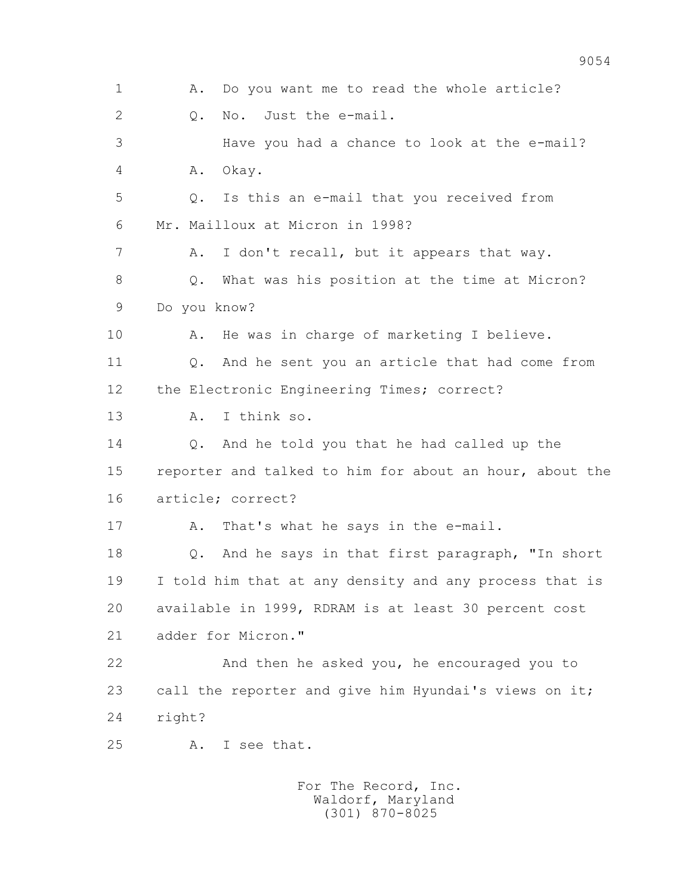1 A. Do you want me to read the whole article?

2 Q. No. Just the e-mail.

3 Have you had a chance to look at the e-mail?

4 A. Okay.

5 Q. Is this an e-mail that you received from

6 Mr. Mailloux at Micron in 1998?

7 A. I don't recall, but it appears that way.

8 Q. What was his position at the time at Micron?

9 Do you know?

10 A. He was in charge of marketing I believe.

11 Q. And he sent you an article that had come from

12 the Electronic Engineering Times; correct?

13 A. I think so.

14 Q. And he told you that he had called up the

15 reporter and talked to him for about an hour, about the

16 article; correct?

17 A. That's what he says in the e-mail.

18 Q. And he says in that first paragraph, "In short

19 I told him that at any density and any process that is

20 available in 1999, RDRAM is at least 30 percent cost

21 adder for Micron."

22 And then he asked you, he encouraged you to

23 call the reporter and give him Hyundai's views on it;

24 right?

25 A. I see that.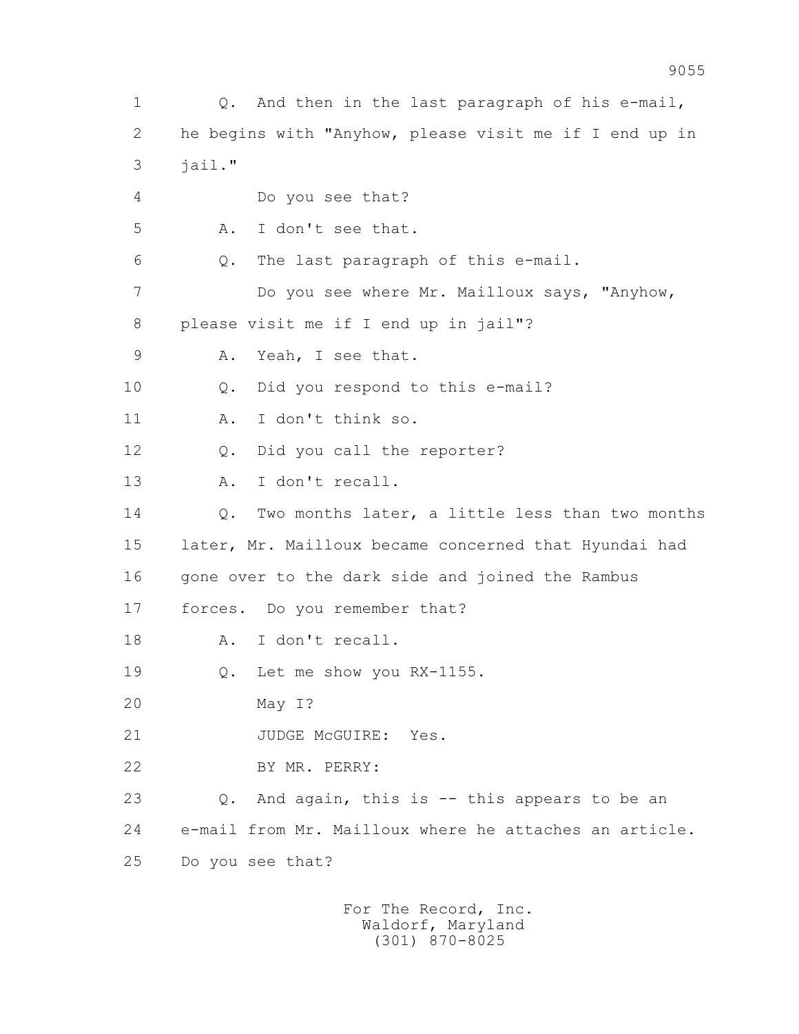1 Q. And then in the last paragraph of his e-mail,
2 he begins with "Anyhow, please visit me if I end up in
3 jail."
4 Do you see that?
5 A. I don't see that.
6 Q. The last paragraph of this e-mail.
7 Do you see where Mr. Mailloux says, "Anyhow,
8 please visit me if I end up in jail"?
9 A. Yeah, I see that.
10 Q. Did you respond to this e-mail?
11 A. I don't think so.
12 Q. Did you call the reporter?
13 A. I don't recall.
14 Q. Two months later, a little less than two months
15 later, Mr. Mailloux became concerned that Hyundai had
16 gone over to the dark side and joined the Rambus
17 forces. Do you remember that?
18 A. I don't recall.
19 Q. Let me show you RX-1155.
20 May I?
21 JUDGE McGUIRE: Yes.
22 BY MR. PERRY:
23 Q. And again, this is -- this appears to be an
24 e-mail from Mr. Mailloux where he attaches an article.
25 Do you see that?

For The Record, Inc.
Waldorf, Maryland
(301) 870-8025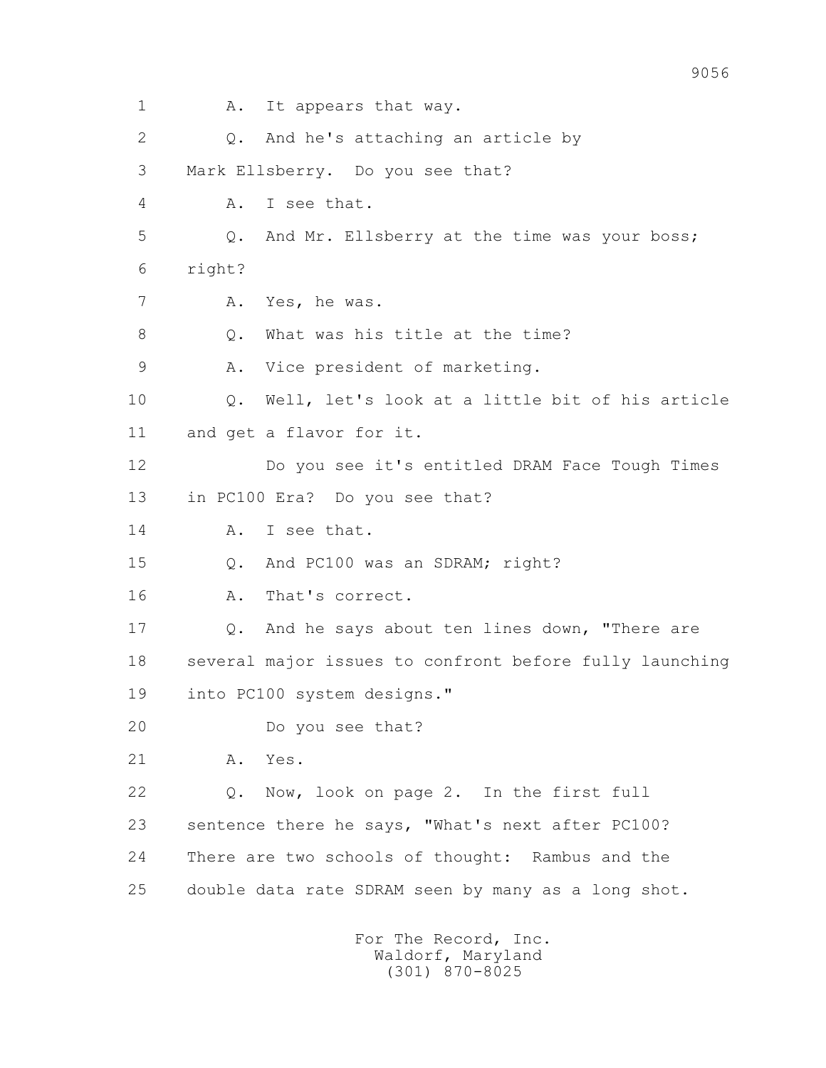1 A. It appears that way.

2 Q. And he's attaching an article by

3 Mark Ellsberry. Do you see that?

4 A. I see that.

5 Q. And Mr. Ellsberry at the time was your boss;

6 right?

7 A. Yes, he was.

8 Q. What was his title at the time?

9 A. Vice president of marketing.

10 Q. Well, let's look at a little bit of his article

11 and get a flavor for it.

12 Do you see it's entitled DRAM Face Tough Times

13 in PC100 Era? Do you see that?

14 A. I see that.

15 Q. And PC100 was an SDRAM; right?

16 A. That's correct.

17 Q. And he says about ten lines down, "There are

18 several major issues to confront before fully launching

19 into PC100 system designs."

20 Do you see that?

21 A. Yes.

22 Q. Now, look on page 2. In the first full

23 sentence there he says, "What's next after PC100?

24 There are two schools of thought: Rambus and the

25 double data rate SDRAM seen by many as a long shot.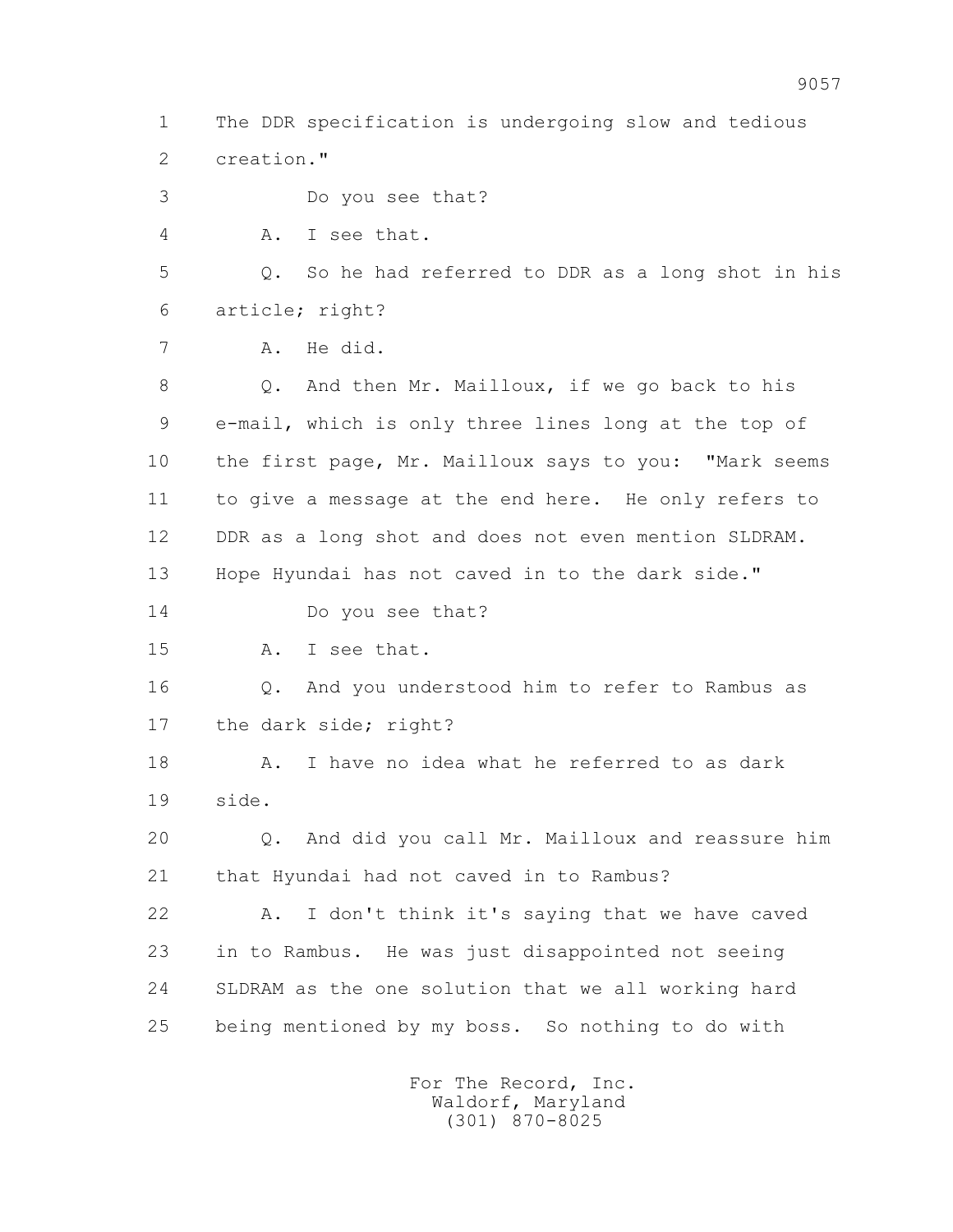1 The DDR specification is undergoing slow and tedious
2 creation."
3 Do you see that?
4 A. I see that.
5 Q. So he had referred to DDR as a long shot in his
6 article; right?
7 A. He did.
8 Q. And then Mr. Mailloux, if we go back to his
9 e-mail, which is only three lines long at the top of
10 the first page, Mr. Mailloux says to you: "Mark seems
11 to give a message at the end here. He only refers to
12 DDR as a long shot and does not even mention SLDRAM.
13 Hope Hyundai has not caved in to the dark side."
14 Do you see that?
15 A. I see that.
16 Q. And you understood him to refer to Rambus as
17 the dark side; right?
18 A. I have no idea what he referred to as dark
19 side.
20 Q. And did you call Mr. Mailloux and reassure him
21 that Hyundai had not caved in to Rambus?
22 A. I don't think it's saying that we have caved
23 in to Rambus. He was just disappointed not seeing
24 SLDRAM as the one solution that we all working hard
25 being mentioned by my boss. So nothing to do with

For The Record, Inc.
Waldorf, Maryland
(301) 870-8025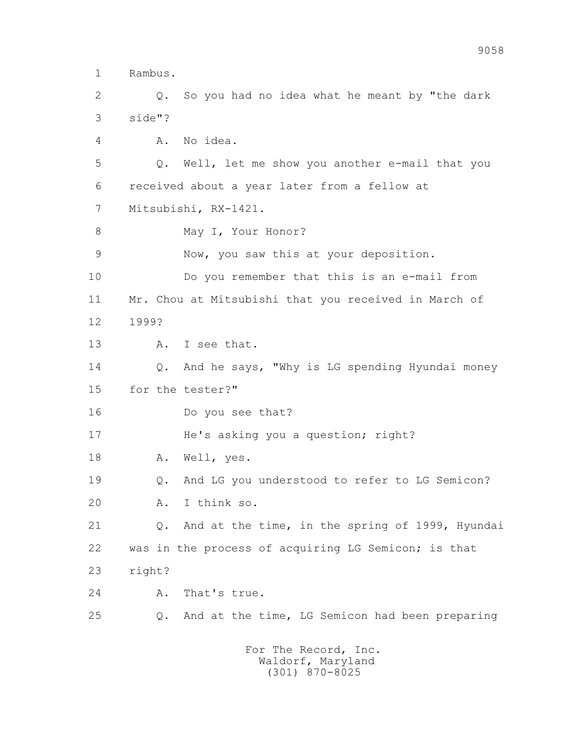1 Rambus.

2 Q. So you had no idea what he meant by "the dark

3 side"?

4 A. No idea.

5 Q. Well, let me show you another e-mail that you

6 received about a year later from a fellow at

7 Mitsubishi, RX-1421.

8 May I, Your Honor?

9 Now, you saw this at your deposition.

10 Do you remember that this is an e-mail from

11 Mr. Chou at Mitsubishi that you received in March of

12 1999?

13 A. I see that.

14 Q. And he says, "Why is LG spending Hyundai money

15 for the tester?"

16 Do you see that?

17 He's asking you a question; right?

18 A. Well, yes.

19 Q. And LG you understood to refer to LG Semicon?

20 A. I think so.

21 Q. And at the time, in the spring of 1999, Hyundai

22 was in the process of acquiring LG Semicon; is that

23 right?

24 A. That's true.

25 Q. And at the time, LG Semicon had been preparing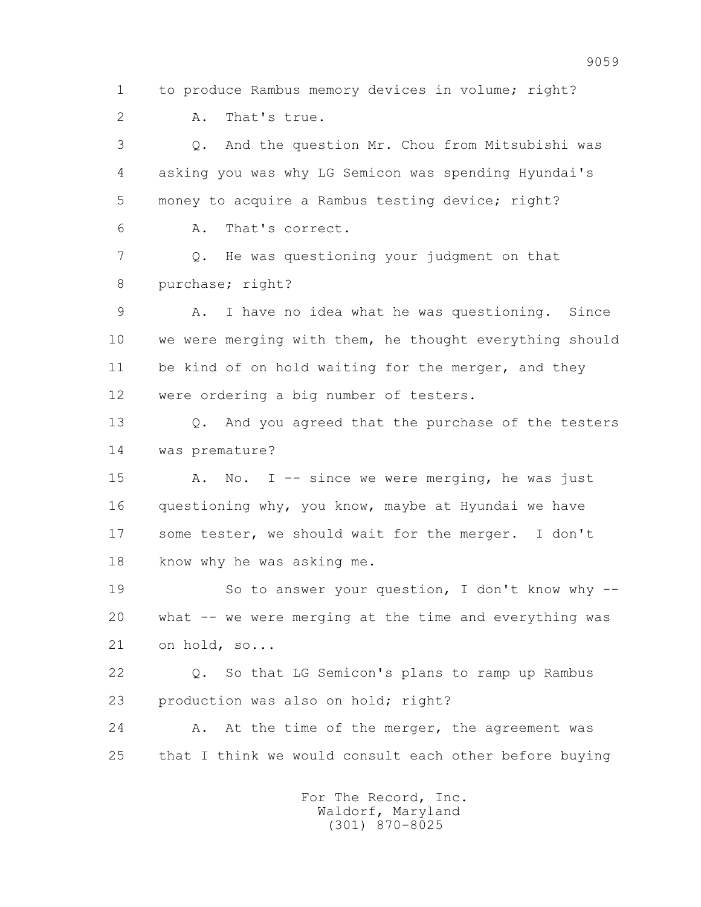1 to produce Rambus memory devices in volume; right?

2 A. That's true.

3 Q. And the question Mr. Chou from Mitsubishi was

4 asking you was why LG Semicon was spending Hyundai's

5 money to acquire a Rambus testing device; right?

6 A. That's correct.

7 Q. He was questioning your judgment on that

8 purchase; right?

9 A. I have no idea what he was questioning. Since

10 we were merging with them, he thought everything should

11 be kind of on hold waiting for the merger, and they

12 were ordering a big number of testers.

13 Q. And you agreed that the purchase of the testers

14 was premature?

15 A. No. I -- since we were merging, he was just

16 questioning why, you know, maybe at Hyundai we have

17 some tester, we should wait for the merger. I don't

18 know why he was asking me.

19 So to answer your question, I don't know why --

20 what -- we were merging at the time and everything was

21 on hold, so...

22 Q. So that LG Semicon's plans to ramp up Rambus

23 production was also on hold; right?

24 A. At the time of the merger, the agreement was

25 that I think we would consult each other before buying

For The Record, Inc.
Waldorf, Maryland
(301) 870-8025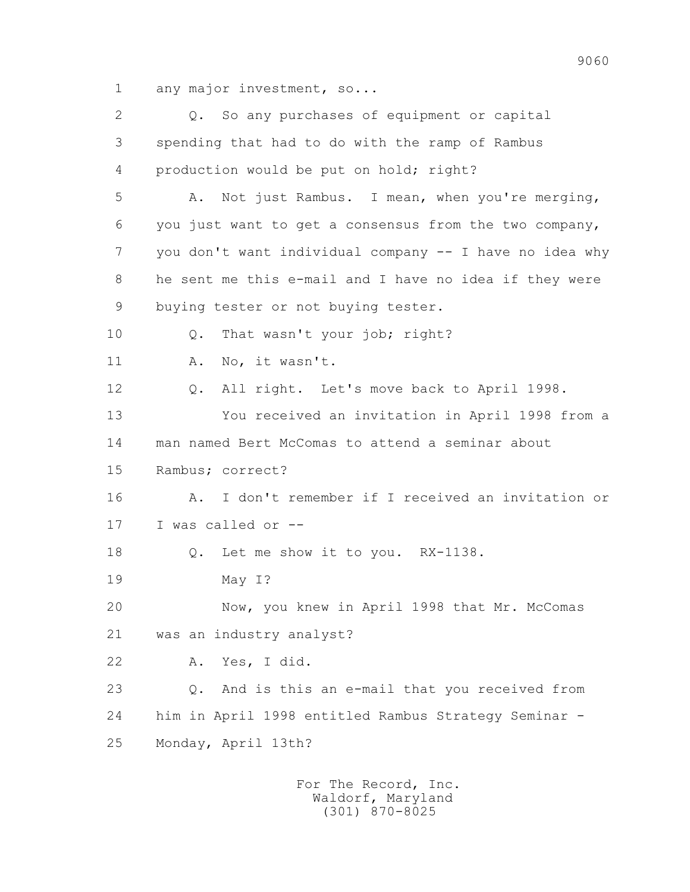1 any major investment, so...

2 Q. So any purchases of equipment or capital

3 spending that had to do with the ramp of Rambus

4 production would be put on hold; right?

5 A. Not just Rambus. I mean, when you're merging,

6 you just want to get a consensus from the two company,

7 you don't want individual company -- I have no idea why

8 he sent me this e-mail and I have no idea if they were

9 buying tester or not buying tester.

10 Q. That wasn't your job; right?

11 A. No, it wasn't.

12 Q. All right. Let's move back to April 1998.

13 You received an invitation in April 1998 from a

14 man named Bert McComas to attend a seminar about

15 Rambus; correct?

16 A. I don't remember if I received an invitation or

17 I was called or --

18 Q. Let me show it to you. RX-1138.

19 May I?

20 Now, you knew in April 1998 that Mr. McComas

21 was an industry analyst?

22 A. Yes, I did.

23 Q. And is this an e-mail that you received from

24 him in April 1998 entitled Rambus Strategy Seminar -

25 Monday, April 13th?

For The Record, Inc.
Waldorf, Maryland
(301) 870-8025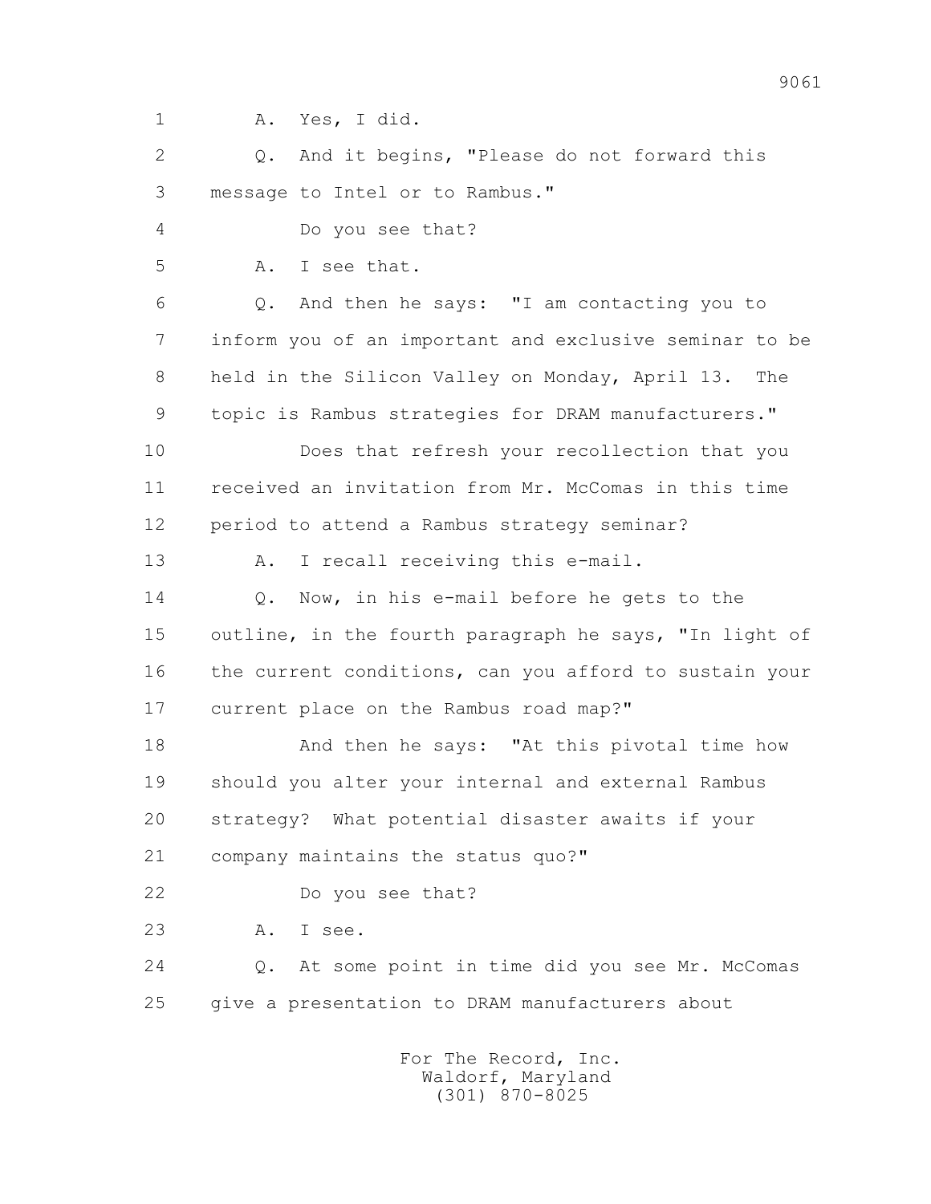1 A. Yes, I did.

2 Q. And it begins, "Please do not forward this

3 message to Intel or to Rambus."

4 Do you see that?

5 A. I see that.

6 Q. And then he says: "I am contacting you to

7 inform you of an important and exclusive seminar to be

8 held in the Silicon Valley on Monday, April 13. The

9 topic is Rambus strategies for DRAM manufacturers."

10 Does that refresh your recollection that you

11 received an invitation from Mr. McComas in this time

12 period to attend a Rambus strategy seminar?

13 A. I recall receiving this e-mail.

14 Q. Now, in his e-mail before he gets to the

15 outline, in the fourth paragraph he says, "In light of

16 the current conditions, can you afford to sustain your

17 current place on the Rambus road map?"

18 And then he says: "At this pivotal time how

19 should you alter your internal and external Rambus

20 strategy? What potential disaster awaits if your

21 company maintains the status quo?"

22 Do you see that?

23 A. I see.

24 Q. At some point in time did you see Mr. McComas

25 give a presentation to DRAM manufacturers about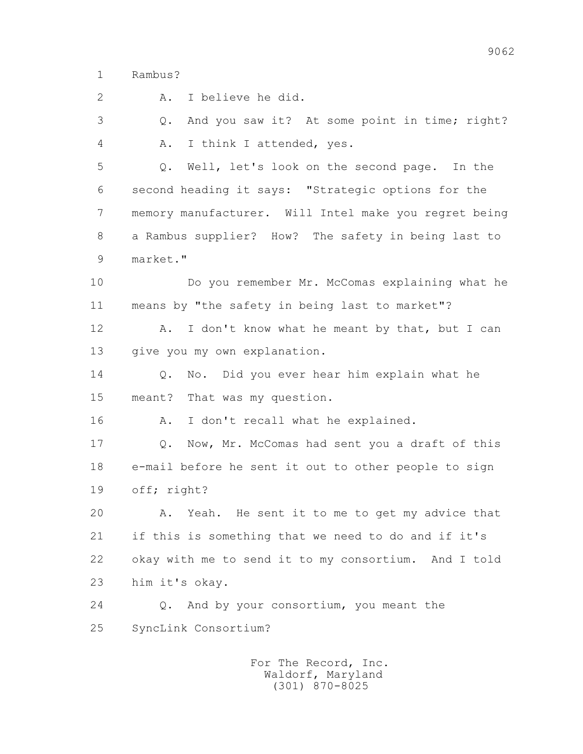1 Rambus?

2 A. I believe he did.

3 Q. And you saw it? At some point in time; right?

4 A. I think I attended, yes.

5 Q. Well, let's look on the second page. In the

6 second heading it says: "Strategic options for the

7 memory manufacturer. Will Intel make you regret being

8 a Rambus supplier? How? The safety in being last to

9 market."

10 Do you remember Mr. McComas explaining what he

11 means by "the safety in being last to market"?

12 A. I don't know what he meant by that, but I can

13 give you my own explanation.

14 Q. No. Did you ever hear him explain what he

15 meant? That was my question.

16 A. I don't recall what he explained.

17 Q. Now, Mr. McComas had sent you a draft of this

18 e-mail before he sent it out to other people to sign

19 off; right?

20 A. Yeah. He sent it to me to get my advice that

21 if this is something that we need to do and if it's

22 okay with me to send it to my consortium. And I told

23 him it's okay.

24 Q. And by your consortium, you meant the

25 SyncLink Consortium?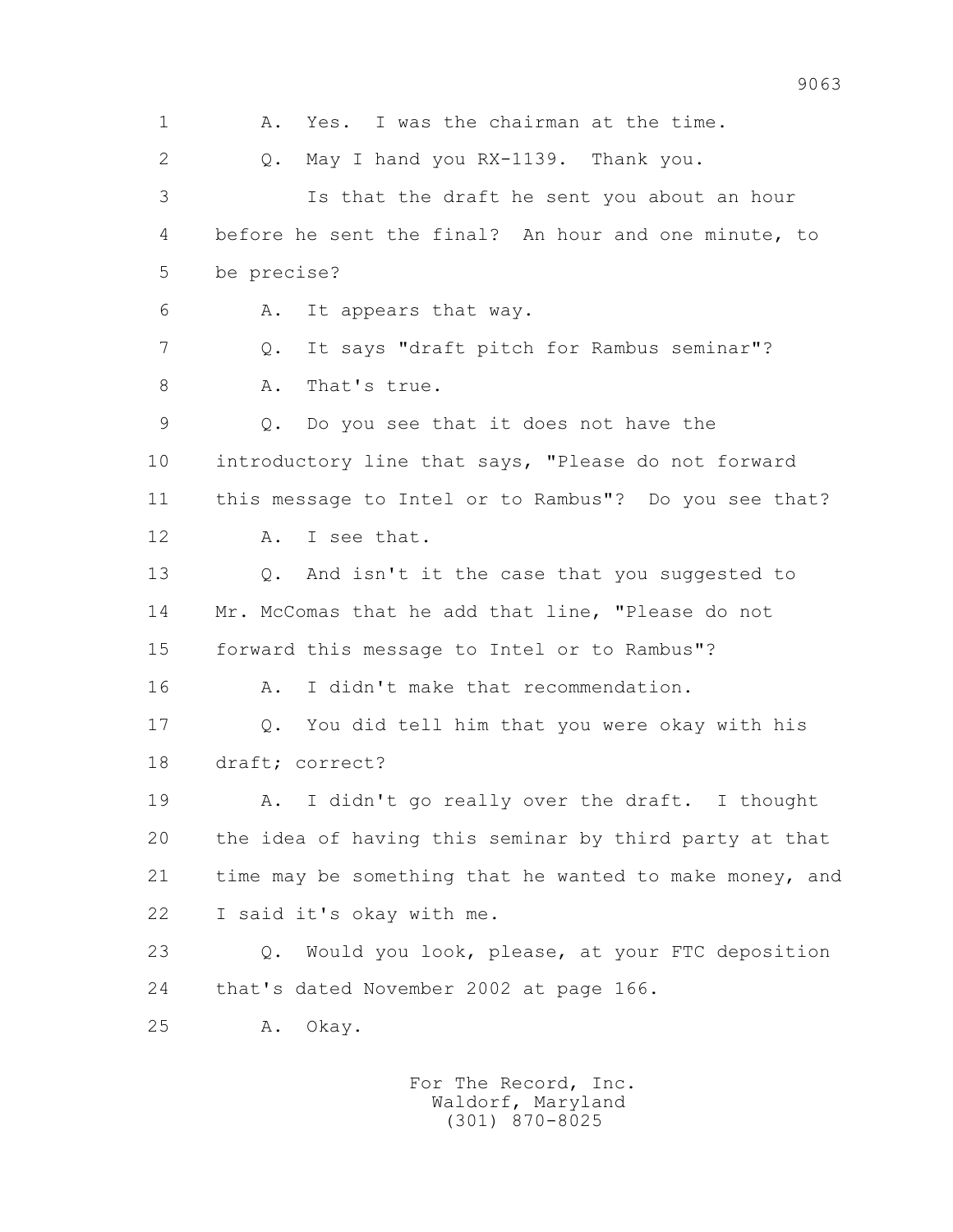1 A. Yes. I was the chairman at the time.

2 Q. May I hand you RX-1139. Thank you.

3 Is that the draft he sent you about an hour

4 before he sent the final? An hour and one minute, to

5 be precise?

6 A. It appears that way.

7 Q. It says "draft pitch for Rambus seminar"?

8 A. That's true.

9 Q. Do you see that it does not have the

10 introductory line that says, "Please do not forward

11 this message to Intel or to Rambus"? Do you see that?

12 A. I see that.

13 Q. And isn't it the case that you suggested to

14 Mr. McComas that he add that line, "Please do not

15 forward this message to Intel or to Rambus"?

16 A. I didn't make that recommendation.

17 Q. You did tell him that you were okay with his

18 draft; correct?

19 A. I didn't go really over the draft. I thought

20 the idea of having this seminar by third party at that

21 time may be something that he wanted to make money, and

22 I said it's okay with me.

23 Q. Would you look, please, at your FTC deposition

24 that's dated November 2002 at page 166.

25 A. Okay.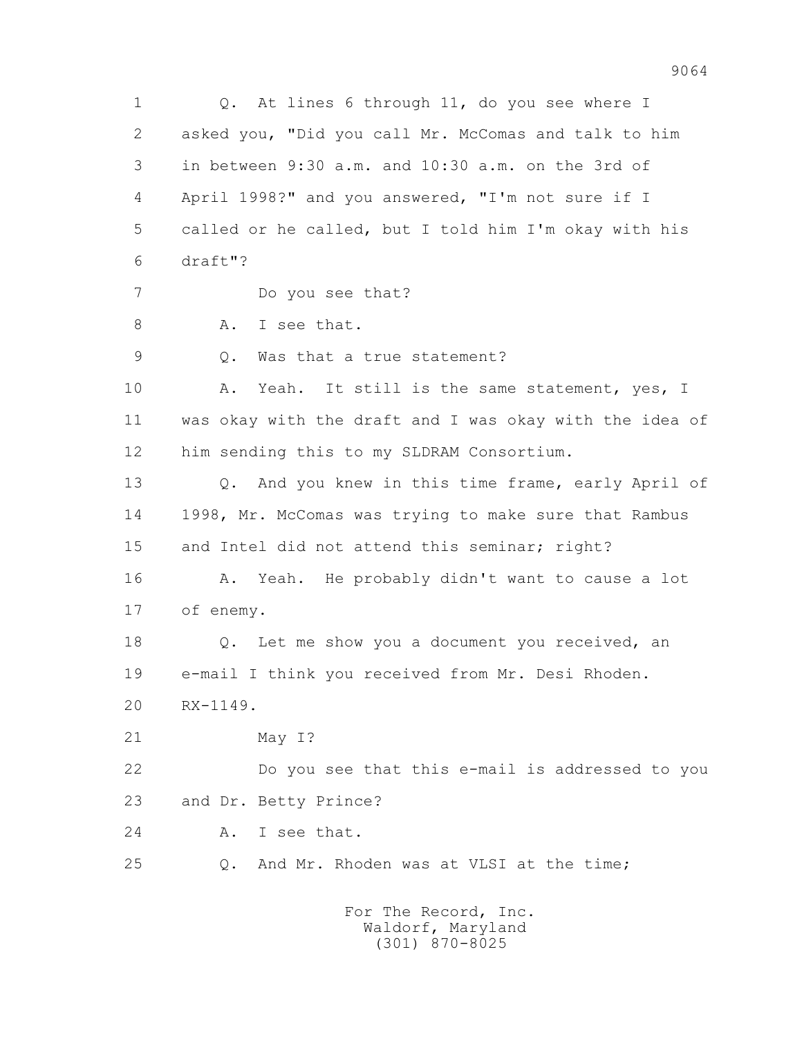1 Q. At lines 6 through 11, do you see where I
2 asked you, "Did you call Mr. McComas and talk to him
3 in between 9:30 a.m. and 10:30 a.m. on the 3rd of
4 April 1998?" and you answered, "I'm not sure if I
5 called or he called, but I told him I'm okay with his
6 draft"?
7 Do you see that?
8 A. I see that.
9 Q. Was that a true statement?
10 A. Yeah. It still is the same statement, yes, I
11 was okay with the draft and I was okay with the idea of
12 him sending this to my SLDRAM Consortium.
13 Q. And you knew in this time frame, early April of
14 1998, Mr. McComas was trying to make sure that Rambus
15 and Intel did not attend this seminar; right?
16 A. Yeah. He probably didn't want to cause a lot
17 of enemy.
18 Q. Let me show you a document you received, an
19 e-mail I think you received from Mr. Desi Rhoden.
20 RX-1149.
21 May I?
22 Do you see that this e-mail is addressed to you
23 and Dr. Betty Prince?
24 A. I see that.
25 Q. And Mr. Rhoden was at VLSI at the time;

For The Record, Inc.
Waldorf, Maryland
(301) 870-8025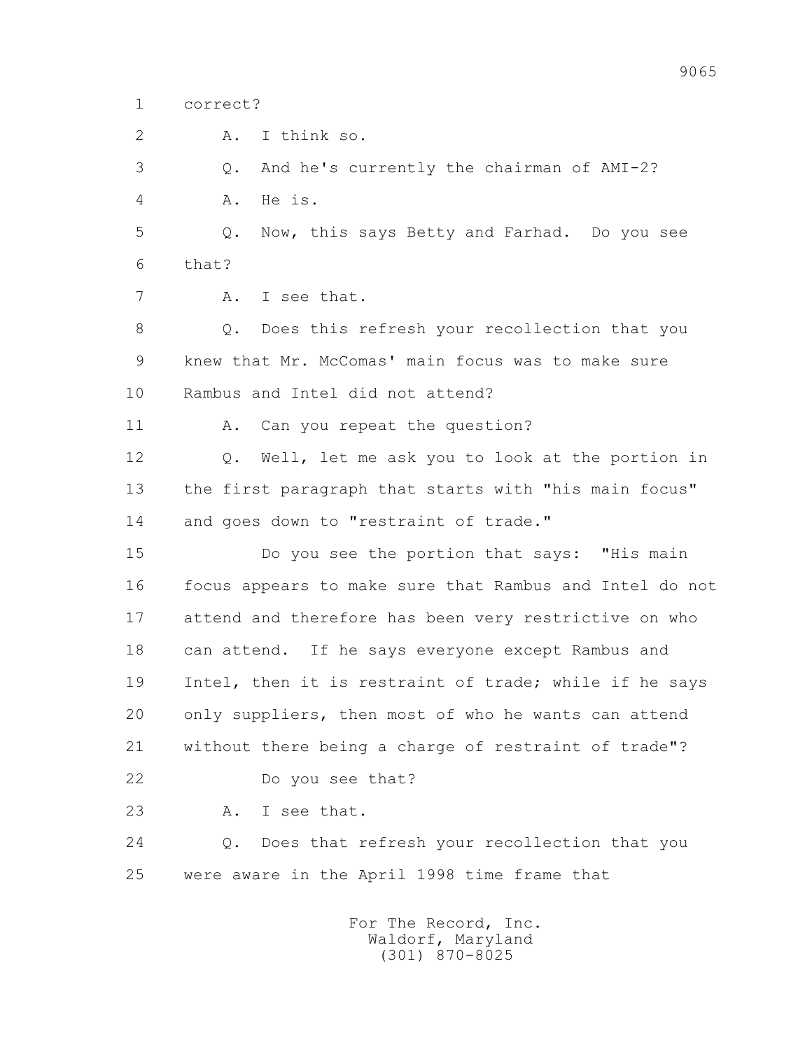1 correct?

2 A. I think so.

3 Q. And he's currently the chairman of AMI-2?

4 A. He is.

5 Q. Now, this says Betty and Farhad. Do you see

6 that?

7 A. I see that.

8 Q. Does this refresh your recollection that you

9 knew that Mr. McComas' main focus was to make sure

10 Rambus and Intel did not attend?

11 A. Can you repeat the question?

12 Q. Well, let me ask you to look at the portion in

13 the first paragraph that starts with "his main focus"

14 and goes down to "restraint of trade."

15 Do you see the portion that says: "His main

16 focus appears to make sure that Rambus and Intel do not

17 attend and therefore has been very restrictive on who

18 can attend. If he says everyone except Rambus and

19 Intel, then it is restraint of trade; while if he says

20 only suppliers, then most of who he wants can attend

21 without there being a charge of restraint of trade"?

22 Do you see that?

23 A. I see that.

24 Q. Does that refresh your recollection that you

25 were aware in the April 1998 time frame that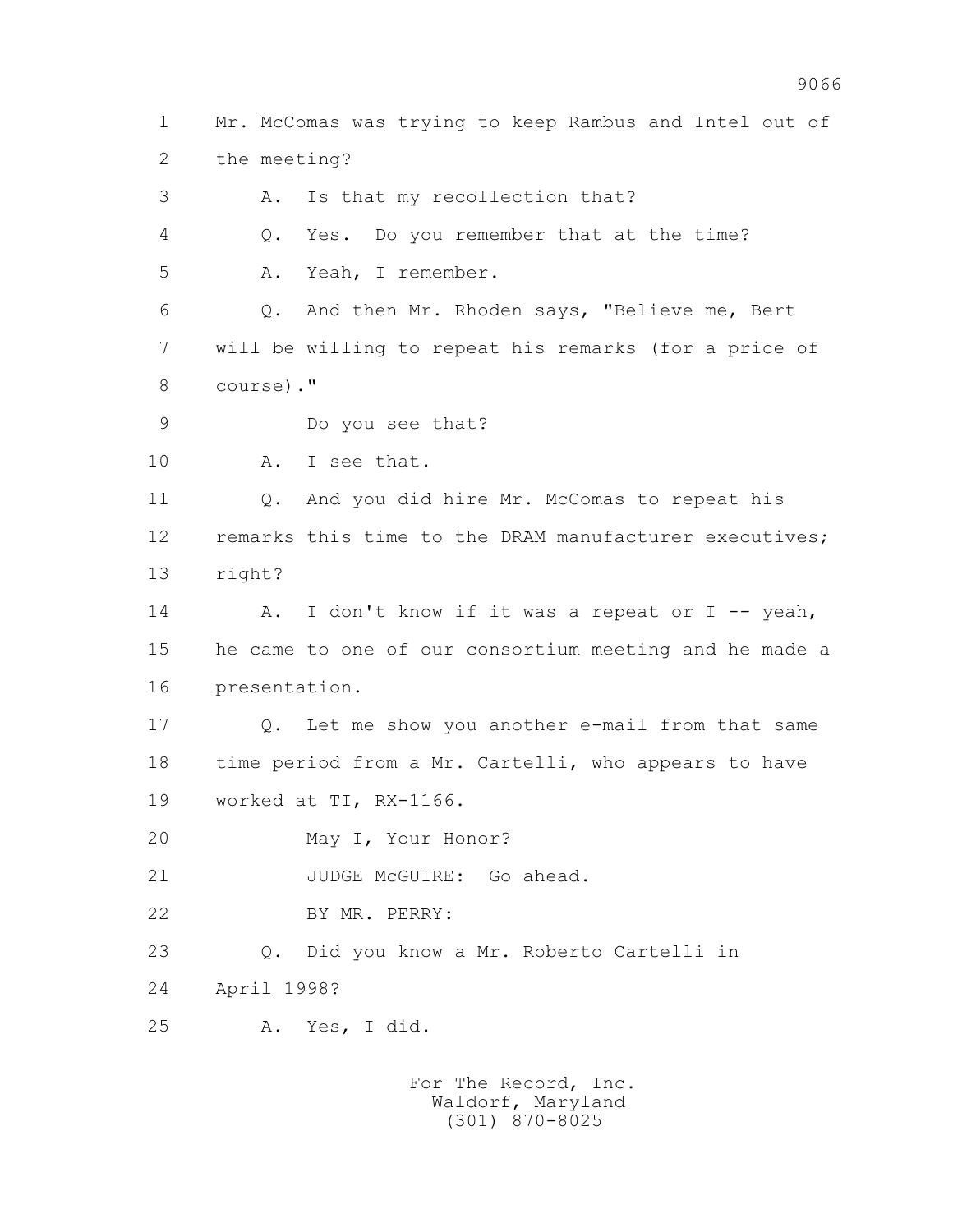1 Mr. McComas was trying to keep Rambus and Intel out of
2 the meeting?
3 A. Is that my recollection that?
4 Q. Yes. Do you remember that at the time?
5 A. Yeah, I remember.
6 Q. And then Mr. Rhoden says, "Believe me, Bert
7 will be willing to repeat his remarks (for a price of
8 course)."
9 Do you see that?
10 A. I see that.
11 Q. And you did hire Mr. McComas to repeat his
12 remarks this time to the DRAM manufacturer executives;
13 right?
14 A. I don't know if it was a repeat or I -- yeah,
15 he came to one of our consortium meeting and he made a
16 presentation.
17 Q. Let me show you another e-mail from that same
18 time period from a Mr. Cartelli, who appears to have
19 worked at TI, RX-1166.
20 May I, Your Honor?
21 JUDGE McGUIRE: Go ahead.
22 BY MR. PERRY:
23 Q. Did you know a Mr. Roberto Cartelli in
24 April 1998?
25 A. Yes, I did.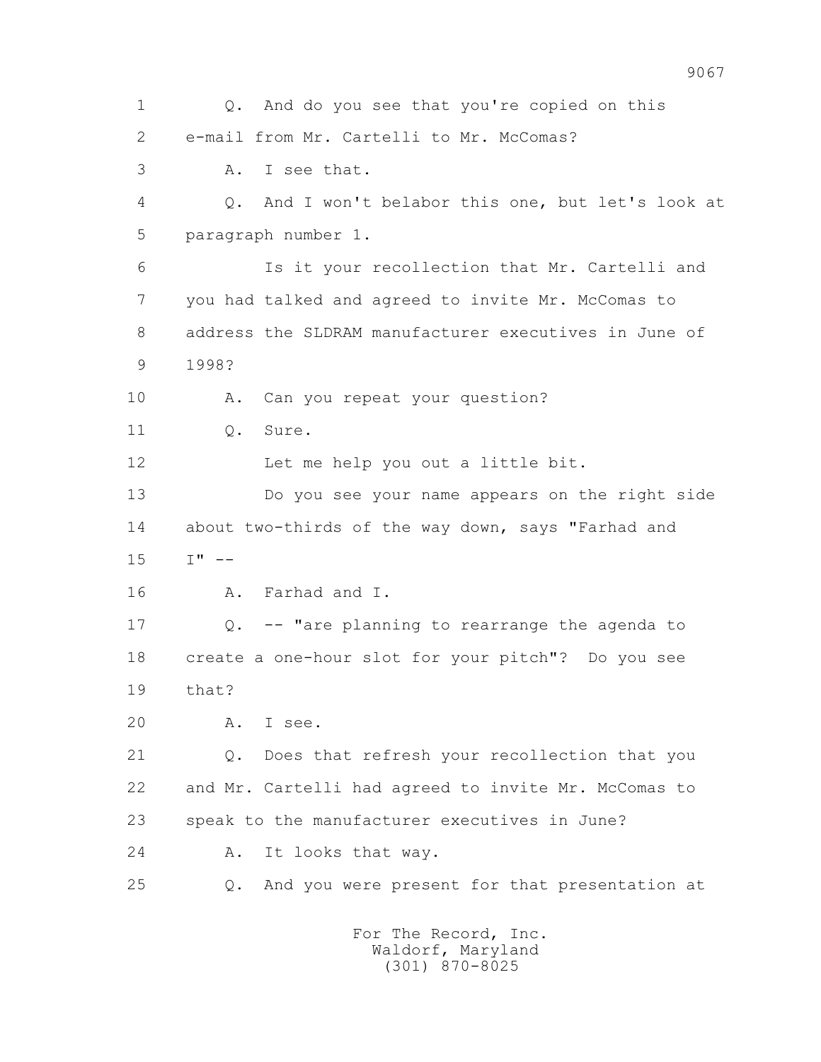1 Q. And do you see that you're copied on this
2 e-mail from Mr. Cartelli to Mr. McComas?
3 A. I see that.
4 Q. And I won't belabor this one, but let's look at
5 paragraph number 1.
6 Is it your recollection that Mr. Cartelli and
7 you had talked and agreed to invite Mr. McComas to
8 address the SLDRAM manufacturer executives in June of
9 1998?
10 A. Can you repeat your question?
11 Q. Sure.
12 Let me help you out a little bit.
13 Do you see your name appears on the right side
14 about two-thirds of the way down, says "Farhad and
15 I" --
16 A. Farhad and I.
17 Q. -- "are planning to rearrange the agenda to
18 create a one-hour slot for your pitch"? Do you see
19 that?
20 A. I see.
21 Q. Does that refresh your recollection that you
22 and Mr. Cartelli had agreed to invite Mr. McComas to
23 speak to the manufacturer executives in June?
24 A. It looks that way.
25 Q. And you were present for that presentation at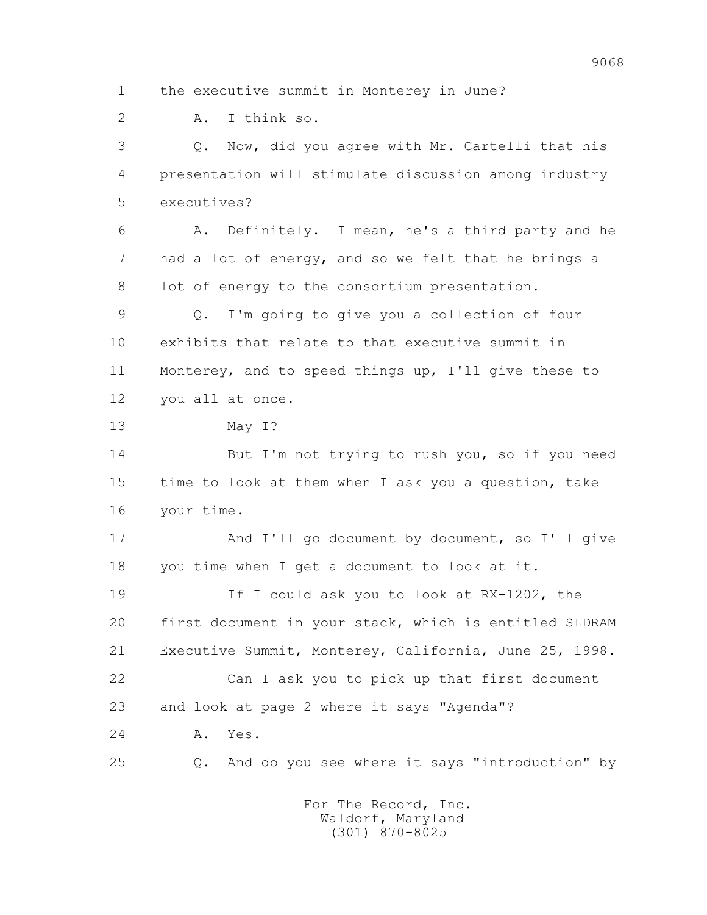1 the executive summit in Monterey in June?

2 A. I think so.

3 Q. Now, did you agree with Mr. Cartelli that his

4 presentation will stimulate discussion among industry

5 executives?

6 A. Definitely. I mean, he's a third party and he

7 had a lot of energy, and so we felt that he brings a

8 lot of energy to the consortium presentation.

9 Q. I'm going to give you a collection of four

10 exhibits that relate to that executive summit in

11 Monterey, and to speed things up, I'll give these to

12 you all at once.

13 May I?

14 But I'm not trying to rush you, so if you need

15 time to look at them when I ask you a question, take

16 your time.

17 And I'll go document by document, so I'll give

18 you time when I get a document to look at it.

19 If I could ask you to look at RX-1202, the

20 first document in your stack, which is entitled SLDRAM

21 Executive Summit, Monterey, California, June 25, 1998.

22 Can I ask you to pick up that first document

23 and look at page 2 where it says "Agenda"?

24 A. Yes.

25 Q. And do you see where it says "introduction" by

For The Record, Inc.
Waldorf, Maryland
(301) 870-8025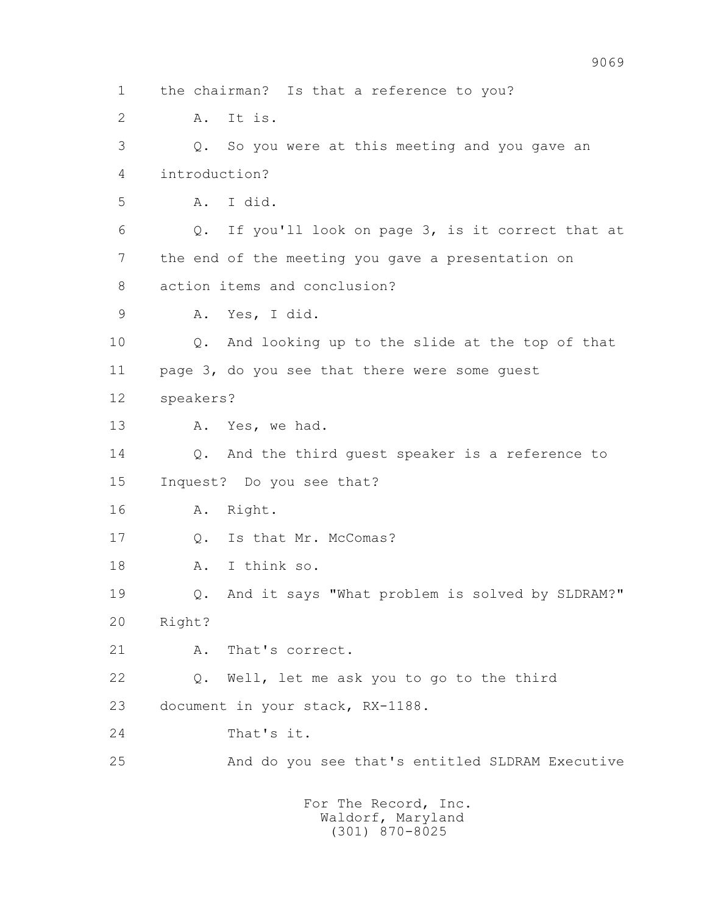1 the chairman? Is that a reference to you?

2 A. It is.

3 Q. So you were at this meeting and you gave an

4 introduction?

5 A. I did.

6 Q. If you'll look on page 3, is it correct that at

7 the end of the meeting you gave a presentation on

8 action items and conclusion?

9 A. Yes, I did.

10 Q. And looking up to the slide at the top of that

11 page 3, do you see that there were some guest

12 speakers?

13 A. Yes, we had.

14 Q. And the third guest speaker is a reference to

15 Inquest? Do you see that?

16 A. Right.

17 Q. Is that Mr. McComas?

18 A. I think so.

19 Q. And it says "What problem is solved by SLDRAM?"

20 Right?

21 A. That's correct.

22 Q. Well, let me ask you to go to the third

23 document in your stack, RX-1188.

24 That's it.

25 And do you see that's entitled SLDRAM Executive

For The Record, Inc.
Waldorf, Maryland
(301) 870-8025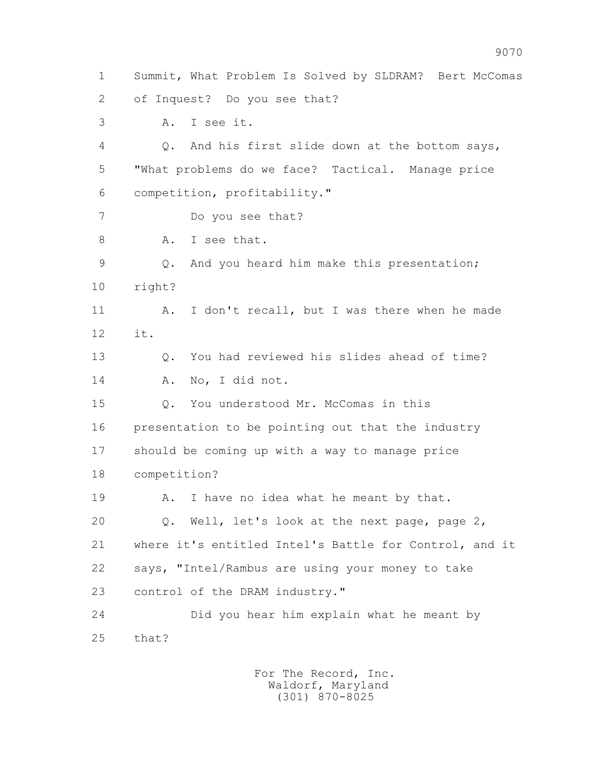1 Summit, What Problem Is Solved by SLDRAM? Bert McComas
2 of Inquest? Do you see that?
3 A. I see it.
4 Q. And his first slide down at the bottom says,
5 "What problems do we face? Tactical. Manage price
6 competition, profitability."
7 Do you see that?
8 A. I see that.
9 Q. And you heard him make this presentation;
10 right?
11 A. I don't recall, but I was there when he made
12 it.
13 Q. You had reviewed his slides ahead of time?
14 A. No, I did not.
15 Q. You understood Mr. McComas in this
16 presentation to be pointing out that the industry
17 should be coming up with a way to manage price
18 competition?
19 A. I have no idea what he meant by that.
20 Q. Well, let's look at the next page, page 2,
21 where it's entitled Intel's Battle for Control, and it
22 says, "Intel/Rambus are using your money to take
23 control of the DRAM industry."
24 Did you hear him explain what he meant by
25 that?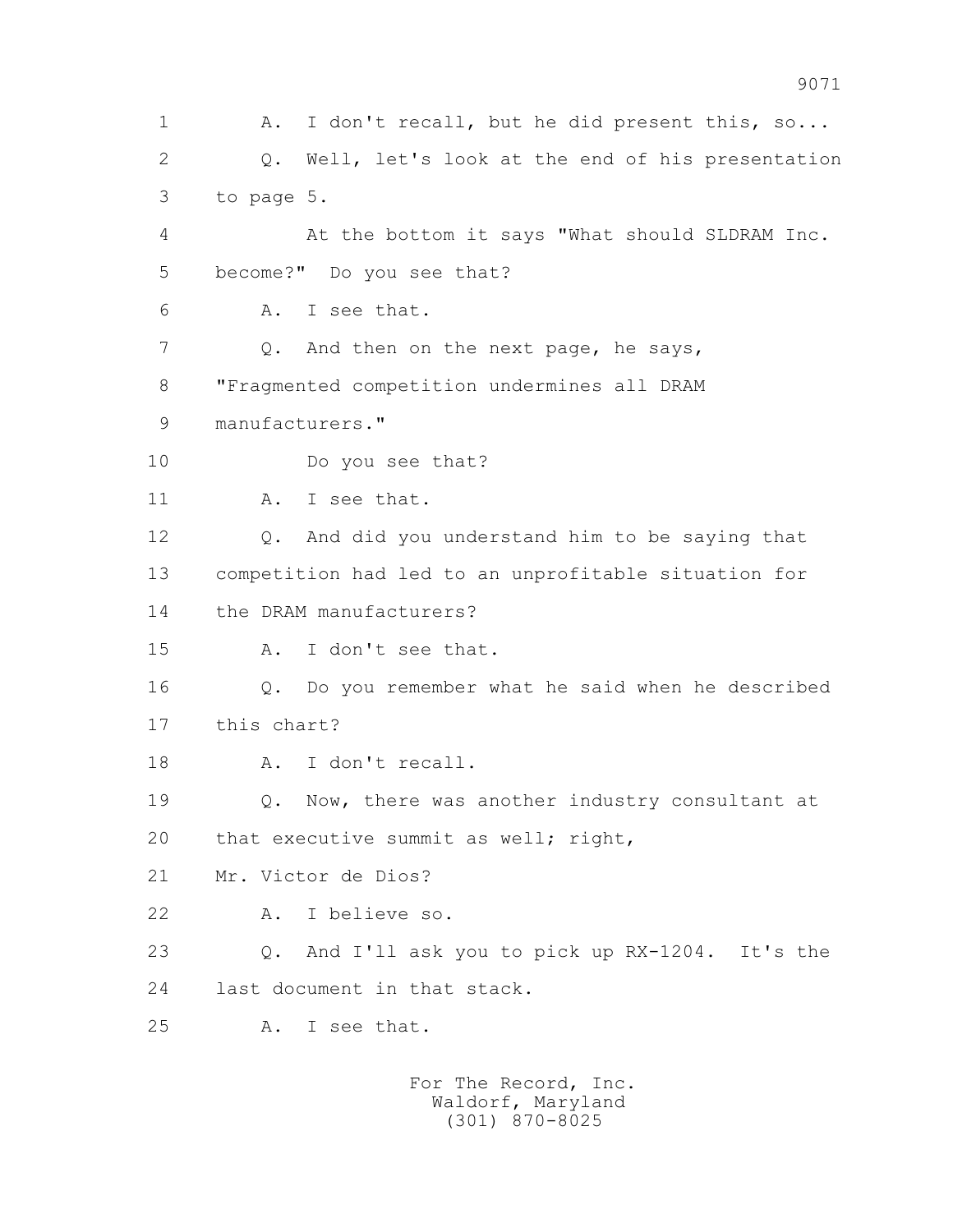1 A. I don't recall, but he did present this, so...

2 Q. Well, let's look at the end of his presentation

3 to page 5.

4 At the bottom it says "What should SLDRAM Inc.

5 become?" Do you see that?

6 A. I see that.

7 Q. And then on the next page, he says,

8 "Fragmented competition undermines all DRAM

9 manufacturers."

10 Do you see that?

11 A. I see that.

12 Q. And did you understand him to be saying that

13 competition had led to an unprofitable situation for

14 the DRAM manufacturers?

15 A. I don't see that.

16 Q. Do you remember what he said when he described

17 this chart?

18 A. I don't recall.

19 Q. Now, there was another industry consultant at

20 that executive summit as well; right,

21 Mr. Victor de Dios?

22 A. I believe so.

23 Q. And I'll ask you to pick up RX-1204. It's the

24 last document in that stack.

25 A. I see that.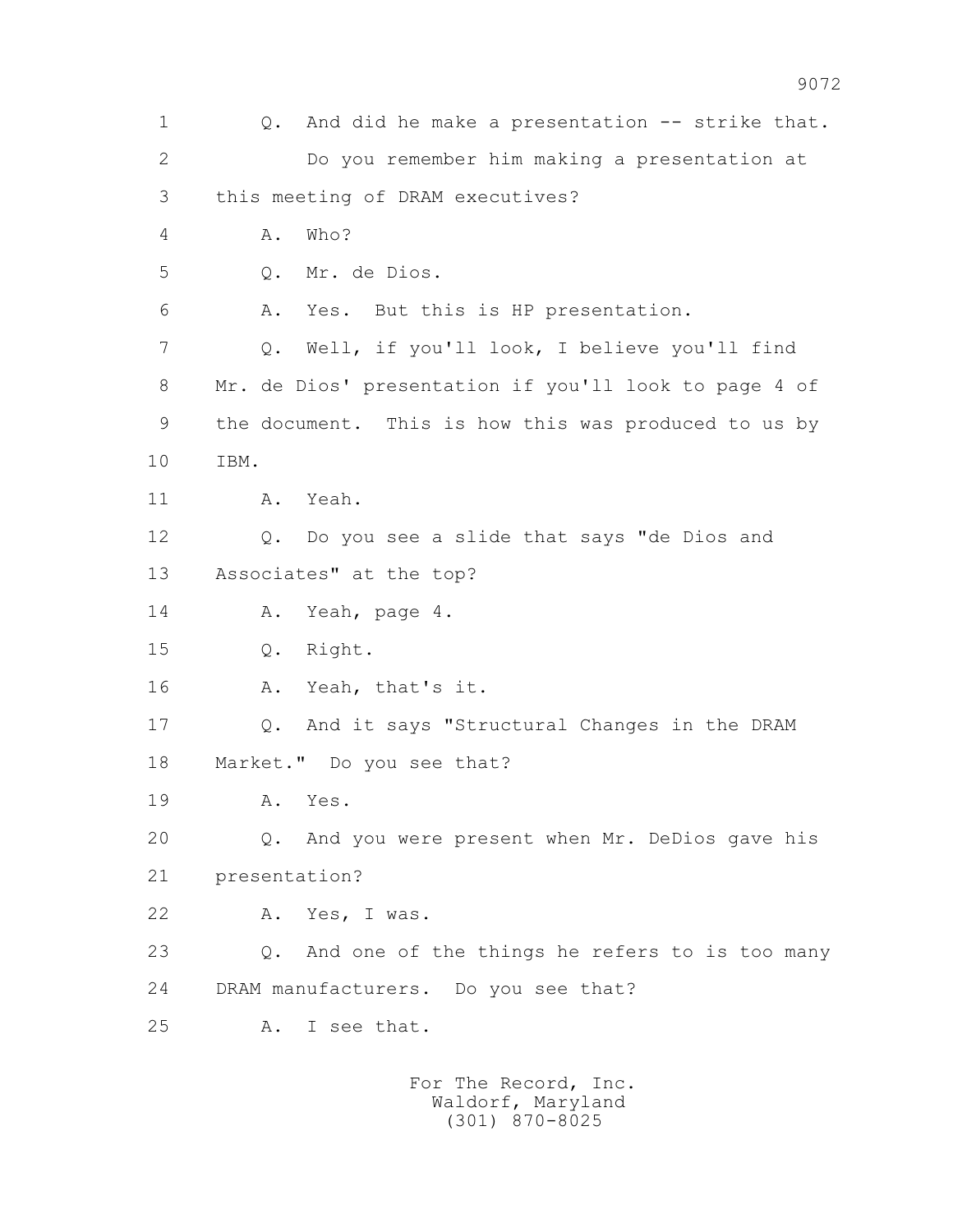1 Q. And did he make a presentation -- strike that.

2 Do you remember him making a presentation at

3 this meeting of DRAM executives?

4 A. Who?

5 Q. Mr. de Dios.

6 A. Yes. But this is HP presentation.

7 Q. Well, if you'll look, I believe you'll find

8 Mr. de Dios' presentation if you'll look to page 4 of

9 the document. This is how this was produced to us by

10 IBM.

11 A. Yeah.

12 Q. Do you see a slide that says "de Dios and

13 Associates" at the top?

14 A. Yeah, page 4.

15 Q. Right.

16 A. Yeah, that's it.

17 Q. And it says "Structural Changes in the DRAM

18 Market." Do you see that?

19 A. Yes.

20 Q. And you were present when Mr. DeDios gave his

21 presentation?

22 A. Yes, I was.

23 Q. And one of the things he refers to is too many

24 DRAM manufacturers. Do you see that?

25 A. I see that.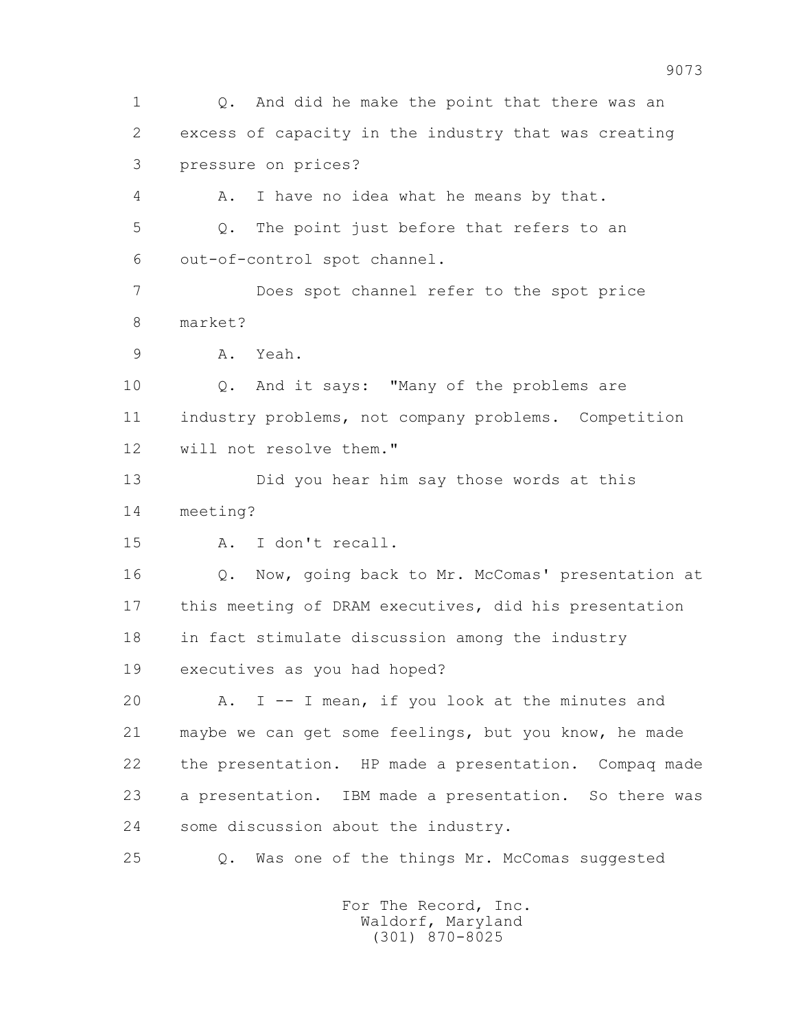1 Q. And did he make the point that there was an
2 excess of capacity in the industry that was creating
3 pressure on prices?
4 A. I have no idea what he means by that.
5 Q. The point just before that refers to an
6 out-of-control spot channel.
7 Does spot channel refer to the spot price
8 market?
9 A. Yeah.
10 Q. And it says: "Many of the problems are
11 industry problems, not company problems. Competition
12 will not resolve them."
13 Did you hear him say those words at this
14 meeting?
15 A. I don't recall.
16 Q. Now, going back to Mr. McComas' presentation at
17 this meeting of DRAM executives, did his presentation
18 in fact stimulate discussion among the industry
19 executives as you had hoped?
20 A. I -- I mean, if you look at the minutes and
21 maybe we can get some feelings, but you know, he made
22 the presentation. HP made a presentation. Compaq made
23 a presentation. IBM made a presentation. So there was
24 some discussion about the industry.
25 Q. Was one of the things Mr. McComas suggested

For The Record, Inc.
Waldorf, Maryland
(301) 870-8025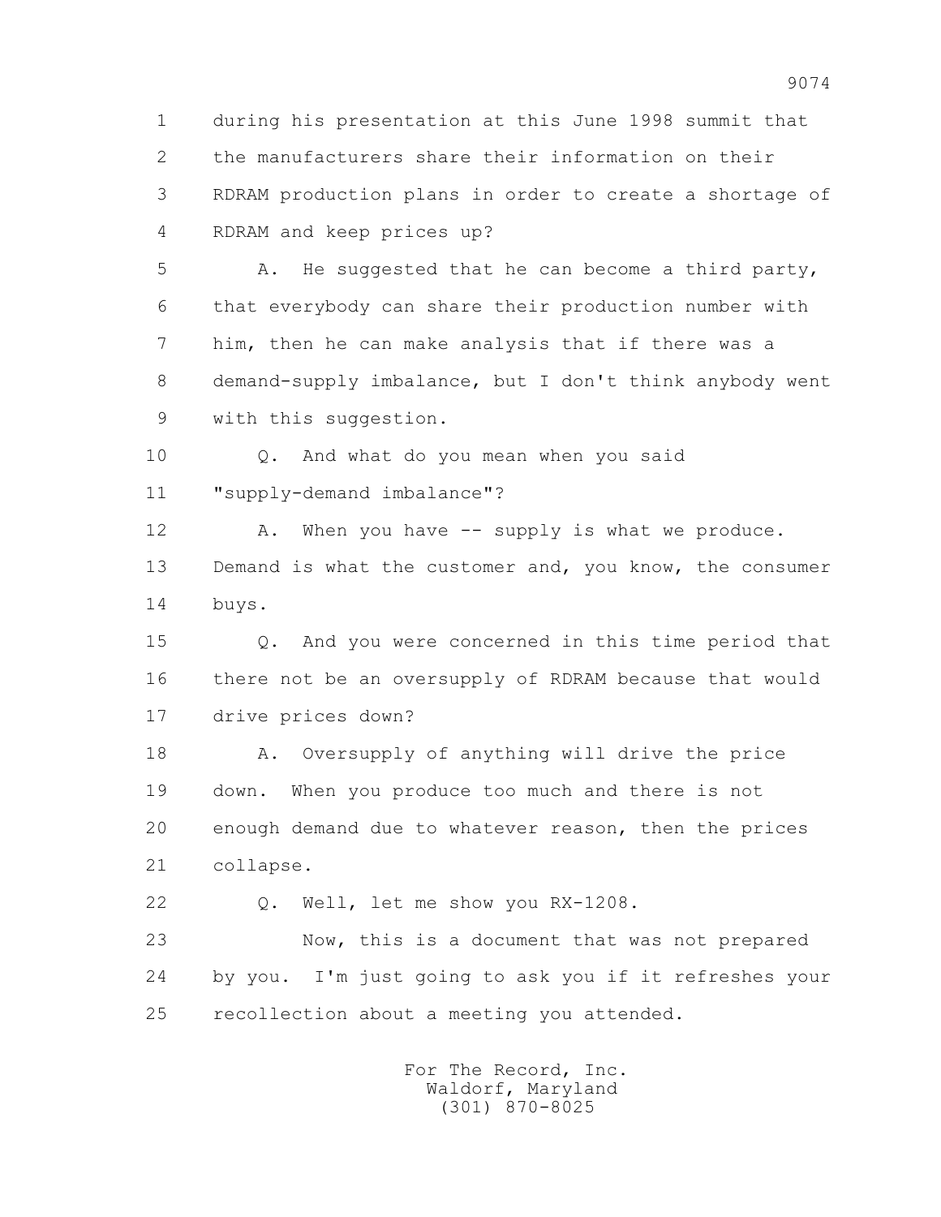1 during his presentation at this June 1998 summit that
2 the manufacturers share their information on their
3 RDRAM production plans in order to create a shortage of
4 RDRAM and keep prices up?

5 A. He suggested that he can become a third party,
6 that everybody can share their production number with
7 him, then he can make analysis that if there was a
8 demand-supply imbalance, but I don't think anybody went
9 with this suggestion.

10 Q. And what do you mean when you said
11 "supply-demand imbalance"?

12 A. When you have -- supply is what we produce.
13 Demand is what the customer and, you know, the consumer
14 buys.

15 Q. And you were concerned in this time period that
16 there not be an oversupply of RDRAM because that would
17 drive prices down?

18 A. Oversupply of anything will drive the price
19 down. When you produce too much and there is not
20 enough demand due to whatever reason, then the prices
21 collapse.

22 Q. Well, let me show you RX-1208.

23 Now, this is a document that was not prepared
24 by you. I'm just going to ask you if it refreshes your
25 recollection about a meeting you attended.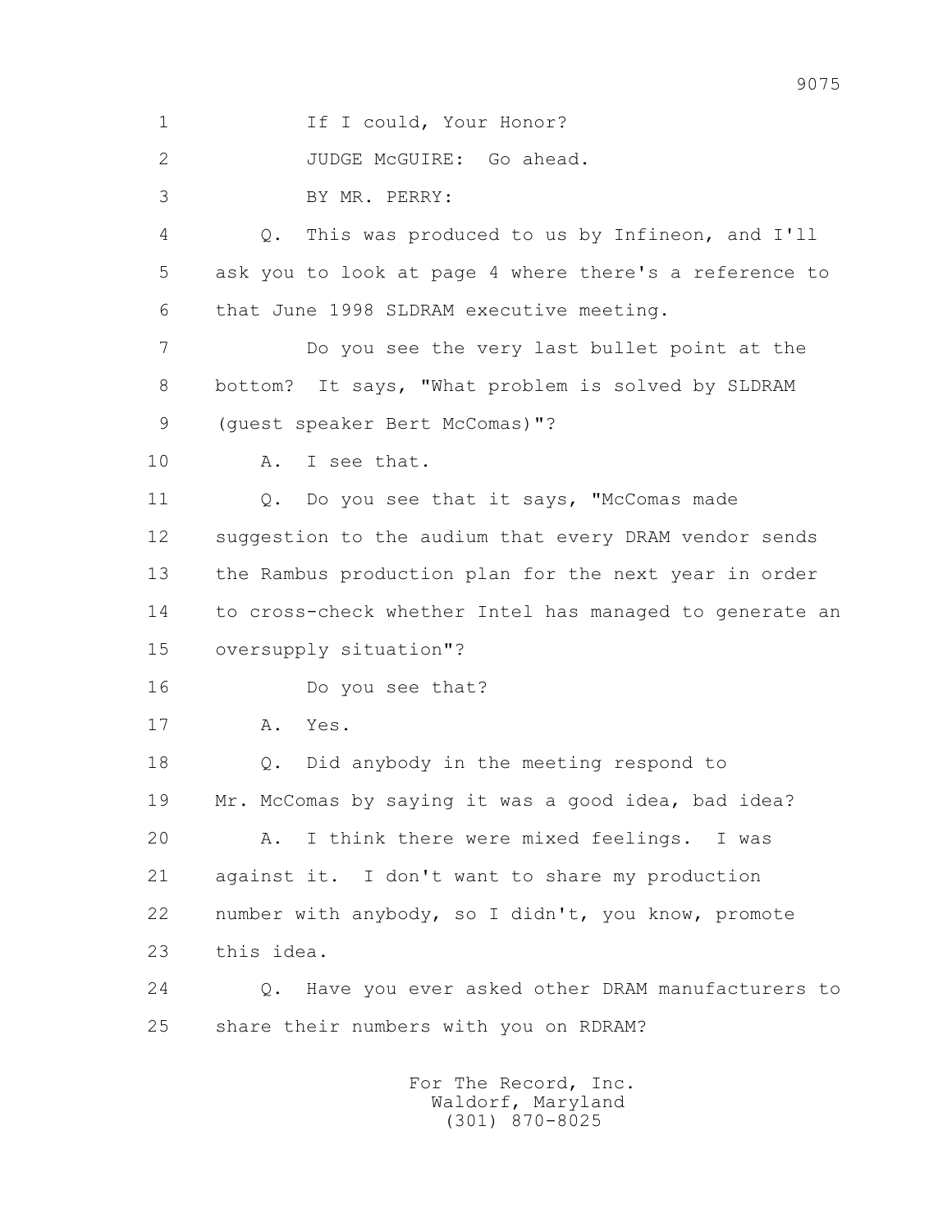1 If I could, Your Honor?

2 JUDGE McGUIRE: Go ahead.

3 BY MR. PERRY:

4 Q. This was produced to us by Infineon, and I'll

5 ask you to look at page 4 where there's a reference to

6 that June 1998 SLDRAM executive meeting.

7 Do you see the very last bullet point at the

8 bottom? It says, "What problem is solved by SLDRAM

9 (guest speaker Bert McComas)"?

10 A. I see that.

11 Q. Do you see that it says, "McComas made

12 suggestion to the audium that every DRAM vendor sends

13 the Rambus production plan for the next year in order

14 to cross-check whether Intel has managed to generate an

15 oversupply situation"?

16 Do you see that?

17 A. Yes.

18 Q. Did anybody in the meeting respond to

19 Mr. McComas by saying it was a good idea, bad idea?

20 A. I think there were mixed feelings. I was

21 against it. I don't want to share my production

22 number with anybody, so I didn't, you know, promote

23 this idea.

24 Q. Have you ever asked other DRAM manufacturers to

25 share their numbers with you on RDRAM?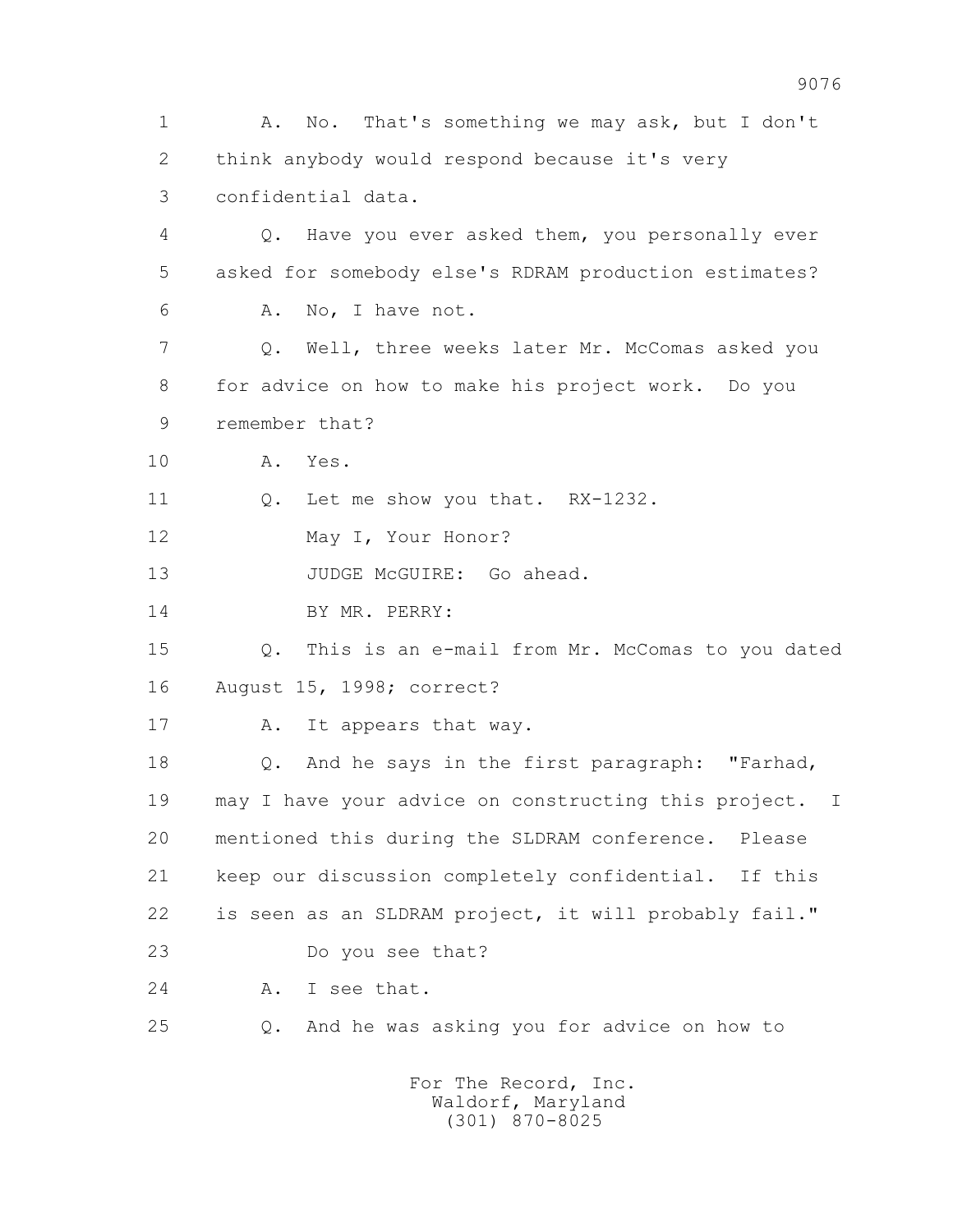1 A. No. That's something we may ask, but I don't
2 think anybody would respond because it's very
3 confidential data.
4 Q. Have you ever asked them, you personally ever
5 asked for somebody else's RDRAM production estimates?
6 A. No, I have not.
7 Q. Well, three weeks later Mr. McComas asked you
8 for advice on how to make his project work. Do you
9 remember that?
10 A. Yes.
11 Q. Let me show you that. RX-1232.
12 May I, Your Honor?
13 JUDGE McGUIRE: Go ahead.
14 BY MR. PERRY:
15 Q. This is an e-mail from Mr. McComas to you dated
16 August 15, 1998; correct?
17 A. It appears that way.
18 Q. And he says in the first paragraph: "Farhad,
19 may I have your advice on constructing this project. I
20 mentioned this during the SLDRAM conference. Please
21 keep our discussion completely confidential. If this
22 is seen as an SLDRAM project, it will probably fail."
23 Do you see that?
24 A. I see that.
25 Q. And he was asking you for advice on how to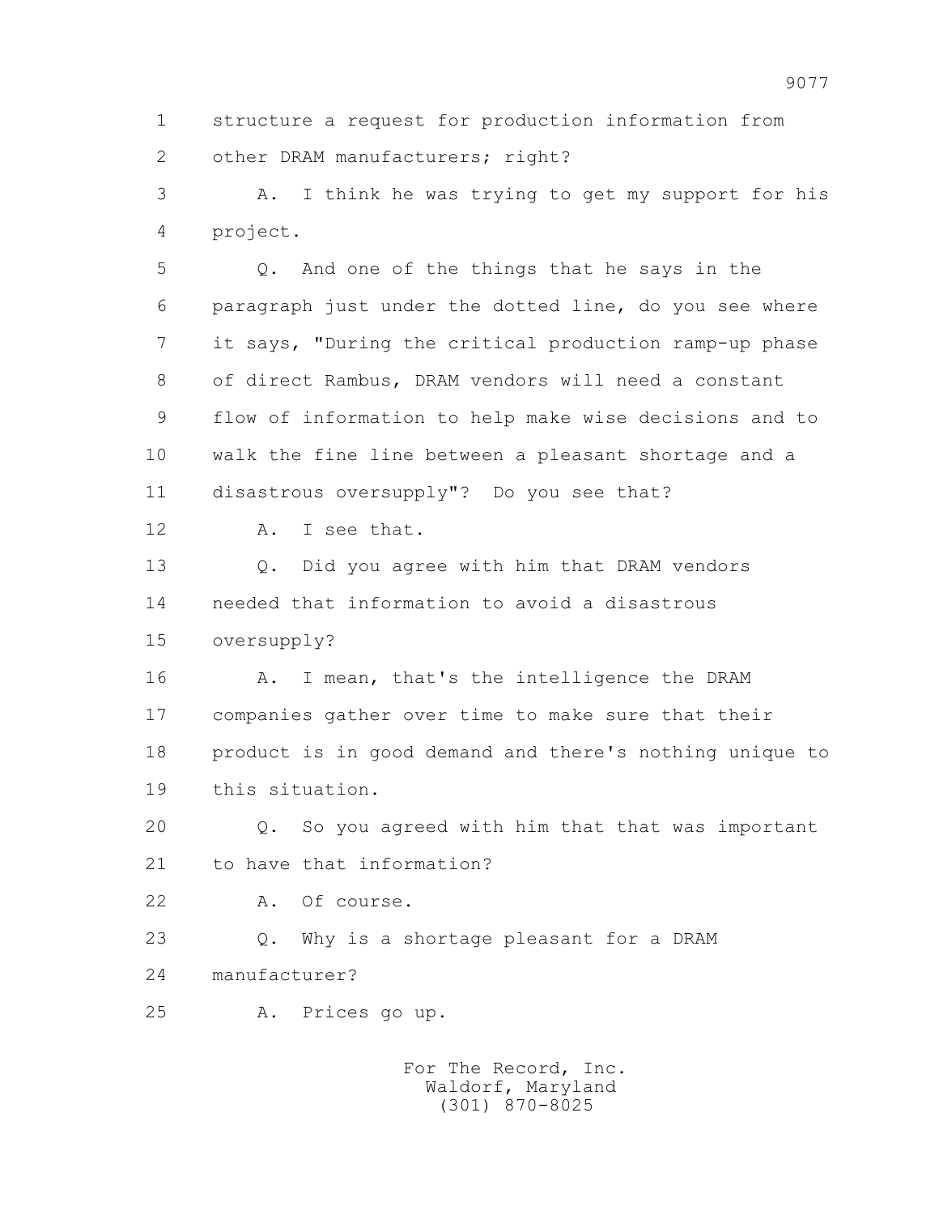1 structure a request for production information from
2 other DRAM manufacturers; right?
3 A. I think he was trying to get my support for his
4 project.
5 Q. And one of the things that he says in the
6 paragraph just under the dotted line, do you see where
7 it says, "During the critical production ramp-up phase
8 of direct Rambus, DRAM vendors will need a constant
9 flow of information to help make wise decisions and to
10 walk the fine line between a pleasant shortage and a
11 disastrous oversupply"? Do you see that?
12 A. I see that.
13 Q. Did you agree with him that DRAM vendors
14 needed that information to avoid a disastrous
15 oversupply?
16 A. I mean, that's the intelligence the DRAM
17 companies gather over time to make sure that their
18 product is in good demand and there's nothing unique to
19 this situation.
20 Q. So you agreed with him that that was important
21 to have that information?
22 A. Of course.
23 Q. Why is a shortage pleasant for a DRAM
24 manufacturer?
25 A. Prices go up.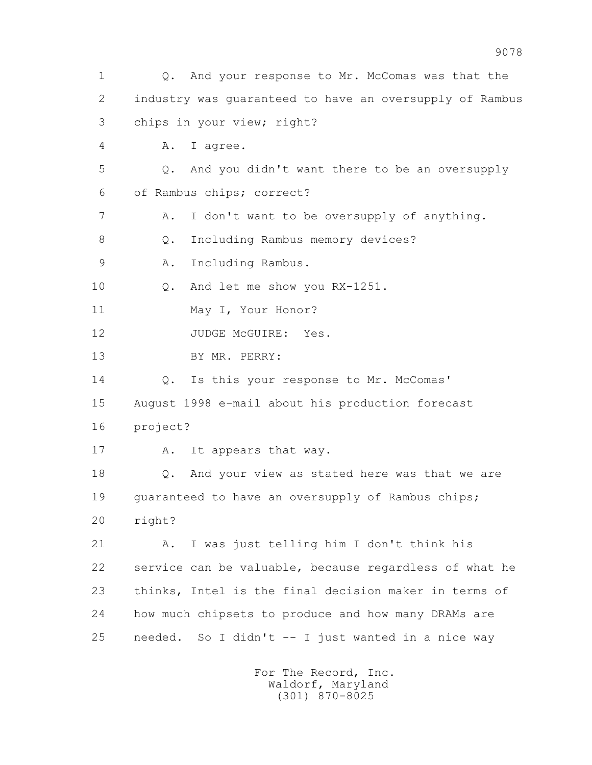1 Q. And your response to Mr. McComas was that the
2 industry was guaranteed to have an oversupply of Rambus
3 chips in your view; right?
4 A. I agree.
5 Q. And you didn't want there to be an oversupply
6 of Rambus chips; correct?
7 A. I don't want to be oversupply of anything.
8 Q. Including Rambus memory devices?
9 A. Including Rambus.
10 Q. And let me show you RX-1251.
11 May I, Your Honor?
12 JUDGE McGUIRE: Yes.
13 BY MR. PERRY:
14 Q. Is this your response to Mr. McComas'
15 August 1998 e-mail about his production forecast
16 project?
17 A. It appears that way.
18 Q. And your view as stated here was that we are
19 guaranteed to have an oversupply of Rambus chips;
20 right?
21 A. I was just telling him I don't think his
22 service can be valuable, because regardless of what he
23 thinks, Intel is the final decision maker in terms of
24 how much chipsets to produce and how many DRAMs are
25 needed. So I didn't -- I just wanted in a nice way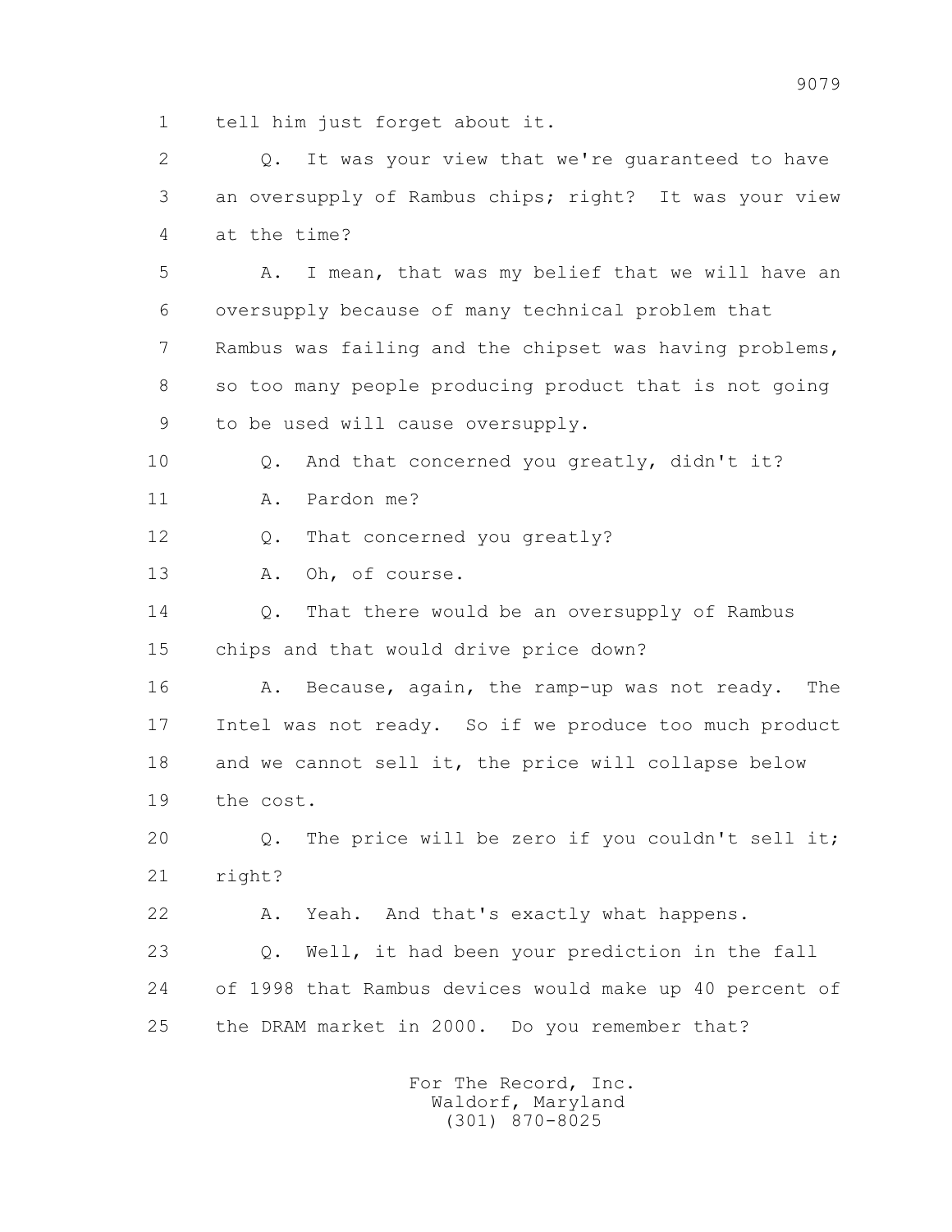1 tell him just forget about it.

2 Q. It was your view that we're guaranteed to have
3 an oversupply of Rambus chips; right? It was your view
4 at the time?

5 A. I mean, that was my belief that we will have an
6 oversupply because of many technical problem that
7 Rambus was failing and the chipset was having problems,
8 so too many people producing product that is not going
9 to be used will cause oversupply.

10 Q. And that concerned you greatly, didn't it?

11 A. Pardon me?

12 Q. That concerned you greatly?

13 A. Oh, of course.

14 Q. That there would be an oversupply of Rambus
15 chips and that would drive price down?

16 A. Because, again, the ramp-up was not ready. The
17 Intel was not ready. So if we produce too much product
18 and we cannot sell it, the price will collapse below
19 the cost.

20 Q. The price will be zero if you couldn't sell it;
21 right?

22 A. Yeah. And that's exactly what happens.

23 Q. Well, it had been your prediction in the fall
24 of 1998 that Rambus devices would make up 40 percent of
25 the DRAM market in 2000. Do you remember that?

For The Record, Inc.
Waldorf, Maryland
(301) 870-8025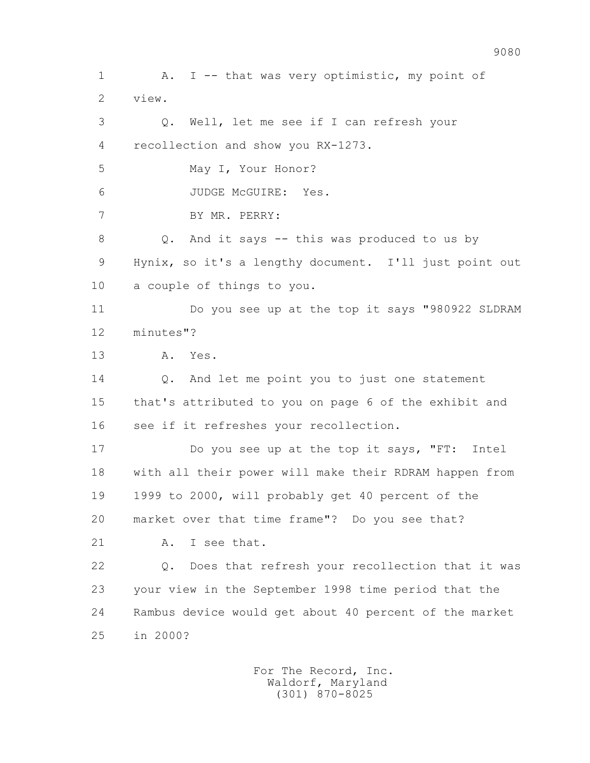1 A. I -- that was very optimistic, my point of
2 view.

3 Q. Well, let me see if I can refresh your
4 recollection and show you RX-1273.

5 May I, Your Honor?

6 JUDGE McGUIRE: Yes.

7 BY MR. PERRY:

8 Q. And it says -- this was produced to us by
9 Hynix, so it's a lengthy document. I'll just point out
10 a couple of things to you.

11 Do you see up at the top it says "980922 SLDRAM
12 minutes"?

13 A. Yes.

14 Q. And let me point you to just one statement
15 that's attributed to you on page 6 of the exhibit and
16 see if it refreshes your recollection.

17 Do you see up at the top it says, "FT: Intel
18 with all their power will make their RDRAM happen from
19 1999 to 2000, will probably get 40 percent of the
20 market over that time frame"? Do you see that?

21 A. I see that.

22 Q. Does that refresh your recollection that it was
23 your view in the September 1998 time period that the
24 Rambus device would get about 40 percent of the market
25 in 2000?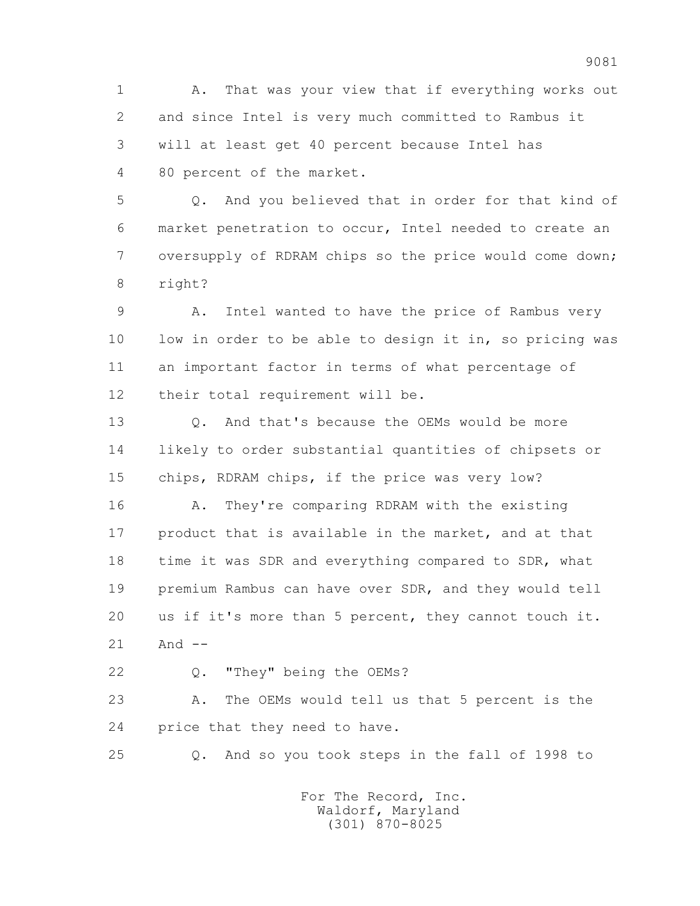1 A. That was your view that if everything works out
2 and since Intel is very much committed to Rambus it
3 will at least get 40 percent because Intel has
4 80 percent of the market.

5 Q. And you believed that in order for that kind of
6 market penetration to occur, Intel needed to create an
7 oversupply of RDRAM chips so the price would come down;
8 right?

9 A. Intel wanted to have the price of Rambus very
10 low in order to be able to design it in, so pricing was
11 an important factor in terms of what percentage of
12 their total requirement will be.

13 Q. And that's because the OEMs would be more
14 likely to order substantial quantities of chipsets or
15 chips, RDRAM chips, if the price was very low?

16 A. They're comparing RDRAM with the existing
17 product that is available in the market, and at that
18 time it was SDR and everything compared to SDR, what
19 premium Rambus can have over SDR, and they would tell
20 us if it's more than 5 percent, they cannot touch it.
21 And --

22 Q. "They" being the OEMs?

23 A. The OEMs would tell us that 5 percent is the
24 price that they need to have.

25 Q. And so you took steps in the fall of 1998 to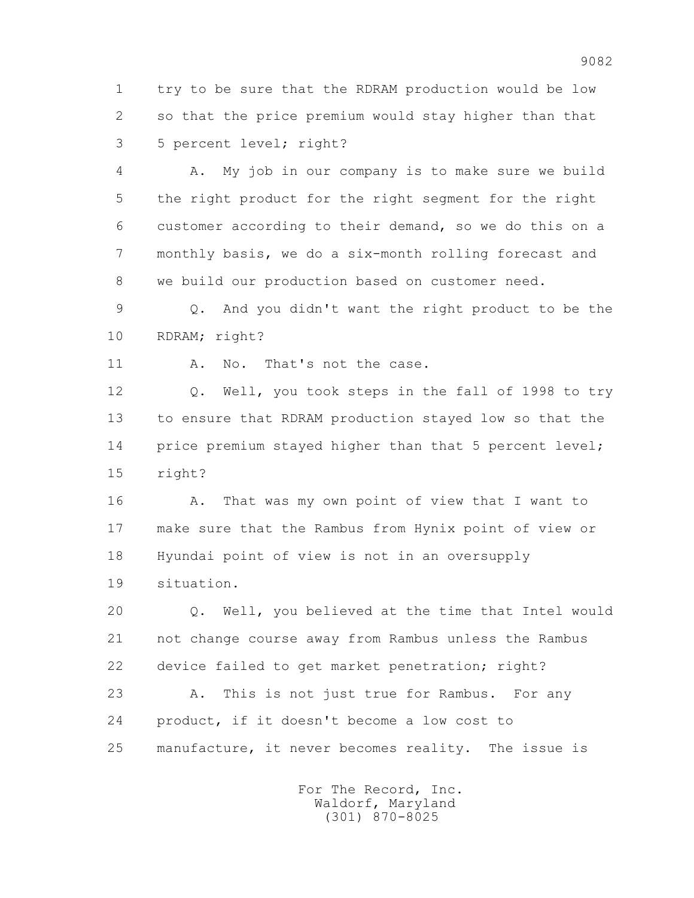1 try to be sure that the RDRAM production would be low
2 so that the price premium would stay higher than that
3 5 percent level; right?

4 A. My job in our company is to make sure we build
5 the right product for the right segment for the right
6 customer according to their demand, so we do this on a
7 monthly basis, we do a six-month rolling forecast and
8 we build our production based on customer need.

9 Q. And you didn't want the right product to be the
10 RDRAM; right?

11 A. No. That's not the case.

12 Q. Well, you took steps in the fall of 1998 to try
13 to ensure that RDRAM production stayed low so that the
14 price premium stayed higher than that 5 percent level;
15 right?

16 A. That was my own point of view that I want to
17 make sure that the Rambus from Hynix point of view or
18 Hyundai point of view is not in an oversupply
19 situation.

20 Q. Well, you believed at the time that Intel would
21 not change course away from Rambus unless the Rambus
22 device failed to get market penetration; right?

23 A. This is not just true for Rambus. For any
24 product, if it doesn't become a low cost to
25 manufacture, it never becomes reality. The issue is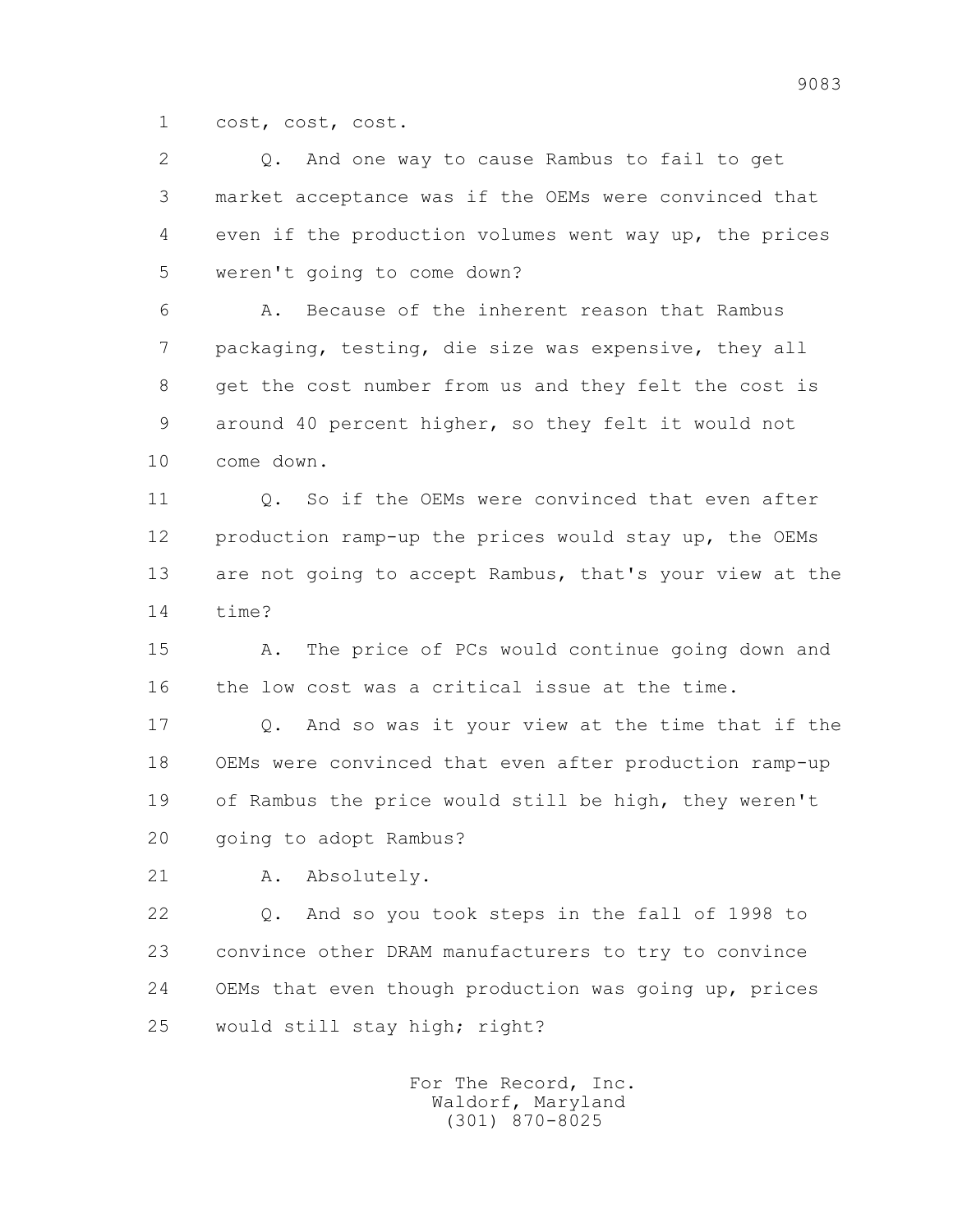1 cost, cost, cost.

2 Q. And one way to cause Rambus to fail to get

3 market acceptance was if the OEMs were convinced that

4 even if the production volumes went way up, the prices

5 weren't going to come down?

6 A. Because of the inherent reason that Rambus

7 packaging, testing, die size was expensive, they all

8 get the cost number from us and they felt the cost is

9 around 40 percent higher, so they felt it would not

10 come down.

11 Q. So if the OEMs were convinced that even after

12 production ramp-up the prices would stay up, the OEMs

13 are not going to accept Rambus, that's your view at the

14 time?

15 A. The price of PCs would continue going down and

16 the low cost was a critical issue at the time.

17 Q. And so was it your view at the time that if the

18 OEMs were convinced that even after production ramp-up

19 of Rambus the price would still be high, they weren't

20 going to adopt Rambus?

21 A. Absolutely.

22 Q. And so you took steps in the fall of 1998 to

23 convince other DRAM manufacturers to try to convince

24 OEMs that even though production was going up, prices

25 would still stay high; right?

For The Record, Inc.
Waldorf, Maryland
(301) 870-8025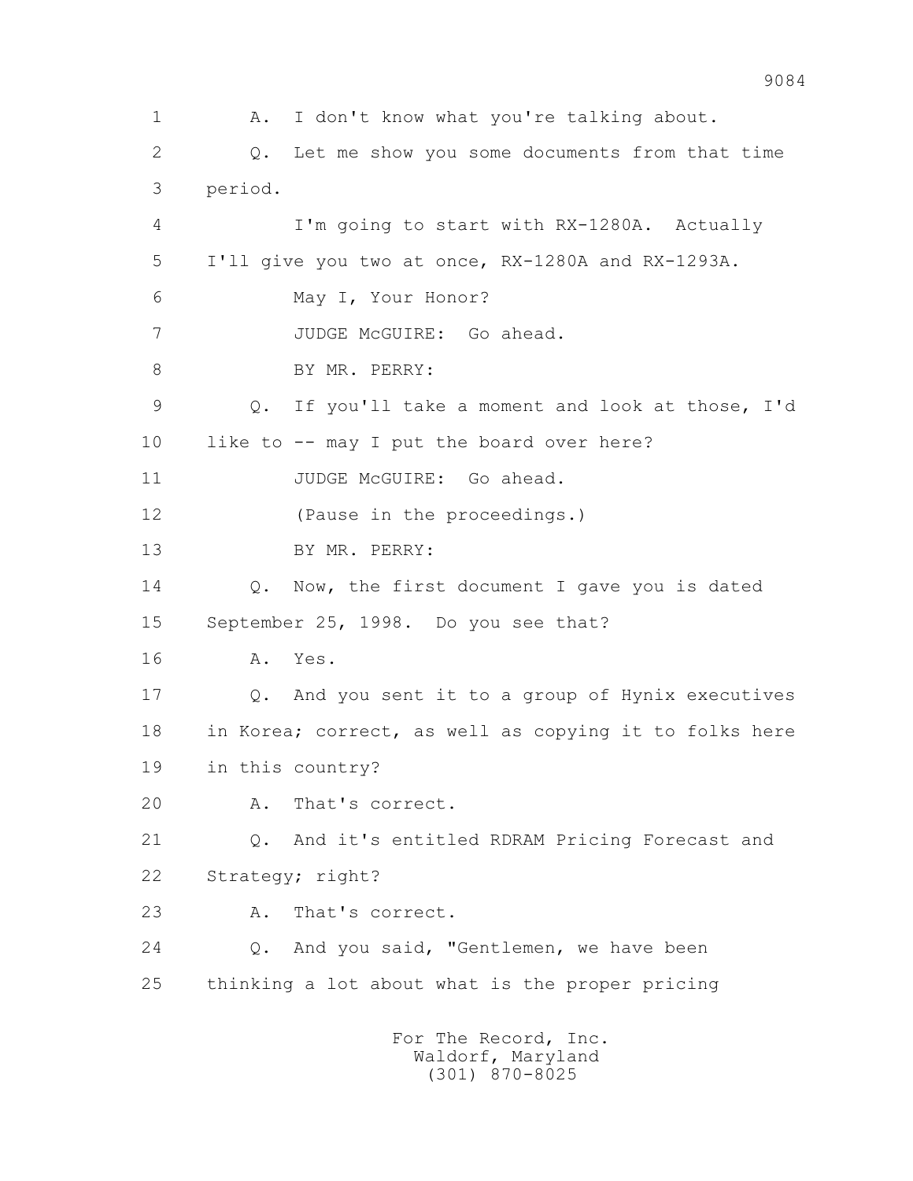1 A. I don't know what you're talking about.

2 Q. Let me show you some documents from that time

3 period.

4 I'm going to start with RX-1280A. Actually

5 I'll give you two at once, RX-1280A and RX-1293A.

6 May I, Your Honor?

7 JUDGE McGUIRE: Go ahead.

8 BY MR. PERRY:

9 Q. If you'll take a moment and look at those, I'd

10 like to -- may I put the board over here?

11 JUDGE McGUIRE: Go ahead.

12 (Pause in the proceedings.)

13 BY MR. PERRY:

14 Q. Now, the first document I gave you is dated

15 September 25, 1998. Do you see that?

16 A. Yes.

17 Q. And you sent it to a group of Hynix executives

18 in Korea; correct, as well as copying it to folks here

19 in this country?

20 A. That's correct.

21 Q. And it's entitled RDRAM Pricing Forecast and

22 Strategy; right?

23 A. That's correct.

24 Q. And you said, "Gentlemen, we have been

25 thinking a lot about what is the proper pricing

For The Record, Inc.
Waldorf, Maryland
(301) 870-8025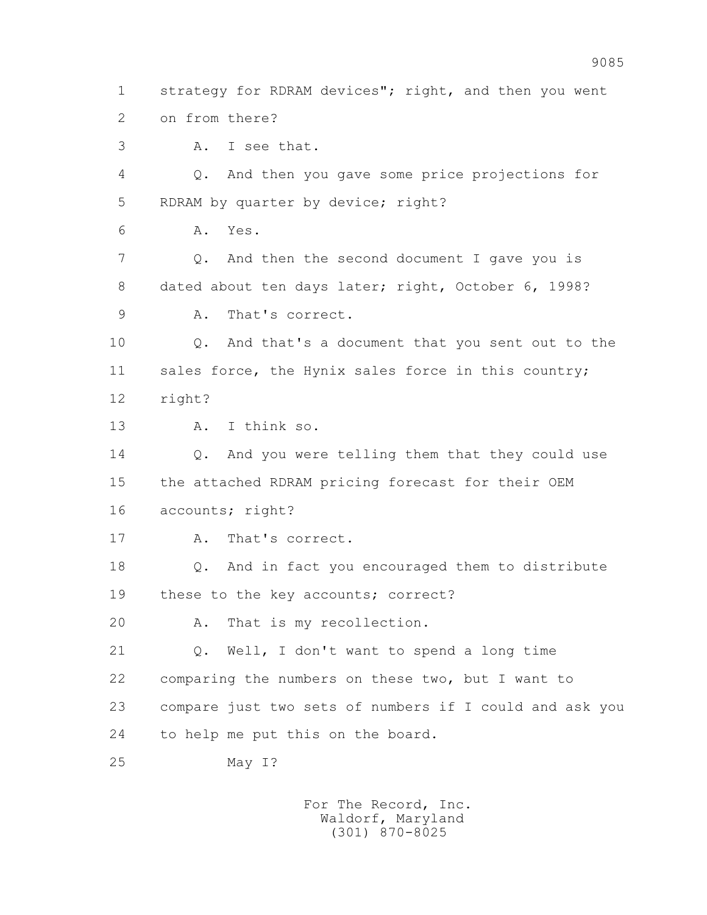1 strategy for RDRAM devices"; right, and then you went
2 on from there?
3 A. I see that.
4 Q. And then you gave some price projections for
5 RDRAM by quarter by device; right?
6 A. Yes.
7 Q. And then the second document I gave you is
8 dated about ten days later; right, October 6, 1998?
9 A. That's correct.
10 Q. And that's a document that you sent out to the
11 sales force, the Hynix sales force in this country;
12 right?
13 A. I think so.
14 Q. And you were telling them that they could use
15 the attached RDRAM pricing forecast for their OEM
16 accounts; right?
17 A. That's correct.
18 Q. And in fact you encouraged them to distribute
19 these to the key accounts; correct?
20 A. That is my recollection.
21 Q. Well, I don't want to spend a long time
22 comparing the numbers on these two, but I want to
23 compare just two sets of numbers if I could and ask you
24 to help me put this on the board.
25 May I?

For The Record, Inc.
Waldorf, Maryland
(301) 870-8025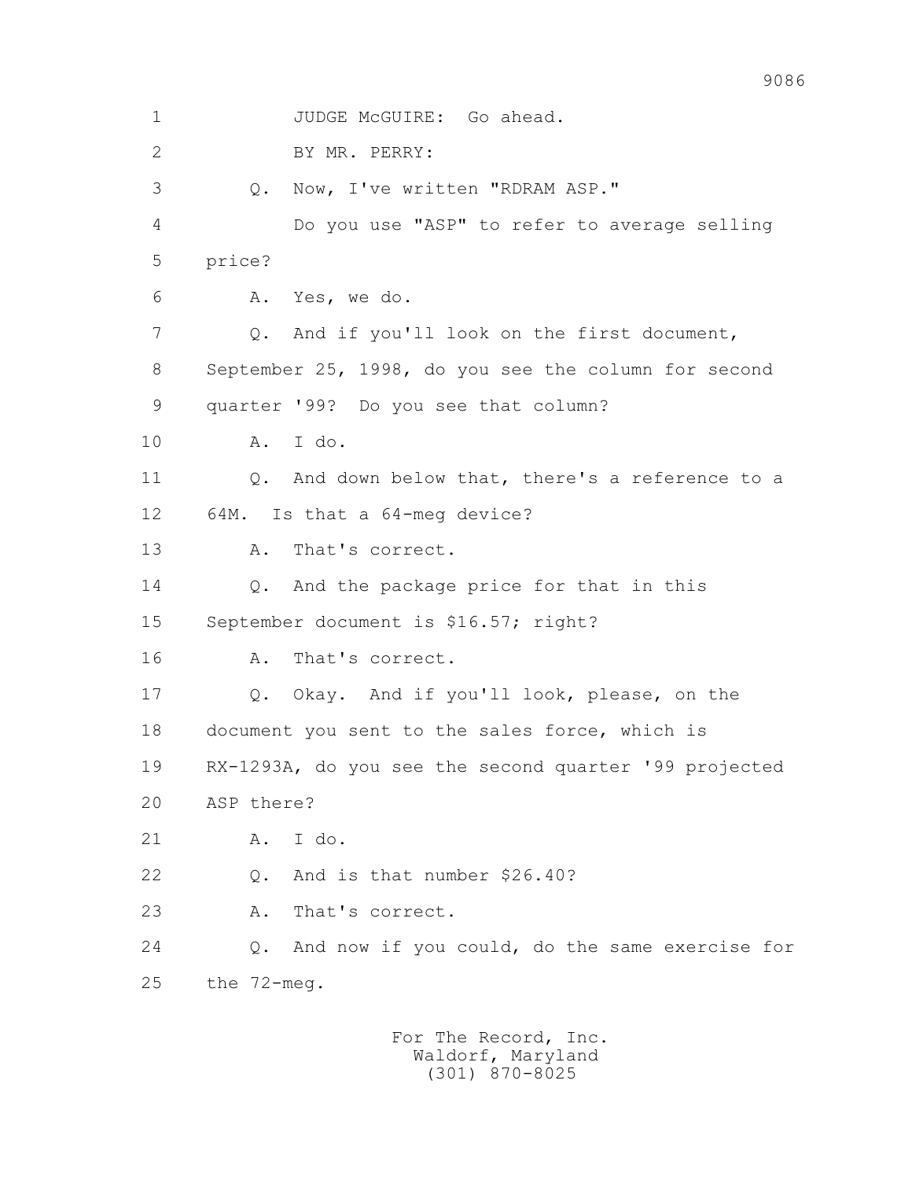1 JUDGE McGUIRE: Go ahead.

2 BY MR. PERRY:

3 Q. Now, I've written "RDRAM ASP."

4 Do you use "ASP" to refer to average selling

5 price?

6 A. Yes, we do.

7 Q. And if you'll look on the first document,

8 September 25, 1998, do you see the column for second

9 quarter '99? Do you see that column?

10 A. I do.

11 Q. And down below that, there's a reference to a

12 64M. Is that a 64-meg device?

13 A. That's correct.

14 Q. And the package price for that in this

15 September document is $16.57; right?

16 A. That's correct.

17 Q. Okay. And if you'll look, please, on the

18 document you sent to the sales force, which is

19 RX-1293A, do you see the second quarter '99 projected

20 ASP there?

21 A. I do.

22 Q. And is that number $26.40?

23 A. That's correct.

24 Q. And now if you could, do the same exercise for

25 the 72-meg.

For The Record, Inc.
Waldorf, Maryland
(301) 870-8025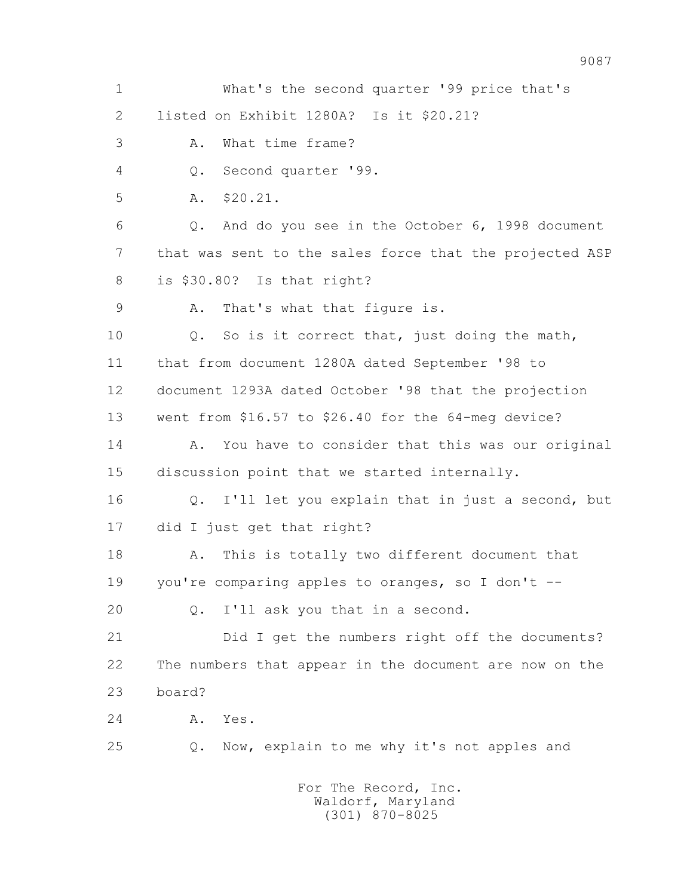1 What's the second quarter '99 price that's
2 listed on Exhibit 1280A? Is it $20.21?
3 A. What time frame?
4 Q. Second quarter '99.
5 A. $20.21.
6 Q. And do you see in the October 6, 1998 document
7 that was sent to the sales force that the projected ASP
8 is $30.80? Is that right?
9 A. That's what that figure is.
10 Q. So is it correct that, just doing the math,
11 that from document 1280A dated September '98 to
12 document 1293A dated October '98 that the projection
13 went from $16.57 to $26.40 for the 64-meg device?
14 A. You have to consider that this was our original
15 discussion point that we started internally.
16 Q. I'll let you explain that in just a second, but
17 did I just get that right?
18 A. This is totally two different document that
19 you're comparing apples to oranges, so I don't --
20 Q. I'll ask you that in a second.
21 Did I get the numbers right off the documents?
22 The numbers that appear in the document are now on the
23 board?
24 A. Yes.
25 Q. Now, explain to me why it's not apples and

For The Record, Inc.
Waldorf, Maryland
(301) 870-8025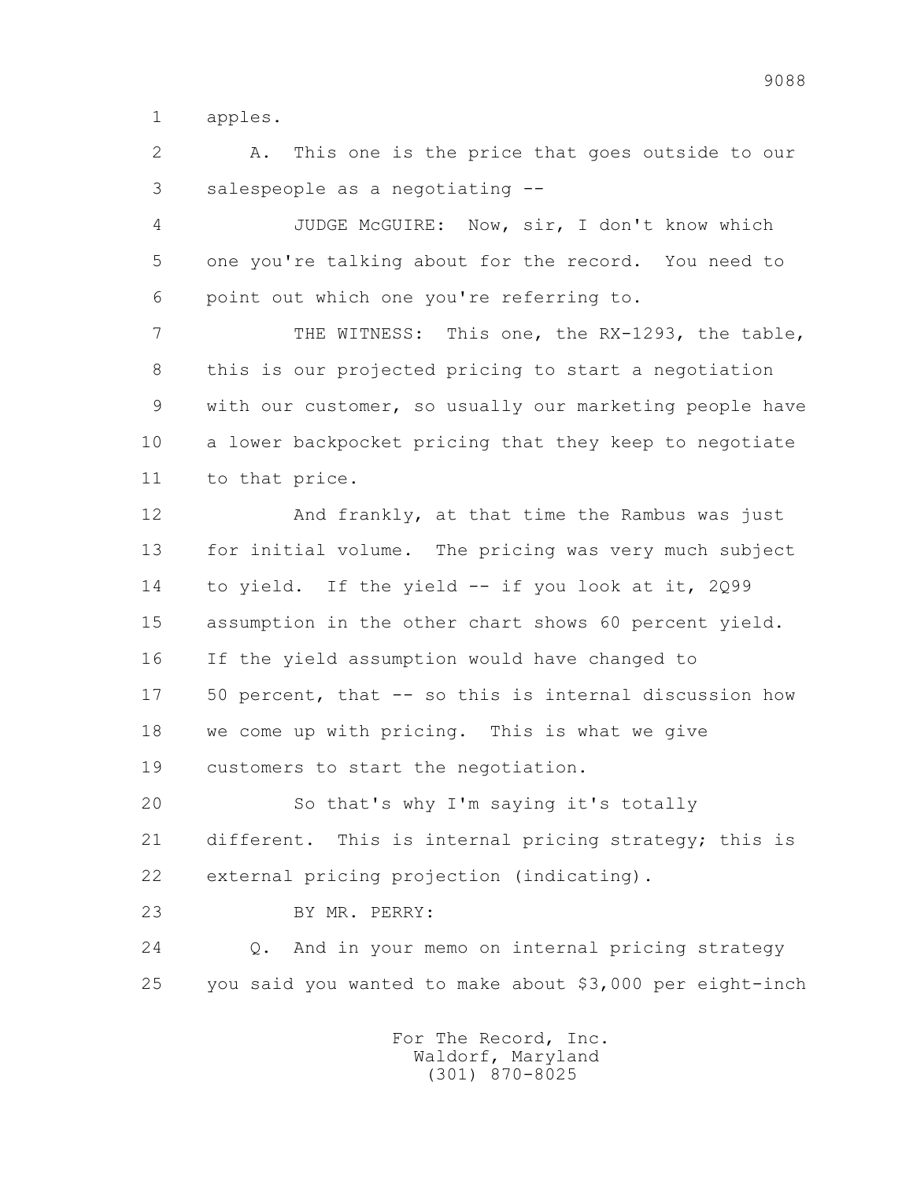1 apples.

2 A. This one is the price that goes outside to our
3 salespeople as a negotiating --

4 JUDGE McGUIRE: Now, sir, I don't know which
5 one you're talking about for the record. You need to
6 point out which one you're referring to.

7 THE WITNESS: This one, the RX-1293, the table,
8 this is our projected pricing to start a negotiation
9 with our customer, so usually our marketing people have
10 a lower backpocket pricing that they keep to negotiate
11 to that price.

12 And frankly, at that time the Rambus was just
13 for initial volume. The pricing was very much subject
14 to yield. If the yield -- if you look at it, 2Q99
15 assumption in the other chart shows 60 percent yield.
16 If the yield assumption would have changed to
17 50 percent, that -- so this is internal discussion how
18 we come up with pricing. This is what we give
19 customers to start the negotiation.

20 So that's why I'm saying it's totally
21 different. This is internal pricing strategy; this is
22 external pricing projection (indicating).

23 BY MR. PERRY:

24 Q. And in your memo on internal pricing strategy
25 you said you wanted to make about $3,000 per eight-inch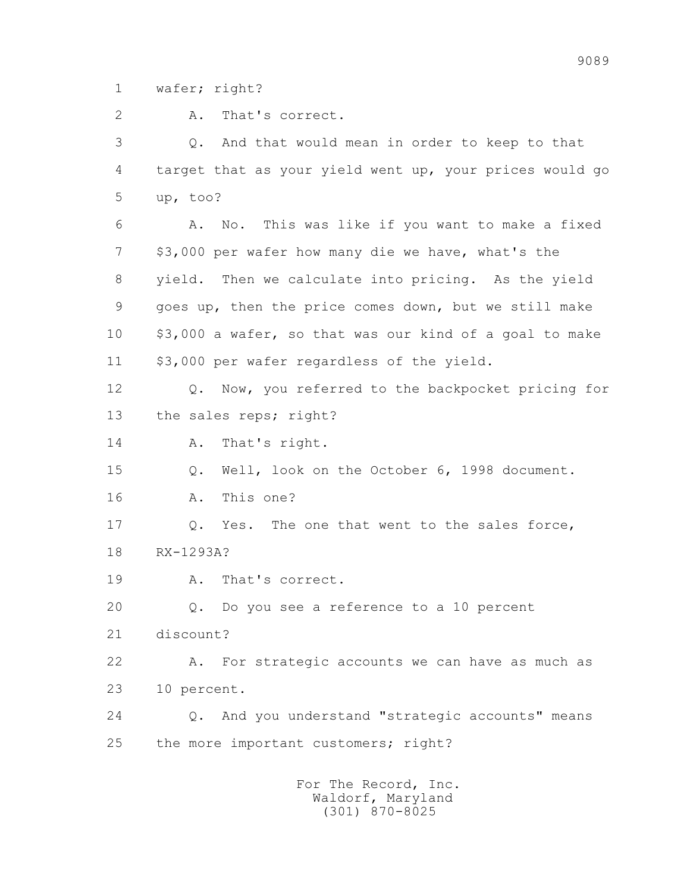1 wafer; right?

2 A. That's correct.

3 Q. And that would mean in order to keep to that

4 target that as your yield went up, your prices would go

5 up, too?

6 A. No. This was like if you want to make a fixed

7 $3,000 per wafer how many die we have, what's the

8 yield. Then we calculate into pricing. As the yield

9 goes up, then the price comes down, but we still make

10 $3,000 a wafer, so that was our kind of a goal to make

11 $3,000 per wafer regardless of the yield.

12 Q. Now, you referred to the backpocket pricing for

13 the sales reps; right?

14 A. That's right.

15 Q. Well, look on the October 6, 1998 document.

16 A. This one?

17 Q. Yes. The one that went to the sales force,

18 RX-1293A?

19 A. That's correct.

20 Q. Do you see a reference to a 10 percent

21 discount?

22 A. For strategic accounts we can have as much as

23 10 percent.

24 Q. And you understand "strategic accounts" means

25 the more important customers; right?

For The Record, Inc.
Waldorf, Maryland
(301) 870-8025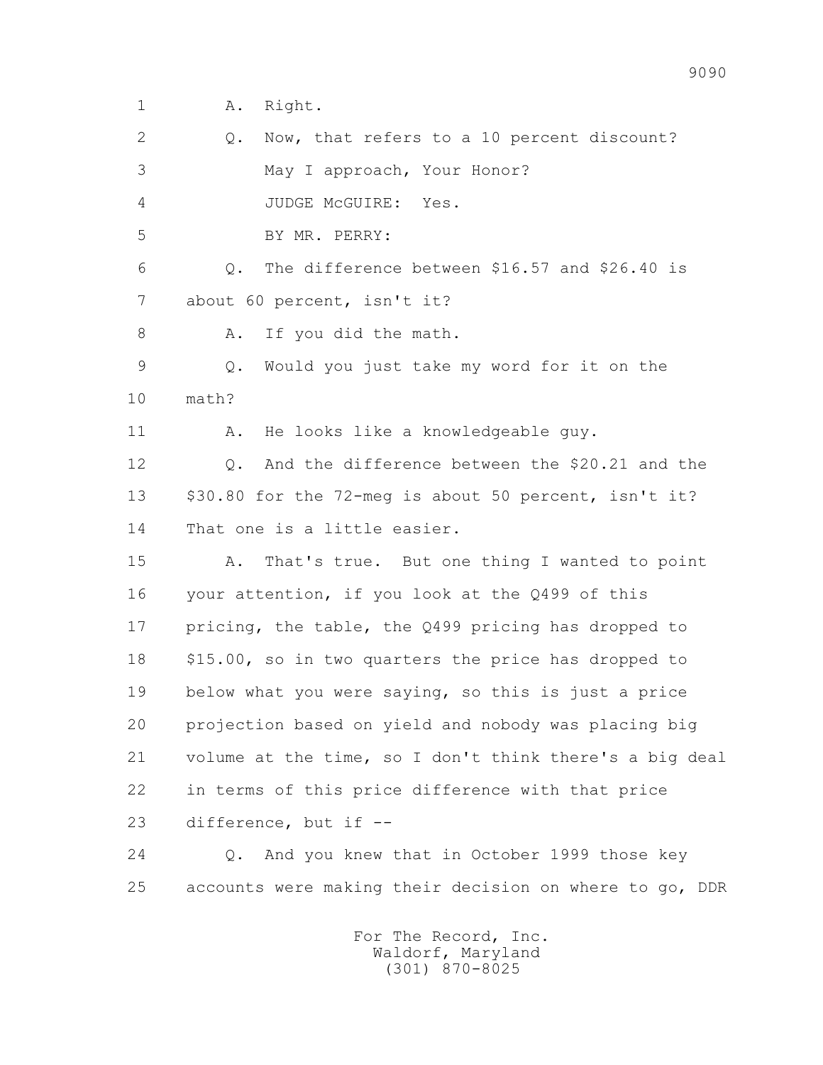1 A. Right.

2 Q. Now, that refers to a 10 percent discount?

3 May I approach, Your Honor?

4 JUDGE McGUIRE: Yes.

5 BY MR. PERRY:

6 Q. The difference between $16.57 and $26.40 is

7 about 60 percent, isn't it?

8 A. If you did the math.

9 Q. Would you just take my word for it on the

10 math?

11 A. He looks like a knowledgeable guy.

12 Q. And the difference between the $20.21 and the

13 $30.80 for the 72-meg is about 50 percent, isn't it?

14 That one is a little easier.

15 A. That's true. But one thing I wanted to point

16 your attention, if you look at the Q499 of this

17 pricing, the table, the Q499 pricing has dropped to

18 $15.00, so in two quarters the price has dropped to

19 below what you were saying, so this is just a price

20 projection based on yield and nobody was placing big

21 volume at the time, so I don't think there's a big deal

22 in terms of this price difference with that price

23 difference, but if --

24 Q. And you knew that in October 1999 those key

25 accounts were making their decision on where to go, DDR

For The Record, Inc.
Waldorf, Maryland
(301) 870-8025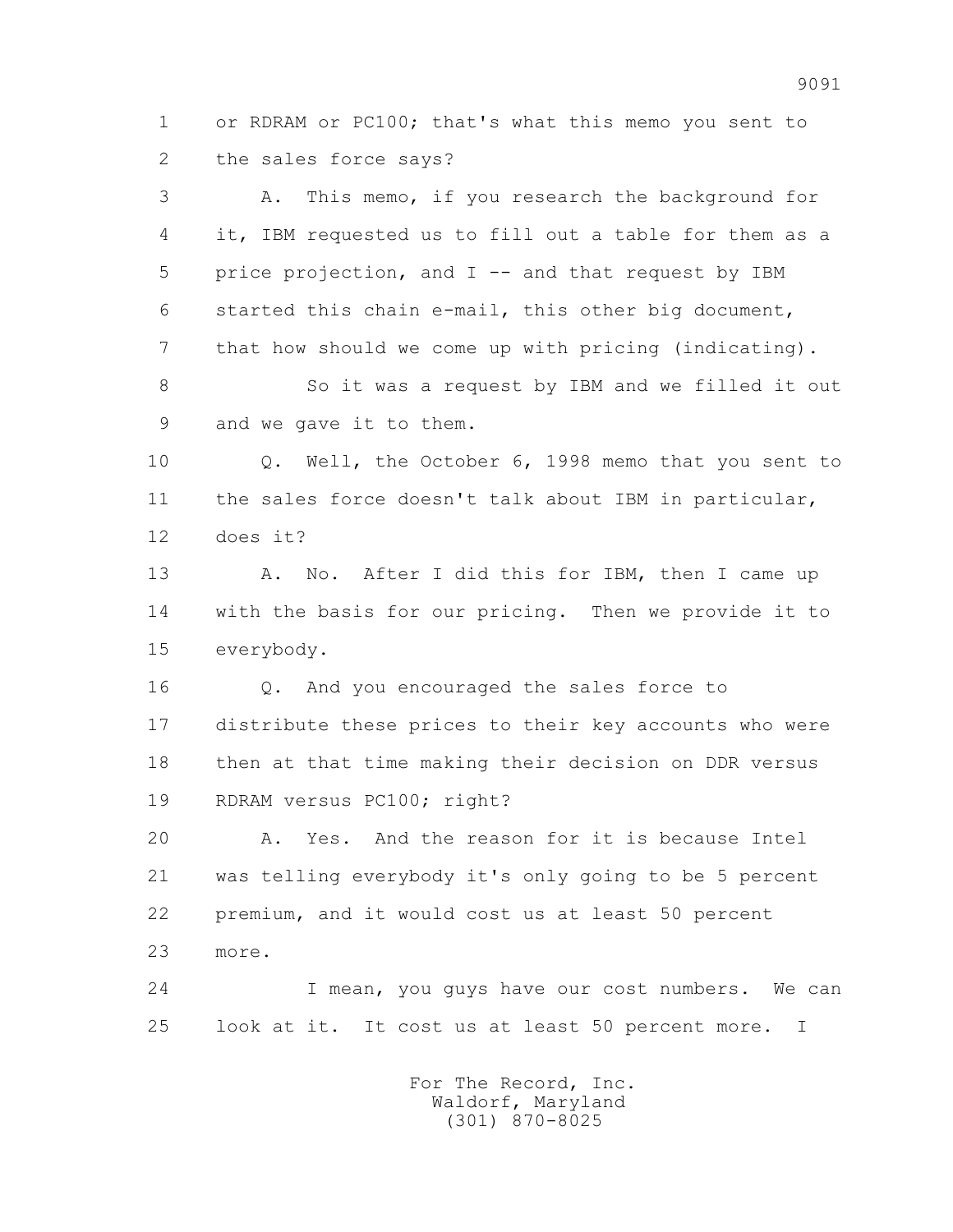1 or RDRAM or PC100; that's what this memo you sent to
2 the sales force says?

3 A. This memo, if you research the background for
4 it, IBM requested us to fill out a table for them as a
5 price projection, and I -- and that request by IBM
6 started this chain e-mail, this other big document,
7 that how should we come up with pricing (indicating).

8 So it was a request by IBM and we filled it out
9 and we gave it to them.

10 Q. Well, the October 6, 1998 memo that you sent to
11 the sales force doesn't talk about IBM in particular,
12 does it?

13 A. No. After I did this for IBM, then I came up
14 with the basis for our pricing. Then we provide it to
15 everybody.

16 Q. And you encouraged the sales force to
17 distribute these prices to their key accounts who were
18 then at that time making their decision on DDR versus
19 RDRAM versus PC100; right?

20 A. Yes. And the reason for it is because Intel
21 was telling everybody it's only going to be 5 percent
22 premium, and it would cost us at least 50 percent
23 more.

24 I mean, you guys have our cost numbers. We can
25 look at it. It cost us at least 50 percent more. I

For The Record, Inc.
Waldorf, Maryland
(301) 870-8025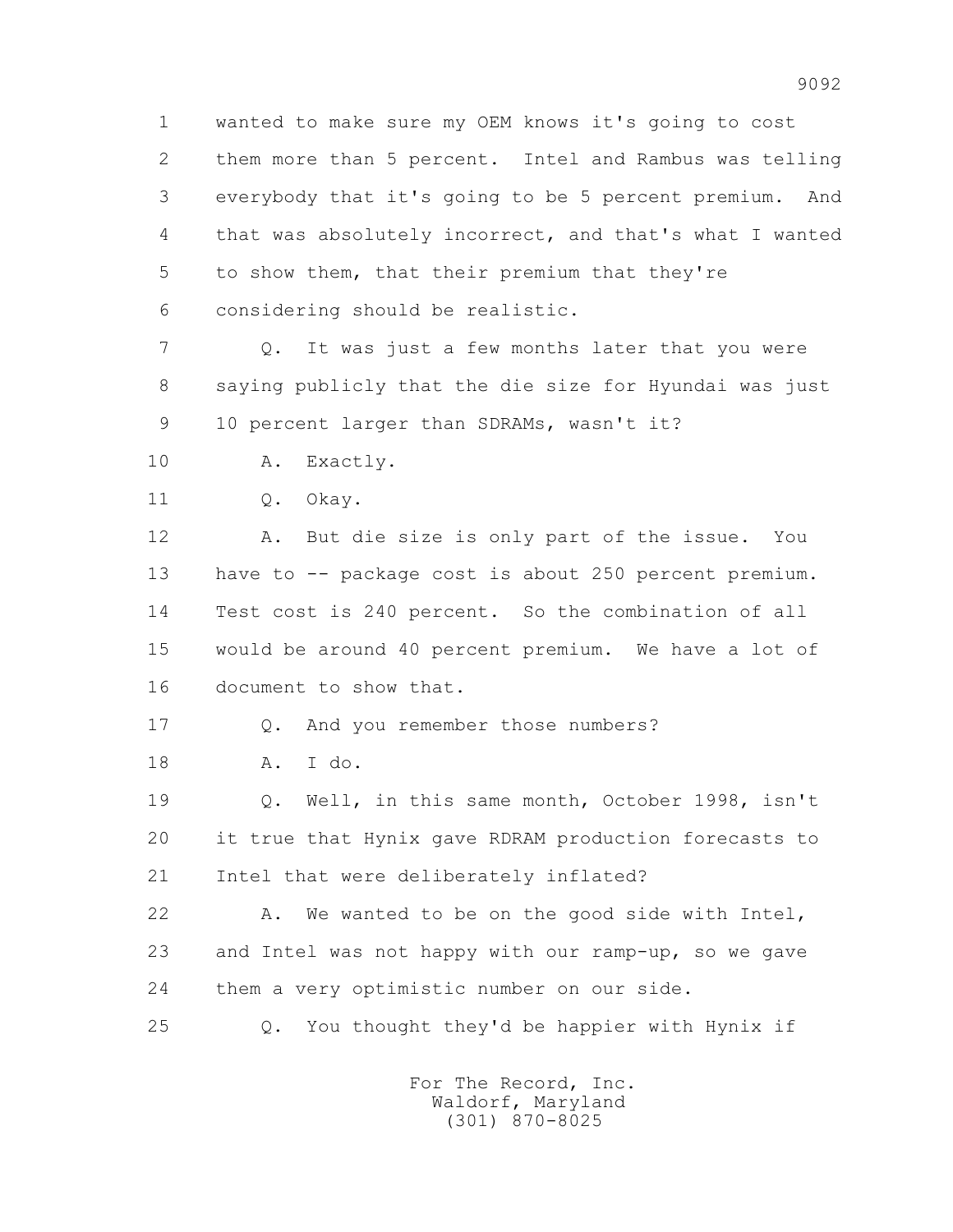1 wanted to make sure my OEM knows it's going to cost
2 them more than 5 percent. Intel and Rambus was telling
3 everybody that it's going to be 5 percent premium. And
4 that was absolutely incorrect, and that's what I wanted
5 to show them, that their premium that they're
6 considering should be realistic.

7 Q. It was just a few months later that you were
8 saying publicly that the die size for Hyundai was just
9 10 percent larger than SDRAMs, wasn't it?

10 A. Exactly.

11 Q. Okay.

12 A. But die size is only part of the issue. You
13 have to -- package cost is about 250 percent premium.
14 Test cost is 240 percent. So the combination of all
15 would be around 40 percent premium. We have a lot of
16 document to show that.

17 Q. And you remember those numbers?

18 A. I do.

19 Q. Well, in this same month, October 1998, isn't
20 it true that Hynix gave RDRAM production forecasts to
21 Intel that were deliberately inflated?

22 A. We wanted to be on the good side with Intel,
23 and Intel was not happy with our ramp-up, so we gave
24 them a very optimistic number on our side.

25 Q. You thought they'd be happier with Hynix if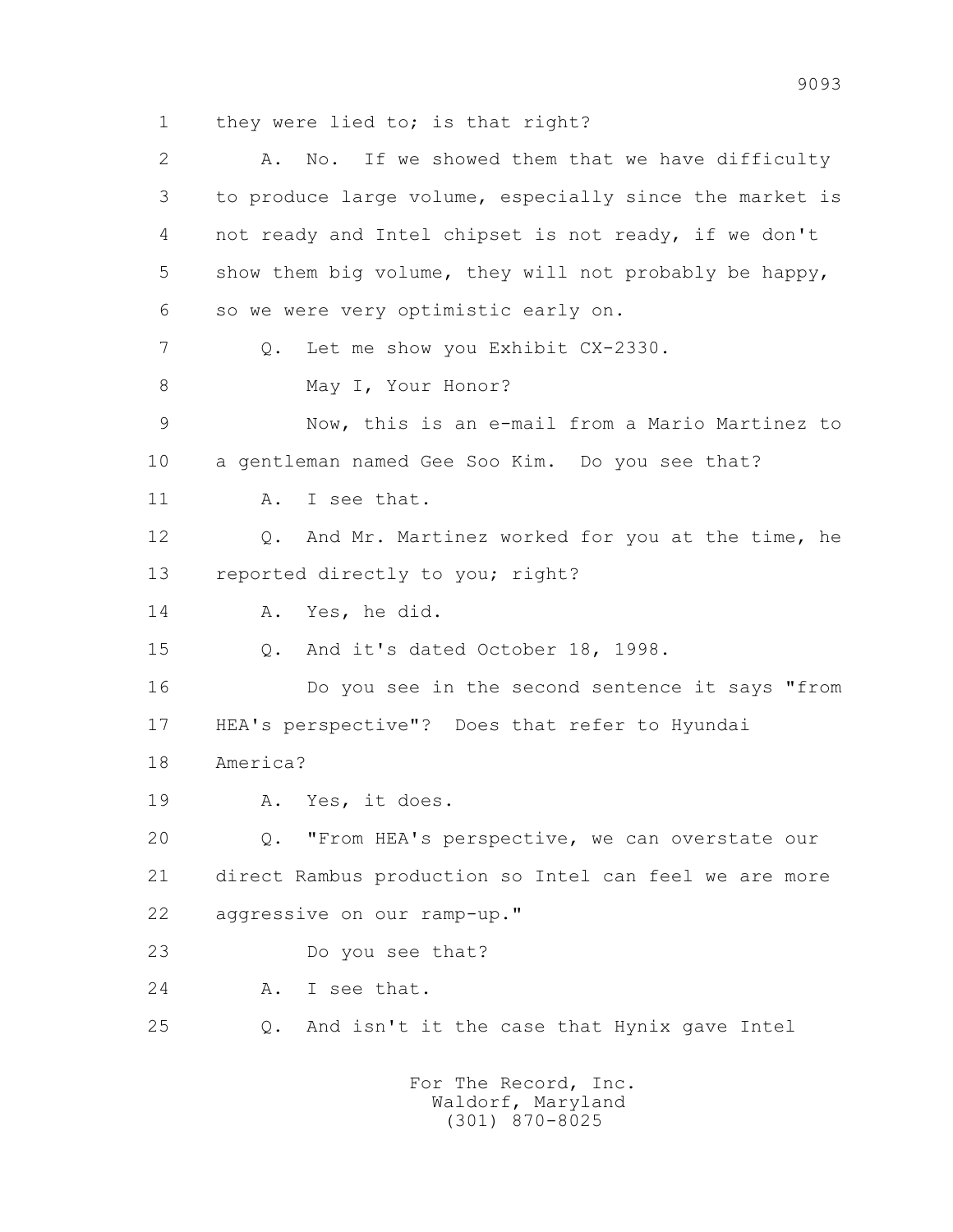1 they were lied to; is that right?

2 A. No. If we showed them that we have difficulty

3 to produce large volume, especially since the market is

4 not ready and Intel chipset is not ready, if we don't

5 show them big volume, they will not probably be happy,

6 so we were very optimistic early on.

7 Q. Let me show you Exhibit CX-2330.

8 May I, Your Honor?

9 Now, this is an e-mail from a Mario Martinez to

10 a gentleman named Gee Soo Kim. Do you see that?

11 A. I see that.

12 Q. And Mr. Martinez worked for you at the time, he

13 reported directly to you; right?

14 A. Yes, he did.

15 Q. And it's dated October 18, 1998.

16 Do you see in the second sentence it says "from

17 HEA's perspective"? Does that refer to Hyundai

18 America?

19 A. Yes, it does.

20 Q. "From HEA's perspective, we can overstate our

21 direct Rambus production so Intel can feel we are more

22 aggressive on our ramp-up."

23 Do you see that?

24 A. I see that.

25 Q. And isn't it the case that Hynix gave Intel

For The Record, Inc.
Waldorf, Maryland
(301) 870-8025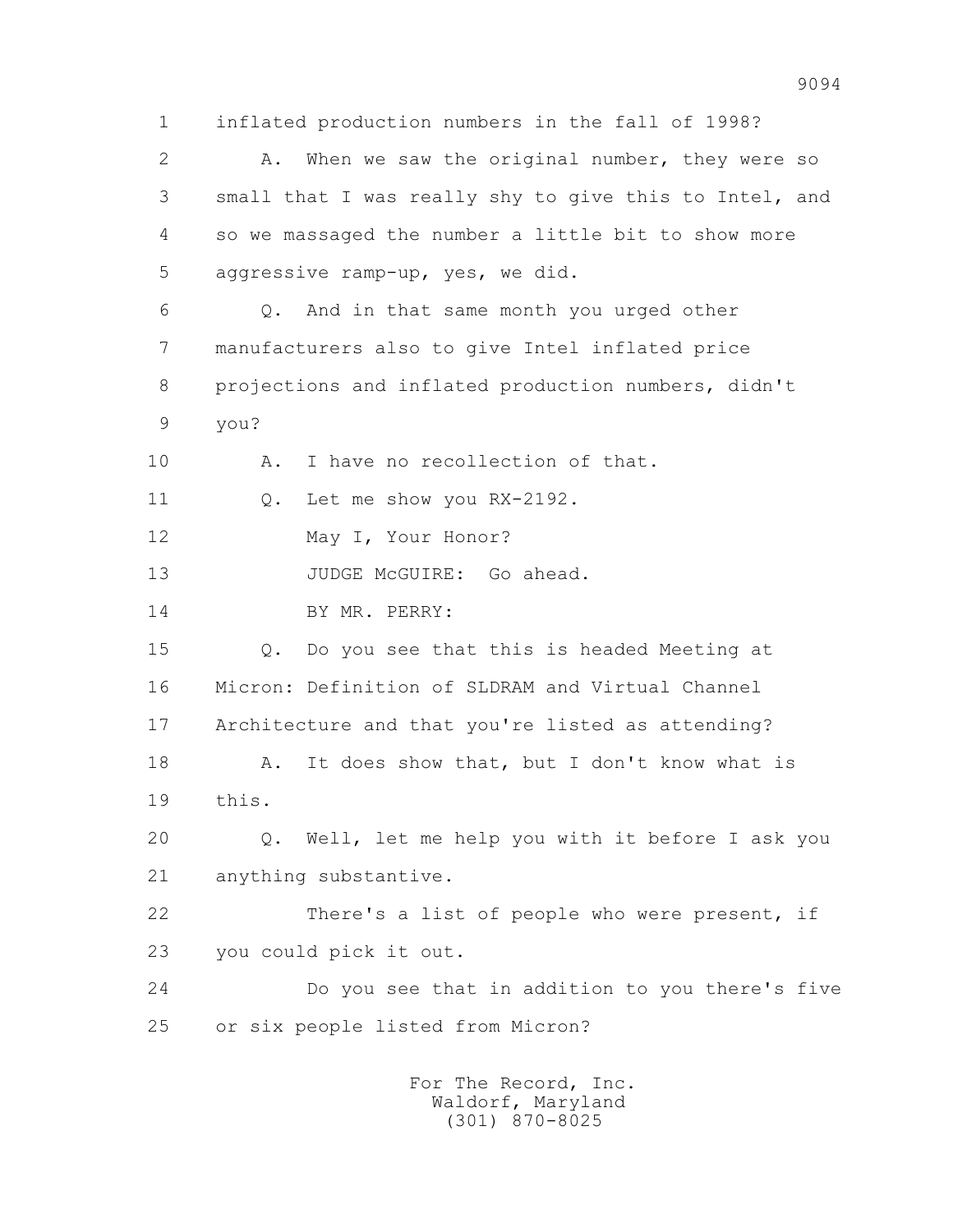1 inflated production numbers in the fall of 1998?

2 A. When we saw the original number, they were so

3 small that I was really shy to give this to Intel, and

4 so we massaged the number a little bit to show more

5 aggressive ramp-up, yes, we did.

6 Q. And in that same month you urged other

7 manufacturers also to give Intel inflated price

8 projections and inflated production numbers, didn't

9 you?

10 A. I have no recollection of that.

11 Q. Let me show you RX-2192.

12 May I, Your Honor?

13 JUDGE McGUIRE: Go ahead.

14 BY MR. PERRY:

15 Q. Do you see that this is headed Meeting at

16 Micron: Definition of SLDRAM and Virtual Channel

17 Architecture and that you're listed as attending?

18 A. It does show that, but I don't know what is

19 this.

20 Q. Well, let me help you with it before I ask you

21 anything substantive.

22 There's a list of people who were present, if

23 you could pick it out.

24 Do you see that in addition to you there's five

25 or six people listed from Micron?

For The Record, Inc.
Waldorf, Maryland
(301) 870-8025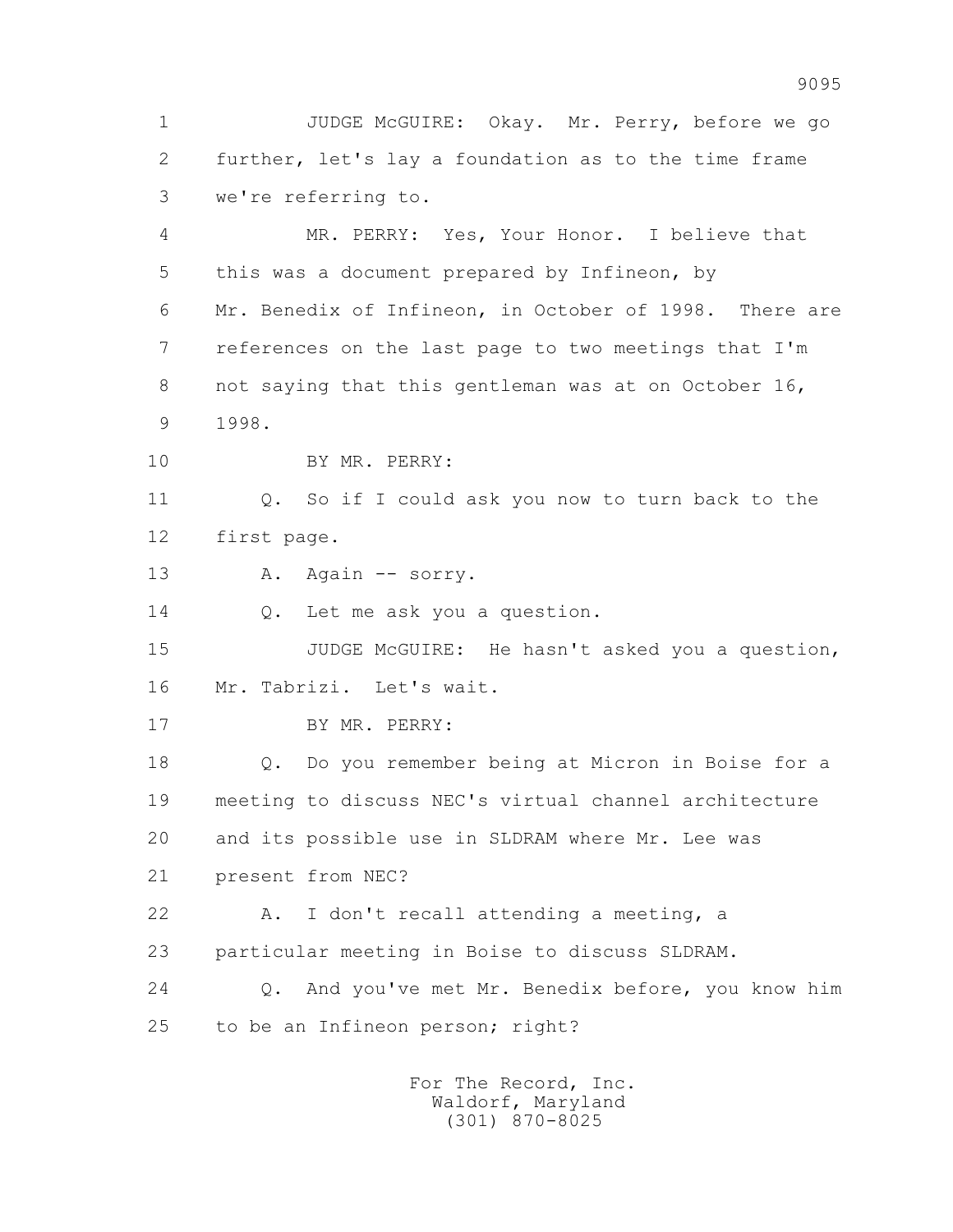1 JUDGE McGUIRE: Okay. Mr. Perry, before we go
2 further, let's lay a foundation as to the time frame
3 we're referring to.
4 MR. PERRY: Yes, Your Honor. I believe that
5 this was a document prepared by Infineon, by
6 Mr. Benedix of Infineon, in October of 1998. There are
7 references on the last page to two meetings that I'm
8 not saying that this gentleman was at on October 16,
9 1998.
10 BY MR. PERRY:
11 Q. So if I could ask you now to turn back to the
12 first page.
13 A. Again -- sorry.
14 Q. Let me ask you a question.
15 JUDGE McGUIRE: He hasn't asked you a question,
16 Mr. Tabrizi. Let's wait.
17 BY MR. PERRY:
18 Q. Do you remember being at Micron in Boise for a
19 meeting to discuss NEC's virtual channel architecture
20 and its possible use in SLDRAM where Mr. Lee was
21 present from NEC?
22 A. I don't recall attending a meeting, a
23 particular meeting in Boise to discuss SLDRAM.
24 Q. And you've met Mr. Benedix before, you know him
25 to be an Infineon person; right?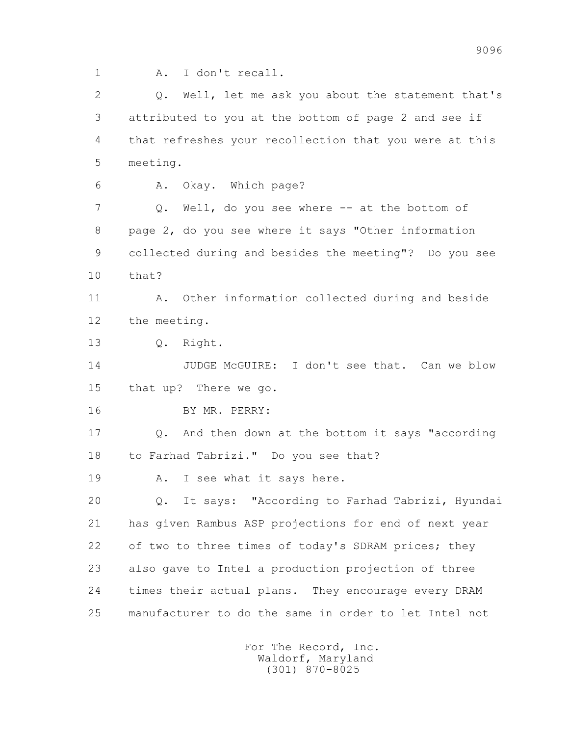1 A. I don't recall.

2 Q. Well, let me ask you about the statement that's

3 attributed to you at the bottom of page 2 and see if

4 that refreshes your recollection that you were at this

5 meeting.

6 A. Okay. Which page?

7 Q. Well, do you see where -- at the bottom of

8 page 2, do you see where it says "Other information

9 collected during and besides the meeting"? Do you see

10 that?

11 A. Other information collected during and beside

12 the meeting.

13 Q. Right.

14 JUDGE McGUIRE: I don't see that. Can we blow

15 that up? There we go.

16 BY MR. PERRY:

17 Q. And then down at the bottom it says "according

18 to Farhad Tabrizi." Do you see that?

19 A. I see what it says here.

20 Q. It says: "According to Farhad Tabrizi, Hyundai

21 has given Rambus ASP projections for end of next year

22 of two to three times of today's SDRAM prices; they

23 also gave to Intel a production projection of three

24 times their actual plans. They encourage every DRAM

25 manufacturer to do the same in order to let Intel not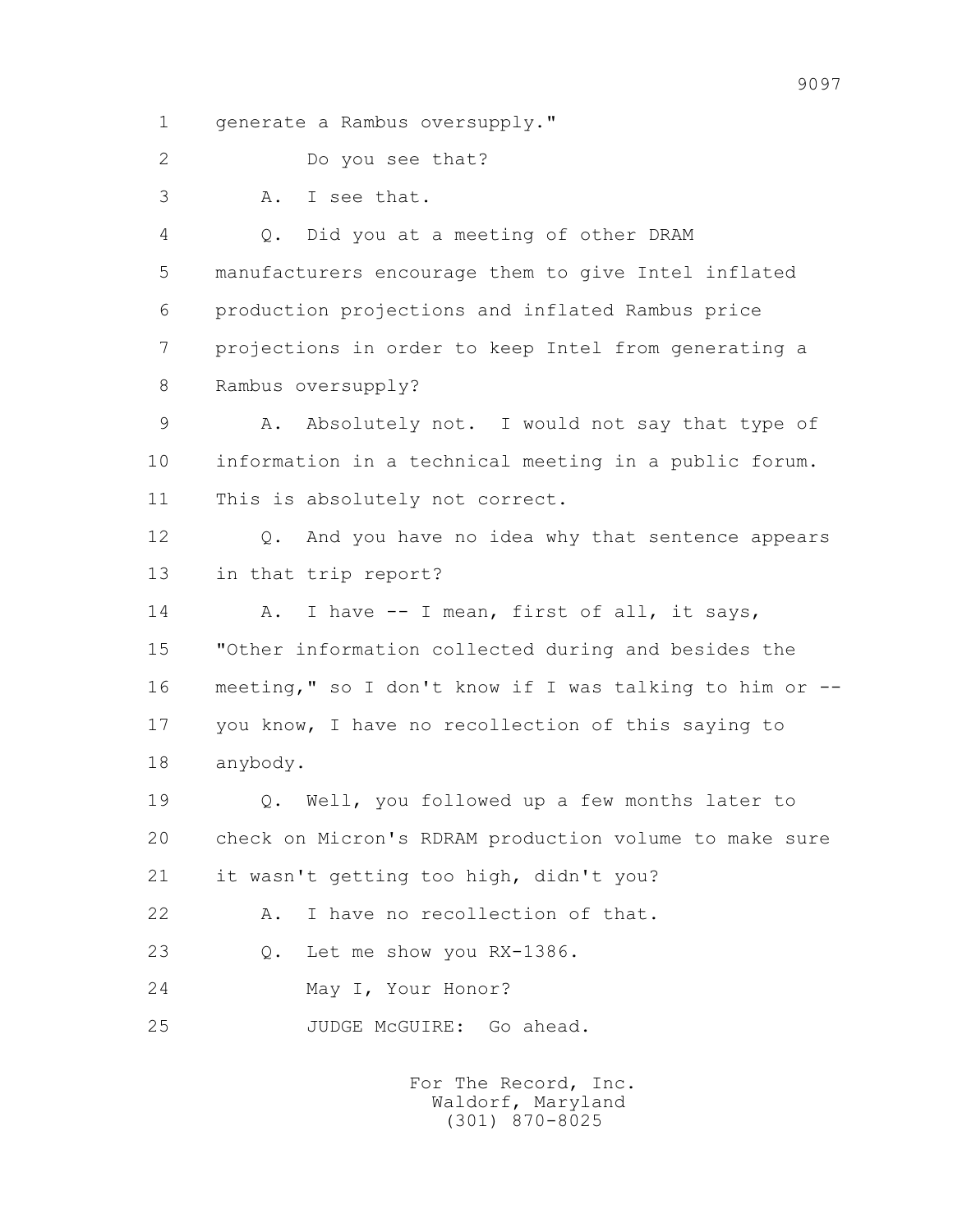generate a Rambus oversupply."

Do you see that?

A. I see that.

Q. Did you at a meeting of other DRAM manufacturers encourage them to give Intel inflated production projections and inflated Rambus price projections in order to keep Intel from generating a Rambus oversupply?

A. Absolutely not. I would not say that type of information in a technical meeting in a public forum. This is absolutely not correct.

Q. And you have no idea why that sentence appears in that trip report?

A. I have -- I mean, first of all, it says, "Other information collected during and besides the meeting," so I don't know if I was talking to him or -- you know, I have no recollection of this saying to anybody.

Q. Well, you followed up a few months later to check on Micron's RDRAM production volume to make sure it wasn't getting too high, didn't you?

A. I have no recollection of that.

Q. Let me show you RX-1386.

May I, Your Honor?

JUDGE McGUIRE: Go ahead.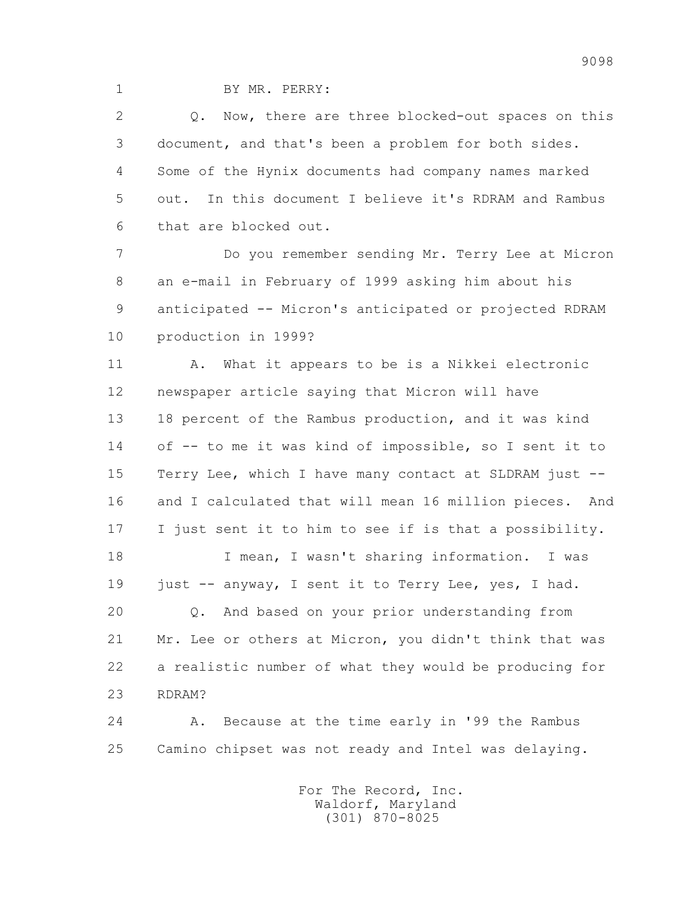BY MR. PERRY:

Q. Now, there are three blocked-out spaces on this document, and that's been a problem for both sides. Some of the Hynix documents had company names marked out. In this document I believe it's RDRAM and Rambus that are blocked out.

Do you remember sending Mr. Terry Lee at Micron an e-mail in February of 1999 asking him about his anticipated -- Micron's anticipated or projected RDRAM production in 1999?

A. What it appears to be is a Nikkei electronic newspaper article saying that Micron will have 18 percent of the Rambus production, and it was kind of -- to me it was kind of impossible, so I sent it to Terry Lee, which I have many contact at SLDRAM just -- and I calculated that will mean 16 million pieces. And I just sent it to him to see if is that a possibility.

I mean, I wasn't sharing information. I was just -- anyway, I sent it to Terry Lee, yes, I had.

Q. And based on your prior understanding from Mr. Lee or others at Micron, you didn't think that was a realistic number of what they would be producing for RDRAM?

A. Because at the time early in '99 the Rambus Camino chipset was not ready and Intel was delaying.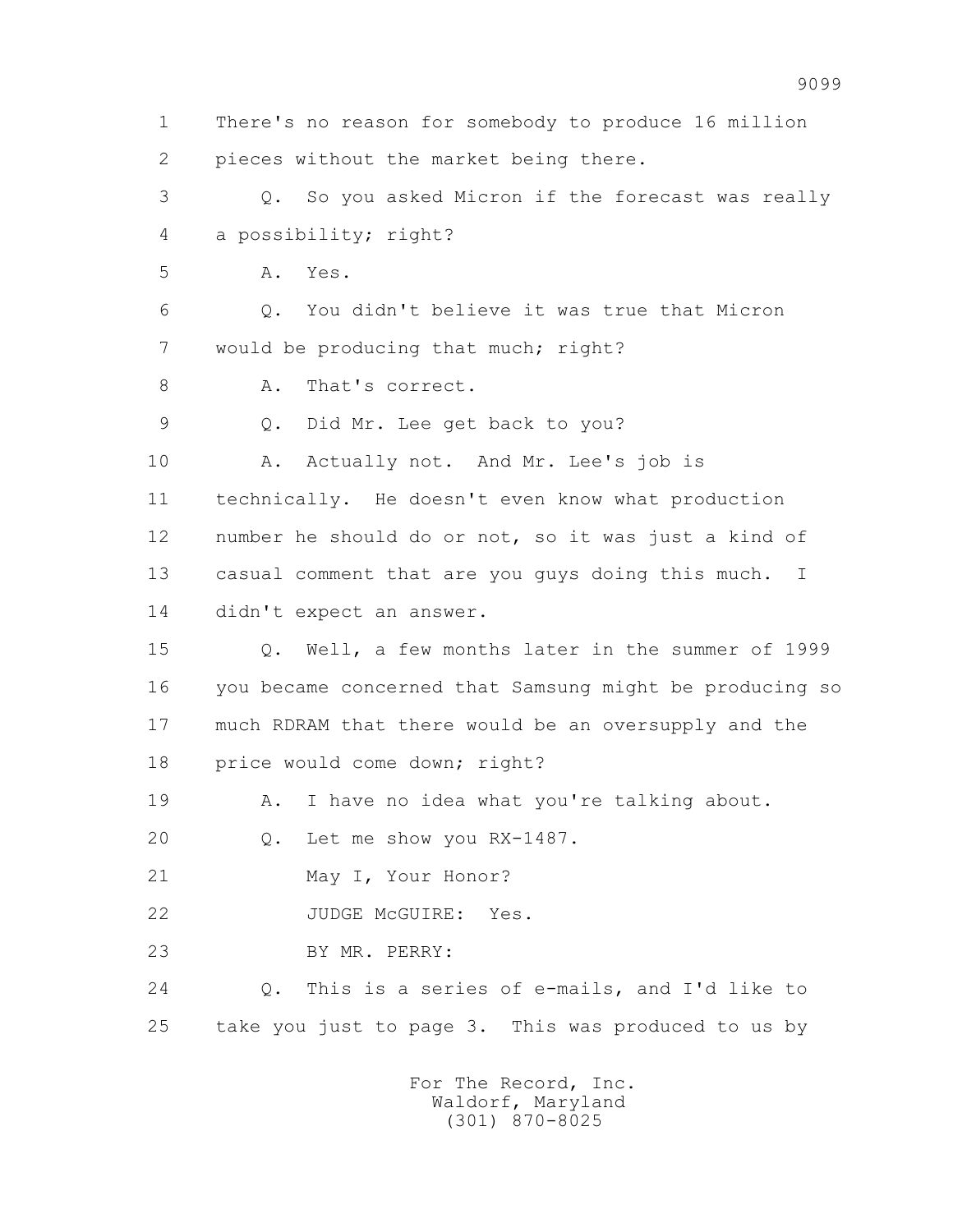1 There's no reason for somebody to produce 16 million
2 pieces without the market being there.
3 Q. So you asked Micron if the forecast was really
4 a possibility; right?
5 A. Yes.
6 Q. You didn't believe it was true that Micron
7 would be producing that much; right?
8 A. That's correct.
9 Q. Did Mr. Lee get back to you?
10 A. Actually not. And Mr. Lee's job is
11 technically. He doesn't even know what production
12 number he should do or not, so it was just a kind of
13 casual comment that are you guys doing this much. I
14 didn't expect an answer.
15 Q. Well, a few months later in the summer of 1999
16 you became concerned that Samsung might be producing so
17 much RDRAM that there would be an oversupply and the
18 price would come down; right?
19 A. I have no idea what you're talking about.
20 Q. Let me show you RX-1487.
21 May I, Your Honor?
22 JUDGE McGUIRE: Yes.
23 BY MR. PERRY:
24 Q. This is a series of e-mails, and I'd like to
25 take you just to page 3. This was produced to us by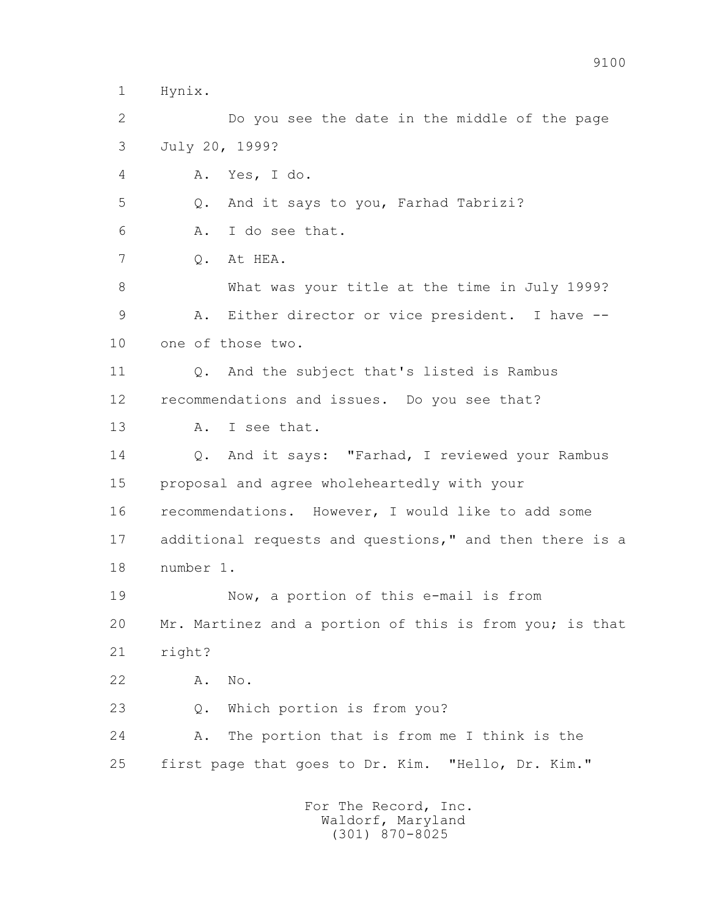1 Hynix.

2 Do you see the date in the middle of the page

3 July 20, 1999?

4 A. Yes, I do.

5 Q. And it says to you, Farhad Tabrizi?

6 A. I do see that.

7 Q. At HEA.

8 What was your title at the time in July 1999?

9 A. Either director or vice president. I have --

10 one of those two.

11 Q. And the subject that's listed is Rambus

12 recommendations and issues. Do you see that?

13 A. I see that.

14 Q. And it says: "Farhad, I reviewed your Rambus

15 proposal and agree wholeheartedly with your

16 recommendations. However, I would like to add some

17 additional requests and questions," and then there is a

18 number 1.

19 Now, a portion of this e-mail is from

20 Mr. Martinez and a portion of this is from you; is that

21 right?

22 A. No.

23 Q. Which portion is from you?

24 A. The portion that is from me I think is the

25 first page that goes to Dr. Kim. "Hello, Dr. Kim."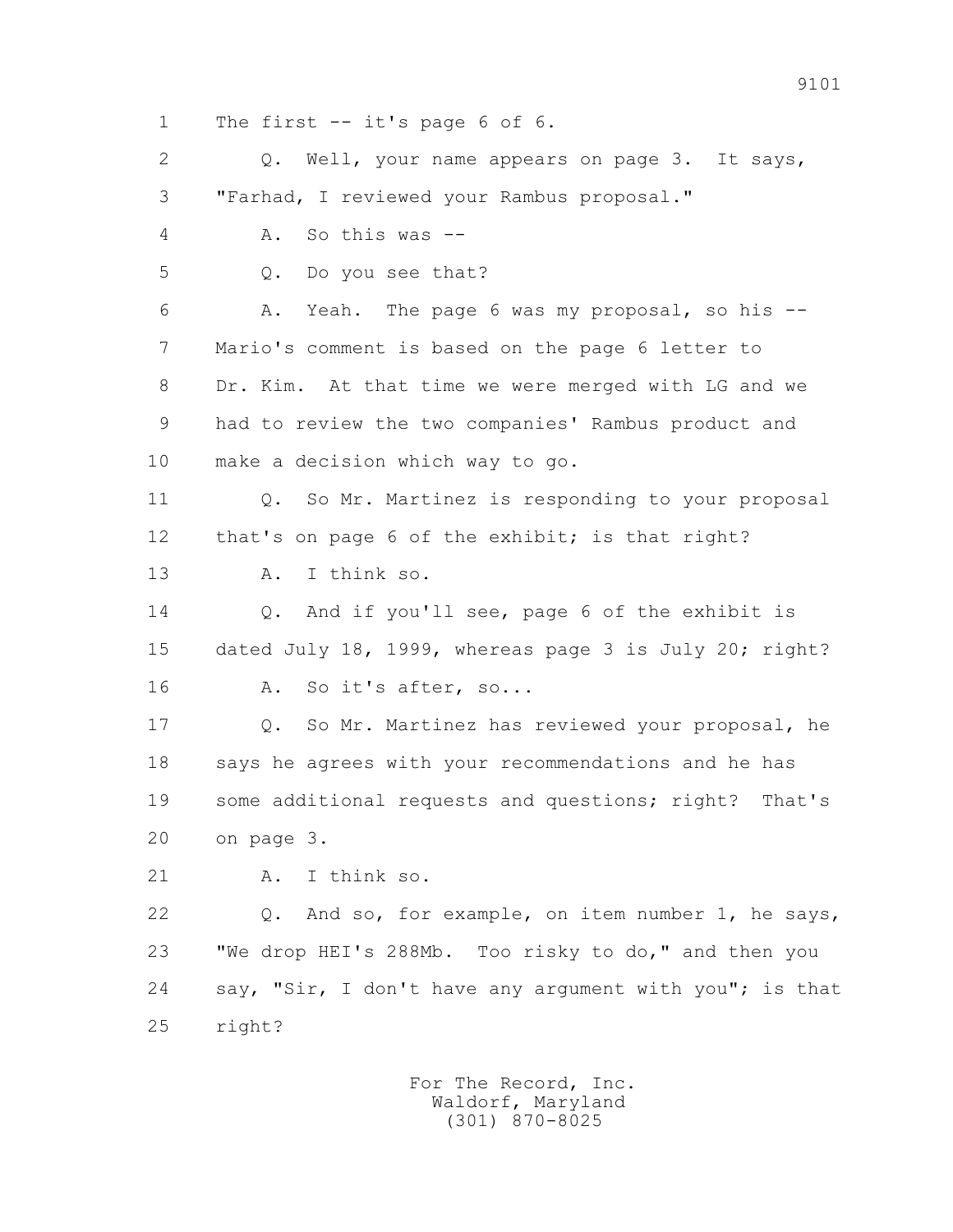1 The first -- it's page 6 of 6.

2 Q. Well, your name appears on page 3. It says,

3 "Farhad, I reviewed your Rambus proposal."

4 A. So this was --

5 Q. Do you see that?

6 A. Yeah. The page 6 was my proposal, so his --

7 Mario's comment is based on the page 6 letter to

8 Dr. Kim. At that time we were merged with LG and we

9 had to review the two companies' Rambus product and

10 make a decision which way to go.

11 Q. So Mr. Martinez is responding to your proposal

12 that's on page 6 of the exhibit; is that right?

13 A. I think so.

14 Q. And if you'll see, page 6 of the exhibit is

15 dated July 18, 1999, whereas page 3 is July 20; right?

16 A. So it's after, so...

17 Q. So Mr. Martinez has reviewed your proposal, he

18 says he agrees with your recommendations and he has

19 some additional requests and questions; right? That's

20 on page 3.

21 A. I think so.

22 Q. And so, for example, on item number 1, he says,

23 "We drop HEI's 288Mb. Too risky to do," and then you

24 say, "Sir, I don't have any argument with you"; is that

25 right?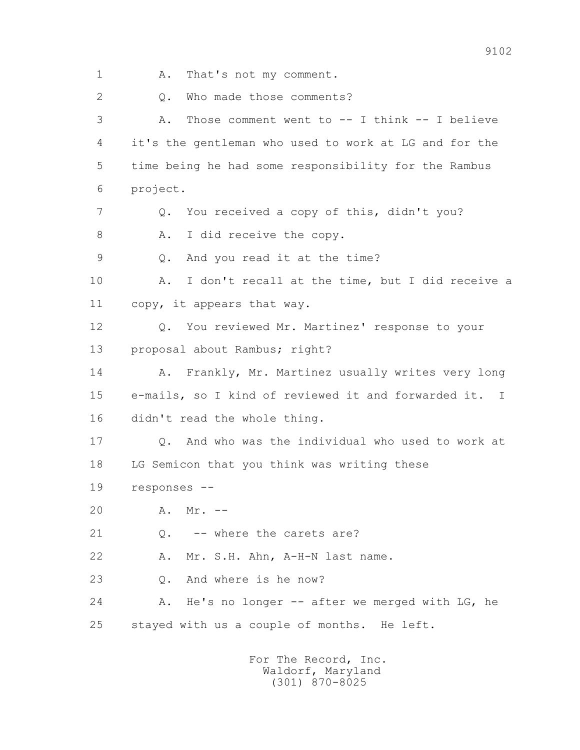1 A. That's not my comment.

2 Q. Who made those comments?

3 A. Those comment went to -- I think -- I believe
4 it's the gentleman who used to work at LG and for the
5 time being he had some responsibility for the Rambus
6 project.

7 Q. You received a copy of this, didn't you?

8 A. I did receive the copy.

9 Q. And you read it at the time?

10 A. I don't recall at the time, but I did receive a
11 copy, it appears that way.

12 Q. You reviewed Mr. Martinez' response to your
13 proposal about Rambus; right?

14 A. Frankly, Mr. Martinez usually writes very long
15 e-mails, so I kind of reviewed it and forwarded it. I
16 didn't read the whole thing.

17 Q. And who was the individual who used to work at
18 LG Semicon that you think was writing these
19 responses --

20 A. Mr. --

21 Q. -- where the carets are?

22 A. Mr. S.H. Ahn, A-H-N last name.

23 Q. And where is he now?

24 A. He's no longer -- after we merged with LG, he
25 stayed with us a couple of months. He left.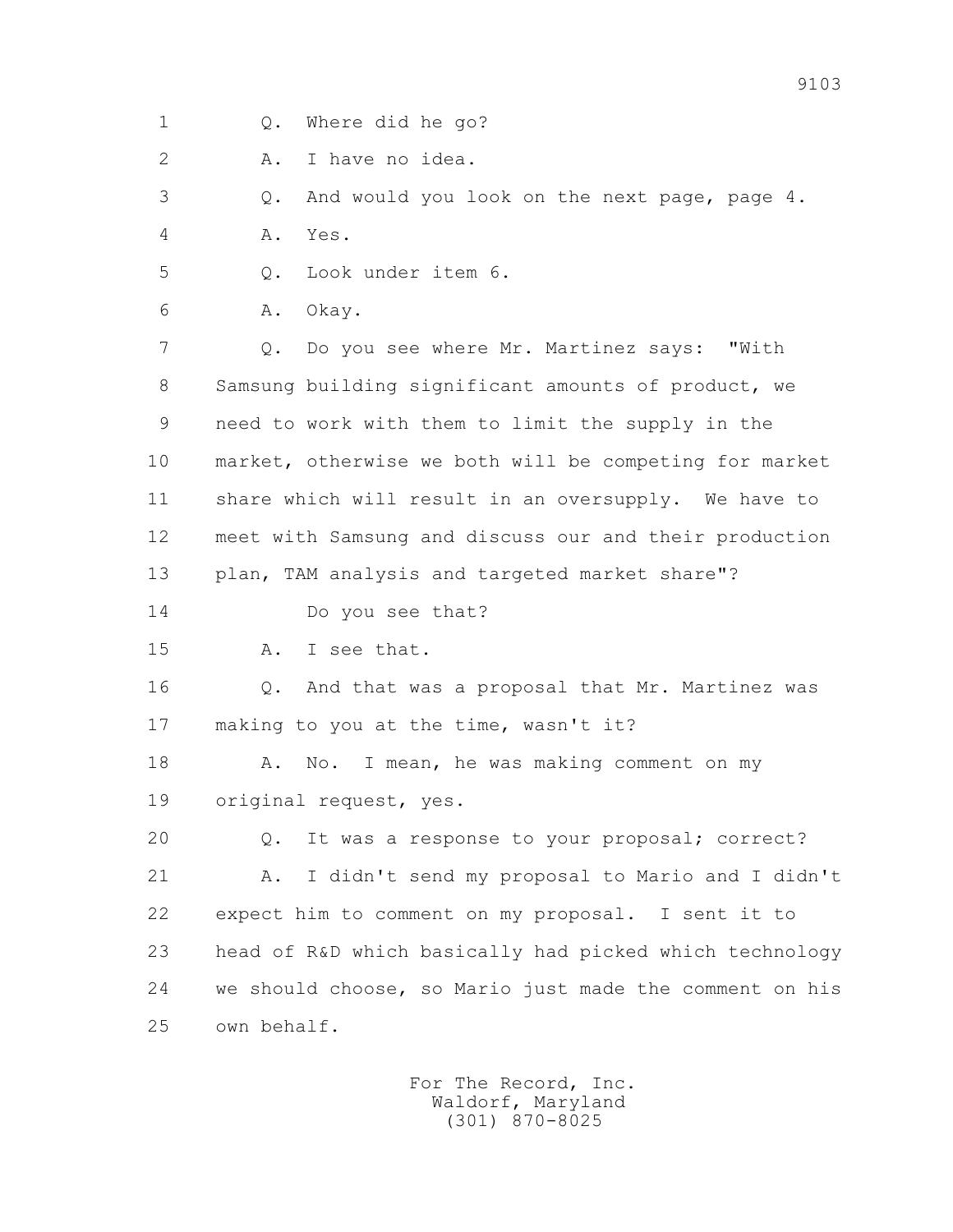1 Q. Where did he go?

2 A. I have no idea.

3 Q. And would you look on the next page, page 4.

4 A. Yes.

5 Q. Look under item 6.

6 A. Okay.

7 Q. Do you see where Mr. Martinez says: "With

8 Samsung building significant amounts of product, we

9 need to work with them to limit the supply in the

10 market, otherwise we both will be competing for market

11 share which will result in an oversupply. We have to

12 meet with Samsung and discuss our and their production

13 plan, TAM analysis and targeted market share"?

14 Do you see that?

15 A. I see that.

16 Q. And that was a proposal that Mr. Martinez was

17 making to you at the time, wasn't it?

18 A. No. I mean, he was making comment on my

19 original request, yes.

20 Q. It was a response to your proposal; correct?

21 A. I didn't send my proposal to Mario and I didn't

22 expect him to comment on my proposal. I sent it to

23 head of R&D which basically had picked which technology

24 we should choose, so Mario just made the comment on his

25 own behalf.

For The Record, Inc.
Waldorf, Maryland
(301) 870-8025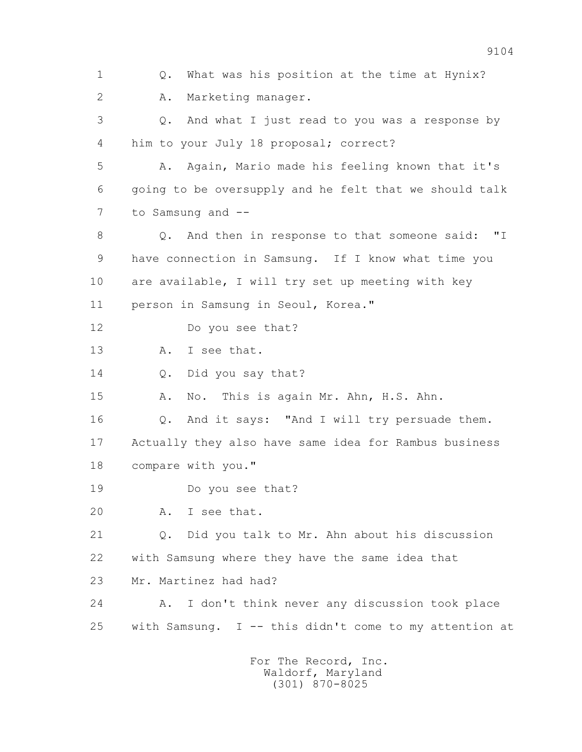1 Q. What was his position at the time at Hynix?

2 A. Marketing manager.

3 Q. And what I just read to you was a response by

4 him to your July 18 proposal; correct?

5 A. Again, Mario made his feeling known that it's

6 going to be oversupply and he felt that we should talk

7 to Samsung and --

8 Q. And then in response to that someone said: "I

9 have connection in Samsung. If I know what time you

10 are available, I will try set up meeting with key

11 person in Samsung in Seoul, Korea."

12 Do you see that?

13 A. I see that.

14 Q. Did you say that?

15 A. No. This is again Mr. Ahn, H.S. Ahn.

16 Q. And it says: "And I will try persuade them.

17 Actually they also have same idea for Rambus business

18 compare with you."

19 Do you see that?

20 A. I see that.

21 Q. Did you talk to Mr. Ahn about his discussion

22 with Samsung where they have the same idea that

23 Mr. Martinez had had?

24 A. I don't think never any discussion took place

25 with Samsung. I -- this didn't come to my attention at

For The Record, Inc.
Waldorf, Maryland
(301) 870-8025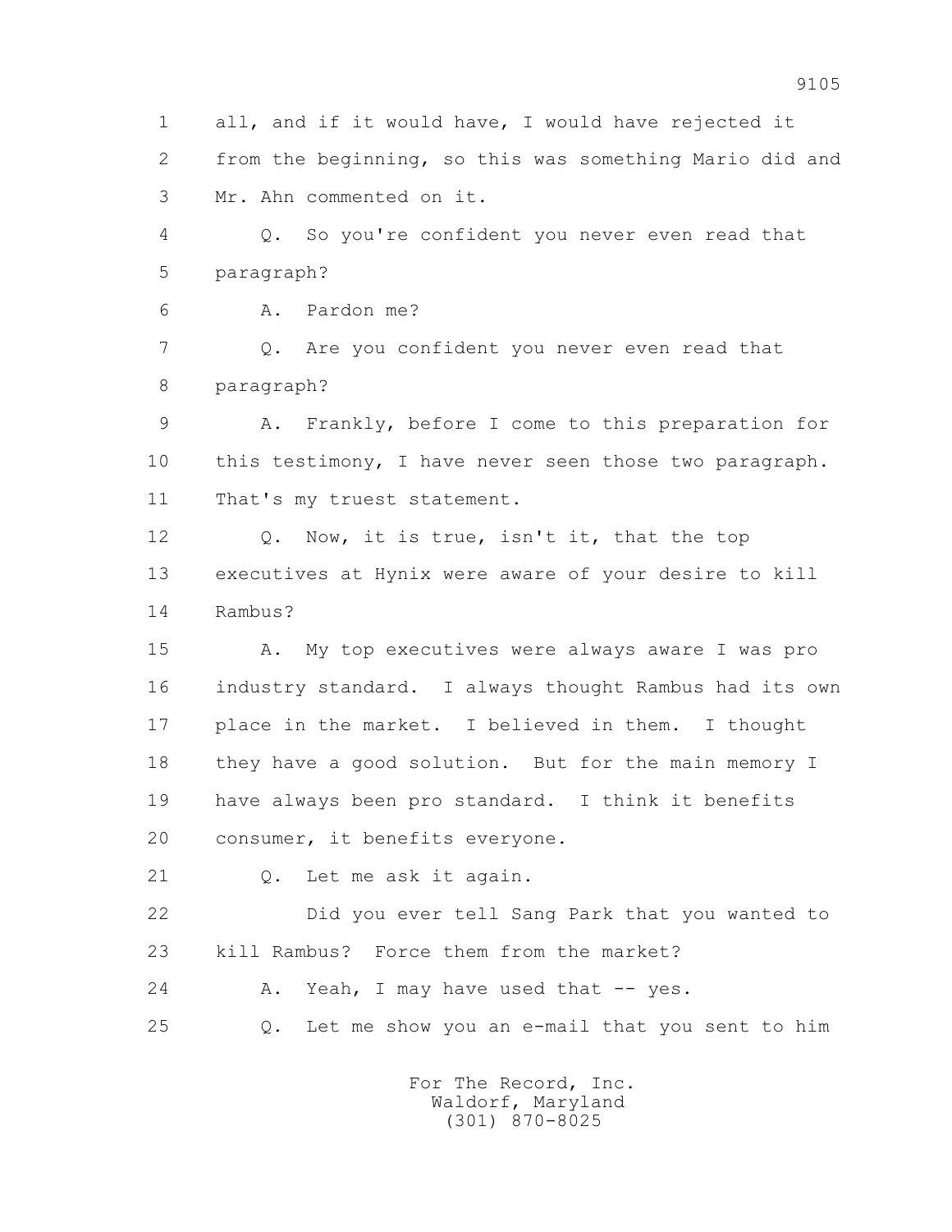1 all, and if it would have, I would have rejected it
2 from the beginning, so this was something Mario did and
3 Mr. Ahn commented on it.

4 Q. So you're confident you never even read that
5 paragraph?

6 A. Pardon me?

7 Q. Are you confident you never even read that
8 paragraph?

9 A. Frankly, before I come to this preparation for
10 this testimony, I have never seen those two paragraph.
11 That's my truest statement.

12 Q. Now, it is true, isn't it, that the top
13 executives at Hynix were aware of your desire to kill
14 Rambus?

15 A. My top executives were always aware I was pro
16 industry standard. I always thought Rambus had its own
17 place in the market. I believed in them. I thought
18 they have a good solution. But for the main memory I
19 have always been pro standard. I think it benefits
20 consumer, it benefits everyone.

21 Q. Let me ask it again.

22 Did you ever tell Sang Park that you wanted to
23 kill Rambus? Force them from the market?

24 A. Yeah, I may have used that -- yes.

25 Q. Let me show you an e-mail that you sent to him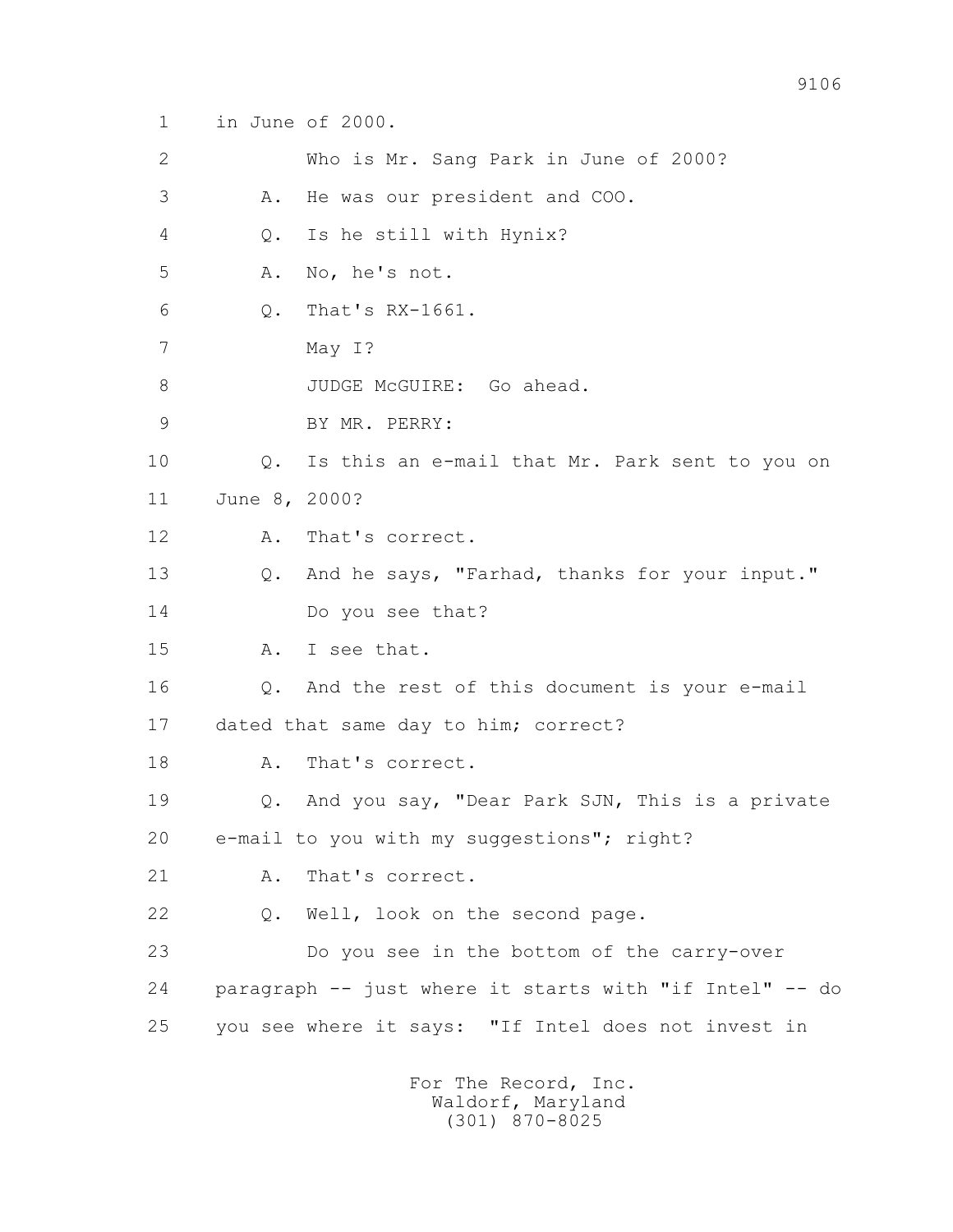1 in June of 2000.

2 Who is Mr. Sang Park in June of 2000?

3 A. He was our president and COO.

4 Q. Is he still with Hynix?

5 A. No, he's not.

6 Q. That's RX-1661.

7 May I?

8 JUDGE McGUIRE: Go ahead.

9 BY MR. PERRY:

10 Q. Is this an e-mail that Mr. Park sent to you on

11 June 8, 2000?

12 A. That's correct.

13 Q. And he says, "Farhad, thanks for your input."

14 Do you see that?

15 A. I see that.

16 Q. And the rest of this document is your e-mail

17 dated that same day to him; correct?

18 A. That's correct.

19 Q. And you say, "Dear Park SJN, This is a private

20 e-mail to you with my suggestions"; right?

21 A. That's correct.

22 Q. Well, look on the second page.

23 Do you see in the bottom of the carry-over

24 paragraph -- just where it starts with "if Intel" -- do

25 you see where it says: "If Intel does not invest in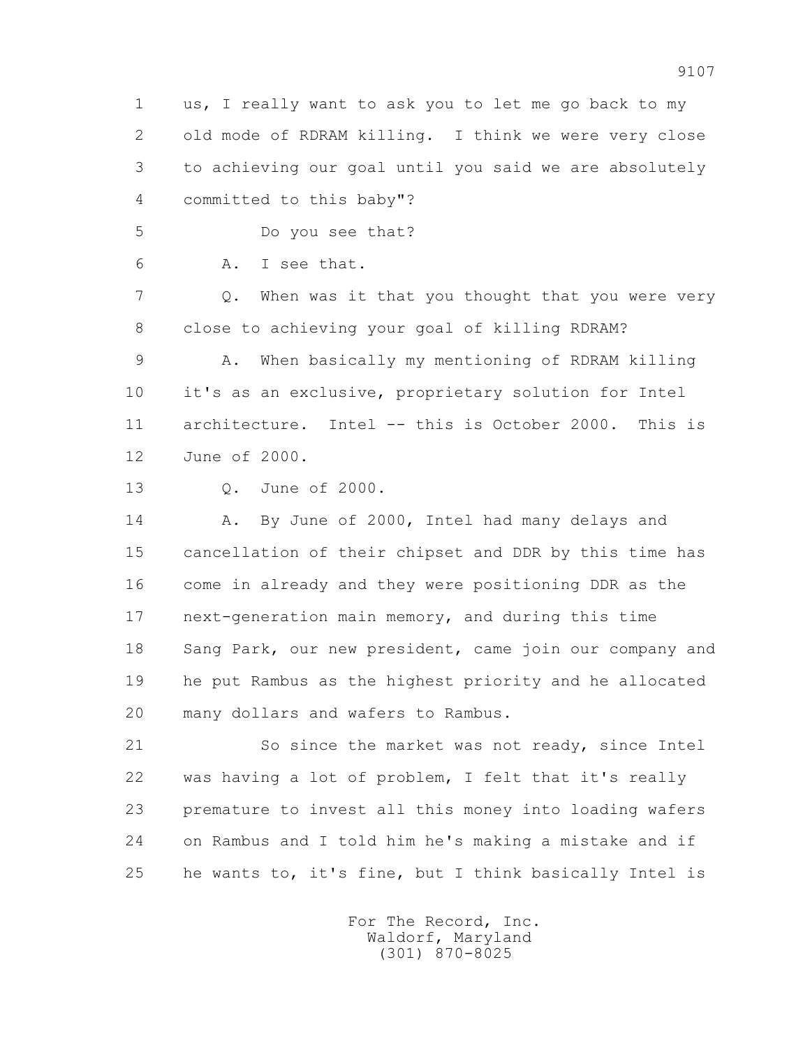1 us, I really want to ask you to let me go back to my
2 old mode of RDRAM killing. I think we were very close
3 to achieving our goal until you said we are absolutely
4 committed to this baby"?

5 Do you see that?

6 A. I see that.

7 Q. When was it that you thought that you were very
8 close to achieving your goal of killing RDRAM?

9 A. When basically my mentioning of RDRAM killing
10 it's as an exclusive, proprietary solution for Intel
11 architecture. Intel -- this is October 2000. This is
12 June of 2000.

13 Q. June of 2000.

14 A. By June of 2000, Intel had many delays and
15 cancellation of their chipset and DDR by this time has
16 come in already and they were positioning DDR as the
17 next-generation main memory, and during this time
18 Sang Park, our new president, came join our company and
19 he put Rambus as the highest priority and he allocated
20 many dollars and wafers to Rambus.

21 So since the market was not ready, since Intel
22 was having a lot of problem, I felt that it's really
23 premature to invest all this money into loading wafers
24 on Rambus and I told him he's making a mistake and if
25 he wants to, it's fine, but I think basically Intel is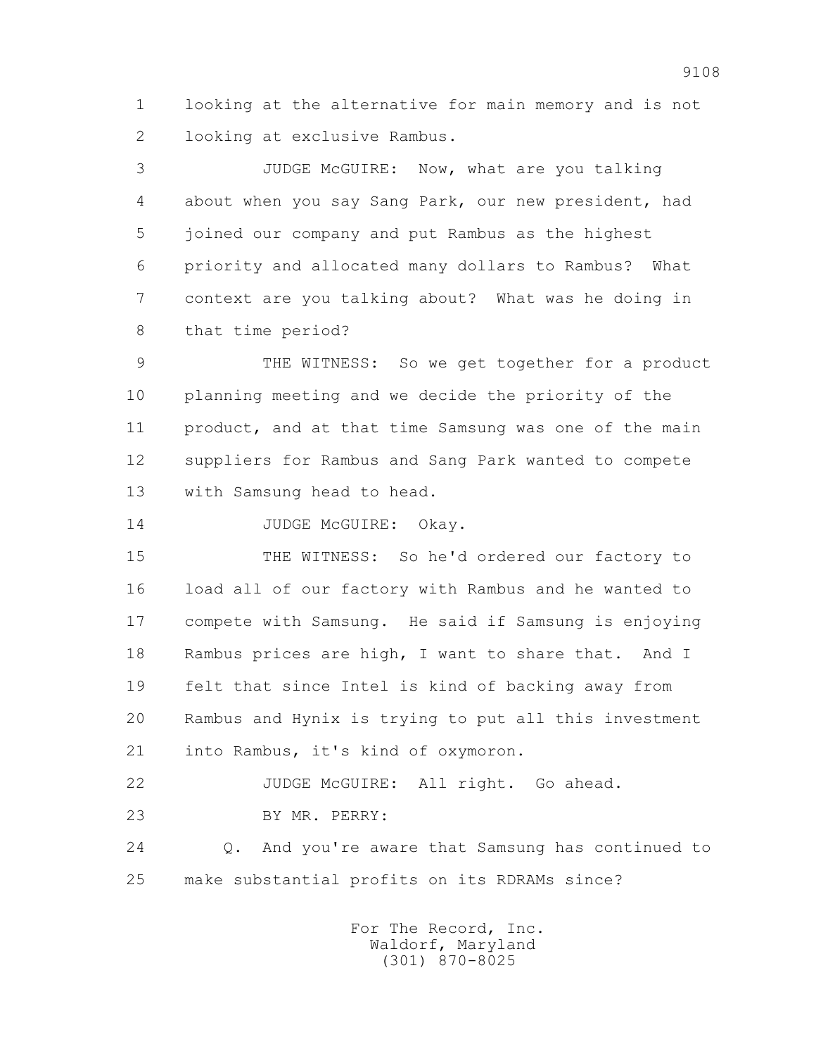1 looking at the alternative for main memory and is not
2 looking at exclusive Rambus.

3 JUDGE McGUIRE: Now, what are you talking
4 about when you say Sang Park, our new president, had
5 joined our company and put Rambus as the highest
6 priority and allocated many dollars to Rambus? What
7 context are you talking about? What was he doing in
8 that time period?

9 THE WITNESS: So we get together for a product
10 planning meeting and we decide the priority of the
11 product, and at that time Samsung was one of the main
12 suppliers for Rambus and Sang Park wanted to compete
13 with Samsung head to head.

14 JUDGE McGUIRE: Okay.

15 THE WITNESS: So he'd ordered our factory to
16 load all of our factory with Rambus and he wanted to
17 compete with Samsung. He said if Samsung is enjoying
18 Rambus prices are high, I want to share that. And I
19 felt that since Intel is kind of backing away from
20 Rambus and Hynix is trying to put all this investment
21 into Rambus, it's kind of oxymoron.

22 JUDGE McGUIRE: All right. Go ahead.

23 BY MR. PERRY:

24 Q. And you're aware that Samsung has continued to
25 make substantial profits on its RDRAMs since?

For The Record, Inc.
Waldorf, Maryland
(301) 870-8025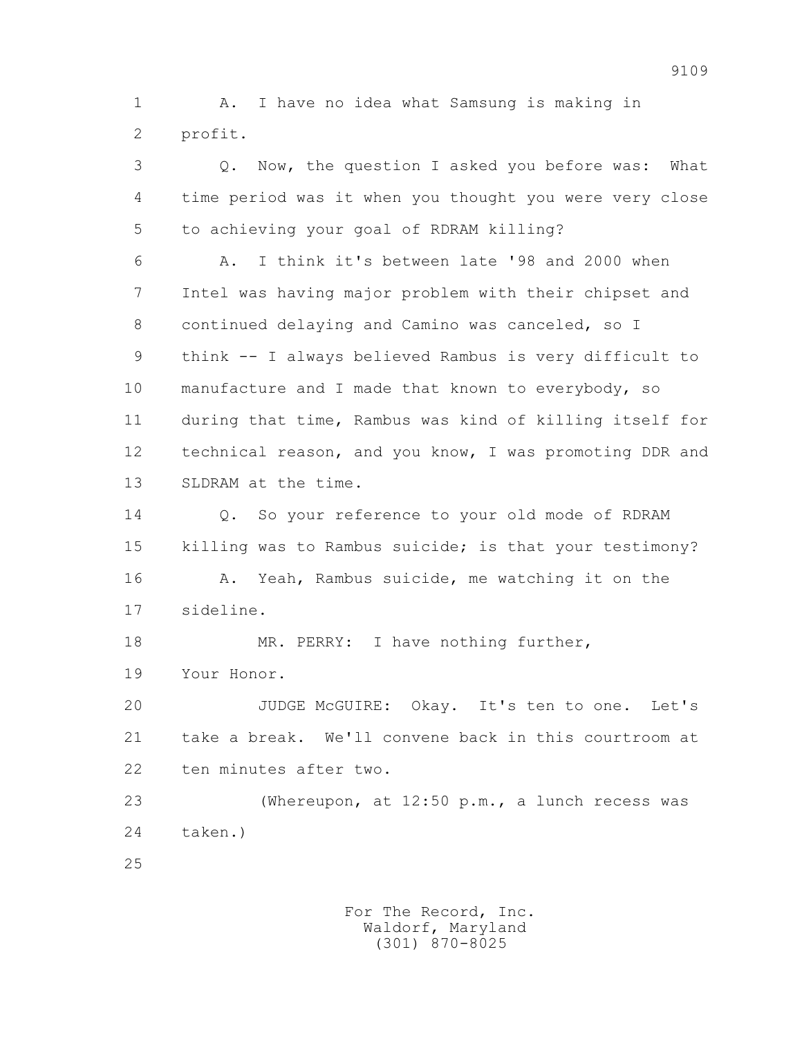1 A. I have no idea what Samsung is making in
2 profit.

3 Q. Now, the question I asked you before was: What
4 time period was it when you thought you were very close
5 to achieving your goal of RDRAM killing?

6 A. I think it's between late '98 and 2000 when
7 Intel was having major problem with their chipset and
8 continued delaying and Camino was canceled, so I
9 think -- I always believed Rambus is very difficult to
10 manufacture and I made that known to everybody, so
11 during that time, Rambus was kind of killing itself for
12 technical reason, and you know, I was promoting DDR and
13 SLDRAM at the time.

14 Q. So your reference to your old mode of RDRAM
15 killing was to Rambus suicide; is that your testimony?

16 A. Yeah, Rambus suicide, me watching it on the
17 sideline.

18 MR. PERRY: I have nothing further,
19 Your Honor.

20 JUDGE McGUIRE: Okay. It's ten to one. Let's
21 take a break. We'll convene back in this courtroom at
22 ten minutes after two.

23 (Whereupon, at 12:50 p.m., a lunch recess was
24 taken.)

25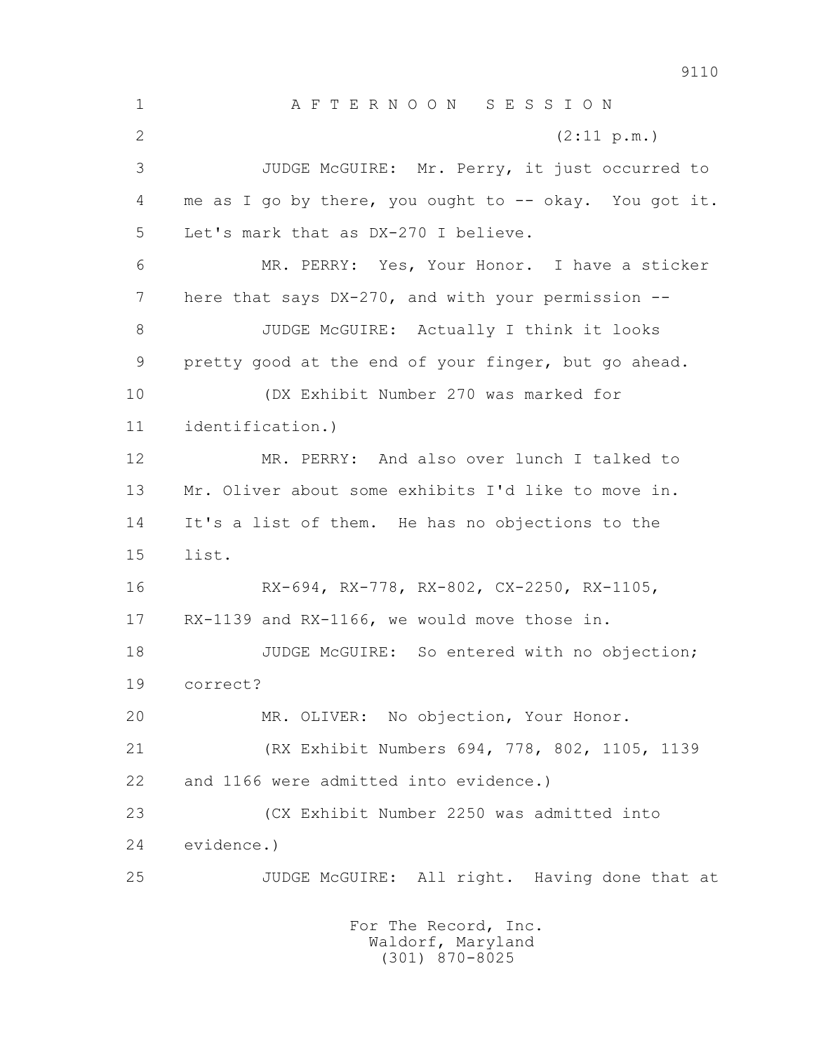A F T E R N O O N   S E S S I O N

(2:11 p.m.)

JUDGE McGUIRE: Mr. Perry, it just occurred to me as I go by there, you ought to -- okay. You got it. Let's mark that as DX-270 I believe.

MR. PERRY: Yes, Your Honor. I have a sticker here that says DX-270, and with your permission --

JUDGE McGUIRE: Actually I think it looks pretty good at the end of your finger, but go ahead.

(DX Exhibit Number 270 was marked for identification.)

MR. PERRY: And also over lunch I talked to Mr. Oliver about some exhibits I'd like to move in. It's a list of them. He has no objections to the list.

RX-694, RX-778, RX-802, CX-2250, RX-1105, RX-1139 and RX-1166, we would move those in.

JUDGE McGUIRE: So entered with no objection; correct?

MR. OLIVER: No objection, Your Honor.

(RX Exhibit Numbers 694, 778, 802, 1105, 1139 and 1166 were admitted into evidence.)

(CX Exhibit Number 2250 was admitted into evidence.)

JUDGE McGUIRE: All right. Having done that at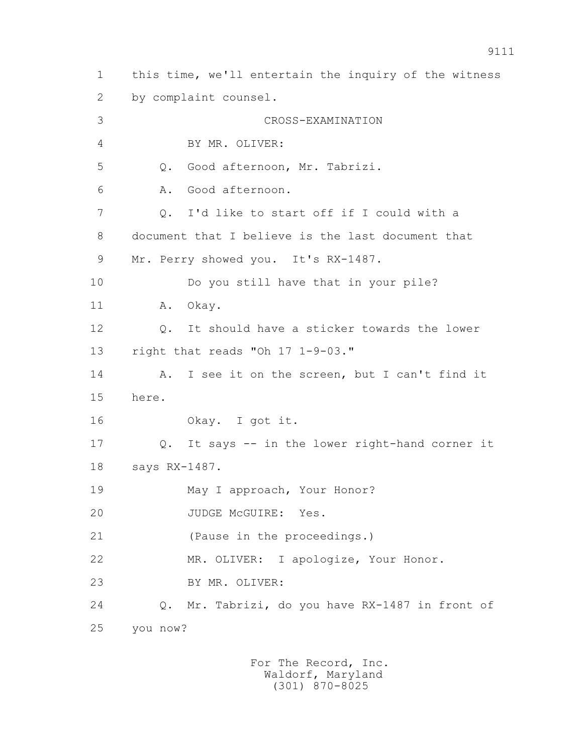1 this time, we'll entertain the inquiry of the witness
2 by complaint counsel.

3 CROSS-EXAMINATION

4 BY MR. OLIVER:

5 Q. Good afternoon, Mr. Tabrizi.

6 A. Good afternoon.

7 Q. I'd like to start off if I could with a
8 document that I believe is the last document that
9 Mr. Perry showed you. It's RX-1487.

10 Do you still have that in your pile?

11 A. Okay.

12 Q. It should have a sticker towards the lower
13 right that reads "Oh 17 1-9-03."

14 A. I see it on the screen, but I can't find it
15 here.

16 Okay. I got it.

17 Q. It says -- in the lower right-hand corner it
18 says RX-1487.

19 May I approach, Your Honor?

20 JUDGE McGUIRE: Yes.

21 (Pause in the proceedings.)

22 MR. OLIVER: I apologize, Your Honor.

23 BY MR. OLIVER:

24 Q. Mr. Tabrizi, do you have RX-1487 in front of
25 you now?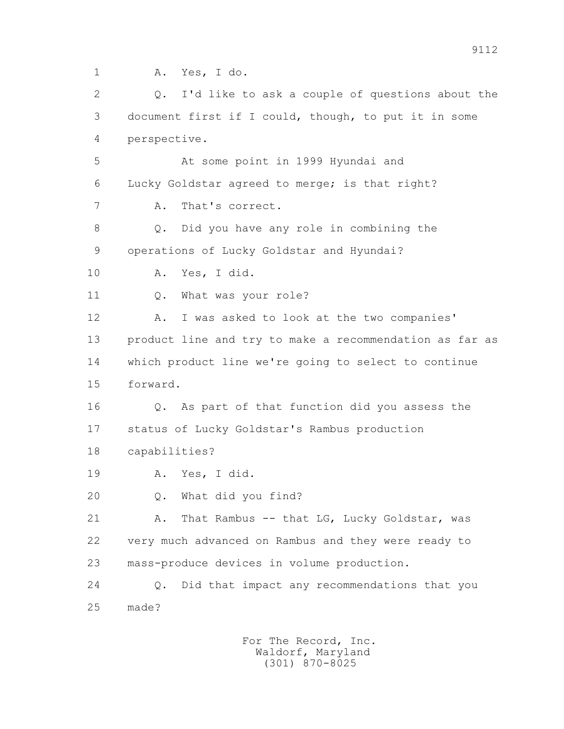1 A. Yes, I do.

2 Q. I'd like to ask a couple of questions about the

3 document first if I could, though, to put it in some

4 perspective.

5 At some point in 1999 Hyundai and

6 Lucky Goldstar agreed to merge; is that right?

7 A. That's correct.

8 Q. Did you have any role in combining the

9 operations of Lucky Goldstar and Hyundai?

10 A. Yes, I did.

11 Q. What was your role?

12 A. I was asked to look at the two companies'

13 product line and try to make a recommendation as far as

14 which product line we're going to select to continue

15 forward.

16 Q. As part of that function did you assess the

17 status of Lucky Goldstar's Rambus production

18 capabilities?

19 A. Yes, I did.

20 Q. What did you find?

21 A. That Rambus -- that LG, Lucky Goldstar, was

22 very much advanced on Rambus and they were ready to

23 mass-produce devices in volume production.

24 Q. Did that impact any recommendations that you

25 made?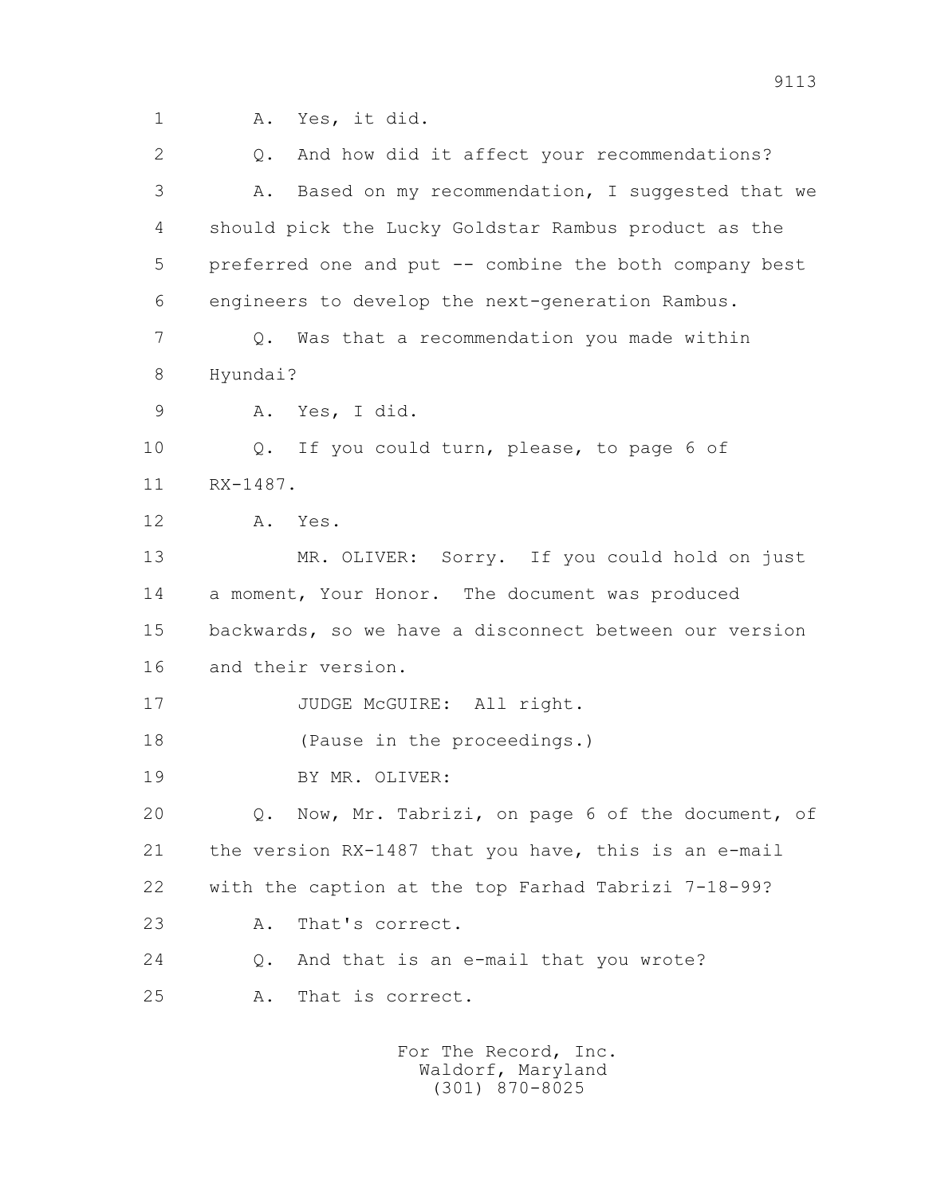1 A. Yes, it did.

2 Q. And how did it affect your recommendations?

3 A. Based on my recommendation, I suggested that we

4 should pick the Lucky Goldstar Rambus product as the

5 preferred one and put -- combine the both company best

6 engineers to develop the next-generation Rambus.

7 Q. Was that a recommendation you made within

8 Hyundai?

9 A. Yes, I did.

10 Q. If you could turn, please, to page 6 of

11 RX-1487.

12 A. Yes.

13 MR. OLIVER: Sorry. If you could hold on just

14 a moment, Your Honor. The document was produced

15 backwards, so we have a disconnect between our version

16 and their version.

17 JUDGE McGUIRE: All right.

18 (Pause in the proceedings.)

19 BY MR. OLIVER:

20 Q. Now, Mr. Tabrizi, on page 6 of the document, of

21 the version RX-1487 that you have, this is an e-mail

22 with the caption at the top Farhad Tabrizi 7-18-99?

23 A. That's correct.

24 Q. And that is an e-mail that you wrote?

25 A. That is correct.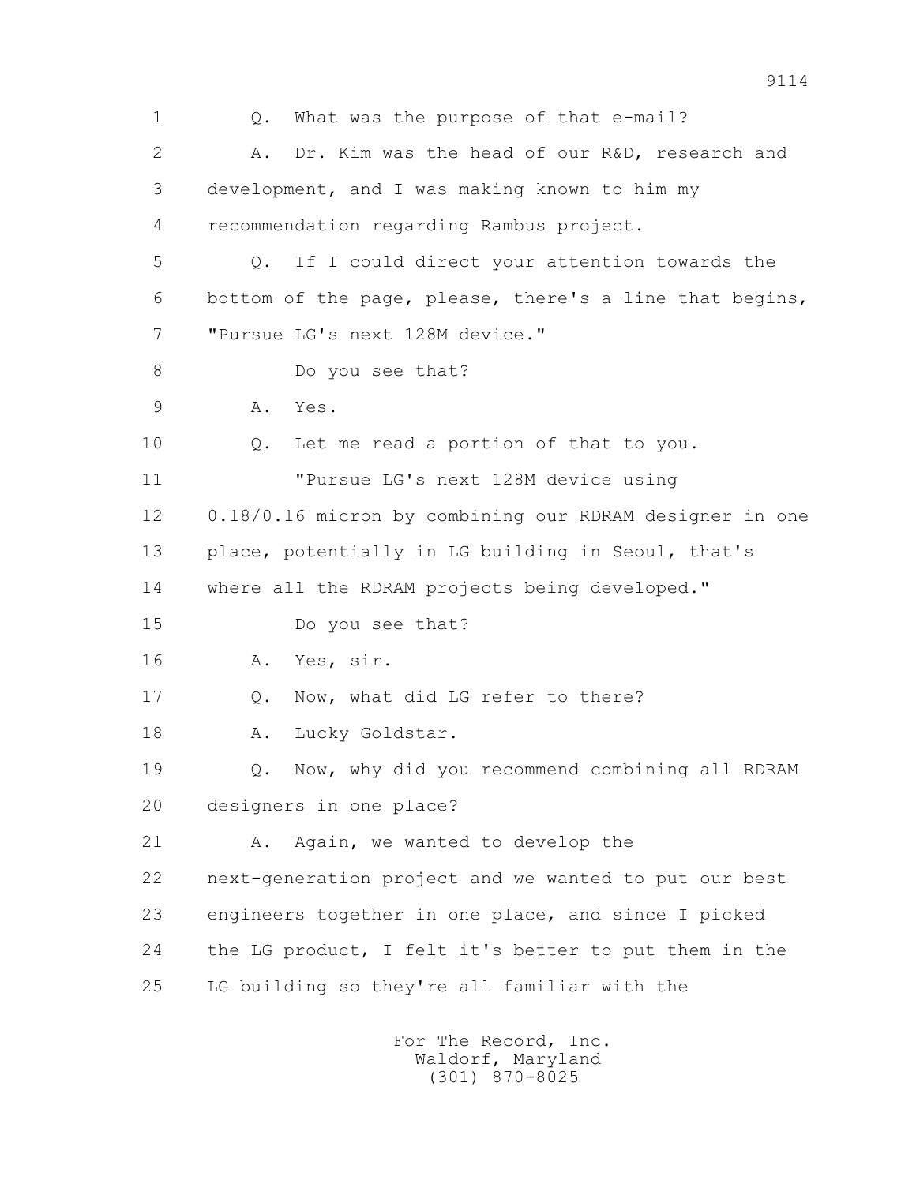1 Q. What was the purpose of that e-mail?

2 A. Dr. Kim was the head of our R&D, research and

3 development, and I was making known to him my

4 recommendation regarding Rambus project.

5 Q. If I could direct your attention towards the

6 bottom of the page, please, there's a line that begins,

7 "Pursue LG's next 128M device."

8 Do you see that?

9 A. Yes.

10 Q. Let me read a portion of that to you.

11 "Pursue LG's next 128M device using

12 0.18/0.16 micron by combining our RDRAM designer in one

13 place, potentially in LG building in Seoul, that's

14 where all the RDRAM projects being developed."

15 Do you see that?

16 A. Yes, sir.

17 Q. Now, what did LG refer to there?

18 A. Lucky Goldstar.

19 Q. Now, why did you recommend combining all RDRAM

20 designers in one place?

21 A. Again, we wanted to develop the

22 next-generation project and we wanted to put our best

23 engineers together in one place, and since I picked

24 the LG product, I felt it's better to put them in the

25 LG building so they're all familiar with the

For The Record, Inc.
Waldorf, Maryland
(301) 870-8025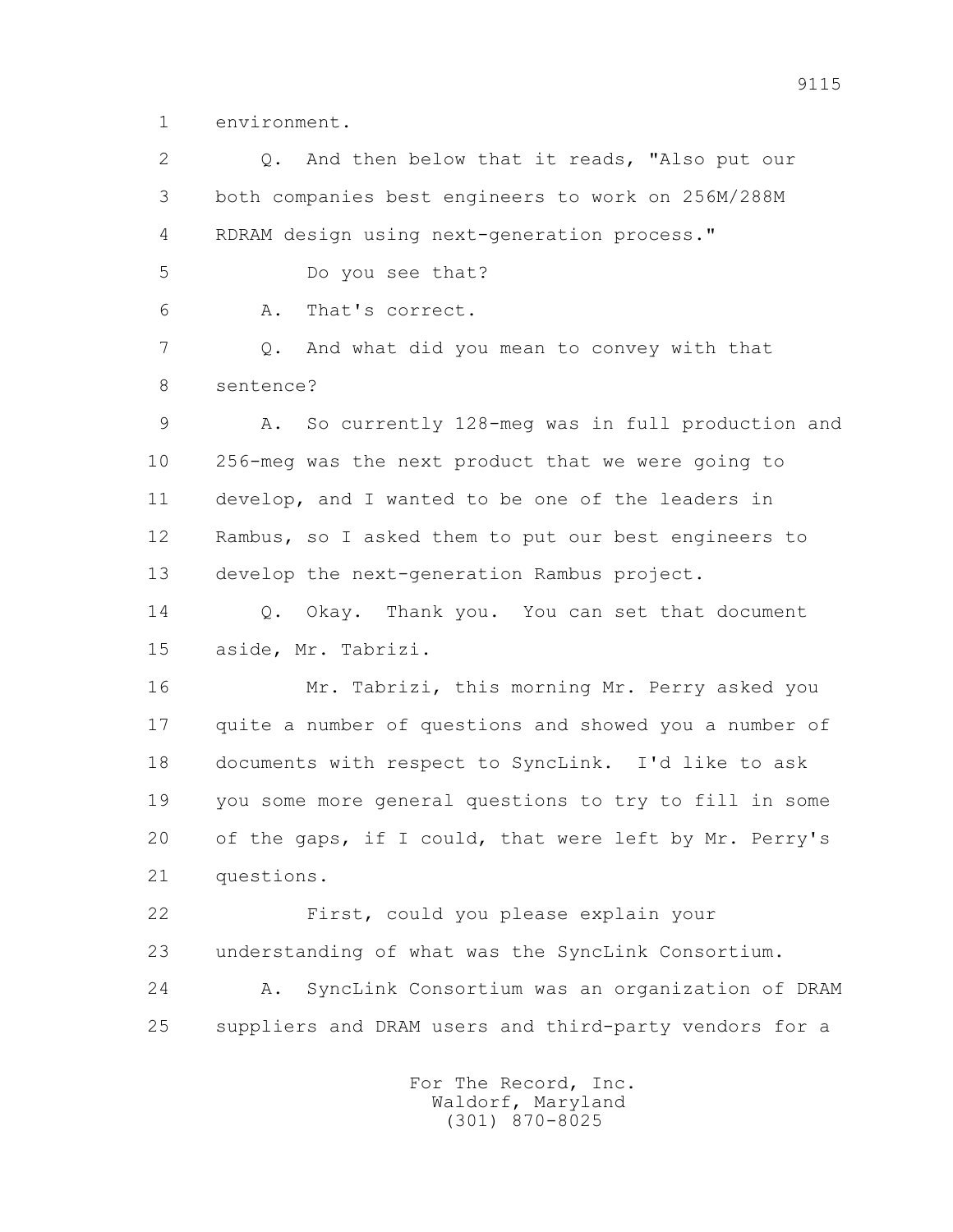1 environment.

2 Q. And then below that it reads, "Also put our

3 both companies best engineers to work on 256M/288M

4 RDRAM design using next-generation process."

5 Do you see that?

6 A. That's correct.

7 Q. And what did you mean to convey with that

8 sentence?

9 A. So currently 128-meg was in full production and

10 256-meg was the next product that we were going to

11 develop, and I wanted to be one of the leaders in

12 Rambus, so I asked them to put our best engineers to

13 develop the next-generation Rambus project.

14 Q. Okay. Thank you. You can set that document

15 aside, Mr. Tabrizi.

16 Mr. Tabrizi, this morning Mr. Perry asked you

17 quite a number of questions and showed you a number of

18 documents with respect to SyncLink. I'd like to ask

19 you some more general questions to try to fill in some

20 of the gaps, if I could, that were left by Mr. Perry's

21 questions.

22 First, could you please explain your

23 understanding of what was the SyncLink Consortium.

24 A. SyncLink Consortium was an organization of DRAM

25 suppliers and DRAM users and third-party vendors for a

For The Record, Inc.
Waldorf, Maryland
(301) 870-8025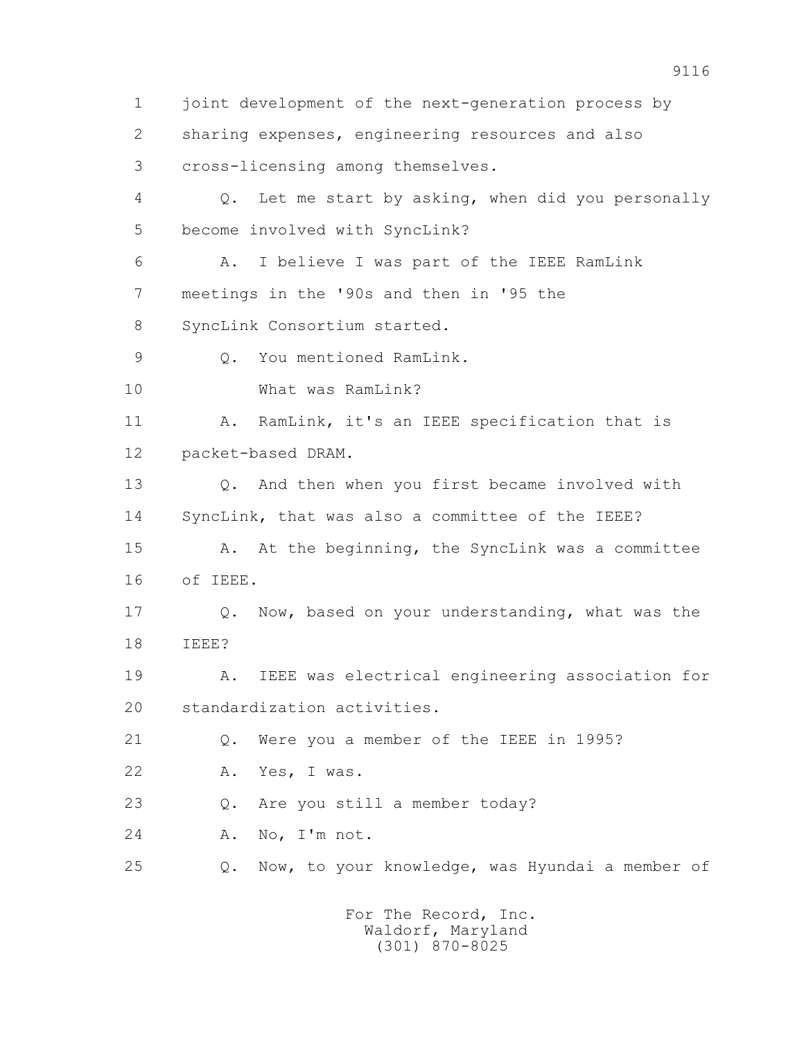1 joint development of the next-generation process by
2 sharing expenses, engineering resources and also
3 cross-licensing among themselves.
4 Q. Let me start by asking, when did you personally
5 become involved with SyncLink?
6 A. I believe I was part of the IEEE RamLink
7 meetings in the '90s and then in '95 the
8 SyncLink Consortium started.
9 Q. You mentioned RamLink.
10 What was RamLink?
11 A. RamLink, it's an IEEE specification that is
12 packet-based DRAM.
13 Q. And then when you first became involved with
14 SyncLink, that was also a committee of the IEEE?
15 A. At the beginning, the SyncLink was a committee
16 of IEEE.
17 Q. Now, based on your understanding, what was the
18 IEEE?
19 A. IEEE was electrical engineering association for
20 standardization activities.
21 Q. Were you a member of the IEEE in 1995?
22 A. Yes, I was.
23 Q. Are you still a member today?
24 A. No, I'm not.
25 Q. Now, to your knowledge, was Hyundai a member of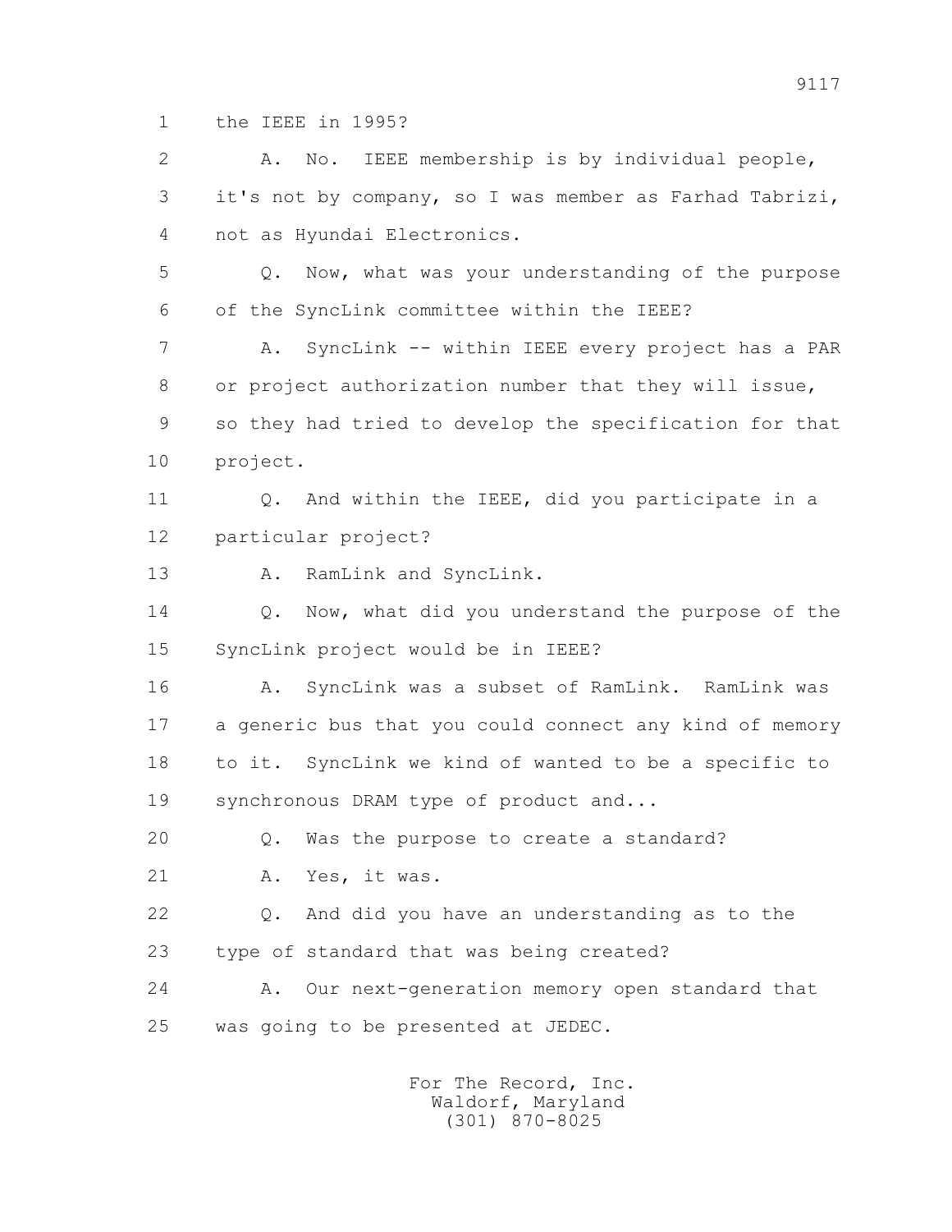1 the IEEE in 1995?

2 A. No. IEEE membership is by individual people,

3 it's not by company, so I was member as Farhad Tabrizi,

4 not as Hyundai Electronics.

5 Q. Now, what was your understanding of the purpose

6 of the SyncLink committee within the IEEE?

7 A. SyncLink -- within IEEE every project has a PAR

8 or project authorization number that they will issue,

9 so they had tried to develop the specification for that

10 project.

11 Q. And within the IEEE, did you participate in a

12 particular project?

13 A. RamLink and SyncLink.

14 Q. Now, what did you understand the purpose of the

15 SyncLink project would be in IEEE?

16 A. SyncLink was a subset of RamLink. RamLink was

17 a generic bus that you could connect any kind of memory

18 to it. SyncLink we kind of wanted to be a specific to

19 synchronous DRAM type of product and...

20 Q. Was the purpose to create a standard?

21 A. Yes, it was.

22 Q. And did you have an understanding as to the

23 type of standard that was being created?

24 A. Our next-generation memory open standard that

25 was going to be presented at JEDEC.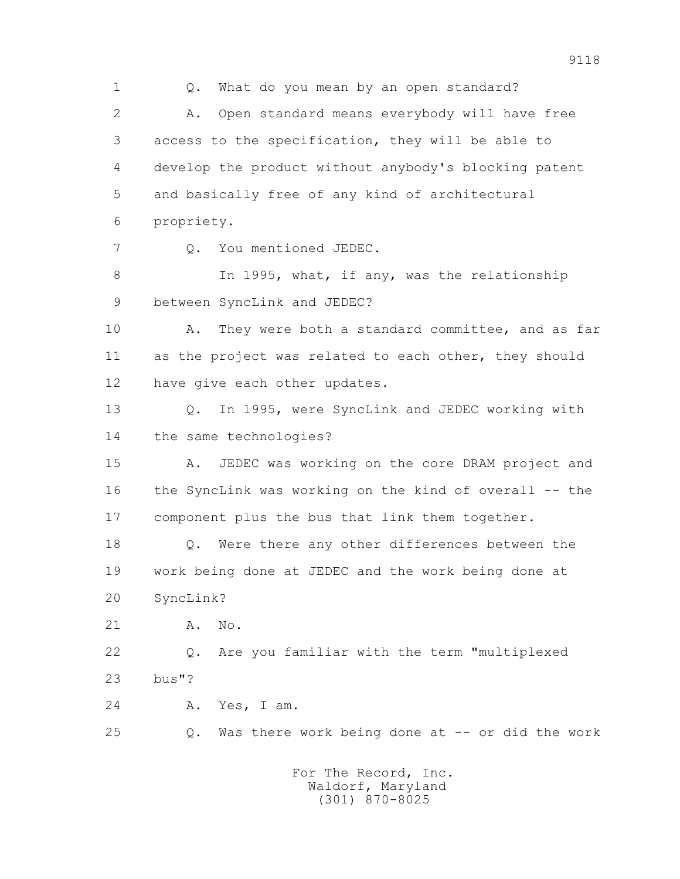1 Q. What do you mean by an open standard?

2 A. Open standard means everybody will have free

3 access to the specification, they will be able to

4 develop the product without anybody's blocking patent

5 and basically free of any kind of architectural

6 propriety.

7 Q. You mentioned JEDEC.

8 In 1995, what, if any, was the relationship

9 between SyncLink and JEDEC?

10 A. They were both a standard committee, and as far

11 as the project was related to each other, they should

12 have give each other updates.

13 Q. In 1995, were SyncLink and JEDEC working with

14 the same technologies?

15 A. JEDEC was working on the core DRAM project and

16 the SyncLink was working on the kind of overall -- the

17 component plus the bus that link them together.

18 Q. Were there any other differences between the

19 work being done at JEDEC and the work being done at

20 SyncLink?

21 A. No.

22 Q. Are you familiar with the term "multiplexed

23 bus"?

24 A. Yes, I am.

25 Q. Was there work being done at -- or did the work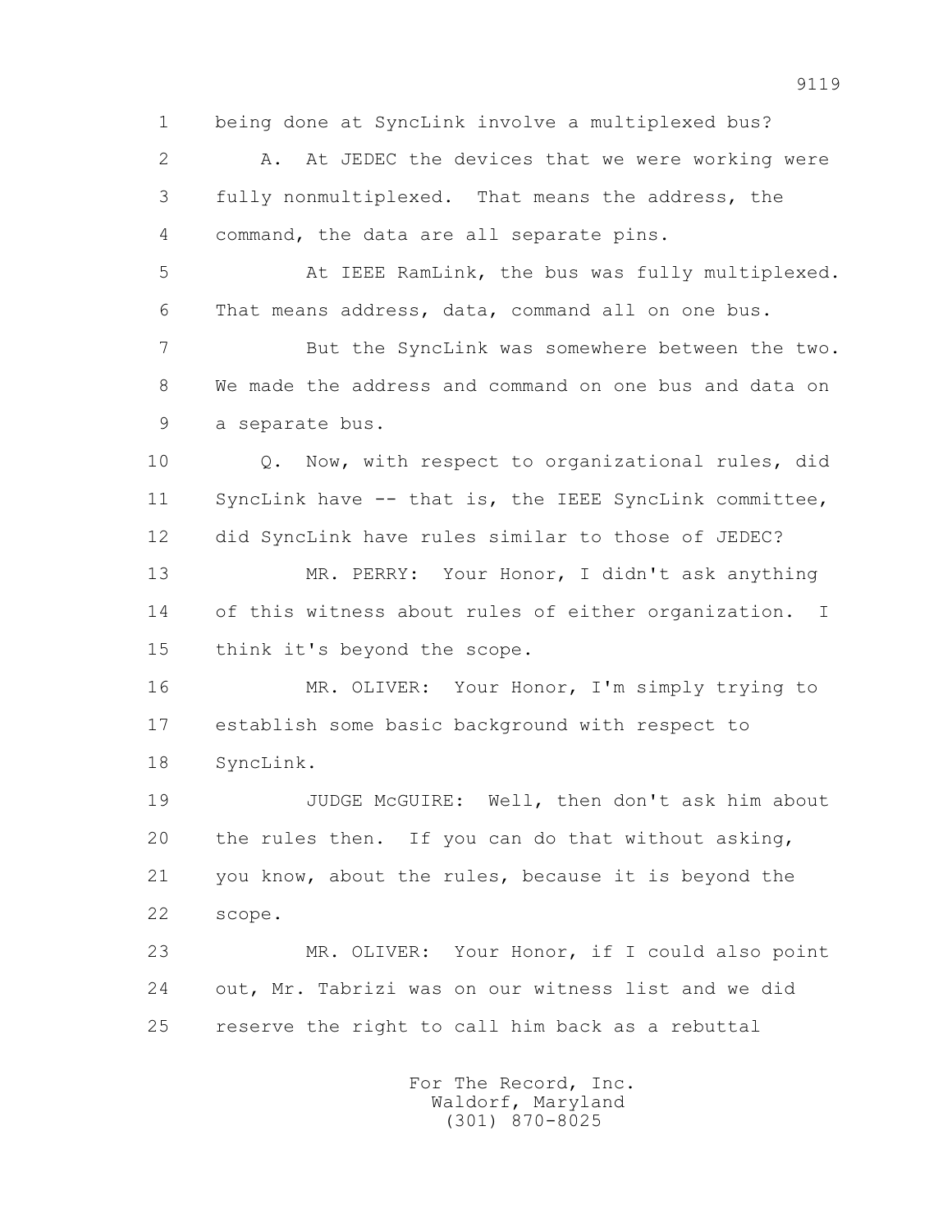1 being done at SyncLink involve a multiplexed bus?

2 A. At JEDEC the devices that we were working were

3 fully nonmultiplexed. That means the address, the

4 command, the data are all separate pins.

5 At IEEE RamLink, the bus was fully multiplexed.

6 That means address, data, command all on one bus.

7 But the SyncLink was somewhere between the two.

8 We made the address and command on one bus and data on

9 a separate bus.

10 Q. Now, with respect to organizational rules, did

11 SyncLink have -- that is, the IEEE SyncLink committee,

12 did SyncLink have rules similar to those of JEDEC?

13 MR. PERRY: Your Honor, I didn't ask anything

14 of this witness about rules of either organization. I

15 think it's beyond the scope.

16 MR. OLIVER: Your Honor, I'm simply trying to

17 establish some basic background with respect to

18 SyncLink.

19 JUDGE McGUIRE: Well, then don't ask him about

20 the rules then. If you can do that without asking,

21 you know, about the rules, because it is beyond the

22 scope.

23 MR. OLIVER: Your Honor, if I could also point

24 out, Mr. Tabrizi was on our witness list and we did

25 reserve the right to call him back as a rebuttal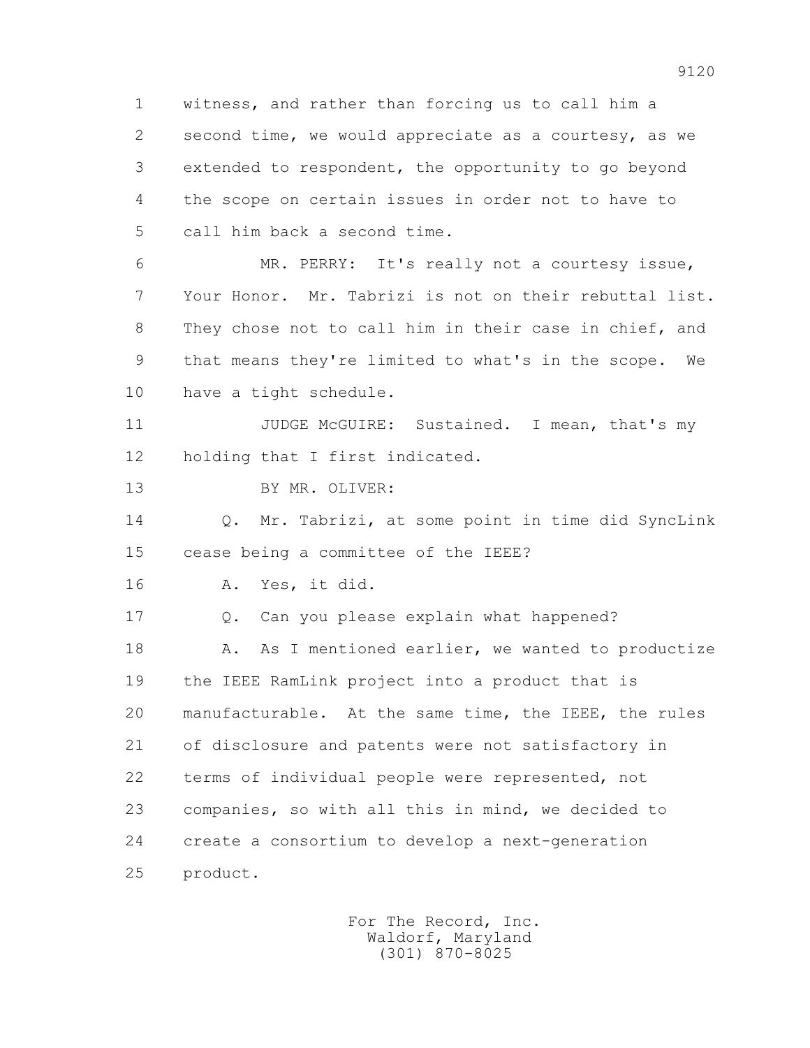1 witness, and rather than forcing us to call him a
2 second time, we would appreciate as a courtesy, as we
3 extended to respondent, the opportunity to go beyond
4 the scope on certain issues in order not to have to
5 call him back a second time.

6 MR. PERRY: It's really not a courtesy issue,
7 Your Honor. Mr. Tabrizi is not on their rebuttal list.
8 They chose not to call him in their case in chief, and
9 that means they're limited to what's in the scope. We
10 have a tight schedule.

11 JUDGE McGUIRE: Sustained. I mean, that's my
12 holding that I first indicated.

13 BY MR. OLIVER:

14 Q. Mr. Tabrizi, at some point in time did SyncLink
15 cease being a committee of the IEEE?

16 A. Yes, it did.

17 Q. Can you please explain what happened?

18 A. As I mentioned earlier, we wanted to productize
19 the IEEE RamLink project into a product that is
20 manufacturable. At the same time, the IEEE, the rules
21 of disclosure and patents were not satisfactory in
22 terms of individual people were represented, not
23 companies, so with all this in mind, we decided to
24 create a consortium to develop a next-generation
25 product.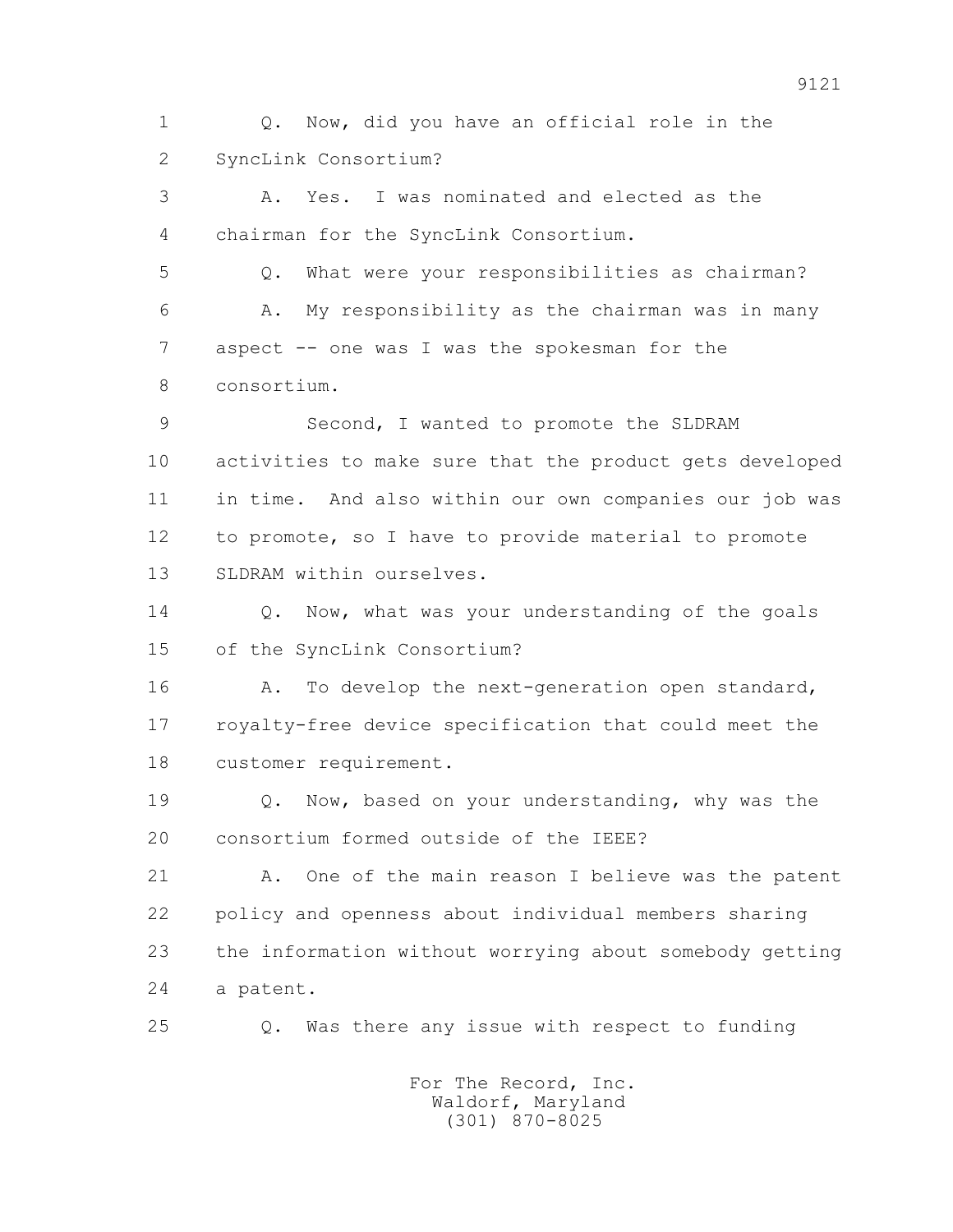Q. Now, did you have an official role in the SyncLink Consortium?

A. Yes. I was nominated and elected as the chairman for the SyncLink Consortium.

Q. What were your responsibilities as chairman?

A. My responsibility as the chairman was in many aspect -- one was I was the spokesman for the consortium.

Second, I wanted to promote the SLDRAM activities to make sure that the product gets developed in time. And also within our own companies our job was to promote, so I have to provide material to promote SLDRAM within ourselves.

Q. Now, what was your understanding of the goals of the SyncLink Consortium?

A. To develop the next-generation open standard, royalty-free device specification that could meet the customer requirement.

Q. Now, based on your understanding, why was the consortium formed outside of the IEEE?

A. One of the main reason I believe was the patent policy and openness about individual members sharing the information without worrying about somebody getting a patent.

Q. Was there any issue with respect to funding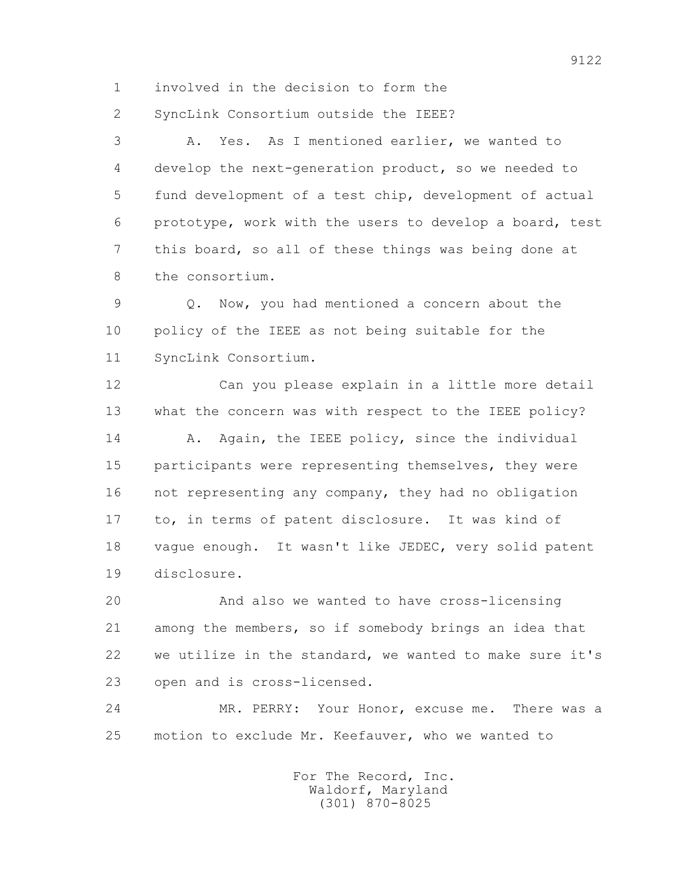involved in the decision to form the SyncLink Consortium outside the IEEE?

A. Yes. As I mentioned earlier, we wanted to develop the next-generation product, so we needed to fund development of a test chip, development of actual prototype, work with the users to develop a board, test this board, so all of these things was being done at the consortium.

Q. Now, you had mentioned a concern about the policy of the IEEE as not being suitable for the SyncLink Consortium.

Can you please explain in a little more detail what the concern was with respect to the IEEE policy?

A. Again, the IEEE policy, since the individual participants were representing themselves, they were not representing any company, they had no obligation to, in terms of patent disclosure. It was kind of vague enough. It wasn't like JEDEC, very solid patent disclosure.

And also we wanted to have cross-licensing among the members, so if somebody brings an idea that we utilize in the standard, we wanted to make sure it's open and is cross-licensed.

MR. PERRY: Your Honor, excuse me. There was a motion to exclude Mr. Keefauver, who we wanted to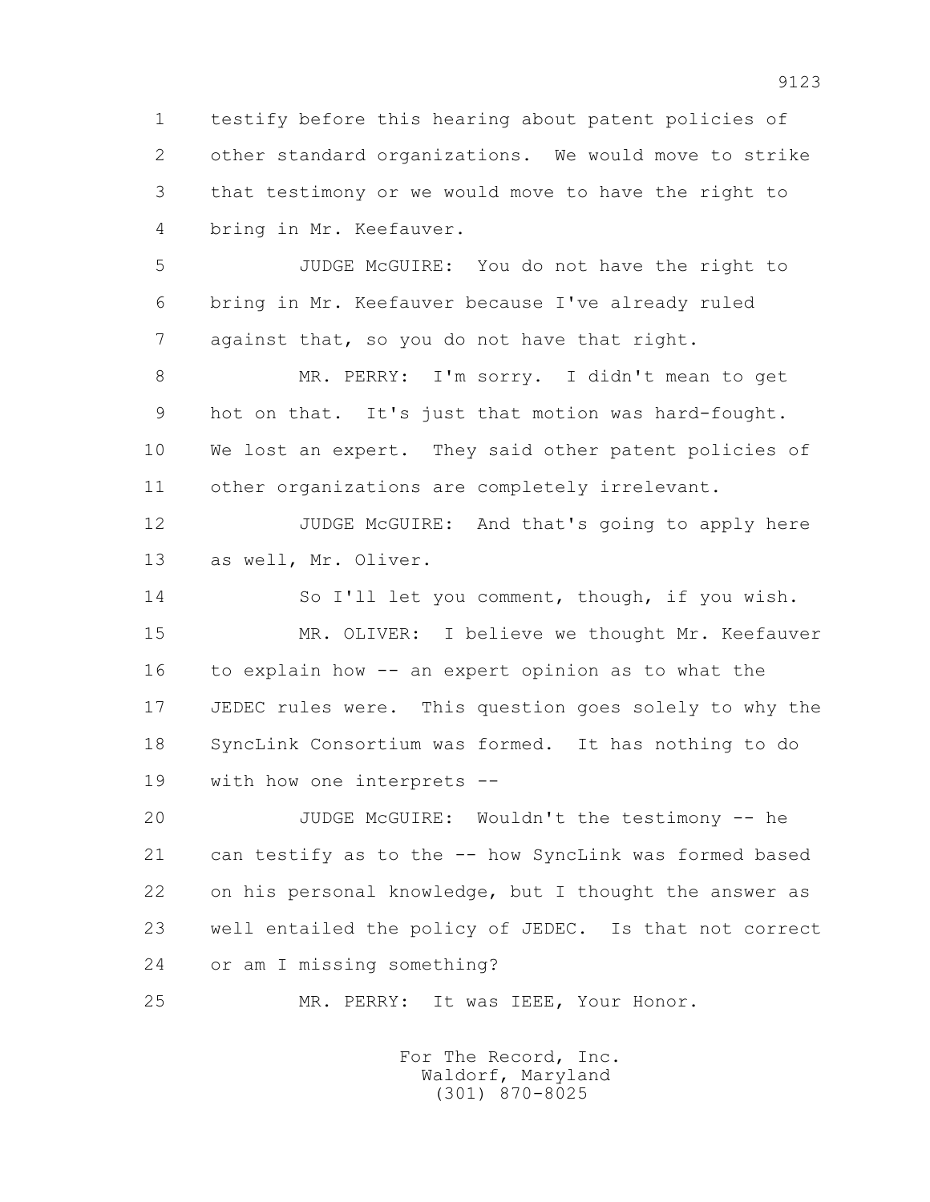1 testify before this hearing about patent policies of
2 other standard organizations. We would move to strike
3 that testimony or we would move to have the right to
4 bring in Mr. Keefauver.

5 JUDGE McGUIRE: You do not have the right to
6 bring in Mr. Keefauver because I've already ruled
7 against that, so you do not have that right.

8 MR. PERRY: I'm sorry. I didn't mean to get
9 hot on that. It's just that motion was hard-fought.
10 We lost an expert. They said other patent policies of
11 other organizations are completely irrelevant.

12 JUDGE McGUIRE: And that's going to apply here
13 as well, Mr. Oliver.

14 So I'll let you comment, though, if you wish.

15 MR. OLIVER: I believe we thought Mr. Keefauver
16 to explain how -- an expert opinion as to what the
17 JEDEC rules were. This question goes solely to why the
18 SyncLink Consortium was formed. It has nothing to do
19 with how one interprets --

20 JUDGE McGUIRE: Wouldn't the testimony -- he
21 can testify as to the -- how SyncLink was formed based
22 on his personal knowledge, but I thought the answer as
23 well entailed the policy of JEDEC. Is that not correct
24 or am I missing something?

25 MR. PERRY: It was IEEE, Your Honor.

For The Record, Inc.
Waldorf, Maryland
(301) 870-8025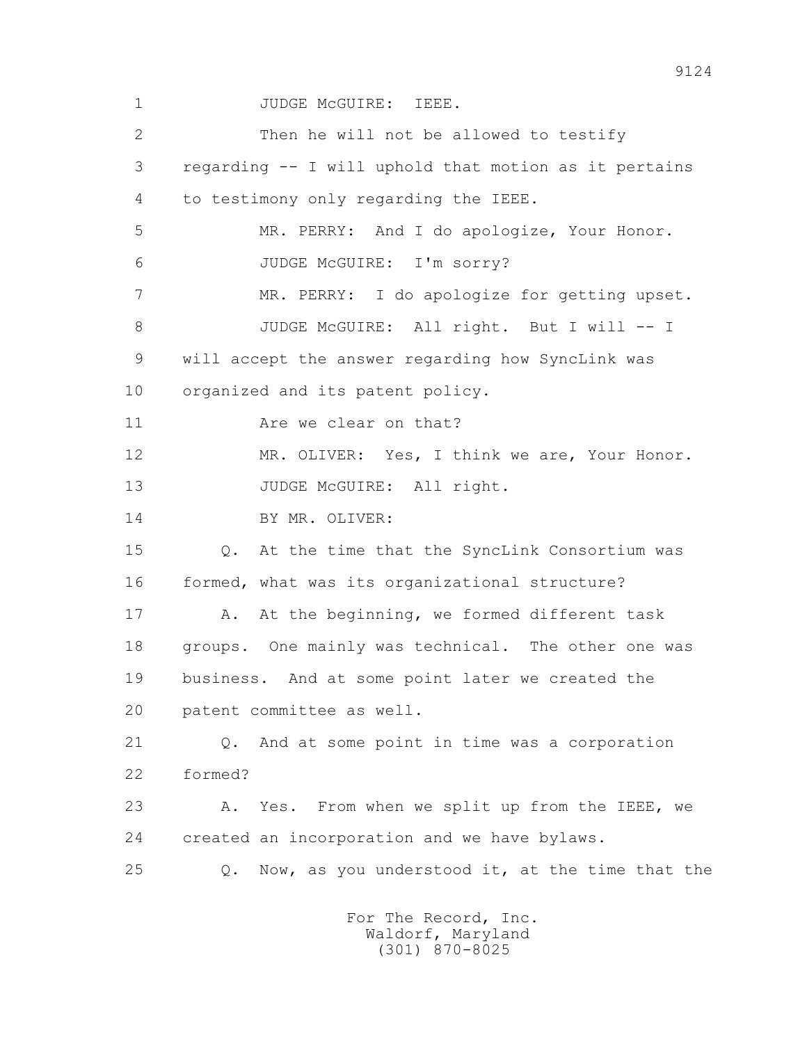1 JUDGE McGUIRE: IEEE.

2 Then he will not be allowed to testify

3 regarding -- I will uphold that motion as it pertains

4 to testimony only regarding the IEEE.

5 MR. PERRY: And I do apologize, Your Honor.

6 JUDGE McGUIRE: I'm sorry?

7 MR. PERRY: I do apologize for getting upset.

8 JUDGE McGUIRE: All right. But I will -- I

9 will accept the answer regarding how SyncLink was

10 organized and its patent policy.

11 Are we clear on that?

12 MR. OLIVER: Yes, I think we are, Your Honor.

13 JUDGE McGUIRE: All right.

14 BY MR. OLIVER:

15 Q. At the time that the SyncLink Consortium was

16 formed, what was its organizational structure?

17 A. At the beginning, we formed different task

18 groups. One mainly was technical. The other one was

19 business. And at some point later we created the

20 patent committee as well.

21 Q. And at some point in time was a corporation

22 formed?

23 A. Yes. From when we split up from the IEEE, we

24 created an incorporation and we have bylaws.

25 Q. Now, as you understood it, at the time that the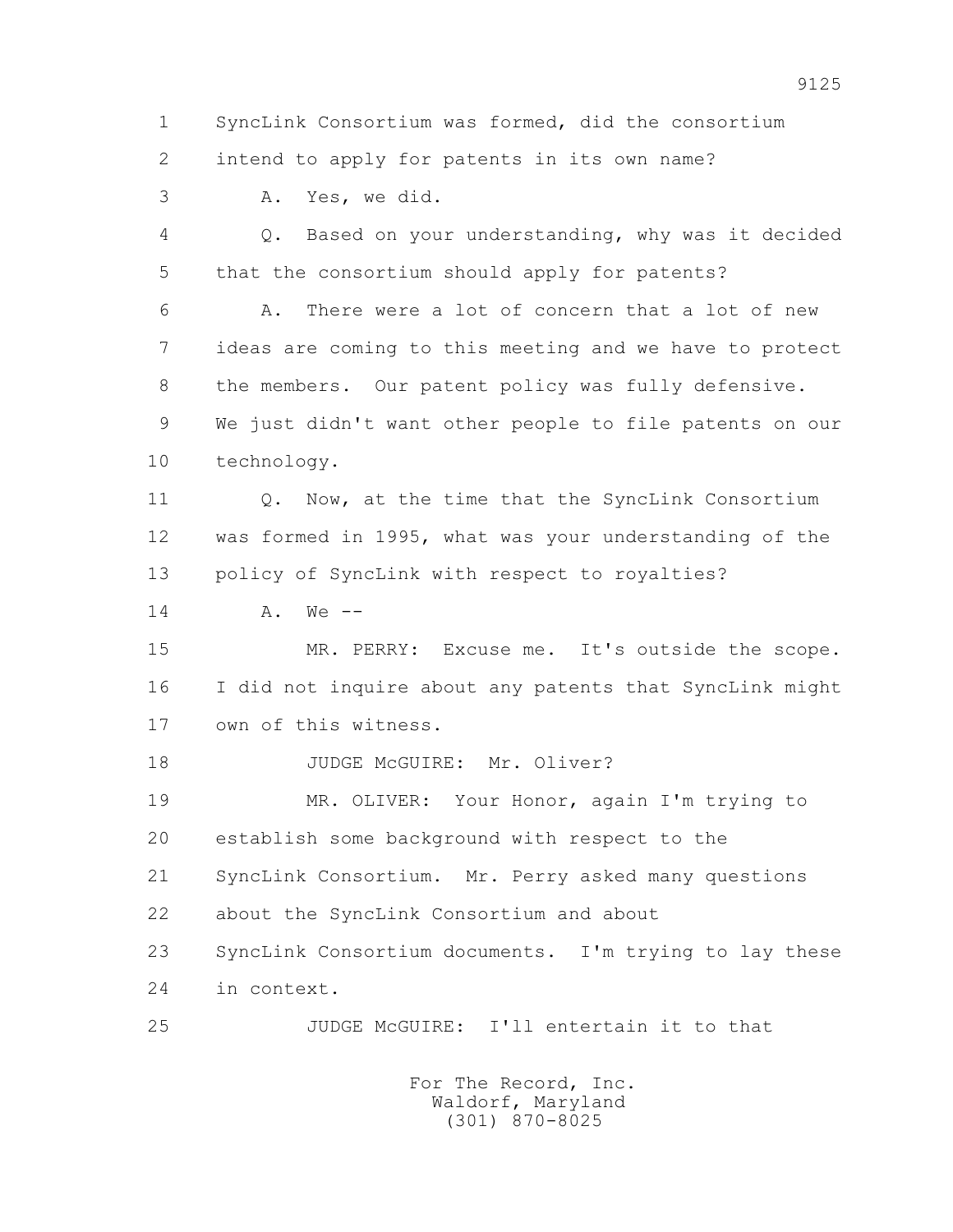1 SyncLink Consortium was formed, did the consortium
2 intend to apply for patents in its own name?
3 A. Yes, we did.
4 Q. Based on your understanding, why was it decided
5 that the consortium should apply for patents?
6 A. There were a lot of concern that a lot of new
7 ideas are coming to this meeting and we have to protect
8 the members. Our patent policy was fully defensive.
9 We just didn't want other people to file patents on our
10 technology.
11 Q. Now, at the time that the SyncLink Consortium
12 was formed in 1995, what was your understanding of the
13 policy of SyncLink with respect to royalties?
14 A. We --
15 MR. PERRY: Excuse me. It's outside the scope.
16 I did not inquire about any patents that SyncLink might
17 own of this witness.
18 JUDGE McGUIRE: Mr. Oliver?
19 MR. OLIVER: Your Honor, again I'm trying to
20 establish some background with respect to the
21 SyncLink Consortium. Mr. Perry asked many questions
22 about the SyncLink Consortium and about
23 SyncLink Consortium documents. I'm trying to lay these
24 in context.
25 JUDGE McGUIRE: I'll entertain it to that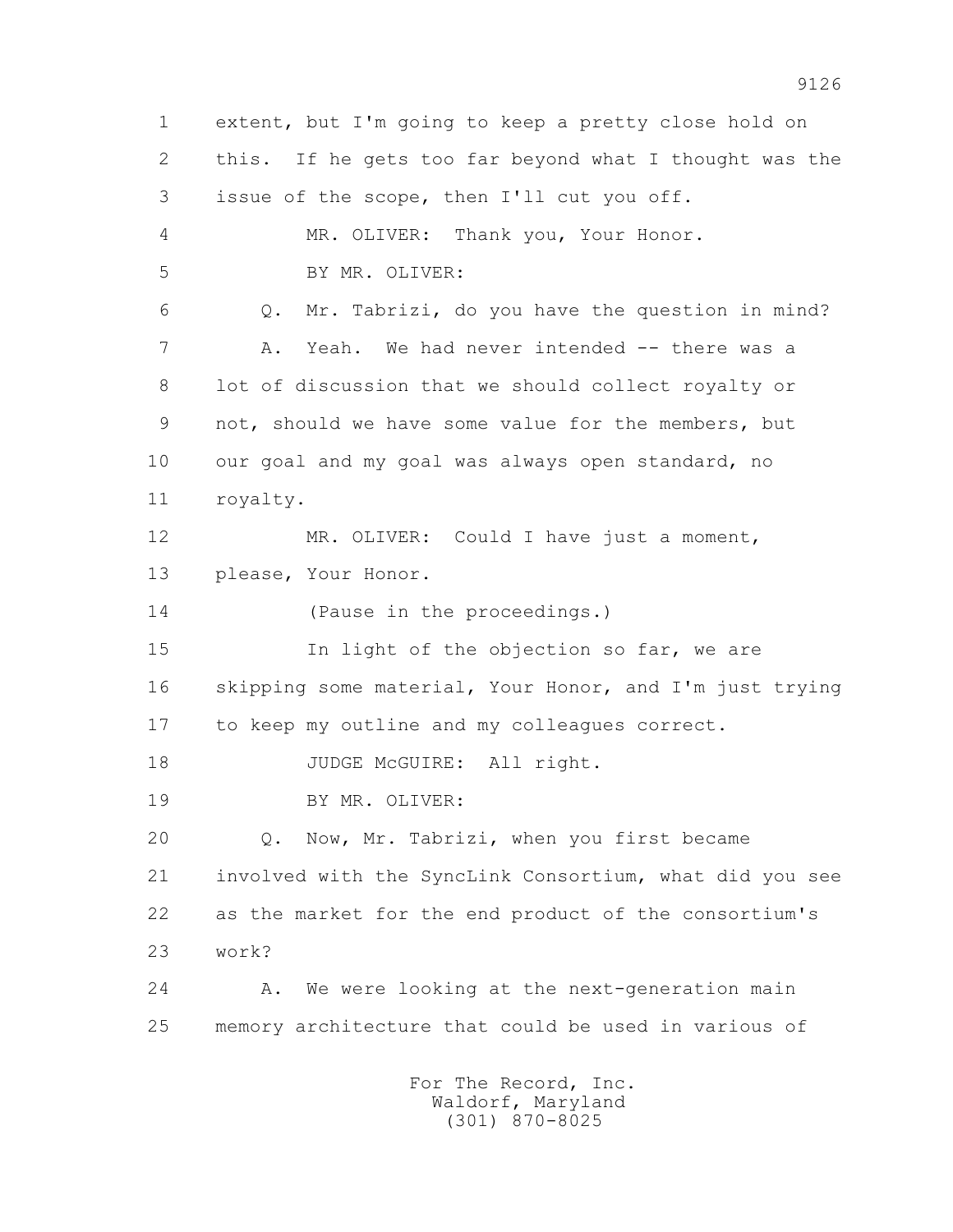1 extent, but I'm going to keep a pretty close hold on
2 this. If he gets too far beyond what I thought was the
3 issue of the scope, then I'll cut you off.
4 MR. OLIVER: Thank you, Your Honor.
5 BY MR. OLIVER:
6 Q. Mr. Tabrizi, do you have the question in mind?
7 A. Yeah. We had never intended -- there was a
8 lot of discussion that we should collect royalty or
9 not, should we have some value for the members, but
10 our goal and my goal was always open standard, no
11 royalty.
12 MR. OLIVER: Could I have just a moment,
13 please, Your Honor.
14 (Pause in the proceedings.)
15 In light of the objection so far, we are
16 skipping some material, Your Honor, and I'm just trying
17 to keep my outline and my colleagues correct.
18 JUDGE McGUIRE: All right.
19 BY MR. OLIVER:
20 Q. Now, Mr. Tabrizi, when you first became
21 involved with the SyncLink Consortium, what did you see
22 as the market for the end product of the consortium's
23 work?
24 A. We were looking at the next-generation main
25 memory architecture that could be used in various of

For The Record, Inc.
Waldorf, Maryland
(301) 870-8025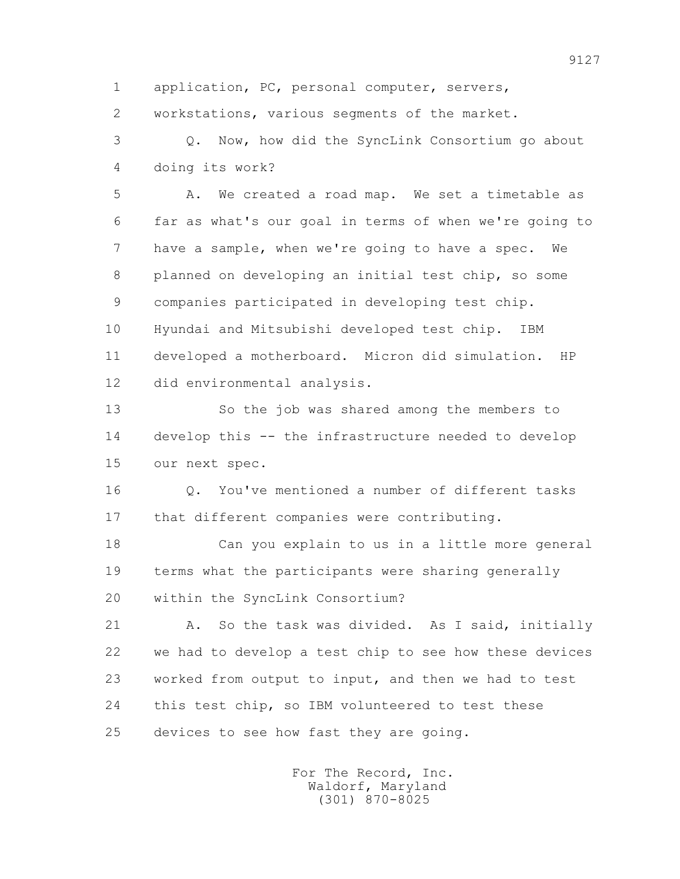application, PC, personal computer, servers, workstations, various segments of the market.

Q. Now, how did the SyncLink Consortium go about doing its work?

A. We created a road map. We set a timetable as far as what's our goal in terms of when we're going to have a sample, when we're going to have a spec. We planned on developing an initial test chip, so some companies participated in developing test chip. Hyundai and Mitsubishi developed test chip. IBM developed a motherboard. Micron did simulation. HP did environmental analysis.

So the job was shared among the members to develop this -- the infrastructure needed to develop our next spec.

Q. You've mentioned a number of different tasks that different companies were contributing.

Can you explain to us in a little more general terms what the participants were sharing generally within the SyncLink Consortium?

A. So the task was divided. As I said, initially we had to develop a test chip to see how these devices worked from output to input, and then we had to test this test chip, so IBM volunteered to test these devices to see how fast they are going.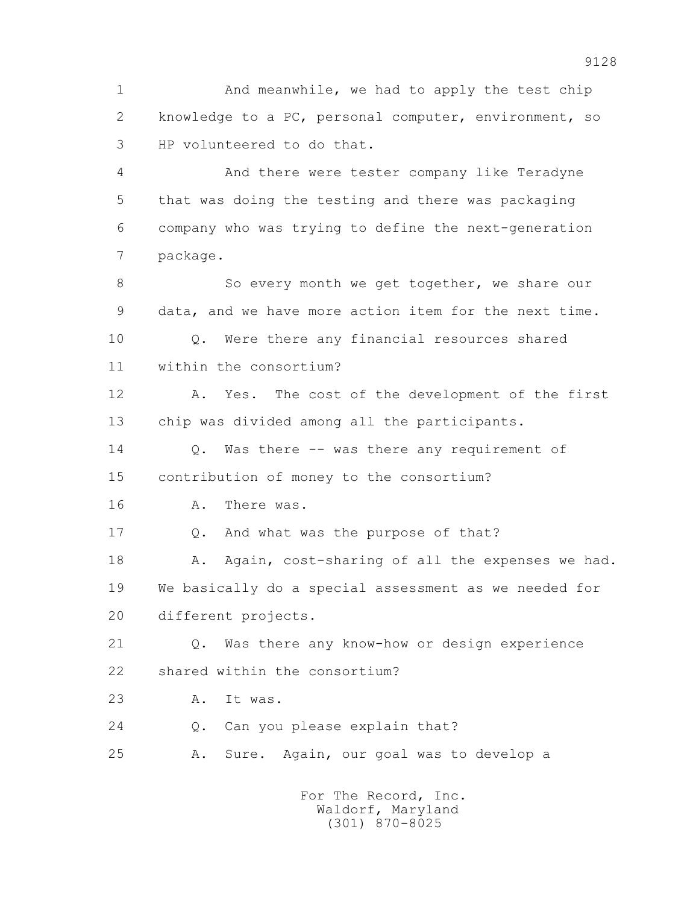1 And meanwhile, we had to apply the test chip
2 knowledge to a PC, personal computer, environment, so
3 HP volunteered to do that.

4 And there were tester company like Teradyne
5 that was doing the testing and there was packaging
6 company who was trying to define the next-generation
7 package.

8 So every month we get together, we share our
9 data, and we have more action item for the next time.

10 Q. Were there any financial resources shared
11 within the consortium?

12 A. Yes. The cost of the development of the first
13 chip was divided among all the participants.

14 Q. Was there -- was there any requirement of
15 contribution of money to the consortium?

16 A. There was.

17 Q. And what was the purpose of that?

18 A. Again, cost-sharing of all the expenses we had.
19 We basically do a special assessment as we needed for
20 different projects.

21 Q. Was there any know-how or design experience
22 shared within the consortium?

23 A. It was.

24 Q. Can you please explain that?

25 A. Sure. Again, our goal was to develop a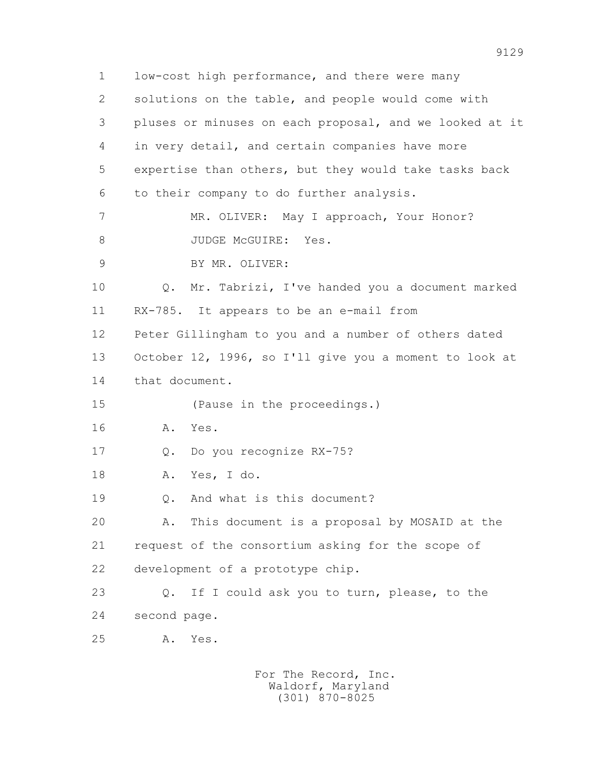1 low-cost high performance, and there were many
2 solutions on the table, and people would come with
3 pluses or minuses on each proposal, and we looked at it
4 in very detail, and certain companies have more
5 expertise than others, but they would take tasks back
6 to their company to do further analysis.
7 MR. OLIVER: May I approach, Your Honor?
8 JUDGE McGUIRE: Yes.
9 BY MR. OLIVER:
10 Q. Mr. Tabrizi, I've handed you a document marked
11 RX-785. It appears to be an e-mail from
12 Peter Gillingham to you and a number of others dated
13 October 12, 1996, so I'll give you a moment to look at
14 that document.
15 (Pause in the proceedings.)
16 A. Yes.
17 Q. Do you recognize RX-75?
18 A. Yes, I do.
19 Q. And what is this document?
20 A. This document is a proposal by MOSAID at the
21 request of the consortium asking for the scope of
22 development of a prototype chip.
23 Q. If I could ask you to turn, please, to the
24 second page.
25 A. Yes.

For The Record, Inc.
Waldorf, Maryland
(301) 870-8025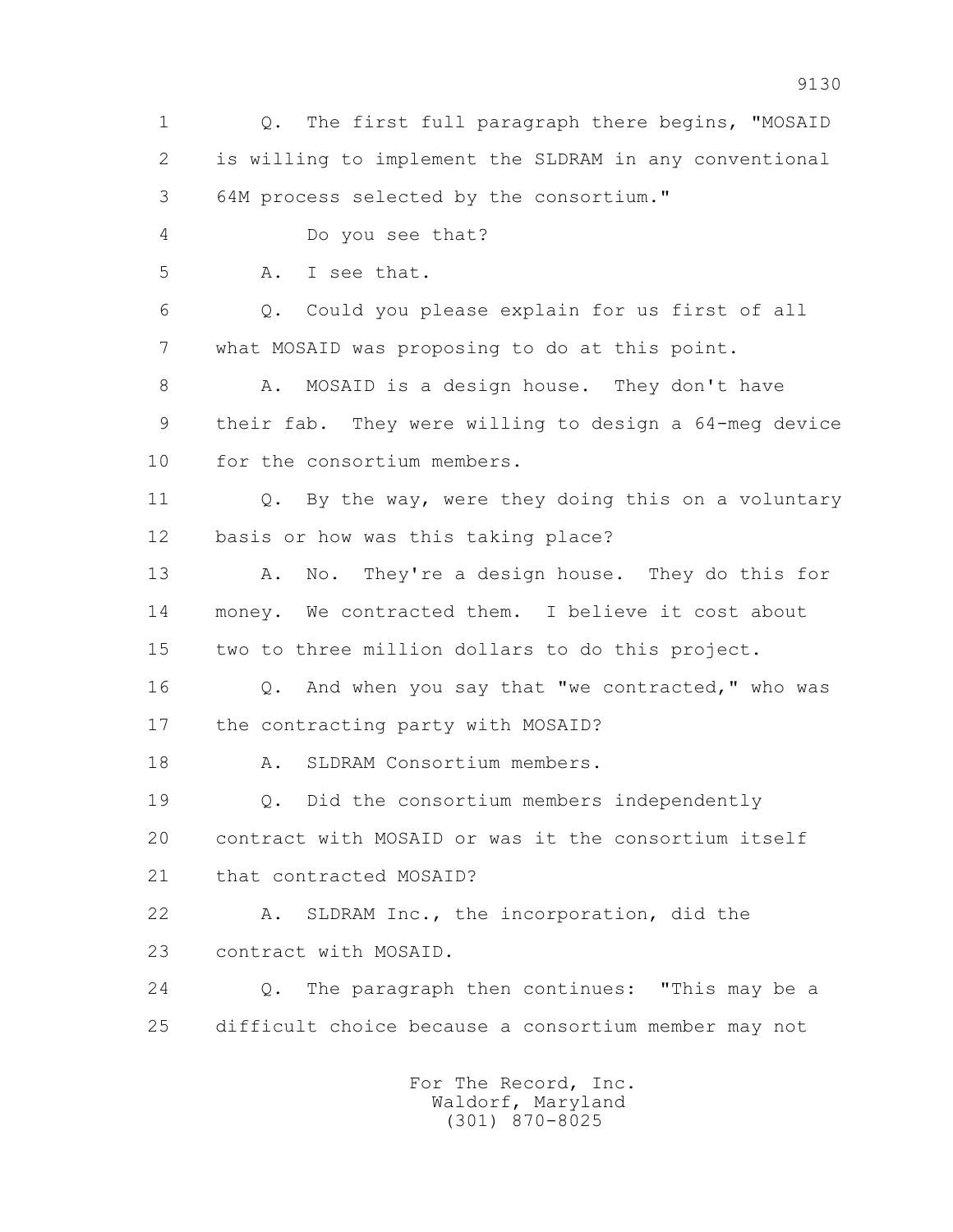1 Q. The first full paragraph there begins, "MOSAID
2 is willing to implement the SLDRAM in any conventional
3 64M process selected by the consortium."
4 Do you see that?
5 A. I see that.
6 Q. Could you please explain for us first of all
7 what MOSAID was proposing to do at this point.
8 A. MOSAID is a design house. They don't have
9 their fab. They were willing to design a 64-meg device
10 for the consortium members.
11 Q. By the way, were they doing this on a voluntary
12 basis or how was this taking place?
13 A. No. They're a design house. They do this for
14 money. We contracted them. I believe it cost about
15 two to three million dollars to do this project.
16 Q. And when you say that "we contracted," who was
17 the contracting party with MOSAID?
18 A. SLDRAM Consortium members.
19 Q. Did the consortium members independently
20 contract with MOSAID or was it the consortium itself
21 that contracted MOSAID?
22 A. SLDRAM Inc., the incorporation, did the
23 contract with MOSAID.
24 Q. The paragraph then continues: "This may be a
25 difficult choice because a consortium member may not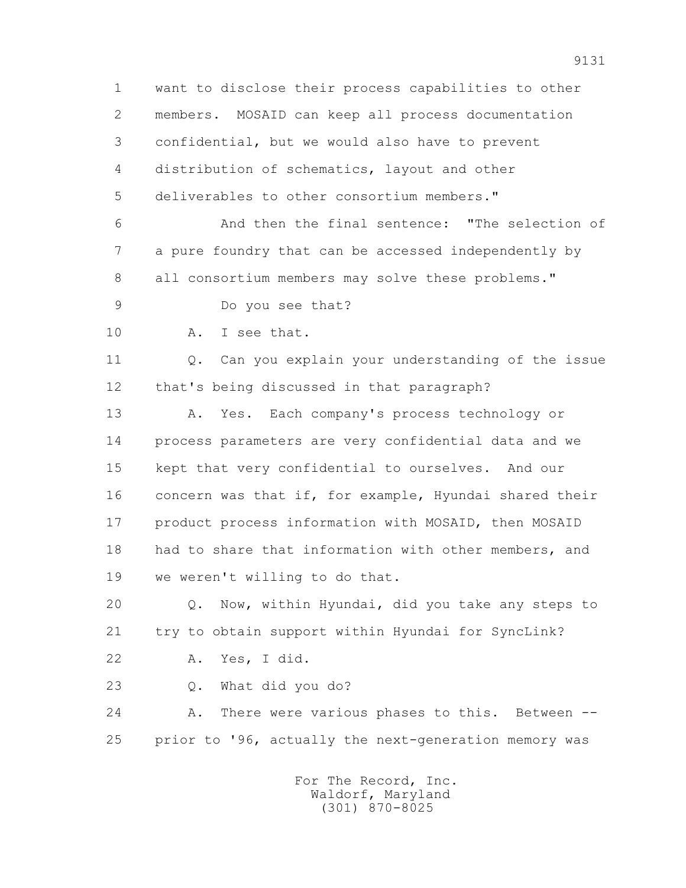1 want to disclose their process capabilities to other
2 members. MOSAID can keep all process documentation
3 confidential, but we would also have to prevent
4 distribution of schematics, layout and other
5 deliverables to other consortium members."

6 And then the final sentence: "The selection of
7 a pure foundry that can be accessed independently by
8 all consortium members may solve these problems."

9 Do you see that?

10 A. I see that.

11 Q. Can you explain your understanding of the issue
12 that's being discussed in that paragraph?

13 A. Yes. Each company's process technology or
14 process parameters are very confidential data and we
15 kept that very confidential to ourselves. And our
16 concern was that if, for example, Hyundai shared their
17 product process information with MOSAID, then MOSAID
18 had to share that information with other members, and
19 we weren't willing to do that.

20 Q. Now, within Hyundai, did you take any steps to
21 try to obtain support within Hyundai for SyncLink?

22 A. Yes, I did.

23 Q. What did you do?

24 A. There were various phases to this. Between --
25 prior to '96, actually the next-generation memory was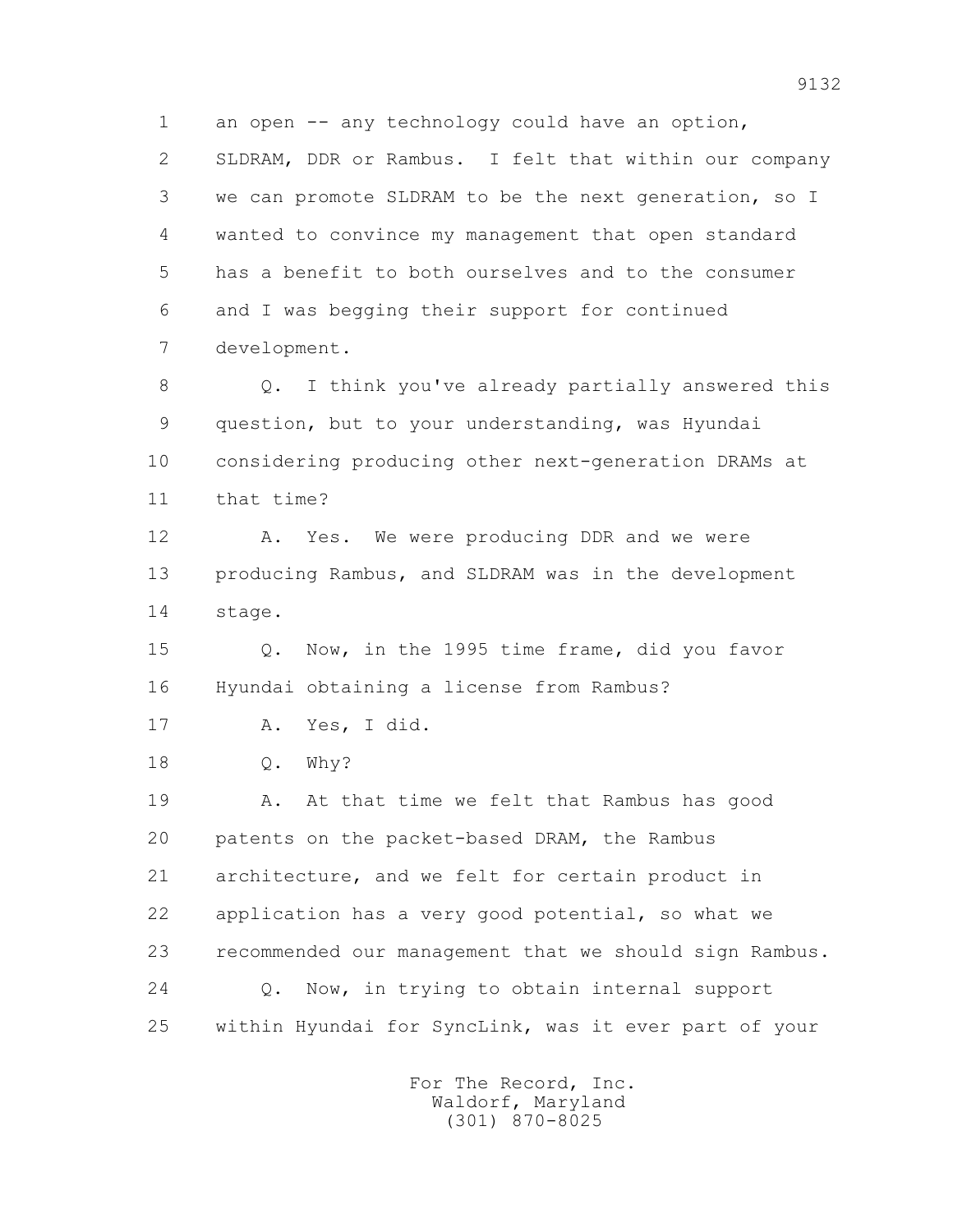1 an open -- any technology could have an option,
2 SLDRAM, DDR or Rambus. I felt that within our company
3 we can promote SLDRAM to be the next generation, so I
4 wanted to convince my management that open standard
5 has a benefit to both ourselves and to the consumer
6 and I was begging their support for continued
7 development.

8 Q. I think you've already partially answered this
9 question, but to your understanding, was Hyundai
10 considering producing other next-generation DRAMs at
11 that time?

12 A. Yes. We were producing DDR and we were
13 producing Rambus, and SLDRAM was in the development
14 stage.

15 Q. Now, in the 1995 time frame, did you favor
16 Hyundai obtaining a license from Rambus?

17 A. Yes, I did.

18 Q. Why?

19 A. At that time we felt that Rambus has good
20 patents on the packet-based DRAM, the Rambus
21 architecture, and we felt for certain product in
22 application has a very good potential, so what we
23 recommended our management that we should sign Rambus.

24 Q. Now, in trying to obtain internal support
25 within Hyundai for SyncLink, was it ever part of your

For The Record, Inc.
Waldorf, Maryland
(301) 870-8025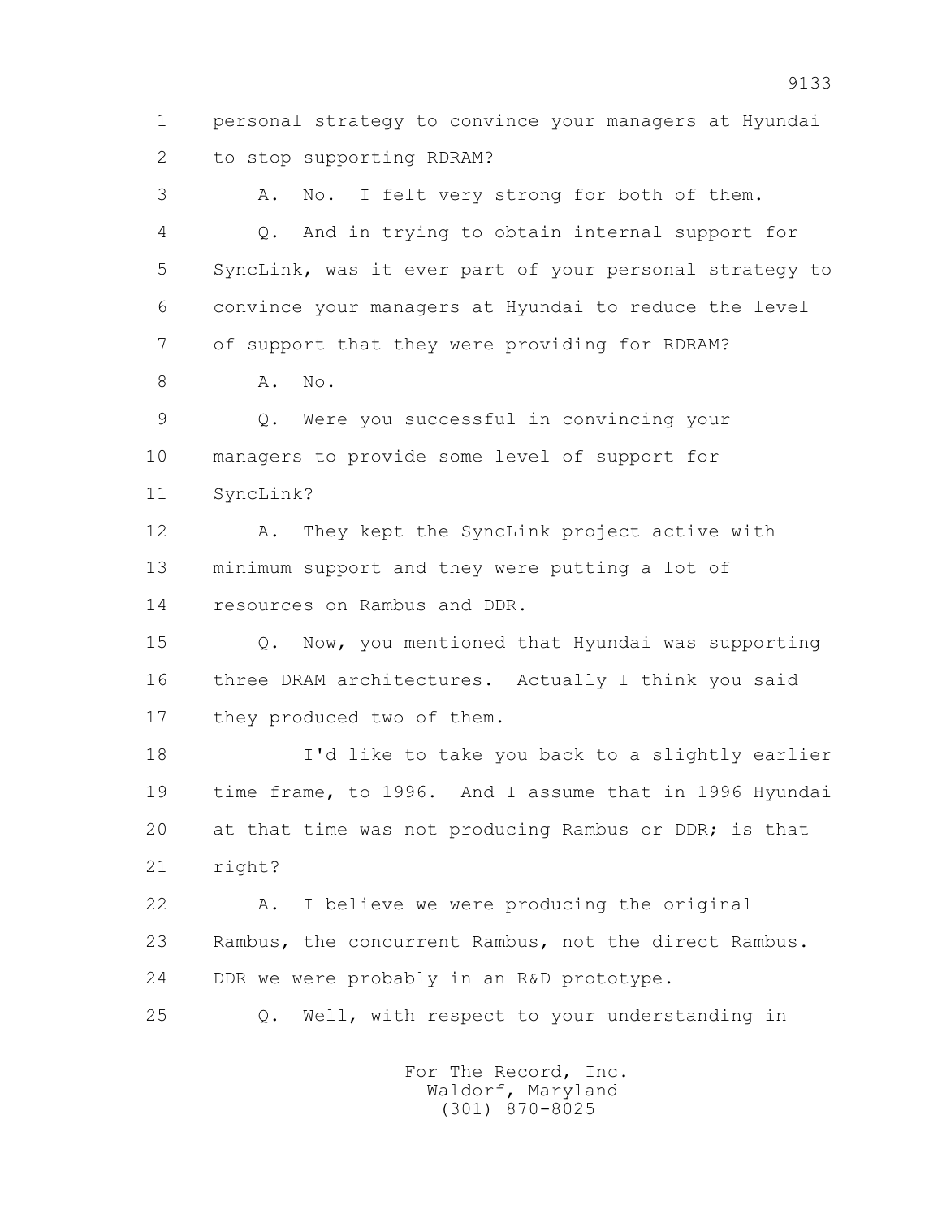1 personal strategy to convince your managers at Hyundai
2 to stop supporting RDRAM?
3 A. No. I felt very strong for both of them.
4 Q. And in trying to obtain internal support for
5 SyncLink, was it ever part of your personal strategy to
6 convince your managers at Hyundai to reduce the level
7 of support that they were providing for RDRAM?
8 A. No.
9 Q. Were you successful in convincing your
10 managers to provide some level of support for
11 SyncLink?
12 A. They kept the SyncLink project active with
13 minimum support and they were putting a lot of
14 resources on Rambus and DDR.
15 Q. Now, you mentioned that Hyundai was supporting
16 three DRAM architectures. Actually I think you said
17 they produced two of them.
18 I'd like to take you back to a slightly earlier
19 time frame, to 1996. And I assume that in 1996 Hyundai
20 at that time was not producing Rambus or DDR; is that
21 right?
22 A. I believe we were producing the original
23 Rambus, the concurrent Rambus, not the direct Rambus.
24 DDR we were probably in an R&D prototype.
25 Q. Well, with respect to your understanding in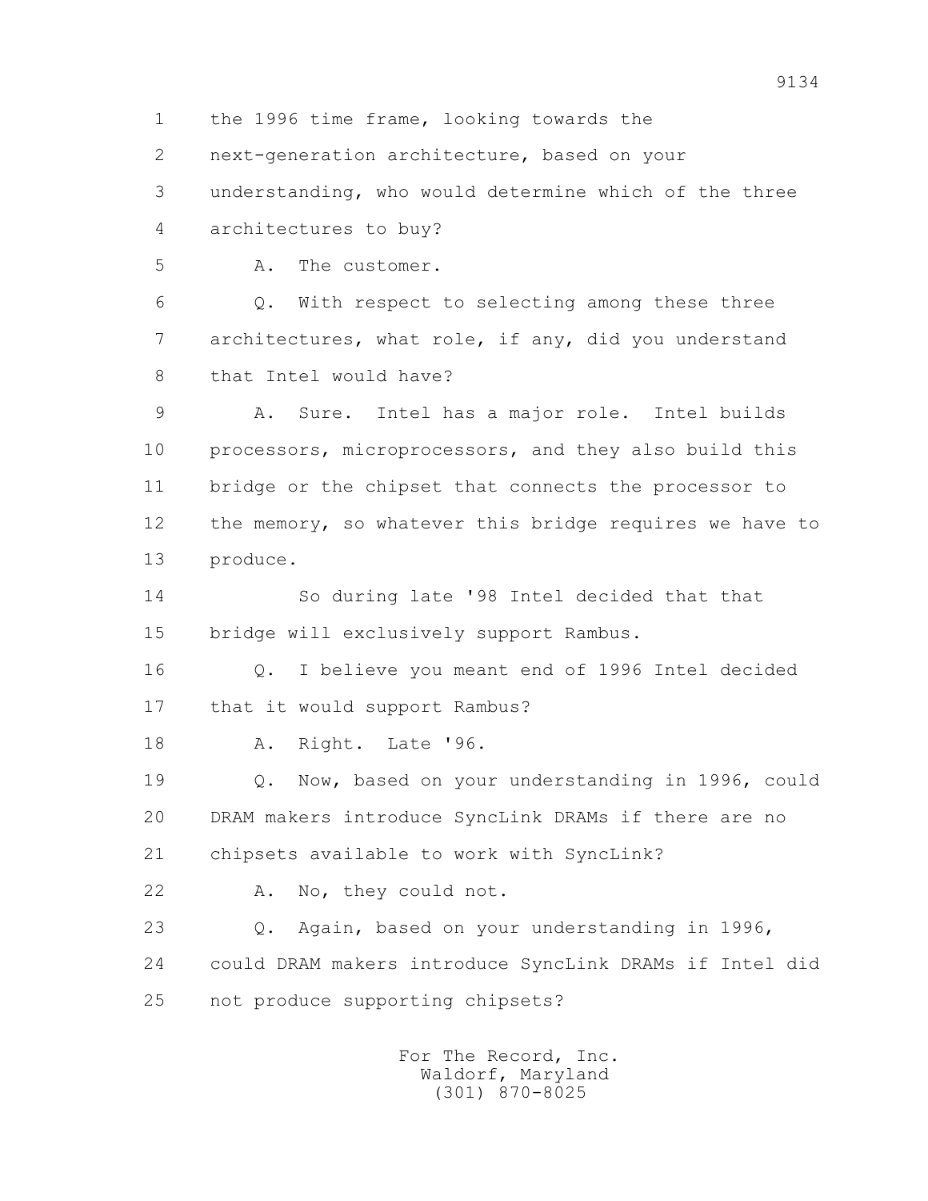1 the 1996 time frame, looking towards the

2 next-generation architecture, based on your

3 understanding, who would determine which of the three

4 architectures to buy?

5 A. The customer.

6 Q. With respect to selecting among these three

7 architectures, what role, if any, did you understand

8 that Intel would have?

9 A. Sure. Intel has a major role. Intel builds

10 processors, microprocessors, and they also build this

11 bridge or the chipset that connects the processor to

12 the memory, so whatever this bridge requires we have to

13 produce.

14 So during late '98 Intel decided that that

15 bridge will exclusively support Rambus.

16 Q. I believe you meant end of 1996 Intel decided

17 that it would support Rambus?

18 A. Right. Late '96.

19 Q. Now, based on your understanding in 1996, could

20 DRAM makers introduce SyncLink DRAMs if there are no

21 chipsets available to work with SyncLink?

22 A. No, they could not.

23 Q. Again, based on your understanding in 1996,

24 could DRAM makers introduce SyncLink DRAMs if Intel did

25 not produce supporting chipsets?

For The Record, Inc.
Waldorf, Maryland
(301) 870-8025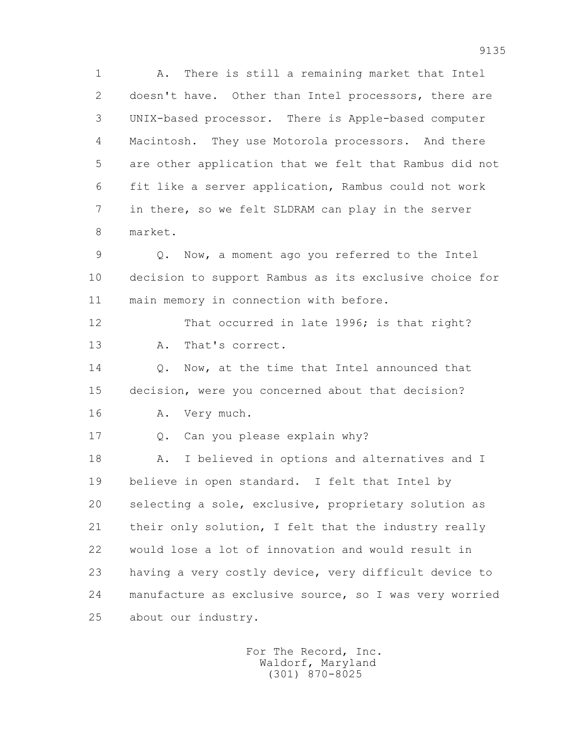1 A. There is still a remaining market that Intel
2 doesn't have. Other than Intel processors, there are
3 UNIX-based processor. There is Apple-based computer
4 Macintosh. They use Motorola processors. And there
5 are other application that we felt that Rambus did not
6 fit like a server application, Rambus could not work
7 in there, so we felt SLDRAM can play in the server
8 market.

9 Q. Now, a moment ago you referred to the Intel
10 decision to support Rambus as its exclusive choice for
11 main memory in connection with before.

12 That occurred in late 1996; is that right?

13 A. That's correct.

14 Q. Now, at the time that Intel announced that
15 decision, were you concerned about that decision?

16 A. Very much.

17 Q. Can you please explain why?

18 A. I believed in options and alternatives and I
19 believe in open standard. I felt that Intel by
20 selecting a sole, exclusive, proprietary solution as
21 their only solution, I felt that the industry really
22 would lose a lot of innovation and would result in
23 having a very costly device, very difficult device to
24 manufacture as exclusive source, so I was very worried
25 about our industry.

For The Record, Inc.
Waldorf, Maryland
(301) 870-8025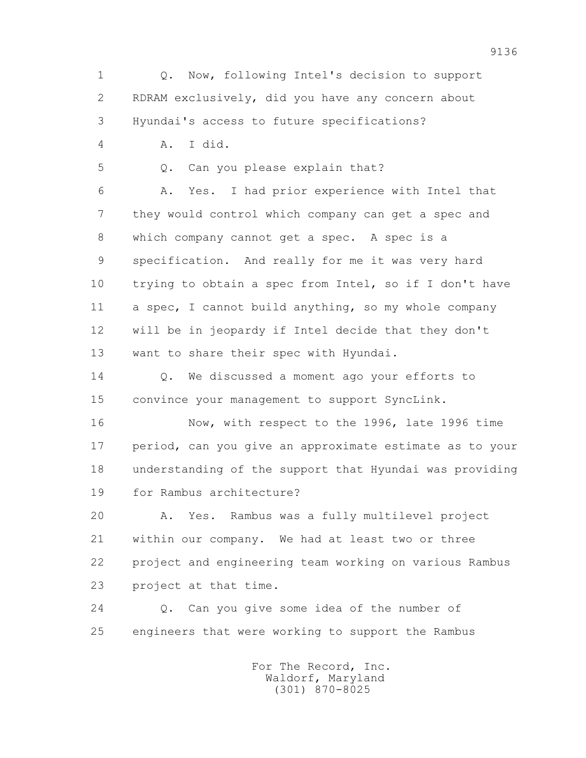1 Q. Now, following Intel's decision to support
2 RDRAM exclusively, did you have any concern about
3 Hyundai's access to future specifications?
4 A. I did.
5 Q. Can you please explain that?
6 A. Yes. I had prior experience with Intel that
7 they would control which company can get a spec and
8 which company cannot get a spec. A spec is a
9 specification. And really for me it was very hard
10 trying to obtain a spec from Intel, so if I don't have
11 a spec, I cannot build anything, so my whole company
12 will be in jeopardy if Intel decide that they don't
13 want to share their spec with Hyundai.
14 Q. We discussed a moment ago your efforts to
15 convince your management to support SyncLink.
16 Now, with respect to the 1996, late 1996 time
17 period, can you give an approximate estimate as to your
18 understanding of the support that Hyundai was providing
19 for Rambus architecture?
20 A. Yes. Rambus was a fully multilevel project
21 within our company. We had at least two or three
22 project and engineering team working on various Rambus
23 project at that time.
24 Q. Can you give some idea of the number of
25 engineers that were working to support the Rambus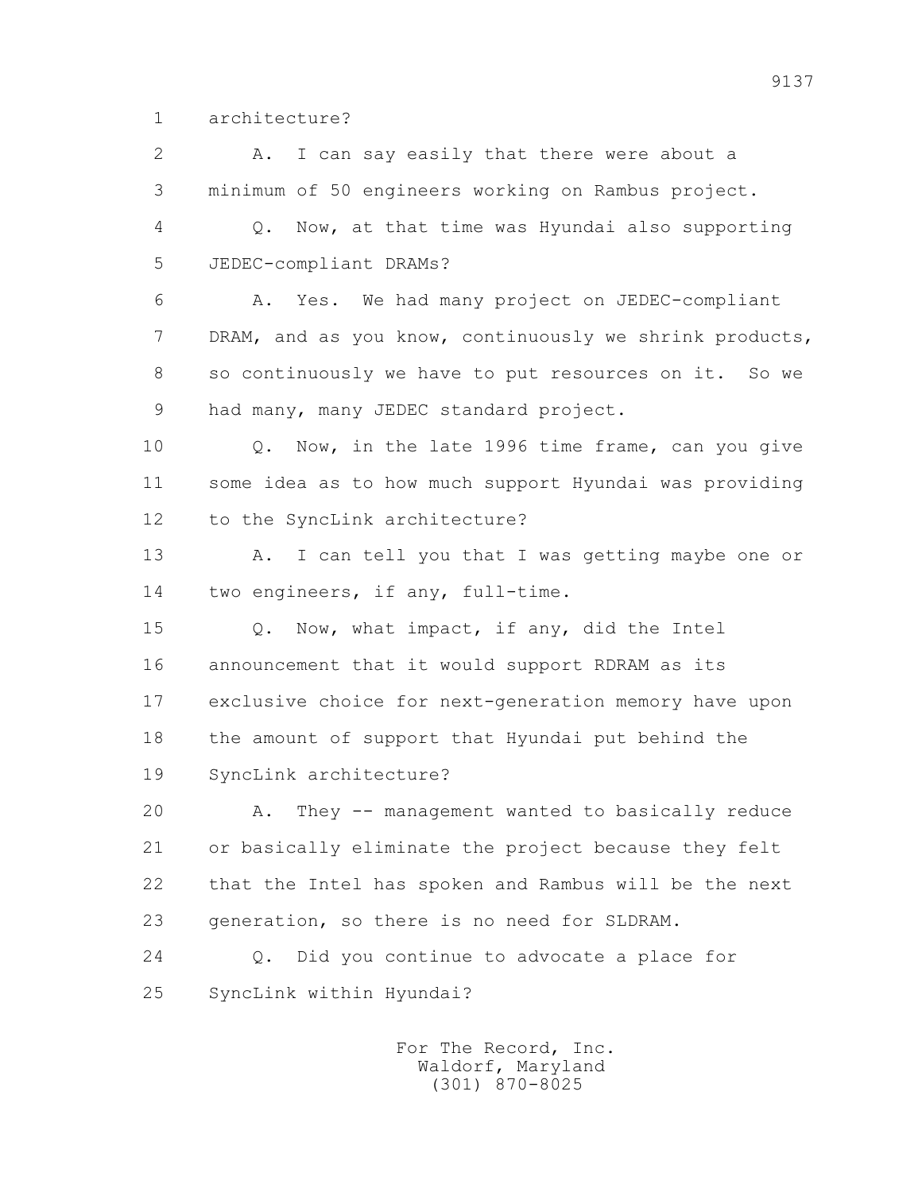1 architecture?

2 A. I can say easily that there were about a

3 minimum of 50 engineers working on Rambus project.

4 Q. Now, at that time was Hyundai also supporting

5 JEDEC-compliant DRAMs?

6 A. Yes. We had many project on JEDEC-compliant

7 DRAM, and as you know, continuously we shrink products,

8 so continuously we have to put resources on it. So we

9 had many, many JEDEC standard project.

10 Q. Now, in the late 1996 time frame, can you give

11 some idea as to how much support Hyundai was providing

12 to the SyncLink architecture?

13 A. I can tell you that I was getting maybe one or

14 two engineers, if any, full-time.

15 Q. Now, what impact, if any, did the Intel

16 announcement that it would support RDRAM as its

17 exclusive choice for next-generation memory have upon

18 the amount of support that Hyundai put behind the

19 SyncLink architecture?

20 A. They -- management wanted to basically reduce

21 or basically eliminate the project because they felt

22 that the Intel has spoken and Rambus will be the next

23 generation, so there is no need for SLDRAM.

24 Q. Did you continue to advocate a place for

25 SyncLink within Hyundai?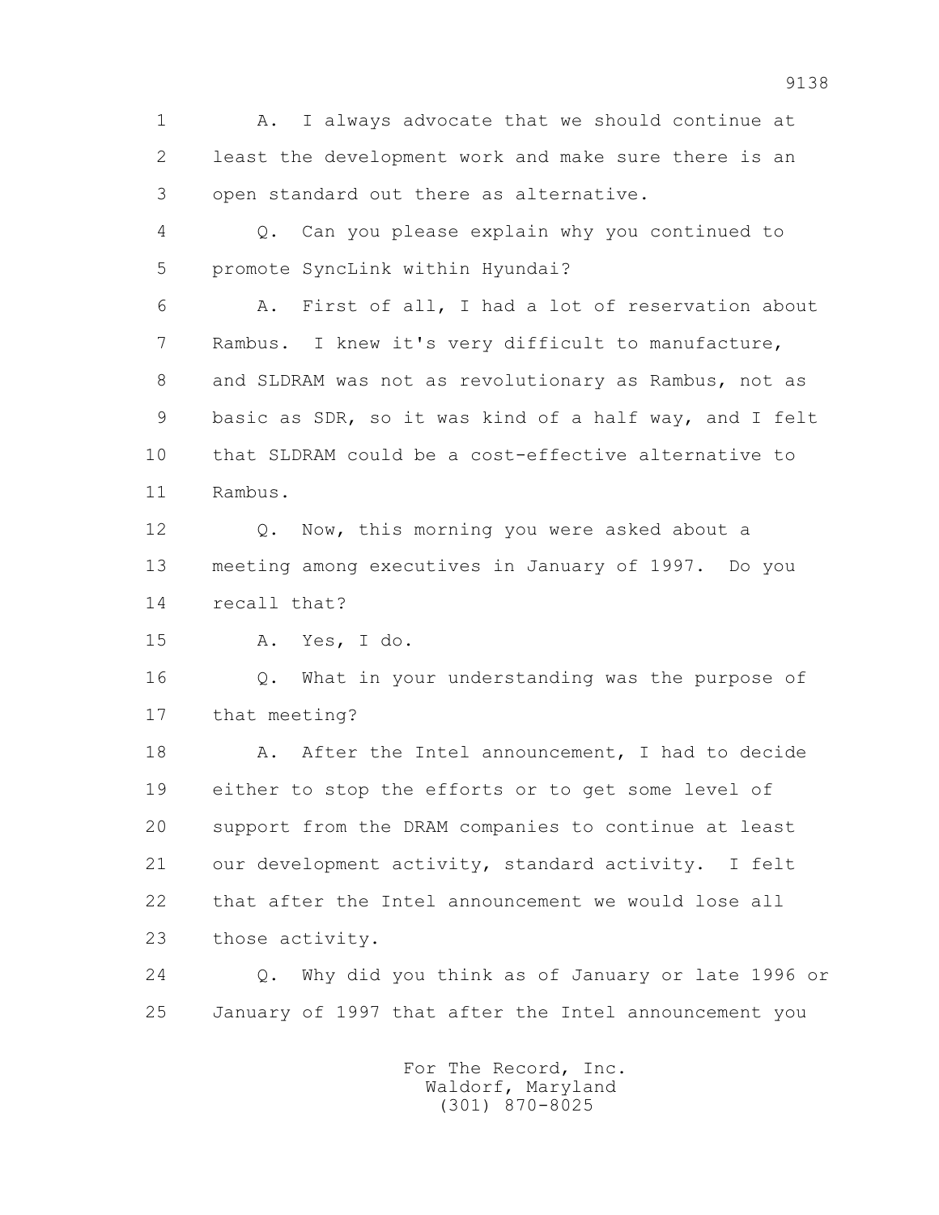1 A. I always advocate that we should continue at
2 least the development work and make sure there is an
3 open standard out there as alternative.
4 Q. Can you please explain why you continued to
5 promote SyncLink within Hyundai?
6 A. First of all, I had a lot of reservation about
7 Rambus. I knew it's very difficult to manufacture,
8 and SLDRAM was not as revolutionary as Rambus, not as
9 basic as SDR, so it was kind of a half way, and I felt
10 that SLDRAM could be a cost-effective alternative to
11 Rambus.
12 Q. Now, this morning you were asked about a
13 meeting among executives in January of 1997. Do you
14 recall that?
15 A. Yes, I do.
16 Q. What in your understanding was the purpose of
17 that meeting?
18 A. After the Intel announcement, I had to decide
19 either to stop the efforts or to get some level of
20 support from the DRAM companies to continue at least
21 our development activity, standard activity. I felt
22 that after the Intel announcement we would lose all
23 those activity.
24 Q. Why did you think as of January or late 1996 or
25 January of 1997 that after the Intel announcement you

For The Record, Inc.
Waldorf, Maryland
(301) 870-8025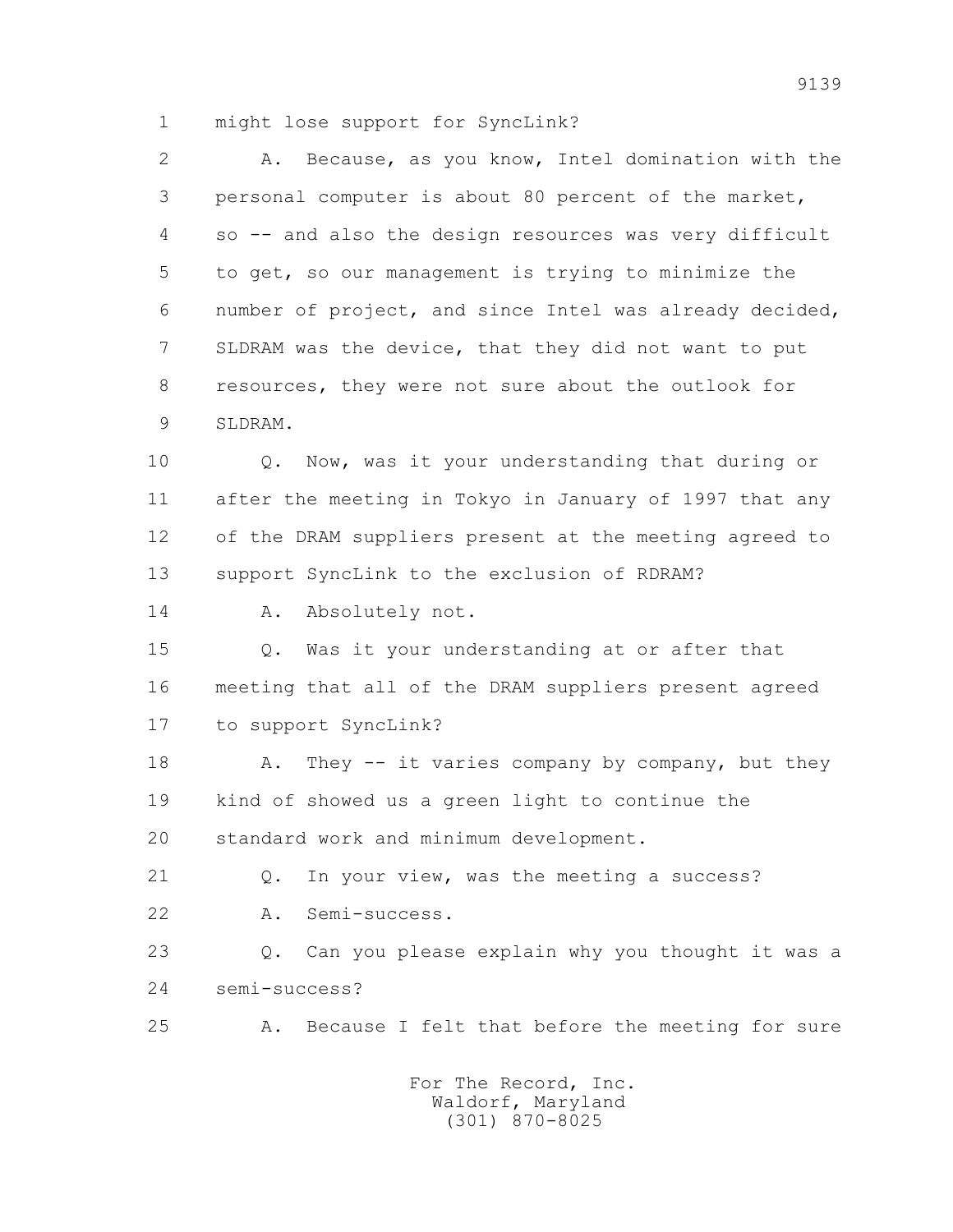1 might lose support for SyncLink?

2 A. Because, as you know, Intel domination with the
3 personal computer is about 80 percent of the market,
4 so -- and also the design resources was very difficult
5 to get, so our management is trying to minimize the
6 number of project, and since Intel was already decided,
7 SLDRAM was the device, that they did not want to put
8 resources, they were not sure about the outlook for
9 SLDRAM.

10 Q. Now, was it your understanding that during or
11 after the meeting in Tokyo in January of 1997 that any
12 of the DRAM suppliers present at the meeting agreed to
13 support SyncLink to the exclusion of RDRAM?

14 A. Absolutely not.

15 Q. Was it your understanding at or after that
16 meeting that all of the DRAM suppliers present agreed
17 to support SyncLink?

18 A. They -- it varies company by company, but they
19 kind of showed us a green light to continue the
20 standard work and minimum development.

21 Q. In your view, was the meeting a success?

22 A. Semi-success.

23 Q. Can you please explain why you thought it was a
24 semi-success?

25 A. Because I felt that before the meeting for sure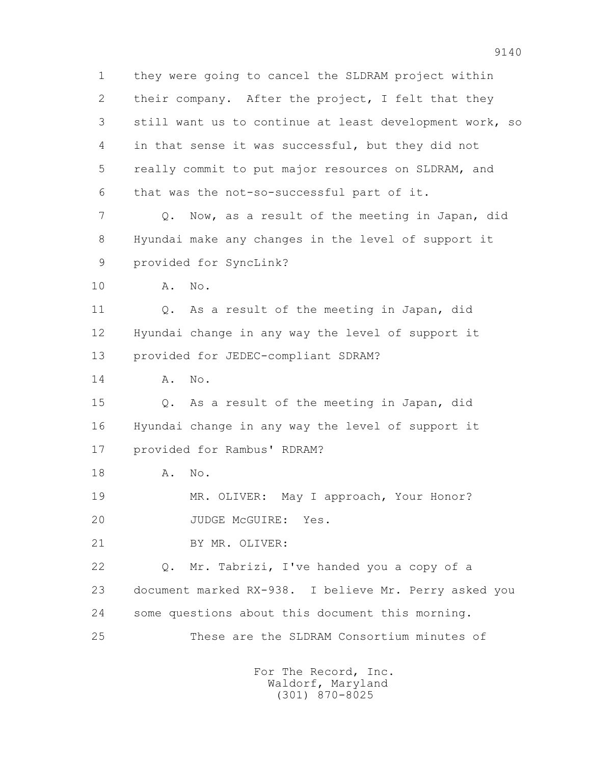1 they were going to cancel the SLDRAM project within
2 their company. After the project, I felt that they
3 still want us to continue at least development work, so
4 in that sense it was successful, but they did not
5 really commit to put major resources on SLDRAM, and
6 that was the not-so-successful part of it.

7 Q. Now, as a result of the meeting in Japan, did
8 Hyundai make any changes in the level of support it
9 provided for SyncLink?

10 A. No.

11 Q. As a result of the meeting in Japan, did
12 Hyundai change in any way the level of support it
13 provided for JEDEC-compliant SDRAM?

14 A. No.

15 Q. As a result of the meeting in Japan, did
16 Hyundai change in any way the level of support it
17 provided for Rambus' RDRAM?

18 A. No.

19 MR. OLIVER: May I approach, Your Honor?

20 JUDGE McGUIRE: Yes.

21 BY MR. OLIVER:

22 Q. Mr. Tabrizi, I've handed you a copy of a
23 document marked RX-938. I believe Mr. Perry asked you
24 some questions about this document this morning.

25 These are the SLDRAM Consortium minutes of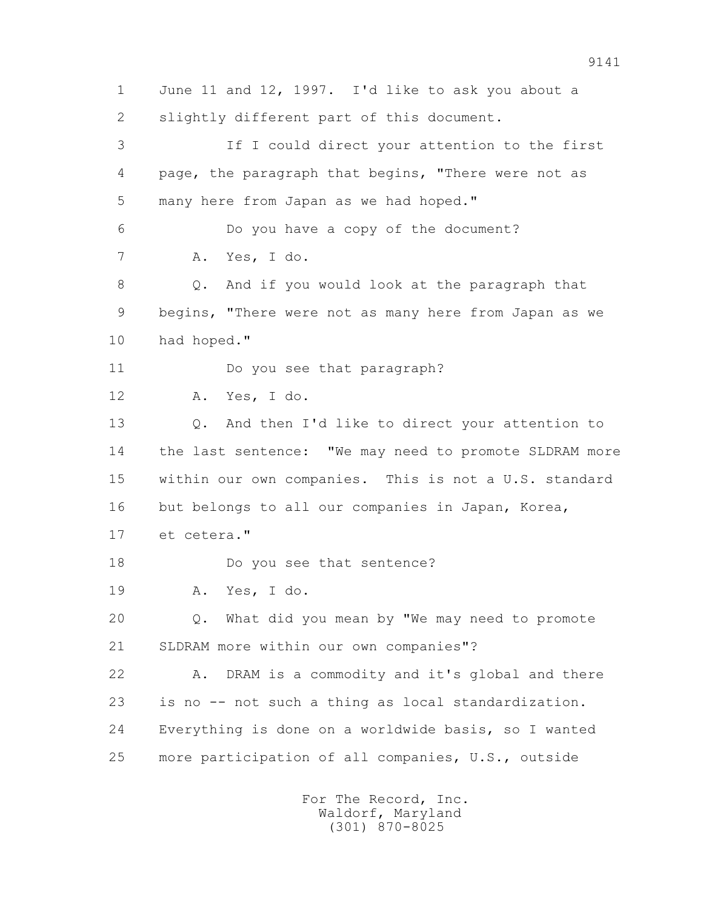1 June 11 and 12, 1997. I'd like to ask you about a
2 slightly different part of this document.

3 If I could direct your attention to the first
4 page, the paragraph that begins, "There were not as
5 many here from Japan as we had hoped."

6 Do you have a copy of the document?

7 A. Yes, I do.

8 Q. And if you would look at the paragraph that
9 begins, "There were not as many here from Japan as we
10 had hoped."

11 Do you see that paragraph?

12 A. Yes, I do.

13 Q. And then I'd like to direct your attention to
14 the last sentence: "We may need to promote SLDRAM more
15 within our own companies. This is not a U.S. standard
16 but belongs to all our companies in Japan, Korea,
17 et cetera."

18 Do you see that sentence?

19 A. Yes, I do.

20 Q. What did you mean by "We may need to promote
21 SLDRAM more within our own companies"?

22 A. DRAM is a commodity and it's global and there
23 is no -- not such a thing as local standardization.
24 Everything is done on a worldwide basis, so I wanted
25 more participation of all companies, U.S., outside

For The Record, Inc.
Waldorf, Maryland
(301) 870-8025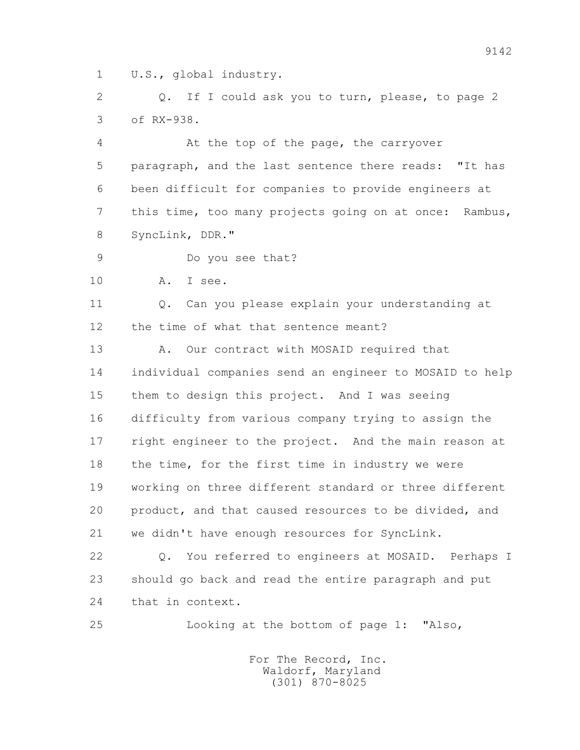1 U.S., global industry.

2 Q. If I could ask you to turn, please, to page 2

3 of RX-938.

4 At the top of the page, the carryover

5 paragraph, and the last sentence there reads: "It has

6 been difficult for companies to provide engineers at

7 this time, too many projects going on at once: Rambus,

8 SyncLink, DDR."

9 Do you see that?

10 A. I see.

11 Q. Can you please explain your understanding at

12 the time of what that sentence meant?

13 A. Our contract with MOSAID required that

14 individual companies send an engineer to MOSAID to help

15 them to design this project. And I was seeing

16 difficulty from various company trying to assign the

17 right engineer to the project. And the main reason at

18 the time, for the first time in industry we were

19 working on three different standard or three different

20 product, and that caused resources to be divided, and

21 we didn't have enough resources for SyncLink.

22 Q. You referred to engineers at MOSAID. Perhaps I

23 should go back and read the entire paragraph and put

24 that in context.

25 Looking at the bottom of page 1: "Also,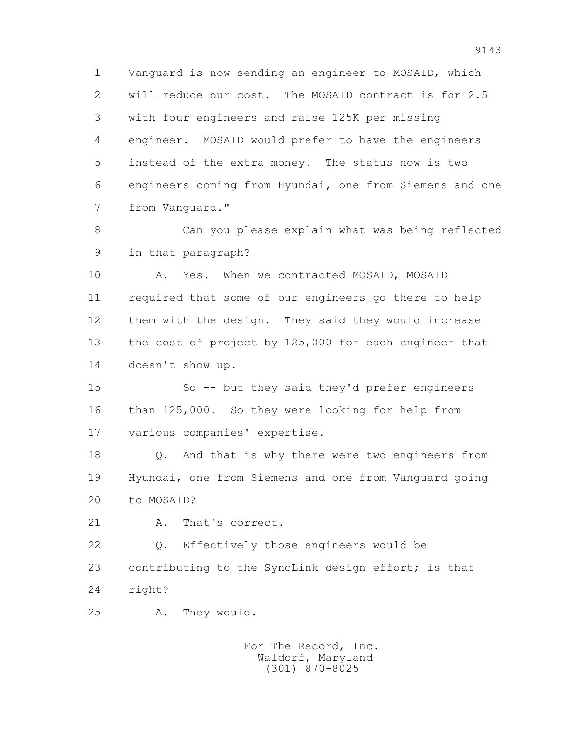1 Vanguard is now sending an engineer to MOSAID, which
2 will reduce our cost. The MOSAID contract is for 2.5
3 with four engineers and raise 125K per missing
4 engineer. MOSAID would prefer to have the engineers
5 instead of the extra money. The status now is two
6 engineers coming from Hyundai, one from Siemens and one
7 from Vanguard."

8 Can you please explain what was being reflected
9 in that paragraph?

10 A. Yes. When we contracted MOSAID, MOSAID
11 required that some of our engineers go there to help
12 them with the design. They said they would increase
13 the cost of project by 125,000 for each engineer that
14 doesn't show up.

15 So -- but they said they'd prefer engineers
16 than 125,000. So they were looking for help from
17 various companies' expertise.

18 Q. And that is why there were two engineers from
19 Hyundai, one from Siemens and one from Vanguard going
20 to MOSAID?

21 A. That's correct.

22 Q. Effectively those engineers would be
23 contributing to the SyncLink design effort; is that
24 right?

25 A. They would.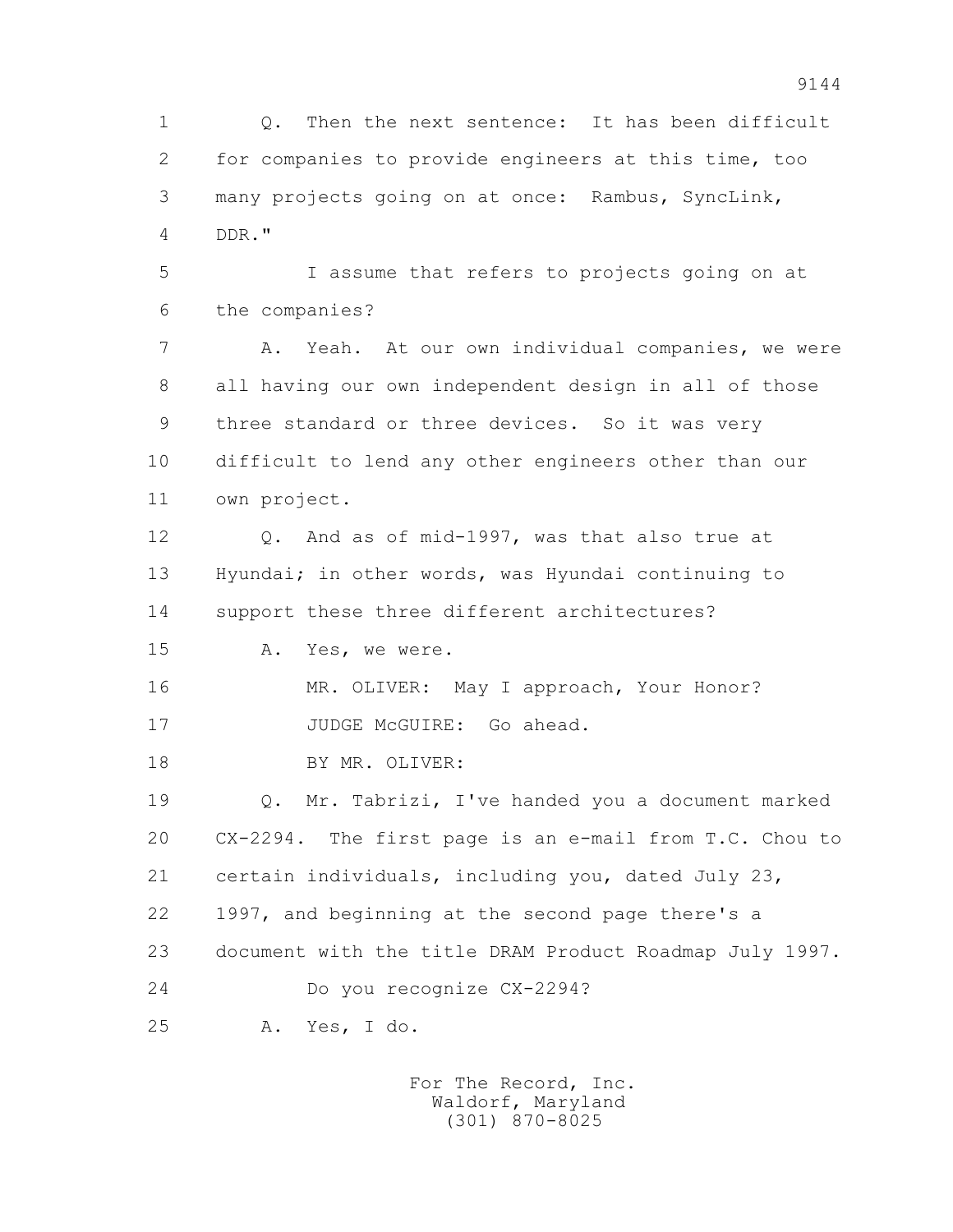Q. Then the next sentence: It has been difficult for companies to provide engineers at this time, too many projects going on at once: Rambus, SyncLink, DDR."

I assume that refers to projects going on at the companies?

A. Yeah. At our own individual companies, we were all having our own independent design in all of those three standard or three devices. So it was very difficult to lend any other engineers other than our own project.

Q. And as of mid-1997, was that also true at Hyundai; in other words, was Hyundai continuing to support these three different architectures?

A. Yes, we were.

MR. OLIVER: May I approach, Your Honor?

JUDGE McGUIRE: Go ahead.

BY MR. OLIVER:

Q. Mr. Tabrizi, I've handed you a document marked CX-2294. The first page is an e-mail from T.C. Chou to certain individuals, including you, dated July 23, 1997, and beginning at the second page there's a document with the title DRAM Product Roadmap July 1997.

Do you recognize CX-2294?

A. Yes, I do.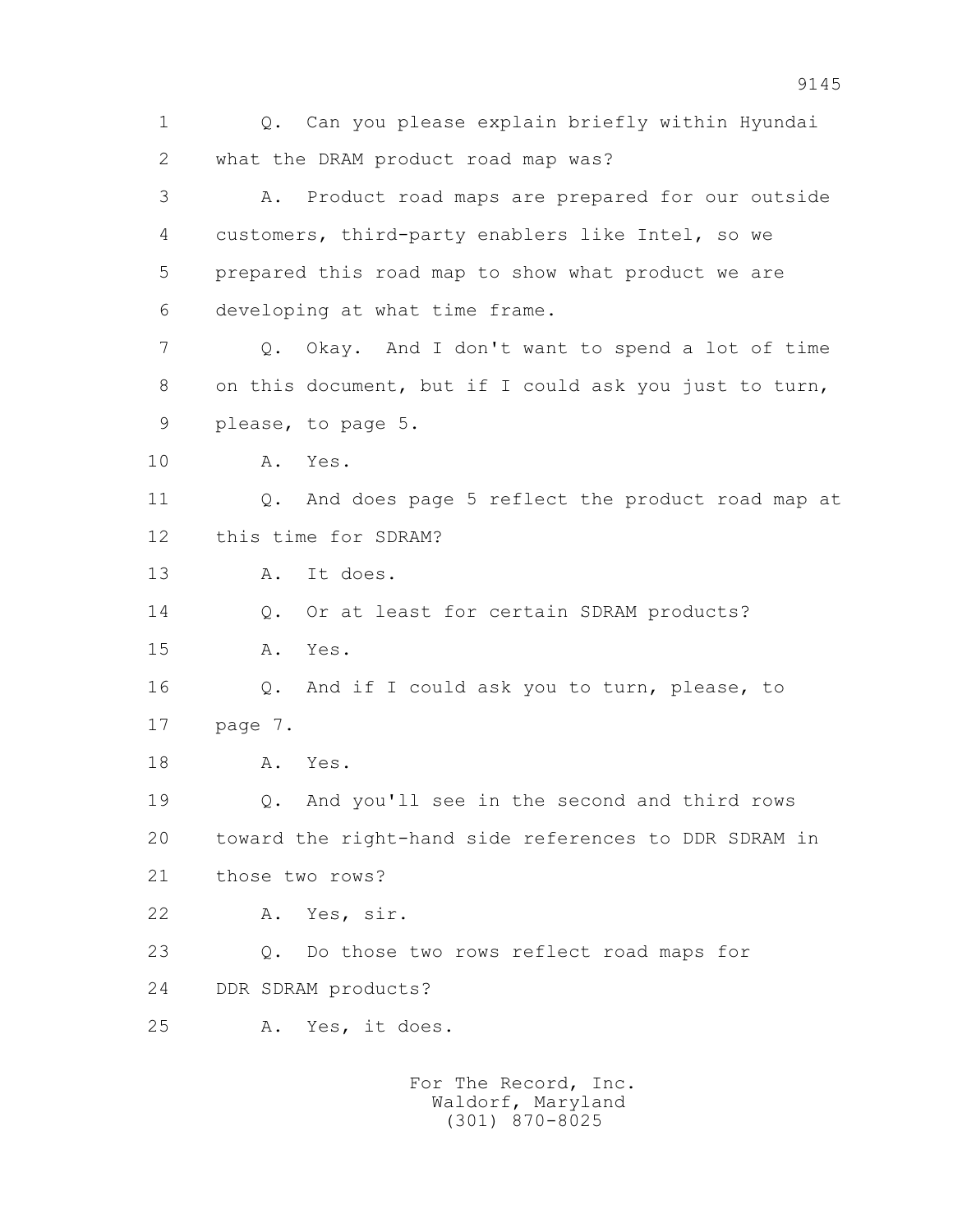1 Q. Can you please explain briefly within Hyundai
2 what the DRAM product road map was?
3 A. Product road maps are prepared for our outside
4 customers, third-party enablers like Intel, so we
5 prepared this road map to show what product we are
6 developing at what time frame.
7 Q. Okay. And I don't want to spend a lot of time
8 on this document, but if I could ask you just to turn,
9 please, to page 5.
10 A. Yes.
11 Q. And does page 5 reflect the product road map at
12 this time for SDRAM?
13 A. It does.
14 Q. Or at least for certain SDRAM products?
15 A. Yes.
16 Q. And if I could ask you to turn, please, to
17 page 7.
18 A. Yes.
19 Q. And you'll see in the second and third rows
20 toward the right-hand side references to DDR SDRAM in
21 those two rows?
22 A. Yes, sir.
23 Q. Do those two rows reflect road maps for
24 DDR SDRAM products?
25 A. Yes, it does.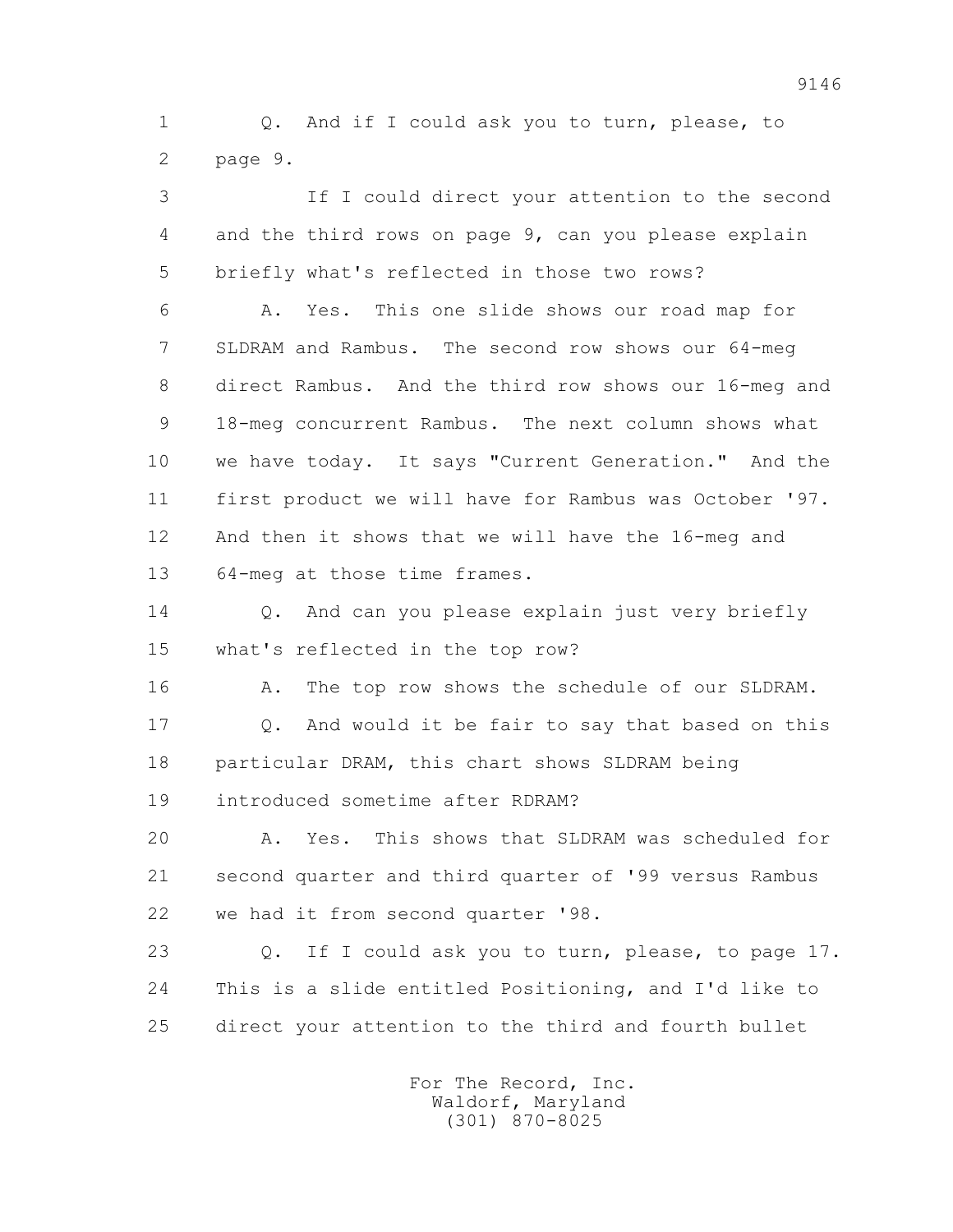1 Q. And if I could ask you to turn, please, to
2 page 9.

3 If I could direct your attention to the second
4 and the third rows on page 9, can you please explain
5 briefly what's reflected in those two rows?

6 A. Yes. This one slide shows our road map for
7 SLDRAM and Rambus. The second row shows our 64-meg
8 direct Rambus. And the third row shows our 16-meg and
9 18-meg concurrent Rambus. The next column shows what
10 we have today. It says "Current Generation." And the
11 first product we will have for Rambus was October '97.
12 And then it shows that we will have the 16-meg and
13 64-meg at those time frames.

14 Q. And can you please explain just very briefly
15 what's reflected in the top row?

16 A. The top row shows the schedule of our SLDRAM.

17 Q. And would it be fair to say that based on this
18 particular DRAM, this chart shows SLDRAM being
19 introduced sometime after RDRAM?

20 A. Yes. This shows that SLDRAM was scheduled for
21 second quarter and third quarter of '99 versus Rambus
22 we had it from second quarter '98.

23 Q. If I could ask you to turn, please, to page 17.
24 This is a slide entitled Positioning, and I'd like to
25 direct your attention to the third and fourth bullet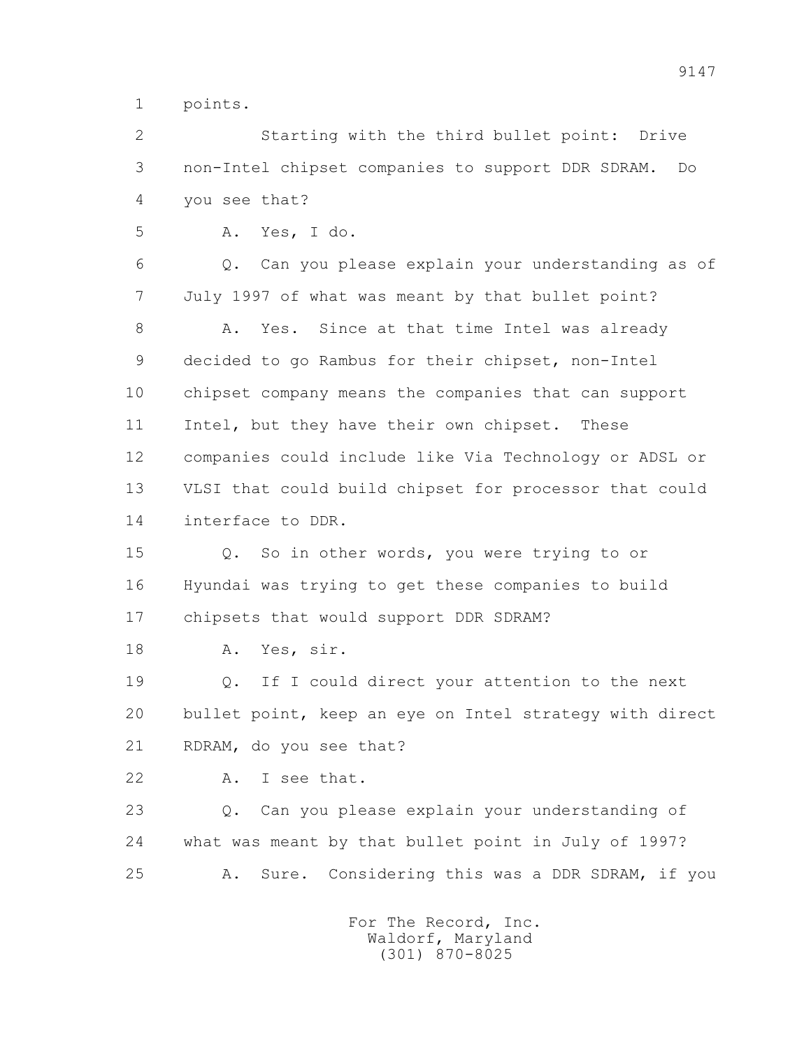1 points.

2 Starting with the third bullet point: Drive

3 non-Intel chipset companies to support DDR SDRAM. Do

4 you see that?

5 A. Yes, I do.

6 Q. Can you please explain your understanding as of

7 July 1997 of what was meant by that bullet point?

8 A. Yes. Since at that time Intel was already

9 decided to go Rambus for their chipset, non-Intel

10 chipset company means the companies that can support

11 Intel, but they have their own chipset. These

12 companies could include like Via Technology or ADSL or

13 VLSI that could build chipset for processor that could

14 interface to DDR.

15 Q. So in other words, you were trying to or

16 Hyundai was trying to get these companies to build

17 chipsets that would support DDR SDRAM?

18 A. Yes, sir.

19 Q. If I could direct your attention to the next

20 bullet point, keep an eye on Intel strategy with direct

21 RDRAM, do you see that?

22 A. I see that.

23 Q. Can you please explain your understanding of

24 what was meant by that bullet point in July of 1997?

25 A. Sure. Considering this was a DDR SDRAM, if you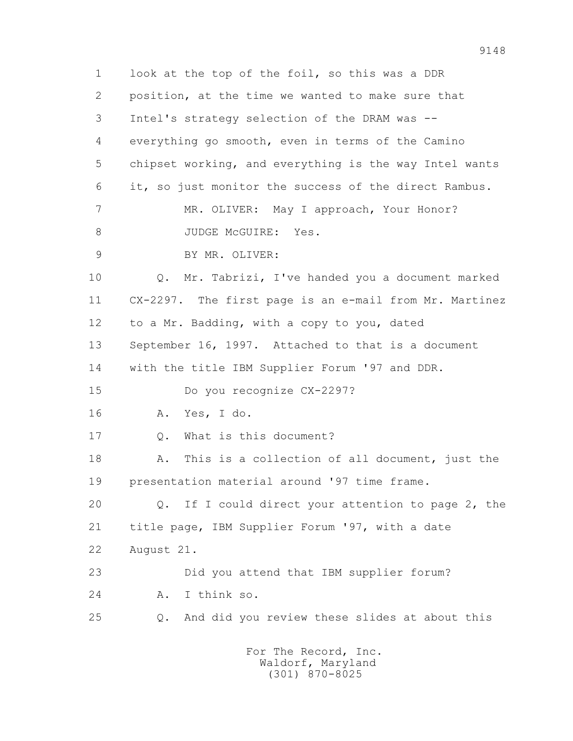look at the top of the foil, so this was a DDR position, at the time we wanted to make sure that Intel's strategy selection of the DRAM was -- everything go smooth, even in terms of the Camino chipset working, and everything is the way Intel wants it, so just monitor the success of the direct Rambus.

MR. OLIVER: May I approach, Your Honor?

JUDGE McGUIRE: Yes.

BY MR. OLIVER:

Q. Mr. Tabrizi, I've handed you a document marked CX-2297. The first page is an e-mail from Mr. Martinez to a Mr. Badding, with a copy to you, dated September 16, 1997. Attached to that is a document with the title IBM Supplier Forum '97 and DDR.

Do you recognize CX-2297?

A. Yes, I do.

Q. What is this document?

A. This is a collection of all document, just the presentation material around '97 time frame.

Q. If I could direct your attention to page 2, the title page, IBM Supplier Forum '97, with a date August 21.

Did you attend that IBM supplier forum?

A. I think so.

Q. And did you review these slides at about this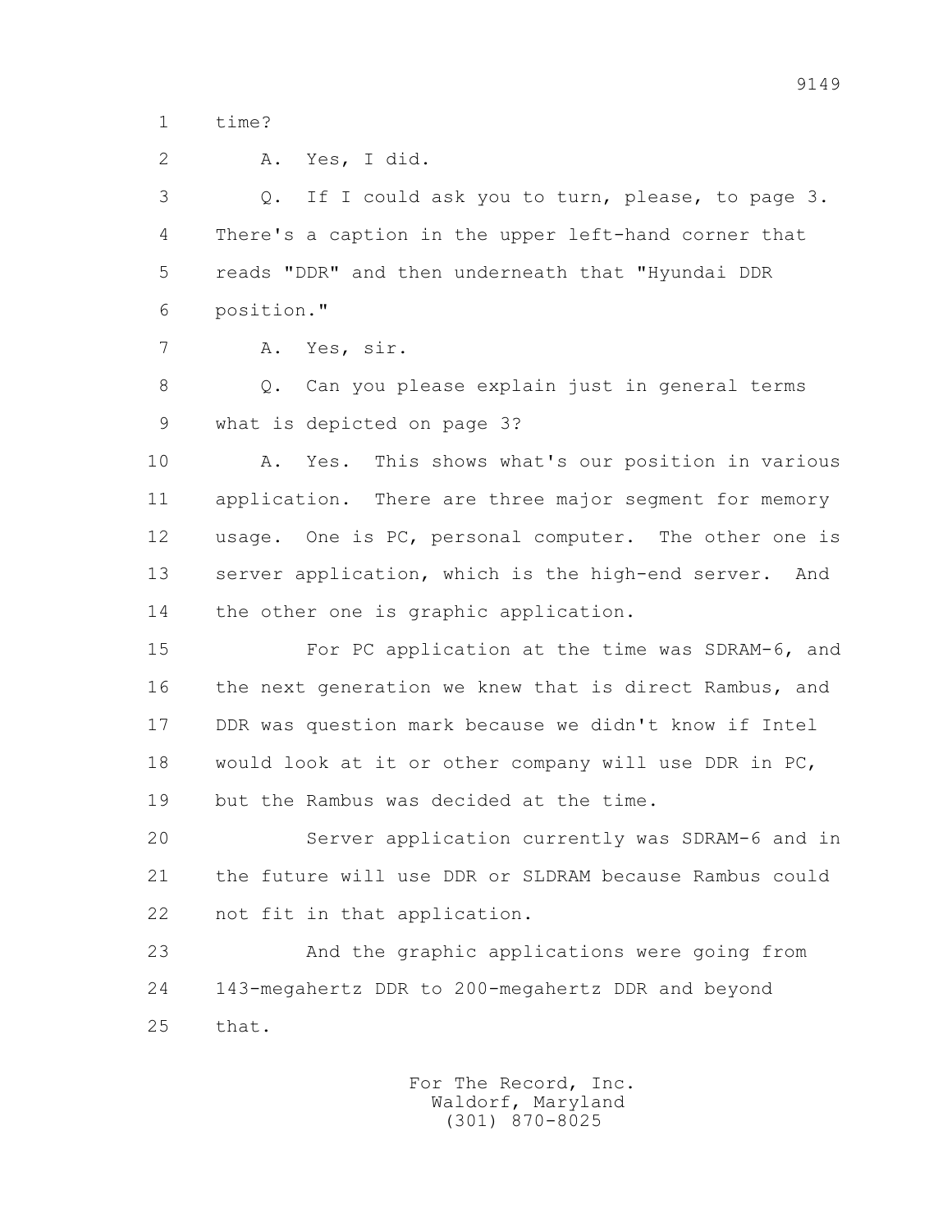time?

A. Yes, I did.

Q. If I could ask you to turn, please, to page 3. There's a caption in the upper left-hand corner that reads "DDR" and then underneath that "Hyundai DDR position."

A. Yes, sir.

Q. Can you please explain just in general terms what is depicted on page 3?

A. Yes. This shows what's our position in various application. There are three major segment for memory usage. One is PC, personal computer. The other one is server application, which is the high-end server. And the other one is graphic application.

For PC application at the time was SDRAM-6, and the next generation we knew that is direct Rambus, and DDR was question mark because we didn't know if Intel would look at it or other company will use DDR in PC, but the Rambus was decided at the time.

Server application currently was SDRAM-6 and in the future will use DDR or SLDRAM because Rambus could not fit in that application.

And the graphic applications were going from 143-megahertz DDR to 200-megahertz DDR and beyond that.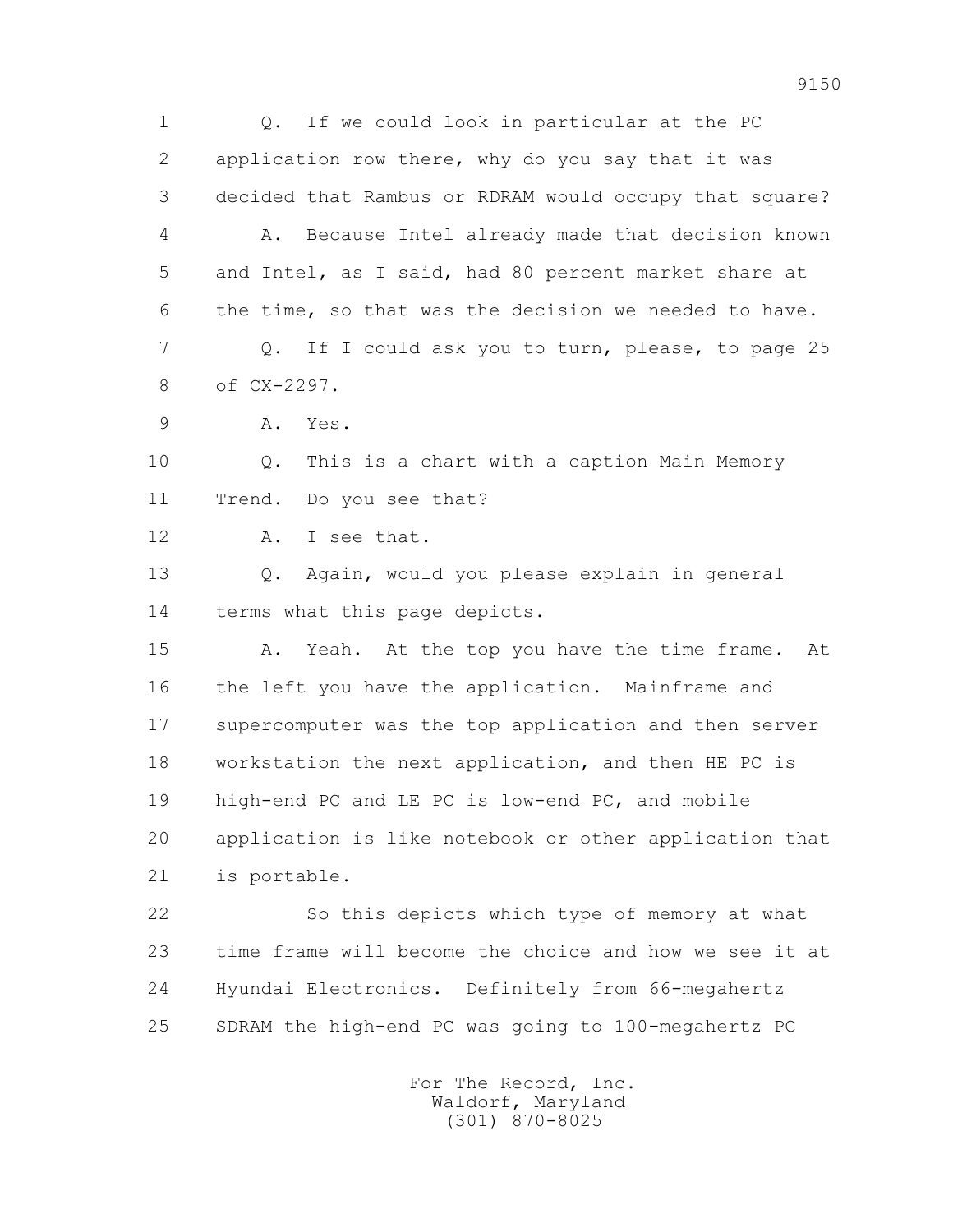1 Q. If we could look in particular at the PC
2 application row there, why do you say that it was
3 decided that Rambus or RDRAM would occupy that square?
4 A. Because Intel already made that decision known
5 and Intel, as I said, had 80 percent market share at
6 the time, so that was the decision we needed to have.
7 Q. If I could ask you to turn, please, to page 25
8 of CX-2297.
9 A. Yes.
10 Q. This is a chart with a caption Main Memory
11 Trend. Do you see that?
12 A. I see that.
13 Q. Again, would you please explain in general
14 terms what this page depicts.
15 A. Yeah. At the top you have the time frame. At
16 the left you have the application. Mainframe and
17 supercomputer was the top application and then server
18 workstation the next application, and then HE PC is
19 high-end PC and LE PC is low-end PC, and mobile
20 application is like notebook or other application that
21 is portable.
22 So this depicts which type of memory at what
23 time frame will become the choice and how we see it at
24 Hyundai Electronics. Definitely from 66-megahertz
25 SDRAM the high-end PC was going to 100-megahertz PC

For The Record, Inc.
Waldorf, Maryland
(301) 870-8025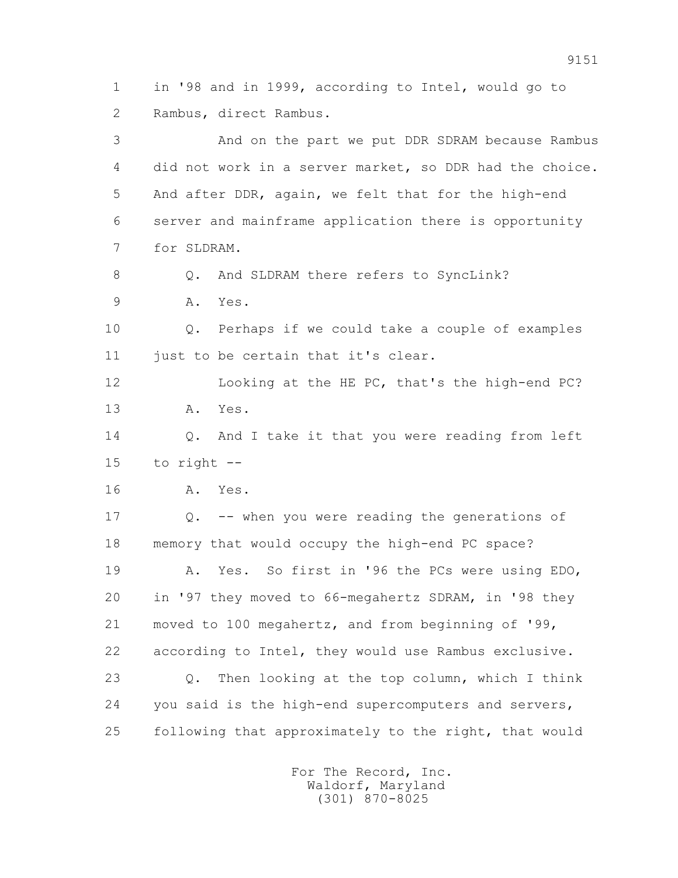1 in '98 and in 1999, according to Intel, would go to
2 Rambus, direct Rambus.

3 And on the part we put DDR SDRAM because Rambus
4 did not work in a server market, so DDR had the choice.
5 And after DDR, again, we felt that for the high-end
6 server and mainframe application there is opportunity
7 for SLDRAM.

8 Q. And SLDRAM there refers to SyncLink?

9 A. Yes.

10 Q. Perhaps if we could take a couple of examples
11 just to be certain that it's clear.

12 Looking at the HE PC, that's the high-end PC?

13 A. Yes.

14 Q. And I take it that you were reading from left
15 to right --

16 A. Yes.

17 Q. -- when you were reading the generations of
18 memory that would occupy the high-end PC space?

19 A. Yes. So first in '96 the PCs were using EDO,
20 in '97 they moved to 66-megahertz SDRAM, in '98 they
21 moved to 100 megahertz, and from beginning of '99,
22 according to Intel, they would use Rambus exclusive.

23 Q. Then looking at the top column, which I think
24 you said is the high-end supercomputers and servers,
25 following that approximately to the right, that would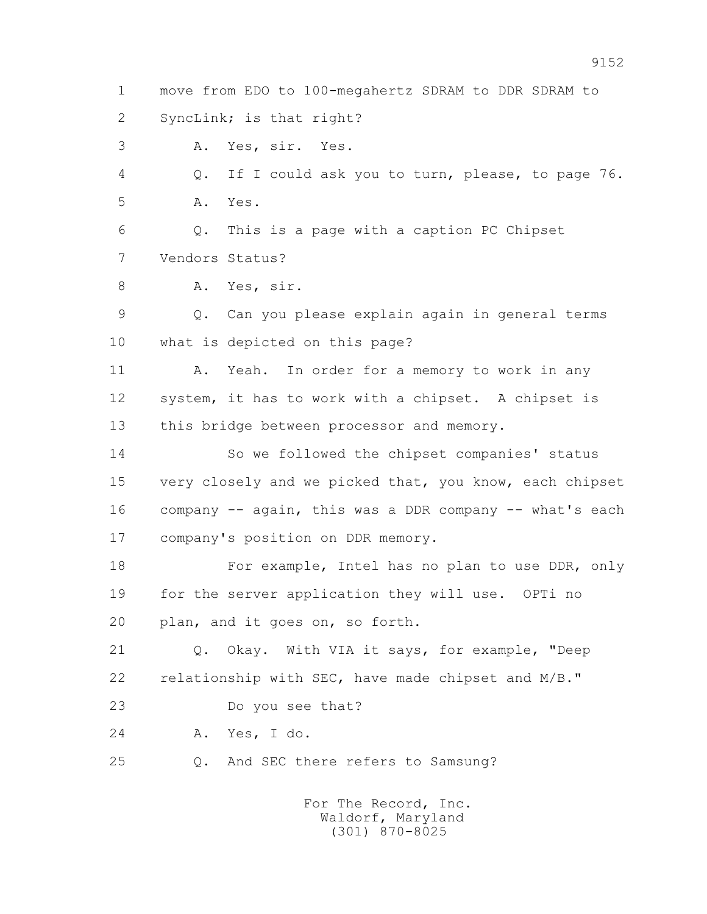1 move from EDO to 100-megahertz SDRAM to DDR SDRAM to
2 SyncLink; is that right?
3 A. Yes, sir. Yes.
4 Q. If I could ask you to turn, please, to page 76.
5 A. Yes.
6 Q. This is a page with a caption PC Chipset
7 Vendors Status?
8 A. Yes, sir.
9 Q. Can you please explain again in general terms
10 what is depicted on this page?
11 A. Yeah. In order for a memory to work in any
12 system, it has to work with a chipset. A chipset is
13 this bridge between processor and memory.
14 So we followed the chipset companies' status
15 very closely and we picked that, you know, each chipset
16 company -- again, this was a DDR company -- what's each
17 company's position on DDR memory.
18 For example, Intel has no plan to use DDR, only
19 for the server application they will use. OPTi no
20 plan, and it goes on, so forth.
21 Q. Okay. With VIA it says, for example, "Deep
22 relationship with SEC, have made chipset and M/B."
23 Do you see that?
24 A. Yes, I do.
25 Q. And SEC there refers to Samsung?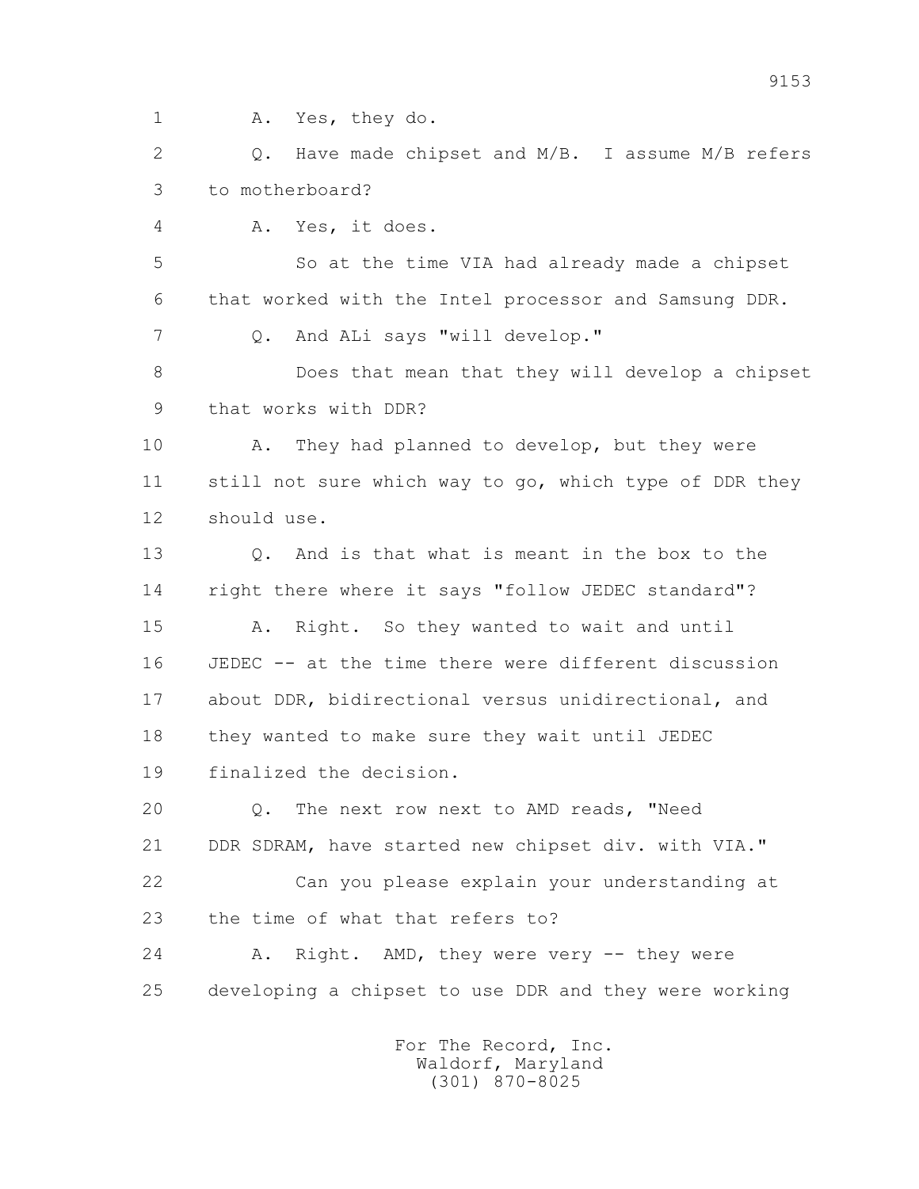1 A. Yes, they do.

2 Q. Have made chipset and M/B. I assume M/B refers

3 to motherboard?

4 A. Yes, it does.

5 So at the time VIA had already made a chipset

6 that worked with the Intel processor and Samsung DDR.

7 Q. And ALi says "will develop."

8 Does that mean that they will develop a chipset

9 that works with DDR?

10 A. They had planned to develop, but they were

11 still not sure which way to go, which type of DDR they

12 should use.

13 Q. And is that what is meant in the box to the

14 right there where it says "follow JEDEC standard"?

15 A. Right. So they wanted to wait and until

16 JEDEC -- at the time there were different discussion

17 about DDR, bidirectional versus unidirectional, and

18 they wanted to make sure they wait until JEDEC

19 finalized the decision.

20 Q. The next row next to AMD reads, "Need

21 DDR SDRAM, have started new chipset div. with VIA."

22 Can you please explain your understanding at

23 the time of what that refers to?

24 A. Right. AMD, they were very -- they were

25 developing a chipset to use DDR and they were working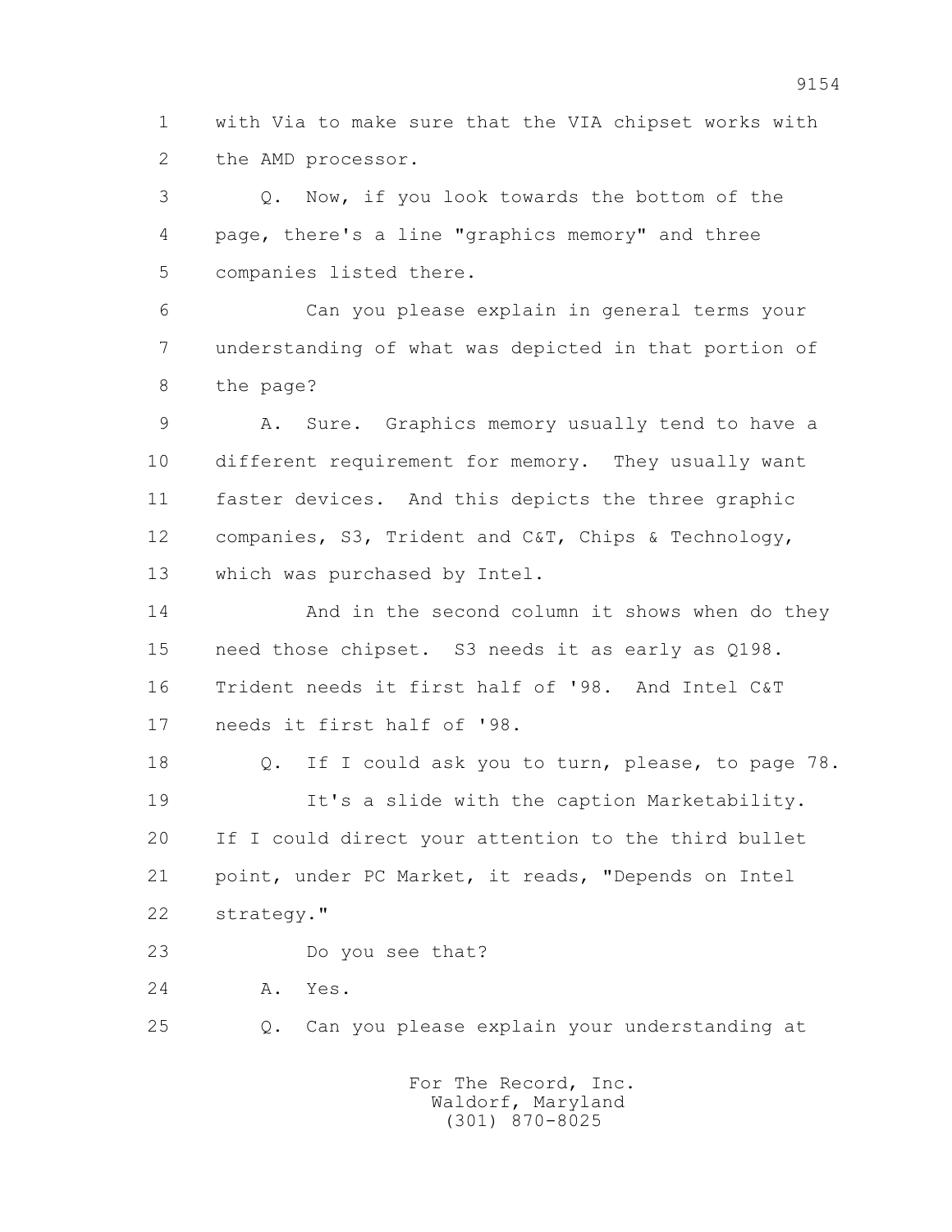1 with Via to make sure that the VIA chipset works with
2 the AMD processor.

3 Q. Now, if you look towards the bottom of the
4 page, there's a line "graphics memory" and three
5 companies listed there.

6 Can you please explain in general terms your
7 understanding of what was depicted in that portion of
8 the page?

9 A. Sure. Graphics memory usually tend to have a
10 different requirement for memory. They usually want
11 faster devices. And this depicts the three graphic
12 companies, S3, Trident and C&T, Chips & Technology,
13 which was purchased by Intel.

14 And in the second column it shows when do they
15 need those chipset. S3 needs it as early as Q198.
16 Trident needs it first half of '98. And Intel C&T
17 needs it first half of '98.

18 Q. If I could ask you to turn, please, to page 78.
19 It's a slide with the caption Marketability.
20 If I could direct your attention to the third bullet
21 point, under PC Market, it reads, "Depends on Intel
22 strategy."

23 Do you see that?

24 A. Yes.

25 Q. Can you please explain your understanding at

For The Record, Inc.
Waldorf, Maryland
(301) 870-8025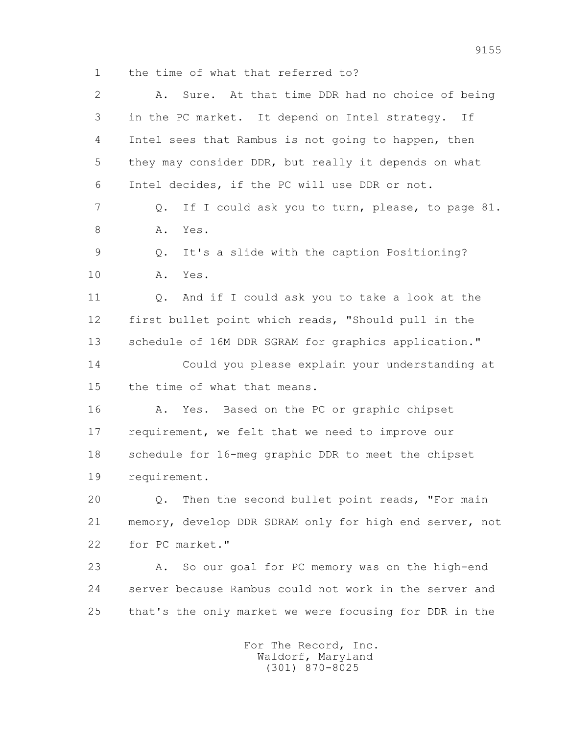1 the time of what that referred to?

2 A. Sure. At that time DDR had no choice of being

3 in the PC market. It depend on Intel strategy. If

4 Intel sees that Rambus is not going to happen, then

5 they may consider DDR, but really it depends on what

6 Intel decides, if the PC will use DDR or not.

7 Q. If I could ask you to turn, please, to page 81.

8 A. Yes.

9 Q. It's a slide with the caption Positioning?

10 A. Yes.

11 Q. And if I could ask you to take a look at the

12 first bullet point which reads, "Should pull in the

13 schedule of 16M DDR SGRAM for graphics application."

14 Could you please explain your understanding at

15 the time of what that means.

16 A. Yes. Based on the PC or graphic chipset

17 requirement, we felt that we need to improve our

18 schedule for 16-meg graphic DDR to meet the chipset

19 requirement.

20 Q. Then the second bullet point reads, "For main

21 memory, develop DDR SDRAM only for high end server, not

22 for PC market."

23 A. So our goal for PC memory was on the high-end

24 server because Rambus could not work in the server and

25 that's the only market we were focusing for DDR in the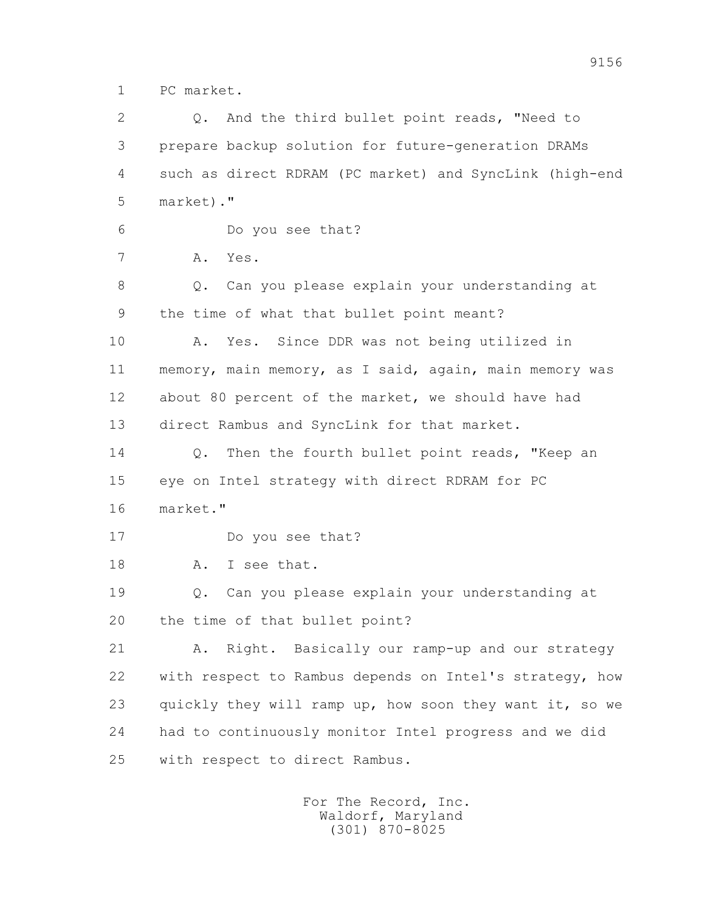1 PC market.

2 Q. And the third bullet point reads, "Need to
3 prepare backup solution for future-generation DRAMs
4 such as direct RDRAM (PC market) and SyncLink (high-end
5 market)."

6 Do you see that?

7 A. Yes.

8 Q. Can you please explain your understanding at
9 the time of what that bullet point meant?

10 A. Yes. Since DDR was not being utilized in
11 memory, main memory, as I said, again, main memory was
12 about 80 percent of the market, we should have had
13 direct Rambus and SyncLink for that market.

14 Q. Then the fourth bullet point reads, "Keep an
15 eye on Intel strategy with direct RDRAM for PC
16 market."

17 Do you see that?

18 A. I see that.

19 Q. Can you please explain your understanding at
20 the time of that bullet point?

21 A. Right. Basically our ramp-up and our strategy
22 with respect to Rambus depends on Intel's strategy, how
23 quickly they will ramp up, how soon they want it, so we
24 had to continuously monitor Intel progress and we did
25 with respect to direct Rambus.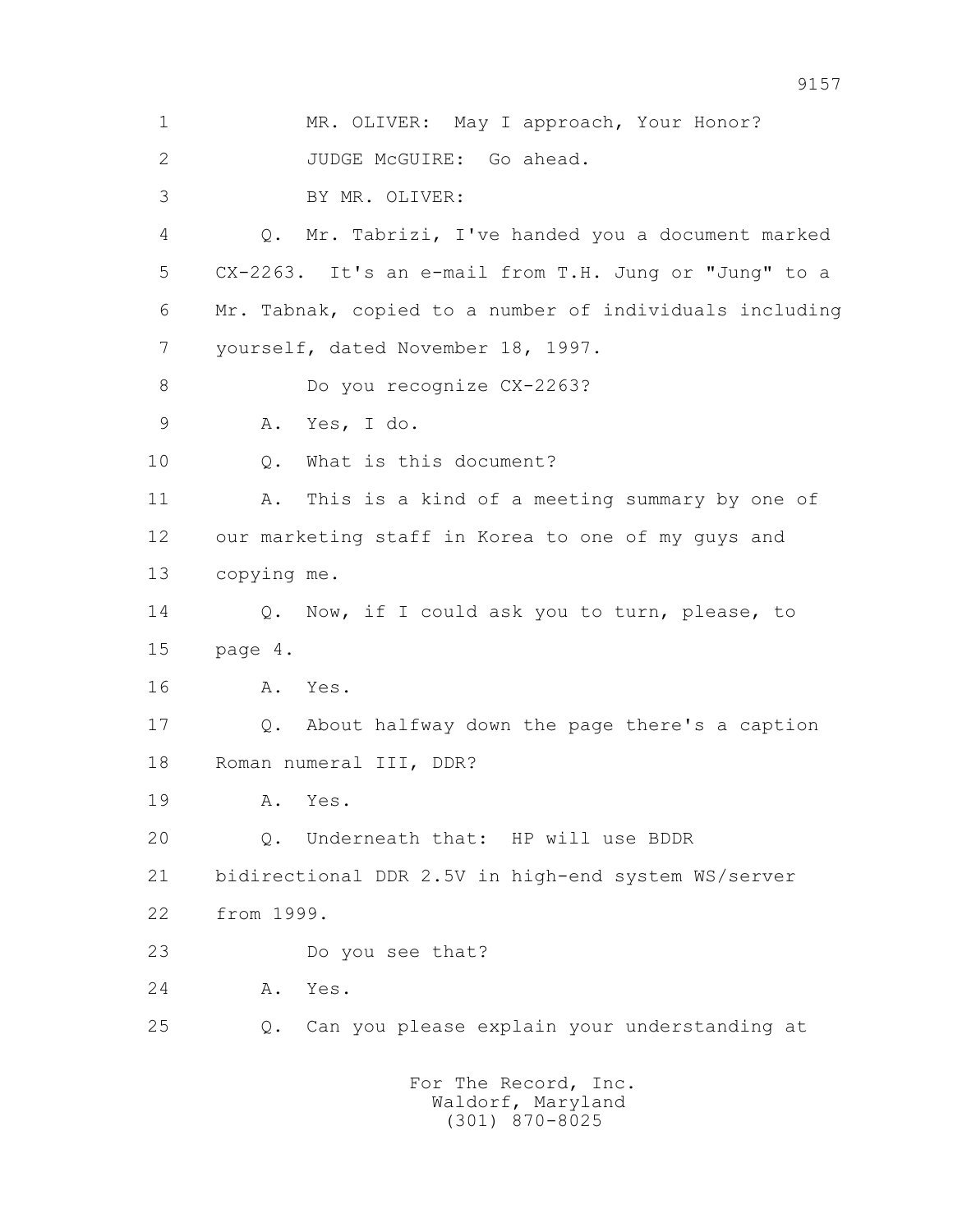1 MR. OLIVER: May I approach, Your Honor?

2 JUDGE McGUIRE: Go ahead.

3 BY MR. OLIVER:

4 Q. Mr. Tabrizi, I've handed you a document marked

5 CX-2263. It's an e-mail from T.H. Jung or "Jung" to a

6 Mr. Tabnak, copied to a number of individuals including

7 yourself, dated November 18, 1997.

8 Do you recognize CX-2263?

9 A. Yes, I do.

10 Q. What is this document?

11 A. This is a kind of a meeting summary by one of

12 our marketing staff in Korea to one of my guys and

13 copying me.

14 Q. Now, if I could ask you to turn, please, to

15 page 4.

16 A. Yes.

17 Q. About halfway down the page there's a caption

18 Roman numeral III, DDR?

19 A. Yes.

20 Q. Underneath that: HP will use BDDR

21 bidirectional DDR 2.5V in high-end system WS/server

22 from 1999.

23 Do you see that?

24 A. Yes.

25 Q. Can you please explain your understanding at

For The Record, Inc.
Waldorf, Maryland
(301) 870-8025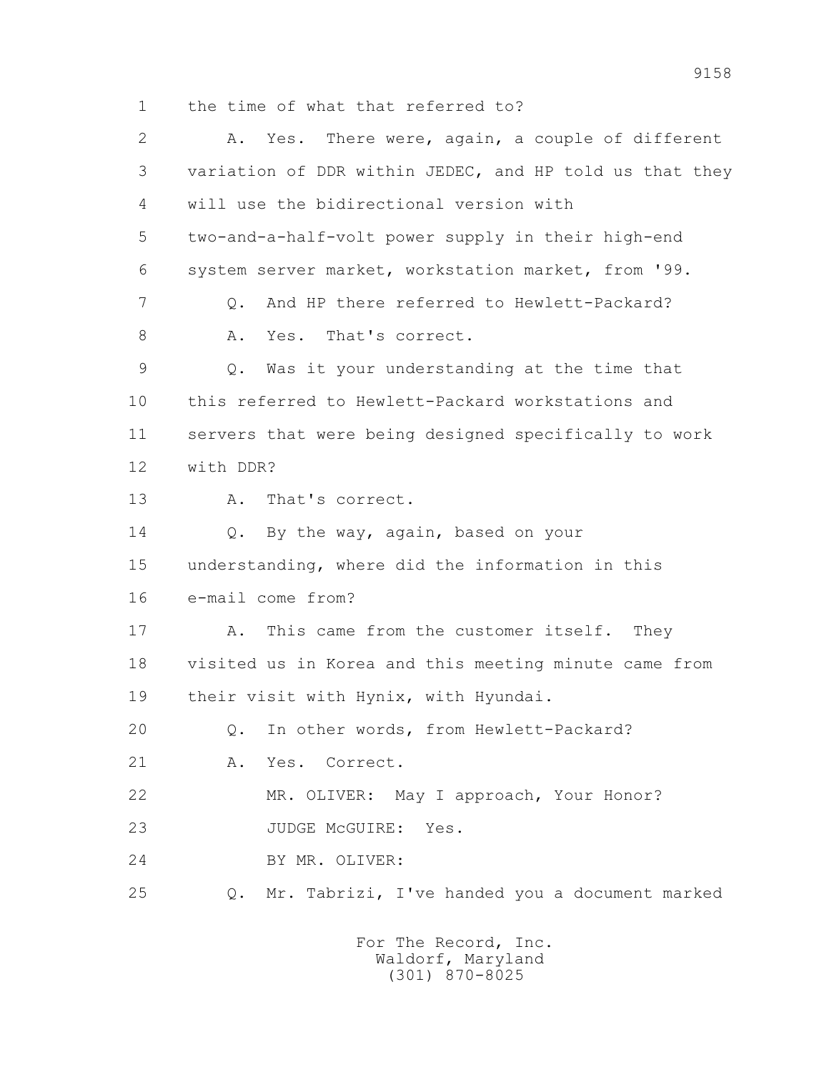1 the time of what that referred to?

2 A. Yes. There were, again, a couple of different

3 variation of DDR within JEDEC, and HP told us that they

4 will use the bidirectional version with

5 two-and-a-half-volt power supply in their high-end

6 system server market, workstation market, from '99.

7 Q. And HP there referred to Hewlett-Packard?

8 A. Yes. That's correct.

9 Q. Was it your understanding at the time that

10 this referred to Hewlett-Packard workstations and

11 servers that were being designed specifically to work

12 with DDR?

13 A. That's correct.

14 Q. By the way, again, based on your

15 understanding, where did the information in this

16 e-mail come from?

17 A. This came from the customer itself. They

18 visited us in Korea and this meeting minute came from

19 their visit with Hynix, with Hyundai.

20 Q. In other words, from Hewlett-Packard?

21 A. Yes. Correct.

22 MR. OLIVER: May I approach, Your Honor?

23 JUDGE McGUIRE: Yes.

24 BY MR. OLIVER:

25 Q. Mr. Tabrizi, I've handed you a document marked

For The Record, Inc.
Waldorf, Maryland
(301) 870-8025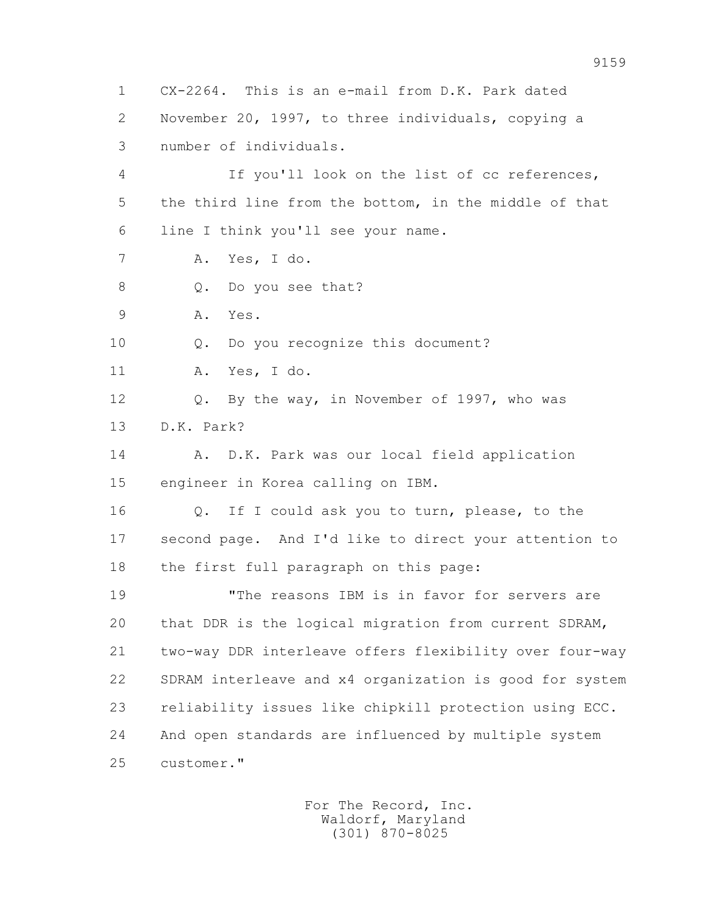1 CX-2264. This is an e-mail from D.K. Park dated
2 November 20, 1997, to three individuals, copying a
3 number of individuals.
4 If you'll look on the list of cc references,
5 the third line from the bottom, in the middle of that
6 line I think you'll see your name.
7 A. Yes, I do.
8 Q. Do you see that?
9 A. Yes.
10 Q. Do you recognize this document?
11 A. Yes, I do.
12 Q. By the way, in November of 1997, who was
13 D.K. Park?
14 A. D.K. Park was our local field application
15 engineer in Korea calling on IBM.
16 Q. If I could ask you to turn, please, to the
17 second page. And I'd like to direct your attention to
18 the first full paragraph on this page:
19 "The reasons IBM is in favor for servers are
20 that DDR is the logical migration from current SDRAM,
21 two-way DDR interleave offers flexibility over four-way
22 SDRAM interleave and x4 organization is good for system
23 reliability issues like chipkill protection using ECC.
24 And open standards are influenced by multiple system
25 customer."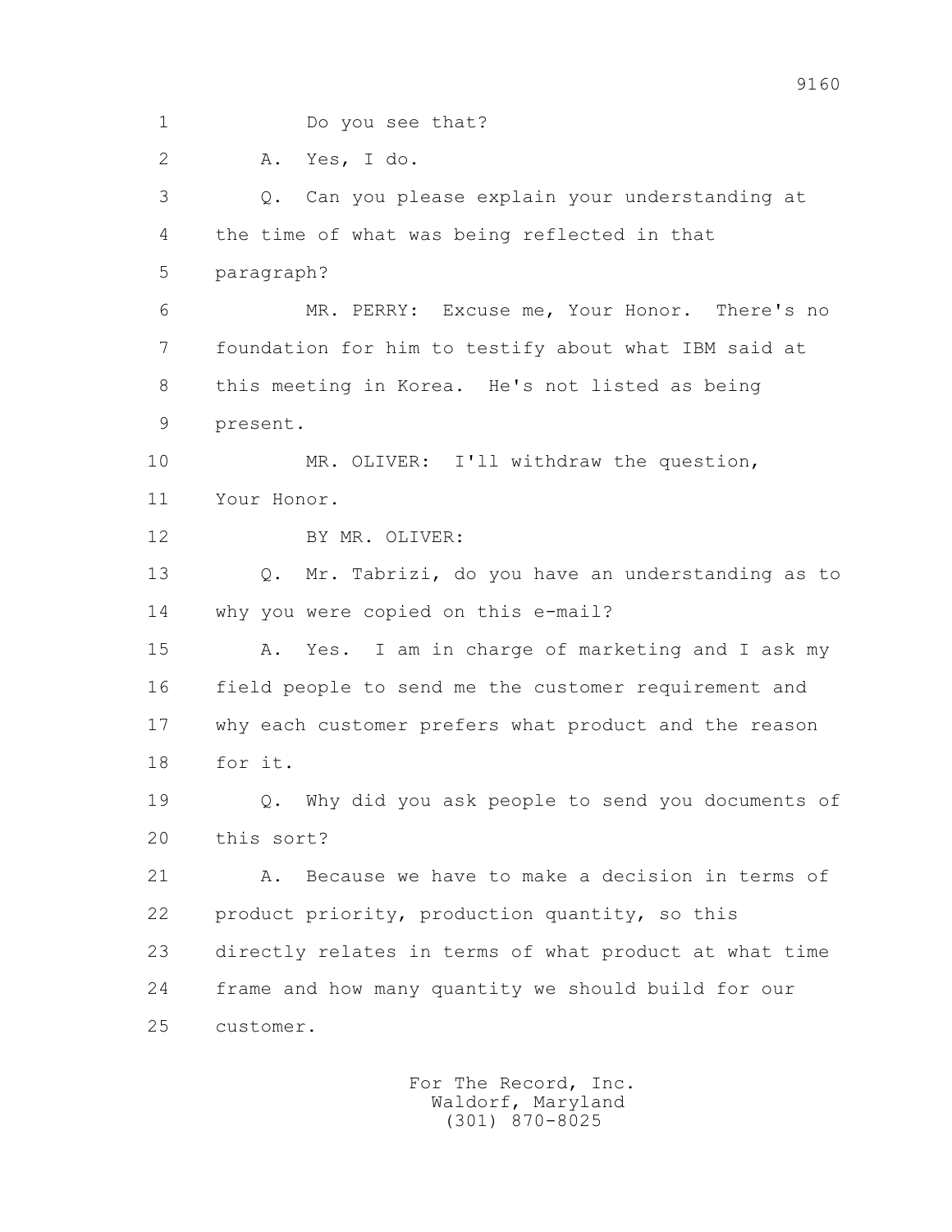1 Do you see that?

2 A. Yes, I do.

3 Q. Can you please explain your understanding at

4 the time of what was being reflected in that

5 paragraph?

6 MR. PERRY: Excuse me, Your Honor. There's no

7 foundation for him to testify about what IBM said at

8 this meeting in Korea. He's not listed as being

9 present.

10 MR. OLIVER: I'll withdraw the question,

11 Your Honor.

12 BY MR. OLIVER:

13 Q. Mr. Tabrizi, do you have an understanding as to

14 why you were copied on this e-mail?

15 A. Yes. I am in charge of marketing and I ask my

16 field people to send me the customer requirement and

17 why each customer prefers what product and the reason

18 for it.

19 Q. Why did you ask people to send you documents of

20 this sort?

21 A. Because we have to make a decision in terms of

22 product priority, production quantity, so this

23 directly relates in terms of what product at what time

24 frame and how many quantity we should build for our

25 customer.

For The Record, Inc.
Waldorf, Maryland
(301) 870-8025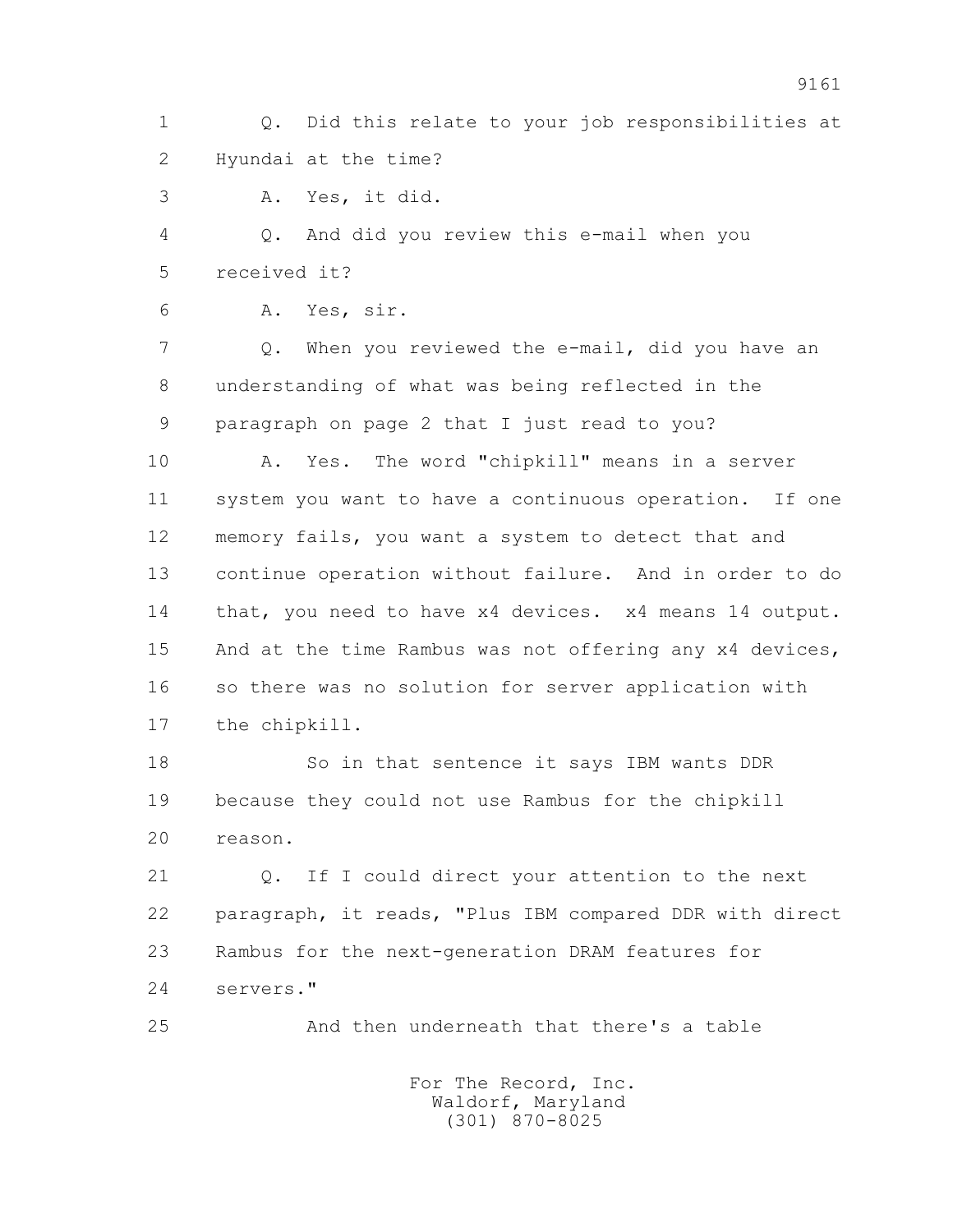1 Q. Did this relate to your job responsibilities at
2 Hyundai at the time?
3 A. Yes, it did.
4 Q. And did you review this e-mail when you
5 received it?
6 A. Yes, sir.
7 Q. When you reviewed the e-mail, did you have an
8 understanding of what was being reflected in the
9 paragraph on page 2 that I just read to you?
10 A. Yes. The word "chipkill" means in a server
11 system you want to have a continuous operation. If one
12 memory fails, you want a system to detect that and
13 continue operation without failure. And in order to do
14 that, you need to have x4 devices. x4 means 14 output.
15 And at the time Rambus was not offering any x4 devices,
16 so there was no solution for server application with
17 the chipkill.
18 So in that sentence it says IBM wants DDR
19 because they could not use Rambus for the chipkill
20 reason.
21 Q. If I could direct your attention to the next
22 paragraph, it reads, "Plus IBM compared DDR with direct
23 Rambus for the next-generation DRAM features for
24 servers."
25 And then underneath that there's a table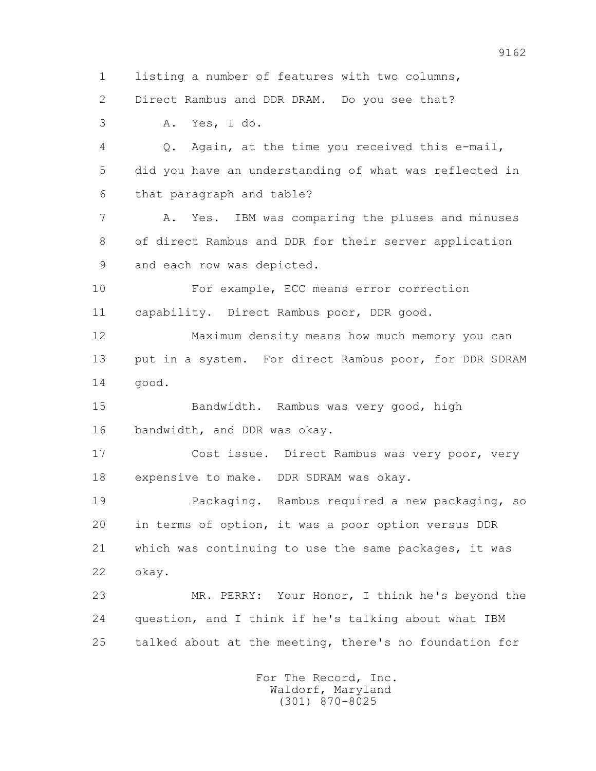1 listing a number of features with two columns,

2 Direct Rambus and DDR DRAM. Do you see that?

3 A. Yes, I do.

4 Q. Again, at the time you received this e-mail,

5 did you have an understanding of what was reflected in

6 that paragraph and table?

7 A. Yes. IBM was comparing the pluses and minuses

8 of direct Rambus and DDR for their server application

9 and each row was depicted.

10 For example, ECC means error correction

11 capability. Direct Rambus poor, DDR good.

12 Maximum density means how much memory you can

13 put in a system. For direct Rambus poor, for DDR SDRAM

14 good.

15 Bandwidth. Rambus was very good, high

16 bandwidth, and DDR was okay.

17 Cost issue. Direct Rambus was very poor, very

18 expensive to make. DDR SDRAM was okay.

19 Packaging. Rambus required a new packaging, so

20 in terms of option, it was a poor option versus DDR

21 which was continuing to use the same packages, it was

22 okay.

23 MR. PERRY: Your Honor, I think he's beyond the

24 question, and I think if he's talking about what IBM

25 talked about at the meeting, there's no foundation for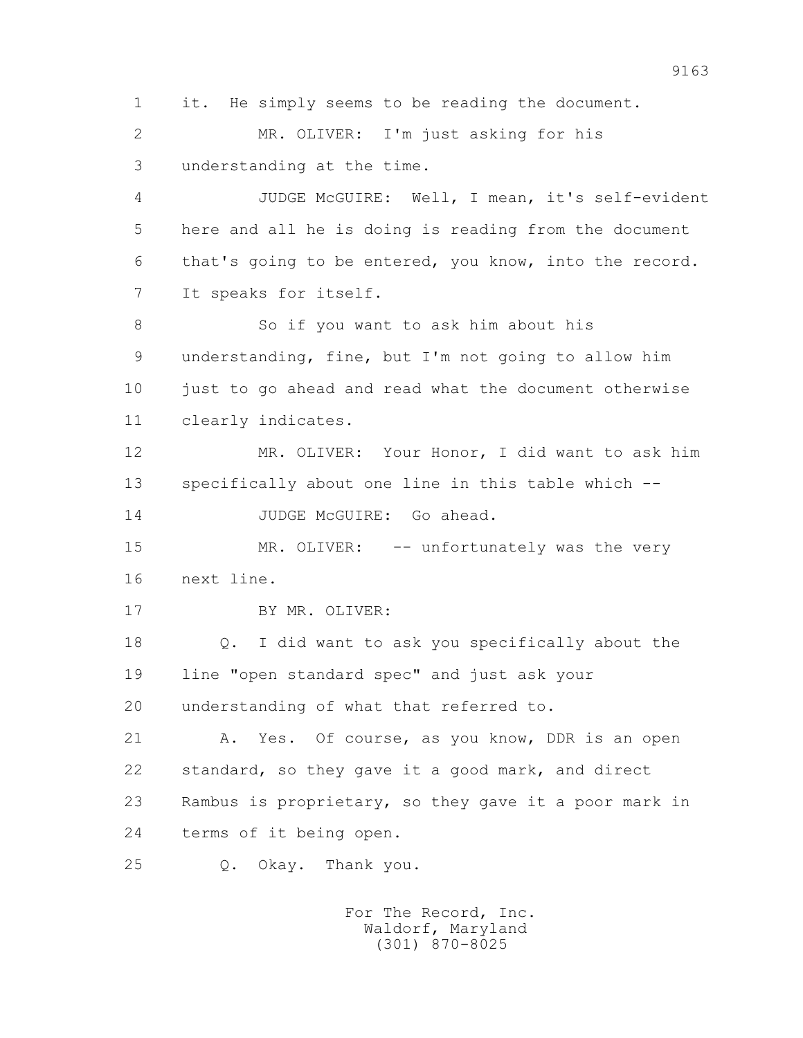1 it. He simply seems to be reading the document.

2 MR. OLIVER: I'm just asking for his

3 understanding at the time.

4 JUDGE McGUIRE: Well, I mean, it's self-evident

5 here and all he is doing is reading from the document

6 that's going to be entered, you know, into the record.

7 It speaks for itself.

8 So if you want to ask him about his

9 understanding, fine, but I'm not going to allow him

10 just to go ahead and read what the document otherwise

11 clearly indicates.

12 MR. OLIVER: Your Honor, I did want to ask him

13 specifically about one line in this table which --

14 JUDGE McGUIRE: Go ahead.

15 MR. OLIVER: -- unfortunately was the very

16 next line.

17 BY MR. OLIVER:

18 Q. I did want to ask you specifically about the

19 line "open standard spec" and just ask your

20 understanding of what that referred to.

21 A. Yes. Of course, as you know, DDR is an open

22 standard, so they gave it a good mark, and direct

23 Rambus is proprietary, so they gave it a poor mark in

24 terms of it being open.

25 Q. Okay. Thank you.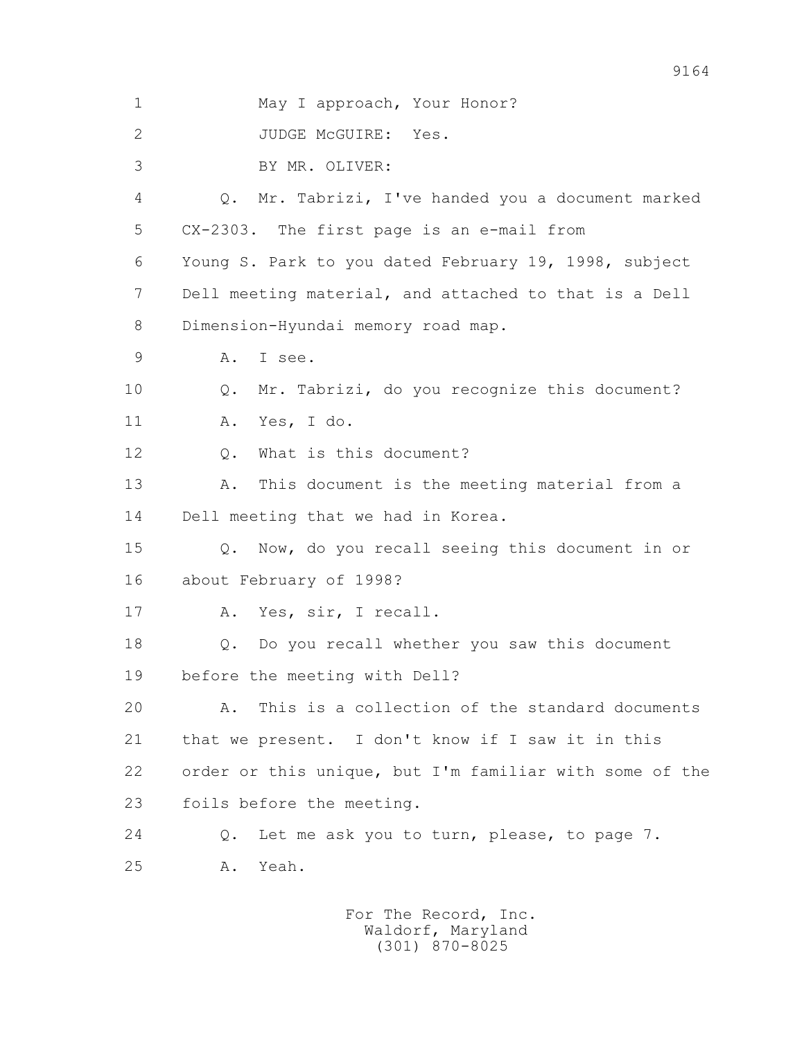1 May I approach, Your Honor?

2 JUDGE McGUIRE: Yes.

3 BY MR. OLIVER:

4 Q. Mr. Tabrizi, I've handed you a document marked

5 CX-2303. The first page is an e-mail from

6 Young S. Park to you dated February 19, 1998, subject

7 Dell meeting material, and attached to that is a Dell

8 Dimension-Hyundai memory road map.

9 A. I see.

10 Q. Mr. Tabrizi, do you recognize this document?

11 A. Yes, I do.

12 Q. What is this document?

13 A. This document is the meeting material from a

14 Dell meeting that we had in Korea.

15 Q. Now, do you recall seeing this document in or

16 about February of 1998?

17 A. Yes, sir, I recall.

18 Q. Do you recall whether you saw this document

19 before the meeting with Dell?

20 A. This is a collection of the standard documents

21 that we present. I don't know if I saw it in this

22 order or this unique, but I'm familiar with some of the

23 foils before the meeting.

24 Q. Let me ask you to turn, please, to page 7.

25 A. Yeah.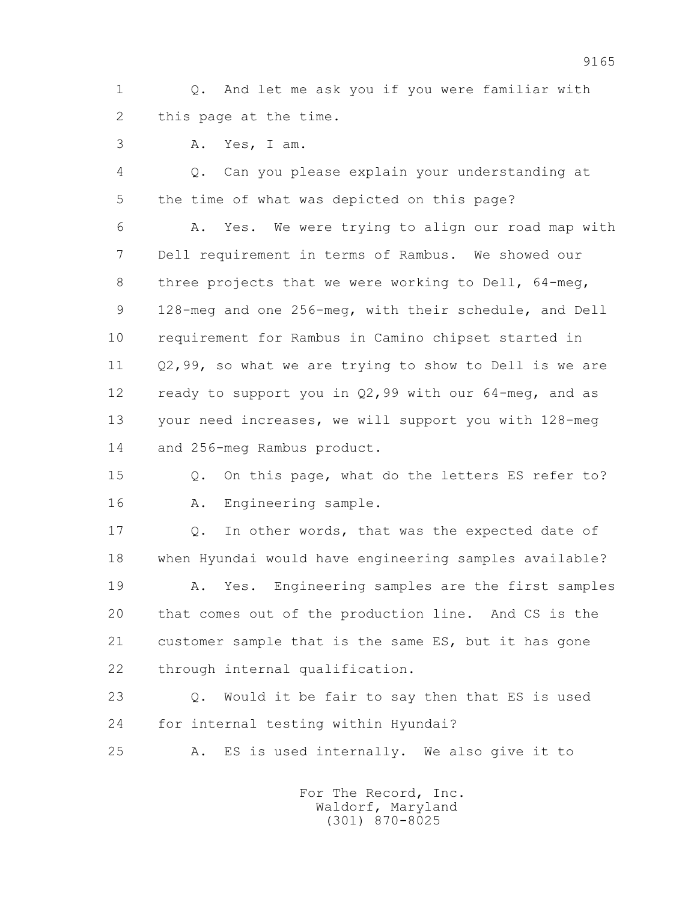1 Q. And let me ask you if you were familiar with
2 this page at the time.

3 A. Yes, I am.

4 Q. Can you please explain your understanding at
5 the time of what was depicted on this page?

6 A. Yes. We were trying to align our road map with
7 Dell requirement in terms of Rambus. We showed our
8 three projects that we were working to Dell, 64-meg,
9 128-meg and one 256-meg, with their schedule, and Dell
10 requirement for Rambus in Camino chipset started in
11 Q2,99, so what we are trying to show to Dell is we are
12 ready to support you in Q2,99 with our 64-meg, and as
13 your need increases, we will support you with 128-meg
14 and 256-meg Rambus product.

15 Q. On this page, what do the letters ES refer to?

16 A. Engineering sample.

17 Q. In other words, that was the expected date of
18 when Hyundai would have engineering samples available?

19 A. Yes. Engineering samples are the first samples
20 that comes out of the production line. And CS is the
21 customer sample that is the same ES, but it has gone
22 through internal qualification.

23 Q. Would it be fair to say then that ES is used
24 for internal testing within Hyundai?

25 A. ES is used internally. We also give it to

For The Record, Inc.
Waldorf, Maryland
(301) 870-8025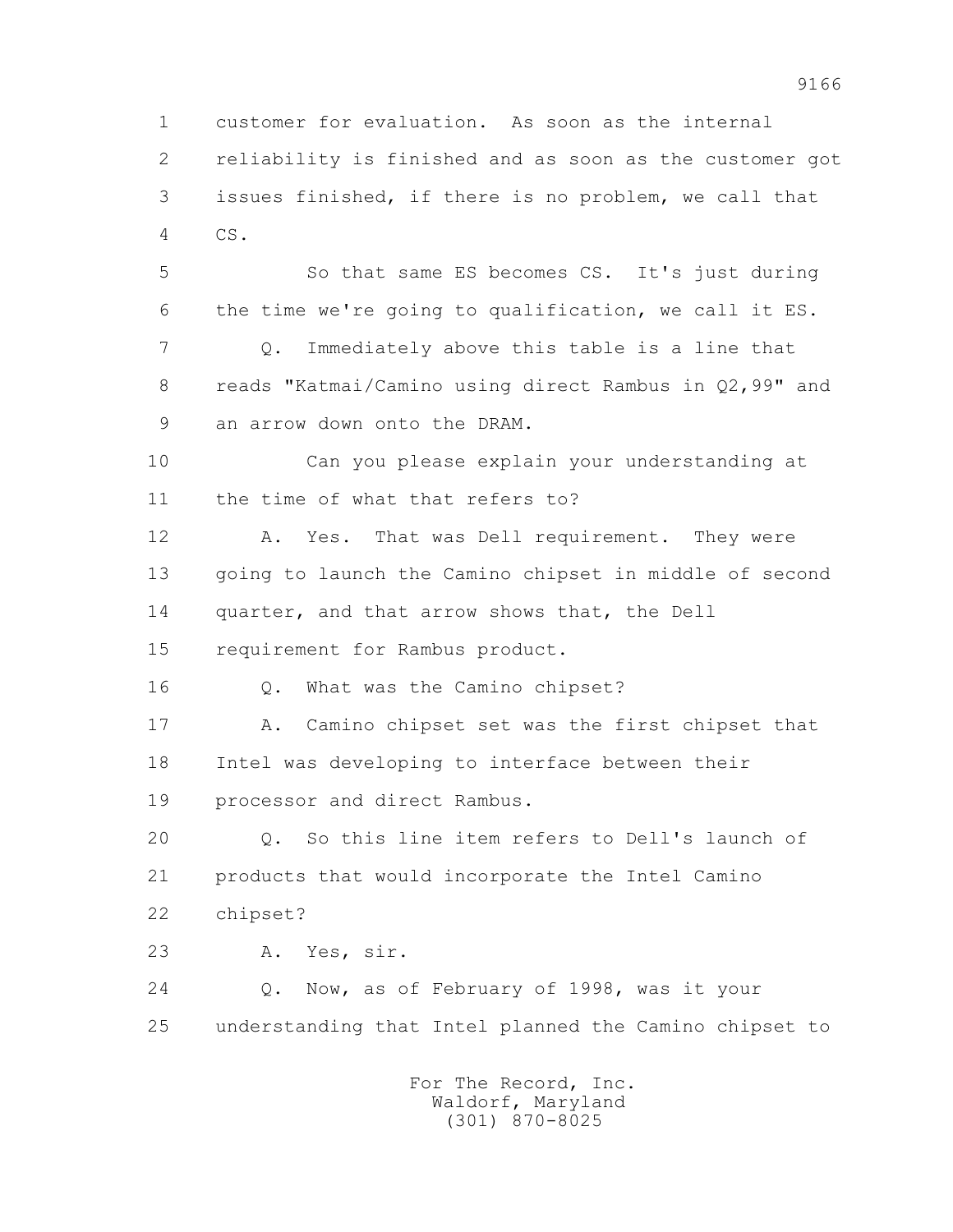1 customer for evaluation. As soon as the internal
2 reliability is finished and as soon as the customer got
3 issues finished, if there is no problem, we call that
4 CS.

5 So that same ES becomes CS. It's just during
6 the time we're going to qualification, we call it ES.

7 Q. Immediately above this table is a line that
8 reads "Katmai/Camino using direct Rambus in Q2,99" and
9 an arrow down onto the DRAM.

10 Can you please explain your understanding at
11 the time of what that refers to?

12 A. Yes. That was Dell requirement. They were
13 going to launch the Camino chipset in middle of second
14 quarter, and that arrow shows that, the Dell
15 requirement for Rambus product.

16 Q. What was the Camino chipset?

17 A. Camino chipset set was the first chipset that
18 Intel was developing to interface between their
19 processor and direct Rambus.

20 Q. So this line item refers to Dell's launch of
21 products that would incorporate the Intel Camino
22 chipset?

23 A. Yes, sir.

24 Q. Now, as of February of 1998, was it your
25 understanding that Intel planned the Camino chipset to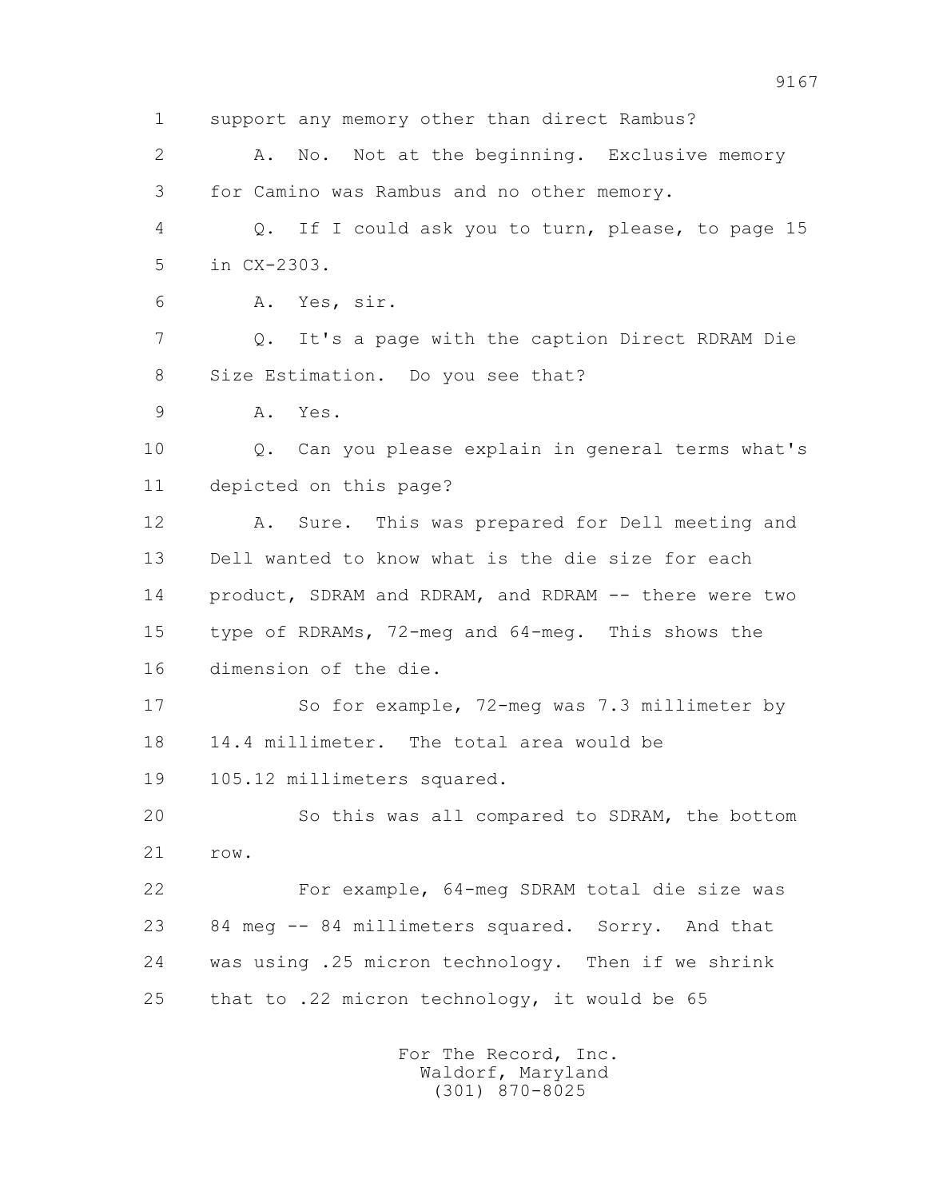1 support any memory other than direct Rambus?

2 A. No. Not at the beginning. Exclusive memory

3 for Camino was Rambus and no other memory.

4 Q. If I could ask you to turn, please, to page 15

5 in CX-2303.

6 A. Yes, sir.

7 Q. It's a page with the caption Direct RDRAM Die

8 Size Estimation. Do you see that?

9 A. Yes.

10 Q. Can you please explain in general terms what's

11 depicted on this page?

12 A. Sure. This was prepared for Dell meeting and

13 Dell wanted to know what is the die size for each

14 product, SDRAM and RDRAM, and RDRAM -- there were two

15 type of RDRAMs, 72-meg and 64-meg. This shows the

16 dimension of the die.

17 So for example, 72-meg was 7.3 millimeter by

18 14.4 millimeter. The total area would be

19 105.12 millimeters squared.

20 So this was all compared to SDRAM, the bottom

21 row.

22 For example, 64-meg SDRAM total die size was

23 84 meg -- 84 millimeters squared. Sorry. And that

24 was using .25 micron technology. Then if we shrink

25 that to .22 micron technology, it would be 65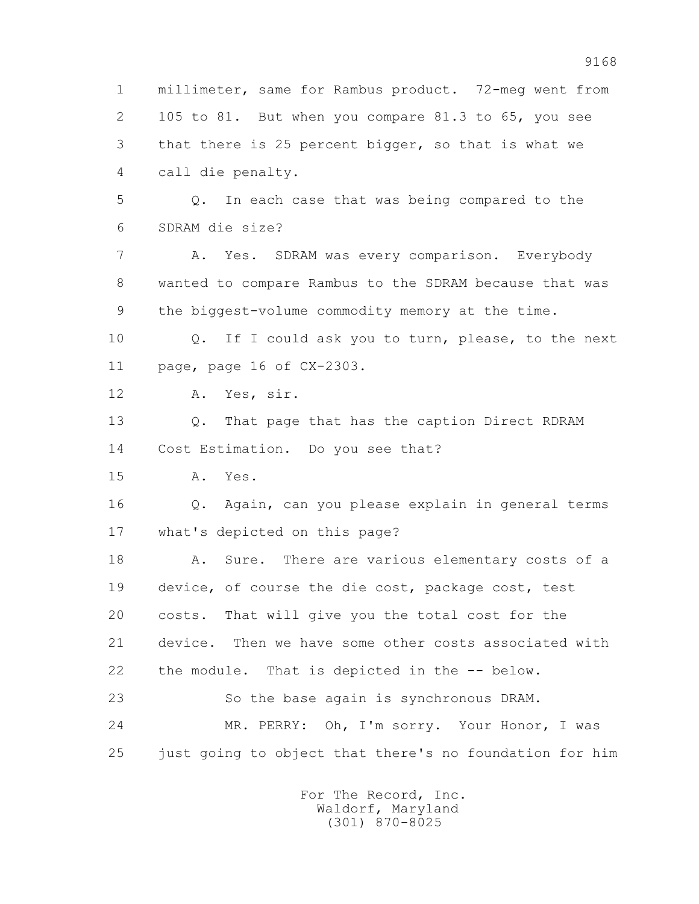1 millimeter, same for Rambus product. 72-meg went from
2 105 to 81. But when you compare 81.3 to 65, you see
3 that there is 25 percent bigger, so that is what we
4 call die penalty.

5 Q. In each case that was being compared to the
6 SDRAM die size?

7 A. Yes. SDRAM was every comparison. Everybody
8 wanted to compare Rambus to the SDRAM because that was
9 the biggest-volume commodity memory at the time.

10 Q. If I could ask you to turn, please, to the next
11 page, page 16 of CX-2303.

12 A. Yes, sir.

13 Q. That page that has the caption Direct RDRAM
14 Cost Estimation. Do you see that?

15 A. Yes.

16 Q. Again, can you please explain in general terms
17 what's depicted on this page?

18 A. Sure. There are various elementary costs of a
19 device, of course the die cost, package cost, test
20 costs. That will give you the total cost for the
21 device. Then we have some other costs associated with
22 the module. That is depicted in the -- below.

23 So the base again is synchronous DRAM.

24 MR. PERRY: Oh, I'm sorry. Your Honor, I was
25 just going to object that there's no foundation for him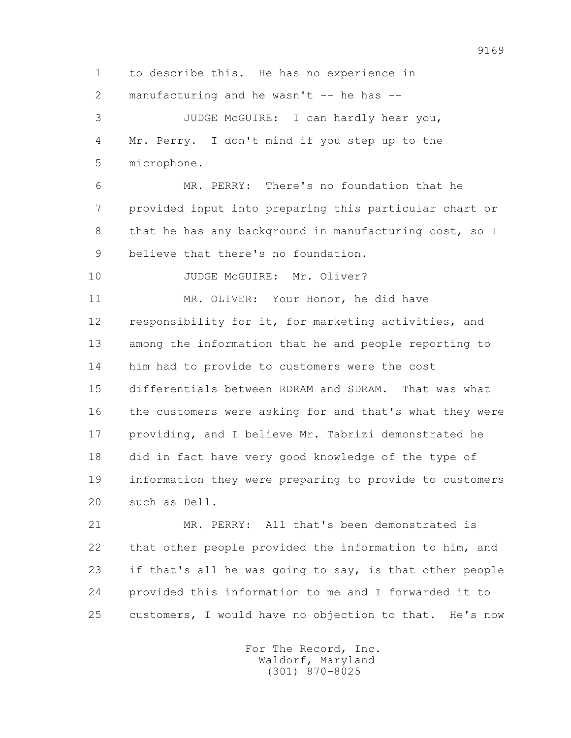1 to describe this. He has no experience in
2 manufacturing and he wasn't -- he has --
3 JUDGE McGUIRE: I can hardly hear you,
4 Mr. Perry. I don't mind if you step up to the
5 microphone.
6 MR. PERRY: There's no foundation that he
7 provided input into preparing this particular chart or
8 that he has any background in manufacturing cost, so I
9 believe that there's no foundation.
10 JUDGE McGUIRE: Mr. Oliver?
11 MR. OLIVER: Your Honor, he did have
12 responsibility for it, for marketing activities, and
13 among the information that he and people reporting to
14 him had to provide to customers were the cost
15 differentials between RDRAM and SDRAM. That was what
16 the customers were asking for and that's what they were
17 providing, and I believe Mr. Tabrizi demonstrated he
18 did in fact have very good knowledge of the type of
19 information they were preparing to provide to customers
20 such as Dell.
21 MR. PERRY: All that's been demonstrated is
22 that other people provided the information to him, and
23 if that's all he was going to say, is that other people
24 provided this information to me and I forwarded it to
25 customers, I would have no objection to that. He's now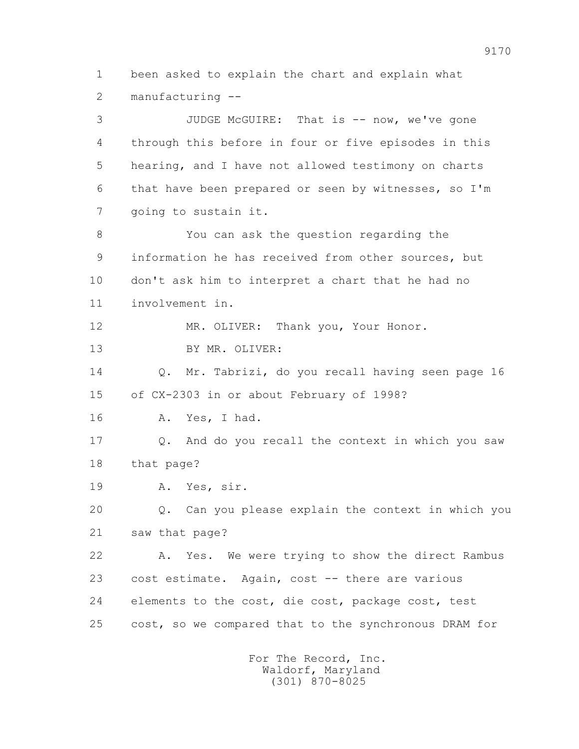1 been asked to explain the chart and explain what
2 manufacturing --

3 JUDGE McGUIRE: That is -- now, we've gone
4 through this before in four or five episodes in this
5 hearing, and I have not allowed testimony on charts
6 that have been prepared or seen by witnesses, so I'm
7 going to sustain it.

8 You can ask the question regarding the
9 information he has received from other sources, but
10 don't ask him to interpret a chart that he had no
11 involvement in.

12 MR. OLIVER: Thank you, Your Honor.

13 BY MR. OLIVER:

14 Q. Mr. Tabrizi, do you recall having seen page 16
15 of CX-2303 in or about February of 1998?

16 A. Yes, I had.

17 Q. And do you recall the context in which you saw
18 that page?

19 A. Yes, sir.

20 Q. Can you please explain the context in which you
21 saw that page?

22 A. Yes. We were trying to show the direct Rambus
23 cost estimate. Again, cost -- there are various
24 elements to the cost, die cost, package cost, test
25 cost, so we compared that to the synchronous DRAM for

For The Record, Inc.
Waldorf, Maryland
(301) 870-8025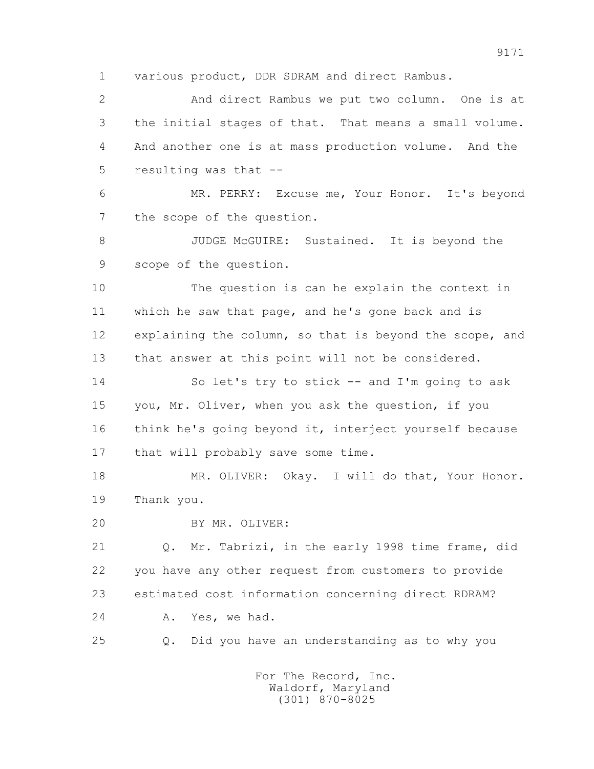1 various product, DDR SDRAM and direct Rambus.

2 And direct Rambus we put two column. One is at

3 the initial stages of that. That means a small volume.

4 And another one is at mass production volume. And the

5 resulting was that --

6 MR. PERRY: Excuse me, Your Honor. It's beyond

7 the scope of the question.

8 JUDGE McGUIRE: Sustained. It is beyond the

9 scope of the question.

10 The question is can he explain the context in

11 which he saw that page, and he's gone back and is

12 explaining the column, so that is beyond the scope, and

13 that answer at this point will not be considered.

14 So let's try to stick -- and I'm going to ask

15 you, Mr. Oliver, when you ask the question, if you

16 think he's going beyond it, interject yourself because

17 that will probably save some time.

18 MR. OLIVER: Okay. I will do that, Your Honor.

19 Thank you.

20 BY MR. OLIVER:

21 Q. Mr. Tabrizi, in the early 1998 time frame, did

22 you have any other request from customers to provide

23 estimated cost information concerning direct RDRAM?

24 A. Yes, we had.

25 Q. Did you have an understanding as to why you

For The Record, Inc.
Waldorf, Maryland
(301) 870-8025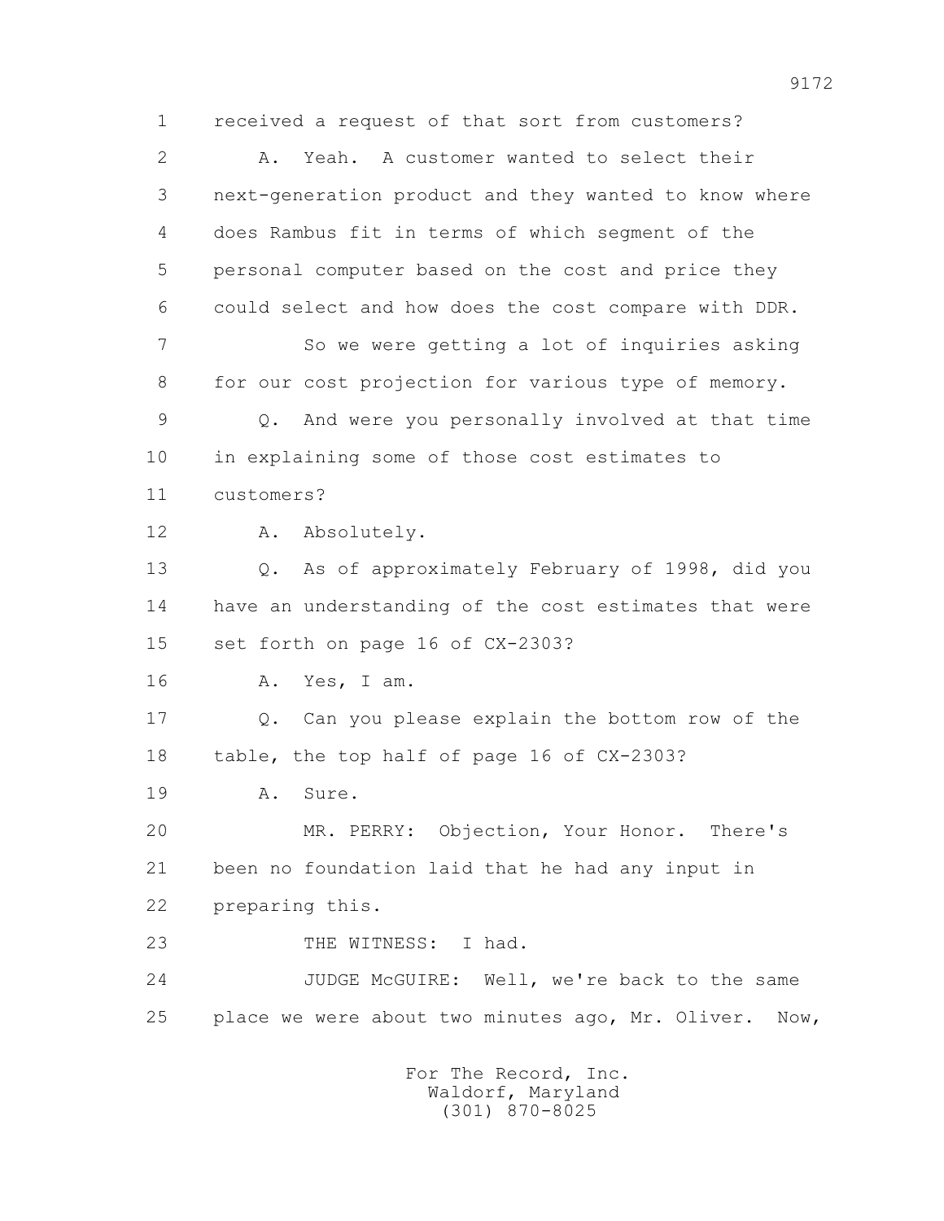1 received a request of that sort from customers?

2 A. Yeah. A customer wanted to select their

3 next-generation product and they wanted to know where

4 does Rambus fit in terms of which segment of the

5 personal computer based on the cost and price they

6 could select and how does the cost compare with DDR.

7 So we were getting a lot of inquiries asking

8 for our cost projection for various type of memory.

9 Q. And were you personally involved at that time

10 in explaining some of those cost estimates to

11 customers?

12 A. Absolutely.

13 Q. As of approximately February of 1998, did you

14 have an understanding of the cost estimates that were

15 set forth on page 16 of CX-2303?

16 A. Yes, I am.

17 Q. Can you please explain the bottom row of the

18 table, the top half of page 16 of CX-2303?

19 A. Sure.

20 MR. PERRY: Objection, Your Honor. There's

21 been no foundation laid that he had any input in

22 preparing this.

23 THE WITNESS: I had.

24 JUDGE McGUIRE: Well, we're back to the same

25 place we were about two minutes ago, Mr. Oliver. Now,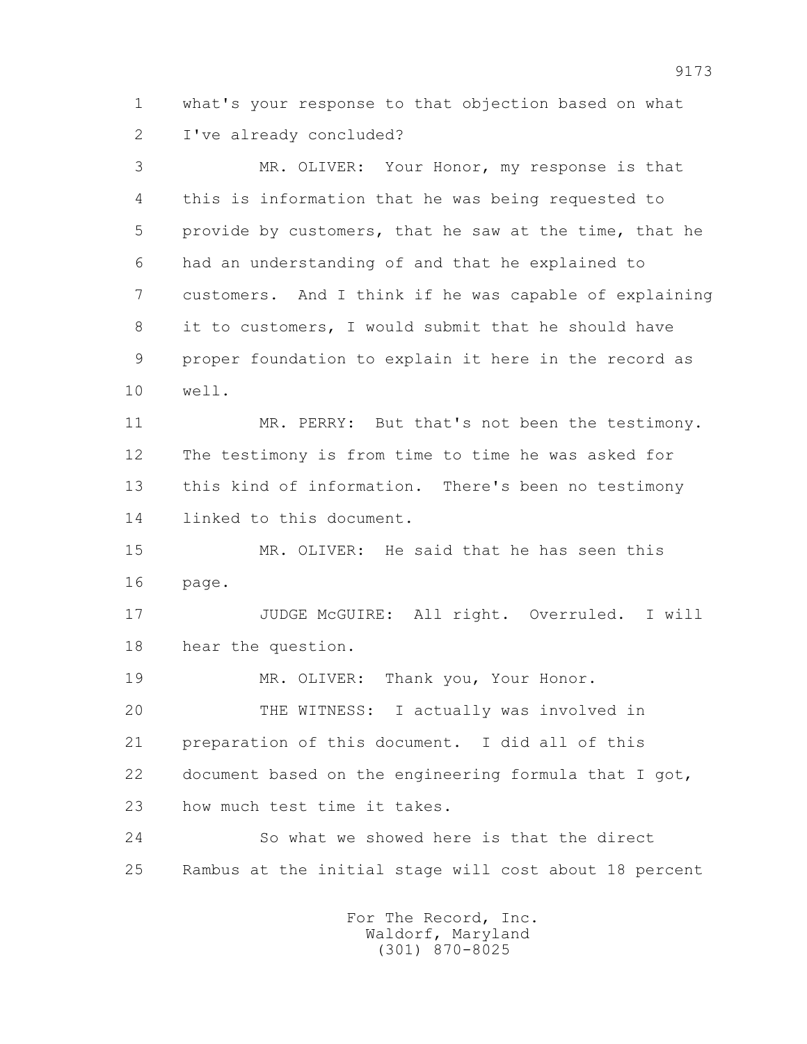1 what's your response to that objection based on what
2 I've already concluded?

3 MR. OLIVER: Your Honor, my response is that
4 this is information that he was being requested to
5 provide by customers, that he saw at the time, that he
6 had an understanding of and that he explained to
7 customers. And I think if he was capable of explaining
8 it to customers, I would submit that he should have
9 proper foundation to explain it here in the record as
10 well.

11 MR. PERRY: But that's not been the testimony.
12 The testimony is from time to time he was asked for
13 this kind of information. There's been no testimony
14 linked to this document.

15 MR. OLIVER: He said that he has seen this
16 page.

17 JUDGE McGUIRE: All right. Overruled. I will
18 hear the question.

19 MR. OLIVER: Thank you, Your Honor.

20 THE WITNESS: I actually was involved in
21 preparation of this document. I did all of this
22 document based on the engineering formula that I got,
23 how much test time it takes.

24 So what we showed here is that the direct
25 Rambus at the initial stage will cost about 18 percent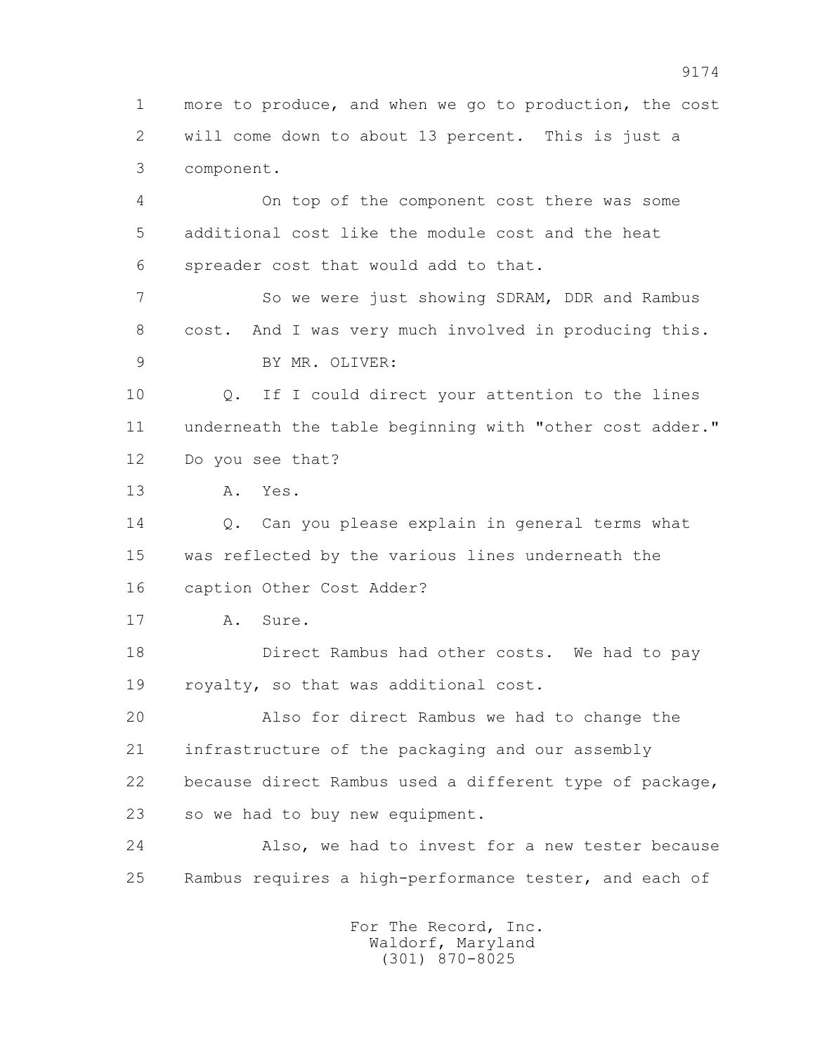1 more to produce, and when we go to production, the cost
2 will come down to about 13 percent. This is just a
3 component.

4 On top of the component cost there was some
5 additional cost like the module cost and the heat
6 spreader cost that would add to that.

7 So we were just showing SDRAM, DDR and Rambus
8 cost. And I was very much involved in producing this.

9 BY MR. OLIVER:

10 Q. If I could direct your attention to the lines
11 underneath the table beginning with "other cost adder."
12 Do you see that?

13 A. Yes.

14 Q. Can you please explain in general terms what
15 was reflected by the various lines underneath the
16 caption Other Cost Adder?

17 A. Sure.

18 Direct Rambus had other costs. We had to pay
19 royalty, so that was additional cost.

20 Also for direct Rambus we had to change the
21 infrastructure of the packaging and our assembly
22 because direct Rambus used a different type of package,
23 so we had to buy new equipment.

24 Also, we had to invest for a new tester because
25 Rambus requires a high-performance tester, and each of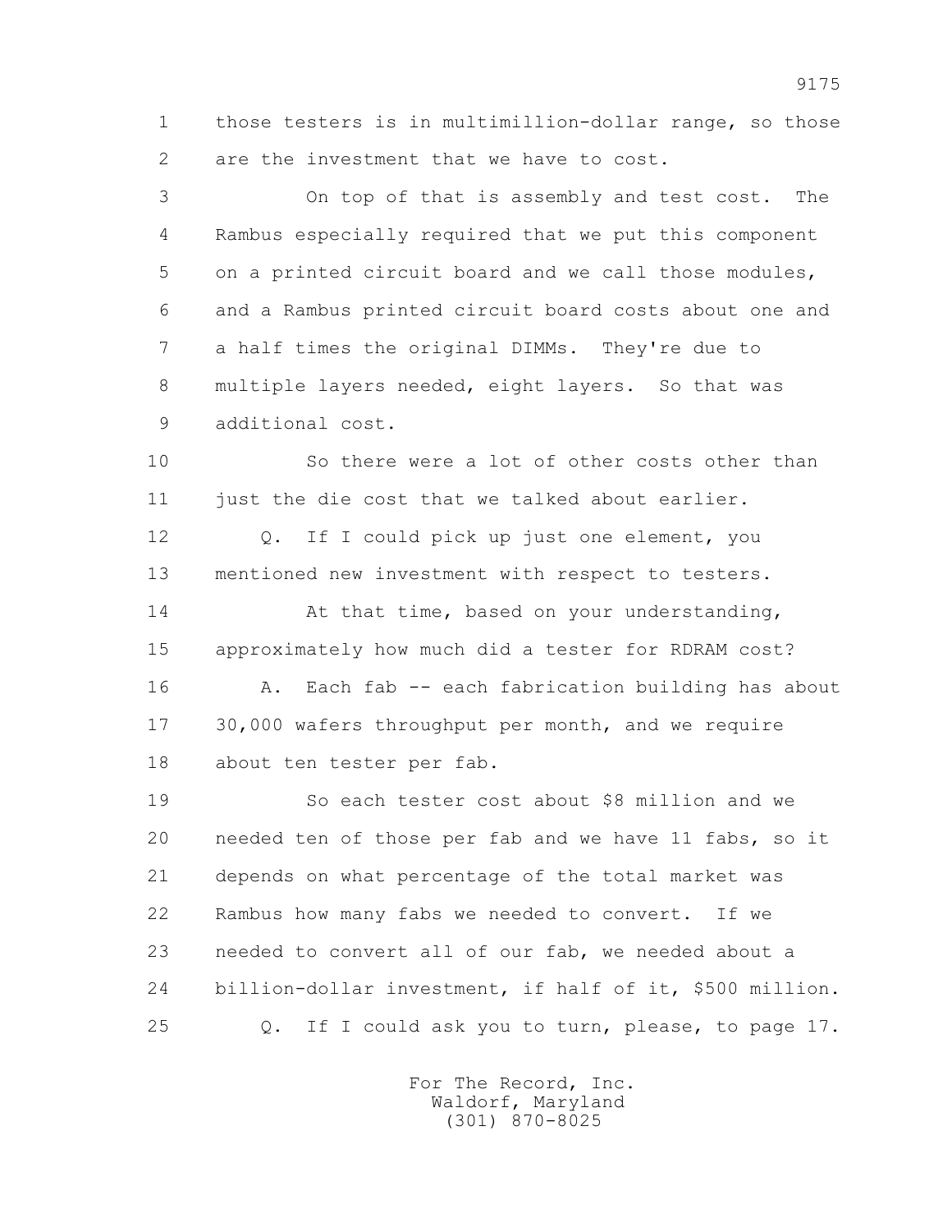those testers is in multimillion-dollar range, so those are the investment that we have to cost.

On top of that is assembly and test cost. The Rambus especially required that we put this component on a printed circuit board and we call those modules, and a Rambus printed circuit board costs about one and a half times the original DIMMs. They're due to multiple layers needed, eight layers. So that was additional cost.

So there were a lot of other costs other than just the die cost that we talked about earlier.

Q. If I could pick up just one element, you mentioned new investment with respect to testers.

At that time, based on your understanding, approximately how much did a tester for RDRAM cost?

A. Each fab -- each fabrication building has about 30,000 wafers throughput per month, and we require about ten tester per fab.

So each tester cost about $8 million and we needed ten of those per fab and we have 11 fabs, so it depends on what percentage of the total market was Rambus how many fabs we needed to convert. If we needed to convert all of our fab, we needed about a billion-dollar investment, if half of it, $500 million.

Q. If I could ask you to turn, please, to page 17.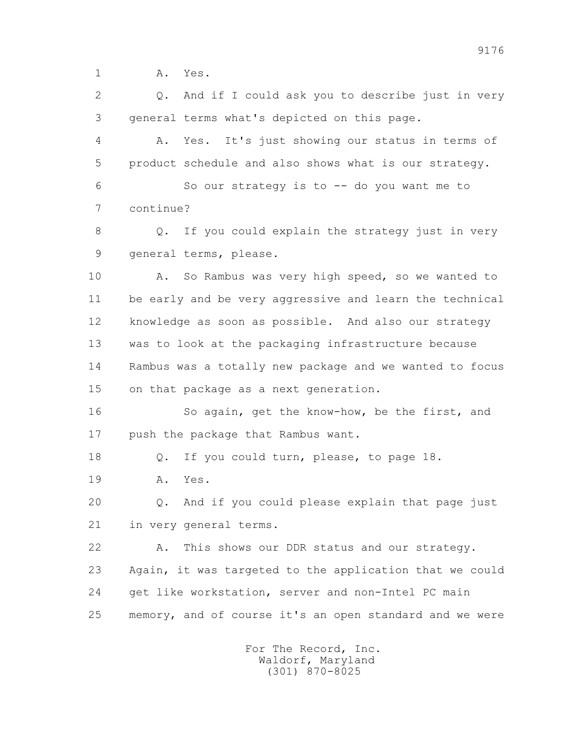1 A. Yes.

2 Q. And if I could ask you to describe just in very
3 general terms what's depicted on this page.

4 A. Yes. It's just showing our status in terms of
5 product schedule and also shows what is our strategy.

6 So our strategy is to -- do you want me to
7 continue?

8 Q. If you could explain the strategy just in very
9 general terms, please.

10 A. So Rambus was very high speed, so we wanted to
11 be early and be very aggressive and learn the technical
12 knowledge as soon as possible. And also our strategy
13 was to look at the packaging infrastructure because
14 Rambus was a totally new package and we wanted to focus
15 on that package as a next generation.

16 So again, get the know-how, be the first, and
17 push the package that Rambus want.

18 Q. If you could turn, please, to page 18.

19 A. Yes.

20 Q. And if you could please explain that page just
21 in very general terms.

22 A. This shows our DDR status and our strategy.
23 Again, it was targeted to the application that we could
24 get like workstation, server and non-Intel PC main
25 memory, and of course it's an open standard and we were

For The Record, Inc.
Waldorf, Maryland
(301) 870-8025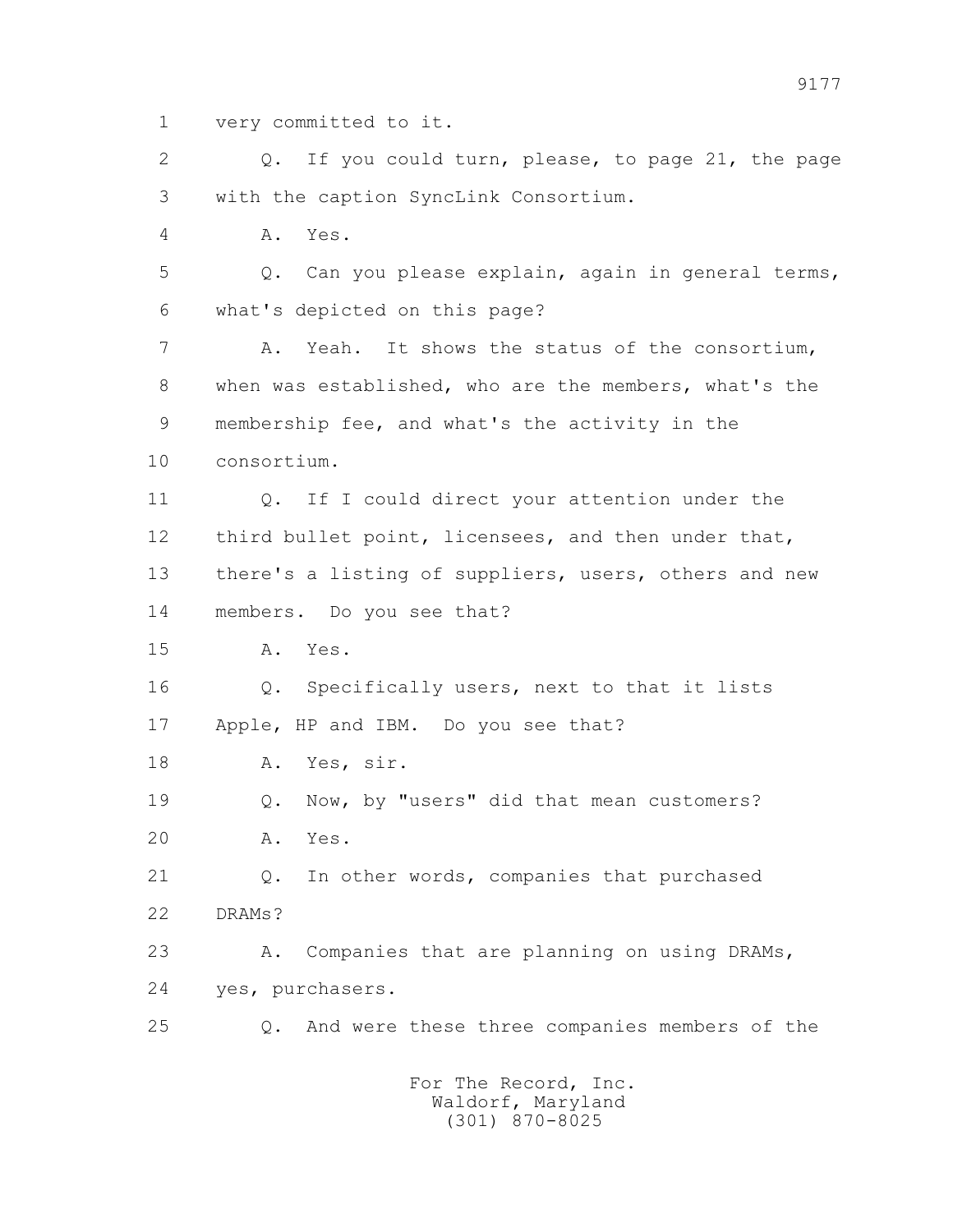1 very committed to it.

2 Q. If you could turn, please, to page 21, the page

3 with the caption SyncLink Consortium.

4 A. Yes.

5 Q. Can you please explain, again in general terms,

6 what's depicted on this page?

7 A. Yeah. It shows the status of the consortium,

8 when was established, who are the members, what's the

9 membership fee, and what's the activity in the

10 consortium.

11 Q. If I could direct your attention under the

12 third bullet point, licensees, and then under that,

13 there's a listing of suppliers, users, others and new

14 members. Do you see that?

15 A. Yes.

16 Q. Specifically users, next to that it lists

17 Apple, HP and IBM. Do you see that?

18 A. Yes, sir.

19 Q. Now, by "users" did that mean customers?

20 A. Yes.

21 Q. In other words, companies that purchased

22 DRAMs?

23 A. Companies that are planning on using DRAMs,

24 yes, purchasers.

25 Q. And were these three companies members of the

For The Record, Inc.
Waldorf, Maryland
(301) 870-8025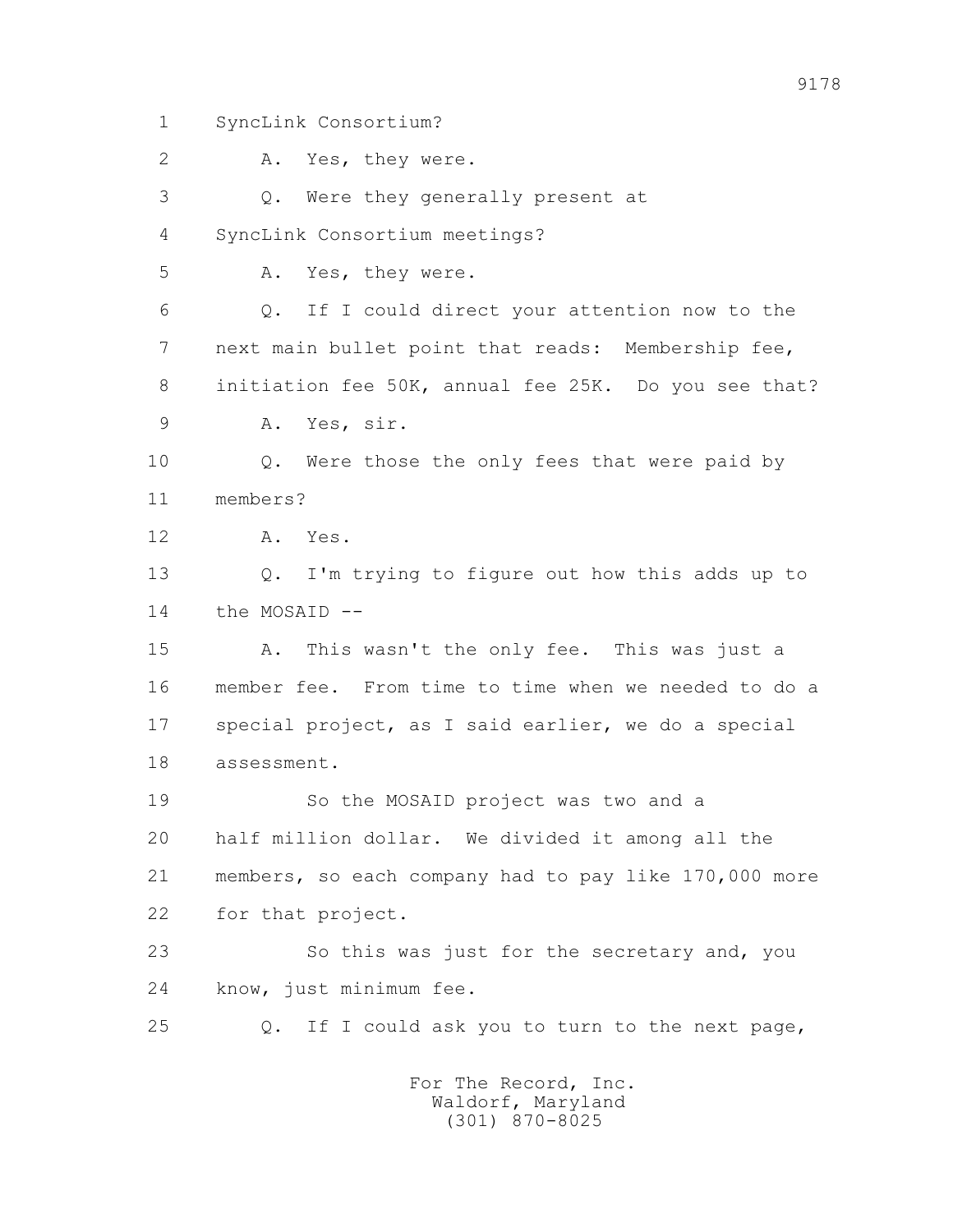1 SyncLink Consortium?

2 A. Yes, they were.

3 Q. Were they generally present at

4 SyncLink Consortium meetings?

5 A. Yes, they were.

6 Q. If I could direct your attention now to the

7 next main bullet point that reads: Membership fee,

8 initiation fee 50K, annual fee 25K. Do you see that?

9 A. Yes, sir.

10 Q. Were those the only fees that were paid by

11 members?

12 A. Yes.

13 Q. I'm trying to figure out how this adds up to

14 the MOSAID --

15 A. This wasn't the only fee. This was just a

16 member fee. From time to time when we needed to do a

17 special project, as I said earlier, we do a special

18 assessment.

19 So the MOSAID project was two and a

20 half million dollar. We divided it among all the

21 members, so each company had to pay like 170,000 more

22 for that project.

23 So this was just for the secretary and, you

24 know, just minimum fee.

25 Q. If I could ask you to turn to the next page,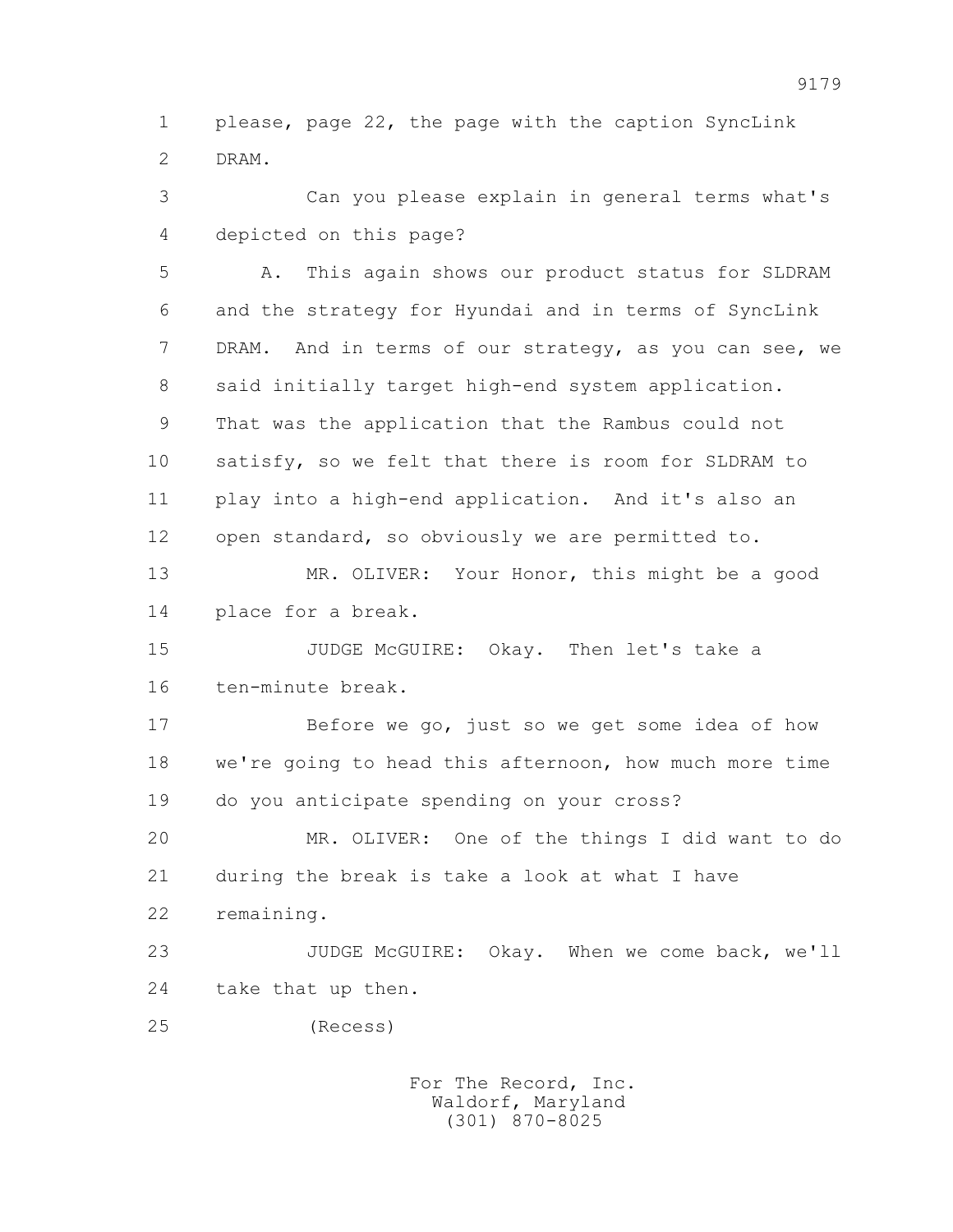1 please, page 22, the page with the caption SyncLink
2 DRAM.

3 Can you please explain in general terms what's
4 depicted on this page?

5 A. This again shows our product status for SLDRAM
6 and the strategy for Hyundai and in terms of SyncLink
7 DRAM. And in terms of our strategy, as you can see, we
8 said initially target high-end system application.
9 That was the application that the Rambus could not
10 satisfy, so we felt that there is room for SLDRAM to
11 play into a high-end application. And it's also an
12 open standard, so obviously we are permitted to.

13 MR. OLIVER: Your Honor, this might be a good
14 place for a break.

15 JUDGE McGUIRE: Okay. Then let's take a
16 ten-minute break.

17 Before we go, just so we get some idea of how
18 we're going to head this afternoon, how much more time
19 do you anticipate spending on your cross?

20 MR. OLIVER: One of the things I did want to do
21 during the break is take a look at what I have
22 remaining.

23 JUDGE McGUIRE: Okay. When we come back, we'll
24 take that up then.

25 (Recess)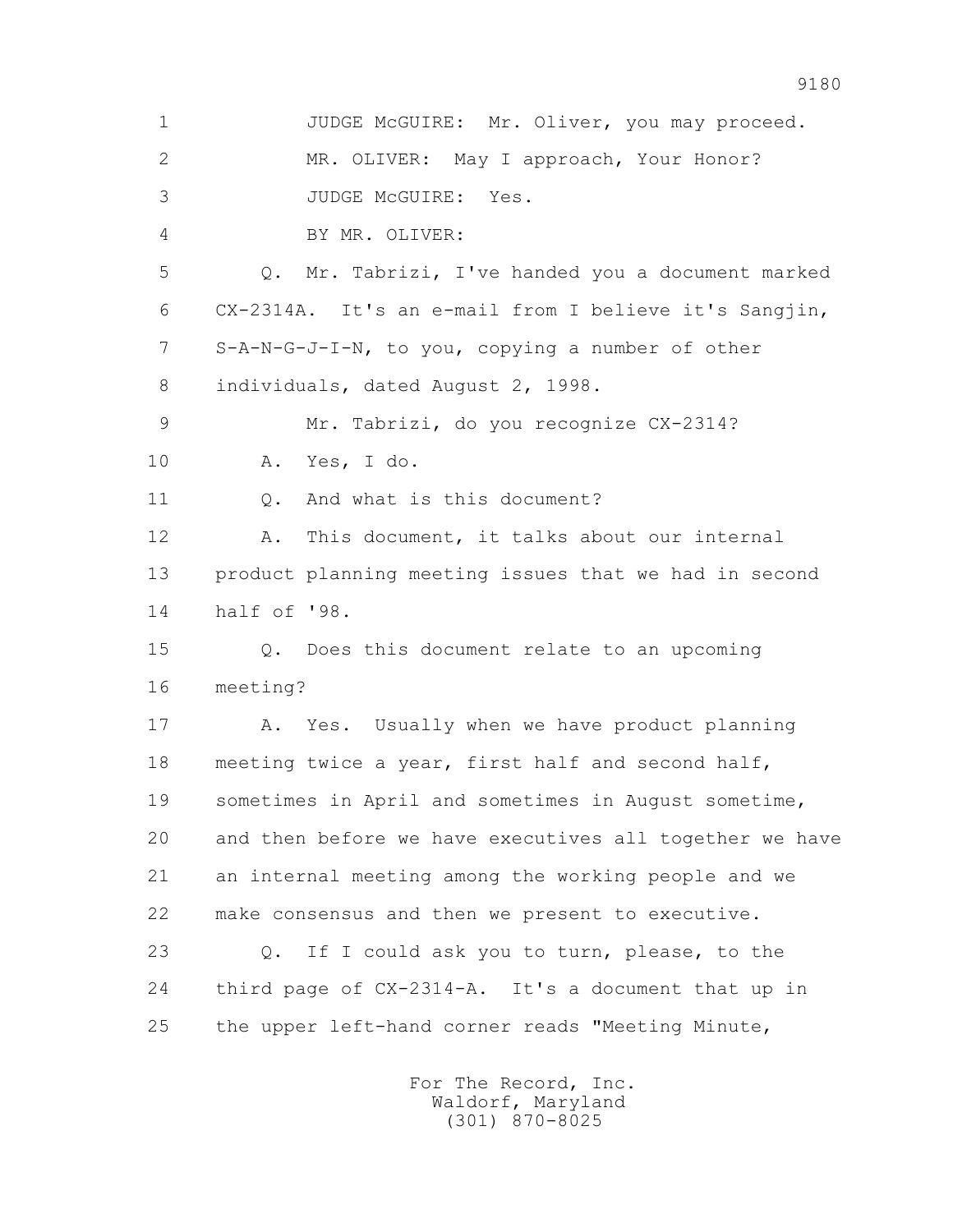1 JUDGE McGUIRE: Mr. Oliver, you may proceed.

2 MR. OLIVER: May I approach, Your Honor?

3 JUDGE McGUIRE: Yes.

4 BY MR. OLIVER:

5 Q. Mr. Tabrizi, I've handed you a document marked

6 CX-2314A. It's an e-mail from I believe it's Sangjin,

7 S-A-N-G-J-I-N, to you, copying a number of other

8 individuals, dated August 2, 1998.

9 Mr. Tabrizi, do you recognize CX-2314?

10 A. Yes, I do.

11 Q. And what is this document?

12 A. This document, it talks about our internal

13 product planning meeting issues that we had in second

14 half of '98.

15 Q. Does this document relate to an upcoming

16 meeting?

17 A. Yes. Usually when we have product planning

18 meeting twice a year, first half and second half,

19 sometimes in April and sometimes in August sometime,

20 and then before we have executives all together we have

21 an internal meeting among the working people and we

22 make consensus and then we present to executive.

23 Q. If I could ask you to turn, please, to the

24 third page of CX-2314-A. It's a document that up in

25 the upper left-hand corner reads "Meeting Minute,

For The Record, Inc.
Waldorf, Maryland
(301) 870-8025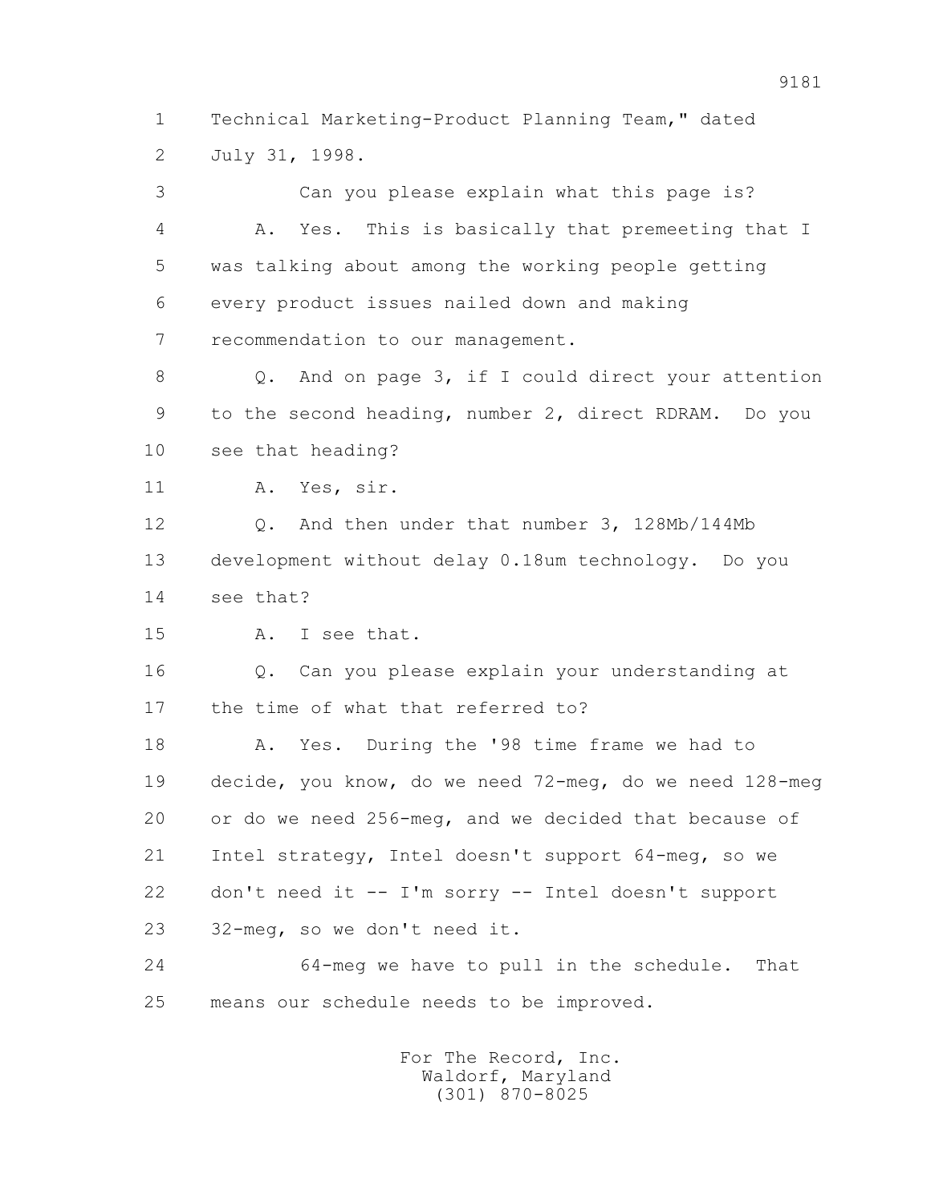1 Technical Marketing-Product Planning Team," dated
2 July 31, 1998.

3 Can you please explain what this page is?

4 A. Yes. This is basically that premeeting that I
5 was talking about among the working people getting
6 every product issues nailed down and making
7 recommendation to our management.

8 Q. And on page 3, if I could direct your attention
9 to the second heading, number 2, direct RDRAM. Do you
10 see that heading?

11 A. Yes, sir.

12 Q. And then under that number 3, 128Mb/144Mb
13 development without delay 0.18um technology. Do you
14 see that?

15 A. I see that.

16 Q. Can you please explain your understanding at
17 the time of what that referred to?

18 A. Yes. During the '98 time frame we had to
19 decide, you know, do we need 72-meg, do we need 128-meg
20 or do we need 256-meg, and we decided that because of
21 Intel strategy, Intel doesn't support 64-meg, so we
22 don't need it -- I'm sorry -- Intel doesn't support
23 32-meg, so we don't need it.

24 64-meg we have to pull in the schedule. That
25 means our schedule needs to be improved.

For The Record, Inc.
Waldorf, Maryland
(301) 870-8025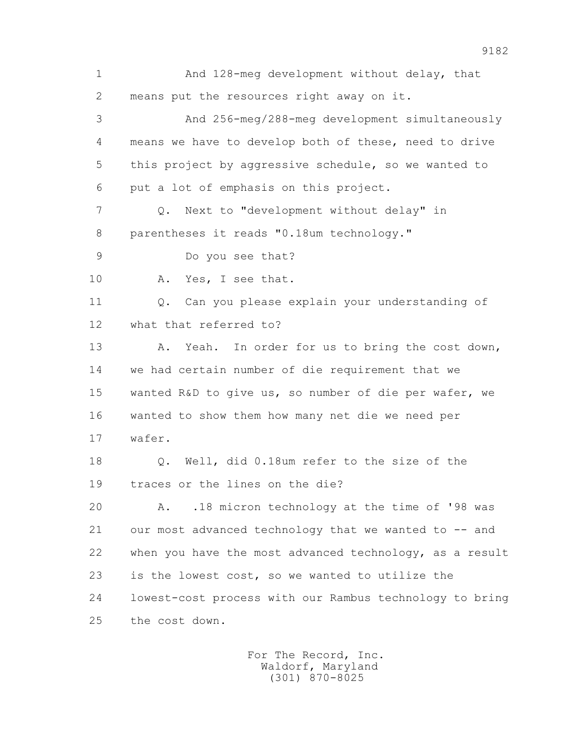1 And 128-meg development without delay, that
2 means put the resources right away on it.
3 And 256-meg/288-meg development simultaneously
4 means we have to develop both of these, need to drive
5 this project by aggressive schedule, so we wanted to
6 put a lot of emphasis on this project.
7 Q. Next to "development without delay" in
8 parentheses it reads "0.18um technology."
9 Do you see that?
10 A. Yes, I see that.
11 Q. Can you please explain your understanding of
12 what that referred to?
13 A. Yeah. In order for us to bring the cost down,
14 we had certain number of die requirement that we
15 wanted R&D to give us, so number of die per wafer, we
16 wanted to show them how many net die we need per
17 wafer.
18 Q. Well, did 0.18um refer to the size of the
19 traces or the lines on the die?
20 A. .18 micron technology at the time of '98 was
21 our most advanced technology that we wanted to -- and
22 when you have the most advanced technology, as a result
23 is the lowest cost, so we wanted to utilize the
24 lowest-cost process with our Rambus technology to bring
25 the cost down.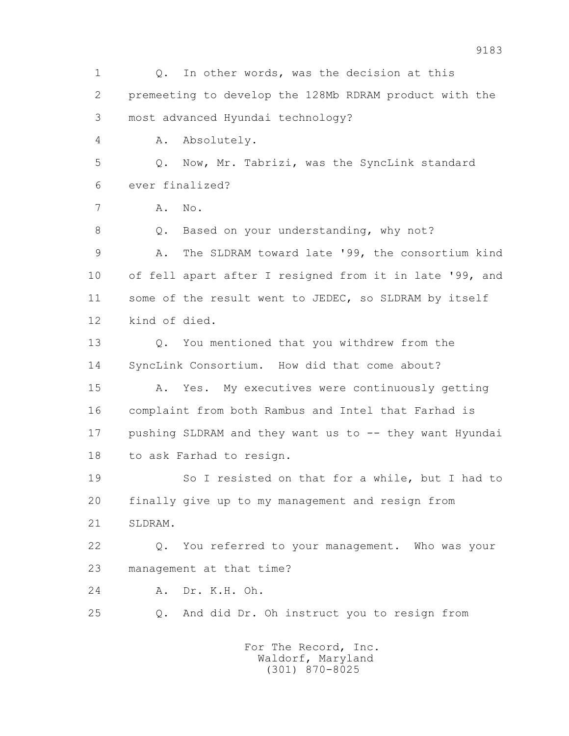1 Q. In other words, was the decision at this
2 premeeting to develop the 128Mb RDRAM product with the
3 most advanced Hyundai technology?
4 A. Absolutely.
5 Q. Now, Mr. Tabrizi, was the SyncLink standard
6 ever finalized?
7 A. No.
8 Q. Based on your understanding, why not?
9 A. The SLDRAM toward late '99, the consortium kind
10 of fell apart after I resigned from it in late '99, and
11 some of the result went to JEDEC, so SLDRAM by itself
12 kind of died.
13 Q. You mentioned that you withdrew from the
14 SyncLink Consortium. How did that come about?
15 A. Yes. My executives were continuously getting
16 complaint from both Rambus and Intel that Farhad is
17 pushing SLDRAM and they want us to -- they want Hyundai
18 to ask Farhad to resign.
19 So I resisted on that for a while, but I had to
20 finally give up to my management and resign from
21 SLDRAM.
22 Q. You referred to your management. Who was your
23 management at that time?
24 A. Dr. K.H. Oh.
25 Q. And did Dr. Oh instruct you to resign from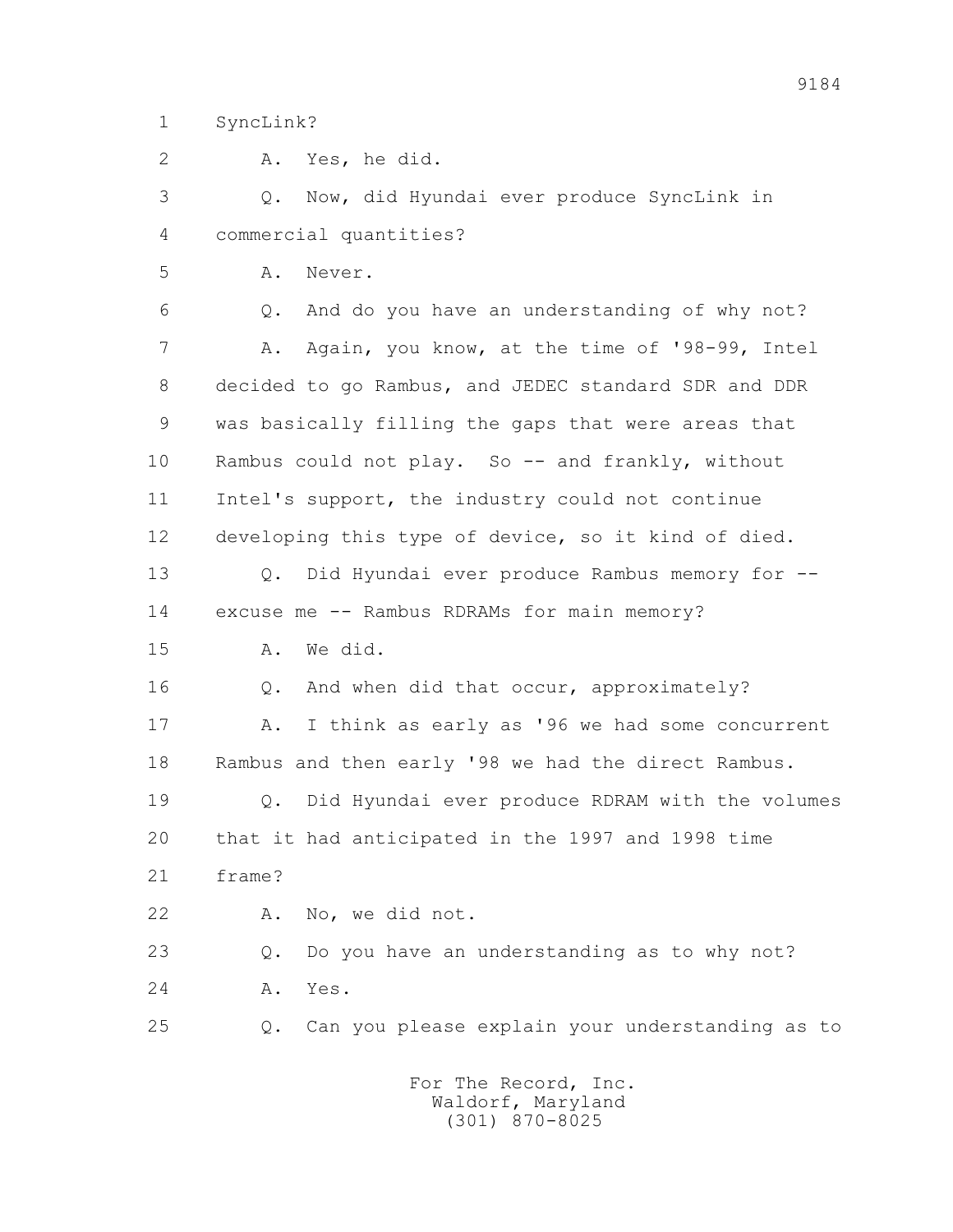1 SyncLink?

2 A. Yes, he did.

3 Q. Now, did Hyundai ever produce SyncLink in

4 commercial quantities?

5 A. Never.

6 Q. And do you have an understanding of why not?

7 A. Again, you know, at the time of '98-99, Intel

8 decided to go Rambus, and JEDEC standard SDR and DDR

9 was basically filling the gaps that were areas that

10 Rambus could not play. So -- and frankly, without

11 Intel's support, the industry could not continue

12 developing this type of device, so it kind of died.

13 Q. Did Hyundai ever produce Rambus memory for --

14 excuse me -- Rambus RDRAMs for main memory?

15 A. We did.

16 Q. And when did that occur, approximately?

17 A. I think as early as '96 we had some concurrent

18 Rambus and then early '98 we had the direct Rambus.

19 Q. Did Hyundai ever produce RDRAM with the volumes

20 that it had anticipated in the 1997 and 1998 time

21 frame?

22 A. No, we did not.

23 Q. Do you have an understanding as to why not?

24 A. Yes.

25 Q. Can you please explain your understanding as to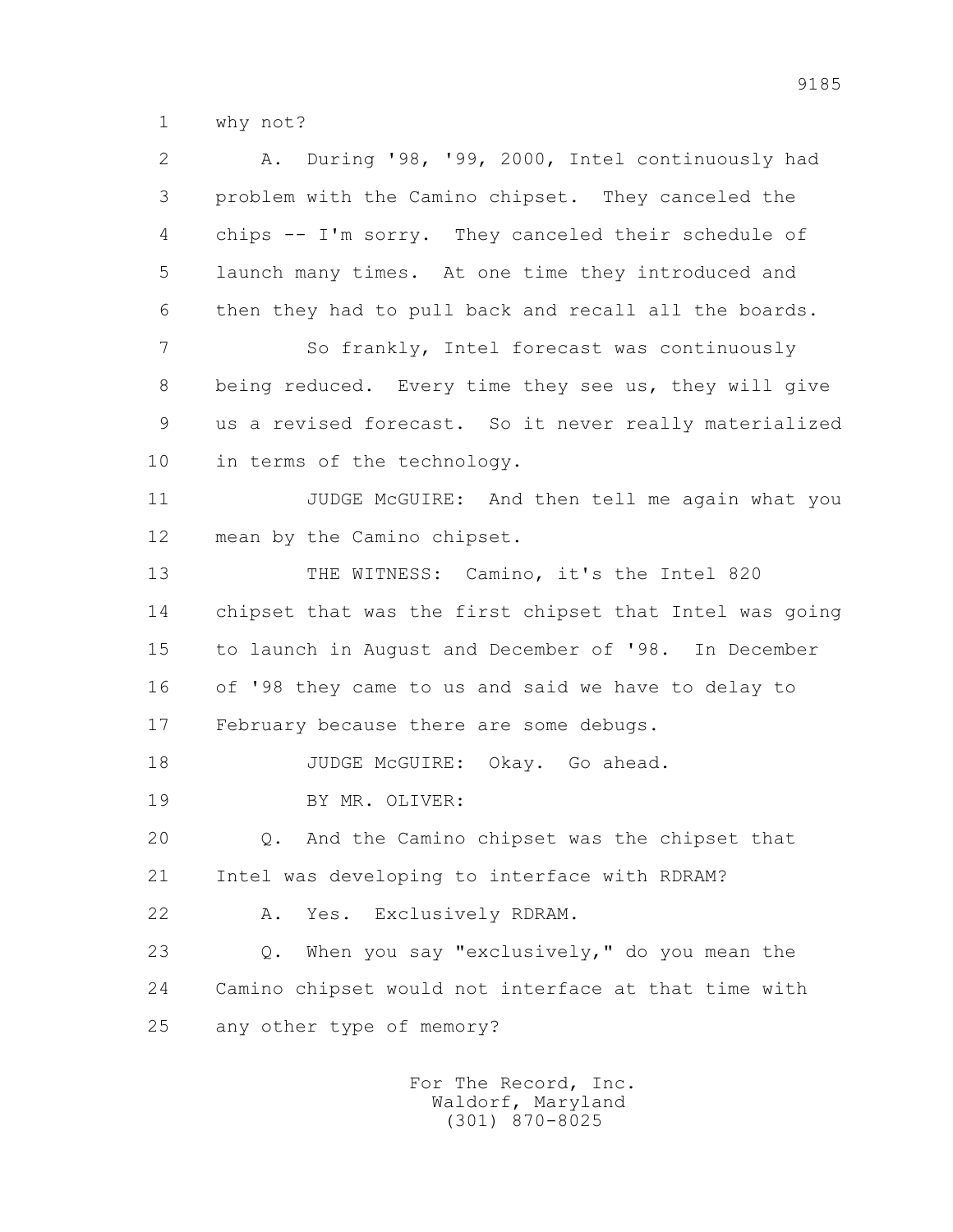1 why not?

2 A. During '98, '99, 2000, Intel continuously had
3 problem with the Camino chipset. They canceled the
4 chips -- I'm sorry. They canceled their schedule of
5 launch many times. At one time they introduced and
6 then they had to pull back and recall all the boards.

7 So frankly, Intel forecast was continuously
8 being reduced. Every time they see us, they will give
9 us a revised forecast. So it never really materialized
10 in terms of the technology.

11 JUDGE McGUIRE: And then tell me again what you
12 mean by the Camino chipset.

13 THE WITNESS: Camino, it's the Intel 820
14 chipset that was the first chipset that Intel was going
15 to launch in August and December of '98. In December
16 of '98 they came to us and said we have to delay to
17 February because there are some debugs.

18 JUDGE McGUIRE: Okay. Go ahead.

19 BY MR. OLIVER:

20 Q. And the Camino chipset was the chipset that
21 Intel was developing to interface with RDRAM?

22 A. Yes. Exclusively RDRAM.

23 Q. When you say "exclusively," do you mean the
24 Camino chipset would not interface at that time with
25 any other type of memory?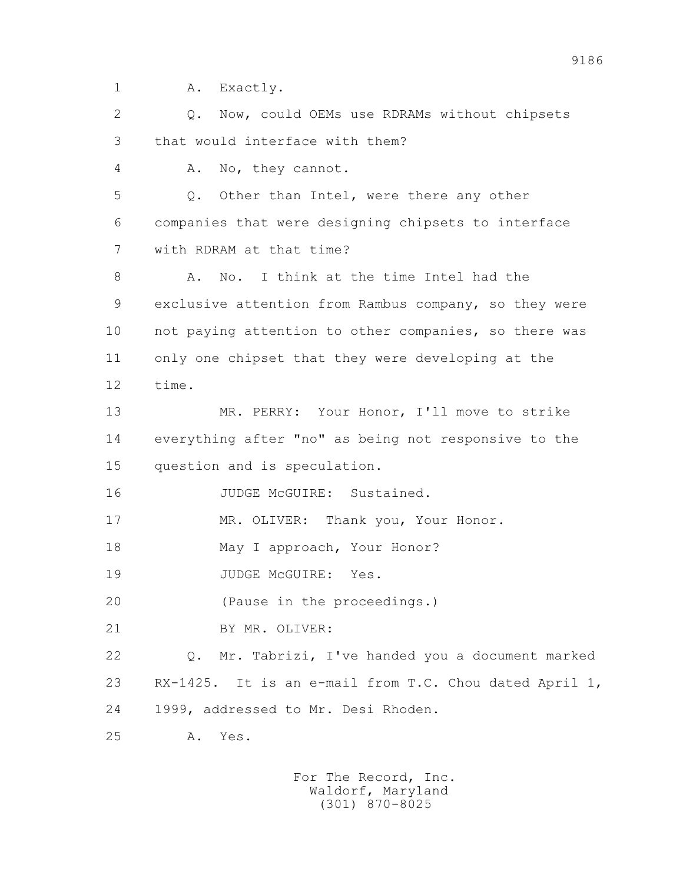1 A. Exactly.

2 Q. Now, could OEMs use RDRAMs without chipsets

3 that would interface with them?

4 A. No, they cannot.

5 Q. Other than Intel, were there any other

6 companies that were designing chipsets to interface

7 with RDRAM at that time?

8 A. No. I think at the time Intel had the

9 exclusive attention from Rambus company, so they were

10 not paying attention to other companies, so there was

11 only one chipset that they were developing at the

12 time.

13 MR. PERRY: Your Honor, I'll move to strike

14 everything after "no" as being not responsive to the

15 question and is speculation.

16 JUDGE McGUIRE: Sustained.

17 MR. OLIVER: Thank you, Your Honor.

18 May I approach, Your Honor?

19 JUDGE McGUIRE: Yes.

20 (Pause in the proceedings.)

21 BY MR. OLIVER:

22 Q. Mr. Tabrizi, I've handed you a document marked

23 RX-1425. It is an e-mail from T.C. Chou dated April 1,

24 1999, addressed to Mr. Desi Rhoden.

25 A. Yes.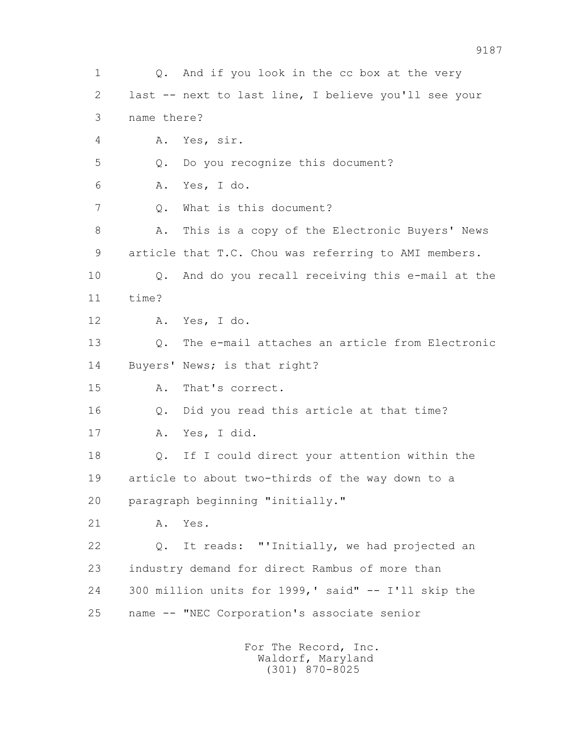1 Q. And if you look in the cc box at the very
2 last -- next to last line, I believe you'll see your
3 name there?
4 A. Yes, sir.
5 Q. Do you recognize this document?
6 A. Yes, I do.
7 Q. What is this document?
8 A. This is a copy of the Electronic Buyers' News
9 article that T.C. Chou was referring to AMI members.
10 Q. And do you recall receiving this e-mail at the
11 time?
12 A. Yes, I do.
13 Q. The e-mail attaches an article from Electronic
14 Buyers' News; is that right?
15 A. That's correct.
16 Q. Did you read this article at that time?
17 A. Yes, I did.
18 Q. If I could direct your attention within the
19 article to about two-thirds of the way down to a
20 paragraph beginning "initially."
21 A. Yes.
22 Q. It reads: "'Initially, we had projected an
23 industry demand for direct Rambus of more than
24 300 million units for 1999,' said" -- I'll skip the
25 name -- "NEC Corporation's associate senior

For The Record, Inc.
Waldorf, Maryland
(301) 870-8025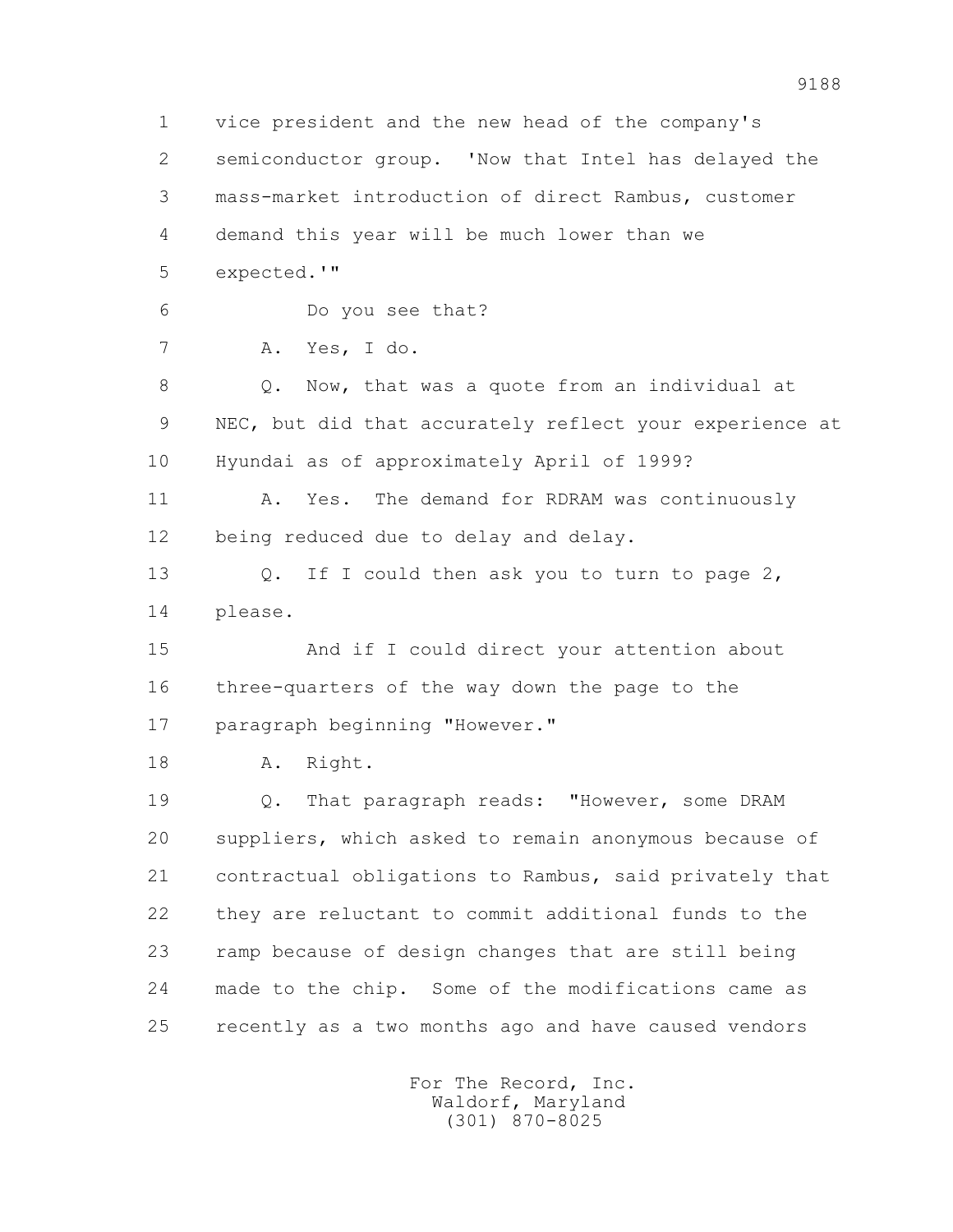1 vice president and the new head of the company's
2 semiconductor group. 'Now that Intel has delayed the
3 mass-market introduction of direct Rambus, customer
4 demand this year will be much lower than we
5 expected.'"

6 Do you see that?

7 A. Yes, I do.

8 Q. Now, that was a quote from an individual at
9 NEC, but did that accurately reflect your experience at
10 Hyundai as of approximately April of 1999?

11 A. Yes. The demand for RDRAM was continuously
12 being reduced due to delay and delay.

13 Q. If I could then ask you to turn to page 2,
14 please.

15 And if I could direct your attention about
16 three-quarters of the way down the page to the
17 paragraph beginning "However."

18 A. Right.

19 Q. That paragraph reads: "However, some DRAM
20 suppliers, which asked to remain anonymous because of
21 contractual obligations to Rambus, said privately that
22 they are reluctant to commit additional funds to the
23 ramp because of design changes that are still being
24 made to the chip. Some of the modifications came as
25 recently as a two months ago and have caused vendors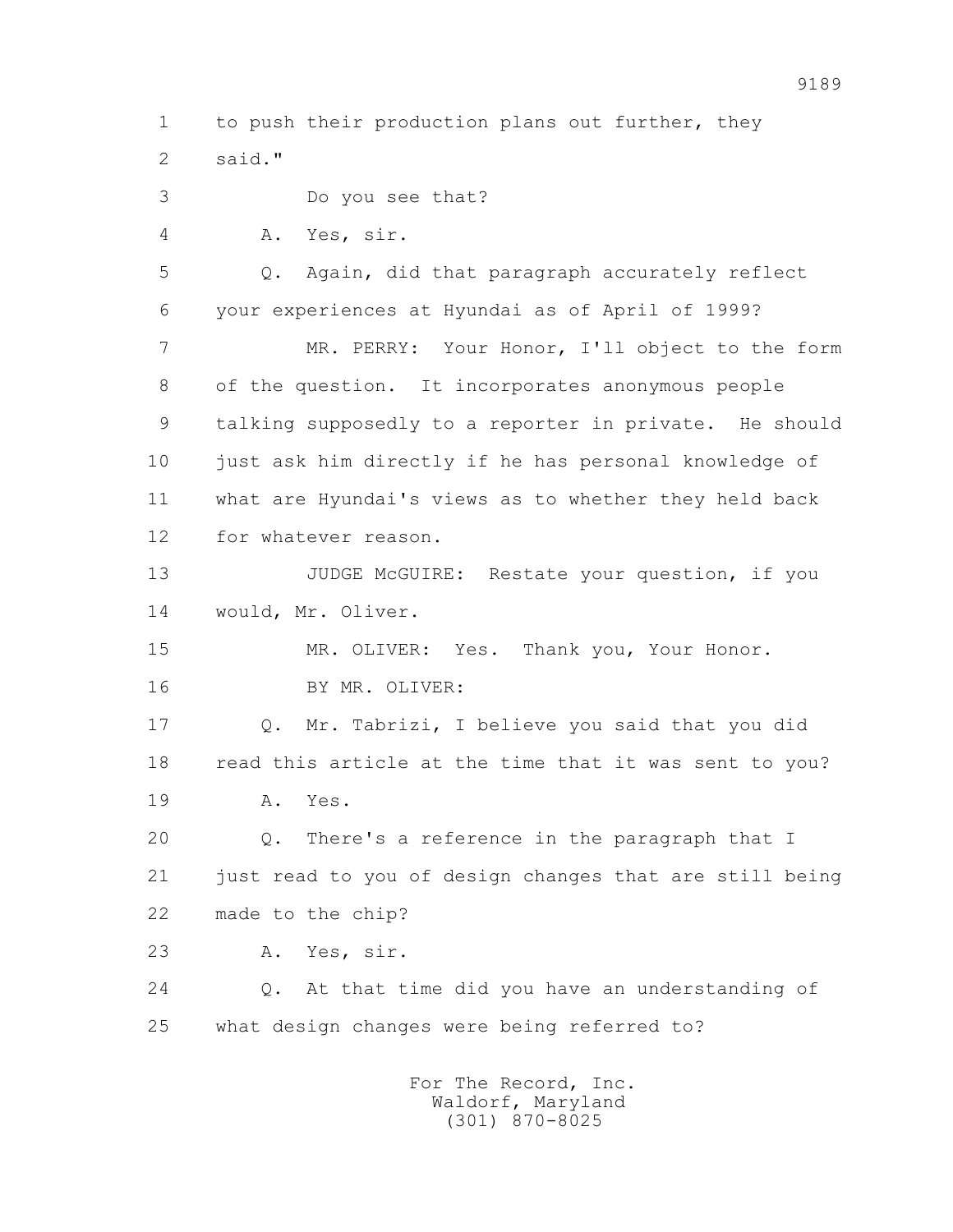1 to push their production plans out further, they
2 said."

3 Do you see that?

4 A. Yes, sir.

5 Q. Again, did that paragraph accurately reflect
6 your experiences at Hyundai as of April of 1999?

7 MR. PERRY: Your Honor, I'll object to the form
8 of the question. It incorporates anonymous people
9 talking supposedly to a reporter in private. He should
10 just ask him directly if he has personal knowledge of
11 what are Hyundai's views as to whether they held back
12 for whatever reason.

13 JUDGE McGUIRE: Restate your question, if you
14 would, Mr. Oliver.

15 MR. OLIVER: Yes. Thank you, Your Honor.

16 BY MR. OLIVER:

17 Q. Mr. Tabrizi, I believe you said that you did
18 read this article at the time that it was sent to you?

19 A. Yes.

20 Q. There's a reference in the paragraph that I
21 just read to you of design changes that are still being
22 made to the chip?

23 A. Yes, sir.

24 Q. At that time did you have an understanding of
25 what design changes were being referred to?

For The Record, Inc.
Waldorf, Maryland
(301) 870-8025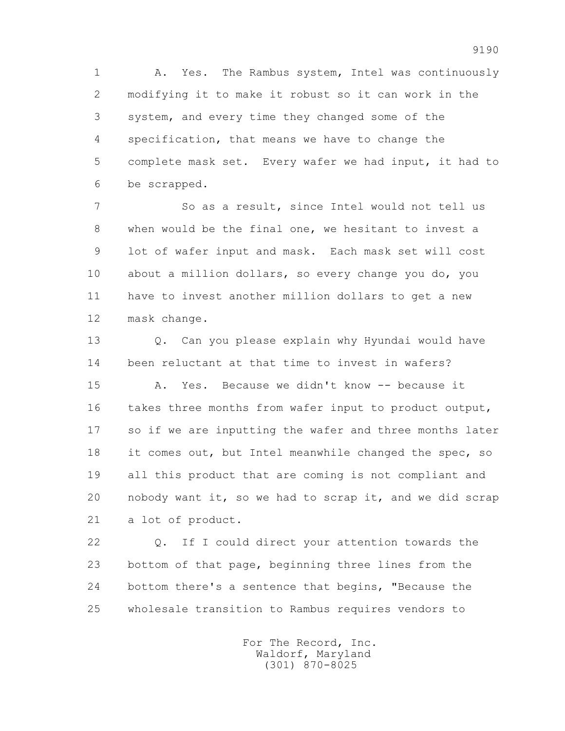1 A. Yes. The Rambus system, Intel was continuously
2 modifying it to make it robust so it can work in the
3 system, and every time they changed some of the
4 specification, that means we have to change the
5 complete mask set. Every wafer we had input, it had to
6 be scrapped.

7 So as a result, since Intel would not tell us
8 when would be the final one, we hesitant to invest a
9 lot of wafer input and mask. Each mask set will cost
10 about a million dollars, so every change you do, you
11 have to invest another million dollars to get a new
12 mask change.

13 Q. Can you please explain why Hyundai would have
14 been reluctant at that time to invest in wafers?

15 A. Yes. Because we didn't know -- because it
16 takes three months from wafer input to product output,
17 so if we are inputting the wafer and three months later
18 it comes out, but Intel meanwhile changed the spec, so
19 all this product that are coming is not compliant and
20 nobody want it, so we had to scrap it, and we did scrap
21 a lot of product.

22 Q. If I could direct your attention towards the
23 bottom of that page, beginning three lines from the
24 bottom there's a sentence that begins, "Because the
25 wholesale transition to Rambus requires vendors to

For The Record, Inc.
Waldorf, Maryland
(301) 870-8025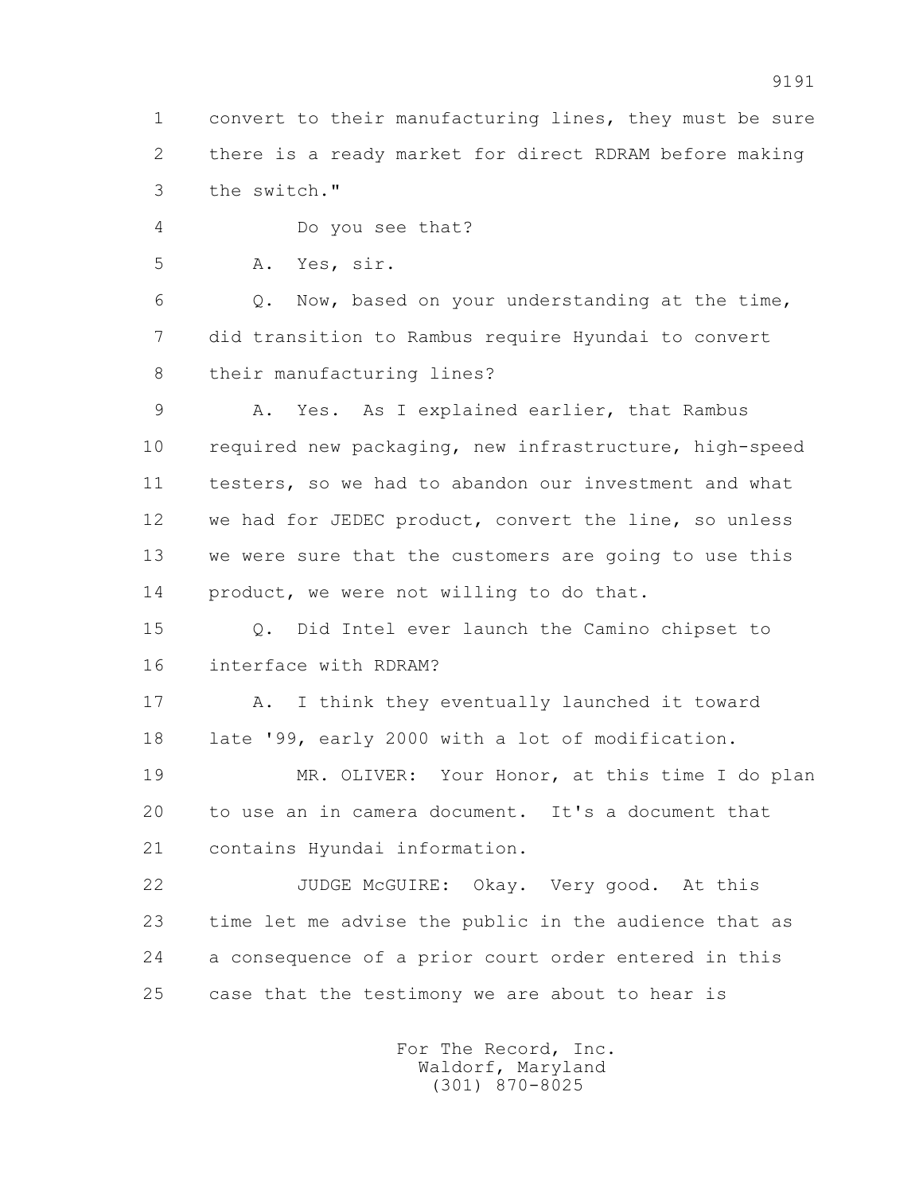1 convert to their manufacturing lines, they must be sure
2 there is a ready market for direct RDRAM before making
3 the switch."

4 Do you see that?

5 A. Yes, sir.

6 Q. Now, based on your understanding at the time,
7 did transition to Rambus require Hyundai to convert
8 their manufacturing lines?

9 A. Yes. As I explained earlier, that Rambus
10 required new packaging, new infrastructure, high-speed
11 testers, so we had to abandon our investment and what
12 we had for JEDEC product, convert the line, so unless
13 we were sure that the customers are going to use this
14 product, we were not willing to do that.

15 Q. Did Intel ever launch the Camino chipset to
16 interface with RDRAM?

17 A. I think they eventually launched it toward
18 late '99, early 2000 with a lot of modification.

19 MR. OLIVER: Your Honor, at this time I do plan
20 to use an in camera document. It's a document that
21 contains Hyundai information.

22 JUDGE McGUIRE: Okay. Very good. At this
23 time let me advise the public in the audience that as
24 a consequence of a prior court order entered in this
25 case that the testimony we are about to hear is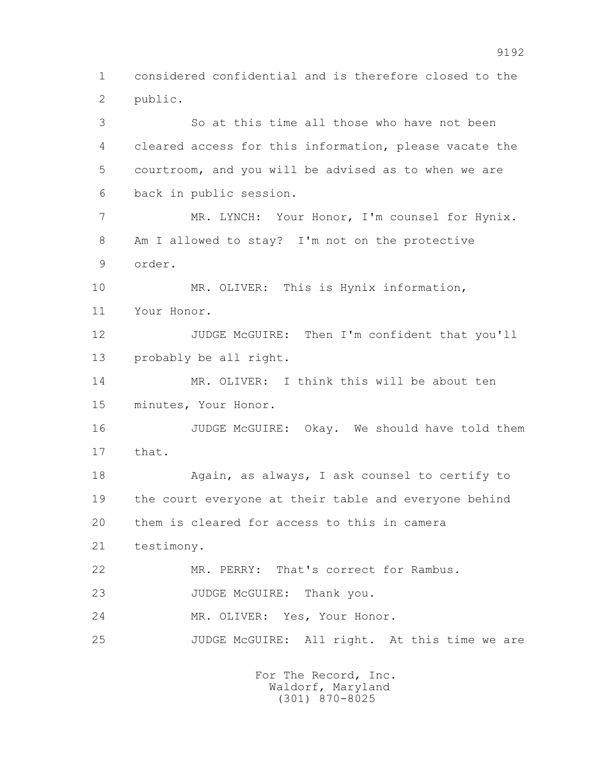1 considered confidential and is therefore closed to the
2 public.

3 So at this time all those who have not been
4 cleared access for this information, please vacate the
5 courtroom, and you will be advised as to when we are
6 back in public session.

7 MR. LYNCH: Your Honor, I'm counsel for Hynix.
8 Am I allowed to stay? I'm not on the protective
9 order.

10 MR. OLIVER: This is Hynix information,
11 Your Honor.

12 JUDGE McGUIRE: Then I'm confident that you'll
13 probably be all right.

14 MR. OLIVER: I think this will be about ten
15 minutes, Your Honor.

16 JUDGE McGUIRE: Okay. We should have told them
17 that.

18 Again, as always, I ask counsel to certify to
19 the court everyone at their table and everyone behind
20 them is cleared for access to this in camera
21 testimony.

22 MR. PERRY: That's correct for Rambus.

23 JUDGE McGUIRE: Thank you.

24 MR. OLIVER: Yes, Your Honor.

25 JUDGE McGUIRE: All right. At this time we are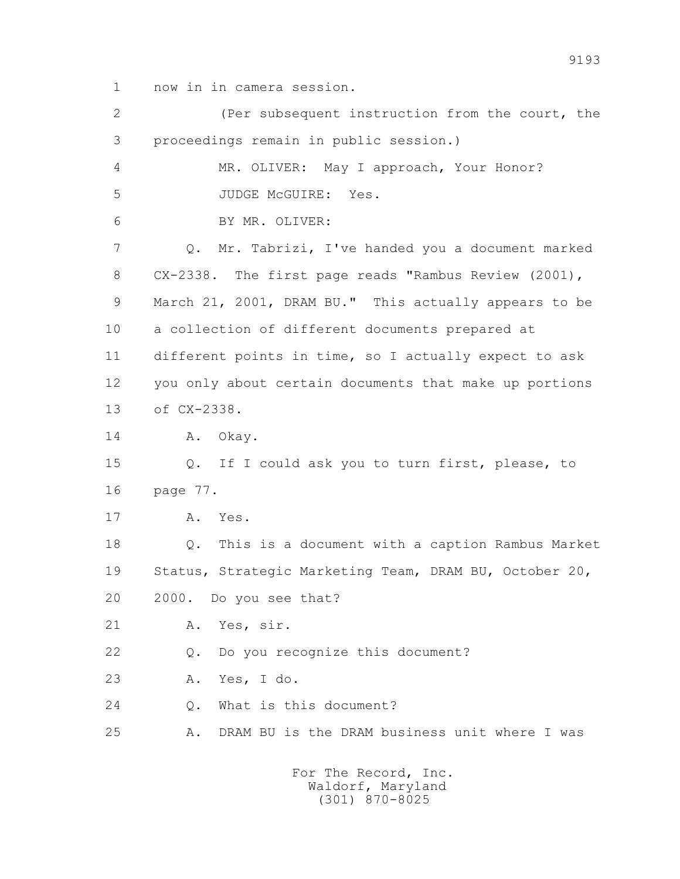1 now in in camera session.

2 (Per subsequent instruction from the court, the

3 proceedings remain in public session.)

4 MR. OLIVER: May I approach, Your Honor?

5 JUDGE McGUIRE: Yes.

6 BY MR. OLIVER:

7 Q. Mr. Tabrizi, I've handed you a document marked

8 CX-2338. The first page reads "Rambus Review (2001),

9 March 21, 2001, DRAM BU." This actually appears to be

10 a collection of different documents prepared at

11 different points in time, so I actually expect to ask

12 you only about certain documents that make up portions

13 of CX-2338.

14 A. Okay.

15 Q. If I could ask you to turn first, please, to

16 page 77.

17 A. Yes.

18 Q. This is a document with a caption Rambus Market

19 Status, Strategic Marketing Team, DRAM BU, October 20,

20 2000. Do you see that?

21 A. Yes, sir.

22 Q. Do you recognize this document?

23 A. Yes, I do.

24 Q. What is this document?

25 A. DRAM BU is the DRAM business unit where I was

For The Record, Inc.
Waldorf, Maryland
(301) 870-8025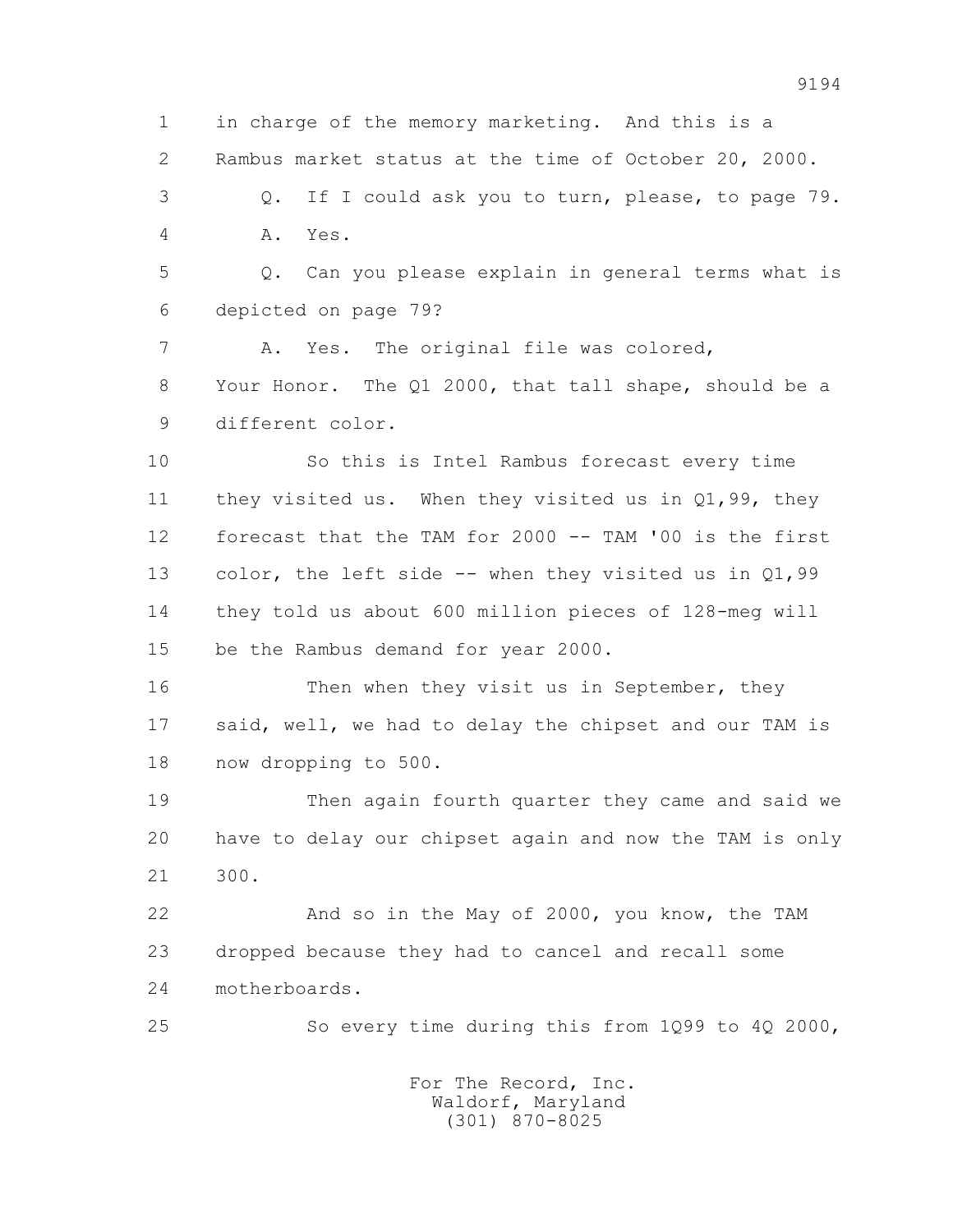1 in charge of the memory marketing. And this is a
2 Rambus market status at the time of October 20, 2000.
3 Q. If I could ask you to turn, please, to page 79.
4 A. Yes.
5 Q. Can you please explain in general terms what is
6 depicted on page 79?
7 A. Yes. The original file was colored,
8 Your Honor. The Q1 2000, that tall shape, should be a
9 different color.
10 So this is Intel Rambus forecast every time
11 they visited us. When they visited us in Q1,99, they
12 forecast that the TAM for 2000 -- TAM '00 is the first
13 color, the left side -- when they visited us in Q1,99
14 they told us about 600 million pieces of 128-meg will
15 be the Rambus demand for year 2000.
16 Then when they visit us in September, they
17 said, well, we had to delay the chipset and our TAM is
18 now dropping to 500.
19 Then again fourth quarter they came and said we
20 have to delay our chipset again and now the TAM is only
21 300.
22 And so in the May of 2000, you know, the TAM
23 dropped because they had to cancel and recall some
24 motherboards.
25 So every time during this from 1Q99 to 4Q 2000,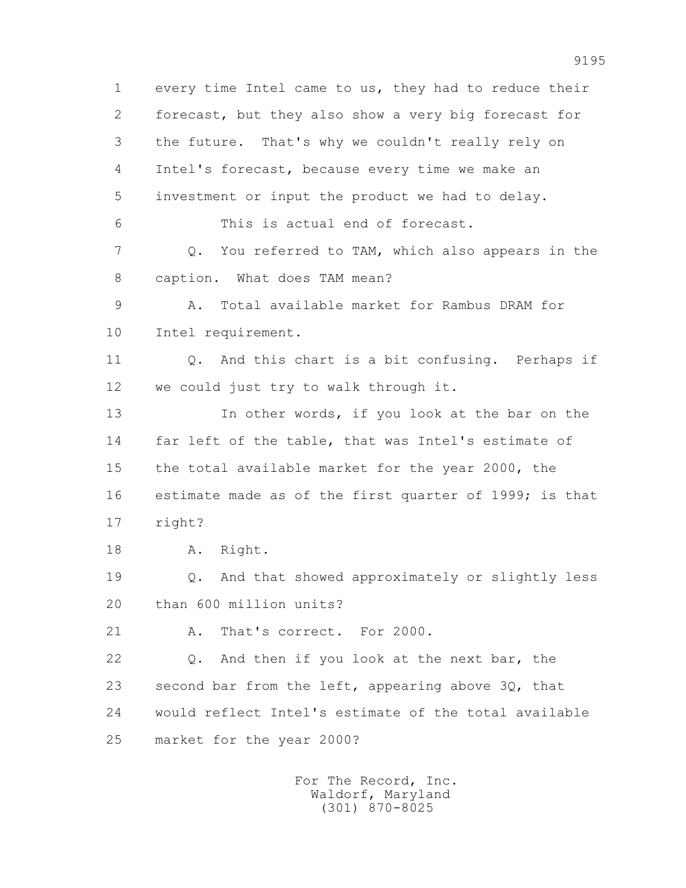every time Intel came to us, they had to reduce their forecast, but they also show a very big forecast for the future. That's why we couldn't really rely on Intel's forecast, because every time we make an investment or input the product we had to delay.

This is actual end of forecast.

Q. You referred to TAM, which also appears in the caption. What does TAM mean?

A. Total available market for Rambus DRAM for Intel requirement.

Q. And this chart is a bit confusing. Perhaps if we could just try to walk through it.

In other words, if you look at the bar on the far left of the table, that was Intel's estimate of the total available market for the year 2000, the estimate made as of the first quarter of 1999; is that right?

A. Right.

Q. And that showed approximately or slightly less than 600 million units?

A. That's correct. For 2000.

Q. And then if you look at the next bar, the second bar from the left, appearing above 3Q, that would reflect Intel's estimate of the total available market for the year 2000?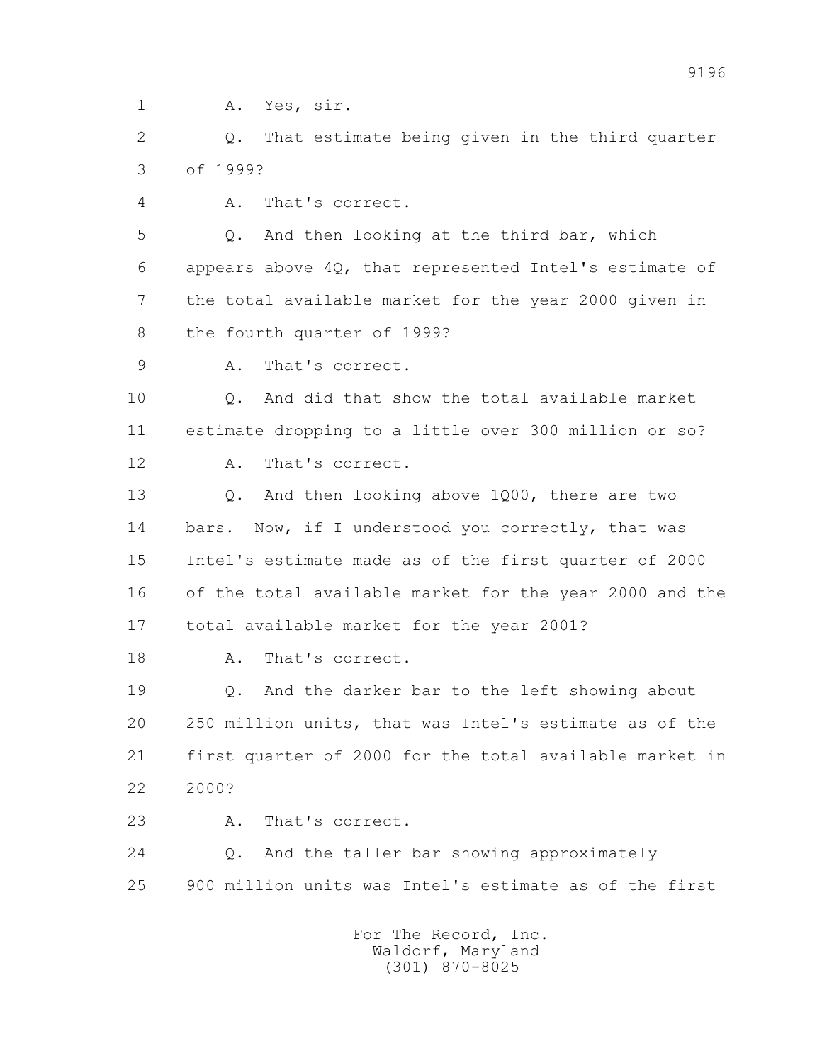1 A. Yes, sir.

2 Q. That estimate being given in the third quarter

3 of 1999?

4 A. That's correct.

5 Q. And then looking at the third bar, which

6 appears above 4Q, that represented Intel's estimate of

7 the total available market for the year 2000 given in

8 the fourth quarter of 1999?

9 A. That's correct.

10 Q. And did that show the total available market

11 estimate dropping to a little over 300 million or so?

12 A. That's correct.

13 Q. And then looking above 1Q00, there are two

14 bars. Now, if I understood you correctly, that was

15 Intel's estimate made as of the first quarter of 2000

16 of the total available market for the year 2000 and the

17 total available market for the year 2001?

18 A. That's correct.

19 Q. And the darker bar to the left showing about

20 250 million units, that was Intel's estimate as of the

21 first quarter of 2000 for the total available market in

22 2000?

23 A. That's correct.

24 Q. And the taller bar showing approximately

25 900 million units was Intel's estimate as of the first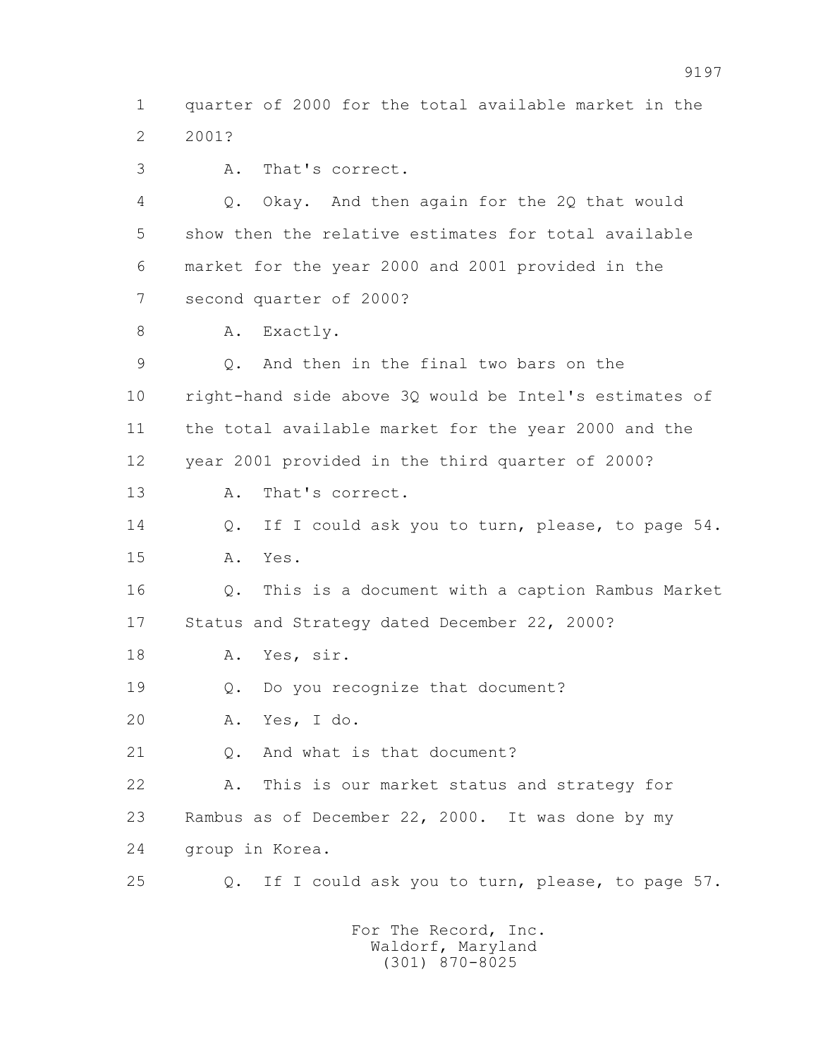1 quarter of 2000 for the total available market in the
2 2001?

3 A. That's correct.

4 Q. Okay. And then again for the 2Q that would
5 show then the relative estimates for total available
6 market for the year 2000 and 2001 provided in the
7 second quarter of 2000?

8 A. Exactly.

9 Q. And then in the final two bars on the
10 right-hand side above 3Q would be Intel's estimates of
11 the total available market for the year 2000 and the
12 year 2001 provided in the third quarter of 2000?

13 A. That's correct.

14 Q. If I could ask you to turn, please, to page 54.

15 A. Yes.

16 Q. This is a document with a caption Rambus Market
17 Status and Strategy dated December 22, 2000?

18 A. Yes, sir.

19 Q. Do you recognize that document?

20 A. Yes, I do.

21 Q. And what is that document?

22 A. This is our market status and strategy for
23 Rambus as of December 22, 2000. It was done by my
24 group in Korea.

25 Q. If I could ask you to turn, please, to page 57.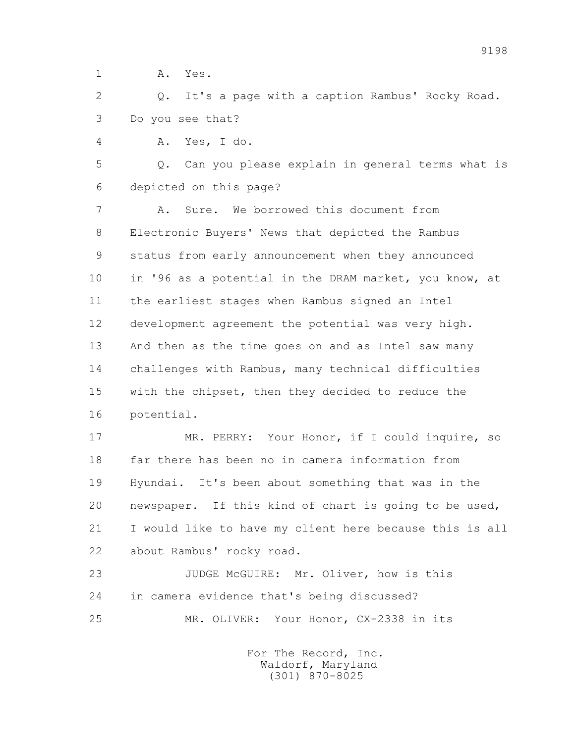1 A. Yes.

2 Q. It's a page with a caption Rambus' Rocky Road.

3 Do you see that?

4 A. Yes, I do.

5 Q. Can you please explain in general terms what is

6 depicted on this page?

7 A. Sure. We borrowed this document from

8 Electronic Buyers' News that depicted the Rambus

9 status from early announcement when they announced

10 in '96 as a potential in the DRAM market, you know, at

11 the earliest stages when Rambus signed an Intel

12 development agreement the potential was very high.

13 And then as the time goes on and as Intel saw many

14 challenges with Rambus, many technical difficulties

15 with the chipset, then they decided to reduce the

16 potential.

17 MR. PERRY: Your Honor, if I could inquire, so

18 far there has been no in camera information from

19 Hyundai. It's been about something that was in the

20 newspaper. If this kind of chart is going to be used,

21 I would like to have my client here because this is all

22 about Rambus' rocky road.

23 JUDGE McGUIRE: Mr. Oliver, how is this

24 in camera evidence that's being discussed?

25 MR. OLIVER: Your Honor, CX-2338 in its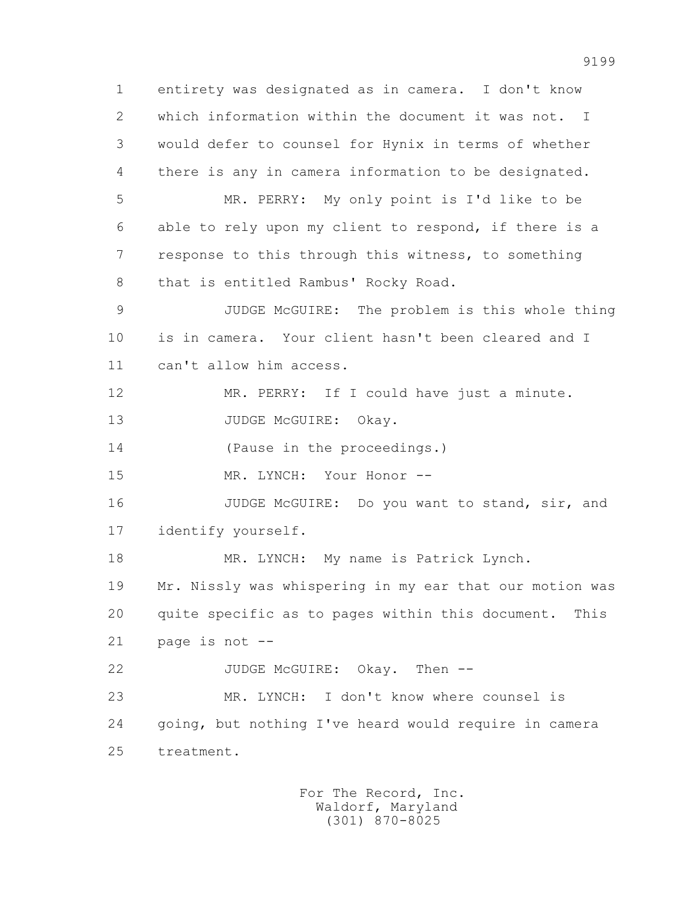1 entirety was designated as in camera. I don't know
2 which information within the document it was not. I
3 would defer to counsel for Hynix in terms of whether
4 there is any in camera information to be designated.
5 MR. PERRY: My only point is I'd like to be
6 able to rely upon my client to respond, if there is a
7 response to this through this witness, to something
8 that is entitled Rambus' Rocky Road.
9 JUDGE McGUIRE: The problem is this whole thing
10 is in camera. Your client hasn't been cleared and I
11 can't allow him access.
12 MR. PERRY: If I could have just a minute.
13 JUDGE McGUIRE: Okay.
14 (Pause in the proceedings.)
15 MR. LYNCH: Your Honor --
16 JUDGE McGUIRE: Do you want to stand, sir, and
17 identify yourself.
18 MR. LYNCH: My name is Patrick Lynch.
19 Mr. Nissly was whispering in my ear that our motion was
20 quite specific as to pages within this document. This
21 page is not --
22 JUDGE McGUIRE: Okay. Then --
23 MR. LYNCH: I don't know where counsel is
24 going, but nothing I've heard would require in camera
25 treatment.

For The Record, Inc.
Waldorf, Maryland
(301) 870-8025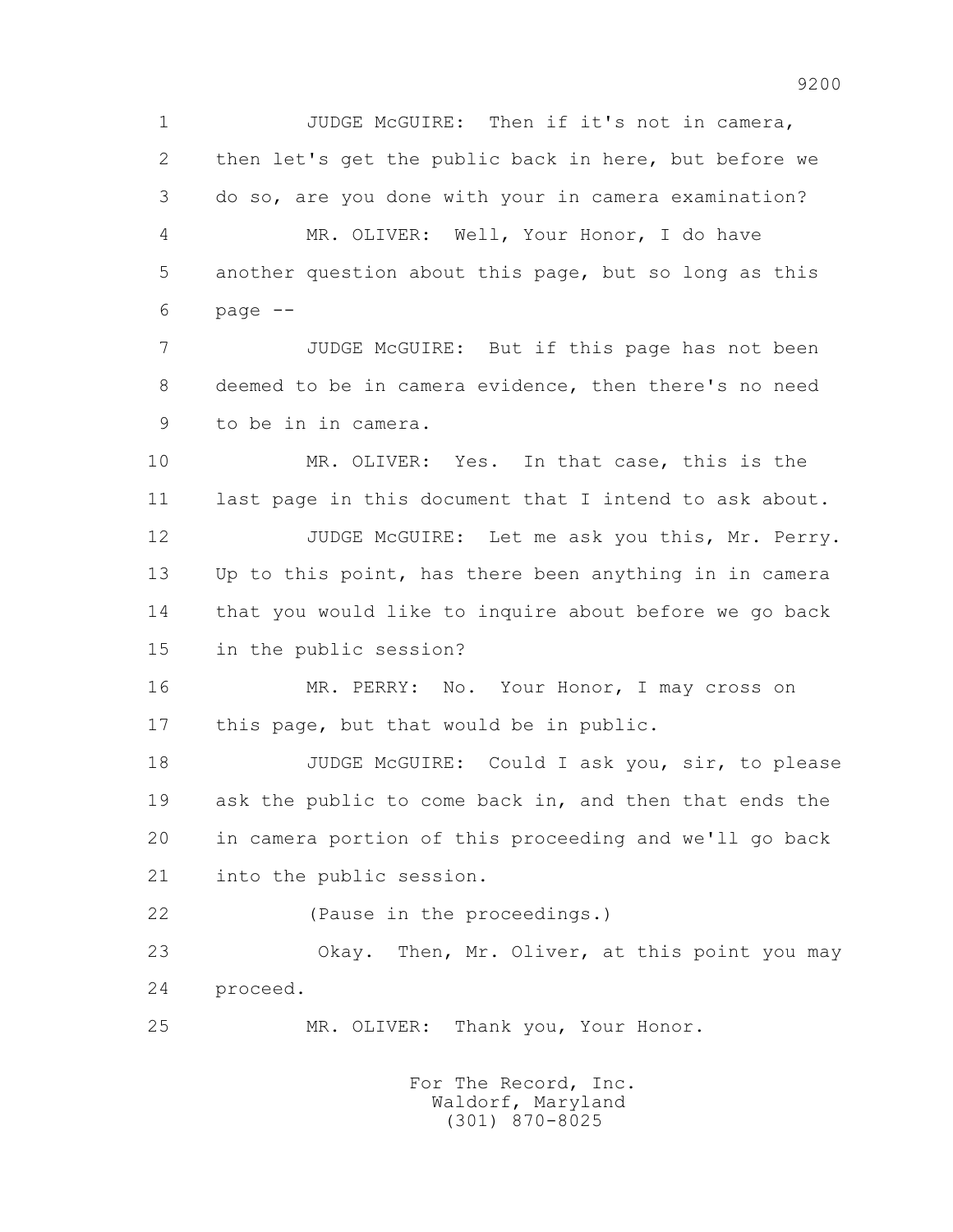1 JUDGE McGUIRE: Then if it's not in camera,
2 then let's get the public back in here, but before we
3 do so, are you done with your in camera examination?
4 MR. OLIVER: Well, Your Honor, I do have
5 another question about this page, but so long as this
6 page --
7 JUDGE McGUIRE: But if this page has not been
8 deemed to be in camera evidence, then there's no need
9 to be in in camera.
10 MR. OLIVER: Yes. In that case, this is the
11 last page in this document that I intend to ask about.
12 JUDGE McGUIRE: Let me ask you this, Mr. Perry.
13 Up to this point, has there been anything in in camera
14 that you would like to inquire about before we go back
15 in the public session?
16 MR. PERRY: No. Your Honor, I may cross on
17 this page, but that would be in public.
18 JUDGE McGUIRE: Could I ask you, sir, to please
19 ask the public to come back in, and then that ends the
20 in camera portion of this proceeding and we'll go back
21 into the public session.
22 (Pause in the proceedings.)
23 Okay. Then, Mr. Oliver, at this point you may
24 proceed.
25 MR. OLIVER: Thank you, Your Honor.

For The Record, Inc.
Waldorf, Maryland
(301) 870-8025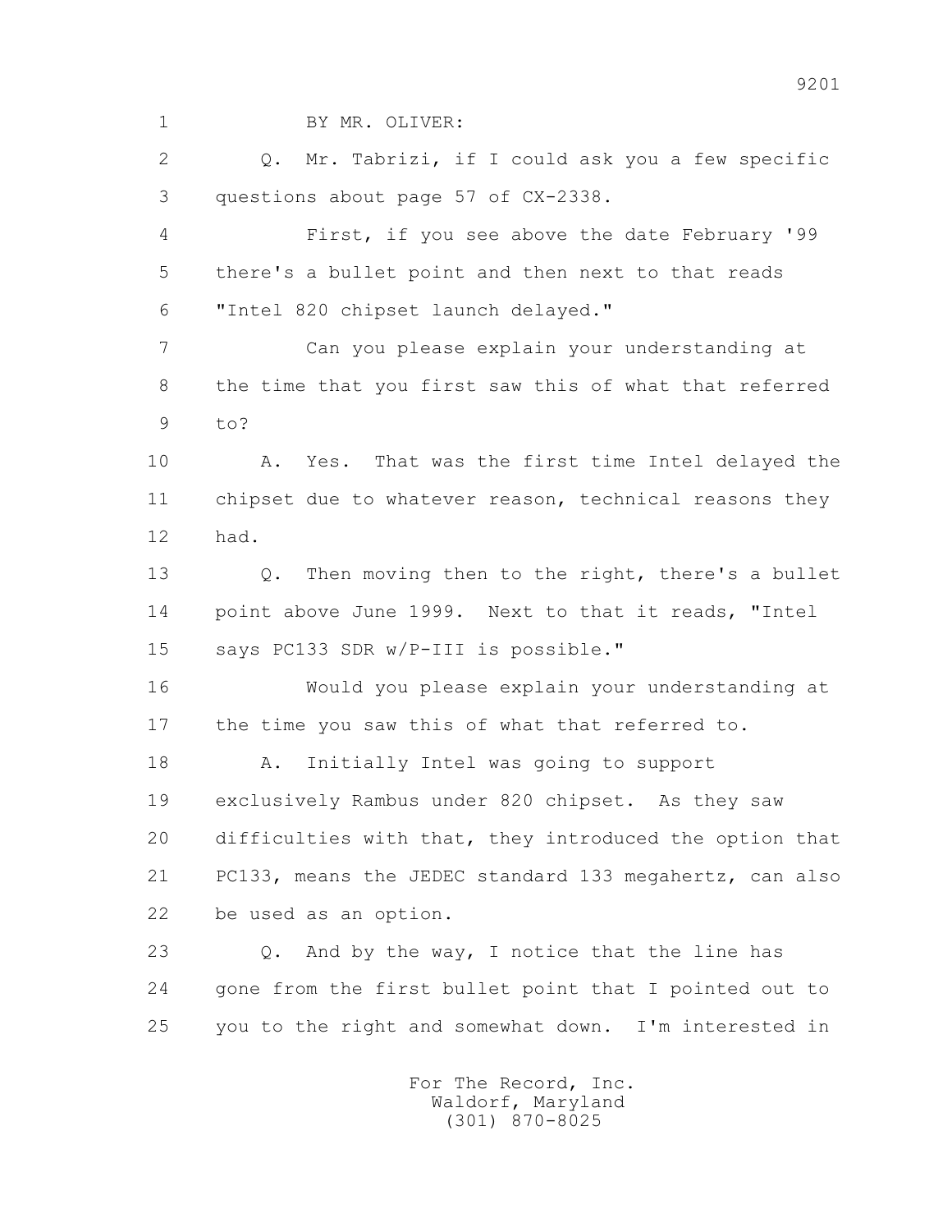BY MR. OLIVER:

Q. Mr. Tabrizi, if I could ask you a few specific questions about page 57 of CX-2338.

First, if you see above the date February '99 there's a bullet point and then next to that reads "Intel 820 chipset launch delayed."

Can you please explain your understanding at the time that you first saw this of what that referred to?

A. Yes. That was the first time Intel delayed the chipset due to whatever reason, technical reasons they had.

Q. Then moving then to the right, there's a bullet point above June 1999. Next to that it reads, "Intel says PC133 SDR w/P-III is possible."

Would you please explain your understanding at the time you saw this of what that referred to.

A. Initially Intel was going to support exclusively Rambus under 820 chipset. As they saw difficulties with that, they introduced the option that PC133, means the JEDEC standard 133 megahertz, can also be used as an option.

Q. And by the way, I notice that the line has gone from the first bullet point that I pointed out to you to the right and somewhat down. I'm interested in

For The Record, Inc.
Waldorf, Maryland
(301) 870-8025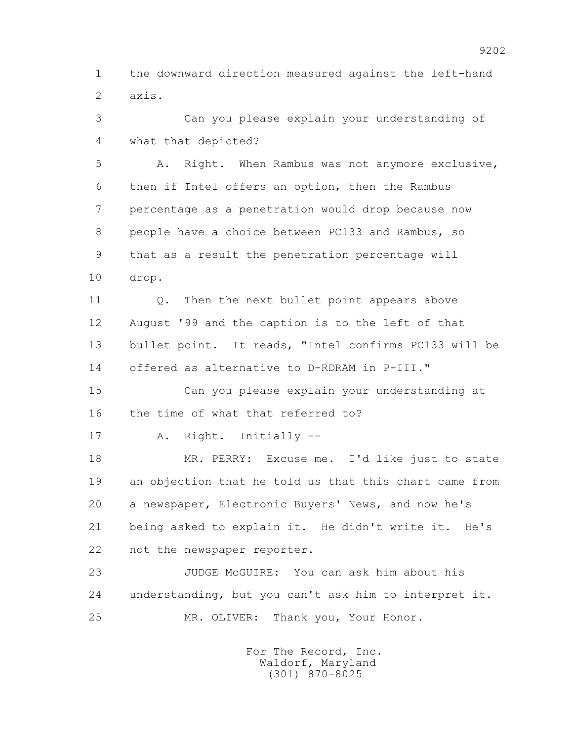1 the downward direction measured against the left-hand
2 axis.

3 Can you please explain your understanding of
4 what that depicted?

5 A. Right. When Rambus was not anymore exclusive,
6 then if Intel offers an option, then the Rambus
7 percentage as a penetration would drop because now
8 people have a choice between PC133 and Rambus, so
9 that as a result the penetration percentage will
10 drop.

11 Q. Then the next bullet point appears above
12 August '99 and the caption is to the left of that
13 bullet point. It reads, "Intel confirms PC133 will be
14 offered as alternative to D-RDRAM in P-III."

15 Can you please explain your understanding at
16 the time of what that referred to?

17 A. Right. Initially --

18 MR. PERRY: Excuse me. I'd like just to state
19 an objection that he told us that this chart came from
20 a newspaper, Electronic Buyers' News, and now he's
21 being asked to explain it. He didn't write it. He's
22 not the newspaper reporter.

23 JUDGE McGUIRE: You can ask him about his
24 understanding, but you can't ask him to interpret it.

25 MR. OLIVER: Thank you, Your Honor.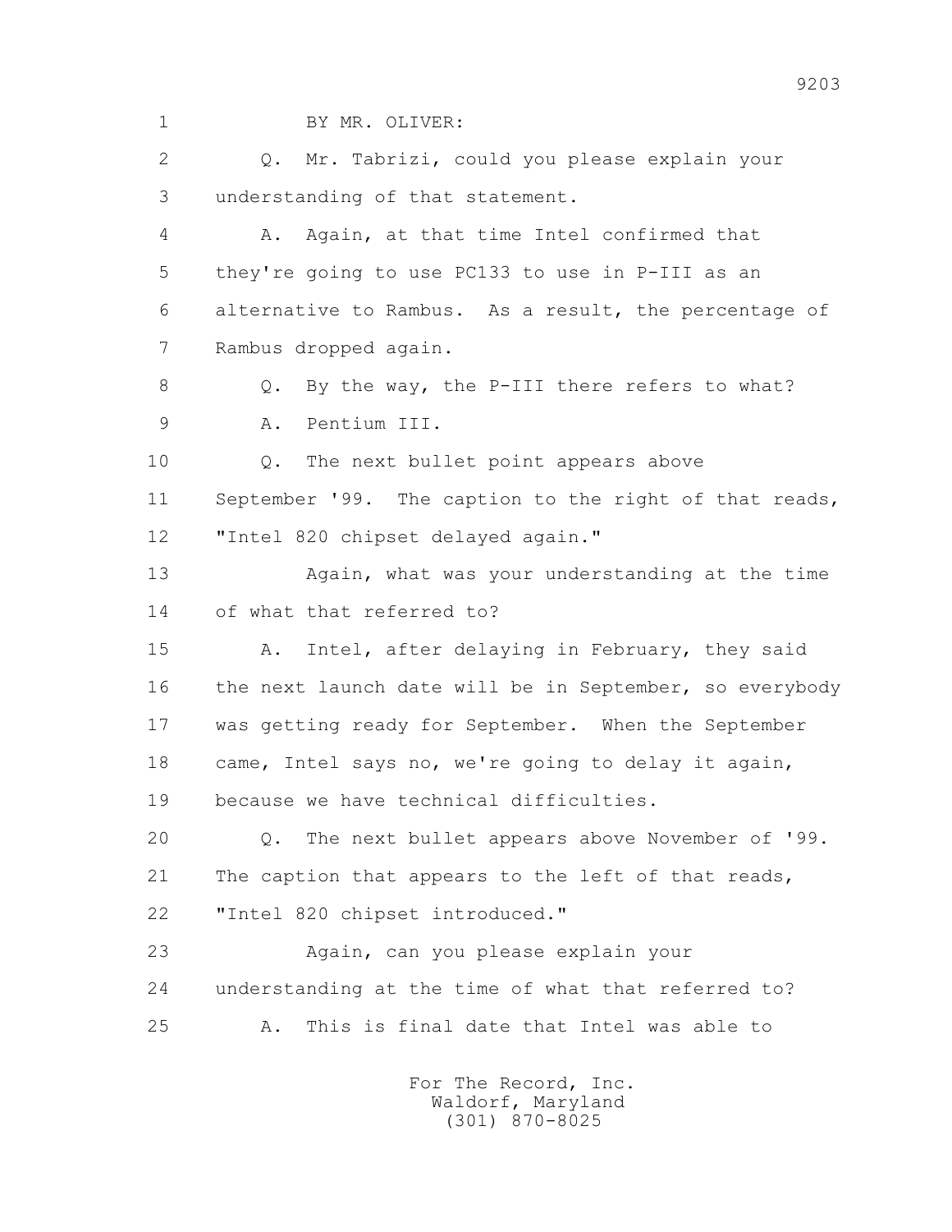BY MR. OLIVER:

Q. Mr. Tabrizi, could you please explain your understanding of that statement.

A. Again, at that time Intel confirmed that they're going to use PC133 to use in P-III as an alternative to Rambus. As a result, the percentage of Rambus dropped again.

Q. By the way, the P-III there refers to what?

A. Pentium III.

Q. The next bullet point appears above September '99. The caption to the right of that reads, "Intel 820 chipset delayed again."

Again, what was your understanding at the time of what that referred to?

A. Intel, after delaying in February, they said the next launch date will be in September, so everybody was getting ready for September. When the September came, Intel says no, we're going to delay it again, because we have technical difficulties.

Q. The next bullet appears above November of '99. The caption that appears to the left of that reads, "Intel 820 chipset introduced."

Again, can you please explain your understanding at the time of what that referred to?

A. This is final date that Intel was able to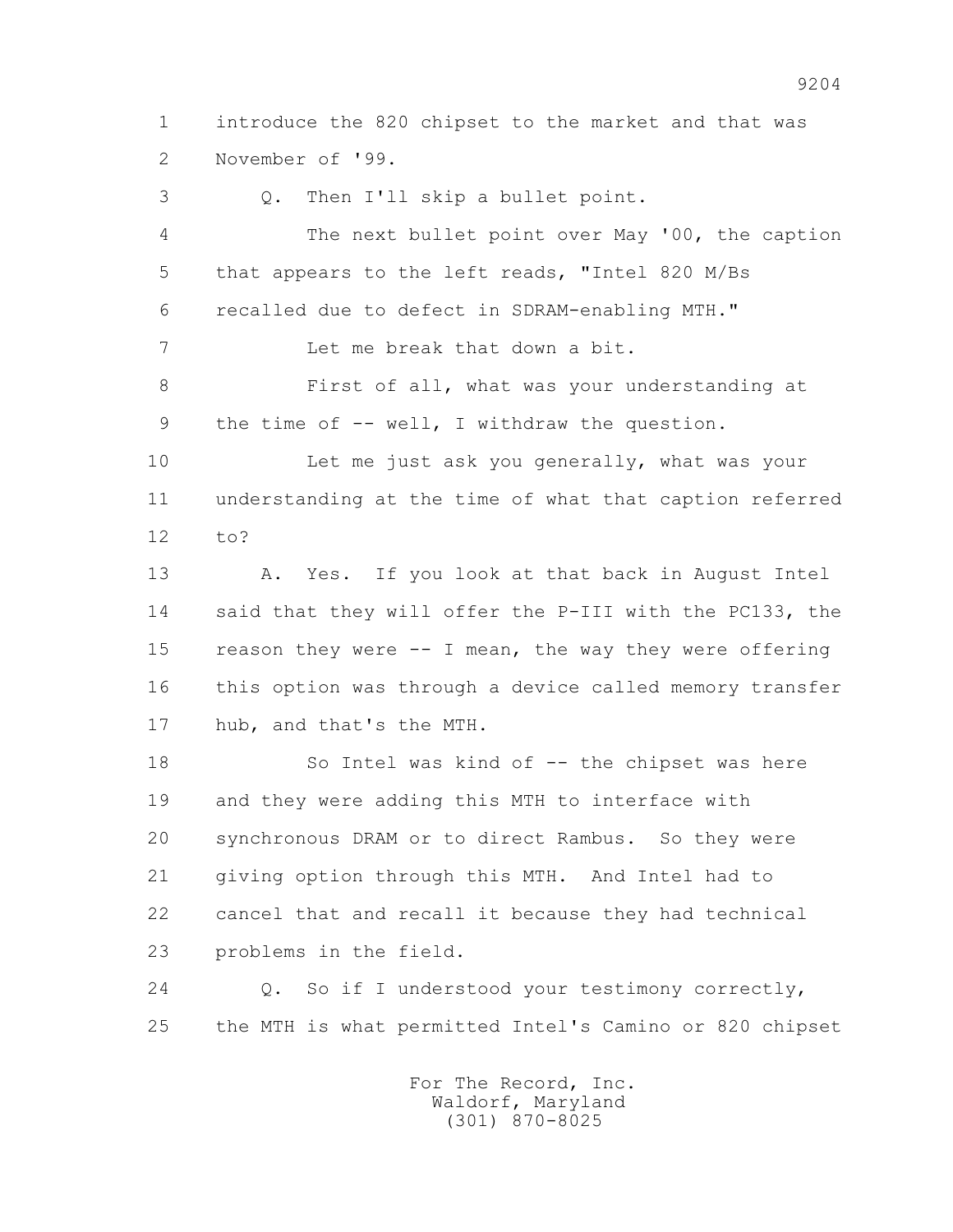1 introduce the 820 chipset to the market and that was
2 November of '99.

3 Q. Then I'll skip a bullet point.

4 The next bullet point over May '00, the caption
5 that appears to the left reads, "Intel 820 M/Bs
6 recalled due to defect in SDRAM-enabling MTH."

7 Let me break that down a bit.

8 First of all, what was your understanding at
9 the time of -- well, I withdraw the question.

10 Let me just ask you generally, what was your
11 understanding at the time of what that caption referred
12 to?

13 A. Yes. If you look at that back in August Intel
14 said that they will offer the P-III with the PC133, the
15 reason they were -- I mean, the way they were offering
16 this option was through a device called memory transfer
17 hub, and that's the MTH.

18 So Intel was kind of -- the chipset was here
19 and they were adding this MTH to interface with
20 synchronous DRAM or to direct Rambus. So they were
21 giving option through this MTH. And Intel had to
22 cancel that and recall it because they had technical
23 problems in the field.

24 Q. So if I understood your testimony correctly,
25 the MTH is what permitted Intel's Camino or 820 chipset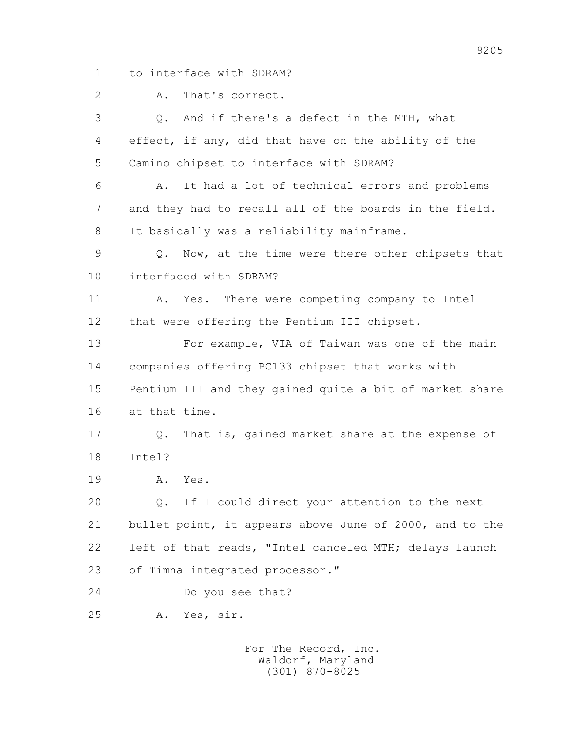1 to interface with SDRAM?

2 A. That's correct.

3 Q. And if there's a defect in the MTH, what

4 effect, if any, did that have on the ability of the

5 Camino chipset to interface with SDRAM?

6 A. It had a lot of technical errors and problems

7 and they had to recall all of the boards in the field.

8 It basically was a reliability mainframe.

9 Q. Now, at the time were there other chipsets that

10 interfaced with SDRAM?

11 A. Yes. There were competing company to Intel

12 that were offering the Pentium III chipset.

13 For example, VIA of Taiwan was one of the main

14 companies offering PC133 chipset that works with

15 Pentium III and they gained quite a bit of market share

16 at that time.

17 Q. That is, gained market share at the expense of

18 Intel?

19 A. Yes.

20 Q. If I could direct your attention to the next

21 bullet point, it appears above June of 2000, and to the

22 left of that reads, "Intel canceled MTH; delays launch

23 of Timna integrated processor."

24 Do you see that?

25 A. Yes, sir.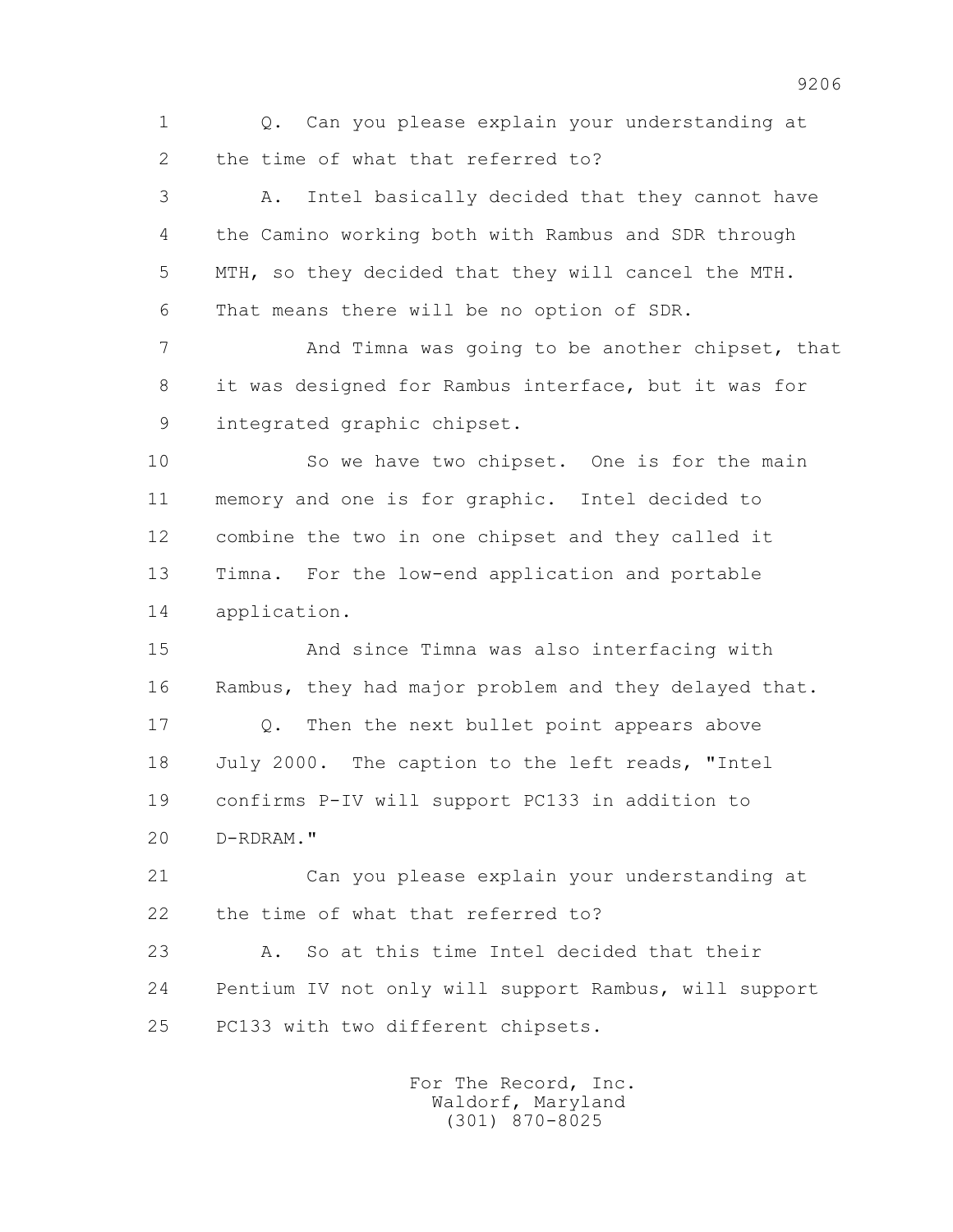1 Q. Can you please explain your understanding at
2 the time of what that referred to?

3 A. Intel basically decided that they cannot have
4 the Camino working both with Rambus and SDR through
5 MTH, so they decided that they will cancel the MTH.
6 That means there will be no option of SDR.

7 And Timna was going to be another chipset, that
8 it was designed for Rambus interface, but it was for
9 integrated graphic chipset.

10 So we have two chipset. One is for the main
11 memory and one is for graphic. Intel decided to
12 combine the two in one chipset and they called it
13 Timna. For the low-end application and portable
14 application.

15 And since Timna was also interfacing with
16 Rambus, they had major problem and they delayed that.

17 Q. Then the next bullet point appears above
18 July 2000. The caption to the left reads, "Intel
19 confirms P-IV will support PC133 in addition to
20 D-RDRAM."

21 Can you please explain your understanding at
22 the time of what that referred to?

23 A. So at this time Intel decided that their
24 Pentium IV not only will support Rambus, will support
25 PC133 with two different chipsets.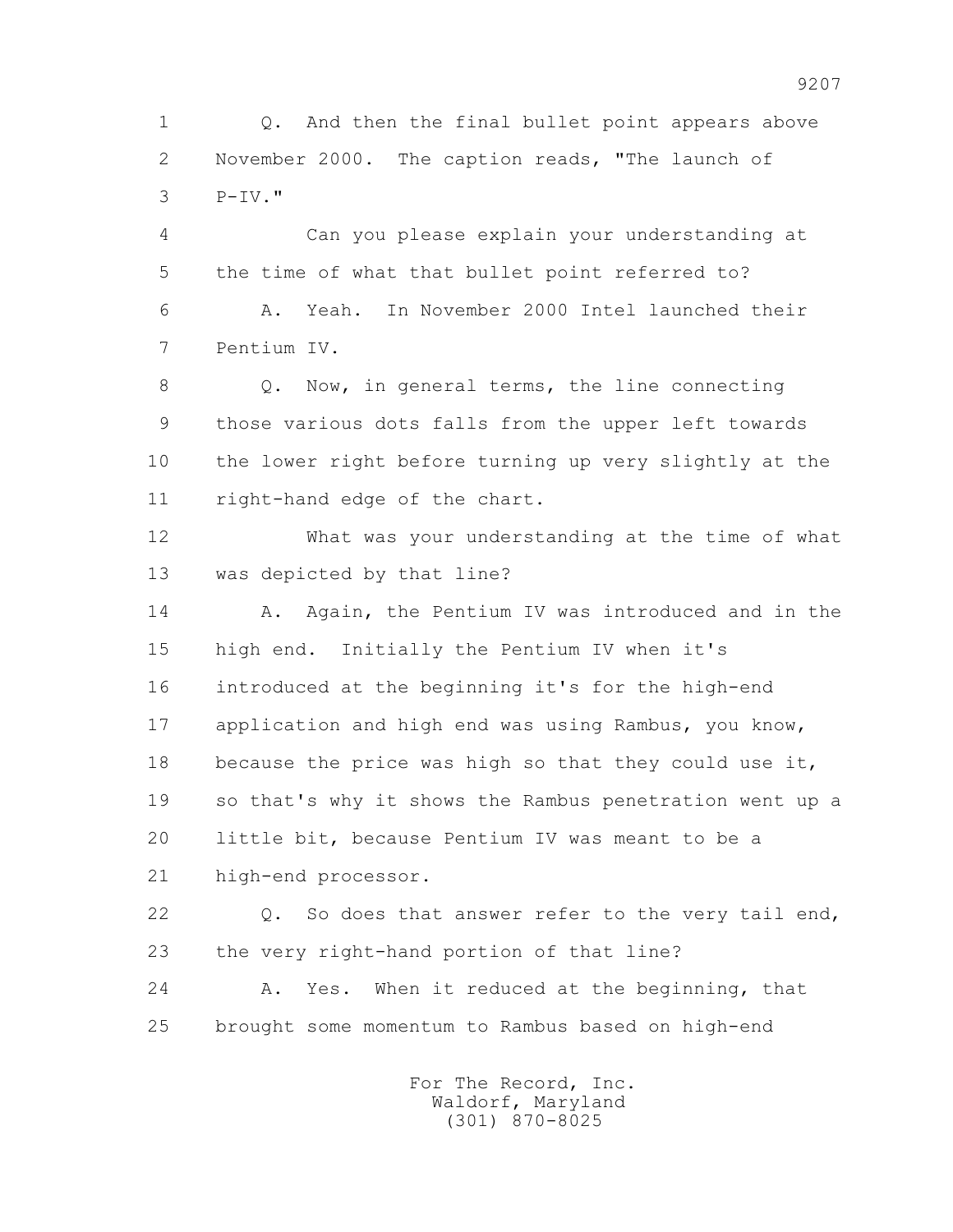1 Q. And then the final bullet point appears above
2 November 2000. The caption reads, "The launch of
3 P-IV."

4 Can you please explain your understanding at
5 the time of what that bullet point referred to?

6 A. Yeah. In November 2000 Intel launched their
7 Pentium IV.

8 Q. Now, in general terms, the line connecting
9 those various dots falls from the upper left towards
10 the lower right before turning up very slightly at the
11 right-hand edge of the chart.

12 What was your understanding at the time of what
13 was depicted by that line?

14 A. Again, the Pentium IV was introduced and in the
15 high end. Initially the Pentium IV when it's
16 introduced at the beginning it's for the high-end
17 application and high end was using Rambus, you know,
18 because the price was high so that they could use it,
19 so that's why it shows the Rambus penetration went up a
20 little bit, because Pentium IV was meant to be a
21 high-end processor.

22 Q. So does that answer refer to the very tail end,
23 the very right-hand portion of that line?

24 A. Yes. When it reduced at the beginning, that
25 brought some momentum to Rambus based on high-end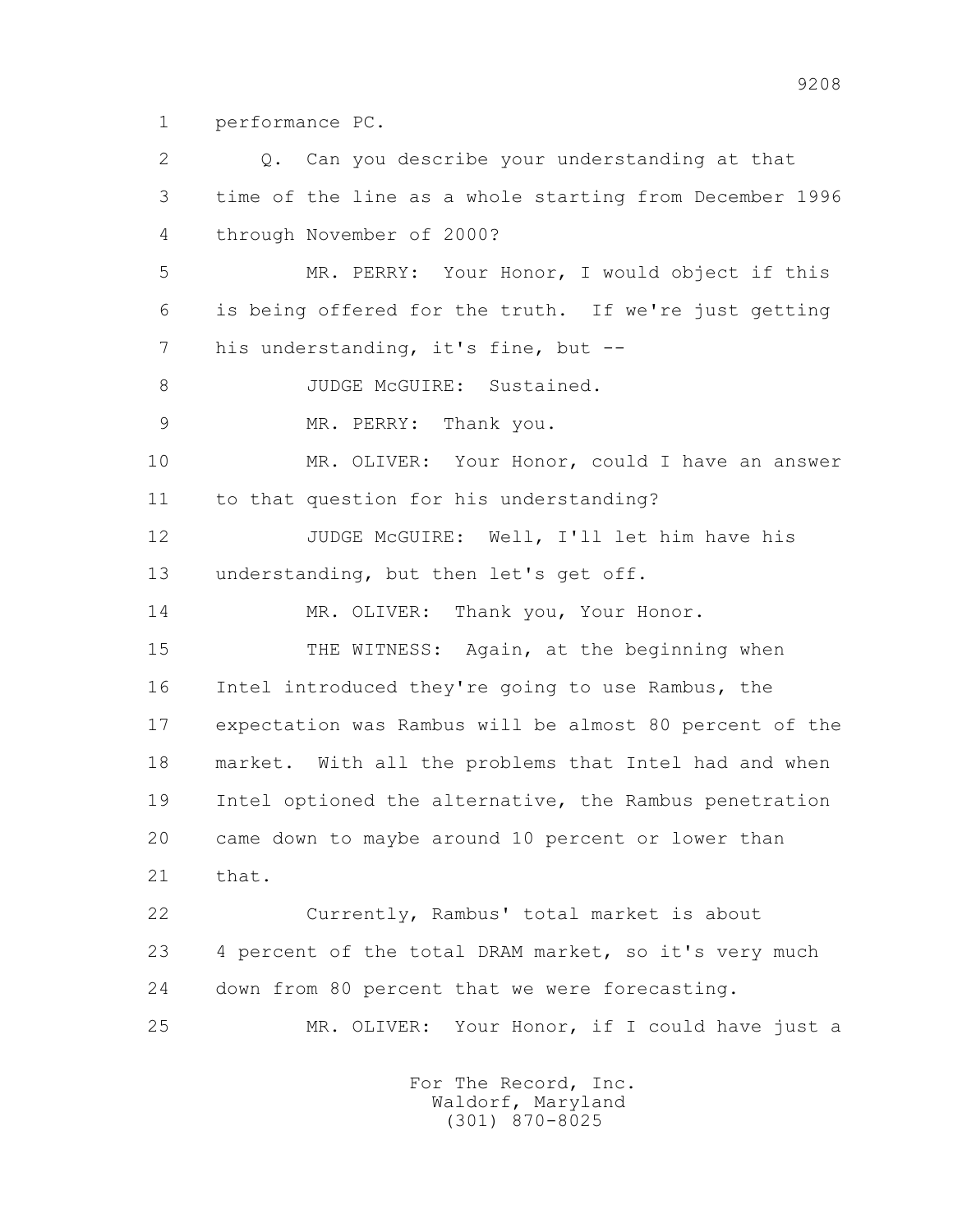1 performance PC.

2 Q. Can you describe your understanding at that
3 time of the line as a whole starting from December 1996
4 through November of 2000?

5 MR. PERRY: Your Honor, I would object if this
6 is being offered for the truth. If we're just getting
7 his understanding, it's fine, but --

8 JUDGE McGUIRE: Sustained.

9 MR. PERRY: Thank you.

10 MR. OLIVER: Your Honor, could I have an answer
11 to that question for his understanding?

12 JUDGE McGUIRE: Well, I'll let him have his
13 understanding, but then let's get off.

14 MR. OLIVER: Thank you, Your Honor.

15 THE WITNESS: Again, at the beginning when
16 Intel introduced they're going to use Rambus, the
17 expectation was Rambus will be almost 80 percent of the
18 market. With all the problems that Intel had and when
19 Intel optioned the alternative, the Rambus penetration
20 came down to maybe around 10 percent or lower than
21 that.

22 Currently, Rambus' total market is about
23 4 percent of the total DRAM market, so it's very much
24 down from 80 percent that we were forecasting.

25 MR. OLIVER: Your Honor, if I could have just a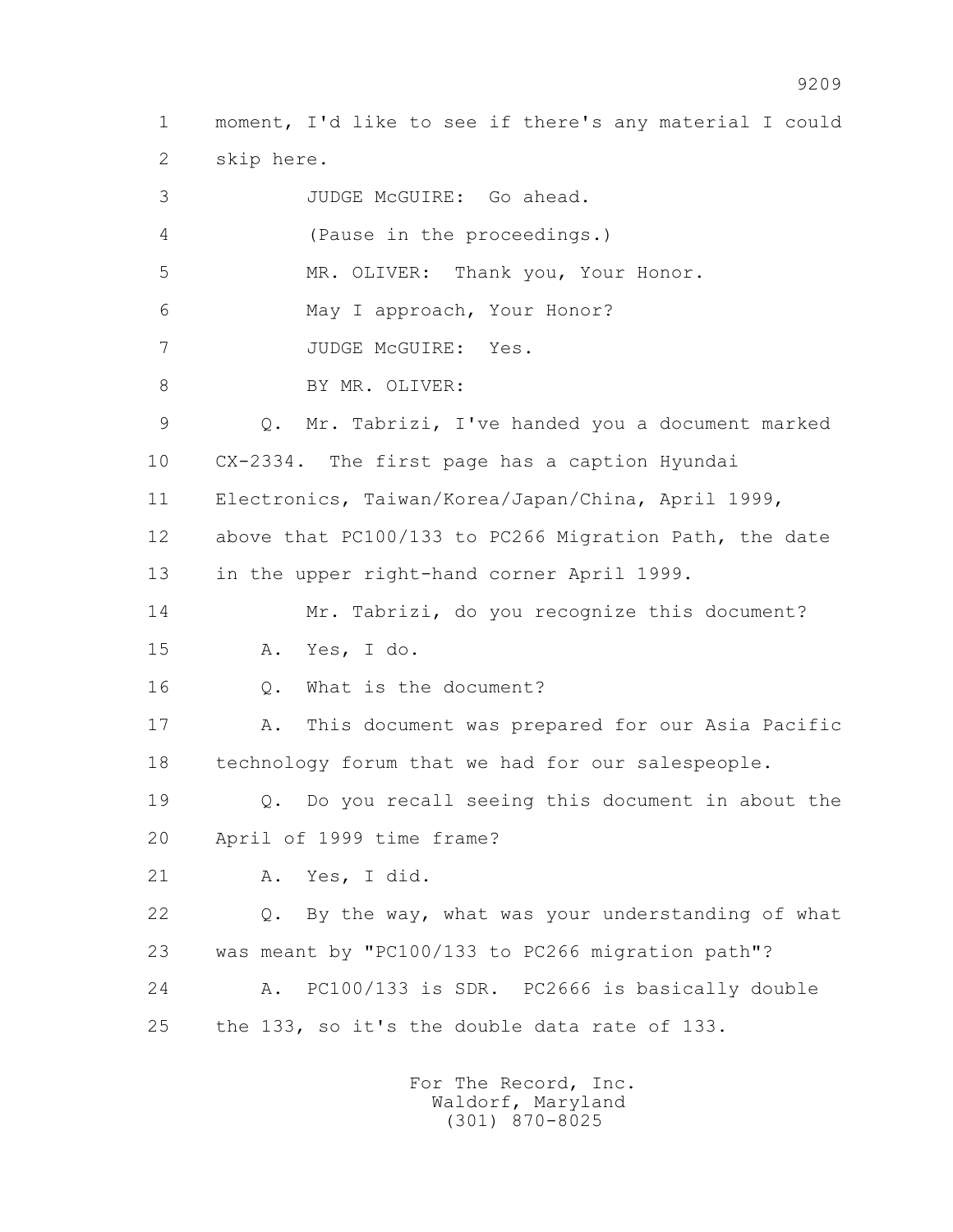1 moment, I'd like to see if there's any material I could
2 skip here.
3 JUDGE McGUIRE: Go ahead.
4 (Pause in the proceedings.)
5 MR. OLIVER: Thank you, Your Honor.
6 May I approach, Your Honor?
7 JUDGE McGUIRE: Yes.
8 BY MR. OLIVER:
9 Q. Mr. Tabrizi, I've handed you a document marked
10 CX-2334. The first page has a caption Hyundai
11 Electronics, Taiwan/Korea/Japan/China, April 1999,
12 above that PC100/133 to PC266 Migration Path, the date
13 in the upper right-hand corner April 1999.
14 Mr. Tabrizi, do you recognize this document?
15 A. Yes, I do.
16 Q. What is the document?
17 A. This document was prepared for our Asia Pacific
18 technology forum that we had for our salespeople.
19 Q. Do you recall seeing this document in about the
20 April of 1999 time frame?
21 A. Yes, I did.
22 Q. By the way, what was your understanding of what
23 was meant by "PC100/133 to PC266 migration path"?
24 A. PC100/133 is SDR. PC2666 is basically double
25 the 133, so it's the double data rate of 133.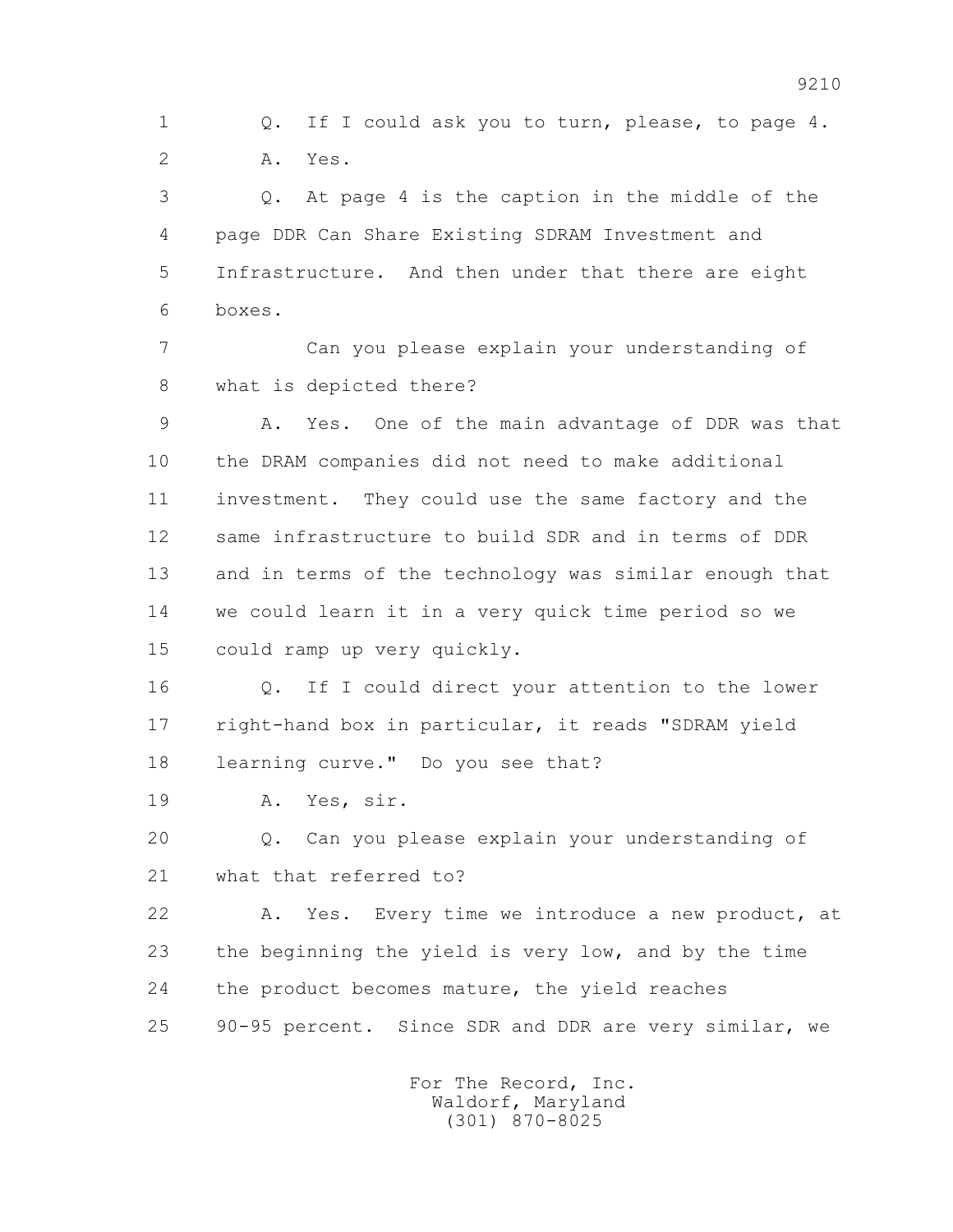Q. If I could ask you to turn, please, to page 4.

A. Yes.

Q. At page 4 is the caption in the middle of the page DDR Can Share Existing SDRAM Investment and Infrastructure. And then under that there are eight boxes.

Can you please explain your understanding of what is depicted there?

A. Yes. One of the main advantage of DDR was that the DRAM companies did not need to make additional investment. They could use the same factory and the same infrastructure to build SDR and in terms of DDR and in terms of the technology was similar enough that we could learn it in a very quick time period so we could ramp up very quickly.

Q. If I could direct your attention to the lower right-hand box in particular, it reads "SDRAM yield learning curve." Do you see that?

A. Yes, sir.

Q. Can you please explain your understanding of what that referred to?

A. Yes. Every time we introduce a new product, at the beginning the yield is very low, and by the time the product becomes mature, the yield reaches 90-95 percent. Since SDR and DDR are very similar, we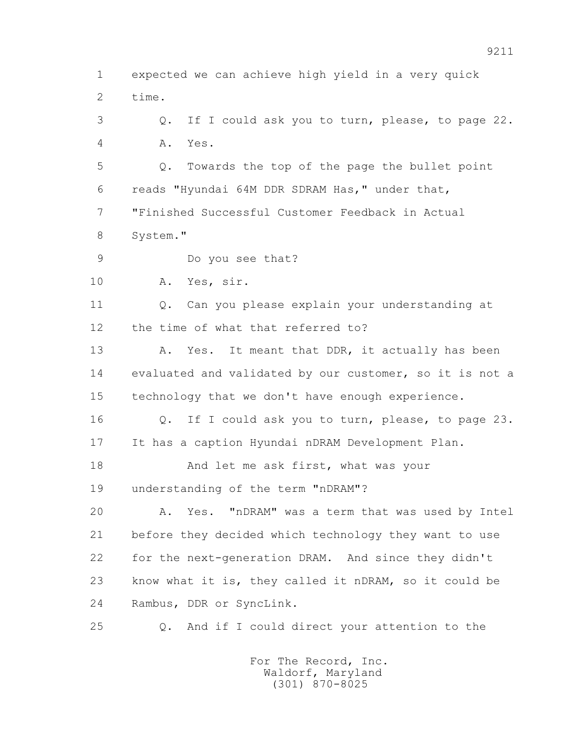expected we can achieve high yield in a very quick time.

Q. If I could ask you to turn, please, to page 22.

A. Yes.

Q. Towards the top of the page the bullet point reads "Hyundai 64M DDR SDRAM Has," under that, "Finished Successful Customer Feedback in Actual System."

Do you see that?

A. Yes, sir.

Q. Can you please explain your understanding at the time of what that referred to?

A. Yes. It meant that DDR, it actually has been evaluated and validated by our customer, so it is not a technology that we don't have enough experience.

Q. If I could ask you to turn, please, to page 23. It has a caption Hyundai nDRAM Development Plan.

And let me ask first, what was your understanding of the term "nDRAM"?

A. Yes. "nDRAM" was a term that was used by Intel before they decided which technology they want to use for the next-generation DRAM. And since they didn't know what it is, they called it nDRAM, so it could be Rambus, DDR or SyncLink.

Q. And if I could direct your attention to the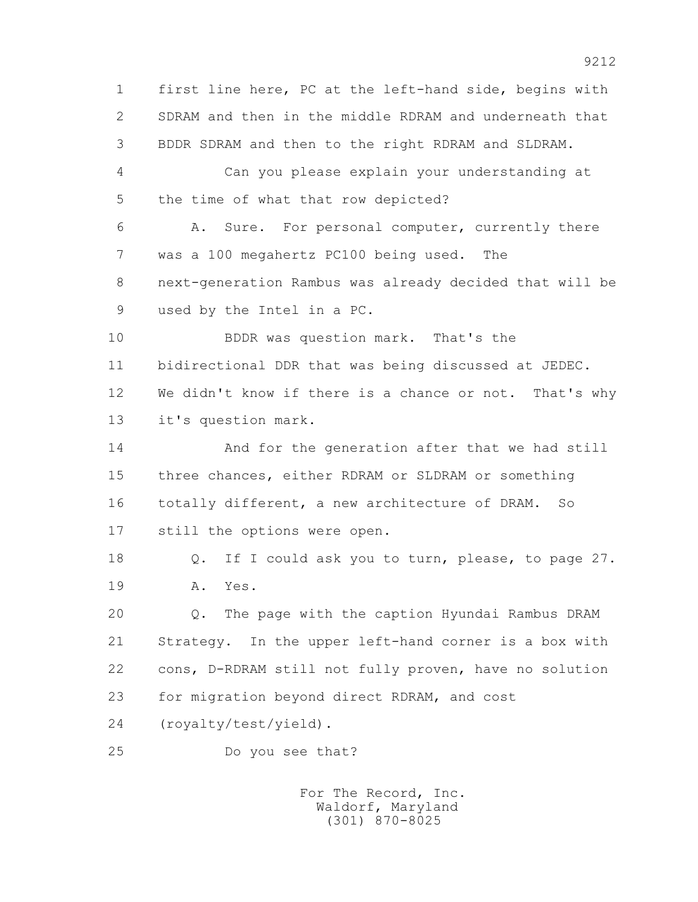1 first line here, PC at the left-hand side, begins with
2 SDRAM and then in the middle RDRAM and underneath that
3 BDDR SDRAM and then to the right RDRAM and SLDRAM.
4 Can you please explain your understanding at
5 the time of what that row depicted?
6 A. Sure. For personal computer, currently there
7 was a 100 megahertz PC100 being used. The
8 next-generation Rambus was already decided that will be
9 used by the Intel in a PC.
10 BDDR was question mark. That's the
11 bidirectional DDR that was being discussed at JEDEC.
12 We didn't know if there is a chance or not. That's why
13 it's question mark.
14 And for the generation after that we had still
15 three chances, either RDRAM or SLDRAM or something
16 totally different, a new architecture of DRAM. So
17 still the options were open.
18 Q. If I could ask you to turn, please, to page 27.
19 A. Yes.
20 Q. The page with the caption Hyundai Rambus DRAM
21 Strategy. In the upper left-hand corner is a box with
22 cons, D-RDRAM still not fully proven, have no solution
23 for migration beyond direct RDRAM, and cost
24 (royalty/test/yield).
25 Do you see that?

For The Record, Inc.
Waldorf, Maryland
(301) 870-8025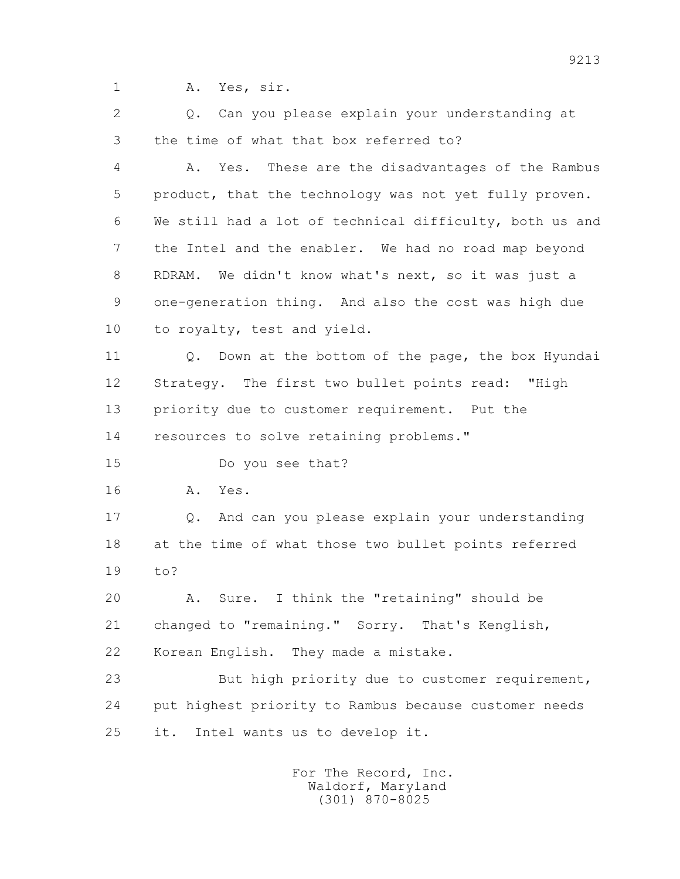1 A. Yes, sir.

2 Q. Can you please explain your understanding at
3 the time of what that box referred to?

4 A. Yes. These are the disadvantages of the Rambus
5 product, that the technology was not yet fully proven.
6 We still had a lot of technical difficulty, both us and
7 the Intel and the enabler. We had no road map beyond
8 RDRAM. We didn't know what's next, so it was just a
9 one-generation thing. And also the cost was high due
10 to royalty, test and yield.

11 Q. Down at the bottom of the page, the box Hyundai
12 Strategy. The first two bullet points read: "High
13 priority due to customer requirement. Put the
14 resources to solve retaining problems."

15 Do you see that?

16 A. Yes.

17 Q. And can you please explain your understanding
18 at the time of what those two bullet points referred
19 to?

20 A. Sure. I think the "retaining" should be
21 changed to "remaining." Sorry. That's Kenglish,
22 Korean English. They made a mistake.

23 But high priority due to customer requirement,
24 put highest priority to Rambus because customer needs
25 it. Intel wants us to develop it.

For The Record, Inc.
Waldorf, Maryland
(301) 870-8025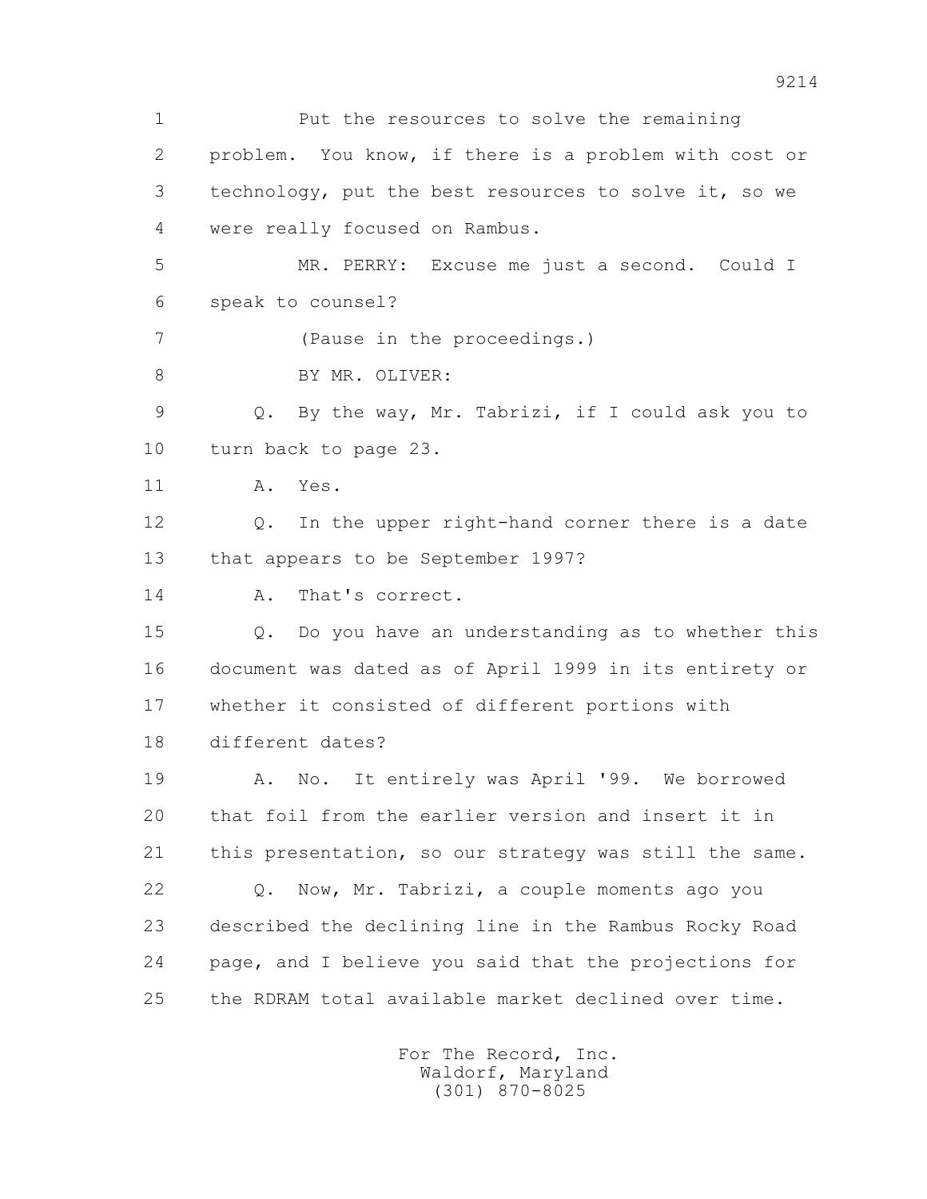1 Put the resources to solve the remaining
2 problem. You know, if there is a problem with cost or
3 technology, put the best resources to solve it, so we
4 were really focused on Rambus.
5 MR. PERRY: Excuse me just a second. Could I
6 speak to counsel?
7 (Pause in the proceedings.)
8 BY MR. OLIVER:
9 Q. By the way, Mr. Tabrizi, if I could ask you to
10 turn back to page 23.
11 A. Yes.
12 Q. In the upper right-hand corner there is a date
13 that appears to be September 1997?
14 A. That's correct.
15 Q. Do you have an understanding as to whether this
16 document was dated as of April 1999 in its entirety or
17 whether it consisted of different portions with
18 different dates?
19 A. No. It entirely was April '99. We borrowed
20 that foil from the earlier version and insert it in
21 this presentation, so our strategy was still the same.
22 Q. Now, Mr. Tabrizi, a couple moments ago you
23 described the declining line in the Rambus Rocky Road
24 page, and I believe you said that the projections for
25 the RDRAM total available market declined over time.

For The Record, Inc.
Waldorf, Maryland
(301) 870-8025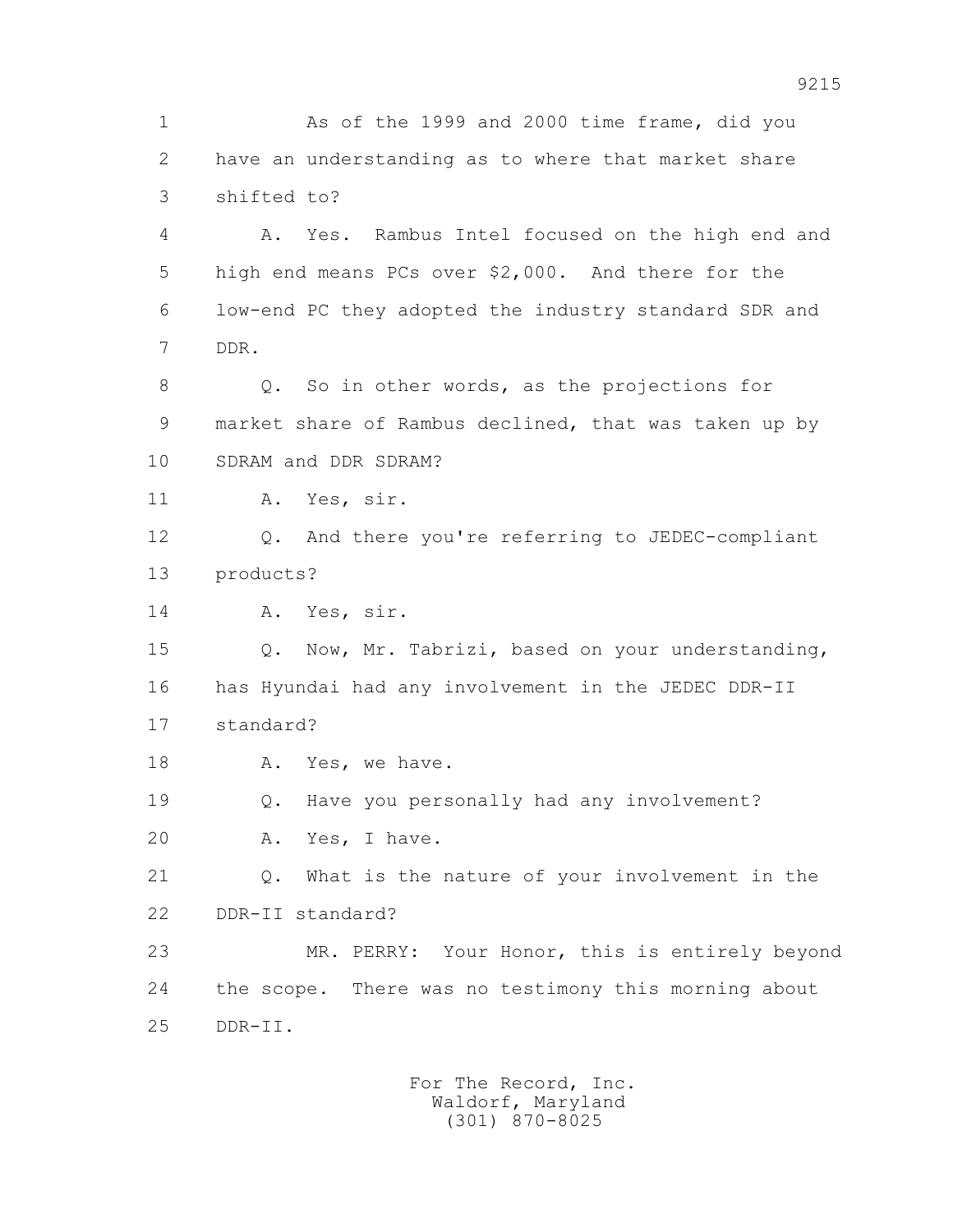As of the 1999 and 2000 time frame, did you have an understanding as to where that market share shifted to?

A. Yes. Rambus Intel focused on the high end and high end means PCs over $2,000. And there for the low-end PC they adopted the industry standard SDR and DDR.

Q. So in other words, as the projections for market share of Rambus declined, that was taken up by SDRAM and DDR SDRAM?

A. Yes, sir.

Q. And there you're referring to JEDEC-compliant products?

A. Yes, sir.

Q. Now, Mr. Tabrizi, based on your understanding, has Hyundai had any involvement in the JEDEC DDR-II standard?

A. Yes, we have.

Q. Have you personally had any involvement?

A. Yes, I have.

Q. What is the nature of your involvement in the DDR-II standard?

MR. PERRY: Your Honor, this is entirely beyond the scope. There was no testimony this morning about DDR-II.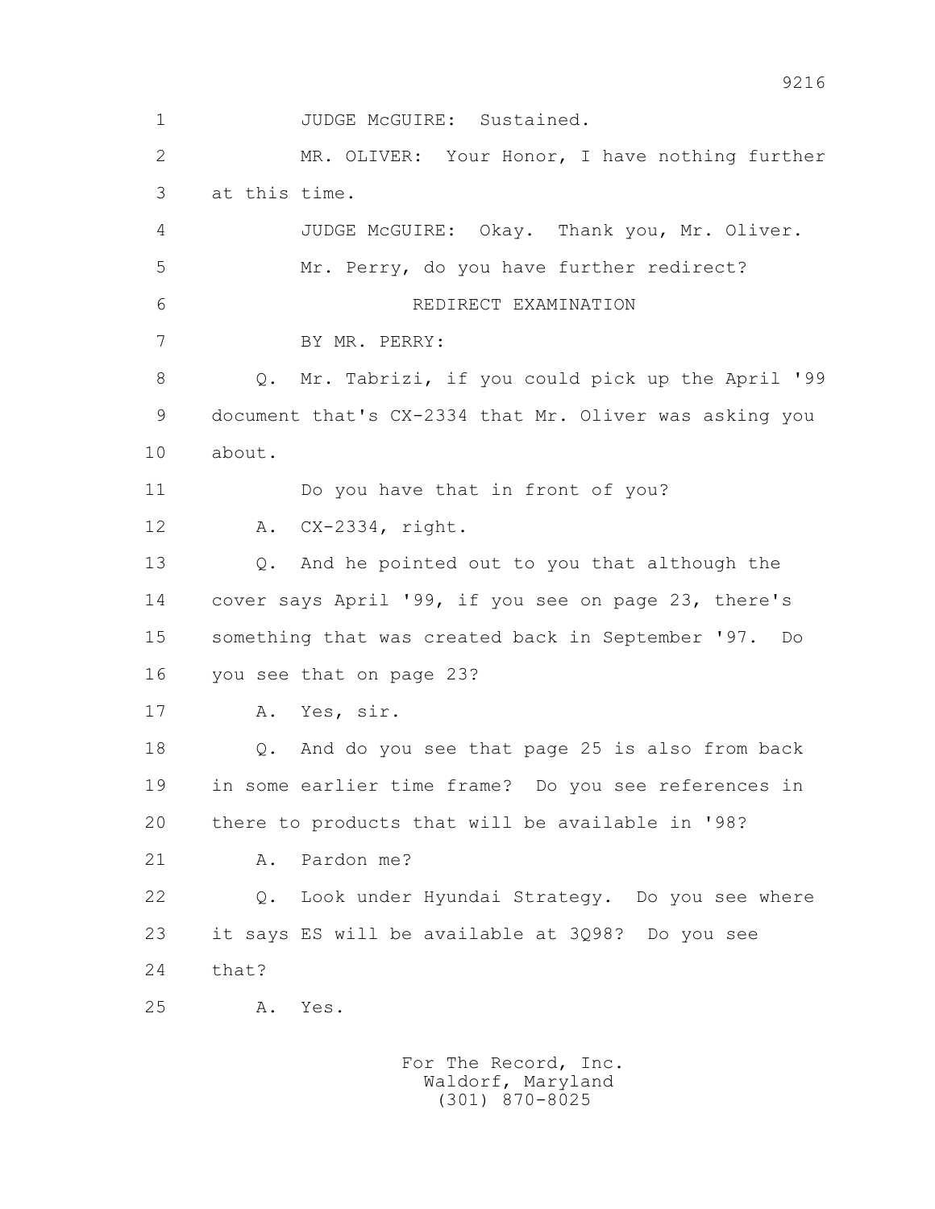1 JUDGE McGUIRE: Sustained.

2 MR. OLIVER: Your Honor, I have nothing further

3 at this time.

4 JUDGE McGUIRE: Okay. Thank you, Mr. Oliver.

5 Mr. Perry, do you have further redirect?

6 REDIRECT EXAMINATION

7 BY MR. PERRY:

8 Q. Mr. Tabrizi, if you could pick up the April '99

9 document that's CX-2334 that Mr. Oliver was asking you

10 about.

11 Do you have that in front of you?

12 A. CX-2334, right.

13 Q. And he pointed out to you that although the

14 cover says April '99, if you see on page 23, there's

15 something that was created back in September '97. Do

16 you see that on page 23?

17 A. Yes, sir.

18 Q. And do you see that page 25 is also from back

19 in some earlier time frame? Do you see references in

20 there to products that will be available in '98?

21 A. Pardon me?

22 Q. Look under Hyundai Strategy. Do you see where

23 it says ES will be available at 3Q98? Do you see

24 that?

25 A. Yes.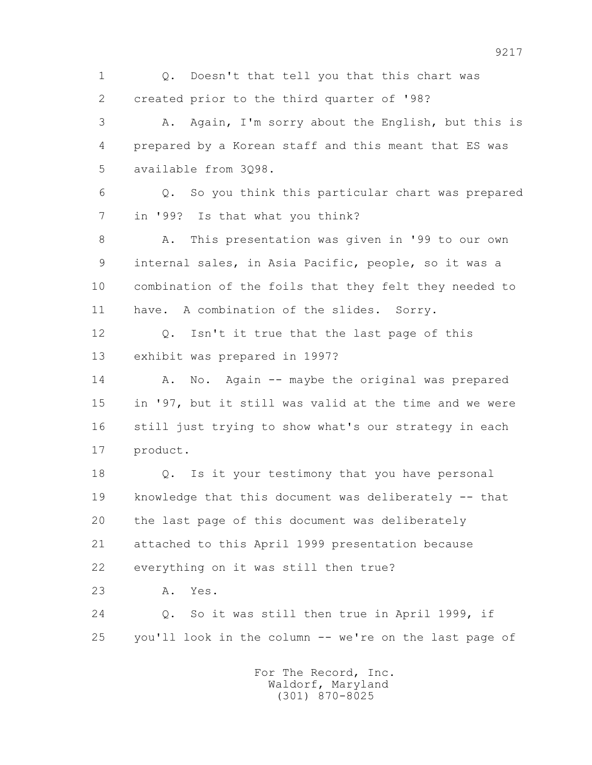1 Q. Doesn't that tell you that this chart was
2 created prior to the third quarter of '98?
3 A. Again, I'm sorry about the English, but this is
4 prepared by a Korean staff and this meant that ES was
5 available from 3Q98.
6 Q. So you think this particular chart was prepared
7 in '99? Is that what you think?
8 A. This presentation was given in '99 to our own
9 internal sales, in Asia Pacific, people, so it was a
10 combination of the foils that they felt they needed to
11 have. A combination of the slides. Sorry.
12 Q. Isn't it true that the last page of this
13 exhibit was prepared in 1997?
14 A. No. Again -- maybe the original was prepared
15 in '97, but it still was valid at the time and we were
16 still just trying to show what's our strategy in each
17 product.
18 Q. Is it your testimony that you have personal
19 knowledge that this document was deliberately -- that
20 the last page of this document was deliberately
21 attached to this April 1999 presentation because
22 everything on it was still then true?
23 A. Yes.
24 Q. So it was still then true in April 1999, if
25 you'll look in the column -- we're on the last page of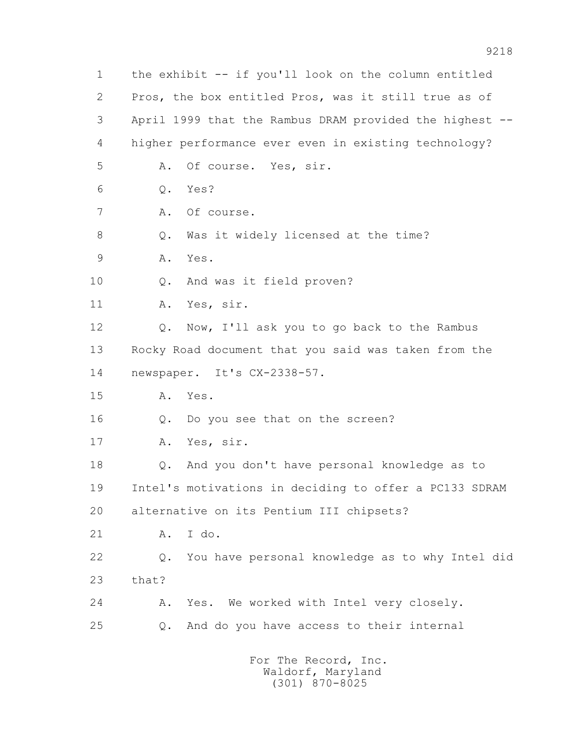1 the exhibit -- if you'll look on the column entitled
2 Pros, the box entitled Pros, was it still true as of
3 April 1999 that the Rambus DRAM provided the highest --
4 higher performance ever even in existing technology?
5 A. Of course. Yes, sir.
6 Q. Yes?
7 A. Of course.
8 Q. Was it widely licensed at the time?
9 A. Yes.
10 Q. And was it field proven?
11 A. Yes, sir.
12 Q. Now, I'll ask you to go back to the Rambus
13 Rocky Road document that you said was taken from the
14 newspaper. It's CX-2338-57.
15 A. Yes.
16 Q. Do you see that on the screen?
17 A. Yes, sir.
18 Q. And you don't have personal knowledge as to
19 Intel's motivations in deciding to offer a PC133 SDRAM
20 alternative on its Pentium III chipsets?
21 A. I do.
22 Q. You have personal knowledge as to why Intel did
23 that?
24 A. Yes. We worked with Intel very closely.
25 Q. And do you have access to their internal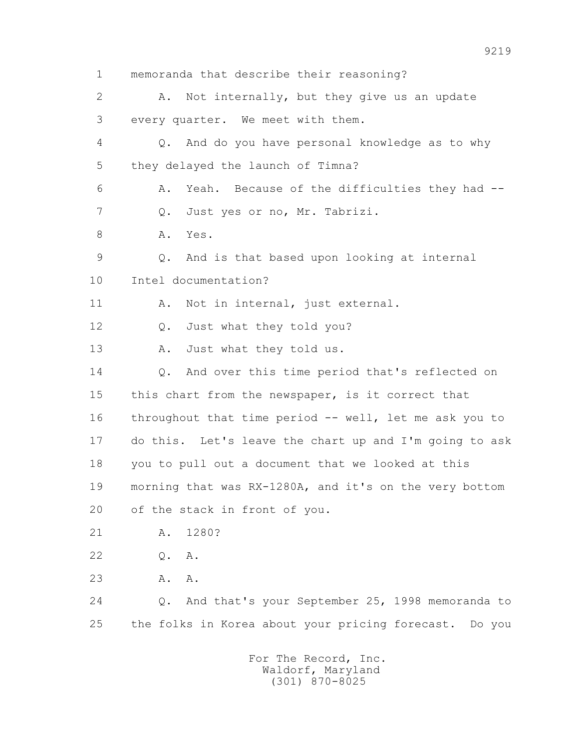1 memoranda that describe their reasoning?

2 A. Not internally, but they give us an update

3 every quarter. We meet with them.

4 Q. And do you have personal knowledge as to why

5 they delayed the launch of Timna?

6 A. Yeah. Because of the difficulties they had --

7 Q. Just yes or no, Mr. Tabrizi.

8 A. Yes.

9 Q. And is that based upon looking at internal

10 Intel documentation?

11 A. Not in internal, just external.

12 Q. Just what they told you?

13 A. Just what they told us.

14 Q. And over this time period that's reflected on

15 this chart from the newspaper, is it correct that

16 throughout that time period -- well, let me ask you to

17 do this. Let's leave the chart up and I'm going to ask

18 you to pull out a document that we looked at this

19 morning that was RX-1280A, and it's on the very bottom

20 of the stack in front of you.

21 A. 1280?

22 Q. A.

23 A. A.

24 Q. And that's your September 25, 1998 memoranda to

25 the folks in Korea about your pricing forecast. Do you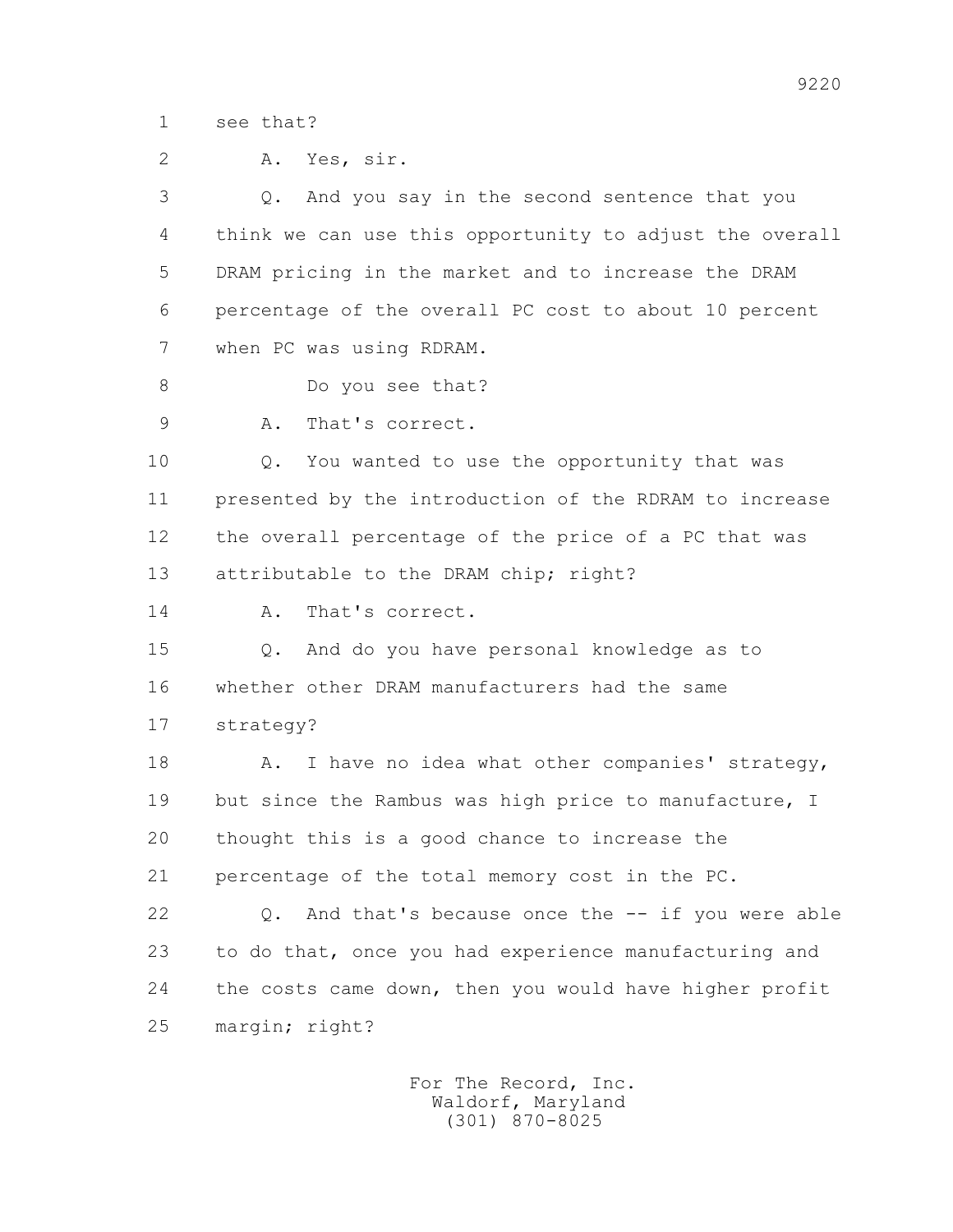1 see that?

2 A. Yes, sir.

3 Q. And you say in the second sentence that you

4 think we can use this opportunity to adjust the overall

5 DRAM pricing in the market and to increase the DRAM

6 percentage of the overall PC cost to about 10 percent

7 when PC was using RDRAM.

8 Do you see that?

9 A. That's correct.

10 Q. You wanted to use the opportunity that was

11 presented by the introduction of the RDRAM to increase

12 the overall percentage of the price of a PC that was

13 attributable to the DRAM chip; right?

14 A. That's correct.

15 Q. And do you have personal knowledge as to

16 whether other DRAM manufacturers had the same

17 strategy?

18 A. I have no idea what other companies' strategy,

19 but since the Rambus was high price to manufacture, I

20 thought this is a good chance to increase the

21 percentage of the total memory cost in the PC.

22 Q. And that's because once the -- if you were able

23 to do that, once you had experience manufacturing and

24 the costs came down, then you would have higher profit

25 margin; right?

For The Record, Inc.
Waldorf, Maryland
(301) 870-8025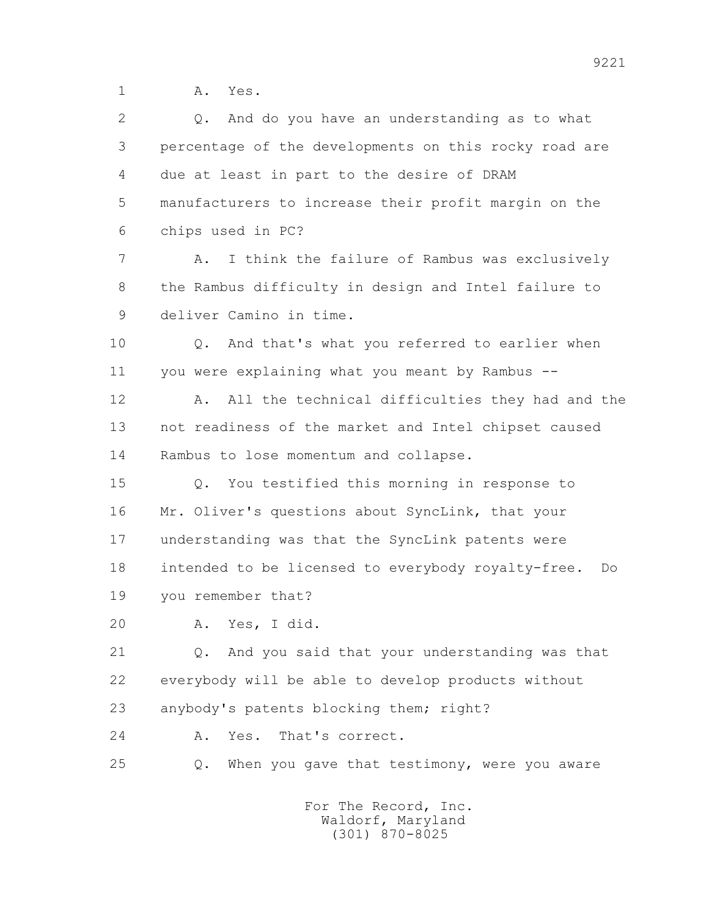1 A. Yes.

2 Q. And do you have an understanding as to what

3 percentage of the developments on this rocky road are

4 due at least in part to the desire of DRAM

5 manufacturers to increase their profit margin on the

6 chips used in PC?

7 A. I think the failure of Rambus was exclusively

8 the Rambus difficulty in design and Intel failure to

9 deliver Camino in time.

10 Q. And that's what you referred to earlier when

11 you were explaining what you meant by Rambus --

12 A. All the technical difficulties they had and the

13 not readiness of the market and Intel chipset caused

14 Rambus to lose momentum and collapse.

15 Q. You testified this morning in response to

16 Mr. Oliver's questions about SyncLink, that your

17 understanding was that the SyncLink patents were

18 intended to be licensed to everybody royalty-free. Do

19 you remember that?

20 A. Yes, I did.

21 Q. And you said that your understanding was that

22 everybody will be able to develop products without

23 anybody's patents blocking them; right?

24 A. Yes. That's correct.

25 Q. When you gave that testimony, were you aware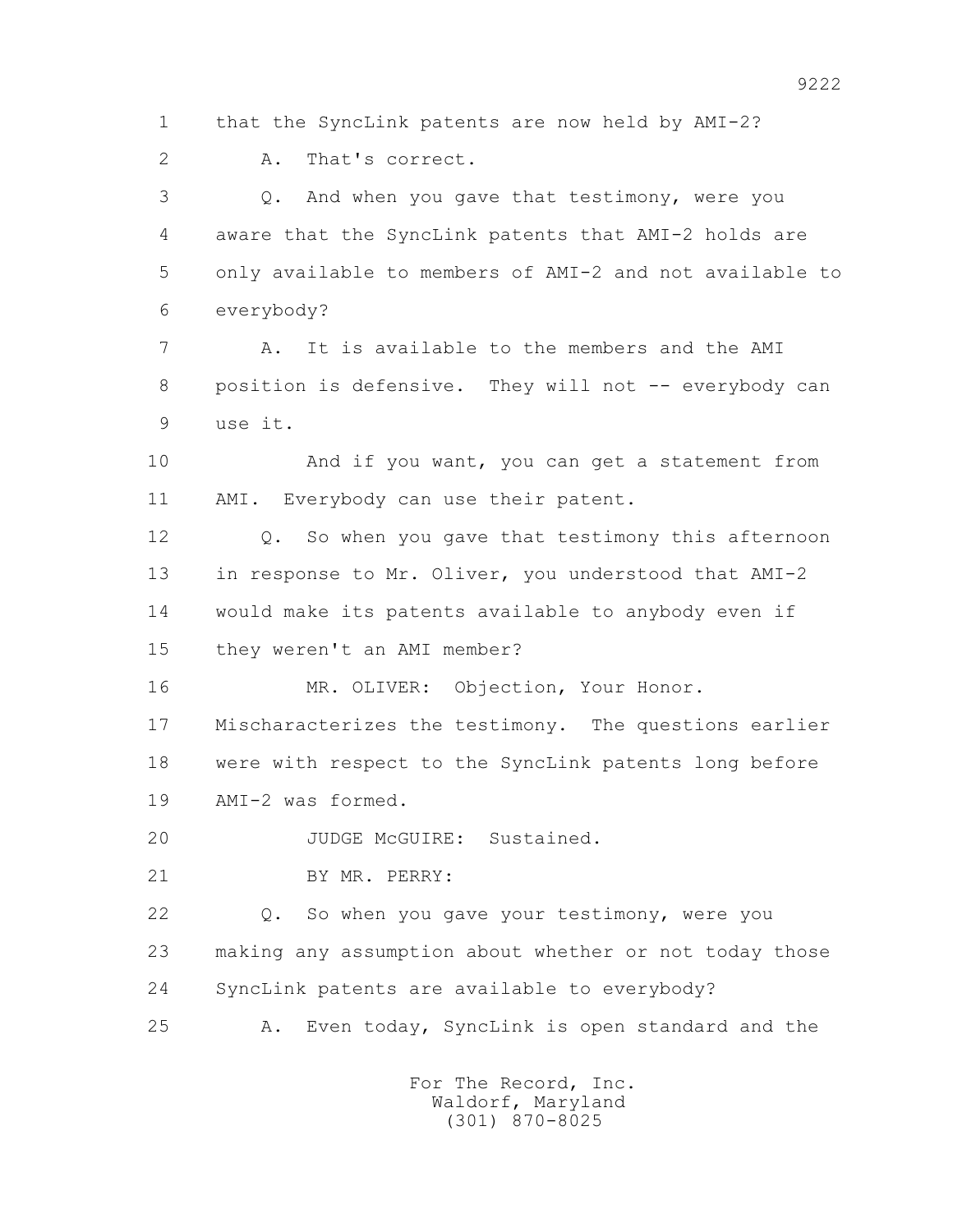that the SyncLink patents are now held by AMI-2?

A. That's correct.

Q. And when you gave that testimony, were you aware that the SyncLink patents that AMI-2 holds are only available to members of AMI-2 and not available to everybody?

A. It is available to the members and the AMI position is defensive. They will not -- everybody can use it.

And if you want, you can get a statement from AMI. Everybody can use their patent.

Q. So when you gave that testimony this afternoon in response to Mr. Oliver, you understood that AMI-2 would make its patents available to anybody even if they weren't an AMI member?

MR. OLIVER: Objection, Your Honor. Mischaracterizes the testimony. The questions earlier were with respect to the SyncLink patents long before AMI-2 was formed.

JUDGE McGUIRE: Sustained.

BY MR. PERRY:

Q. So when you gave your testimony, were you making any assumption about whether or not today those SyncLink patents are available to everybody?

A. Even today, SyncLink is open standard and the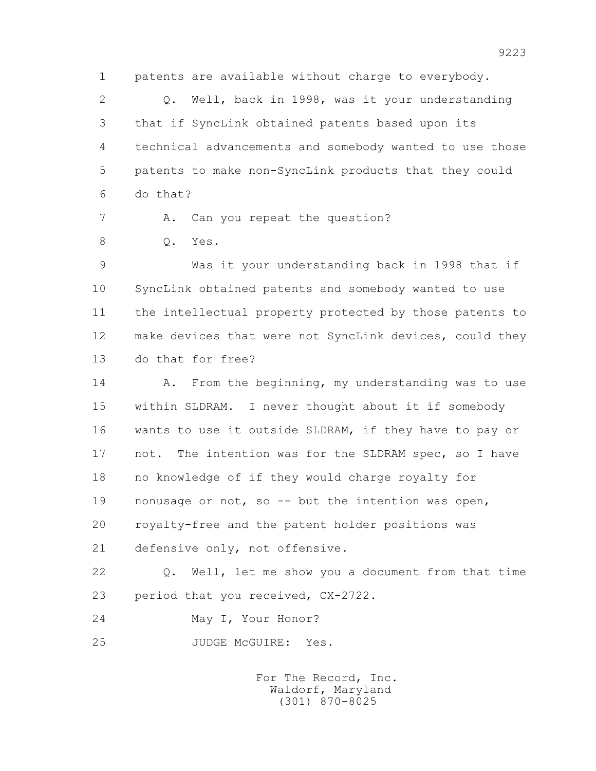1 patents are available without charge to everybody.

2 Q. Well, back in 1998, was it your understanding

3 that if SyncLink obtained patents based upon its

4 technical advancements and somebody wanted to use those

5 patents to make non-SyncLink products that they could

6 do that?

7 A. Can you repeat the question?

8 Q. Yes.

9 Was it your understanding back in 1998 that if

10 SyncLink obtained patents and somebody wanted to use

11 the intellectual property protected by those patents to

12 make devices that were not SyncLink devices, could they

13 do that for free?

14 A. From the beginning, my understanding was to use

15 within SLDRAM. I never thought about it if somebody

16 wants to use it outside SLDRAM, if they have to pay or

17 not. The intention was for the SLDRAM spec, so I have

18 no knowledge of if they would charge royalty for

19 nonusage or not, so -- but the intention was open,

20 royalty-free and the patent holder positions was

21 defensive only, not offensive.

22 Q. Well, let me show you a document from that time

23 period that you received, CX-2722.

24 May I, Your Honor?

25 JUDGE McGUIRE: Yes.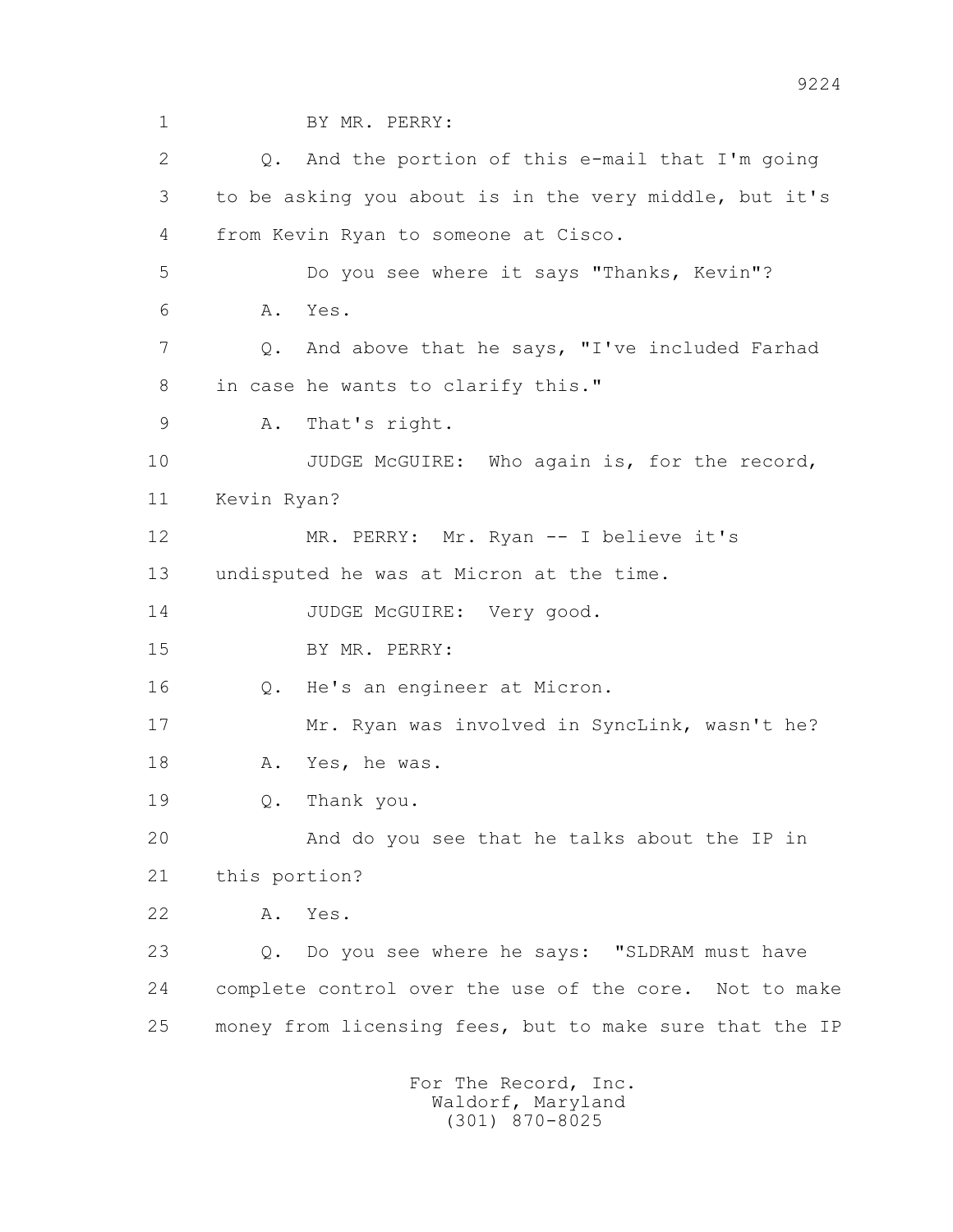1 BY MR. PERRY:

2 Q. And the portion of this e-mail that I'm going

3 to be asking you about is in the very middle, but it's

4 from Kevin Ryan to someone at Cisco.

5 Do you see where it says "Thanks, Kevin"?

6 A. Yes.

7 Q. And above that he says, "I've included Farhad

8 in case he wants to clarify this."

9 A. That's right.

10 JUDGE McGUIRE: Who again is, for the record,

11 Kevin Ryan?

12 MR. PERRY: Mr. Ryan -- I believe it's

13 undisputed he was at Micron at the time.

14 JUDGE McGUIRE: Very good.

15 BY MR. PERRY:

16 Q. He's an engineer at Micron.

17 Mr. Ryan was involved in SyncLink, wasn't he?

18 A. Yes, he was.

19 Q. Thank you.

20 And do you see that he talks about the IP in

21 this portion?

22 A. Yes.

23 Q. Do you see where he says: "SLDRAM must have

24 complete control over the use of the core. Not to make

25 money from licensing fees, but to make sure that the IP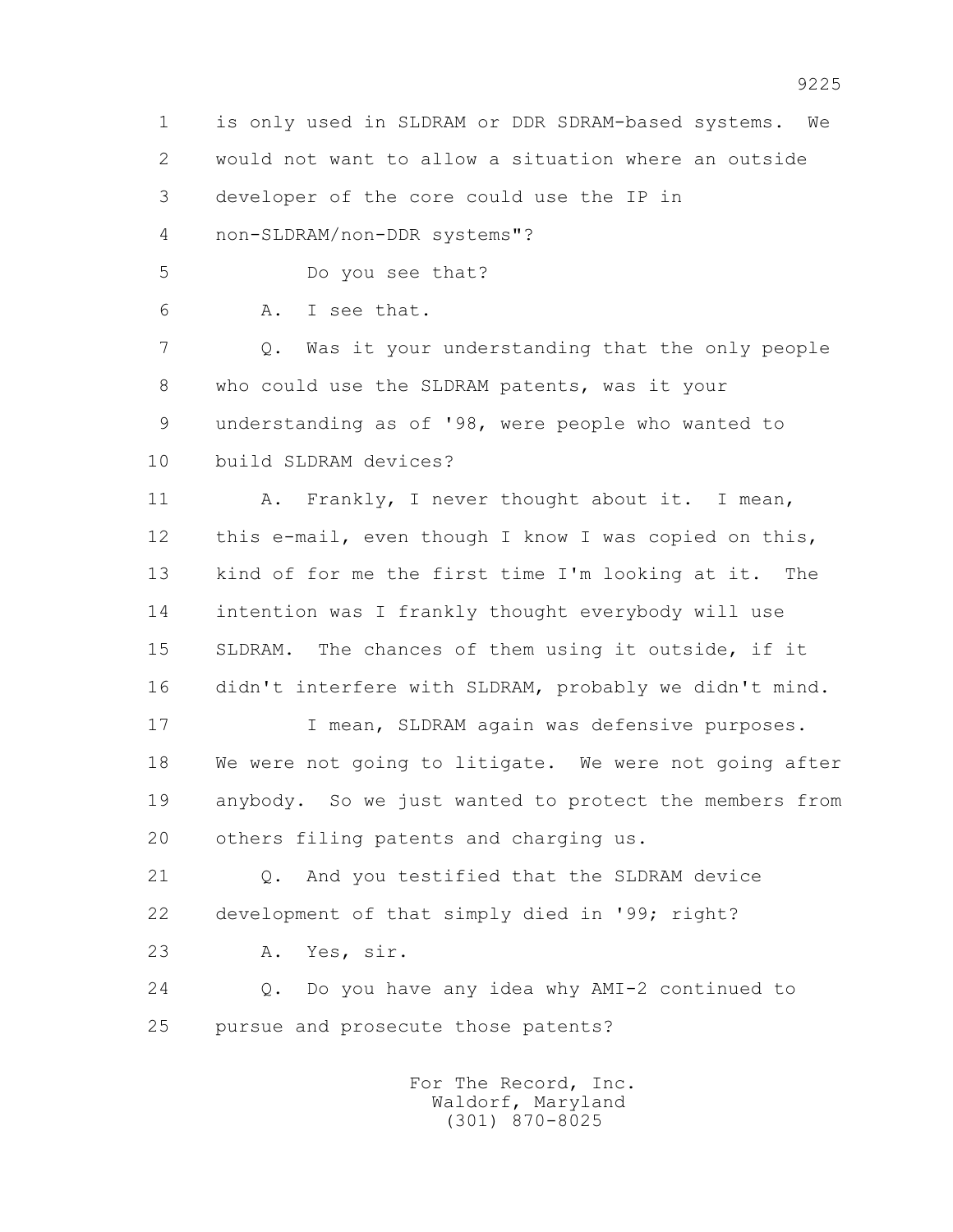1 is only used in SLDRAM or DDR SDRAM-based systems. We
2 would not want to allow a situation where an outside
3 developer of the core could use the IP in
4 non-SLDRAM/non-DDR systems"?

5 Do you see that?

6 A. I see that.

7 Q. Was it your understanding that the only people
8 who could use the SLDRAM patents, was it your
9 understanding as of '98, were people who wanted to
10 build SLDRAM devices?

11 A. Frankly, I never thought about it. I mean,
12 this e-mail, even though I know I was copied on this,
13 kind of for me the first time I'm looking at it. The
14 intention was I frankly thought everybody will use
15 SLDRAM. The chances of them using it outside, if it
16 didn't interfere with SLDRAM, probably we didn't mind.

17 I mean, SLDRAM again was defensive purposes.
18 We were not going to litigate. We were not going after
19 anybody. So we just wanted to protect the members from
20 others filing patents and charging us.

21 Q. And you testified that the SLDRAM device
22 development of that simply died in '99; right?

23 A. Yes, sir.

24 Q. Do you have any idea why AMI-2 continued to
25 pursue and prosecute those patents?

For The Record, Inc.
Waldorf, Maryland
(301) 870-8025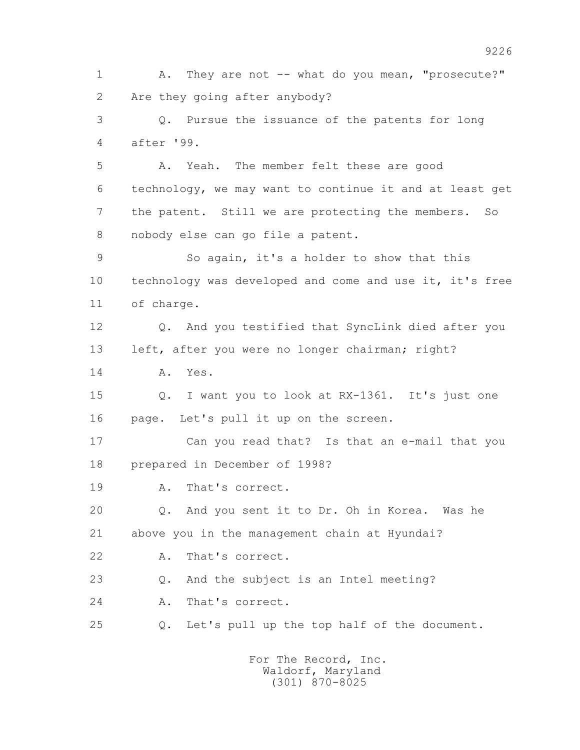1 A. They are not -- what do you mean, "prosecute?"
2 Are they going after anybody?
3 Q. Pursue the issuance of the patents for long
4 after '99.
5 A. Yeah. The member felt these are good
6 technology, we may want to continue it and at least get
7 the patent. Still we are protecting the members. So
8 nobody else can go file a patent.
9 So again, it's a holder to show that this
10 technology was developed and come and use it, it's free
11 of charge.
12 Q. And you testified that SyncLink died after you
13 left, after you were no longer chairman; right?
14 A. Yes.
15 Q. I want you to look at RX-1361. It's just one
16 page. Let's pull it up on the screen.
17 Can you read that? Is that an e-mail that you
18 prepared in December of 1998?
19 A. That's correct.
20 Q. And you sent it to Dr. Oh in Korea. Was he
21 above you in the management chain at Hyundai?
22 A. That's correct.
23 Q. And the subject is an Intel meeting?
24 A. That's correct.
25 Q. Let's pull up the top half of the document.

For The Record, Inc.
Waldorf, Maryland
(301) 870-8025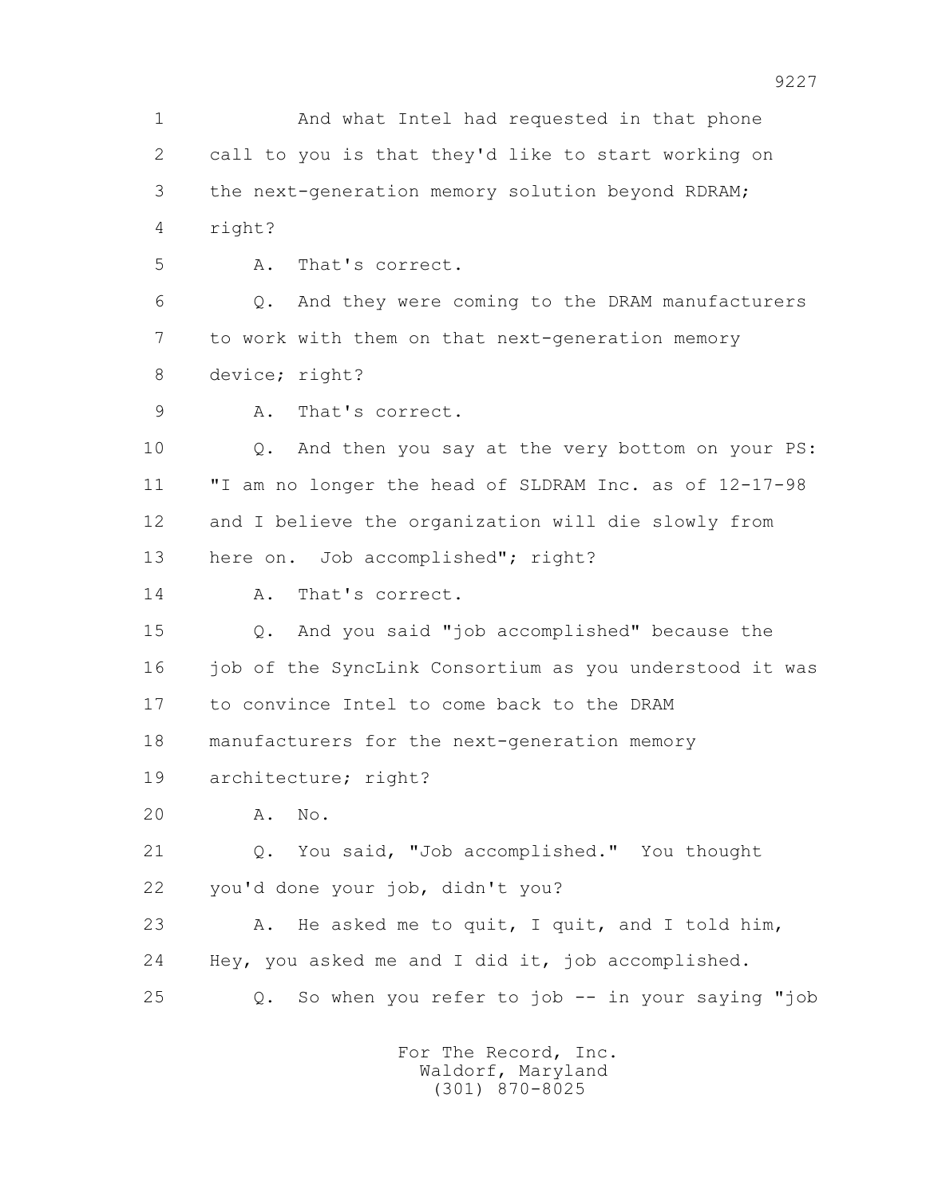1 And what Intel had requested in that phone
2 call to you is that they'd like to start working on
3 the next-generation memory solution beyond RDRAM;
4 right?
5 A. That's correct.
6 Q. And they were coming to the DRAM manufacturers
7 to work with them on that next-generation memory
8 device; right?
9 A. That's correct.
10 Q. And then you say at the very bottom on your PS:
11 "I am no longer the head of SLDRAM Inc. as of 12-17-98
12 and I believe the organization will die slowly from
13 here on. Job accomplished"; right?
14 A. That's correct.
15 Q. And you said "job accomplished" because the
16 job of the SyncLink Consortium as you understood it was
17 to convince Intel to come back to the DRAM
18 manufacturers for the next-generation memory
19 architecture; right?
20 A. No.
21 Q. You said, "Job accomplished." You thought
22 you'd done your job, didn't you?
23 A. He asked me to quit, I quit, and I told him,
24 Hey, you asked me and I did it, job accomplished.
25 Q. So when you refer to job -- in your saying "job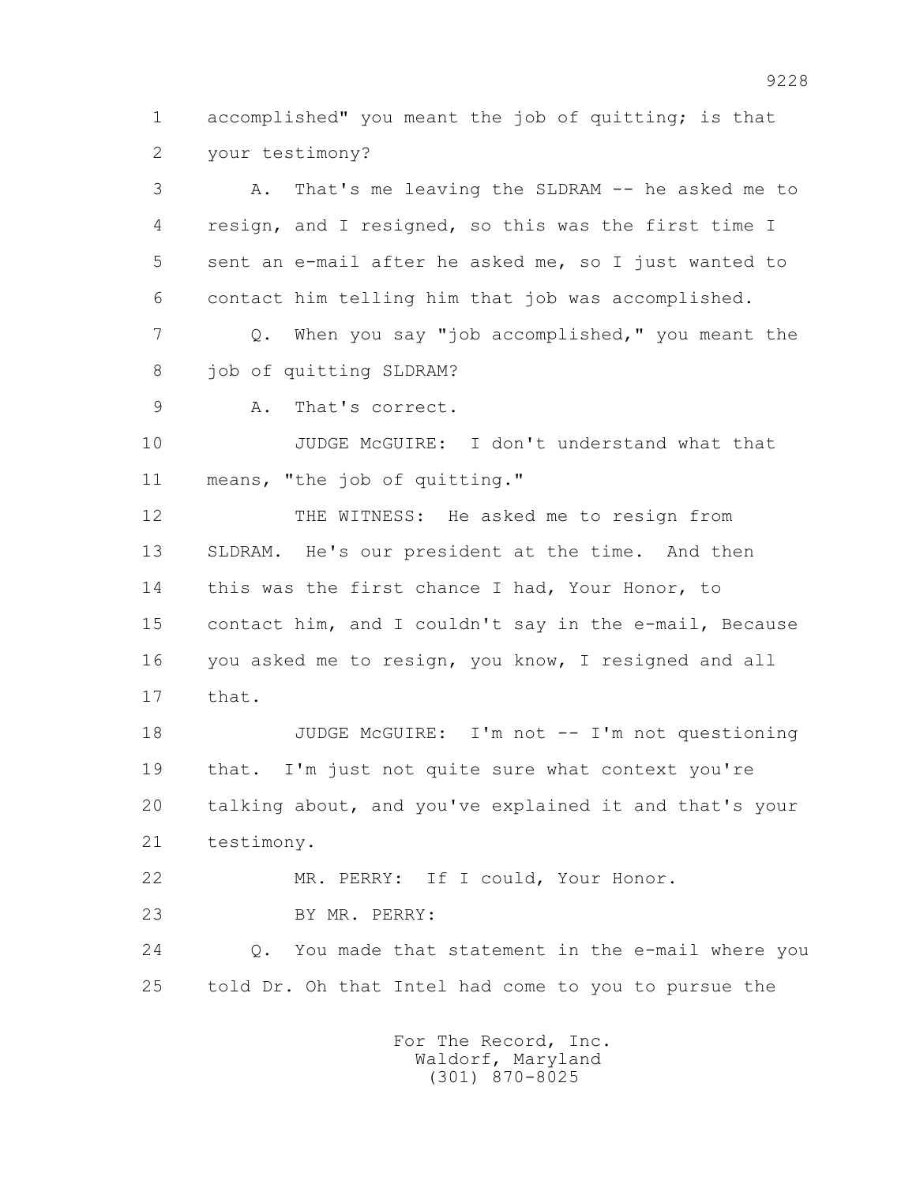1 accomplished" you meant the job of quitting; is that
2 your testimony?

3 A. That's me leaving the SLDRAM -- he asked me to
4 resign, and I resigned, so this was the first time I
5 sent an e-mail after he asked me, so I just wanted to
6 contact him telling him that job was accomplished.

7 Q. When you say "job accomplished," you meant the
8 job of quitting SLDRAM?

9 A. That's correct.

10 JUDGE McGUIRE: I don't understand what that
11 means, "the job of quitting."

12 THE WITNESS: He asked me to resign from
13 SLDRAM. He's our president at the time. And then
14 this was the first chance I had, Your Honor, to
15 contact him, and I couldn't say in the e-mail, Because
16 you asked me to resign, you know, I resigned and all
17 that.

18 JUDGE McGUIRE: I'm not -- I'm not questioning
19 that. I'm just not quite sure what context you're
20 talking about, and you've explained it and that's your
21 testimony.

22 MR. PERRY: If I could, Your Honor.

23 BY MR. PERRY:

24 Q. You made that statement in the e-mail where you
25 told Dr. Oh that Intel had come to you to pursue the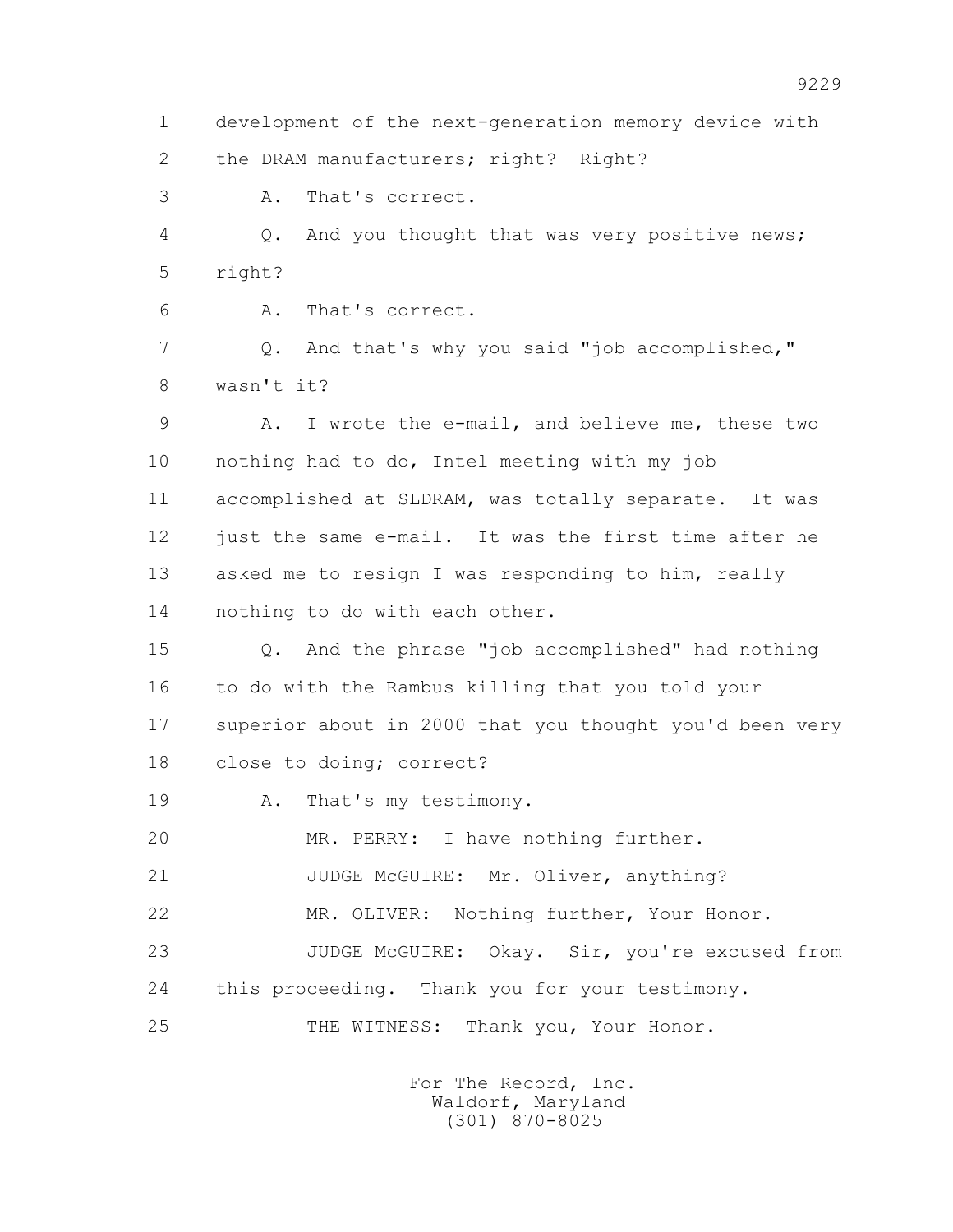1 development of the next-generation memory device with
2 the DRAM manufacturers; right? Right?

3 A. That's correct.

4 Q. And you thought that was very positive news;
5 right?

6 A. That's correct.

7 Q. And that's why you said "job accomplished,"
8 wasn't it?

9 A. I wrote the e-mail, and believe me, these two
10 nothing had to do, Intel meeting with my job
11 accomplished at SLDRAM, was totally separate. It was
12 just the same e-mail. It was the first time after he
13 asked me to resign I was responding to him, really
14 nothing to do with each other.

15 Q. And the phrase "job accomplished" had nothing
16 to do with the Rambus killing that you told your
17 superior about in 2000 that you thought you'd been very
18 close to doing; correct?

19 A. That's my testimony.

20 MR. PERRY: I have nothing further.

21 JUDGE McGUIRE: Mr. Oliver, anything?

22 MR. OLIVER: Nothing further, Your Honor.

23 JUDGE McGUIRE: Okay. Sir, you're excused from
24 this proceeding. Thank you for your testimony.

25 THE WITNESS: Thank you, Your Honor.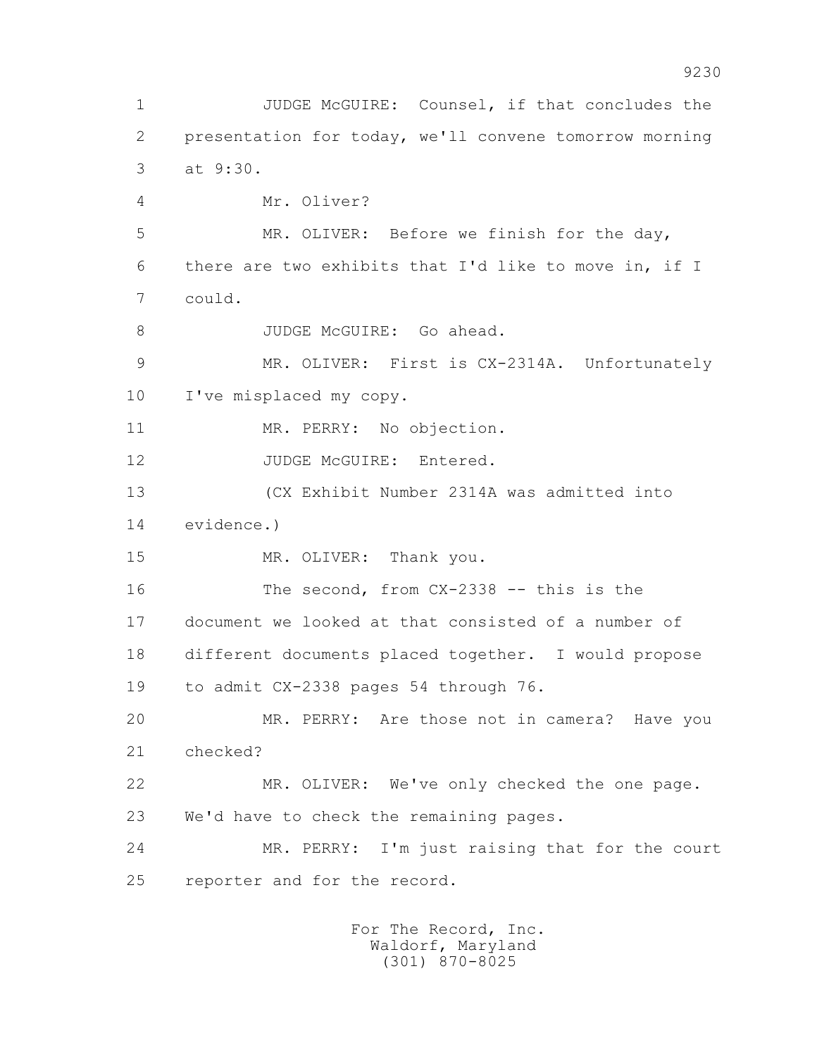1 JUDGE McGUIRE: Counsel, if that concludes the
2 presentation for today, we'll convene tomorrow morning
3 at 9:30.
4 Mr. Oliver?
5 MR. OLIVER: Before we finish for the day,
6 there are two exhibits that I'd like to move in, if I
7 could.
8 JUDGE McGUIRE: Go ahead.
9 MR. OLIVER: First is CX-2314A. Unfortunately
10 I've misplaced my copy.
11 MR. PERRY: No objection.
12 JUDGE McGUIRE: Entered.
13 (CX Exhibit Number 2314A was admitted into
14 evidence.)
15 MR. OLIVER: Thank you.
16 The second, from CX-2338 -- this is the
17 document we looked at that consisted of a number of
18 different documents placed together. I would propose
19 to admit CX-2338 pages 54 through 76.
20 MR. PERRY: Are those not in camera? Have you
21 checked?
22 MR. OLIVER: We've only checked the one page.
23 We'd have to check the remaining pages.
24 MR. PERRY: I'm just raising that for the court
25 reporter and for the record.

For The Record, Inc.
Waldorf, Maryland
(301) 870-8025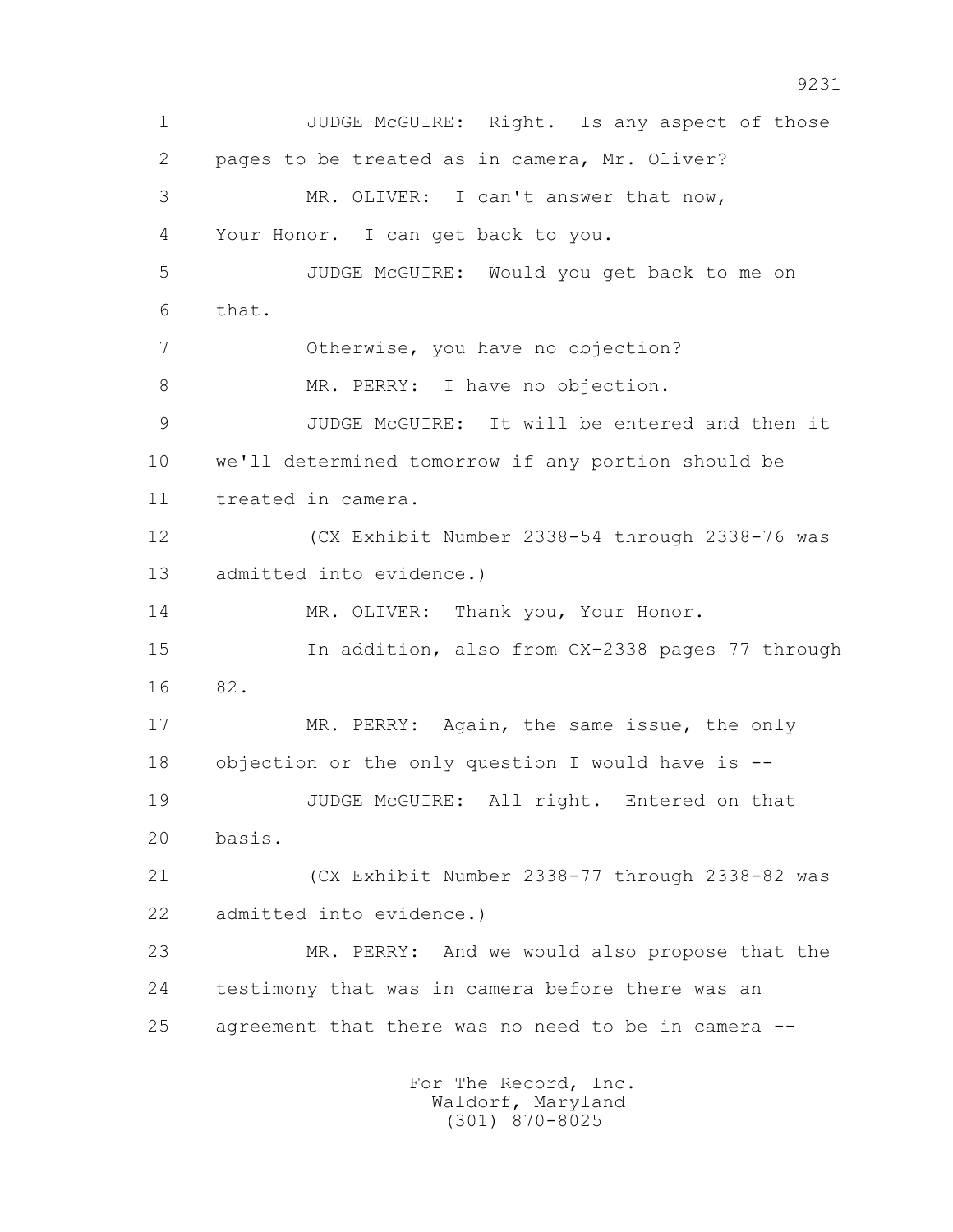1 JUDGE McGUIRE: Right. Is any aspect of those
2 pages to be treated as in camera, Mr. Oliver?
3 MR. OLIVER: I can't answer that now,
4 Your Honor. I can get back to you.
5 JUDGE McGUIRE: Would you get back to me on
6 that.
7 Otherwise, you have no objection?
8 MR. PERRY: I have no objection.
9 JUDGE McGUIRE: It will be entered and then it
10 we'll determined tomorrow if any portion should be
11 treated in camera.
12 (CX Exhibit Number 2338-54 through 2338-76 was
13 admitted into evidence.)
14 MR. OLIVER: Thank you, Your Honor.
15 In addition, also from CX-2338 pages 77 through
16 82.
17 MR. PERRY: Again, the same issue, the only
18 objection or the only question I would have is --
19 JUDGE McGUIRE: All right. Entered on that
20 basis.
21 (CX Exhibit Number 2338-77 through 2338-82 was
22 admitted into evidence.)
23 MR. PERRY: And we would also propose that the
24 testimony that was in camera before there was an
25 agreement that there was no need to be in camera --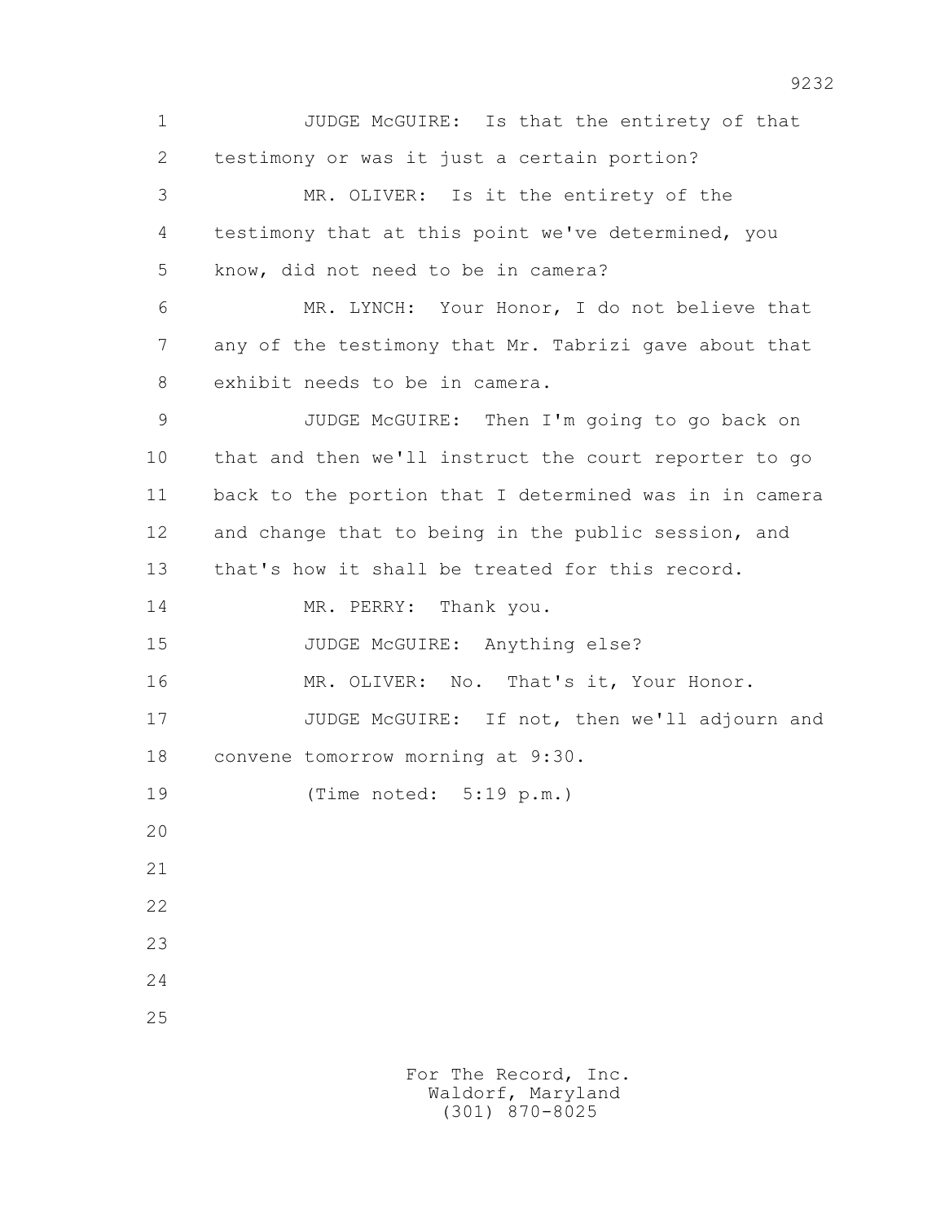JUDGE McGUIRE: Is that the entirety of that testimony or was it just a certain portion?

MR. OLIVER: Is it the entirety of the testimony that at this point we've determined, you know, did not need to be in camera?

MR. LYNCH: Your Honor, I do not believe that any of the testimony that Mr. Tabrizi gave about that exhibit needs to be in camera.

JUDGE McGUIRE: Then I'm going to go back on that and then we'll instruct the court reporter to go back to the portion that I determined was in in camera and change that to being in the public session, and that's how it shall be treated for this record.

MR. PERRY: Thank you.

JUDGE McGUIRE: Anything else?

MR. OLIVER: No. That's it, Your Honor.

JUDGE McGUIRE: If not, then we'll adjourn and convene tomorrow morning at 9:30.

(Time noted: 5:19 p.m.)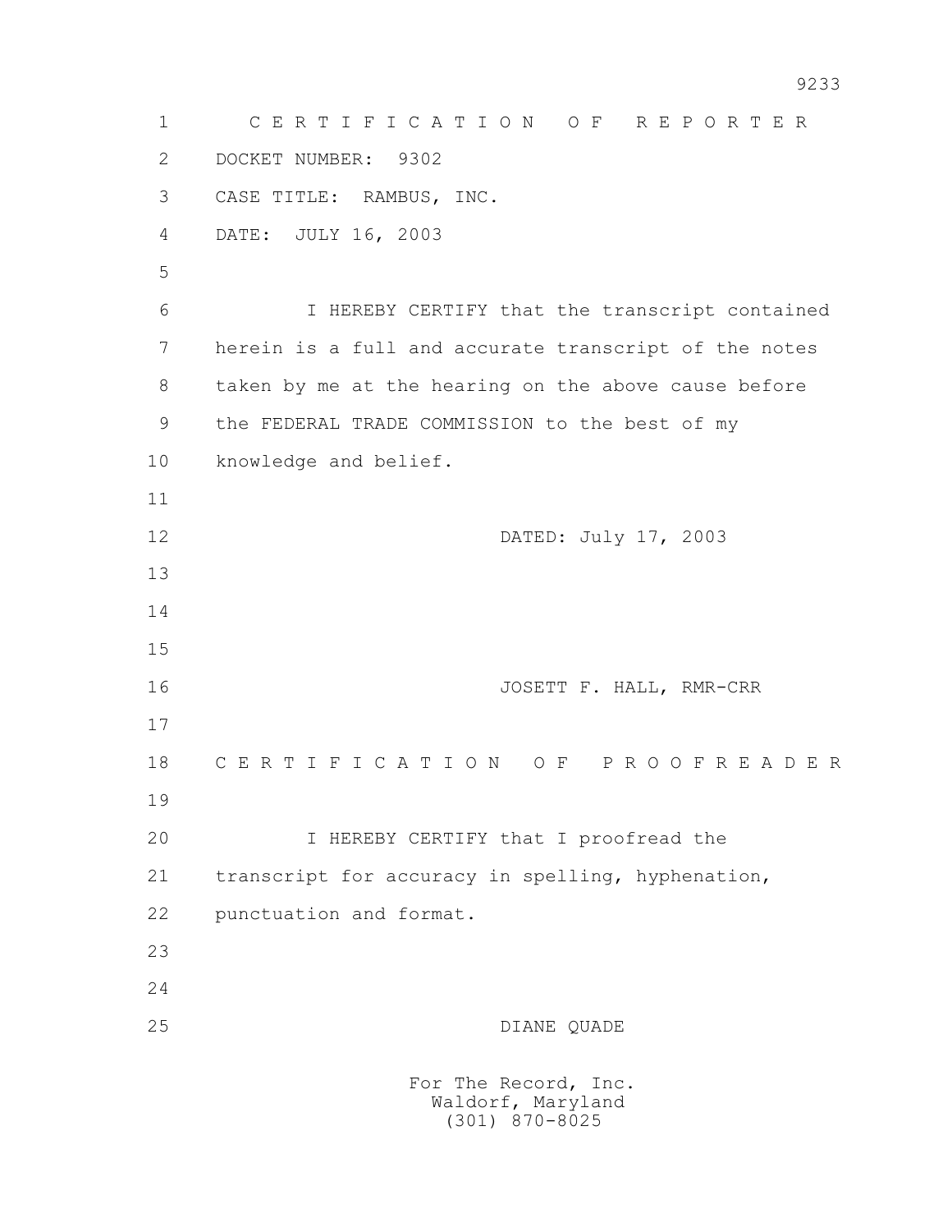# C E R T I F I C A T I O N   O F   R E P O R T E R

DOCKET NUMBER: 9302

CASE TITLE: RAMBUS, INC.

DATE: JULY 16, 2003

I HEREBY CERTIFY that the transcript contained herein is a full and accurate transcript of the notes taken by me at the hearing on the above cause before the FEDERAL TRADE COMMISSION to the best of my knowledge and belief.

DATED: July 17, 2003

JOSETT F. HALL, RMR-CRR

# C E R T I F I C A T I O N   O F   P R O O F R E A D E R

I HEREBY CERTIFY that I proofread the transcript for accuracy in spelling, hyphenation, punctuation and format.

DIANE QUADE

For The Record, Inc.
Waldorf, Maryland
(301) 870-8025